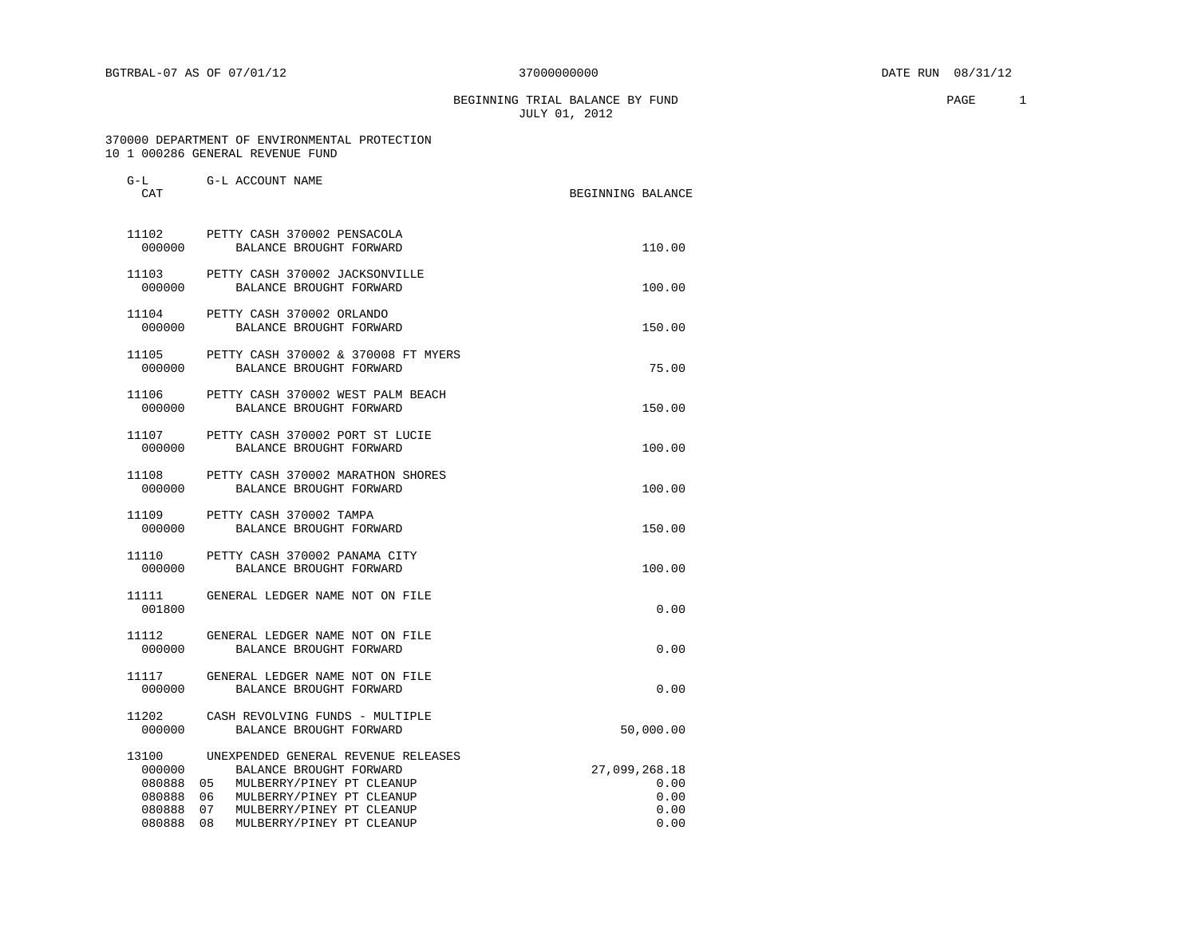BGTRBAL-07 AS OF 07/01/12 37000000000 DATE RUN 08/31/12

BEGINNING TRIAL BALANCE BY FUND
JULY 01, 2012

370000 DEPARTMENT OF ENVIRONMENTAL PROTECTION
10 1 000286 GENERAL REVENUE FUND

| G-L CAT | | G-L ACCOUNT NAME | BEGINNING BALANCE |
|---|---|---|---|
| 11102 | | PETTY CASH 370002 PENSACOLA | |
| 000000 | | BALANCE BROUGHT FORWARD | 110.00 |
| 11103 | | PETTY CASH 370002 JACKSONVILLE | |
| 000000 | | BALANCE BROUGHT FORWARD | 100.00 |
| 11104 | | PETTY CASH 370002 ORLANDO | |
| 000000 | | BALANCE BROUGHT FORWARD | 150.00 |
| 11105 | | PETTY CASH 370002 & 370008 FT MYERS | |
| 000000 | | BALANCE BROUGHT FORWARD | 75.00 |
| 11106 | | PETTY CASH 370002 WEST PALM BEACH | |
| 000000 | | BALANCE BROUGHT FORWARD | 150.00 |
| 11107 | | PETTY CASH 370002 PORT ST LUCIE | |
| 000000 | | BALANCE BROUGHT FORWARD | 100.00 |
| 11108 | | PETTY CASH 370002 MARATHON SHORES | |
| 000000 | | BALANCE BROUGHT FORWARD | 100.00 |
| 11109 | | PETTY CASH 370002 TAMPA | |
| 000000 | | BALANCE BROUGHT FORWARD | 150.00 |
| 11110 | | PETTY CASH 370002 PANAMA CITY | |
| 000000 | | BALANCE BROUGHT FORWARD | 100.00 |
| 11111 | | GENERAL LEDGER NAME NOT ON FILE | |
| 001800 | | | 0.00 |
| 11112 | | GENERAL LEDGER NAME NOT ON FILE | |
| 000000 | | BALANCE BROUGHT FORWARD | 0.00 |
| 11117 | | GENERAL LEDGER NAME NOT ON FILE | |
| 000000 | | BALANCE BROUGHT FORWARD | 0.00 |
| 11202 | | CASH REVOLVING FUNDS - MULTIPLE | |
| 000000 | | BALANCE BROUGHT FORWARD | 50,000.00 |
| 13100 | | UNEXPENDED GENERAL REVENUE RELEASES | |
| 000000 | | BALANCE BROUGHT FORWARD | 27,099,268.18 |
| 080888 | 05 | MULBERRY/PINEY PT CLEANUP | 0.00 |
| 080888 | 06 | MULBERRY/PINEY PT CLEANUP | 0.00 |
| 080888 | 07 | MULBERRY/PINEY PT CLEANUP | 0.00 |
| 080888 | 08 | MULBERRY/PINEY PT CLEANUP | 0.00 |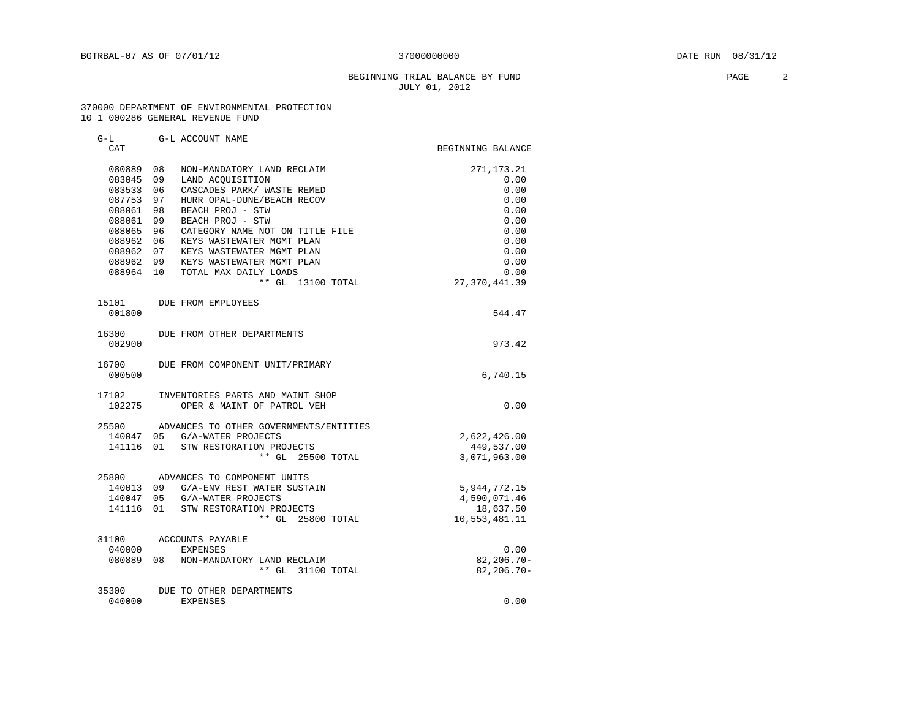BEGINNING TRIAL BALANCE BY FUND
JULY 01, 2012

370000 DEPARTMENT OF ENVIRONMENTAL PROTECTION
10 1 000286 GENERAL REVENUE FUND

| G-L CAT | | G-L ACCOUNT NAME | BEGINNING BALANCE |
|---|---|---|---|
| 080889 | 08 | NON-MANDATORY LAND RECLAIM | 271,173.21 |
| 083045 | 09 | LAND ACQUISITION | 0.00 |
| 083533 | 06 | CASCADES PARK/ WASTE REMED | 0.00 |
| 087753 | 97 | HURR OPAL-DUNE/BEACH RECOV | 0.00 |
| 088061 | 98 | BEACH PROJ - STW | 0.00 |
| 088061 | 99 | BEACH PROJ - STW | 0.00 |
| 088065 | 96 | CATEGORY NAME NOT ON TITLE FILE | 0.00 |
| 088962 | 06 | KEYS WASTEWATER MGMT PLAN | 0.00 |
| 088962 | 07 | KEYS WASTEWATER MGMT PLAN | 0.00 |
| 088962 | 99 | KEYS WASTEWATER MGMT PLAN | 0.00 |
| 088964 | 10 | TOTAL MAX DAILY LOADS | 0.00 |
| | | ** GL 13100 TOTAL | 27,370,441.39 |
| 15101 | | DUE FROM EMPLOYEES | |
| 001800 | | | 544.47 |
| 16300 | | DUE FROM OTHER DEPARTMENTS | |
| 002900 | | | 973.42 |
| 16700 | | DUE FROM COMPONENT UNIT/PRIMARY | |
| 000500 | | | 6,740.15 |
| 17102 | | INVENTORIES PARTS AND MAINT SHOP | |
| 102275 | | OPER & MAINT OF PATROL VEH | 0.00 |
| 25500 | | ADVANCES TO OTHER GOVERNMENTS/ENTITIES | |
| 140047 | 05 | G/A-WATER PROJECTS | 2,622,426.00 |
| 141116 | 01 | STW RESTORATION PROJECTS | 449,537.00 |
| | | ** GL 25500 TOTAL | 3,071,963.00 |
| 25800 | | ADVANCES TO COMPONENT UNITS | |
| 140013 | 09 | G/A-ENV REST WATER SUSTAIN | 5,944,772.15 |
| 140047 | 05 | G/A-WATER PROJECTS | 4,590,071.46 |
| 141116 | 01 | STW RESTORATION PROJECTS | 18,637.50 |
| | | ** GL 25800 TOTAL | 10,553,481.11 |
| 31100 | | ACCOUNTS PAYABLE | |
| 040000 | | EXPENSES | 0.00 |
| 080889 | 08 | NON-MANDATORY LAND RECLAIM | 82,206.70- |
| | | ** GL 31100 TOTAL | 82,206.70- |
| 35300 | | DUE TO OTHER DEPARTMENTS | |
| 040000 | | EXPENSES | 0.00 |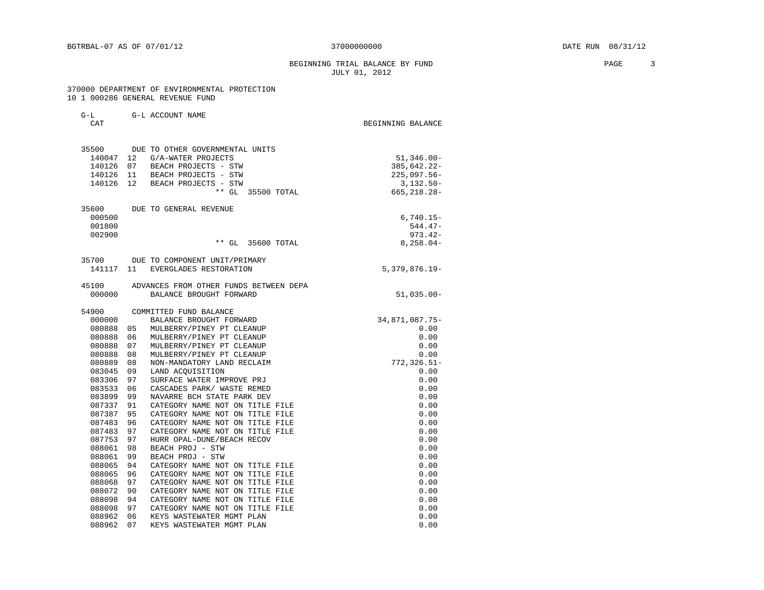BEGINNING TRIAL BALANCE BY FUND
JULY 01, 2012

370000 DEPARTMENT OF ENVIRONMENTAL PROTECTION
10 1 000286 GENERAL REVENUE FUND

| G-L CAT | | G-L ACCOUNT NAME | BEGINNING BALANCE |
|---|---|---|---|
| 35500 | | DUE TO OTHER GOVERNMENTAL UNITS | |
| 140047 | 12 | G/A-WATER PROJECTS | 51,346.00- |
| 140126 | 07 | BEACH PROJECTS - STW | 385,642.22- |
| 140126 | 11 | BEACH PROJECTS - STW | 225,097.56- |
| 140126 | 12 | BEACH PROJECTS - STW | 3,132.50- |
| | | ** GL 35500 TOTAL | 665,218.28- |
| 35600 | | DUE TO GENERAL REVENUE | |
| 000500 | | | 6,740.15- |
| 001800 | | | 544.47- |
| 002900 | | | 973.42- |
| | | ** GL 35600 TOTAL | 8,258.04- |
| 35700 | | DUE TO COMPONENT UNIT/PRIMARY | |
| 141117 | 11 | EVERGLADES RESTORATION | 5,379,876.19- |
| 45100 | | ADVANCES FROM OTHER FUNDS BETWEEN DEPA | |
| 000000 | | BALANCE BROUGHT FORWARD | 51,035.00- |
| 54900 | | COMMITTED FUND BALANCE | |
| 000000 | | BALANCE BROUGHT FORWARD | 34,871,087.75- |
| 080888 | 05 | MULBERRY/PINEY PT CLEANUP | 0.00 |
| 080888 | 06 | MULBERRY/PINEY PT CLEANUP | 0.00 |
| 080888 | 07 | MULBERRY/PINEY PT CLEANUP | 0.00 |
| 080888 | 08 | MULBERRY/PINEY PT CLEANUP | 0.00 |
| 080889 | 08 | NON-MANDATORY LAND RECLAIM | 772,326.51- |
| 083045 | 09 | LAND ACQUISITION | 0.00 |
| 083306 | 97 | SURFACE WATER IMPROVE PRJ | 0.00 |
| 083533 | 06 | CASCADES PARK/ WASTE REMED | 0.00 |
| 083899 | 99 | NAVARRE BCH STATE PARK DEV | 0.00 |
| 087337 | 91 | CATEGORY NAME NOT ON TITLE FILE | 0.00 |
| 087387 | 95 | CATEGORY NAME NOT ON TITLE FILE | 0.00 |
| 087483 | 96 | CATEGORY NAME NOT ON TITLE FILE | 0.00 |
| 087483 | 97 | CATEGORY NAME NOT ON TITLE FILE | 0.00 |
| 087753 | 97 | HURR OPAL-DUNE/BEACH RECOV | 0.00 |
| 088061 | 98 | BEACH PROJ - STW | 0.00 |
| 088061 | 99 | BEACH PROJ - STW | 0.00 |
| 088065 | 94 | CATEGORY NAME NOT ON TITLE FILE | 0.00 |
| 088065 | 96 | CATEGORY NAME NOT ON TITLE FILE | 0.00 |
| 088068 | 97 | CATEGORY NAME NOT ON TITLE FILE | 0.00 |
| 088072 | 90 | CATEGORY NAME NOT ON TITLE FILE | 0.00 |
| 088098 | 94 | CATEGORY NAME NOT ON TITLE FILE | 0.00 |
| 088098 | 97 | CATEGORY NAME NOT ON TITLE FILE | 0.00 |
| 088962 | 06 | KEYS WASTEWATER MGMT PLAN | 0.00 |
| 088962 | 07 | KEYS WASTEWATER MGMT PLAN | 0.00 |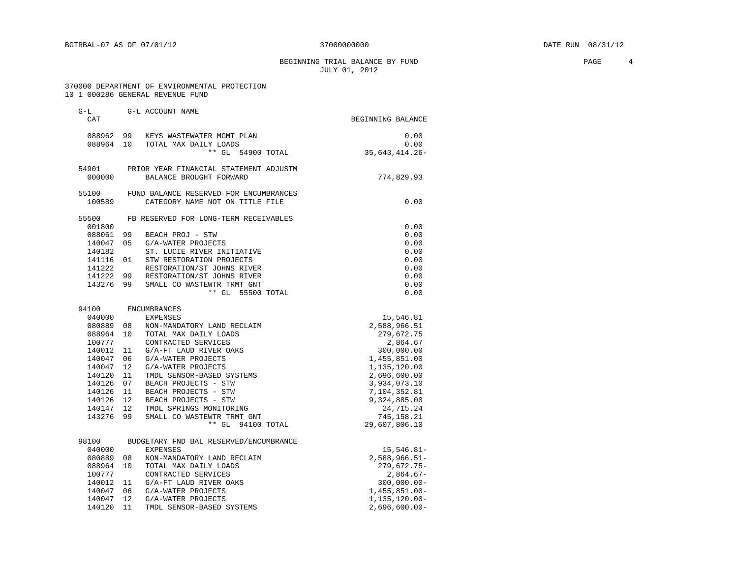BGTRBAL-07 AS OF 07/01/12 — 37000000000 — DATE RUN 08/31/12

BEGINNING TRIAL BALANCE BY FUND
JULY 01, 2012

370000 DEPARTMENT OF ENVIRONMENTAL PROTECTION
10 1 000286 GENERAL REVENUE FUND

| G-L CAT | | G-L ACCOUNT NAME | BEGINNING BALANCE |
|---|---|---|---|
| 088962 | 99 | KEYS WASTEWATER MGMT PLAN | 0.00 |
| 088964 | 10 | TOTAL MAX DAILY LOADS | 0.00 |
| | | ** GL 54900 TOTAL | 35,643,414.26- |
| 54901 | | PRIOR YEAR FINANCIAL STATEMENT ADJUSTM | |
| 000000 | | BALANCE BROUGHT FORWARD | 774,829.93 |
| 55100 | | FUND BALANCE RESERVED FOR ENCUMBRANCES | |
| 100589 | | CATEGORY NAME NOT ON TITLE FILE | 0.00 |
| 55500 | | FB RESERVED FOR LONG-TERM RECEIVABLES | |
| 001800 | | | 0.00 |
| 088061 | 99 | BEACH PROJ - STW | 0.00 |
| 140047 | 05 | G/A-WATER PROJECTS | 0.00 |
| 140182 | | ST. LUCIE RIVER INITIATIVE | 0.00 |
| 141116 | 01 | STW RESTORATION PROJECTS | 0.00 |
| 141222 | | RESTORATION/ST JOHNS RIVER | 0.00 |
| 141222 | 99 | RESTORATION/ST JOHNS RIVER | 0.00 |
| 143276 | 99 | SMALL CO WASTEWTR TRMT GNT | 0.00 |
| | | ** GL 55500 TOTAL | 0.00 |
| 94100 | | ENCUMBRANCES | |
| 040000 | | EXPENSES | 15,546.81 |
| 080889 | 08 | NON-MANDATORY LAND RECLAIM | 2,588,966.51 |
| 088964 | 10 | TOTAL MAX DAILY LOADS | 279,672.75 |
| 100777 | | CONTRACTED SERVICES | 2,864.67 |
| 140012 | 11 | G/A-FT LAUD RIVER OAKS | 300,000.00 |
| 140047 | 06 | G/A-WATER PROJECTS | 1,455,851.00 |
| 140047 | 12 | G/A-WATER PROJECTS | 1,135,120.00 |
| 140120 | 11 | TMDL SENSOR-BASED SYSTEMS | 2,696,600.00 |
| 140126 | 07 | BEACH PROJECTS - STW | 3,934,073.10 |
| 140126 | 11 | BEACH PROJECTS - STW | 7,104,352.81 |
| 140126 | 12 | BEACH PROJECTS - STW | 9,324,885.00 |
| 140147 | 12 | TMDL SPRINGS MONITORING | 24,715.24 |
| 143276 | 99 | SMALL CO WASTEWTR TRMT GNT | 745,158.21 |
| | | ** GL 94100 TOTAL | 29,607,806.10 |
| 98100 | | BUDGETARY FND BAL RESERVED/ENCUMBRANCE | |
| 040000 | | EXPENSES | 15,546.81- |
| 080889 | 08 | NON-MANDATORY LAND RECLAIM | 2,588,966.51- |
| 088964 | 10 | TOTAL MAX DAILY LOADS | 279,672.75- |
| 100777 | | CONTRACTED SERVICES | 2,864.67- |
| 140012 | 11 | G/A-FT LAUD RIVER OAKS | 300,000.00- |
| 140047 | 06 | G/A-WATER PROJECTS | 1,455,851.00- |
| 140047 | 12 | G/A-WATER PROJECTS | 1,135,120.00- |
| 140120 | 11 | TMDL SENSOR-BASED SYSTEMS | 2,696,600.00- |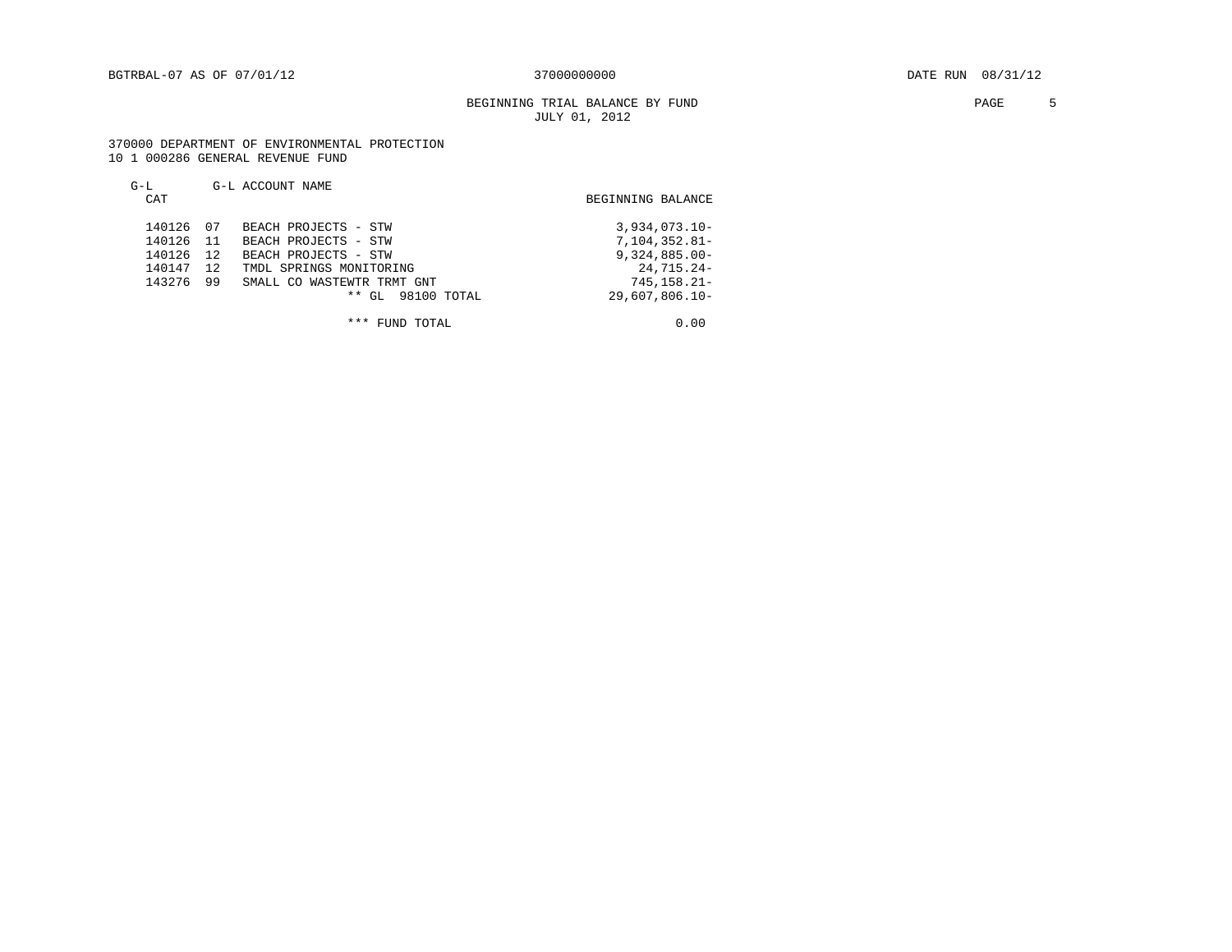BGTRBAL-07 AS OF 07/01/12 37000000000 DATE RUN 08/31/12

BEGINNING TRIAL BALANCE BY FUND
JULY 01, 2012

370000 DEPARTMENT OF ENVIRONMENTAL PROTECTION
10 1 000286 GENERAL REVENUE FUND

| G-L | CAT | G-L ACCOUNT NAME | BEGINNING BALANCE |
|---|---|---|---|
| 140126 | 07 | BEACH PROJECTS - STW | 3,934,073.10- |
| 140126 | 11 | BEACH PROJECTS - STW | 7,104,352.81- |
| 140126 | 12 | BEACH PROJECTS - STW | 9,324,885.00- |
| 140147 | 12 | TMDL SPRINGS MONITORING | 24,715.24- |
| 143276 | 99 | SMALL CO WASTEWTR TRMT GNT | 745,158.21- |
| | | ** GL 98100 TOTAL | 29,607,806.10- |
| | | *** FUND TOTAL | 0.00 |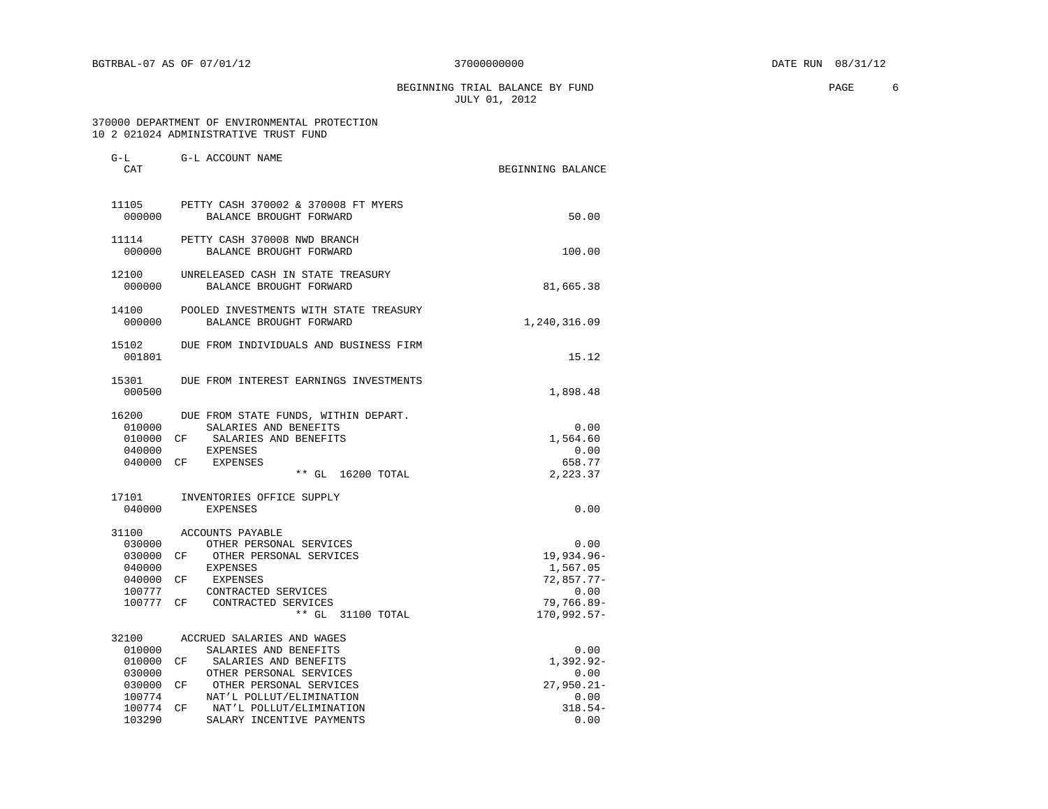BGTRBAL-07 AS OF 07/01/12 37000000000 DATE RUN 08/31/12

BEGINNING TRIAL BALANCE BY FUND
JULY 01, 2012

370000 DEPARTMENT OF ENVIRONMENTAL PROTECTION
10 2 021024 ADMINISTRATIVE TRUST FUND

| G-L CAT | | G-L ACCOUNT NAME | BEGINNING BALANCE |
|---|---|---|---|
| 11105 | | PETTY CASH 370002 & 370008 FT MYERS | |
| 000000 | | BALANCE BROUGHT FORWARD | 50.00 |
| 11114 | | PETTY CASH 370008 NWD BRANCH | |
| 000000 | | BALANCE BROUGHT FORWARD | 100.00 |
| 12100 | | UNRELEASED CASH IN STATE TREASURY | |
| 000000 | | BALANCE BROUGHT FORWARD | 81,665.38 |
| 14100 | | POOLED INVESTMENTS WITH STATE TREASURY | |
| 000000 | | BALANCE BROUGHT FORWARD | 1,240,316.09 |
| 15102 | | DUE FROM INDIVIDUALS AND BUSINESS FIRM | |
| 001801 | | | 15.12 |
| 15301 | | DUE FROM INTEREST EARNINGS INVESTMENTS | |
| 000500 | | | 1,898.48 |
| 16200 | | DUE FROM STATE FUNDS, WITHIN DEPART. | |
| 010000 | | SALARIES AND BENEFITS | 0.00 |
| 010000 | CF | SALARIES AND BENEFITS | 1,564.60 |
| 040000 | | EXPENSES | 0.00 |
| 040000 | CF | EXPENSES | 658.77 |
| | | ** GL 16200 TOTAL | 2,223.37 |
| 17101 | | INVENTORIES OFFICE SUPPLY | |
| 040000 | | EXPENSES | 0.00 |
| 31100 | | ACCOUNTS PAYABLE | |
| 030000 | | OTHER PERSONAL SERVICES | 0.00 |
| 030000 | CF | OTHER PERSONAL SERVICES | 19,934.96- |
| 040000 | | EXPENSES | 1,567.05 |
| 040000 | CF | EXPENSES | 72,857.77- |
| 100777 | | CONTRACTED SERVICES | 0.00 |
| 100777 | CF | CONTRACTED SERVICES | 79,766.89- |
| | | ** GL 31100 TOTAL | 170,992.57- |
| 32100 | | ACCRUED SALARIES AND WAGES | |
| 010000 | | SALARIES AND BENEFITS | 0.00 |
| 010000 | CF | SALARIES AND BENEFITS | 1,392.92- |
| 030000 | | OTHER PERSONAL SERVICES | 0.00 |
| 030000 | CF | OTHER PERSONAL SERVICES | 27,950.21- |
| 100774 | | NAT'L POLLUT/ELIMINATION | 0.00 |
| 100774 | CF | NAT'L POLLUT/ELIMINATION | 318.54- |
| 103290 | | SALARY INCENTIVE PAYMENTS | 0.00 |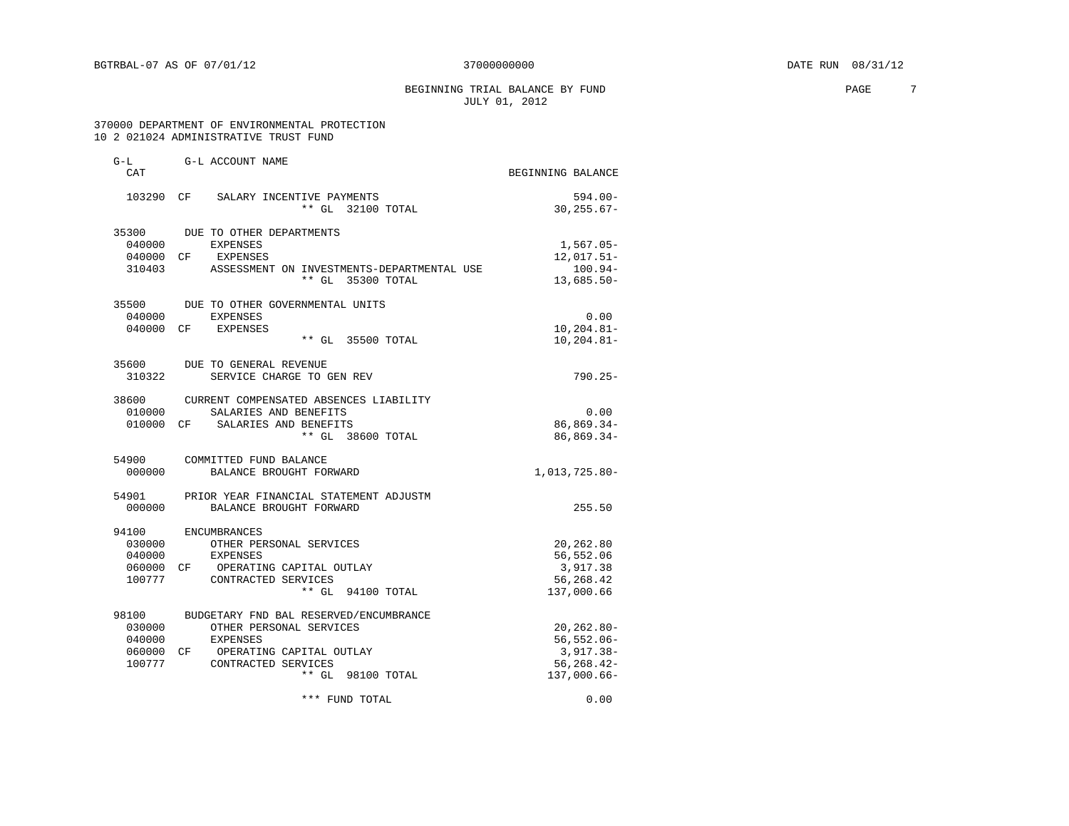BGTRBAL-07 AS OF 07/01/12 37000000000 DATE RUN 08/31/12

BEGINNING TRIAL BALANCE BY FUND
JULY 01, 2012

370000 DEPARTMENT OF ENVIRONMENTAL PROTECTION
10 2 021024 ADMINISTRATIVE TRUST FUND

| G-L CAT | | G-L ACCOUNT NAME | BEGINNING BALANCE |
|---|---|---|---|
| 103290 | CF | SALARY INCENTIVE PAYMENTS | 594.00- |
| | | ** GL 32100 TOTAL | 30,255.67- |
| 35300 | | DUE TO OTHER DEPARTMENTS | |
| 040000 | | EXPENSES | 1,567.05- |
| 040000 | CF | EXPENSES | 12,017.51- |
| 310403 | | ASSESSMENT ON INVESTMENTS-DEPARTMENTAL USE | 100.94- |
| | | ** GL 35300 TOTAL | 13,685.50- |
| 35500 | | DUE TO OTHER GOVERNMENTAL UNITS | |
| 040000 | | EXPENSES | 0.00 |
| 040000 | CF | EXPENSES | 10,204.81- |
| | | ** GL 35500 TOTAL | 10,204.81- |
| 35600 | | DUE TO GENERAL REVENUE | |
| 310322 | | SERVICE CHARGE TO GEN REV | 790.25- |
| 38600 | | CURRENT COMPENSATED ABSENCES LIABILITY | |
| 010000 | | SALARIES AND BENEFITS | 0.00 |
| 010000 | CF | SALARIES AND BENEFITS | 86,869.34- |
| | | ** GL 38600 TOTAL | 86,869.34- |
| 54900 | | COMMITTED FUND BALANCE | |
| 000000 | | BALANCE BROUGHT FORWARD | 1,013,725.80- |
| 54901 | | PRIOR YEAR FINANCIAL STATEMENT ADJUSTM | |
| 000000 | | BALANCE BROUGHT FORWARD | 255.50 |
| 94100 | | ENCUMBRANCES | |
| 030000 | | OTHER PERSONAL SERVICES | 20,262.80 |
| 040000 | | EXPENSES | 56,552.06 |
| 060000 | CF | OPERATING CAPITAL OUTLAY | 3,917.38 |
| 100777 | | CONTRACTED SERVICES | 56,268.42 |
| | | ** GL 94100 TOTAL | 137,000.66 |
| 98100 | | BUDGETARY FND BAL RESERVED/ENCUMBRANCE | |
| 030000 | | OTHER PERSONAL SERVICES | 20,262.80- |
| 040000 | | EXPENSES | 56,552.06- |
| 060000 | CF | OPERATING CAPITAL OUTLAY | 3,917.38- |
| 100777 | | CONTRACTED SERVICES | 56,268.42- |
| | | ** GL 98100 TOTAL | 137,000.66- |
| | | *** FUND TOTAL | 0.00 |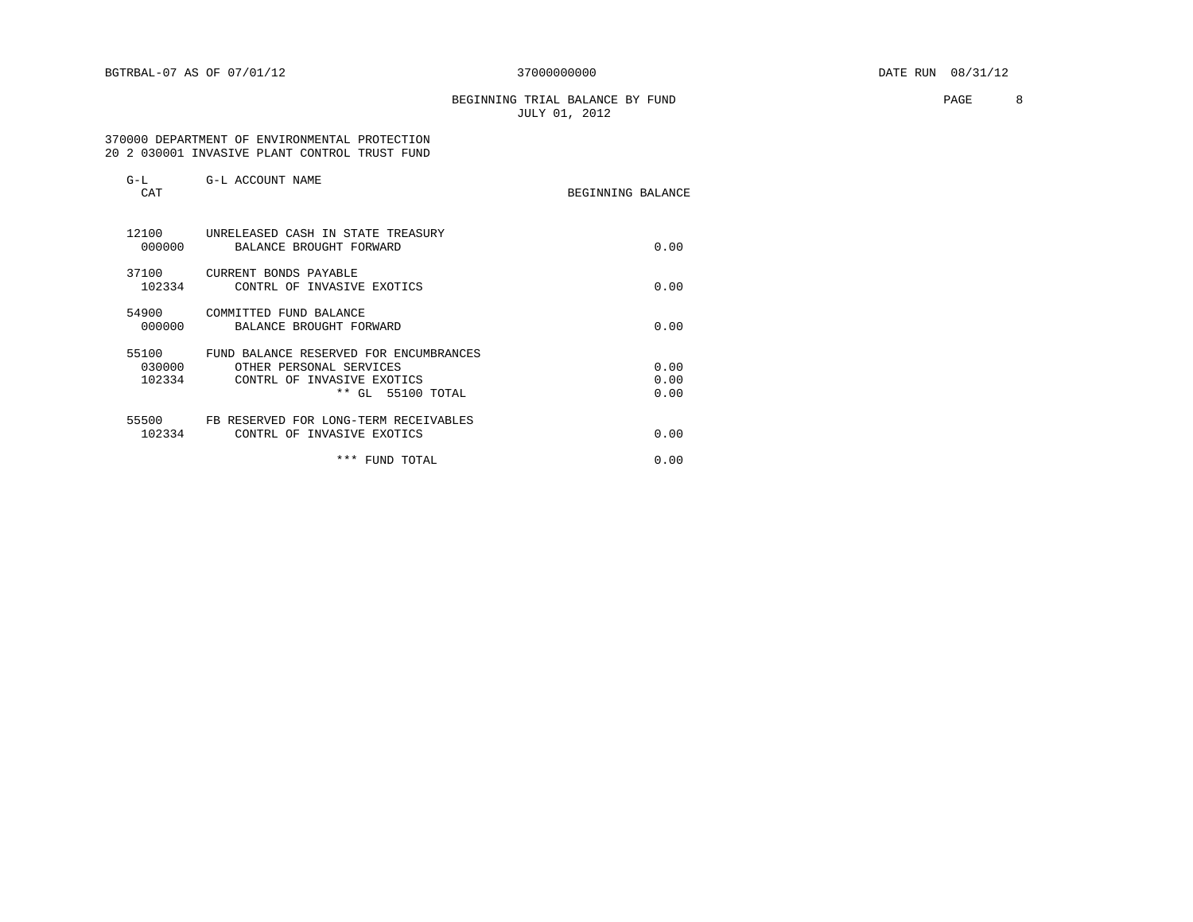BGTRBAL-07 AS OF 07/01/12 37000000000 DATE RUN 08/31/12

BEGINNING TRIAL BALANCE BY FUND
JULY 01, 2012

370000 DEPARTMENT OF ENVIRONMENTAL PROTECTION
20 2 030001 INVASIVE PLANT CONTROL TRUST FUND

| G-L CAT | G-L ACCOUNT NAME | BEGINNING BALANCE |
|---|---|---|
| 12100 | UNRELEASED CASH IN STATE TREASURY | |
| 000000 | BALANCE BROUGHT FORWARD | 0.00 |
| 37100 | CURRENT BONDS PAYABLE | |
| 102334 | CONTRL OF INVASIVE EXOTICS | 0.00 |
| 54900 | COMMITTED FUND BALANCE | |
| 000000 | BALANCE BROUGHT FORWARD | 0.00 |
| 55100 | FUND BALANCE RESERVED FOR ENCUMBRANCES | |
| 030000 | OTHER PERSONAL SERVICES | 0.00 |
| 102334 | CONTRL OF INVASIVE EXOTICS | 0.00 |
| | ** GL 55100 TOTAL | 0.00 |
| 55500 | FB RESERVED FOR LONG-TERM RECEIVABLES | |
| 102334 | CONTRL OF INVASIVE EXOTICS | 0.00 |
| | *** FUND TOTAL | 0.00 |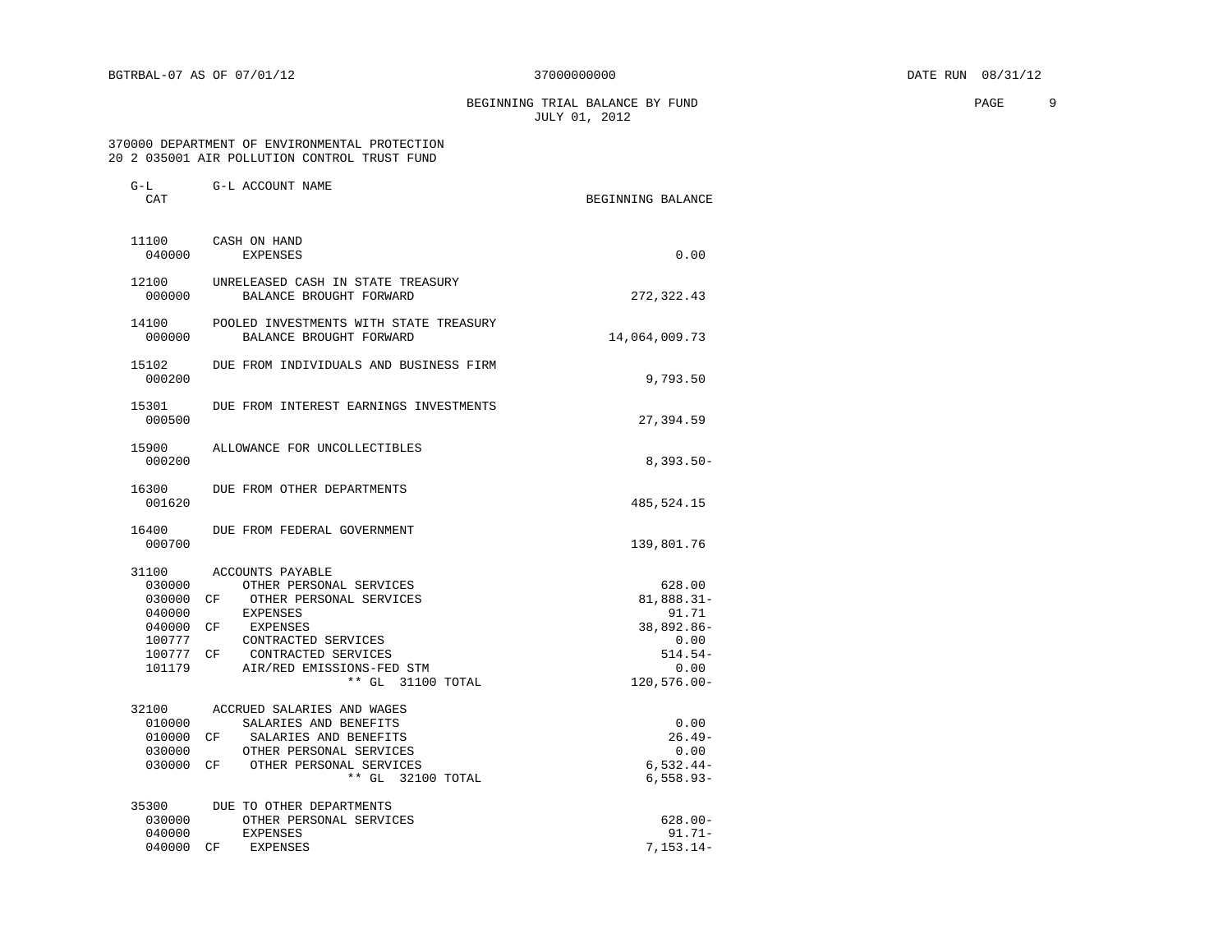BEGINNING TRIAL BALANCE BY FUND
JULY 01, 2012

370000 DEPARTMENT OF ENVIRONMENTAL PROTECTION
20 2 035001 AIR POLLUTION CONTROL TRUST FUND

| G-L CAT | | G-L ACCOUNT NAME | BEGINNING BALANCE |
|---|---|---|---|
| 11100 | | CASH ON HAND | |
| 040000 | | EXPENSES | 0.00 |
| 12100 | | UNRELEASED CASH IN STATE TREASURY | |
| 000000 | | BALANCE BROUGHT FORWARD | 272,322.43 |
| 14100 | | POOLED INVESTMENTS WITH STATE TREASURY | |
| 000000 | | BALANCE BROUGHT FORWARD | 14,064,009.73 |
| 15102 | | DUE FROM INDIVIDUALS AND BUSINESS FIRM | |
| 000200 | | | 9,793.50 |
| 15301 | | DUE FROM INTEREST EARNINGS INVESTMENTS | |
| 000500 | | | 27,394.59 |
| 15900 | | ALLOWANCE FOR UNCOLLECTIBLES | |
| 000200 | | | 8,393.50- |
| 16300 | | DUE FROM OTHER DEPARTMENTS | |
| 001620 | | | 485,524.15 |
| 16400 | | DUE FROM FEDERAL GOVERNMENT | |
| 000700 | | | 139,801.76 |
| 31100 | | ACCOUNTS PAYABLE | |
| 030000 | | OTHER PERSONAL SERVICES | 628.00 |
| 030000 | CF | OTHER PERSONAL SERVICES | 81,888.31- |
| 040000 | | EXPENSES | 91.71 |
| 040000 | CF | EXPENSES | 38,892.86- |
| 100777 | | CONTRACTED SERVICES | 0.00 |
| 100777 | CF | CONTRACTED SERVICES | 514.54- |
| 101179 | | AIR/RED EMISSIONS-FED STM | 0.00 |
| | | ** GL 31100 TOTAL | 120,576.00- |
| 32100 | | ACCRUED SALARIES AND WAGES | |
| 010000 | | SALARIES AND BENEFITS | 0.00 |
| 010000 | CF | SALARIES AND BENEFITS | 26.49- |
| 030000 | | OTHER PERSONAL SERVICES | 0.00 |
| 030000 | CF | OTHER PERSONAL SERVICES | 6,532.44- |
| | | ** GL 32100 TOTAL | 6,558.93- |
| 35300 | | DUE TO OTHER DEPARTMENTS | |
| 030000 | | OTHER PERSONAL SERVICES | 628.00- |
| 040000 | | EXPENSES | 91.71- |
| 040000 | CF | EXPENSES | 7,153.14- |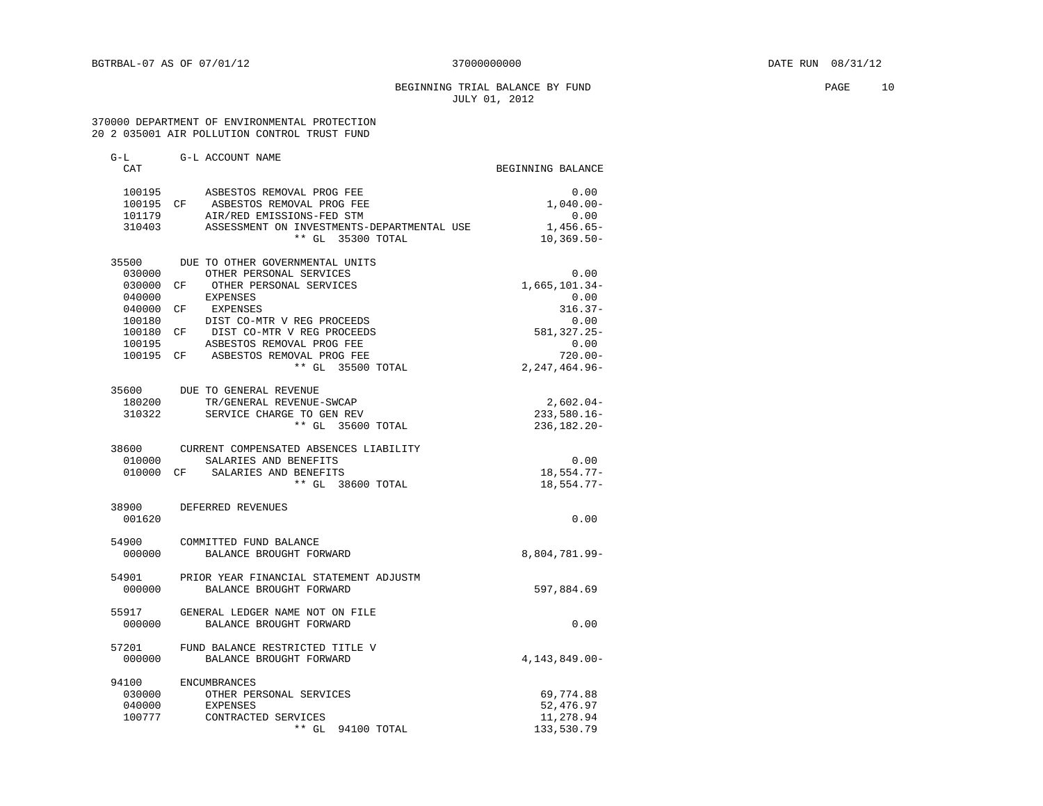BGTRBAL-07 AS OF 07/01/12 37000000000 DATE RUN 08/31/12

BEGINNING TRIAL BALANCE BY FUND
JULY 01, 2012

370000 DEPARTMENT OF ENVIRONMENTAL PROTECTION
20 2 035001 AIR POLLUTION CONTROL TRUST FUND

| G-L CAT | | G-L ACCOUNT NAME | BEGINNING BALANCE |
|---|---|---|---|
| 100195 | | ASBESTOS REMOVAL PROG FEE | 0.00 |
| 100195 | CF | ASBESTOS REMOVAL PROG FEE | 1,040.00- |
| 101179 | | AIR/RED EMISSIONS-FED STM | 0.00 |
| 310403 | | ASSESSMENT ON INVESTMENTS-DEPARTMENTAL USE | 1,456.65- |
| | | ** GL 35300 TOTAL | 10,369.50- |
| 35500 | | DUE TO OTHER GOVERNMENTAL UNITS | |
| 030000 | | OTHER PERSONAL SERVICES | 0.00 |
| 030000 | CF | OTHER PERSONAL SERVICES | 1,665,101.34- |
| 040000 | | EXPENSES | 0.00 |
| 040000 | CF | EXPENSES | 316.37- |
| 100180 | | DIST CO-MTR V REG PROCEEDS | 0.00 |
| 100180 | CF | DIST CO-MTR V REG PROCEEDS | 581,327.25- |
| 100195 | | ASBESTOS REMOVAL PROG FEE | 0.00 |
| 100195 | CF | ASBESTOS REMOVAL PROG FEE | 720.00- |
| | | ** GL 35500 TOTAL | 2,247,464.96- |
| 35600 | | DUE TO GENERAL REVENUE | |
| 180200 | | TR/GENERAL REVENUE-SWCAP | 2,602.04- |
| 310322 | | SERVICE CHARGE TO GEN REV | 233,580.16- |
| | | ** GL 35600 TOTAL | 236,182.20- |
| 38600 | | CURRENT COMPENSATED ABSENCES LIABILITY | |
| 010000 | | SALARIES AND BENEFITS | 0.00 |
| 010000 | CF | SALARIES AND BENEFITS | 18,554.77- |
| | | ** GL 38600 TOTAL | 18,554.77- |
| 38900 | | DEFERRED REVENUES | |
| 001620 | | | 0.00 |
| 54900 | | COMMITTED FUND BALANCE | |
| 000000 | | BALANCE BROUGHT FORWARD | 8,804,781.99- |
| 54901 | | PRIOR YEAR FINANCIAL STATEMENT ADJUSTM | |
| 000000 | | BALANCE BROUGHT FORWARD | 597,884.69 |
| 55917 | | GENERAL LEDGER NAME NOT ON FILE | |
| 000000 | | BALANCE BROUGHT FORWARD | 0.00 |
| 57201 | | FUND BALANCE RESTRICTED TITLE V | |
| 000000 | | BALANCE BROUGHT FORWARD | 4,143,849.00- |
| 94100 | | ENCUMBRANCES | |
| 030000 | | OTHER PERSONAL SERVICES | 69,774.88 |
| 040000 | | EXPENSES | 52,476.97 |
| 100777 | | CONTRACTED SERVICES | 11,278.94 |
| | | ** GL 94100 TOTAL | 133,530.79 |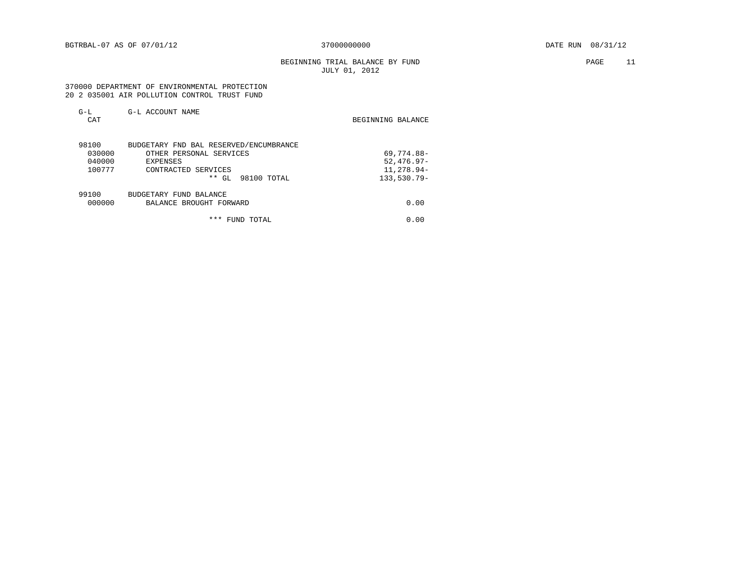BGTRBAL-07 AS OF 07/01/12 37000000000 DATE RUN 08/31/12

BEGINNING TRIAL BALANCE BY FUND
JULY 01, 2012

370000 DEPARTMENT OF ENVIRONMENTAL PROTECTION
20 2 035001 AIR POLLUTION CONTROL TRUST FUND

| G-L CAT | G-L ACCOUNT NAME | BEGINNING BALANCE |
|---|---|---|
| 98100 | BUDGETARY FND BAL RESERVED/ENCUMBRANCE | |
| 030000 | OTHER PERSONAL SERVICES | 69,774.88- |
| 040000 | EXPENSES | 52,476.97- |
| 100777 | CONTRACTED SERVICES | 11,278.94- |
| | ** GL 98100 TOTAL | 133,530.79- |
| 99100 | BUDGETARY FUND BALANCE | |
| 000000 | BALANCE BROUGHT FORWARD | 0.00 |
| | *** FUND TOTAL | 0.00 |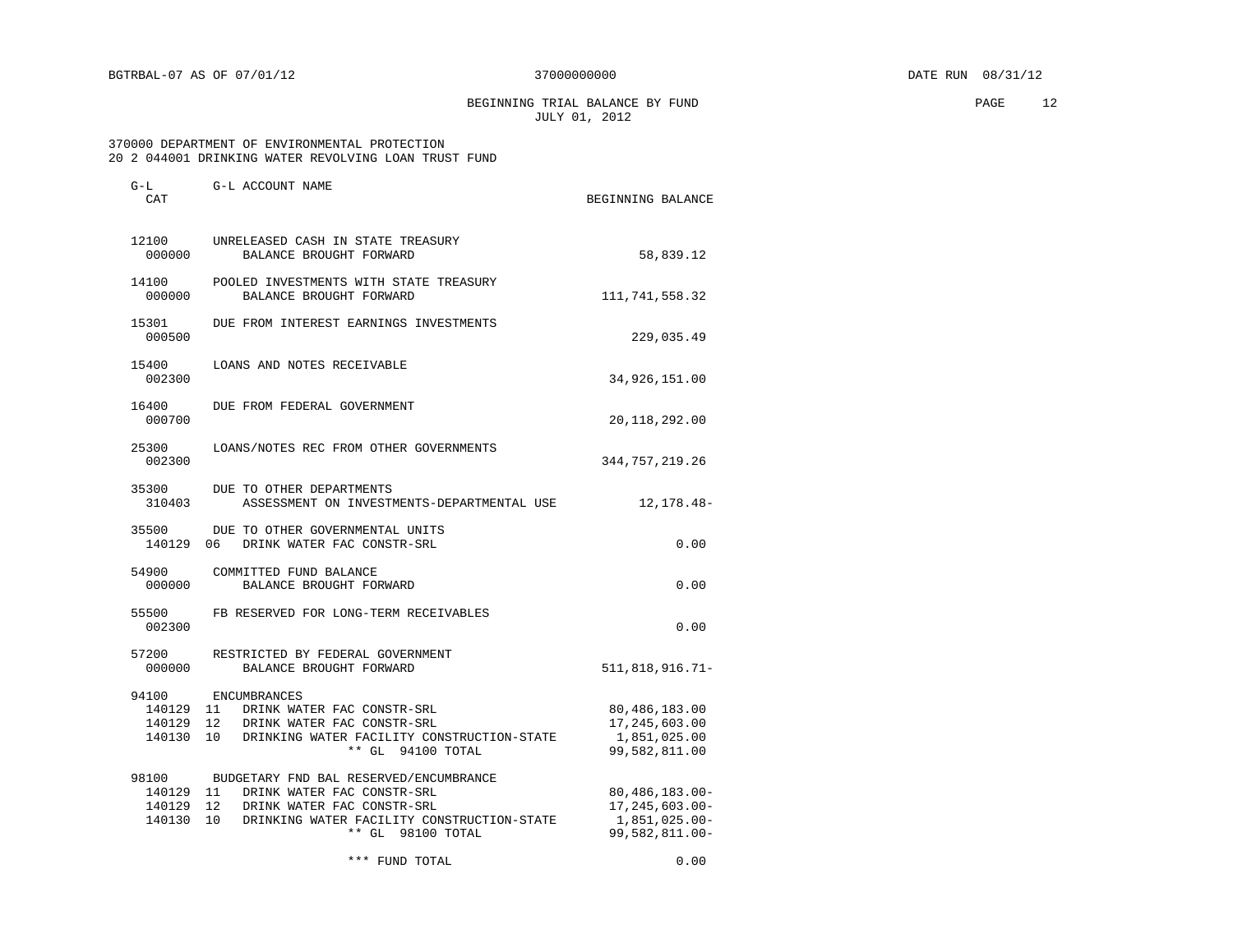BGTRBAL-07 AS OF 07/01/12 37000000000 DATE RUN 08/31/12

BEGINNING TRIAL BALANCE BY FUND
JULY 01, 2012

370000 DEPARTMENT OF ENVIRONMENTAL PROTECTION
20 2 044001 DRINKING WATER REVOLVING LOAN TRUST FUND

| G-L CAT | | G-L ACCOUNT NAME | BEGINNING BALANCE |
|---|---|---|---|
| 12100 | | UNRELEASED CASH IN STATE TREASURY | |
| 000000 | | BALANCE BROUGHT FORWARD | 58,839.12 |
| 14100 | | POOLED INVESTMENTS WITH STATE TREASURY | |
| 000000 | | BALANCE BROUGHT FORWARD | 111,741,558.32 |
| 15301 | | DUE FROM INTEREST EARNINGS INVESTMENTS | |
| 000500 | | | 229,035.49 |
| 15400 | | LOANS AND NOTES RECEIVABLE | |
| 002300 | | | 34,926,151.00 |
| 16400 | | DUE FROM FEDERAL GOVERNMENT | |
| 000700 | | | 20,118,292.00 |
| 25300 | | LOANS/NOTES REC FROM OTHER GOVERNMENTS | |
| 002300 | | | 344,757,219.26 |
| 35300 | | DUE TO OTHER DEPARTMENTS | |
| 310403 | | ASSESSMENT ON INVESTMENTS-DEPARTMENTAL USE | 12,178.48- |
| 35500 | | DUE TO OTHER GOVERNMENTAL UNITS | |
| 140129 | 06 | DRINK WATER FAC CONSTR-SRL | 0.00 |
| 54900 | | COMMITTED FUND BALANCE | |
| 000000 | | BALANCE BROUGHT FORWARD | 0.00 |
| 55500 | | FB RESERVED FOR LONG-TERM RECEIVABLES | |
| 002300 | | | 0.00 |
| 57200 | | RESTRICTED BY FEDERAL GOVERNMENT | |
| 000000 | | BALANCE BROUGHT FORWARD | 511,818,916.71- |
| 94100 | | ENCUMBRANCES | |
| 140129 | 11 | DRINK WATER FAC CONSTR-SRL | 80,486,183.00 |
| 140129 | 12 | DRINK WATER FAC CONSTR-SRL | 17,245,603.00 |
| 140130 | 10 | DRINKING WATER FACILITY CONSTRUCTION-STATE | 1,851,025.00 |
| | | ** GL 94100 TOTAL | 99,582,811.00 |
| 98100 | | BUDGETARY FND BAL RESERVED/ENCUMBRANCE | |
| 140129 | 11 | DRINK WATER FAC CONSTR-SRL | 80,486,183.00- |
| 140129 | 12 | DRINK WATER FAC CONSTR-SRL | 17,245,603.00- |
| 140130 | 10 | DRINKING WATER FACILITY CONSTRUCTION-STATE | 1,851,025.00- |
| | | ** GL 98100 TOTAL | 99,582,811.00- |
| | | *** FUND TOTAL | 0.00 |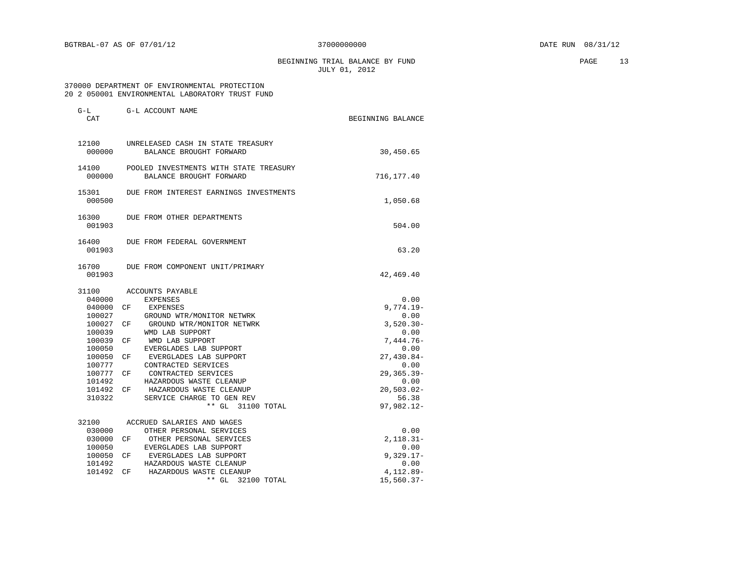BGTRBAL-07 AS OF 07/01/12 37000000000 DATE RUN 08/31/12

BEGINNING TRIAL BALANCE BY FUND
JULY 01, 2012

370000 DEPARTMENT OF ENVIRONMENTAL PROTECTION
20 2 050001 ENVIRONMENTAL LABORATORY TRUST FUND

| G-L CAT | | G-L ACCOUNT NAME | BEGINNING BALANCE |
|---|---|---|---|
| 12100 | | UNRELEASED CASH IN STATE TREASURY | |
| 000000 | | BALANCE BROUGHT FORWARD | 30,450.65 |
| 14100 | | POOLED INVESTMENTS WITH STATE TREASURY | |
| 000000 | | BALANCE BROUGHT FORWARD | 716,177.40 |
| 15301 | | DUE FROM INTEREST EARNINGS INVESTMENTS | |
| 000500 | | | 1,050.68 |
| 16300 | | DUE FROM OTHER DEPARTMENTS | |
| 001903 | | | 504.00 |
| 16400 | | DUE FROM FEDERAL GOVERNMENT | |
| 001903 | | | 63.20 |
| 16700 | | DUE FROM COMPONENT UNIT/PRIMARY | |
| 001903 | | | 42,469.40 |
| 31100 | | ACCOUNTS PAYABLE | |
| 040000 | | EXPENSES | 0.00 |
| 040000 | CF | EXPENSES | 9,774.19- |
| 100027 | | GROUND WTR/MONITOR NETWRK | 0.00 |
| 100027 | CF | GROUND WTR/MONITOR NETWRK | 3,520.30- |
| 100039 | | WMD LAB SUPPORT | 0.00 |
| 100039 | CF | WMD LAB SUPPORT | 7,444.76- |
| 100050 | | EVERGLADES LAB SUPPORT | 0.00 |
| 100050 | CF | EVERGLADES LAB SUPPORT | 27,430.84- |
| 100777 | | CONTRACTED SERVICES | 0.00 |
| 100777 | CF | CONTRACTED SERVICES | 29,365.39- |
| 101492 | | HAZARDOUS WASTE CLEANUP | 0.00 |
| 101492 | CF | HAZARDOUS WASTE CLEANUP | 20,503.02- |
| 310322 | | SERVICE CHARGE TO GEN REV | 56.38 |
| | | ** GL 31100 TOTAL | 97,982.12- |
| 32100 | | ACCRUED SALARIES AND WAGES | |
| 030000 | | OTHER PERSONAL SERVICES | 0.00 |
| 030000 | CF | OTHER PERSONAL SERVICES | 2,118.31- |
| 100050 | | EVERGLADES LAB SUPPORT | 0.00 |
| 100050 | CF | EVERGLADES LAB SUPPORT | 9,329.17- |
| 101492 | | HAZARDOUS WASTE CLEANUP | 0.00 |
| 101492 | CF | HAZARDOUS WASTE CLEANUP | 4,112.89- |
| | | ** GL 32100 TOTAL | 15,560.37- |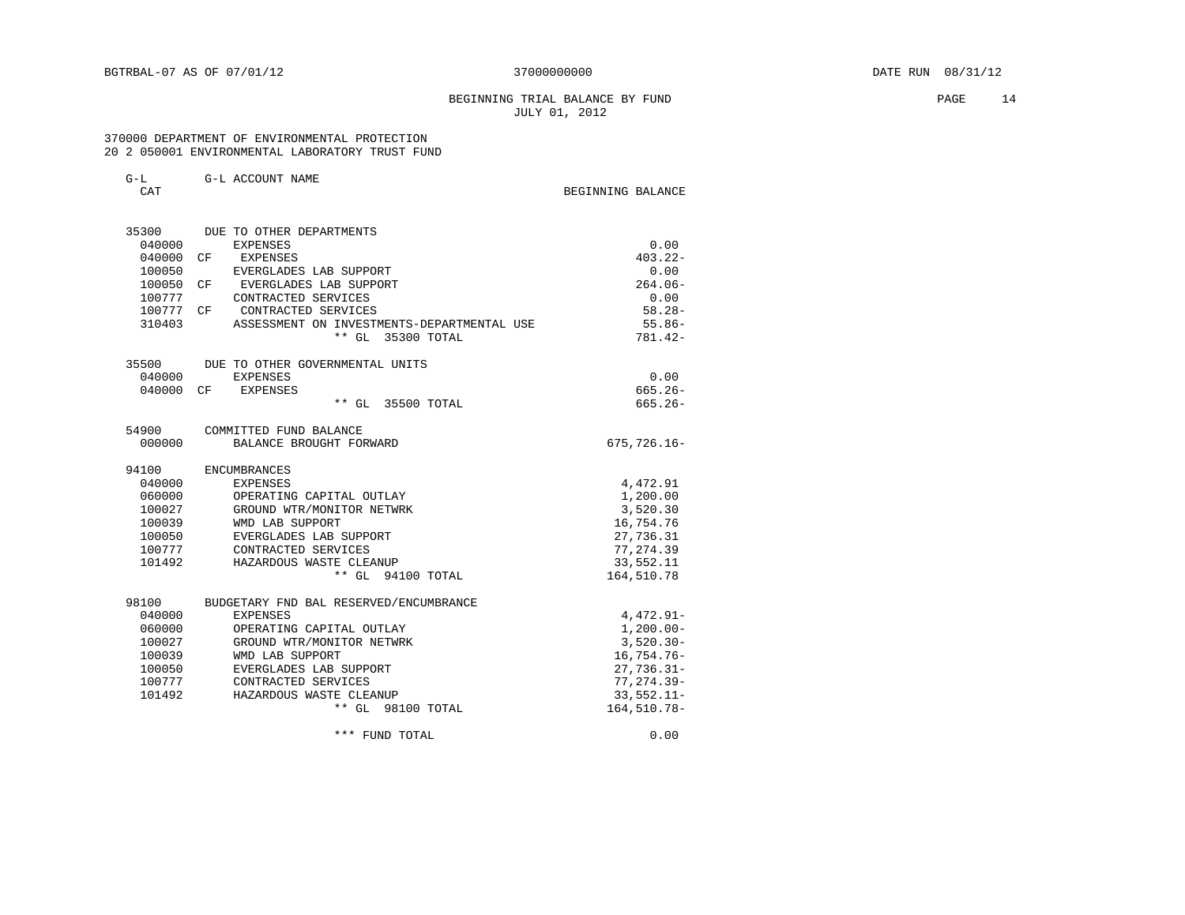BGTRBAL-07 AS OF 07/01/12 37000000000 DATE RUN 08/31/12

BEGINNING TRIAL BALANCE BY FUND
JULY 01, 2012

370000 DEPARTMENT OF ENVIRONMENTAL PROTECTION
20 2 050001 ENVIRONMENTAL LABORATORY TRUST FUND

| G-L CAT | | G-L ACCOUNT NAME | BEGINNING BALANCE |
|---|---|---|---|
| 35300 | | DUE TO OTHER DEPARTMENTS | |
| 040000 | | EXPENSES | 0.00 |
| 040000 | CF | EXPENSES | 403.22- |
| 100050 | | EVERGLADES LAB SUPPORT | 0.00 |
| 100050 | CF | EVERGLADES LAB SUPPORT | 264.06- |
| 100777 | | CONTRACTED SERVICES | 0.00 |
| 100777 | CF | CONTRACTED SERVICES | 58.28- |
| 310403 | | ASSESSMENT ON INVESTMENTS-DEPARTMENTAL USE | 55.86- |
| | | ** GL 35300 TOTAL | 781.42- |
| 35500 | | DUE TO OTHER GOVERNMENTAL UNITS | |
| 040000 | | EXPENSES | 0.00 |
| 040000 | CF | EXPENSES | 665.26- |
| | | ** GL 35500 TOTAL | 665.26- |
| 54900 | | COMMITTED FUND BALANCE | |
| 000000 | | BALANCE BROUGHT FORWARD | 675,726.16- |
| 94100 | | ENCUMBRANCES | |
| 040000 | | EXPENSES | 4,472.91 |
| 060000 | | OPERATING CAPITAL OUTLAY | 1,200.00 |
| 100027 | | GROUND WTR/MONITOR NETWRK | 3,520.30 |
| 100039 | | WMD LAB SUPPORT | 16,754.76 |
| 100050 | | EVERGLADES LAB SUPPORT | 27,736.31 |
| 100777 | | CONTRACTED SERVICES | 77,274.39 |
| 101492 | | HAZARDOUS WASTE CLEANUP | 33,552.11 |
| | | ** GL 94100 TOTAL | 164,510.78 |
| 98100 | | BUDGETARY FND BAL RESERVED/ENCUMBRANCE | |
| 040000 | | EXPENSES | 4,472.91- |
| 060000 | | OPERATING CAPITAL OUTLAY | 1,200.00- |
| 100027 | | GROUND WTR/MONITOR NETWRK | 3,520.30- |
| 100039 | | WMD LAB SUPPORT | 16,754.76- |
| 100050 | | EVERGLADES LAB SUPPORT | 27,736.31- |
| 100777 | | CONTRACTED SERVICES | 77,274.39- |
| 101492 | | HAZARDOUS WASTE CLEANUP | 33,552.11- |
| | | ** GL 98100 TOTAL | 164,510.78- |
| | | *** FUND TOTAL | 0.00 |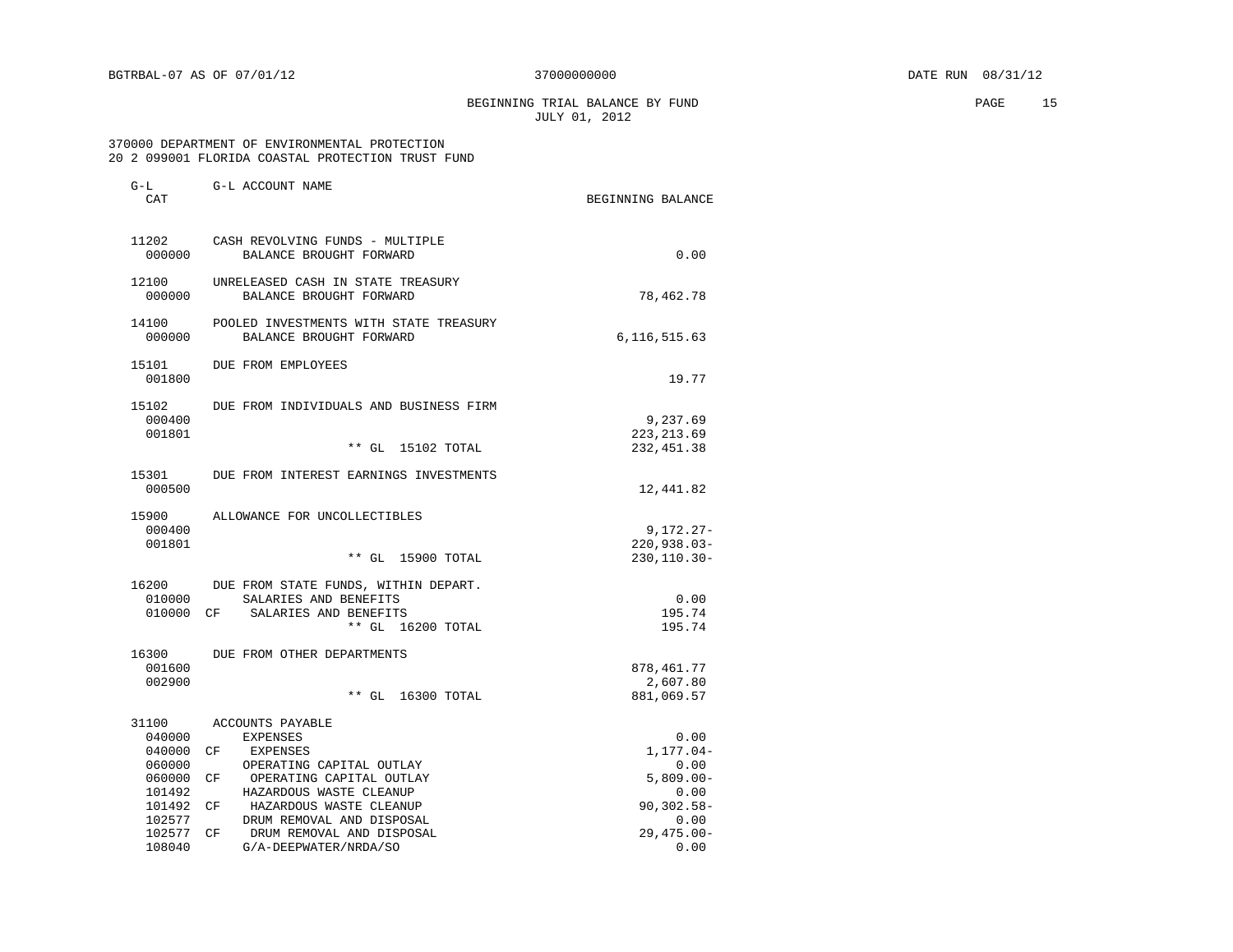BGTRBAL-07 AS OF 07/01/12 37000000000 DATE RUN 08/31/12

BEGINNING TRIAL BALANCE BY FUND
JULY 01, 2012

370000 DEPARTMENT OF ENVIRONMENTAL PROTECTION
20 2 099001 FLORIDA COASTAL PROTECTION TRUST FUND

| G-L CAT | | G-L ACCOUNT NAME | BEGINNING BALANCE |
|---|---|---|---|
| 11202 | | CASH REVOLVING FUNDS - MULTIPLE | |
| 000000 | | BALANCE BROUGHT FORWARD | 0.00 |
| 12100 | | UNRELEASED CASH IN STATE TREASURY | |
| 000000 | | BALANCE BROUGHT FORWARD | 78,462.78 |
| 14100 | | POOLED INVESTMENTS WITH STATE TREASURY | |
| 000000 | | BALANCE BROUGHT FORWARD | 6,116,515.63 |
| 15101 | | DUE FROM EMPLOYEES | |
| 001800 | | | 19.77 |
| 15102 | | DUE FROM INDIVIDUALS AND BUSINESS FIRM | |
| 000400 | | | 9,237.69 |
| 001801 | | | 223,213.69 |
| | | ** GL 15102 TOTAL | 232,451.38 |
| 15301 | | DUE FROM INTEREST EARNINGS INVESTMENTS | |
| 000500 | | | 12,441.82 |
| 15900 | | ALLOWANCE FOR UNCOLLECTIBLES | |
| 000400 | | | 9,172.27- |
| 001801 | | | 220,938.03- |
| | | ** GL 15900 TOTAL | 230,110.30- |
| 16200 | | DUE FROM STATE FUNDS, WITHIN DEPART. | |
| 010000 | | SALARIES AND BENEFITS | 0.00 |
| 010000 | CF | SALARIES AND BENEFITS | 195.74 |
| | | ** GL 16200 TOTAL | 195.74 |
| 16300 | | DUE FROM OTHER DEPARTMENTS | |
| 001600 | | | 878,461.77 |
| 002900 | | | 2,607.80 |
| | | ** GL 16300 TOTAL | 881,069.57 |
| 31100 | | ACCOUNTS PAYABLE | |
| 040000 | | EXPENSES | 0.00 |
| 040000 | CF | EXPENSES | 1,177.04- |
| 060000 | | OPERATING CAPITAL OUTLAY | 0.00 |
| 060000 | CF | OPERATING CAPITAL OUTLAY | 5,809.00- |
| 101492 | | HAZARDOUS WASTE CLEANUP | 0.00 |
| 101492 | CF | HAZARDOUS WASTE CLEANUP | 90,302.58- |
| 102577 | | DRUM REMOVAL AND DISPOSAL | 0.00 |
| 102577 | CF | DRUM REMOVAL AND DISPOSAL | 29,475.00- |
| 108040 | | G/A-DEEPWATER/NRDA/SO | 0.00 |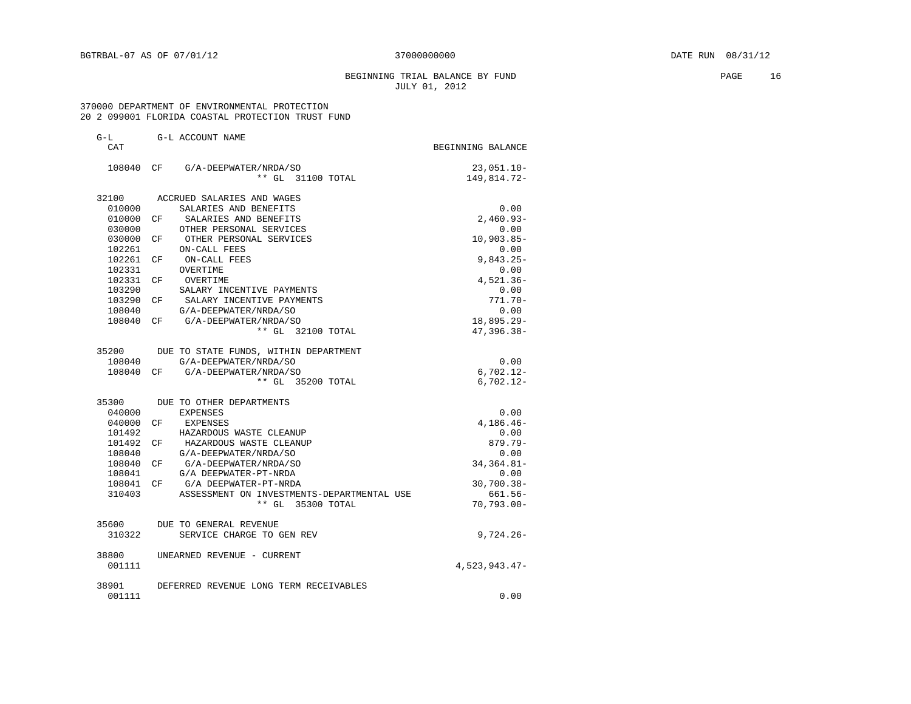BGTRBAL-07 AS OF 07/01/12 — 37000000000 — DATE RUN 08/31/12

BEGINNING TRIAL BALANCE BY FUND
JULY 01, 2012

370000 DEPARTMENT OF ENVIRONMENTAL PROTECTION
20 2 099001 FLORIDA COASTAL PROTECTION TRUST FUND

| G-L CAT | | G-L ACCOUNT NAME | BEGINNING BALANCE |
|---|---|---|---|
| 108040 | CF | G/A-DEEPWATER/NRDA/SO | 23,051.10- |
| | | ** GL 31100 TOTAL | 149,814.72- |
| 32100 | | ACCRUED SALARIES AND WAGES | |
| 010000 | | SALARIES AND BENEFITS | 0.00 |
| 010000 | CF | SALARIES AND BENEFITS | 2,460.93- |
| 030000 | | OTHER PERSONAL SERVICES | 0.00 |
| 030000 | CF | OTHER PERSONAL SERVICES | 10,903.85- |
| 102261 | | ON-CALL FEES | 0.00 |
| 102261 | CF | ON-CALL FEES | 9,843.25- |
| 102331 | | OVERTIME | 0.00 |
| 102331 | CF | OVERTIME | 4,521.36- |
| 103290 | | SALARY INCENTIVE PAYMENTS | 0.00 |
| 103290 | CF | SALARY INCENTIVE PAYMENTS | 771.70- |
| 108040 | | G/A-DEEPWATER/NRDA/SO | 0.00 |
| 108040 | CF | G/A-DEEPWATER/NRDA/SO | 18,895.29- |
| | | ** GL 32100 TOTAL | 47,396.38- |
| 35200 | | DUE TO STATE FUNDS, WITHIN DEPARTMENT | |
| 108040 | | G/A-DEEPWATER/NRDA/SO | 0.00 |
| 108040 | CF | G/A-DEEPWATER/NRDA/SO | 6,702.12- |
| | | ** GL 35200 TOTAL | 6,702.12- |
| 35300 | | DUE TO OTHER DEPARTMENTS | |
| 040000 | | EXPENSES | 0.00 |
| 040000 | CF | EXPENSES | 4,186.46- |
| 101492 | | HAZARDOUS WASTE CLEANUP | 0.00 |
| 101492 | CF | HAZARDOUS WASTE CLEANUP | 879.79- |
| 108040 | | G/A-DEEPWATER/NRDA/SO | 0.00 |
| 108040 | CF | G/A-DEEPWATER/NRDA/SO | 34,364.81- |
| 108041 | | G/A DEEPWATER-PT-NRDA | 0.00 |
| 108041 | CF | G/A DEEPWATER-PT-NRDA | 30,700.38- |
| 310403 | | ASSESSMENT ON INVESTMENTS-DEPARTMENTAL USE | 661.56- |
| | | ** GL 35300 TOTAL | 70,793.00- |
| 35600 | | DUE TO GENERAL REVENUE | |
| 310322 | | SERVICE CHARGE TO GEN REV | 9,724.26- |
| 38800 | | UNEARNED REVENUE - CURRENT | |
| 001111 | | | 4,523,943.47- |
| 38901 | | DEFERRED REVENUE LONG TERM RECEIVABLES | |
| 001111 | | | 0.00 |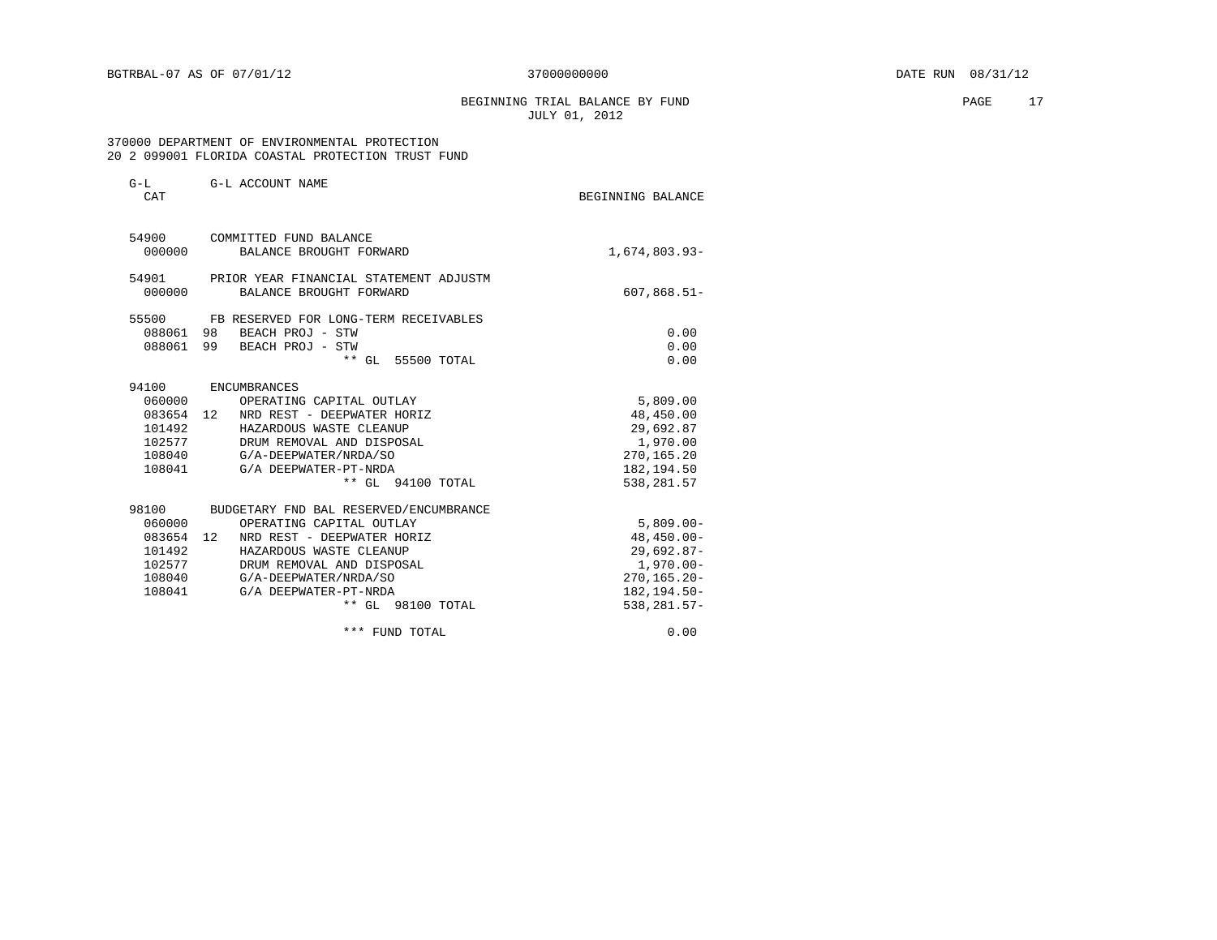BEGINNING TRIAL BALANCE BY FUND
JULY 01, 2012

370000 DEPARTMENT OF ENVIRONMENTAL PROTECTION
20 2 099001 FLORIDA COASTAL PROTECTION TRUST FUND

| G-L CAT | | G-L ACCOUNT NAME | BEGINNING BALANCE |
|---|---|---|---|
| 54900 | | COMMITTED FUND BALANCE | |
| 000000 | | BALANCE BROUGHT FORWARD | 1,674,803.93- |
| 54901 | | PRIOR YEAR FINANCIAL STATEMENT ADJUSTM | |
| 000000 | | BALANCE BROUGHT FORWARD | 607,868.51- |
| 55500 | | FB RESERVED FOR LONG-TERM RECEIVABLES | |
| 088061 | 98 | BEACH PROJ - STW | 0.00 |
| 088061 | 99 | BEACH PROJ - STW | 0.00 |
| | | ** GL 55500 TOTAL | 0.00 |
| 94100 | | ENCUMBRANCES | |
| 060000 | | OPERATING CAPITAL OUTLAY | 5,809.00 |
| 083654 | 12 | NRD REST - DEEPWATER HORIZ | 48,450.00 |
| 101492 | | HAZARDOUS WASTE CLEANUP | 29,692.87 |
| 102577 | | DRUM REMOVAL AND DISPOSAL | 1,970.00 |
| 108040 | | G/A-DEEPWATER/NRDA/SO | 270,165.20 |
| 108041 | | G/A DEEPWATER-PT-NRDA | 182,194.50 |
| | | ** GL 94100 TOTAL | 538,281.57 |
| 98100 | | BUDGETARY FND BAL RESERVED/ENCUMBRANCE | |
| 060000 | | OPERATING CAPITAL OUTLAY | 5,809.00- |
| 083654 | 12 | NRD REST - DEEPWATER HORIZ | 48,450.00- |
| 101492 | | HAZARDOUS WASTE CLEANUP | 29,692.87- |
| 102577 | | DRUM REMOVAL AND DISPOSAL | 1,970.00- |
| 108040 | | G/A-DEEPWATER/NRDA/SO | 270,165.20- |
| 108041 | | G/A DEEPWATER-PT-NRDA | 182,194.50- |
| | | ** GL 98100 TOTAL | 538,281.57- |
| | | *** FUND TOTAL | 0.00 |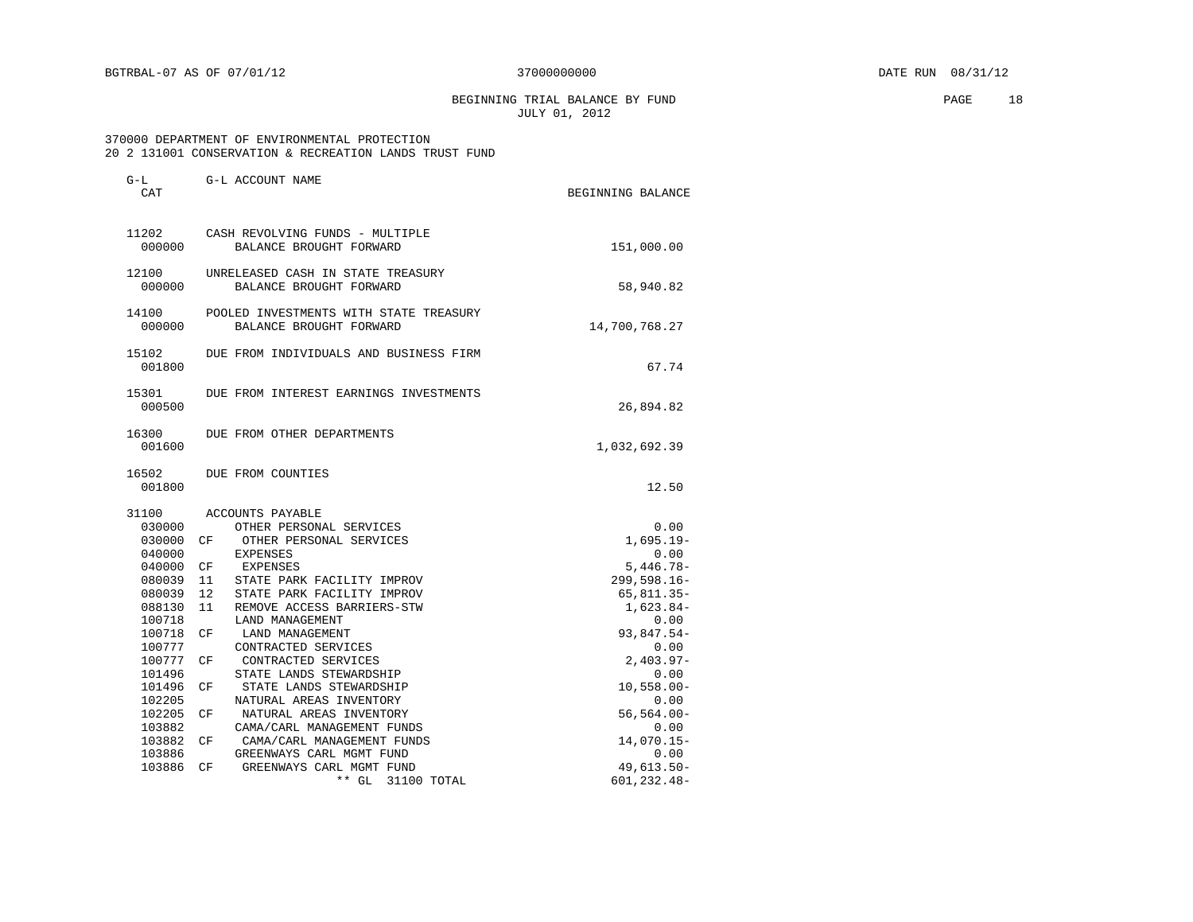BGTRBAL-07 AS OF 07/01/12 — 37000000000 — DATE RUN 08/31/12

BEGINNING TRIAL BALANCE BY FUND
JULY 01, 2012

370000 DEPARTMENT OF ENVIRONMENTAL PROTECTION
20 2 131001 CONSERVATION & RECREATION LANDS TRUST FUND

| G-L CAT | | G-L ACCOUNT NAME | BEGINNING BALANCE |
|---|---|---|---|
| 11202 | | CASH REVOLVING FUNDS - MULTIPLE | |
| 000000 | | BALANCE BROUGHT FORWARD | 151,000.00 |
| 12100 | | UNRELEASED CASH IN STATE TREASURY | |
| 000000 | | BALANCE BROUGHT FORWARD | 58,940.82 |
| 14100 | | POOLED INVESTMENTS WITH STATE TREASURY | |
| 000000 | | BALANCE BROUGHT FORWARD | 14,700,768.27 |
| 15102 | | DUE FROM INDIVIDUALS AND BUSINESS FIRM | |
| 001800 | | | 67.74 |
| 15301 | | DUE FROM INTEREST EARNINGS INVESTMENTS | |
| 000500 | | | 26,894.82 |
| 16300 | | DUE FROM OTHER DEPARTMENTS | |
| 001600 | | | 1,032,692.39 |
| 16502 | | DUE FROM COUNTIES | |
| 001800 | | | 12.50 |
| 31100 | | ACCOUNTS PAYABLE | |
| 030000 | | OTHER PERSONAL SERVICES | 0.00 |
| 030000 | CF | OTHER PERSONAL SERVICES | 1,695.19- |
| 040000 | | EXPENSES | 0.00 |
| 040000 | CF | EXPENSES | 5,446.78- |
| 080039 | 11 | STATE PARK FACILITY IMPROV | 299,598.16- |
| 080039 | 12 | STATE PARK FACILITY IMPROV | 65,811.35- |
| 088130 | 11 | REMOVE ACCESS BARRIERS-STW | 1,623.84- |
| 100718 | | LAND MANAGEMENT | 0.00 |
| 100718 | CF | LAND MANAGEMENT | 93,847.54- |
| 100777 | | CONTRACTED SERVICES | 0.00 |
| 100777 | CF | CONTRACTED SERVICES | 2,403.97- |
| 101496 | | STATE LANDS STEWARDSHIP | 0.00 |
| 101496 | CF | STATE LANDS STEWARDSHIP | 10,558.00- |
| 102205 | | NATURAL AREAS INVENTORY | 0.00 |
| 102205 | CF | NATURAL AREAS INVENTORY | 56,564.00- |
| 103882 | | CAMA/CARL MANAGEMENT FUNDS | 0.00 |
| 103882 | CF | CAMA/CARL MANAGEMENT FUNDS | 14,070.15- |
| 103886 | | GREENWAYS CARL MGMT FUND | 0.00 |
| 103886 | CF | GREENWAYS CARL MGMT FUND | 49,613.50- |
| | | ** GL 31100 TOTAL | 601,232.48- |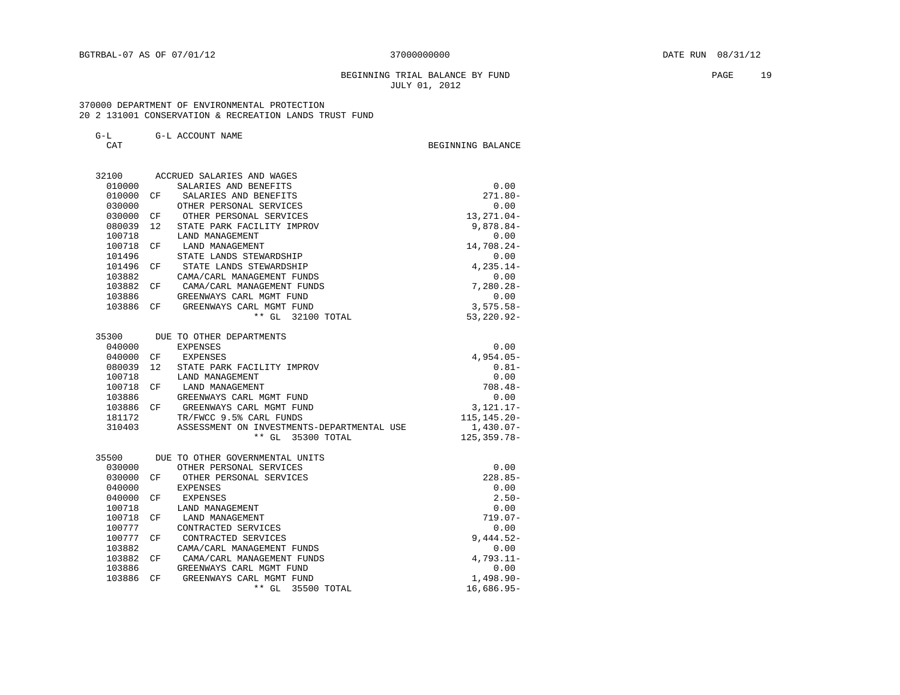BGTRBAL-07 AS OF 07/01/12 37000000000 DATE RUN 08/31/12

BEGINNING TRIAL BALANCE BY FUND
JULY 01, 2012

370000 DEPARTMENT OF ENVIRONMENTAL PROTECTION
20 2 131001 CONSERVATION & RECREATION LANDS TRUST FUND

| G-L CAT | | G-L ACCOUNT NAME | BEGINNING BALANCE |
|---|---|---|---|
| 32100 | | ACCRUED SALARIES AND WAGES | |
| 010000 | | SALARIES AND BENEFITS | 0.00 |
| 010000 | CF | SALARIES AND BENEFITS | 271.80- |
| 030000 | | OTHER PERSONAL SERVICES | 0.00 |
| 030000 | CF | OTHER PERSONAL SERVICES | 13,271.04- |
| 080039 | 12 | STATE PARK FACILITY IMPROV | 9,878.84- |
| 100718 | | LAND MANAGEMENT | 0.00 |
| 100718 | CF | LAND MANAGEMENT | 14,708.24- |
| 101496 | | STATE LANDS STEWARDSHIP | 0.00 |
| 101496 | CF | STATE LANDS STEWARDSHIP | 4,235.14- |
| 103882 | | CAMA/CARL MANAGEMENT FUNDS | 0.00 |
| 103882 | CF | CAMA/CARL MANAGEMENT FUNDS | 7,280.28- |
| 103886 | | GREENWAYS CARL MGMT FUND | 0.00 |
| 103886 | CF | GREENWAYS CARL MGMT FUND | 3,575.58- |
| | | ** GL 32100 TOTAL | 53,220.92- |
| 35300 | | DUE TO OTHER DEPARTMENTS | |
| 040000 | | EXPENSES | 0.00 |
| 040000 | CF | EXPENSES | 4,954.05- |
| 080039 | 12 | STATE PARK FACILITY IMPROV | 0.81- |
| 100718 | | LAND MANAGEMENT | 0.00 |
| 100718 | CF | LAND MANAGEMENT | 708.48- |
| 103886 | | GREENWAYS CARL MGMT FUND | 0.00 |
| 103886 | CF | GREENWAYS CARL MGMT FUND | 3,121.17- |
| 181172 | | TR/FWCC 9.5% CARL FUNDS | 115,145.20- |
| 310403 | | ASSESSMENT ON INVESTMENTS-DEPARTMENTAL USE | 1,430.07- |
| | | ** GL 35300 TOTAL | 125,359.78- |
| 35500 | | DUE TO OTHER GOVERNMENTAL UNITS | |
| 030000 | | OTHER PERSONAL SERVICES | 0.00 |
| 030000 | CF | OTHER PERSONAL SERVICES | 228.85- |
| 040000 | | EXPENSES | 0.00 |
| 040000 | CF | EXPENSES | 2.50- |
| 100718 | | LAND MANAGEMENT | 0.00 |
| 100718 | CF | LAND MANAGEMENT | 719.07- |
| 100777 | | CONTRACTED SERVICES | 0.00 |
| 100777 | CF | CONTRACTED SERVICES | 9,444.52- |
| 103882 | | CAMA/CARL MANAGEMENT FUNDS | 0.00 |
| 103882 | CF | CAMA/CARL MANAGEMENT FUNDS | 4,793.11- |
| 103886 | | GREENWAYS CARL MGMT FUND | 0.00 |
| 103886 | CF | GREENWAYS CARL MGMT FUND | 1,498.90- |
| | | ** GL 35500 TOTAL | 16,686.95- |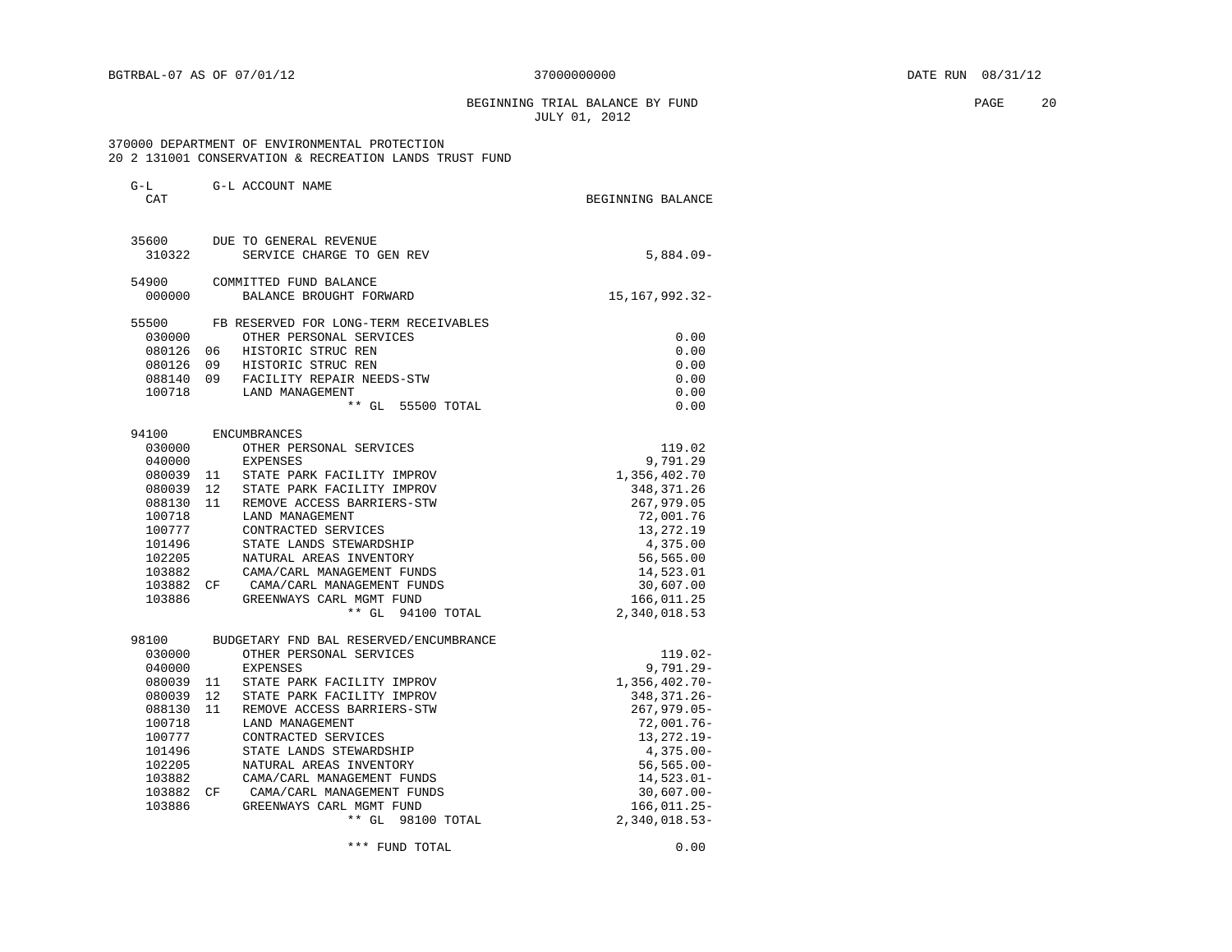BGTRBAL-07 AS OF 07/01/12 37000000000 DATE RUN 08/31/12

BEGINNING TRIAL BALANCE BY FUND
JULY 01, 2012

370000 DEPARTMENT OF ENVIRONMENTAL PROTECTION
20 2 131001 CONSERVATION & RECREATION LANDS TRUST FUND

| G-L CAT | | G-L ACCOUNT NAME | BEGINNING BALANCE |
|---|---|---|---|
| 35600 | | DUE TO GENERAL REVENUE | |
| 310322 | | SERVICE CHARGE TO GEN REV | 5,884.09- |
| 54900 | | COMMITTED FUND BALANCE | |
| 000000 | | BALANCE BROUGHT FORWARD | 15,167,992.32- |
| 55500 | | FB RESERVED FOR LONG-TERM RECEIVABLES | |
| 030000 | | OTHER PERSONAL SERVICES | 0.00 |
| 080126 | 06 | HISTORIC STRUC REN | 0.00 |
| 080126 | 09 | HISTORIC STRUC REN | 0.00 |
| 088140 | 09 | FACILITY REPAIR NEEDS-STW | 0.00 |
| 100718 | | LAND MANAGEMENT | 0.00 |
| | | ** GL 55500 TOTAL | 0.00 |
| 94100 | | ENCUMBRANCES | |
| 030000 | | OTHER PERSONAL SERVICES | 119.02 |
| 040000 | | EXPENSES | 9,791.29 |
| 080039 | 11 | STATE PARK FACILITY IMPROV | 1,356,402.70 |
| 080039 | 12 | STATE PARK FACILITY IMPROV | 348,371.26 |
| 088130 | 11 | REMOVE ACCESS BARRIERS-STW | 267,979.05 |
| 100718 | | LAND MANAGEMENT | 72,001.76 |
| 100777 | | CONTRACTED SERVICES | 13,272.19 |
| 101496 | | STATE LANDS STEWARDSHIP | 4,375.00 |
| 102205 | | NATURAL AREAS INVENTORY | 56,565.00 |
| 103882 | | CAMA/CARL MANAGEMENT FUNDS | 14,523.01 |
| 103882 | CF | CAMA/CARL MANAGEMENT FUNDS | 30,607.00 |
| 103886 | | GREENWAYS CARL MGMT FUND | 166,011.25 |
| | | ** GL 94100 TOTAL | 2,340,018.53 |
| 98100 | | BUDGETARY FND BAL RESERVED/ENCUMBRANCE | |
| 030000 | | OTHER PERSONAL SERVICES | 119.02- |
| 040000 | | EXPENSES | 9,791.29- |
| 080039 | 11 | STATE PARK FACILITY IMPROV | 1,356,402.70- |
| 080039 | 12 | STATE PARK FACILITY IMPROV | 348,371.26- |
| 088130 | 11 | REMOVE ACCESS BARRIERS-STW | 267,979.05- |
| 100718 | | LAND MANAGEMENT | 72,001.76- |
| 100777 | | CONTRACTED SERVICES | 13,272.19- |
| 101496 | | STATE LANDS STEWARDSHIP | 4,375.00- |
| 102205 | | NATURAL AREAS INVENTORY | 56,565.00- |
| 103882 | | CAMA/CARL MANAGEMENT FUNDS | 14,523.01- |
| 103882 | CF | CAMA/CARL MANAGEMENT FUNDS | 30,607.00- |
| 103886 | | GREENWAYS CARL MGMT FUND | 166,011.25- |
| | | ** GL 98100 TOTAL | 2,340,018.53- |
| | | *** FUND TOTAL | 0.00 |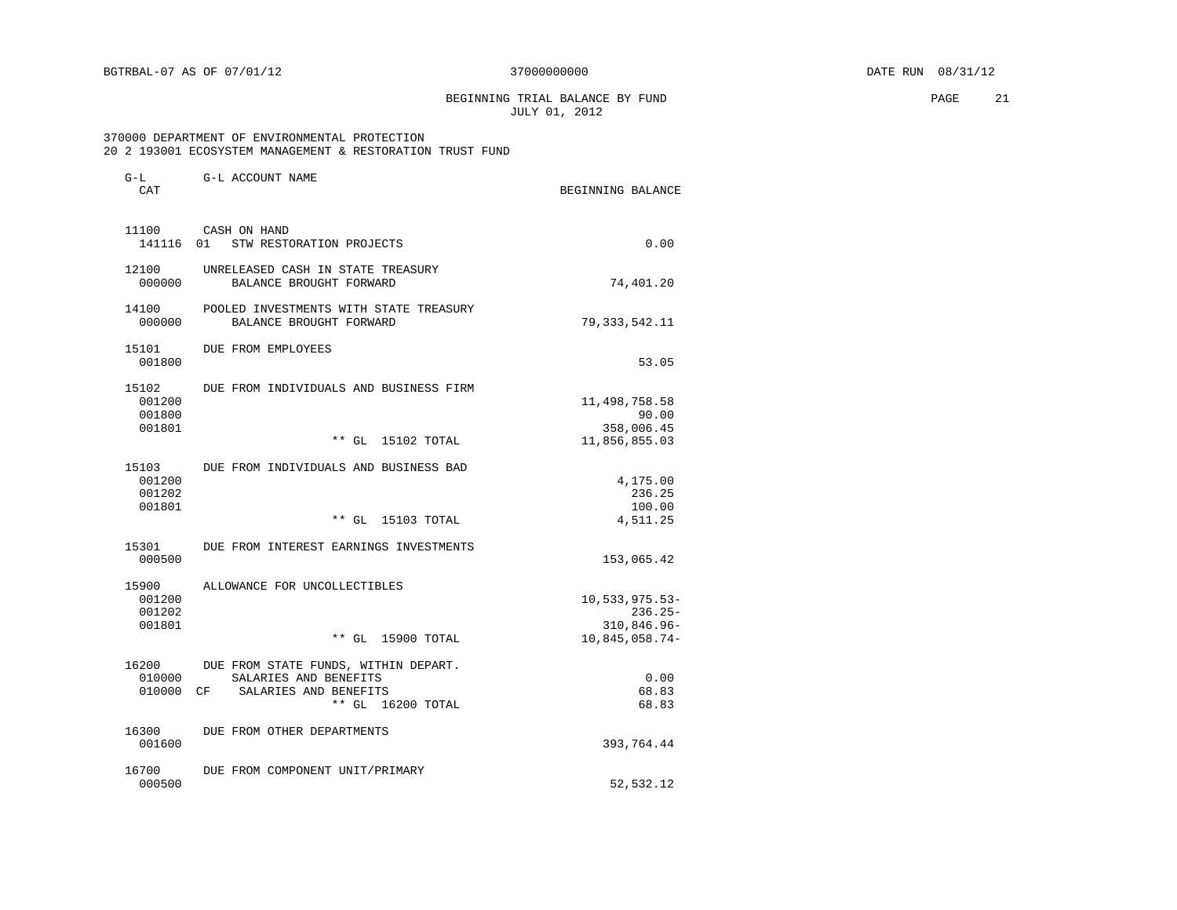BGTRBAL-07 AS OF 07/01/12 37000000000 DATE RUN 08/31/12

BEGINNING TRIAL BALANCE BY FUND
JULY 01, 2012

370000 DEPARTMENT OF ENVIRONMENTAL PROTECTION
20 2 193001 ECOSYSTEM MANAGEMENT & RESTORATION TRUST FUND

| G-L CAT | G-L ACCOUNT NAME | BEGINNING BALANCE |
|---|---|---|
| 11100 | CASH ON HAND | |
| 141116 01 | STW RESTORATION PROJECTS | 0.00 |
| 12100 | UNRELEASED CASH IN STATE TREASURY | |
| 000000 | BALANCE BROUGHT FORWARD | 74,401.20 |
| 14100 | POOLED INVESTMENTS WITH STATE TREASURY | |
| 000000 | BALANCE BROUGHT FORWARD | 79,333,542.11 |
| 15101 | DUE FROM EMPLOYEES | |
| 001800 | | 53.05 |
| 15102 | DUE FROM INDIVIDUALS AND BUSINESS FIRM | |
| 001200 | | 11,498,758.58 |
| 001800 | | 90.00 |
| 001801 | | 358,006.45 |
| | ** GL 15102 TOTAL | 11,856,855.03 |
| 15103 | DUE FROM INDIVIDUALS AND BUSINESS BAD | |
| 001200 | | 4,175.00 |
| 001202 | | 236.25 |
| 001801 | | 100.00 |
| | ** GL 15103 TOTAL | 4,511.25 |
| 15301 | DUE FROM INTEREST EARNINGS INVESTMENTS | |
| 000500 | | 153,065.42 |
| 15900 | ALLOWANCE FOR UNCOLLECTIBLES | |
| 001200 | | 10,533,975.53- |
| 001202 | | 236.25- |
| 001801 | | 310,846.96- |
| | ** GL 15900 TOTAL | 10,845,058.74- |
| 16200 | DUE FROM STATE FUNDS, WITHIN DEPART. | |
| 010000 | SALARIES AND BENEFITS | 0.00 |
| 010000 CF | SALARIES AND BENEFITS | 68.83 |
| | ** GL 16200 TOTAL | 68.83 |
| 16300 | DUE FROM OTHER DEPARTMENTS | |
| 001600 | | 393,764.44 |
| 16700 | DUE FROM COMPONENT UNIT/PRIMARY | |
| 000500 | | 52,532.12 |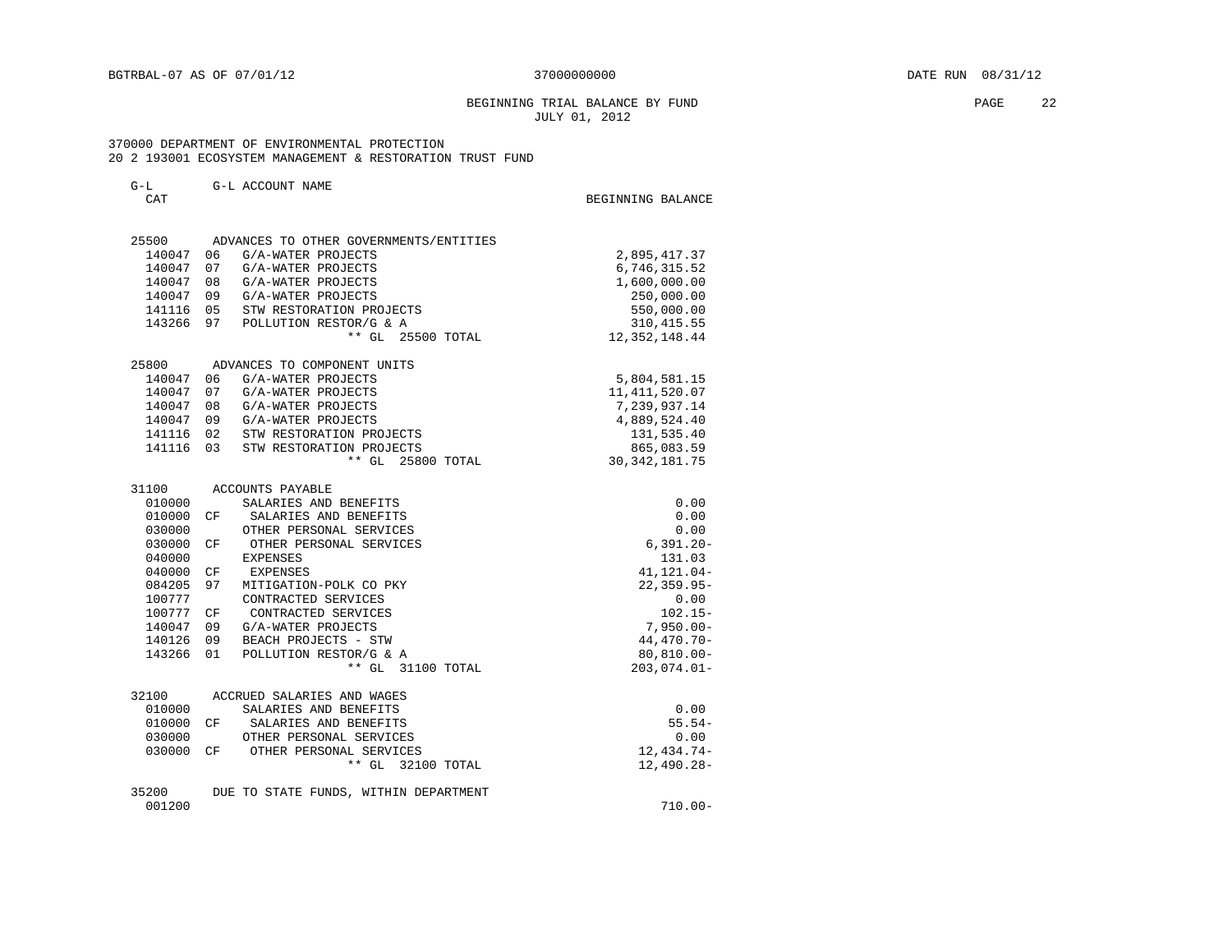BGTRBAL-07 AS OF 07/01/12 37000000000 DATE RUN 08/31/12

BEGINNING TRIAL BALANCE BY FUND
JULY 01, 2012

370000 DEPARTMENT OF ENVIRONMENTAL PROTECTION
20 2 193001 ECOSYSTEM MANAGEMENT & RESTORATION TRUST FUND

| G-L CAT | | G-L ACCOUNT NAME | BEGINNING BALANCE |
|---|---|---|---|
| 25500 | | ADVANCES TO OTHER GOVERNMENTS/ENTITIES | |
| 140047 | 06 | G/A-WATER PROJECTS | 2,895,417.37 |
| 140047 | 07 | G/A-WATER PROJECTS | 6,746,315.52 |
| 140047 | 08 | G/A-WATER PROJECTS | 1,600,000.00 |
| 140047 | 09 | G/A-WATER PROJECTS | 250,000.00 |
| 141116 | 05 | STW RESTORATION PROJECTS | 550,000.00 |
| 143266 | 97 | POLLUTION RESTOR/G & A | 310,415.55 |
| | | ** GL 25500 TOTAL | 12,352,148.44 |
| 25800 | | ADVANCES TO COMPONENT UNITS | |
| 140047 | 06 | G/A-WATER PROJECTS | 5,804,581.15 |
| 140047 | 07 | G/A-WATER PROJECTS | 11,411,520.07 |
| 140047 | 08 | G/A-WATER PROJECTS | 7,239,937.14 |
| 140047 | 09 | G/A-WATER PROJECTS | 4,889,524.40 |
| 141116 | 02 | STW RESTORATION PROJECTS | 131,535.40 |
| 141116 | 03 | STW RESTORATION PROJECTS | 865,083.59 |
| | | ** GL 25800 TOTAL | 30,342,181.75 |
| 31100 | | ACCOUNTS PAYABLE | |
| 010000 | | SALARIES AND BENEFITS | 0.00 |
| 010000 | CF | SALARIES AND BENEFITS | 0.00 |
| 030000 | | OTHER PERSONAL SERVICES | 0.00 |
| 030000 | CF | OTHER PERSONAL SERVICES | 6,391.20- |
| 040000 | | EXPENSES | 131.03 |
| 040000 | CF | EXPENSES | 41,121.04- |
| 084205 | 97 | MITIGATION-POLK CO PKY | 22,359.95- |
| 100777 | | CONTRACTED SERVICES | 0.00 |
| 100777 | CF | CONTRACTED SERVICES | 102.15- |
| 140047 | 09 | G/A-WATER PROJECTS | 7,950.00- |
| 140126 | 09 | BEACH PROJECTS - STW | 44,470.70- |
| 143266 | 01 | POLLUTION RESTOR/G & A | 80,810.00- |
| | | ** GL 31100 TOTAL | 203,074.01- |
| 32100 | | ACCRUED SALARIES AND WAGES | |
| 010000 | | SALARIES AND BENEFITS | 0.00 |
| 010000 | CF | SALARIES AND BENEFITS | 55.54- |
| 030000 | | OTHER PERSONAL SERVICES | 0.00 |
| 030000 | CF | OTHER PERSONAL SERVICES | 12,434.74- |
| | | ** GL 32100 TOTAL | 12,490.28- |
| 35200 | | DUE TO STATE FUNDS, WITHIN DEPARTMENT | |
| 001200 | | | 710.00- |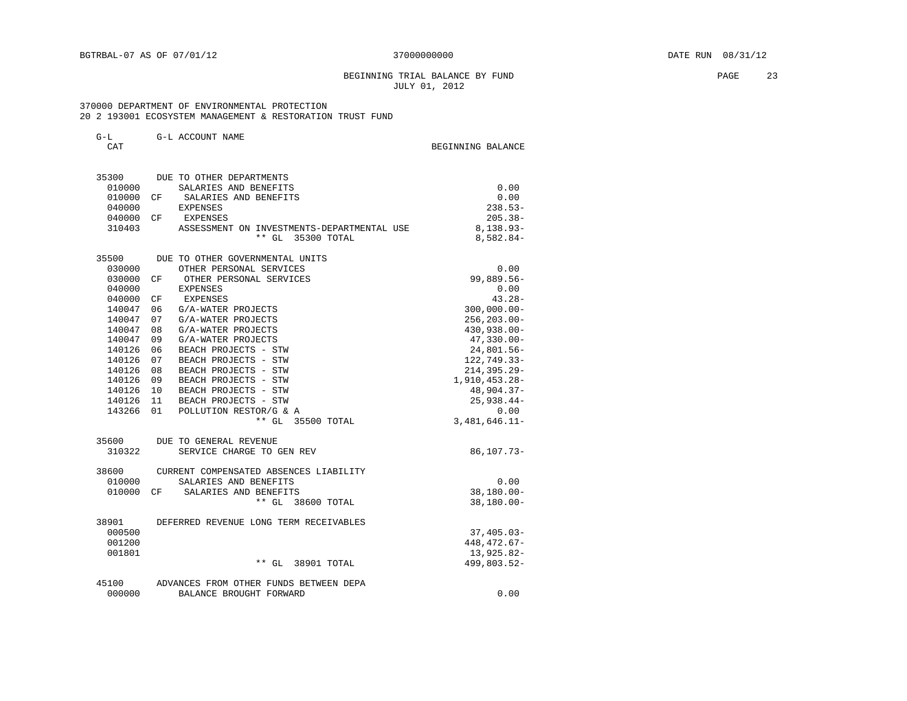BGTRBAL-07 AS OF 07/01/12 37000000000 DATE RUN 08/31/12

BEGINNING TRIAL BALANCE BY FUND
JULY 01, 2012

370000 DEPARTMENT OF ENVIRONMENTAL PROTECTION
20 2 193001 ECOSYSTEM MANAGEMENT & RESTORATION TRUST FUND

| G-L CAT | | G-L ACCOUNT NAME | BEGINNING BALANCE |
|---|---|---|---|
| 35300 | | DUE TO OTHER DEPARTMENTS | |
| 010000 | | SALARIES AND BENEFITS | 0.00 |
| 010000 | CF | SALARIES AND BENEFITS | 0.00 |
| 040000 | | EXPENSES | 238.53- |
| 040000 | CF | EXPENSES | 205.38- |
| 310403 | | ASSESSMENT ON INVESTMENTS-DEPARTMENTAL USE | 8,138.93- |
| | | ** GL 35300 TOTAL | 8,582.84- |
| 35500 | | DUE TO OTHER GOVERNMENTAL UNITS | |
| 030000 | | OTHER PERSONAL SERVICES | 0.00 |
| 030000 | CF | OTHER PERSONAL SERVICES | 99,889.56- |
| 040000 | | EXPENSES | 0.00 |
| 040000 | CF | EXPENSES | 43.28- |
| 140047 | 06 | G/A-WATER PROJECTS | 300,000.00- |
| 140047 | 07 | G/A-WATER PROJECTS | 256,203.00- |
| 140047 | 08 | G/A-WATER PROJECTS | 430,938.00- |
| 140047 | 09 | G/A-WATER PROJECTS | 47,330.00- |
| 140126 | 06 | BEACH PROJECTS - STW | 24,801.56- |
| 140126 | 07 | BEACH PROJECTS - STW | 122,749.33- |
| 140126 | 08 | BEACH PROJECTS - STW | 214,395.29- |
| 140126 | 09 | BEACH PROJECTS - STW | 1,910,453.28- |
| 140126 | 10 | BEACH PROJECTS - STW | 48,904.37- |
| 140126 | 11 | BEACH PROJECTS - STW | 25,938.44- |
| 143266 | 01 | POLLUTION RESTOR/G & A | 0.00 |
| | | ** GL 35500 TOTAL | 3,481,646.11- |
| 35600 | | DUE TO GENERAL REVENUE | |
| 310322 | | SERVICE CHARGE TO GEN REV | 86,107.73- |
| 38600 | | CURRENT COMPENSATED ABSENCES LIABILITY | |
| 010000 | | SALARIES AND BENEFITS | 0.00 |
| 010000 | CF | SALARIES AND BENEFITS | 38,180.00- |
| | | ** GL 38600 TOTAL | 38,180.00- |
| 38901 | | DEFERRED REVENUE LONG TERM RECEIVABLES | |
| 000500 | | | 37,405.03- |
| 001200 | | | 448,472.67- |
| 001801 | | | 13,925.82- |
| | | ** GL 38901 TOTAL | 499,803.52- |
| 45100 | | ADVANCES FROM OTHER FUNDS BETWEEN DEPA | |
| 000000 | | BALANCE BROUGHT FORWARD | 0.00 |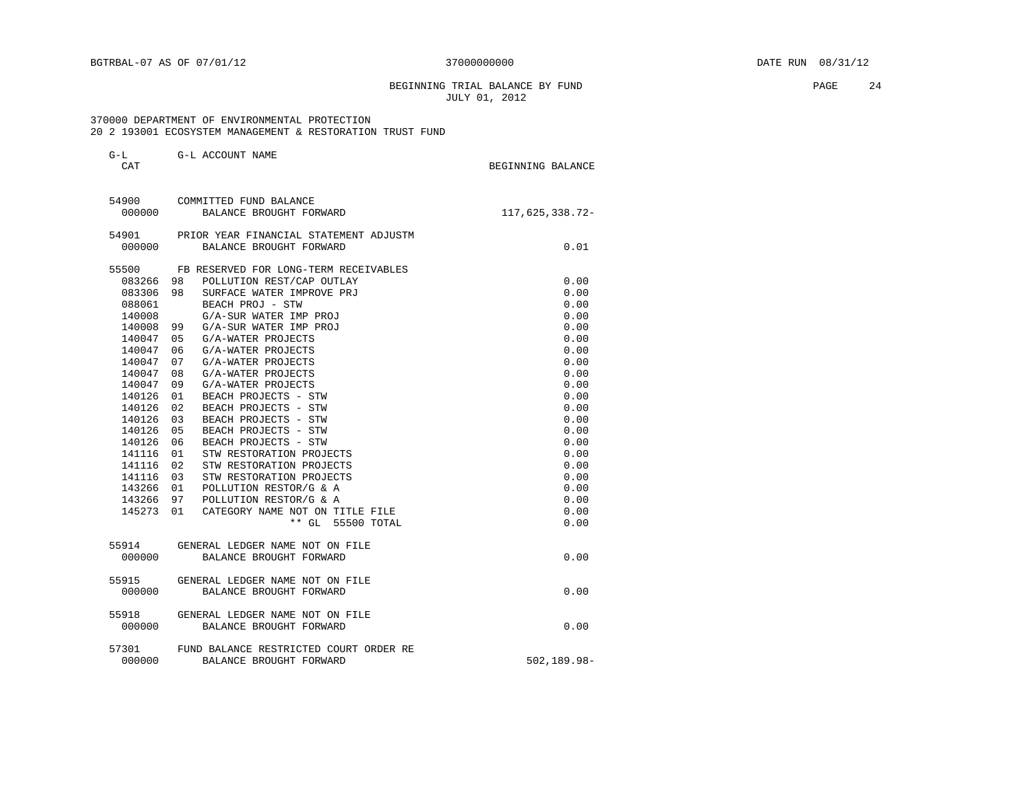BGTRBAL-07 AS OF 07/01/12 &emsp; 37000000000 &emsp; DATE RUN 08/31/12

BEGINNING TRIAL BALANCE BY FUND
JULY 01, 2012

370000 DEPARTMENT OF ENVIRONMENTAL PROTECTION
20 2 193001 ECOSYSTEM MANAGEMENT & RESTORATION TRUST FUND

| G-L CAT | | G-L ACCOUNT NAME | BEGINNING BALANCE |
|---|---|---|---|
| 54900 | | COMMITTED FUND BALANCE | |
| 000000 | | BALANCE BROUGHT FORWARD | 117,625,338.72- |
| 54901 | | PRIOR YEAR FINANCIAL STATEMENT ADJUSTM | |
| 000000 | | BALANCE BROUGHT FORWARD | 0.01 |
| 55500 | | FB RESERVED FOR LONG-TERM RECEIVABLES | |
| 083266 | 98 | POLLUTION REST/CAP OUTLAY | 0.00 |
| 083306 | 98 | SURFACE WATER IMPROVE PRJ | 0.00 |
| 088061 | | BEACH PROJ - STW | 0.00 |
| 140008 | | G/A-SUR WATER IMP PROJ | 0.00 |
| 140008 | 99 | G/A-SUR WATER IMP PROJ | 0.00 |
| 140047 | 05 | G/A-WATER PROJECTS | 0.00 |
| 140047 | 06 | G/A-WATER PROJECTS | 0.00 |
| 140047 | 07 | G/A-WATER PROJECTS | 0.00 |
| 140047 | 08 | G/A-WATER PROJECTS | 0.00 |
| 140047 | 09 | G/A-WATER PROJECTS | 0.00 |
| 140126 | 01 | BEACH PROJECTS - STW | 0.00 |
| 140126 | 02 | BEACH PROJECTS - STW | 0.00 |
| 140126 | 03 | BEACH PROJECTS - STW | 0.00 |
| 140126 | 05 | BEACH PROJECTS - STW | 0.00 |
| 140126 | 06 | BEACH PROJECTS - STW | 0.00 |
| 141116 | 01 | STW RESTORATION PROJECTS | 0.00 |
| 141116 | 02 | STW RESTORATION PROJECTS | 0.00 |
| 141116 | 03 | STW RESTORATION PROJECTS | 0.00 |
| 143266 | 01 | POLLUTION RESTOR/G & A | 0.00 |
| 143266 | 97 | POLLUTION RESTOR/G & A | 0.00 |
| 145273 | 01 | CATEGORY NAME NOT ON TITLE FILE | 0.00 |
| | | ** GL 55500 TOTAL | 0.00 |
| 55914 | | GENERAL LEDGER NAME NOT ON FILE | |
| 000000 | | BALANCE BROUGHT FORWARD | 0.00 |
| 55915 | | GENERAL LEDGER NAME NOT ON FILE | |
| 000000 | | BALANCE BROUGHT FORWARD | 0.00 |
| 55918 | | GENERAL LEDGER NAME NOT ON FILE | |
| 000000 | | BALANCE BROUGHT FORWARD | 0.00 |
| 57301 | | FUND BALANCE RESTRICTED COURT ORDER RE | |
| 000000 | | BALANCE BROUGHT FORWARD | 502,189.98- |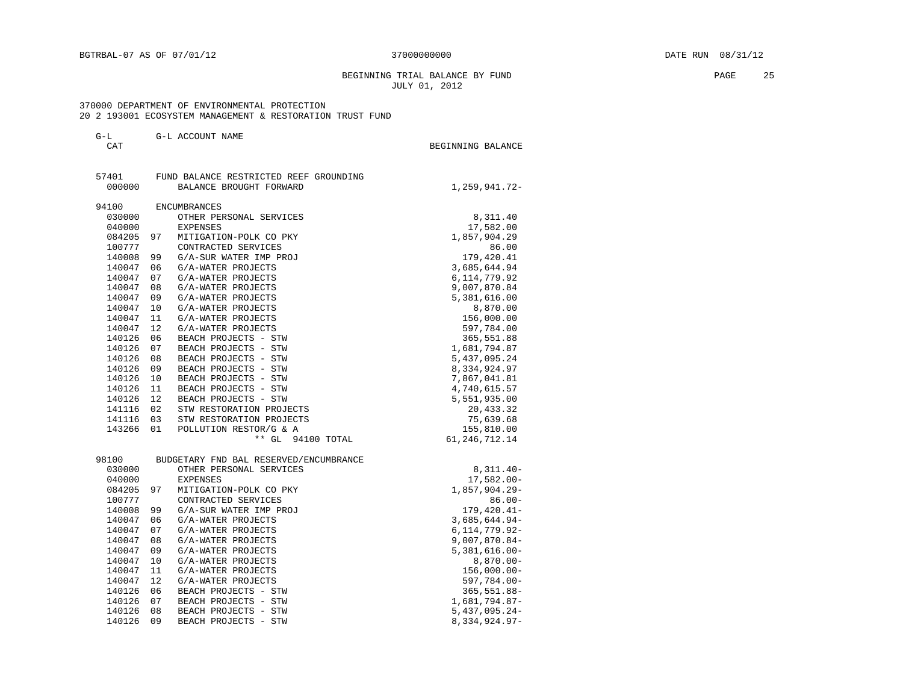BEGINNING TRIAL BALANCE BY FUND
JULY 01, 2012

370000 DEPARTMENT OF ENVIRONMENTAL PROTECTION
20 2 193001 ECOSYSTEM MANAGEMENT & RESTORATION TRUST FUND

| G-L CAT | | G-L ACCOUNT NAME | BEGINNING BALANCE |
|---|---|---|---|
| 57401 | | FUND BALANCE RESTRICTED REEF GROUNDING | |
| 000000 | | BALANCE BROUGHT FORWARD | 1,259,941.72- |
| 94100 | | ENCUMBRANCES | |
| 030000 | | OTHER PERSONAL SERVICES | 8,311.40 |
| 040000 | | EXPENSES | 17,582.00 |
| 084205 | 97 | MITIGATION-POLK CO PKY | 1,857,904.29 |
| 100777 | | CONTRACTED SERVICES | 86.00 |
| 140008 | 99 | G/A-SUR WATER IMP PROJ | 179,420.41 |
| 140047 | 06 | G/A-WATER PROJECTS | 3,685,644.94 |
| 140047 | 07 | G/A-WATER PROJECTS | 6,114,779.92 |
| 140047 | 08 | G/A-WATER PROJECTS | 9,007,870.84 |
| 140047 | 09 | G/A-WATER PROJECTS | 5,381,616.00 |
| 140047 | 10 | G/A-WATER PROJECTS | 8,870.00 |
| 140047 | 11 | G/A-WATER PROJECTS | 156,000.00 |
| 140047 | 12 | G/A-WATER PROJECTS | 597,784.00 |
| 140126 | 06 | BEACH PROJECTS - STW | 365,551.88 |
| 140126 | 07 | BEACH PROJECTS - STW | 1,681,794.87 |
| 140126 | 08 | BEACH PROJECTS - STW | 5,437,095.24 |
| 140126 | 09 | BEACH PROJECTS - STW | 8,334,924.97 |
| 140126 | 10 | BEACH PROJECTS - STW | 7,867,041.81 |
| 140126 | 11 | BEACH PROJECTS - STW | 4,740,615.57 |
| 140126 | 12 | BEACH PROJECTS - STW | 5,551,935.00 |
| 141116 | 02 | STW RESTORATION PROJECTS | 20,433.32 |
| 141116 | 03 | STW RESTORATION PROJECTS | 75,639.68 |
| 143266 | 01 | POLLUTION RESTOR/G & A | 155,810.00 |
| | | ** GL 94100 TOTAL | 61,246,712.14 |
| 98100 | | BUDGETARY FND BAL RESERVED/ENCUMBRANCE | |
| 030000 | | OTHER PERSONAL SERVICES | 8,311.40- |
| 040000 | | EXPENSES | 17,582.00- |
| 084205 | 97 | MITIGATION-POLK CO PKY | 1,857,904.29- |
| 100777 | | CONTRACTED SERVICES | 86.00- |
| 140008 | 99 | G/A-SUR WATER IMP PROJ | 179,420.41- |
| 140047 | 06 | G/A-WATER PROJECTS | 3,685,644.94- |
| 140047 | 07 | G/A-WATER PROJECTS | 6,114,779.92- |
| 140047 | 08 | G/A-WATER PROJECTS | 9,007,870.84- |
| 140047 | 09 | G/A-WATER PROJECTS | 5,381,616.00- |
| 140047 | 10 | G/A-WATER PROJECTS | 8,870.00- |
| 140047 | 11 | G/A-WATER PROJECTS | 156,000.00- |
| 140047 | 12 | G/A-WATER PROJECTS | 597,784.00- |
| 140126 | 06 | BEACH PROJECTS - STW | 365,551.88- |
| 140126 | 07 | BEACH PROJECTS - STW | 1,681,794.87- |
| 140126 | 08 | BEACH PROJECTS - STW | 5,437,095.24- |
| 140126 | 09 | BEACH PROJECTS - STW | 8,334,924.97- |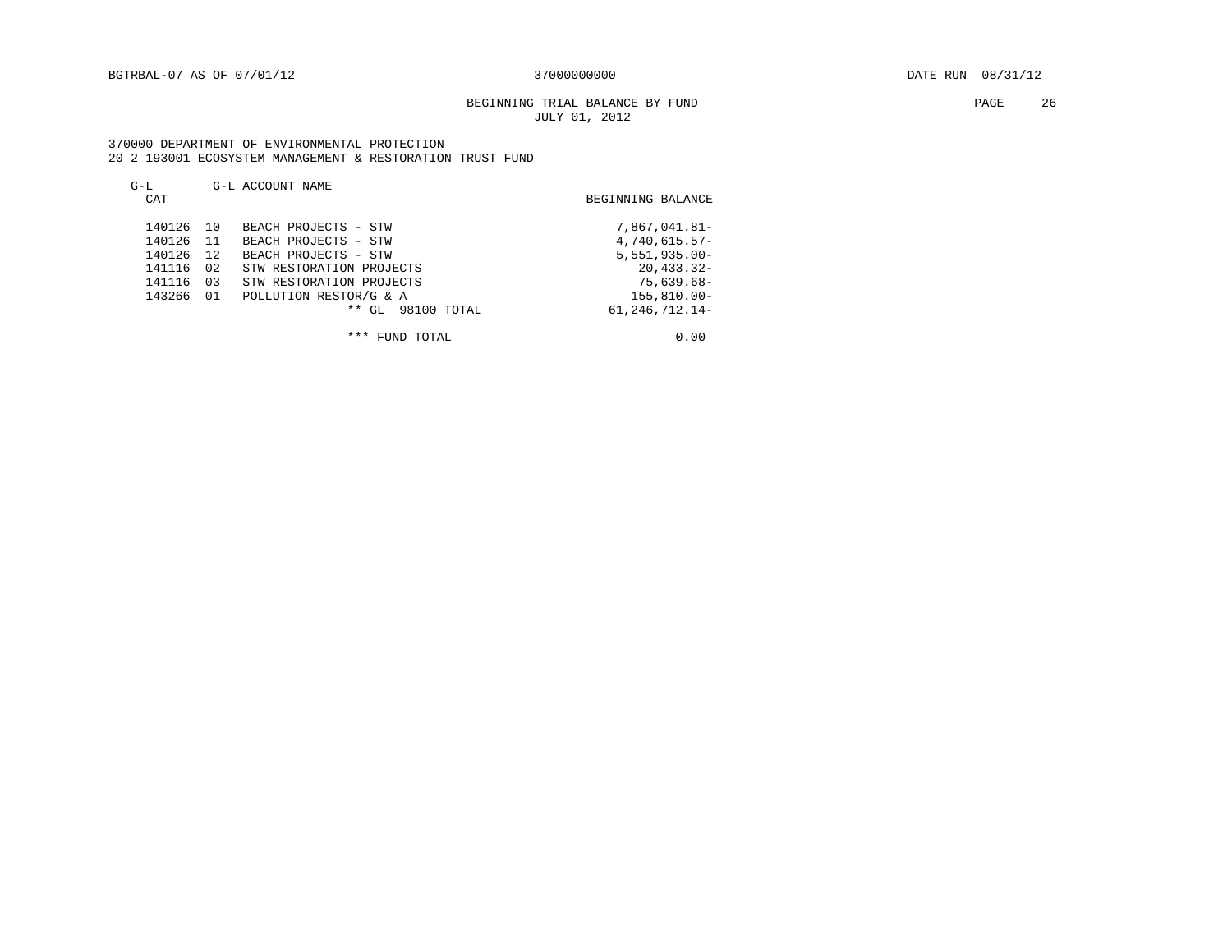BGTRBAL-07 AS OF 07/01/12 37000000000 DATE RUN 08/31/12

BEGINNING TRIAL BALANCE BY FUND
JULY 01, 2012

370000 DEPARTMENT OF ENVIRONMENTAL PROTECTION
20 2 193001 ECOSYSTEM MANAGEMENT & RESTORATION TRUST FUND

| G-L | CAT | G-L ACCOUNT NAME | BEGINNING BALANCE |
|---|---|---|---|
| 140126 | 10 | BEACH PROJECTS - STW | 7,867,041.81- |
| 140126 | 11 | BEACH PROJECTS - STW | 4,740,615.57- |
| 140126 | 12 | BEACH PROJECTS - STW | 5,551,935.00- |
| 141116 | 02 | STW RESTORATION PROJECTS | 20,433.32- |
| 141116 | 03 | STW RESTORATION PROJECTS | 75,639.68- |
| 143266 | 01 | POLLUTION RESTOR/G & A | 155,810.00- |
| | | ** GL 98100 TOTAL | 61,246,712.14- |
| | | *** FUND TOTAL | 0.00 |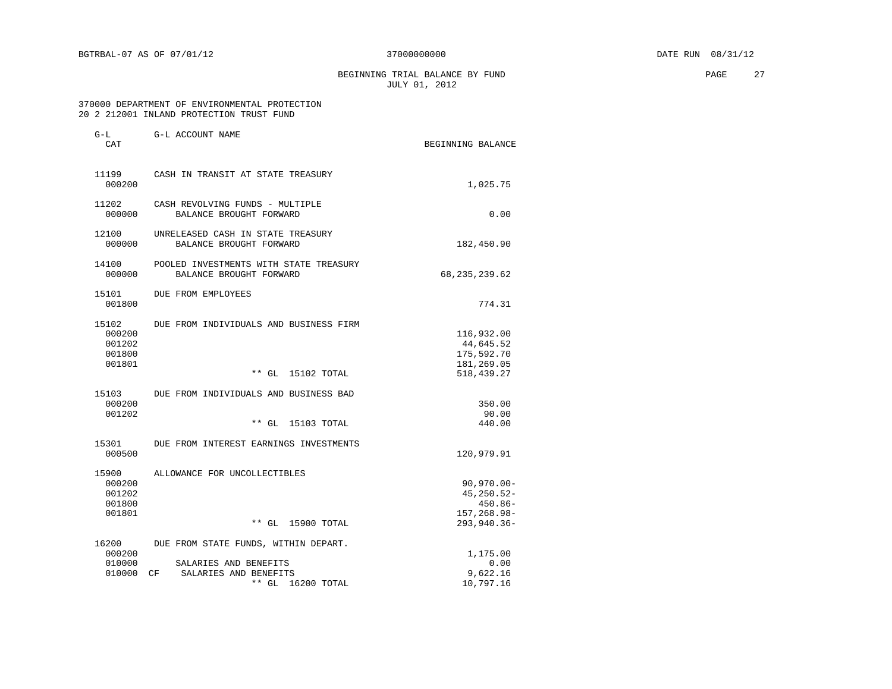BGTRBAL-07 AS OF 07/01/12 37000000000 DATE RUN 08/31/12

BEGINNING TRIAL BALANCE BY FUND
JULY 01, 2012

370000 DEPARTMENT OF ENVIRONMENTAL PROTECTION
20 2 212001 INLAND PROTECTION TRUST FUND

| G-L CAT | G-L ACCOUNT NAME | BEGINNING BALANCE |
|---|---|---|
| 11199 | CASH IN TRANSIT AT STATE TREASURY | |
| 000200 | | 1,025.75 |
| 11202 | CASH REVOLVING FUNDS - MULTIPLE | |
| 000000 | BALANCE BROUGHT FORWARD | 0.00 |
| 12100 | UNRELEASED CASH IN STATE TREASURY | |
| 000000 | BALANCE BROUGHT FORWARD | 182,450.90 |
| 14100 | POOLED INVESTMENTS WITH STATE TREASURY | |
| 000000 | BALANCE BROUGHT FORWARD | 68,235,239.62 |
| 15101 | DUE FROM EMPLOYEES | |
| 001800 | | 774.31 |
| 15102 | DUE FROM INDIVIDUALS AND BUSINESS FIRM | |
| 000200 | | 116,932.00 |
| 001202 | | 44,645.52 |
| 001800 | | 175,592.70 |
| 001801 | | 181,269.05 |
| | ** GL 15102 TOTAL | 518,439.27 |
| 15103 | DUE FROM INDIVIDUALS AND BUSINESS BAD | |
| 000200 | | 350.00 |
| 001202 | | 90.00 |
| | ** GL 15103 TOTAL | 440.00 |
| 15301 | DUE FROM INTEREST EARNINGS INVESTMENTS | |
| 000500 | | 120,979.91 |
| 15900 | ALLOWANCE FOR UNCOLLECTIBLES | |
| 000200 | | 90,970.00- |
| 001202 | | 45,250.52- |
| 001800 | | 450.86- |
| 001801 | | 157,268.98- |
| | ** GL 15900 TOTAL | 293,940.36- |
| 16200 | DUE FROM STATE FUNDS, WITHIN DEPART. | |
| 000200 | | 1,175.00 |
| 010000 | SALARIES AND BENEFITS | 0.00 |
| 010000 CF | SALARIES AND BENEFITS | 9,622.16 |
| | ** GL 16200 TOTAL | 10,797.16 |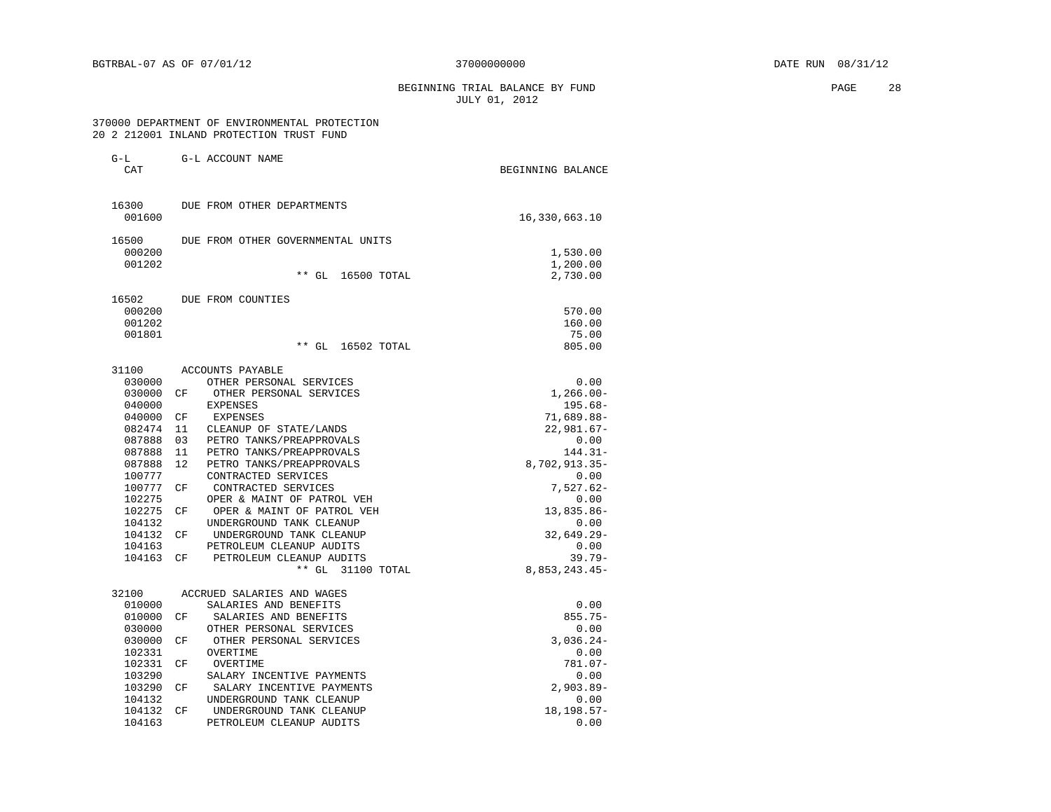BGTRBAL-07 AS OF 07/01/12 — 37000000000 — DATE RUN 08/31/12

BEGINNING TRIAL BALANCE BY FUND
JULY 01, 2012

370000 DEPARTMENT OF ENVIRONMENTAL PROTECTION
20 2 212001 INLAND PROTECTION TRUST FUND

| G-L CAT | | G-L ACCOUNT NAME | BEGINNING BALANCE |
|---|---|---|---|
| 16300 | | DUE FROM OTHER DEPARTMENTS | |
| 001600 | | | 16,330,663.10 |
| 16500 | | DUE FROM OTHER GOVERNMENTAL UNITS | |
| 000200 | | | 1,530.00 |
| 001202 | | | 1,200.00 |
| | | ** GL 16500 TOTAL | 2,730.00 |
| 16502 | | DUE FROM COUNTIES | |
| 000200 | | | 570.00 |
| 001202 | | | 160.00 |
| 001801 | | | 75.00 |
| | | ** GL 16502 TOTAL | 805.00 |
| 31100 | | ACCOUNTS PAYABLE | |
| 030000 | | OTHER PERSONAL SERVICES | 0.00 |
| 030000 | CF | OTHER PERSONAL SERVICES | 1,266.00- |
| 040000 | | EXPENSES | 195.68- |
| 040000 | CF | EXPENSES | 71,689.88- |
| 082474 | 11 | CLEANUP OF STATE/LANDS | 22,981.67- |
| 087888 | 03 | PETRO TANKS/PREAPPROVALS | 0.00 |
| 087888 | 11 | PETRO TANKS/PREAPPROVALS | 144.31- |
| 087888 | 12 | PETRO TANKS/PREAPPROVALS | 8,702,913.35- |
| 100777 | | CONTRACTED SERVICES | 0.00 |
| 100777 | CF | CONTRACTED SERVICES | 7,527.62- |
| 102275 | | OPER & MAINT OF PATROL VEH | 0.00 |
| 102275 | CF | OPER & MAINT OF PATROL VEH | 13,835.86- |
| 104132 | | UNDERGROUND TANK CLEANUP | 0.00 |
| 104132 | CF | UNDERGROUND TANK CLEANUP | 32,649.29- |
| 104163 | | PETROLEUM CLEANUP AUDITS | 0.00 |
| 104163 | CF | PETROLEUM CLEANUP AUDITS | 39.79- |
| | | ** GL 31100 TOTAL | 8,853,243.45- |
| 32100 | | ACCRUED SALARIES AND WAGES | |
| 010000 | | SALARIES AND BENEFITS | 0.00 |
| 010000 | CF | SALARIES AND BENEFITS | 855.75- |
| 030000 | | OTHER PERSONAL SERVICES | 0.00 |
| 030000 | CF | OTHER PERSONAL SERVICES | 3,036.24- |
| 102331 | | OVERTIME | 0.00 |
| 102331 | CF | OVERTIME | 781.07- |
| 103290 | | SALARY INCENTIVE PAYMENTS | 0.00 |
| 103290 | CF | SALARY INCENTIVE PAYMENTS | 2,903.89- |
| 104132 | | UNDERGROUND TANK CLEANUP | 0.00 |
| 104132 | CF | UNDERGROUND TANK CLEANUP | 18,198.57- |
| 104163 | | PETROLEUM CLEANUP AUDITS | 0.00 |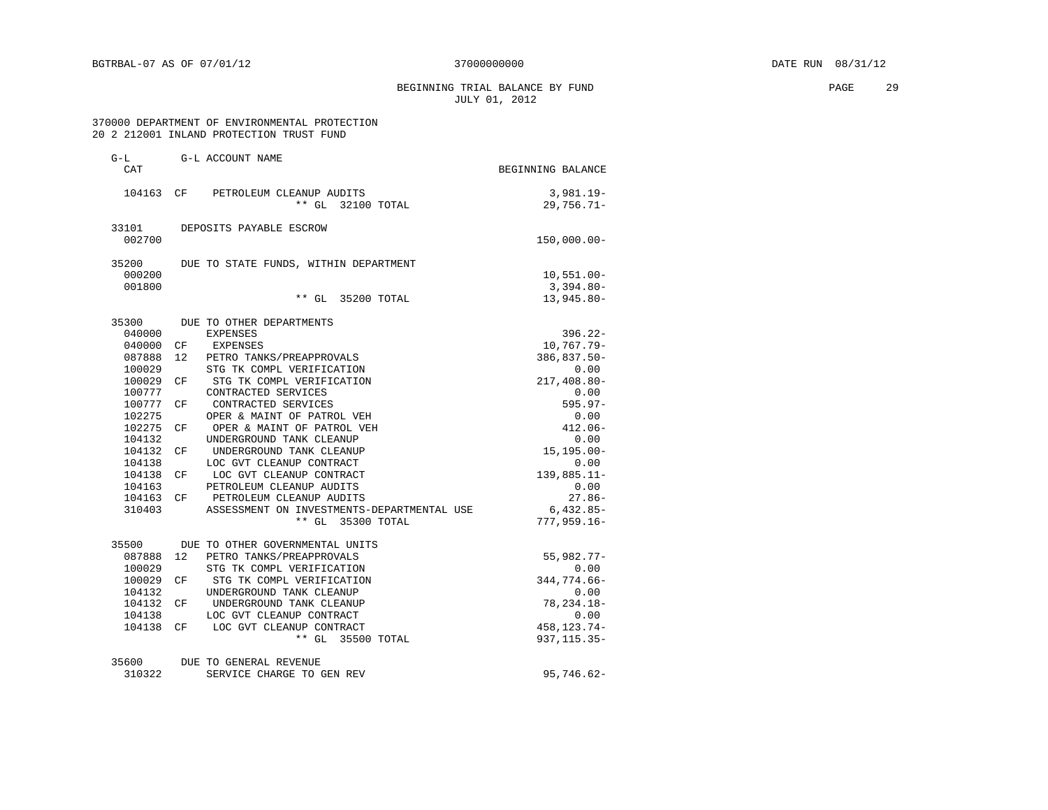BGTRBAL-07 AS OF 07/01/12 37000000000 DATE RUN 08/31/12

BEGINNING TRIAL BALANCE BY FUND
JULY 01, 2012

370000 DEPARTMENT OF ENVIRONMENTAL PROTECTION
20 2 212001 INLAND PROTECTION TRUST FUND

| G-L CAT | | G-L ACCOUNT NAME | BEGINNING BALANCE |
|---|---|---|---|
| 104163 | CF | PETROLEUM CLEANUP AUDITS | 3,981.19- |
| | | ** GL 32100 TOTAL | 29,756.71- |
| 33101 | | DEPOSITS PAYABLE ESCROW | |
| 002700 | | | 150,000.00- |
| 35200 | | DUE TO STATE FUNDS, WITHIN DEPARTMENT | |
| 000200 | | | 10,551.00- |
| 001800 | | | 3,394.80- |
| | | ** GL 35200 TOTAL | 13,945.80- |
| 35300 | | DUE TO OTHER DEPARTMENTS | |
| 040000 | | EXPENSES | 396.22- |
| 040000 | CF | EXPENSES | 10,767.79- |
| 087888 | 12 | PETRO TANKS/PREAPPROVALS | 386,837.50- |
| 100029 | | STG TK COMPL VERIFICATION | 0.00 |
| 100029 | CF | STG TK COMPL VERIFICATION | 217,408.80- |
| 100777 | | CONTRACTED SERVICES | 0.00 |
| 100777 | CF | CONTRACTED SERVICES | 595.97- |
| 102275 | | OPER & MAINT OF PATROL VEH | 0.00 |
| 102275 | CF | OPER & MAINT OF PATROL VEH | 412.06- |
| 104132 | | UNDERGROUND TANK CLEANUP | 0.00 |
| 104132 | CF | UNDERGROUND TANK CLEANUP | 15,195.00- |
| 104138 | | LOC GVT CLEANUP CONTRACT | 0.00 |
| 104138 | CF | LOC GVT CLEANUP CONTRACT | 139,885.11- |
| 104163 | | PETROLEUM CLEANUP AUDITS | 0.00 |
| 104163 | CF | PETROLEUM CLEANUP AUDITS | 27.86- |
| 310403 | | ASSESSMENT ON INVESTMENTS-DEPARTMENTAL USE | 6,432.85- |
| | | ** GL 35300 TOTAL | 777,959.16- |
| 35500 | | DUE TO OTHER GOVERNMENTAL UNITS | |
| 087888 | 12 | PETRO TANKS/PREAPPROVALS | 55,982.77- |
| 100029 | | STG TK COMPL VERIFICATION | 0.00 |
| 100029 | CF | STG TK COMPL VERIFICATION | 344,774.66- |
| 104132 | | UNDERGROUND TANK CLEANUP | 0.00 |
| 104132 | CF | UNDERGROUND TANK CLEANUP | 78,234.18- |
| 104138 | | LOC GVT CLEANUP CONTRACT | 0.00 |
| 104138 | CF | LOC GVT CLEANUP CONTRACT | 458,123.74- |
| | | ** GL 35500 TOTAL | 937,115.35- |
| 35600 | | DUE TO GENERAL REVENUE | |
| 310322 | | SERVICE CHARGE TO GEN REV | 95,746.62- |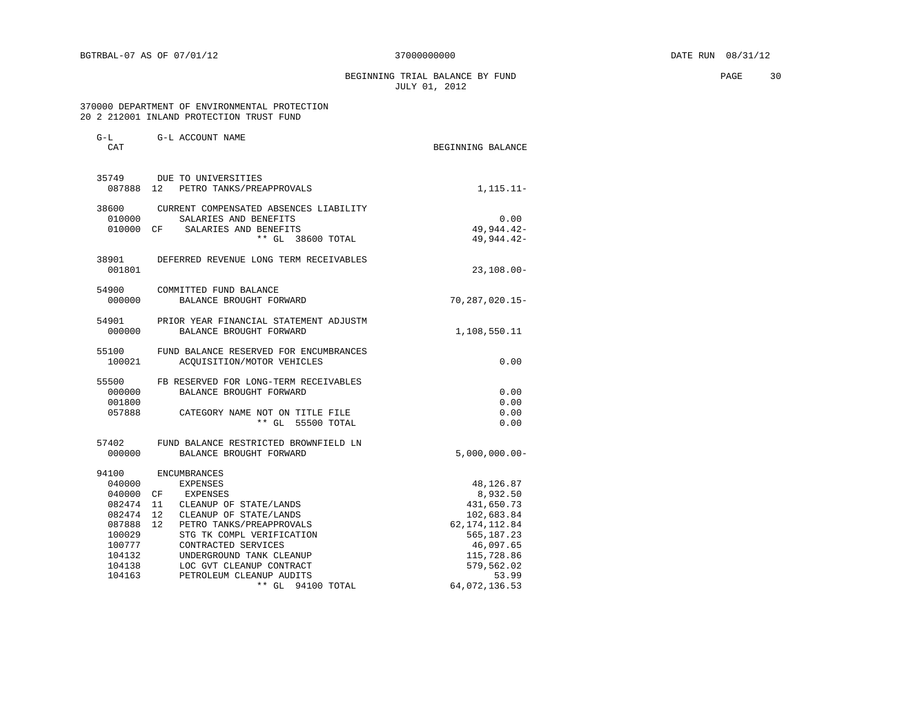BGTRBAL-07 AS OF 07/01/12 37000000000 DATE RUN 08/31/12

BEGINNING TRIAL BALANCE BY FUND
JULY 01, 2012

370000 DEPARTMENT OF ENVIRONMENTAL PROTECTION
20 2 212001 INLAND PROTECTION TRUST FUND

| G-L CAT | | G-L ACCOUNT NAME | BEGINNING BALANCE |
|---|---|---|---|
| 35749 | | DUE TO UNIVERSITIES | |
| 087888 | 12 | PETRO TANKS/PREAPPROVALS | 1,115.11- |
| 38600 | | CURRENT COMPENSATED ABSENCES LIABILITY | |
| 010000 | | SALARIES AND BENEFITS | 0.00 |
| 010000 | CF | SALARIES AND BENEFITS | 49,944.42- |
| | | ** GL 38600 TOTAL | 49,944.42- |
| 38901 | | DEFERRED REVENUE LONG TERM RECEIVABLES | |
| 001801 | | | 23,108.00- |
| 54900 | | COMMITTED FUND BALANCE | |
| 000000 | | BALANCE BROUGHT FORWARD | 70,287,020.15- |
| 54901 | | PRIOR YEAR FINANCIAL STATEMENT ADJUSTM | |
| 000000 | | BALANCE BROUGHT FORWARD | 1,108,550.11 |
| 55100 | | FUND BALANCE RESERVED FOR ENCUMBRANCES | |
| 100021 | | ACQUISITION/MOTOR VEHICLES | 0.00 |
| 55500 | | FB RESERVED FOR LONG-TERM RECEIVABLES | |
| 000000 | | BALANCE BROUGHT FORWARD | 0.00 |
| 001800 | | | 0.00 |
| 057888 | | CATEGORY NAME NOT ON TITLE FILE | 0.00 |
| | | ** GL 55500 TOTAL | 0.00 |
| 57402 | | FUND BALANCE RESTRICTED BROWNFIELD LN | |
| 000000 | | BALANCE BROUGHT FORWARD | 5,000,000.00- |
| 94100 | | ENCUMBRANCES | |
| 040000 | | EXPENSES | 48,126.87 |
| 040000 | CF | EXPENSES | 8,932.50 |
| 082474 | 11 | CLEANUP OF STATE/LANDS | 431,650.73 |
| 082474 | 12 | CLEANUP OF STATE/LANDS | 102,683.84 |
| 087888 | 12 | PETRO TANKS/PREAPPROVALS | 62,174,112.84 |
| 100029 | | STG TK COMPL VERIFICATION | 565,187.23 |
| 100777 | | CONTRACTED SERVICES | 46,097.65 |
| 104132 | | UNDERGROUND TANK CLEANUP | 115,728.86 |
| 104138 | | LOC GVT CLEANUP CONTRACT | 579,562.02 |
| 104163 | | PETROLEUM CLEANUP AUDITS | 53.99 |
| | | ** GL 94100 TOTAL | 64,072,136.53 |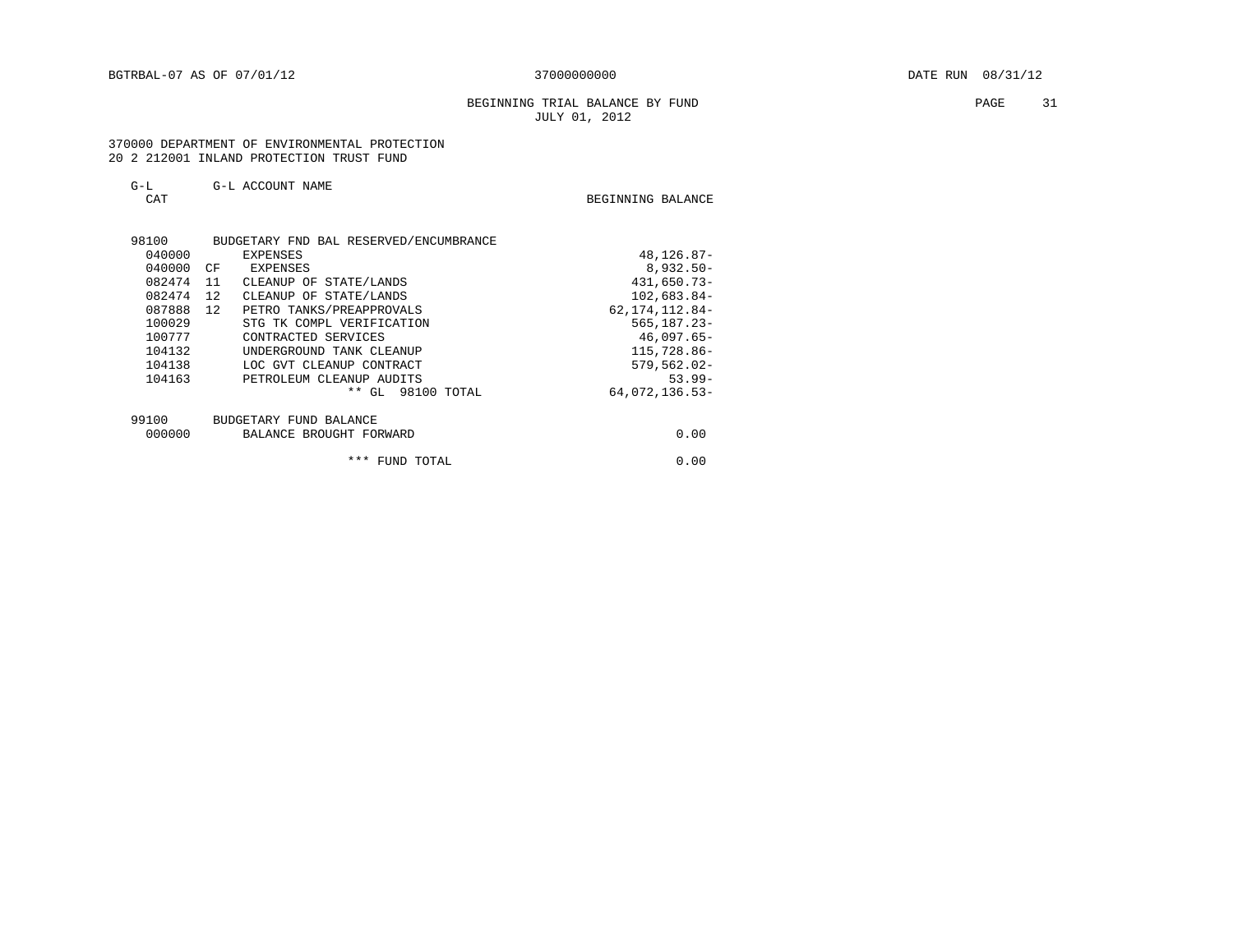BGTRBAL-07 AS OF 07/01/12 37000000000 DATE RUN 08/31/12

BEGINNING TRIAL BALANCE BY FUND
JULY 01, 2012

370000 DEPARTMENT OF ENVIRONMENTAL PROTECTION
20 2 212001 INLAND PROTECTION TRUST FUND

| G-L CAT | | G-L ACCOUNT NAME | BEGINNING BALANCE |
|---|---|---|---|
| 98100 | | BUDGETARY FND BAL RESERVED/ENCUMBRANCE | |
| 040000 | | EXPENSES | 48,126.87- |
| 040000 | CF | EXPENSES | 8,932.50- |
| 082474 | 11 | CLEANUP OF STATE/LANDS | 431,650.73- |
| 082474 | 12 | CLEANUP OF STATE/LANDS | 102,683.84- |
| 087888 | 12 | PETRO TANKS/PREAPPROVALS | 62,174,112.84- |
| 100029 | | STG TK COMPL VERIFICATION | 565,187.23- |
| 100777 | | CONTRACTED SERVICES | 46,097.65- |
| 104132 | | UNDERGROUND TANK CLEANUP | 115,728.86- |
| 104138 | | LOC GVT CLEANUP CONTRACT | 579,562.02- |
| 104163 | | PETROLEUM CLEANUP AUDITS | 53.99- |
| | | ** GL 98100 TOTAL | 64,072,136.53- |
| 99100 | | BUDGETARY FUND BALANCE | |
| 000000 | | BALANCE BROUGHT FORWARD | 0.00 |
| | | *** FUND TOTAL | 0.00 |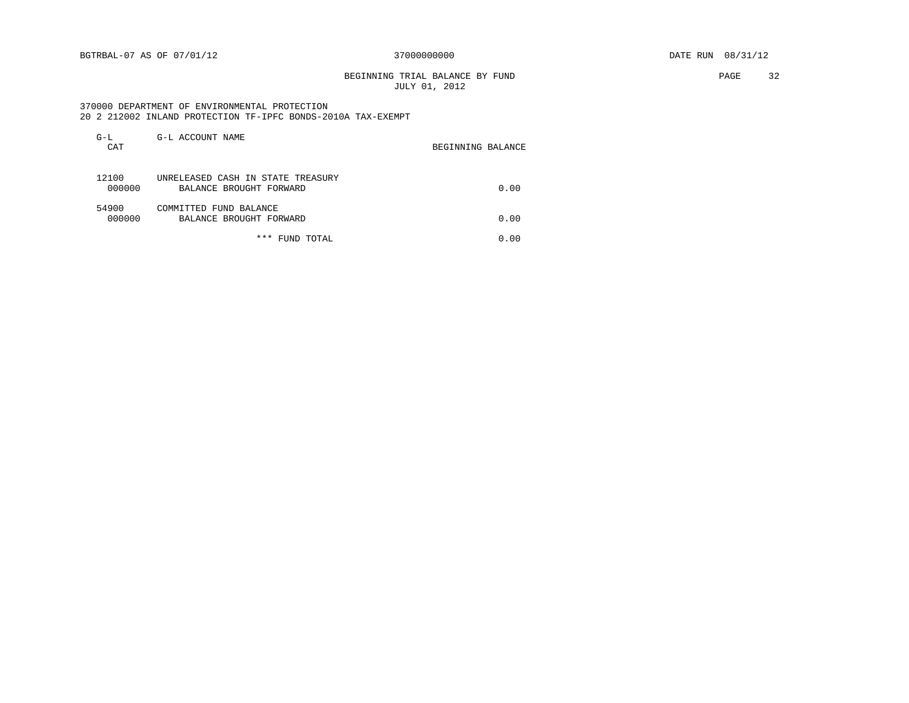BGTRBAL-07 AS OF 07/01/12 37000000000 DATE RUN 08/31/12

BEGINNING TRIAL BALANCE BY FUND
JULY 01, 2012

370000 DEPARTMENT OF ENVIRONMENTAL PROTECTION
20 2 212002 INLAND PROTECTION TF-IPFC BONDS-2010A TAX-EXEMPT

| G-L CAT | G-L ACCOUNT NAME | BEGINNING BALANCE |
|---|---|---|
| 12100 | UNRELEASED CASH IN STATE TREASURY | |
| 000000 | BALANCE BROUGHT FORWARD | 0.00 |
| 54900 | COMMITTED FUND BALANCE | |
| 000000 | BALANCE BROUGHT FORWARD | 0.00 |
| | *** FUND TOTAL | 0.00 |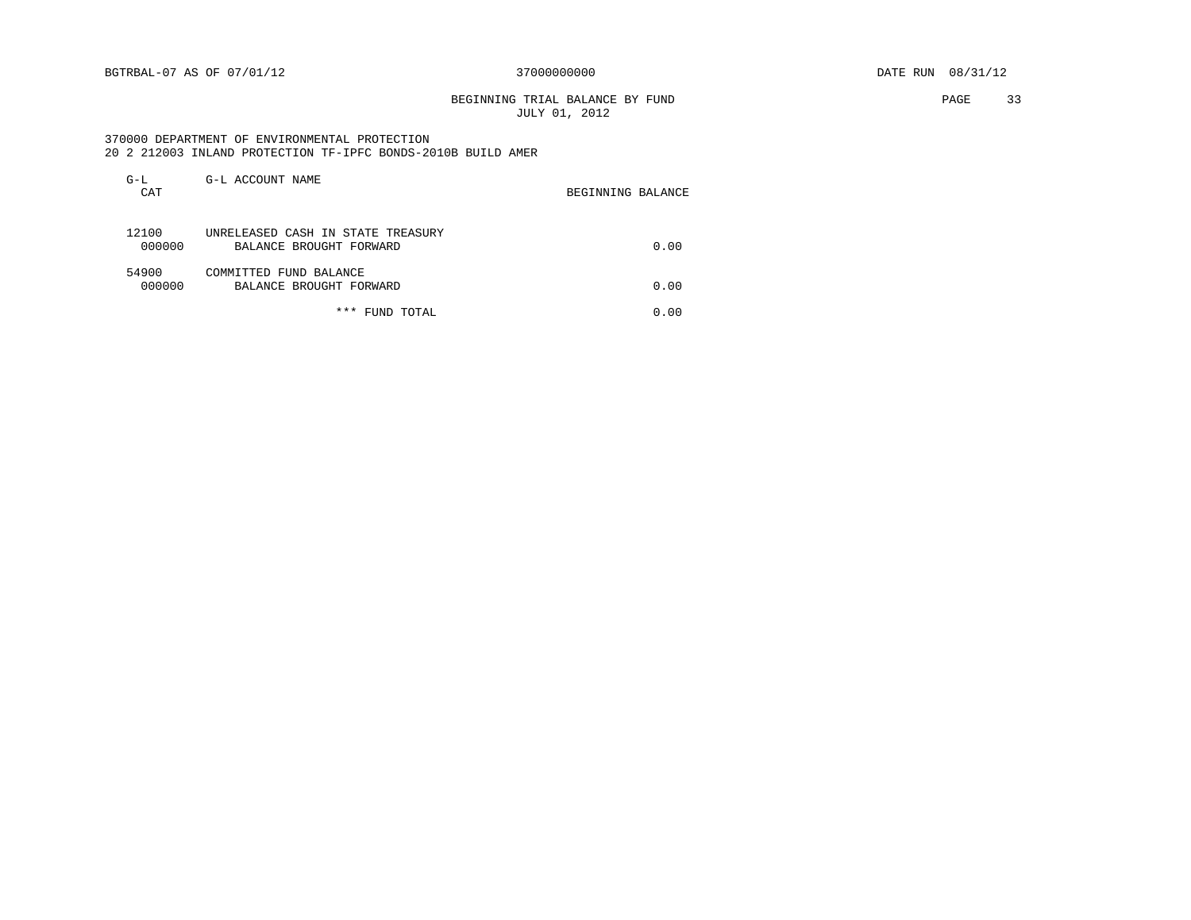BGTRBAL-07 AS OF 07/01/12 37000000000 DATE RUN 08/31/12

BEGINNING TRIAL BALANCE BY FUND
JULY 01, 2012

370000 DEPARTMENT OF ENVIRONMENTAL PROTECTION
20 2 212003 INLAND PROTECTION TF-IPFC BONDS-2010B BUILD AMER

| G-L CAT | G-L ACCOUNT NAME | BEGINNING BALANCE |
|---|---|---|
| 12100 | UNRELEASED CASH IN STATE TREASURY | |
| 000000 | BALANCE BROUGHT FORWARD | 0.00 |
| 54900 | COMMITTED FUND BALANCE | |
| 000000 | BALANCE BROUGHT FORWARD | 0.00 |
| | *** FUND TOTAL | 0.00 |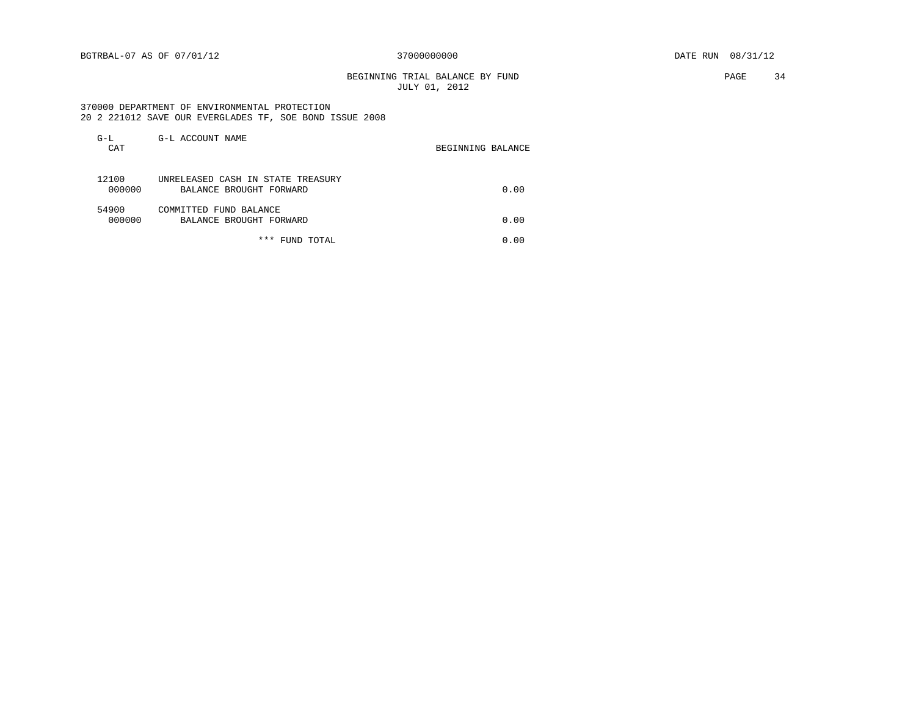BGTRBAL-07 AS OF 07/01/12 37000000000 DATE RUN 08/31/12

BEGINNING TRIAL BALANCE BY FUND
JULY 01, 2012

370000 DEPARTMENT OF ENVIRONMENTAL PROTECTION
20 2 221012 SAVE OUR EVERGLADES TF, SOE BOND ISSUE 2008

| G-L CAT | G-L ACCOUNT NAME | BEGINNING BALANCE |
|---|---|---|
| 12100 | UNRELEASED CASH IN STATE TREASURY | |
| 000000 | BALANCE BROUGHT FORWARD | 0.00 |
| 54900 | COMMITTED FUND BALANCE | |
| 000000 | BALANCE BROUGHT FORWARD | 0.00 |
| | *** FUND TOTAL | 0.00 |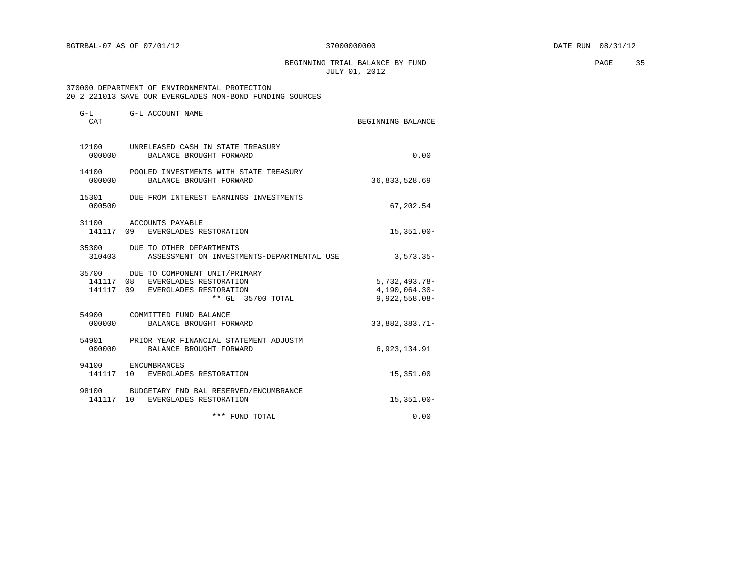BGTRBAL-07 AS OF 07/01/12 37000000000 DATE RUN 08/31/12

BEGINNING TRIAL BALANCE BY FUND
JULY 01, 2012

370000 DEPARTMENT OF ENVIRONMENTAL PROTECTION
20 2 221013 SAVE OUR EVERGLADES NON-BOND FUNDING SOURCES

| G-L CAT | | G-L ACCOUNT NAME | BEGINNING BALANCE |
|---|---|---|---|
| 12100 | | UNRELEASED CASH IN STATE TREASURY | |
| 000000 | | BALANCE BROUGHT FORWARD | 0.00 |
| 14100 | | POOLED INVESTMENTS WITH STATE TREASURY | |
| 000000 | | BALANCE BROUGHT FORWARD | 36,833,528.69 |
| 15301 | | DUE FROM INTEREST EARNINGS INVESTMENTS | |
| 000500 | | | 67,202.54 |
| 31100 | | ACCOUNTS PAYABLE | |
| 141117 | 09 | EVERGLADES RESTORATION | 15,351.00- |
| 35300 | | DUE TO OTHER DEPARTMENTS | |
| 310403 | | ASSESSMENT ON INVESTMENTS-DEPARTMENTAL USE | 3,573.35- |
| 35700 | | DUE TO COMPONENT UNIT/PRIMARY | |
| 141117 | 08 | EVERGLADES RESTORATION | 5,732,493.78- |
| 141117 | 09 | EVERGLADES RESTORATION | 4,190,064.30- |
| | | ** GL 35700 TOTAL | 9,922,558.08- |
| 54900 | | COMMITTED FUND BALANCE | |
| 000000 | | BALANCE BROUGHT FORWARD | 33,882,383.71- |
| 54901 | | PRIOR YEAR FINANCIAL STATEMENT ADJUSTM | |
| 000000 | | BALANCE BROUGHT FORWARD | 6,923,134.91 |
| 94100 | | ENCUMBRANCES | |
| 141117 | 10 | EVERGLADES RESTORATION | 15,351.00 |
| 98100 | | BUDGETARY FND BAL RESERVED/ENCUMBRANCE | |
| 141117 | 10 | EVERGLADES RESTORATION | 15,351.00- |
| | | *** FUND TOTAL | 0.00 |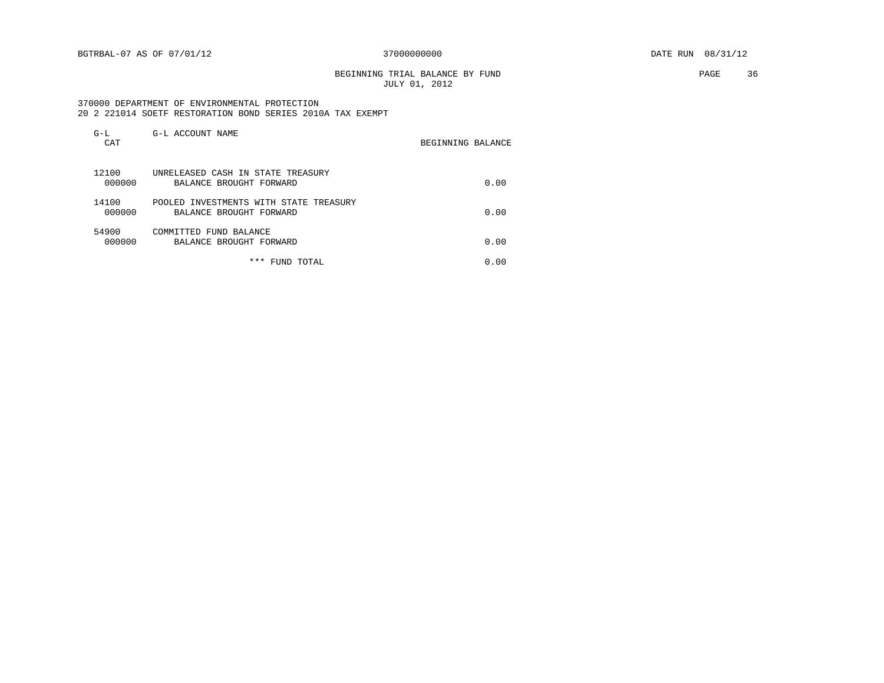BGTRBAL-07 AS OF 07/01/12 37000000000 DATE RUN 08/31/12

BEGINNING TRIAL BALANCE BY FUND
JULY 01, 2012

370000 DEPARTMENT OF ENVIRONMENTAL PROTECTION
20 2 221014 SOETF RESTORATION BOND SERIES 2010A TAX EXEMPT

| G-L CAT | G-L ACCOUNT NAME | BEGINNING BALANCE |
|---|---|---|
| 12100 | UNRELEASED CASH IN STATE TREASURY | |
| 000000 | BALANCE BROUGHT FORWARD | 0.00 |
| 14100 | POOLED INVESTMENTS WITH STATE TREASURY | |
| 000000 | BALANCE BROUGHT FORWARD | 0.00 |
| 54900 | COMMITTED FUND BALANCE | |
| 000000 | BALANCE BROUGHT FORWARD | 0.00 |
| | *** FUND TOTAL | 0.00 |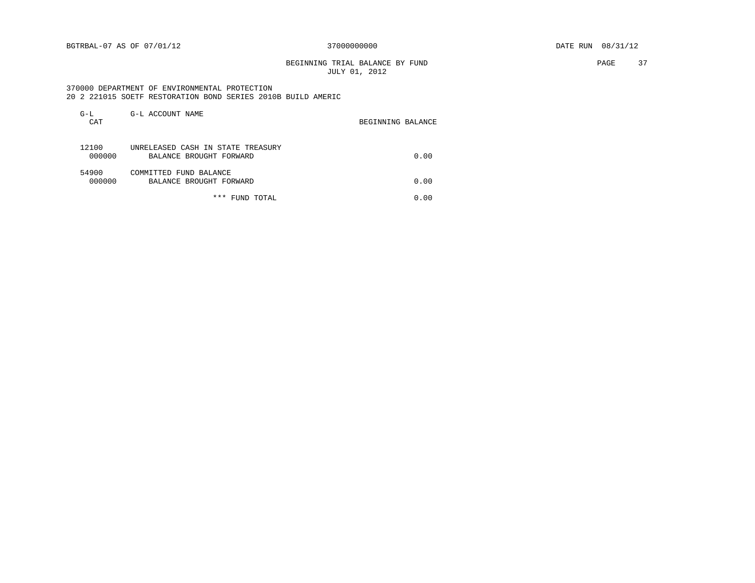BGTRBAL-07 AS OF 07/01/12 37000000000 DATE RUN 08/31/12

BEGINNING TRIAL BALANCE BY FUND
JULY 01, 2012

370000 DEPARTMENT OF ENVIRONMENTAL PROTECTION
20 2 221015 SOETF RESTORATION BOND SERIES 2010B BUILD AMERIC

| G-L CAT | G-L ACCOUNT NAME | BEGINNING BALANCE |
|---|---|---|
| 12100 | UNRELEASED CASH IN STATE TREASURY | |
| 000000 | BALANCE BROUGHT FORWARD | 0.00 |
| 54900 | COMMITTED FUND BALANCE | |
| 000000 | BALANCE BROUGHT FORWARD | 0.00 |
| | *** FUND TOTAL | 0.00 |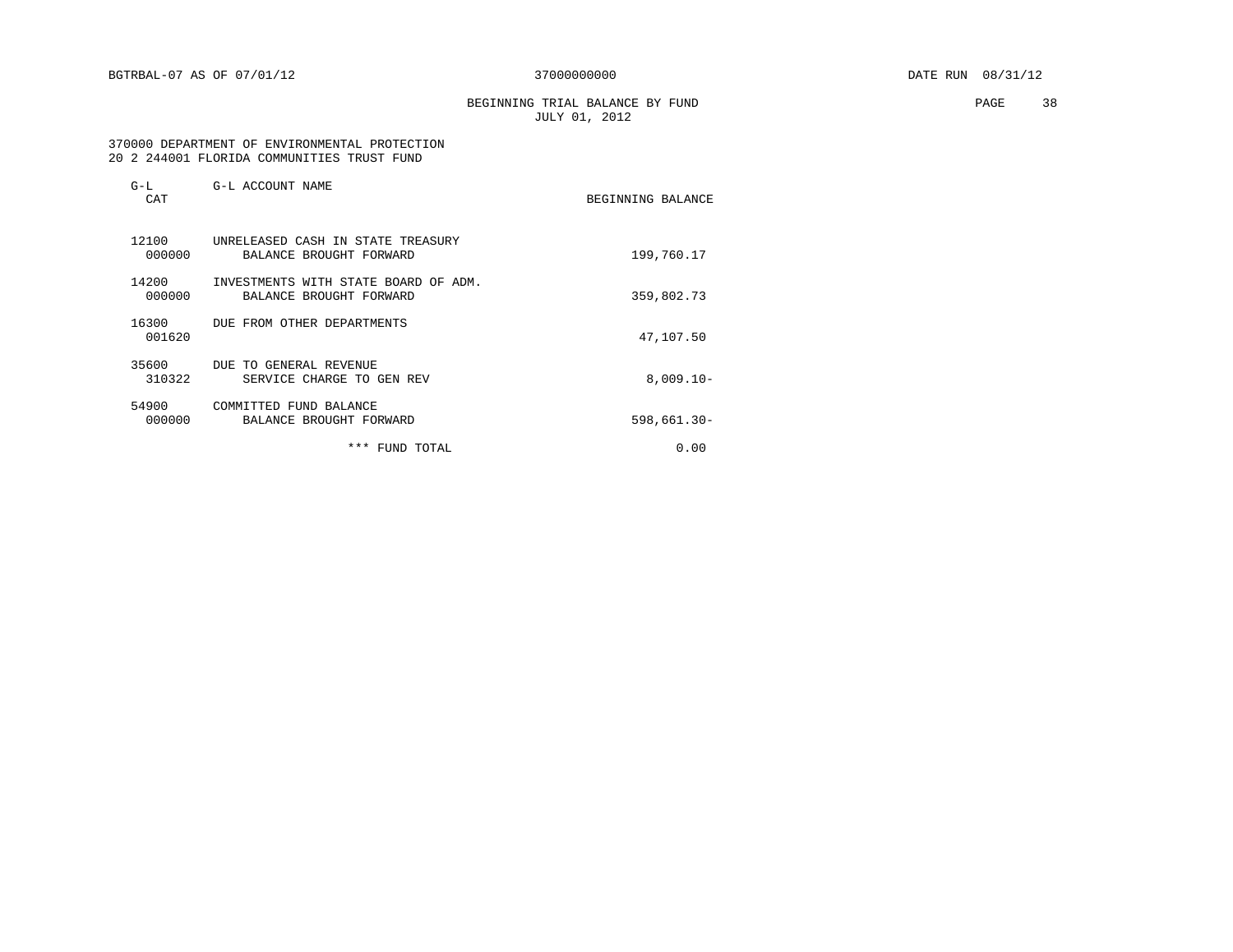BGTRBAL-07 AS OF 07/01/12 37000000000 DATE RUN 08/31/12

BEGINNING TRIAL BALANCE BY FUND
JULY 01, 2012

370000 DEPARTMENT OF ENVIRONMENTAL PROTECTION
20 2 244001 FLORIDA COMMUNITIES TRUST FUND

| G-L CAT | G-L ACCOUNT NAME | BEGINNING BALANCE |
|---|---|---|
| 12100 | UNRELEASED CASH IN STATE TREASURY | |
| 000000 | BALANCE BROUGHT FORWARD | 199,760.17 |
| 14200 | INVESTMENTS WITH STATE BOARD OF ADM. | |
| 000000 | BALANCE BROUGHT FORWARD | 359,802.73 |
| 16300 | DUE FROM OTHER DEPARTMENTS | |
| 001620 | | 47,107.50 |
| 35600 | DUE TO GENERAL REVENUE | |
| 310322 | SERVICE CHARGE TO GEN REV | 8,009.10- |
| 54900 | COMMITTED FUND BALANCE | |
| 000000 | BALANCE BROUGHT FORWARD | 598,661.30- |
| | *** FUND TOTAL | 0.00 |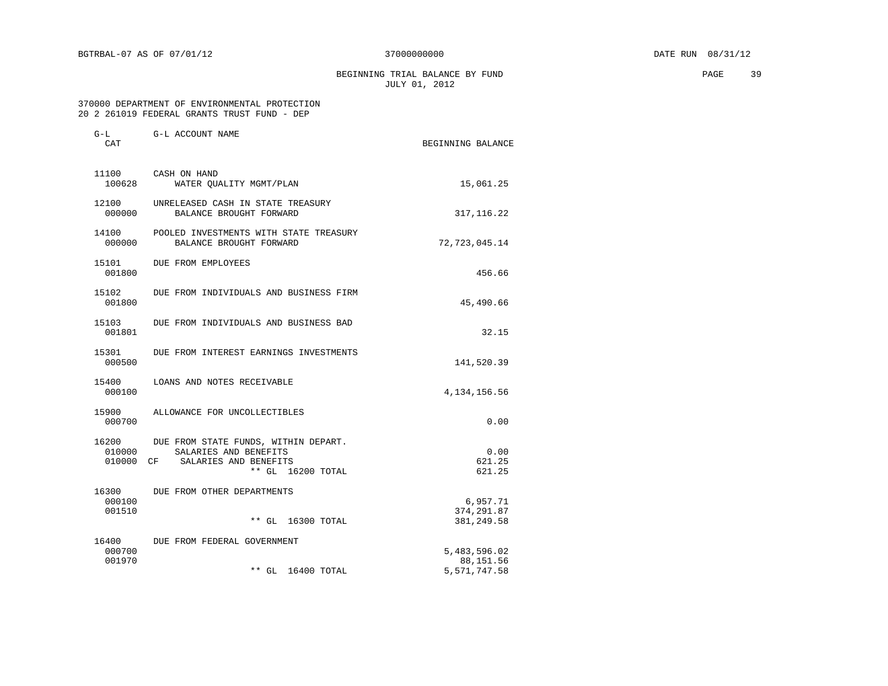BGTRBAL-07 AS OF 07/01/12 37000000000 DATE RUN 08/31/12

BEGINNING TRIAL BALANCE BY FUND
JULY 01, 2012

370000 DEPARTMENT OF ENVIRONMENTAL PROTECTION
20 2 261019 FEDERAL GRANTS TRUST FUND - DEP

| G-L CAT | G-L ACCOUNT NAME | BEGINNING BALANCE |
|---|---|---|
| 11100 | CASH ON HAND | |
| 100628 | WATER QUALITY MGMT/PLAN | 15,061.25 |
| 12100 | UNRELEASED CASH IN STATE TREASURY | |
| 000000 | BALANCE BROUGHT FORWARD | 317,116.22 |
| 14100 | POOLED INVESTMENTS WITH STATE TREASURY | |
| 000000 | BALANCE BROUGHT FORWARD | 72,723,045.14 |
| 15101 | DUE FROM EMPLOYEES | |
| 001800 | | 456.66 |
| 15102 | DUE FROM INDIVIDUALS AND BUSINESS FIRM | |
| 001800 | | 45,490.66 |
| 15103 | DUE FROM INDIVIDUALS AND BUSINESS BAD | |
| 001801 | | 32.15 |
| 15301 | DUE FROM INTEREST EARNINGS INVESTMENTS | |
| 000500 | | 141,520.39 |
| 15400 | LOANS AND NOTES RECEIVABLE | |
| 000100 | | 4,134,156.56 |
| 15900 | ALLOWANCE FOR UNCOLLECTIBLES | |
| 000700 | | 0.00 |
| 16200 | DUE FROM STATE FUNDS, WITHIN DEPART. | |
| 010000 | SALARIES AND BENEFITS | 0.00 |
| 010000 CF | SALARIES AND BENEFITS | 621.25 |
| | ** GL 16200 TOTAL | 621.25 |
| 16300 | DUE FROM OTHER DEPARTMENTS | |
| 000100 | | 6,957.71 |
| 001510 | | 374,291.87 |
| | ** GL 16300 TOTAL | 381,249.58 |
| 16400 | DUE FROM FEDERAL GOVERNMENT | |
| 000700 | | 5,483,596.02 |
| 001970 | | 88,151.56 |
| | ** GL 16400 TOTAL | 5,571,747.58 |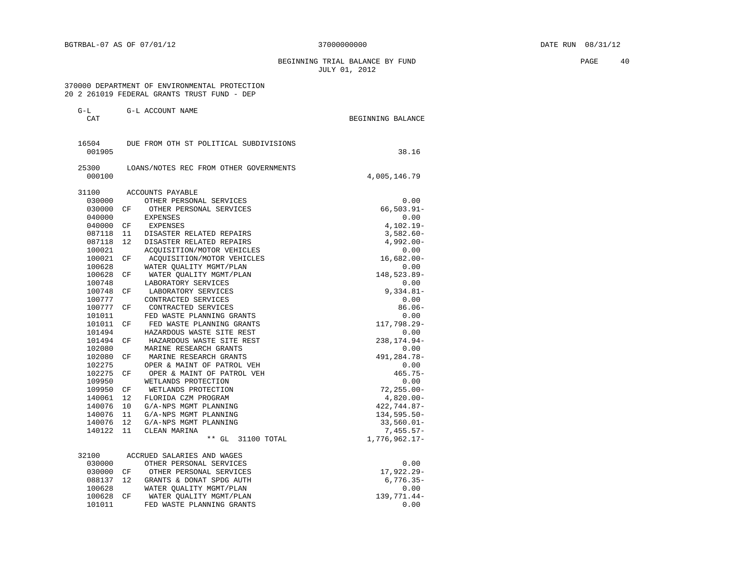BGTRBAL-07 AS OF 07/01/12 — 37000000000 — DATE RUN 08/31/12

BEGINNING TRIAL BALANCE BY FUND
JULY 01, 2012

370000 DEPARTMENT OF ENVIRONMENTAL PROTECTION
20 2 261019 FEDERAL GRANTS TRUST FUND - DEP

| G-L CAT | | G-L ACCOUNT NAME | BEGINNING BALANCE |
|---|---|---|---|
| 16504 | | DUE FROM OTH ST POLITICAL SUBDIVISIONS | |
| 001905 | | | 38.16 |
| 25300 | | LOANS/NOTES REC FROM OTHER GOVERNMENTS | |
| 000100 | | | 4,005,146.79 |
| 31100 | | ACCOUNTS PAYABLE | |
| 030000 | | OTHER PERSONAL SERVICES | 0.00 |
| 030000 | CF | OTHER PERSONAL SERVICES | 66,503.91- |
| 040000 | | EXPENSES | 0.00 |
| 040000 | CF | EXPENSES | 4,102.19- |
| 087118 | 11 | DISASTER RELATED REPAIRS | 3,582.60- |
| 087118 | 12 | DISASTER RELATED REPAIRS | 4,992.00- |
| 100021 | | ACQUISITION/MOTOR VEHICLES | 0.00 |
| 100021 | CF | ACQUISITION/MOTOR VEHICLES | 16,682.00- |
| 100628 | | WATER QUALITY MGMT/PLAN | 0.00 |
| 100628 | CF | WATER QUALITY MGMT/PLAN | 148,523.89- |
| 100748 | | LABORATORY SERVICES | 0.00 |
| 100748 | CF | LABORATORY SERVICES | 9,334.81- |
| 100777 | | CONTRACTED SERVICES | 0.00 |
| 100777 | CF | CONTRACTED SERVICES | 86.06- |
| 101011 | | FED WASTE PLANNING GRANTS | 0.00 |
| 101011 | CF | FED WASTE PLANNING GRANTS | 117,798.29- |
| 101494 | | HAZARDOUS WASTE SITE REST | 0.00 |
| 101494 | CF | HAZARDOUS WASTE SITE REST | 238,174.94- |
| 102080 | | MARINE RESEARCH GRANTS | 0.00 |
| 102080 | CF | MARINE RESEARCH GRANTS | 491,284.78- |
| 102275 | | OPER & MAINT OF PATROL VEH | 0.00 |
| 102275 | CF | OPER & MAINT OF PATROL VEH | 465.75- |
| 109950 | | WETLANDS PROTECTION | 0.00 |
| 109950 | CF | WETLANDS PROTECTION | 72,255.00- |
| 140061 | 12 | FLORIDA CZM PROGRAM | 4,820.00- |
| 140076 | 10 | G/A-NPS MGMT PLANNING | 422,744.87- |
| 140076 | 11 | G/A-NPS MGMT PLANNING | 134,595.50- |
| 140076 | 12 | G/A-NPS MGMT PLANNING | 33,560.01- |
| 140122 | 11 | CLEAN MARINA | 7,455.57- |
| | | ** GL 31100 TOTAL | 1,776,962.17- |
| 32100 | | ACCRUED SALARIES AND WAGES | |
| 030000 | | OTHER PERSONAL SERVICES | 0.00 |
| 030000 | CF | OTHER PERSONAL SERVICES | 17,922.29- |
| 088137 | 12 | GRANTS & DONAT SPDG AUTH | 6,776.35- |
| 100628 | | WATER QUALITY MGMT/PLAN | 0.00 |
| 100628 | CF | WATER QUALITY MGMT/PLAN | 139,771.44- |
| 101011 | | FED WASTE PLANNING GRANTS | 0.00 |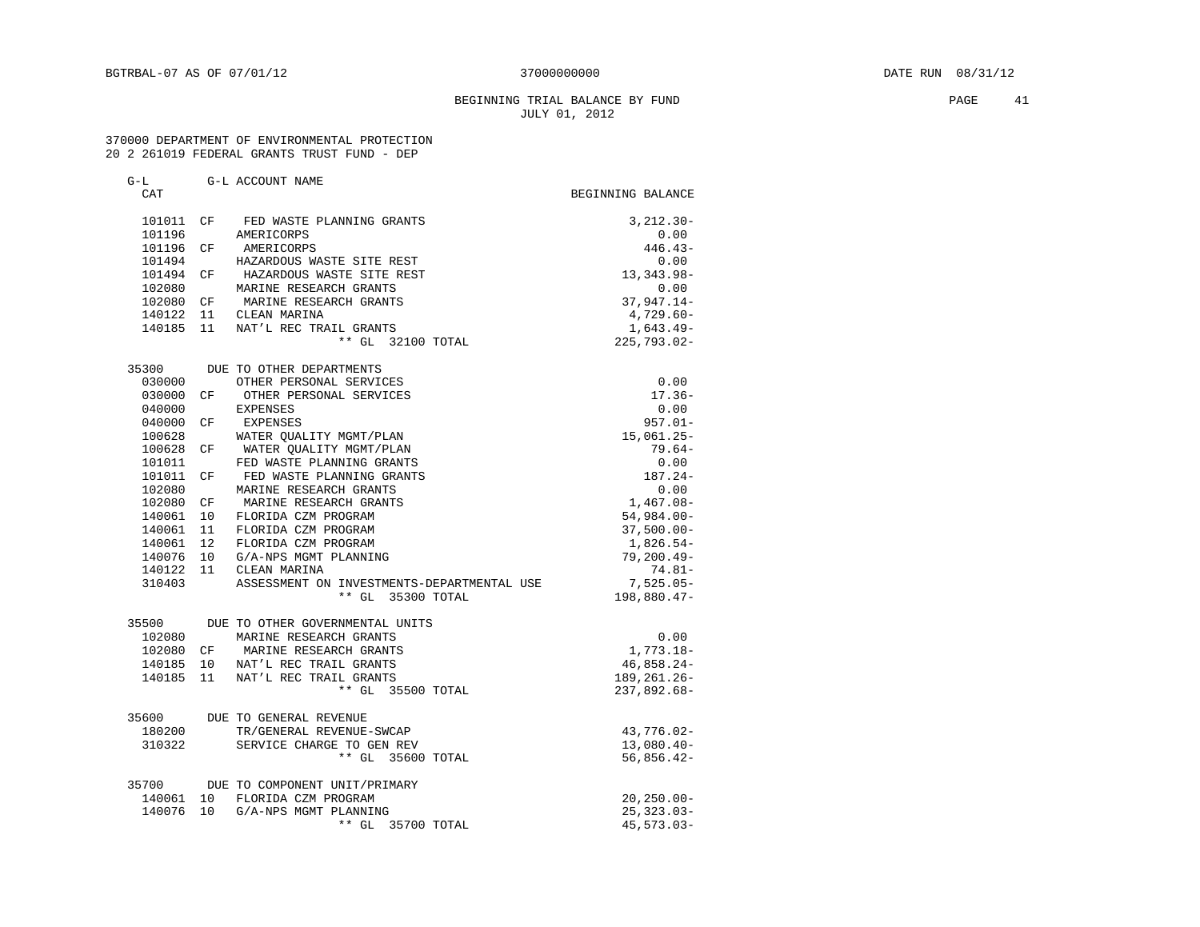BGTRBAL-07 AS OF 07/01/12 37000000000 DATE RUN 08/31/12

BEGINNING TRIAL BALANCE BY FUND
JULY 01, 2012

370000 DEPARTMENT OF ENVIRONMENTAL PROTECTION
20 2 261019 FEDERAL GRANTS TRUST FUND - DEP

| G-L | CAT | G-L ACCOUNT NAME | BEGINNING BALANCE |
|---|---|---|---|
| 101011 | CF | FED WASTE PLANNING GRANTS | 3,212.30- |
| 101196 | | AMERICORPS | 0.00 |
| 101196 | CF | AMERICORPS | 446.43- |
| 101494 | | HAZARDOUS WASTE SITE REST | 0.00 |
| 101494 | CF | HAZARDOUS WASTE SITE REST | 13,343.98- |
| 102080 | | MARINE RESEARCH GRANTS | 0.00 |
| 102080 | CF | MARINE RESEARCH GRANTS | 37,947.14- |
| 140122 | 11 | CLEAN MARINA | 4,729.60- |
| 140185 | 11 | NAT'L REC TRAIL GRANTS | 1,643.49- |
| | | ** GL 32100 TOTAL | 225,793.02- |
| 35300 | | DUE TO OTHER DEPARTMENTS | |
| 030000 | | OTHER PERSONAL SERVICES | 0.00 |
| 030000 | CF | OTHER PERSONAL SERVICES | 17.36- |
| 040000 | | EXPENSES | 0.00 |
| 040000 | CF | EXPENSES | 957.01- |
| 100628 | | WATER QUALITY MGMT/PLAN | 15,061.25- |
| 100628 | CF | WATER QUALITY MGMT/PLAN | 79.64- |
| 101011 | | FED WASTE PLANNING GRANTS | 0.00 |
| 101011 | CF | FED WASTE PLANNING GRANTS | 187.24- |
| 102080 | | MARINE RESEARCH GRANTS | 0.00 |
| 102080 | CF | MARINE RESEARCH GRANTS | 1,467.08- |
| 140061 | 10 | FLORIDA CZM PROGRAM | 54,984.00- |
| 140061 | 11 | FLORIDA CZM PROGRAM | 37,500.00- |
| 140061 | 12 | FLORIDA CZM PROGRAM | 1,826.54- |
| 140076 | 10 | G/A-NPS MGMT PLANNING | 79,200.49- |
| 140122 | 11 | CLEAN MARINA | 74.81- |
| 310403 | | ASSESSMENT ON INVESTMENTS-DEPARTMENTAL USE | 7,525.05- |
| | | ** GL 35300 TOTAL | 198,880.47- |
| 35500 | | DUE TO OTHER GOVERNMENTAL UNITS | |
| 102080 | | MARINE RESEARCH GRANTS | 0.00 |
| 102080 | CF | MARINE RESEARCH GRANTS | 1,773.18- |
| 140185 | 10 | NAT'L REC TRAIL GRANTS | 46,858.24- |
| 140185 | 11 | NAT'L REC TRAIL GRANTS | 189,261.26- |
| | | ** GL 35500 TOTAL | 237,892.68- |
| 35600 | | DUE TO GENERAL REVENUE | |
| 180200 | | TR/GENERAL REVENUE-SWCAP | 43,776.02- |
| 310322 | | SERVICE CHARGE TO GEN REV | 13,080.40- |
| | | ** GL 35600 TOTAL | 56,856.42- |
| 35700 | | DUE TO COMPONENT UNIT/PRIMARY | |
| 140061 | 10 | FLORIDA CZM PROGRAM | 20,250.00- |
| 140076 | 10 | G/A-NPS MGMT PLANNING | 25,323.03- |
| | | ** GL 35700 TOTAL | 45,573.03- |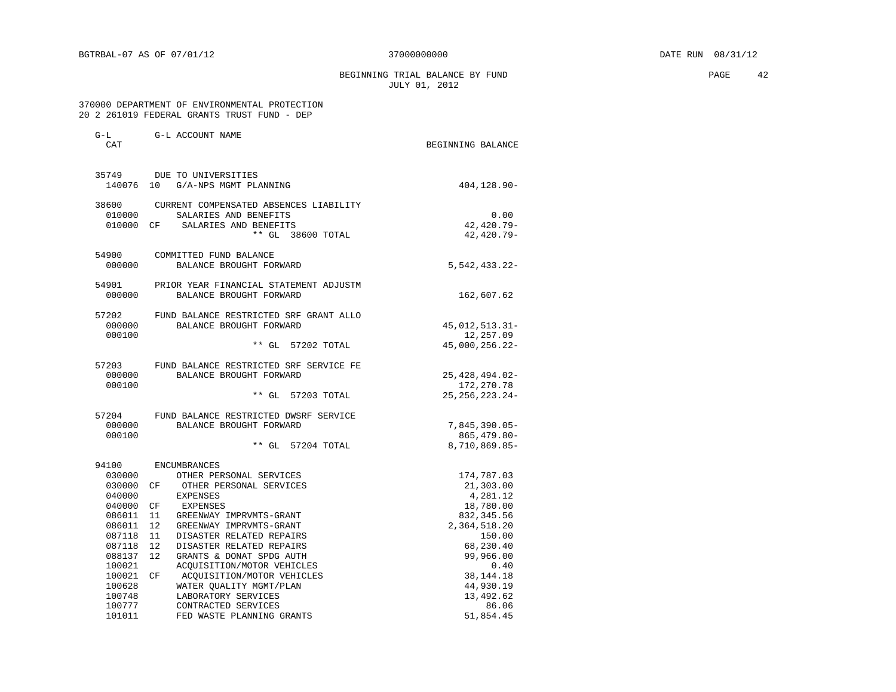BGTRBAL-07 AS OF 07/01/12 37000000000 DATE RUN 08/31/12

BEGINNING TRIAL BALANCE BY FUND
JULY 01, 2012

370000 DEPARTMENT OF ENVIRONMENTAL PROTECTION
20 2 261019 FEDERAL GRANTS TRUST FUND - DEP

| G-L CAT | | G-L ACCOUNT NAME | BEGINNING BALANCE |
|---|---|---|---|
| 35749 | | DUE TO UNIVERSITIES | |
| 140076 | 10 | G/A-NPS MGMT PLANNING | 404,128.90- |
| 38600 | | CURRENT COMPENSATED ABSENCES LIABILITY | |
| 010000 | | SALARIES AND BENEFITS | 0.00 |
| 010000 | CF | SALARIES AND BENEFITS | 42,420.79- |
| | | ** GL 38600 TOTAL | 42,420.79- |
| 54900 | | COMMITTED FUND BALANCE | |
| 000000 | | BALANCE BROUGHT FORWARD | 5,542,433.22- |
| 54901 | | PRIOR YEAR FINANCIAL STATEMENT ADJUSTM | |
| 000000 | | BALANCE BROUGHT FORWARD | 162,607.62 |
| 57202 | | FUND BALANCE RESTRICTED SRF GRANT ALLO | |
| 000000 | | BALANCE BROUGHT FORWARD | 45,012,513.31- |
| 000100 | | | 12,257.09 |
| | | ** GL 57202 TOTAL | 45,000,256.22- |
| 57203 | | FUND BALANCE RESTRICTED SRF SERVICE FE | |
| 000000 | | BALANCE BROUGHT FORWARD | 25,428,494.02- |
| 000100 | | | 172,270.78 |
| | | ** GL 57203 TOTAL | 25,256,223.24- |
| 57204 | | FUND BALANCE RESTRICTED DWSRF SERVICE | |
| 000000 | | BALANCE BROUGHT FORWARD | 7,845,390.05- |
| 000100 | | | 865,479.80- |
| | | ** GL 57204 TOTAL | 8,710,869.85- |
| 94100 | | ENCUMBRANCES | |
| 030000 | | OTHER PERSONAL SERVICES | 174,787.03 |
| 030000 | CF | OTHER PERSONAL SERVICES | 21,303.00 |
| 040000 | | EXPENSES | 4,281.12 |
| 040000 | CF | EXPENSES | 18,780.00 |
| 086011 | 11 | GREENWAY IMPRVMTS-GRANT | 832,345.56 |
| 086011 | 12 | GREENWAY IMPRVMTS-GRANT | 2,364,518.20 |
| 087118 | 11 | DISASTER RELATED REPAIRS | 150.00 |
| 087118 | 12 | DISASTER RELATED REPAIRS | 68,230.40 |
| 088137 | 12 | GRANTS & DONAT SPDG AUTH | 99,966.00 |
| 100021 | | ACQUISITION/MOTOR VEHICLES | 0.40 |
| 100021 | CF | ACQUISITION/MOTOR VEHICLES | 38,144.18 |
| 100628 | | WATER QUALITY MGMT/PLAN | 44,930.19 |
| 100748 | | LABORATORY SERVICES | 13,492.62 |
| 100777 | | CONTRACTED SERVICES | 86.06 |
| 101011 | | FED WASTE PLANNING GRANTS | 51,854.45 |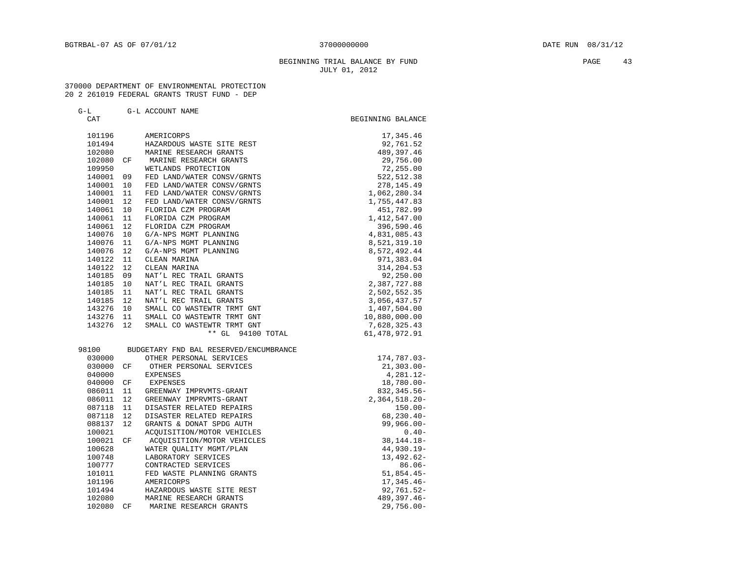BGTRBAL-07 AS OF 07/01/12 37000000000 DATE RUN 08/31/12

BEGINNING TRIAL BALANCE BY FUND
JULY 01, 2012

370000 DEPARTMENT OF ENVIRONMENTAL PROTECTION
20 2 261019 FEDERAL GRANTS TRUST FUND - DEP

| G-L CAT | | G-L ACCOUNT NAME | BEGINNING BALANCE |
|---|---|---|---|
| 101196 | | AMERICORPS | 17,345.46 |
| 101494 | | HAZARDOUS WASTE SITE REST | 92,761.52 |
| 102080 | | MARINE RESEARCH GRANTS | 489,397.46 |
| 102080 | CF | MARINE RESEARCH GRANTS | 29,756.00 |
| 109950 | | WETLANDS PROTECTION | 72,255.00 |
| 140001 | 09 | FED LAND/WATER CONSV/GRNTS | 522,512.38 |
| 140001 | 10 | FED LAND/WATER CONSV/GRNTS | 278,145.49 |
| 140001 | 11 | FED LAND/WATER CONSV/GRNTS | 1,062,280.34 |
| 140001 | 12 | FED LAND/WATER CONSV/GRNTS | 1,755,447.83 |
| 140061 | 10 | FLORIDA CZM PROGRAM | 451,782.99 |
| 140061 | 11 | FLORIDA CZM PROGRAM | 1,412,547.00 |
| 140061 | 12 | FLORIDA CZM PROGRAM | 396,590.46 |
| 140076 | 10 | G/A-NPS MGMT PLANNING | 4,831,085.43 |
| 140076 | 11 | G/A-NPS MGMT PLANNING | 8,521,319.10 |
| 140076 | 12 | G/A-NPS MGMT PLANNING | 8,572,492.44 |
| 140122 | 11 | CLEAN MARINA | 971,383.04 |
| 140122 | 12 | CLEAN MARINA | 314,204.53 |
| 140185 | 09 | NAT'L REC TRAIL GRANTS | 92,250.00 |
| 140185 | 10 | NAT'L REC TRAIL GRANTS | 2,387,727.88 |
| 140185 | 11 | NAT'L REC TRAIL GRANTS | 2,502,552.35 |
| 140185 | 12 | NAT'L REC TRAIL GRANTS | 3,056,437.57 |
| 143276 | 10 | SMALL CO WASTEWTR TRMT GNT | 1,407,504.00 |
| 143276 | 11 | SMALL CO WASTEWTR TRMT GNT | 10,880,000.00 |
| 143276 | 12 | SMALL CO WASTEWTR TRMT GNT | 7,628,325.43 |
| | | ** GL 94100 TOTAL | 61,478,972.91 |
| 98100 | | BUDGETARY FND BAL RESERVED/ENCUMBRANCE | |
| 030000 | | OTHER PERSONAL SERVICES | 174,787.03- |
| 030000 | CF | OTHER PERSONAL SERVICES | 21,303.00- |
| 040000 | | EXPENSES | 4,281.12- |
| 040000 | CF | EXPENSES | 18,780.00- |
| 086011 | 11 | GREENWAY IMPRVMTS-GRANT | 832,345.56- |
| 086011 | 12 | GREENWAY IMPRVMTS-GRANT | 2,364,518.20- |
| 087118 | 11 | DISASTER RELATED REPAIRS | 150.00- |
| 087118 | 12 | DISASTER RELATED REPAIRS | 68,230.40- |
| 088137 | 12 | GRANTS & DONAT SPDG AUTH | 99,966.00- |
| 100021 | | ACQUISITION/MOTOR VEHICLES | 0.40- |
| 100021 | CF | ACQUISITION/MOTOR VEHICLES | 38,144.18- |
| 100628 | | WATER QUALITY MGMT/PLAN | 44,930.19- |
| 100748 | | LABORATORY SERVICES | 13,492.62- |
| 100777 | | CONTRACTED SERVICES | 86.06- |
| 101011 | | FED WASTE PLANNING GRANTS | 51,854.45- |
| 101196 | | AMERICORPS | 17,345.46- |
| 101494 | | HAZARDOUS WASTE SITE REST | 92,761.52- |
| 102080 | | MARINE RESEARCH GRANTS | 489,397.46- |
| 102080 | CF | MARINE RESEARCH GRANTS | 29,756.00- |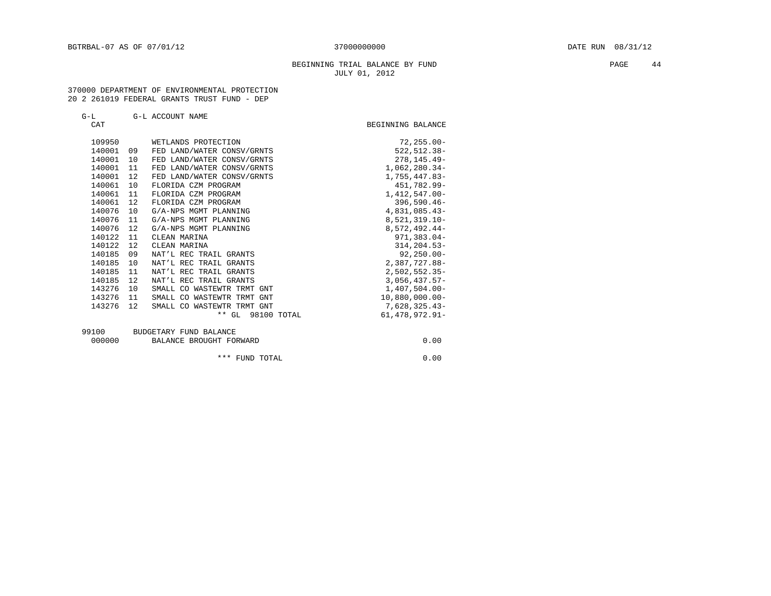BGTRBAL-07 AS OF 07/01/12 — 37000000000 — DATE RUN 08/31/12

BEGINNING TRIAL BALANCE BY FUND
JULY 01, 2012

370000 DEPARTMENT OF ENVIRONMENTAL PROTECTION
20 2 261019 FEDERAL GRANTS TRUST FUND - DEP

| G-L CAT | | G-L ACCOUNT NAME | BEGINNING BALANCE |
|---|---|---|---|
| 109950 | | WETLANDS PROTECTION | 72,255.00- |
| 140001 | 09 | FED LAND/WATER CONSV/GRNTS | 522,512.38- |
| 140001 | 10 | FED LAND/WATER CONSV/GRNTS | 278,145.49- |
| 140001 | 11 | FED LAND/WATER CONSV/GRNTS | 1,062,280.34- |
| 140001 | 12 | FED LAND/WATER CONSV/GRNTS | 1,755,447.83- |
| 140061 | 10 | FLORIDA CZM PROGRAM | 451,782.99- |
| 140061 | 11 | FLORIDA CZM PROGRAM | 1,412,547.00- |
| 140061 | 12 | FLORIDA CZM PROGRAM | 396,590.46- |
| 140076 | 10 | G/A-NPS MGMT PLANNING | 4,831,085.43- |
| 140076 | 11 | G/A-NPS MGMT PLANNING | 8,521,319.10- |
| 140076 | 12 | G/A-NPS MGMT PLANNING | 8,572,492.44- |
| 140122 | 11 | CLEAN MARINA | 971,383.04- |
| 140122 | 12 | CLEAN MARINA | 314,204.53- |
| 140185 | 09 | NAT'L REC TRAIL GRANTS | 92,250.00- |
| 140185 | 10 | NAT'L REC TRAIL GRANTS | 2,387,727.88- |
| 140185 | 11 | NAT'L REC TRAIL GRANTS | 2,502,552.35- |
| 140185 | 12 | NAT'L REC TRAIL GRANTS | 3,056,437.57- |
| 143276 | 10 | SMALL CO WASTEWTR TRMT GNT | 1,407,504.00- |
| 143276 | 11 | SMALL CO WASTEWTR TRMT GNT | 10,880,000.00- |
| 143276 | 12 | SMALL CO WASTEWTR TRMT GNT | 7,628,325.43- |
| | | ** GL 98100 TOTAL | 61,478,972.91- |
| 99100 | | BUDGETARY FUND BALANCE | |
| 000000 | | BALANCE BROUGHT FORWARD | 0.00 |
| | | *** FUND TOTAL | 0.00 |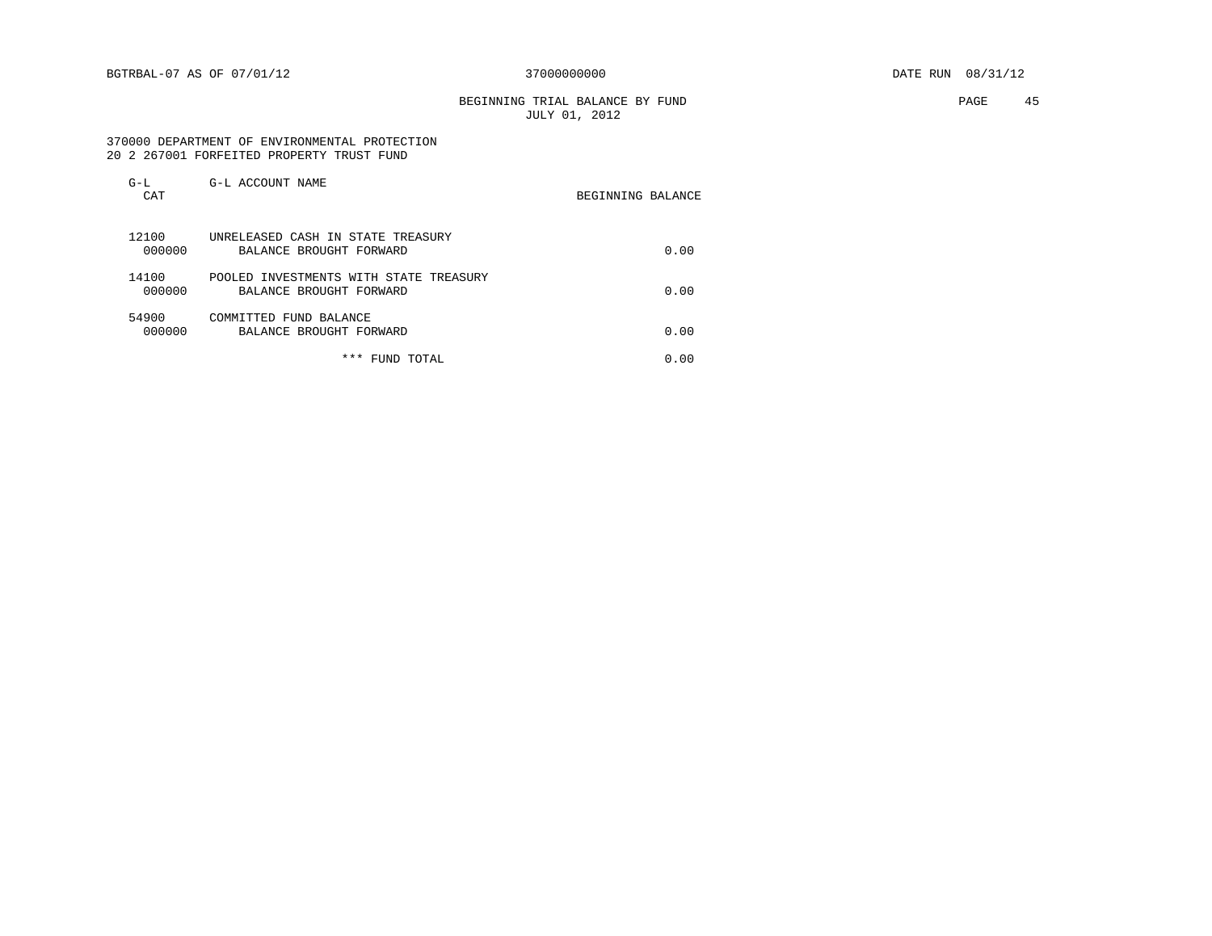BGTRBAL-07 AS OF 07/01/12 37000000000 DATE RUN 08/31/12

BEGINNING TRIAL BALANCE BY FUND
JULY 01, 2012

370000 DEPARTMENT OF ENVIRONMENTAL PROTECTION
20 2 267001 FORFEITED PROPERTY TRUST FUND

| G-L CAT | G-L ACCOUNT NAME | BEGINNING BALANCE |
|---|---|---|
| 12100 | UNRELEASED CASH IN STATE TREASURY | |
| 000000 | BALANCE BROUGHT FORWARD | 0.00 |
| 14100 | POOLED INVESTMENTS WITH STATE TREASURY | |
| 000000 | BALANCE BROUGHT FORWARD | 0.00 |
| 54900 | COMMITTED FUND BALANCE | |
| 000000 | BALANCE BROUGHT FORWARD | 0.00 |
| | *** FUND TOTAL | 0.00 |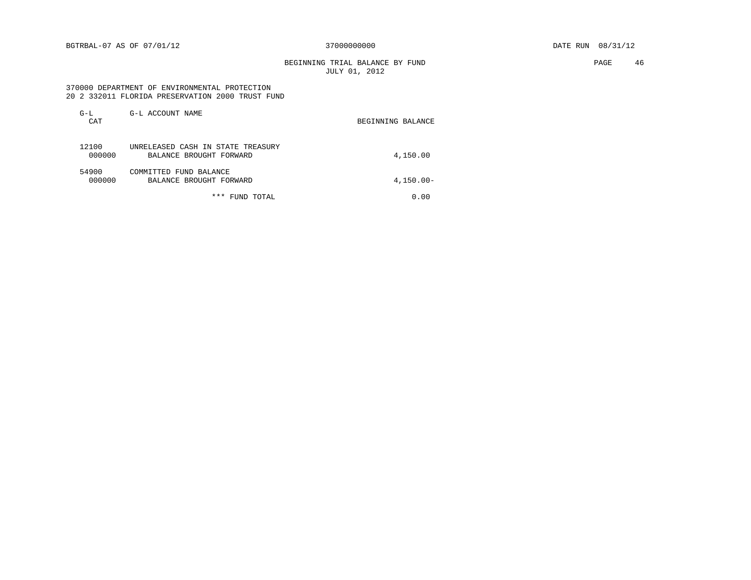BGTRBAL-07 AS OF 07/01/12 37000000000 DATE RUN 08/31/12

BEGINNING TRIAL BALANCE BY FUND
JULY 01, 2012

370000 DEPARTMENT OF ENVIRONMENTAL PROTECTION
20 2 332011 FLORIDA PRESERVATION 2000 TRUST FUND

| G-L CAT | G-L ACCOUNT NAME | BEGINNING BALANCE |
|---|---|---|
| 12100 | UNRELEASED CASH IN STATE TREASURY | |
| 000000 | BALANCE BROUGHT FORWARD | 4,150.00 |
| 54900 | COMMITTED FUND BALANCE | |
| 000000 | BALANCE BROUGHT FORWARD | 4,150.00- |
| | *** FUND TOTAL | 0.00 |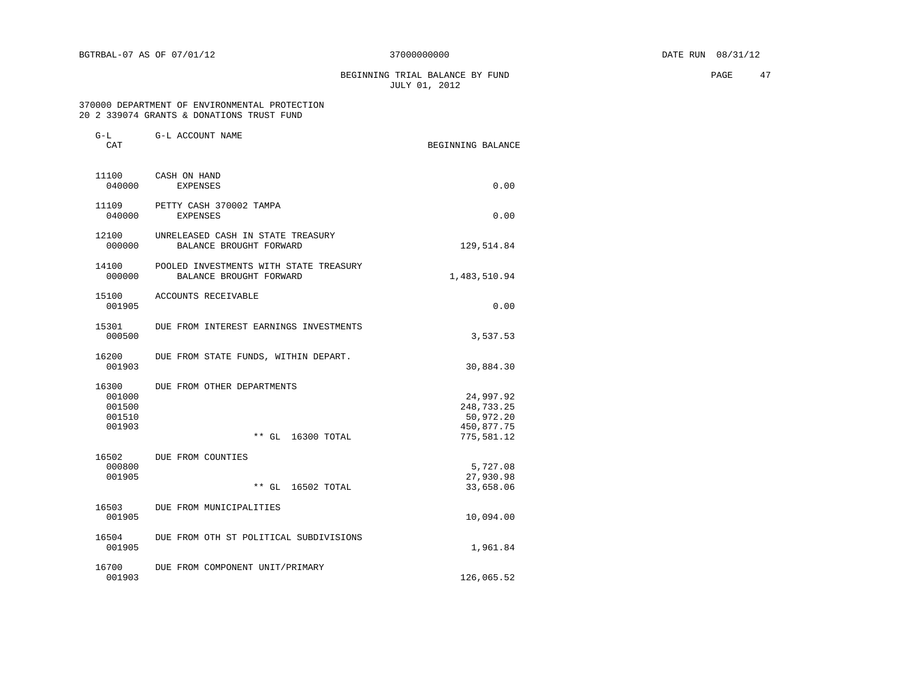BGTRBAL-07 AS OF 07/01/12 37000000000 DATE RUN 08/31/12

BEGINNING TRIAL BALANCE BY FUND
JULY 01, 2012

370000 DEPARTMENT OF ENVIRONMENTAL PROTECTION
20 2 339074 GRANTS & DONATIONS TRUST FUND

| G-L CAT | G-L ACCOUNT NAME | BEGINNING BALANCE |
|---|---|---|
| 11100 | CASH ON HAND | |
| 040000 | EXPENSES | 0.00 |
| 11109 | PETTY CASH 370002 TAMPA | |
| 040000 | EXPENSES | 0.00 |
| 12100 | UNRELEASED CASH IN STATE TREASURY | |
| 000000 | BALANCE BROUGHT FORWARD | 129,514.84 |
| 14100 | POOLED INVESTMENTS WITH STATE TREASURY | |
| 000000 | BALANCE BROUGHT FORWARD | 1,483,510.94 |
| 15100 | ACCOUNTS RECEIVABLE | |
| 001905 | | 0.00 |
| 15301 | DUE FROM INTEREST EARNINGS INVESTMENTS | |
| 000500 | | 3,537.53 |
| 16200 | DUE FROM STATE FUNDS, WITHIN DEPART. | |
| 001903 | | 30,884.30 |
| 16300 | DUE FROM OTHER DEPARTMENTS | |
| 001000 | | 24,997.92 |
| 001500 | | 248,733.25 |
| 001510 | | 50,972.20 |
| 001903 | | 450,877.75 |
| | ** GL 16300 TOTAL | 775,581.12 |
| 16502 | DUE FROM COUNTIES | |
| 000800 | | 5,727.08 |
| 001905 | | 27,930.98 |
| | ** GL 16502 TOTAL | 33,658.06 |
| 16503 | DUE FROM MUNICIPALITIES | |
| 001905 | | 10,094.00 |
| 16504 | DUE FROM OTH ST POLITICAL SUBDIVISIONS | |
| 001905 | | 1,961.84 |
| 16700 | DUE FROM COMPONENT UNIT/PRIMARY | |
| 001903 | | 126,065.52 |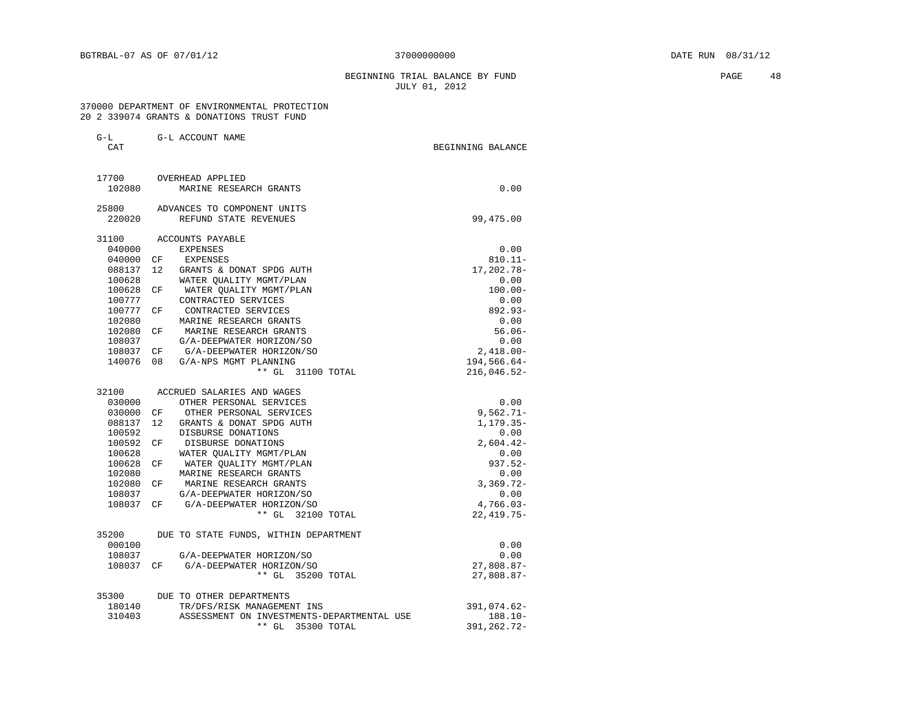BGTRBAL-07 AS OF 07/01/12 37000000000 DATE RUN 08/31/12

BEGINNING TRIAL BALANCE BY FUND
JULY 01, 2012

370000 DEPARTMENT OF ENVIRONMENTAL PROTECTION
20 2 339074 GRANTS & DONATIONS TRUST FUND

| G-L CAT | | G-L ACCOUNT NAME | BEGINNING BALANCE |
|---|---|---|---|
| 17700 | | OVERHEAD APPLIED | |
| 102080 | | MARINE RESEARCH GRANTS | 0.00 |
| 25800 | | ADVANCES TO COMPONENT UNITS | |
| 220020 | | REFUND STATE REVENUES | 99,475.00 |
| 31100 | | ACCOUNTS PAYABLE | |
| 040000 | | EXPENSES | 0.00 |
| 040000 | CF | EXPENSES | 810.11- |
| 088137 | 12 | GRANTS & DONAT SPDG AUTH | 17,202.78- |
| 100628 | | WATER QUALITY MGMT/PLAN | 0.00 |
| 100628 | CF | WATER QUALITY MGMT/PLAN | 100.00- |
| 100777 | | CONTRACTED SERVICES | 0.00 |
| 100777 | CF | CONTRACTED SERVICES | 892.93- |
| 102080 | | MARINE RESEARCH GRANTS | 0.00 |
| 102080 | CF | MARINE RESEARCH GRANTS | 56.06- |
| 108037 | | G/A-DEEPWATER HORIZON/SO | 0.00 |
| 108037 | CF | G/A-DEEPWATER HORIZON/SO | 2,418.00- |
| 140076 | 08 | G/A-NPS MGMT PLANNING | 194,566.64- |
| | | ** GL 31100 TOTAL | 216,046.52- |
| 32100 | | ACCRUED SALARIES AND WAGES | |
| 030000 | | OTHER PERSONAL SERVICES | 0.00 |
| 030000 | CF | OTHER PERSONAL SERVICES | 9,562.71- |
| 088137 | 12 | GRANTS & DONAT SPDG AUTH | 1,179.35- |
| 100592 | | DISBURSE DONATIONS | 0.00 |
| 100592 | CF | DISBURSE DONATIONS | 2,604.42- |
| 100628 | | WATER QUALITY MGMT/PLAN | 0.00 |
| 100628 | CF | WATER QUALITY MGMT/PLAN | 937.52- |
| 102080 | | MARINE RESEARCH GRANTS | 0.00 |
| 102080 | CF | MARINE RESEARCH GRANTS | 3,369.72- |
| 108037 | | G/A-DEEPWATER HORIZON/SO | 0.00 |
| 108037 | CF | G/A-DEEPWATER HORIZON/SO | 4,766.03- |
| | | ** GL 32100 TOTAL | 22,419.75- |
| 35200 | | DUE TO STATE FUNDS, WITHIN DEPARTMENT | |
| 000100 | | | 0.00 |
| 108037 | | G/A-DEEPWATER HORIZON/SO | 0.00 |
| 108037 | CF | G/A-DEEPWATER HORIZON/SO | 27,808.87- |
| | | ** GL 35200 TOTAL | 27,808.87- |
| 35300 | | DUE TO OTHER DEPARTMENTS | |
| 180140 | | TR/DFS/RISK MANAGEMENT INS | 391,074.62- |
| 310403 | | ASSESSMENT ON INVESTMENTS-DEPARTMENTAL USE | 188.10- |
| | | ** GL 35300 TOTAL | 391,262.72- |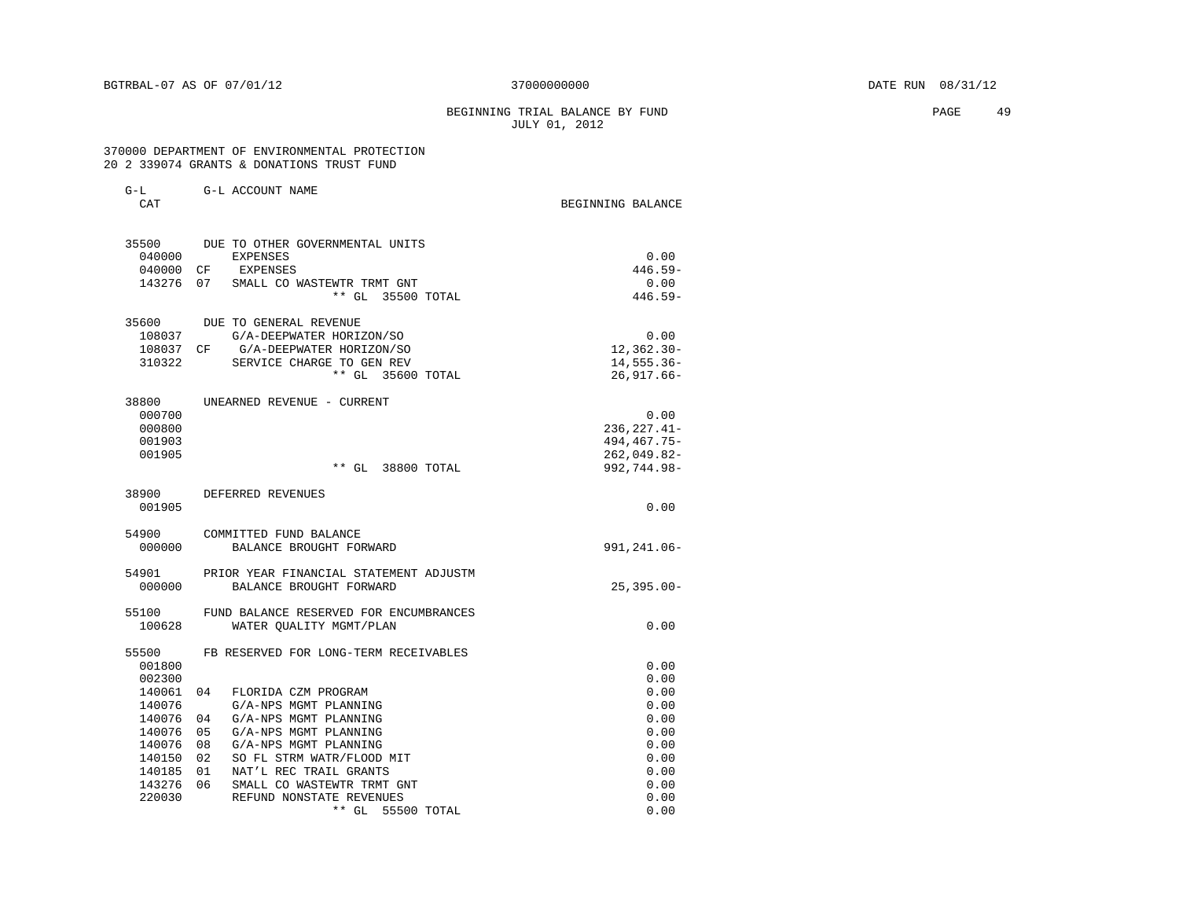BGTRBAL-07 AS OF 07/01/12 37000000000 DATE RUN 08/31/12

BEGINNING TRIAL BALANCE BY FUND
JULY 01, 2012

370000 DEPARTMENT OF ENVIRONMENTAL PROTECTION
20 2 339074 GRANTS & DONATIONS TRUST FUND

| G-L CAT | | G-L ACCOUNT NAME | BEGINNING BALANCE |
|---|---|---|---|
| 35500 | | DUE TO OTHER GOVERNMENTAL UNITS | |
| 040000 | | EXPENSES | 0.00 |
| 040000 | CF | EXPENSES | 446.59- |
| 143276 | 07 | SMALL CO WASTEWTR TRMT GNT | 0.00 |
| | | ** GL 35500 TOTAL | 446.59- |
| 35600 | | DUE TO GENERAL REVENUE | |
| 108037 | | G/A-DEEPWATER HORIZON/SO | 0.00 |
| 108037 | CF | G/A-DEEPWATER HORIZON/SO | 12,362.30- |
| 310322 | | SERVICE CHARGE TO GEN REV | 14,555.36- |
| | | ** GL 35600 TOTAL | 26,917.66- |
| 38800 | | UNEARNED REVENUE - CURRENT | |
| 000700 | | | 0.00 |
| 000800 | | | 236,227.41- |
| 001903 | | | 494,467.75- |
| 001905 | | | 262,049.82- |
| | | ** GL 38800 TOTAL | 992,744.98- |
| 38900 | | DEFERRED REVENUES | |
| 001905 | | | 0.00 |
| 54900 | | COMMITTED FUND BALANCE | |
| 000000 | | BALANCE BROUGHT FORWARD | 991,241.06- |
| 54901 | | PRIOR YEAR FINANCIAL STATEMENT ADJUSTM | |
| 000000 | | BALANCE BROUGHT FORWARD | 25,395.00- |
| 55100 | | FUND BALANCE RESERVED FOR ENCUMBRANCES | |
| 100628 | | WATER QUALITY MGMT/PLAN | 0.00 |
| 55500 | | FB RESERVED FOR LONG-TERM RECEIVABLES | |
| 001800 | | | 0.00 |
| 002300 | | | 0.00 |
| 140061 | 04 | FLORIDA CZM PROGRAM | 0.00 |
| 140076 | | G/A-NPS MGMT PLANNING | 0.00 |
| 140076 | 04 | G/A-NPS MGMT PLANNING | 0.00 |
| 140076 | 05 | G/A-NPS MGMT PLANNING | 0.00 |
| 140076 | 08 | G/A-NPS MGMT PLANNING | 0.00 |
| 140150 | 02 | SO FL STRM WATR/FLOOD MIT | 0.00 |
| 140185 | 01 | NAT'L REC TRAIL GRANTS | 0.00 |
| 143276 | 06 | SMALL CO WASTEWTR TRMT GNT | 0.00 |
| 220030 | | REFUND NONSTATE REVENUES | 0.00 |
| | | ** GL 55500 TOTAL | 0.00 |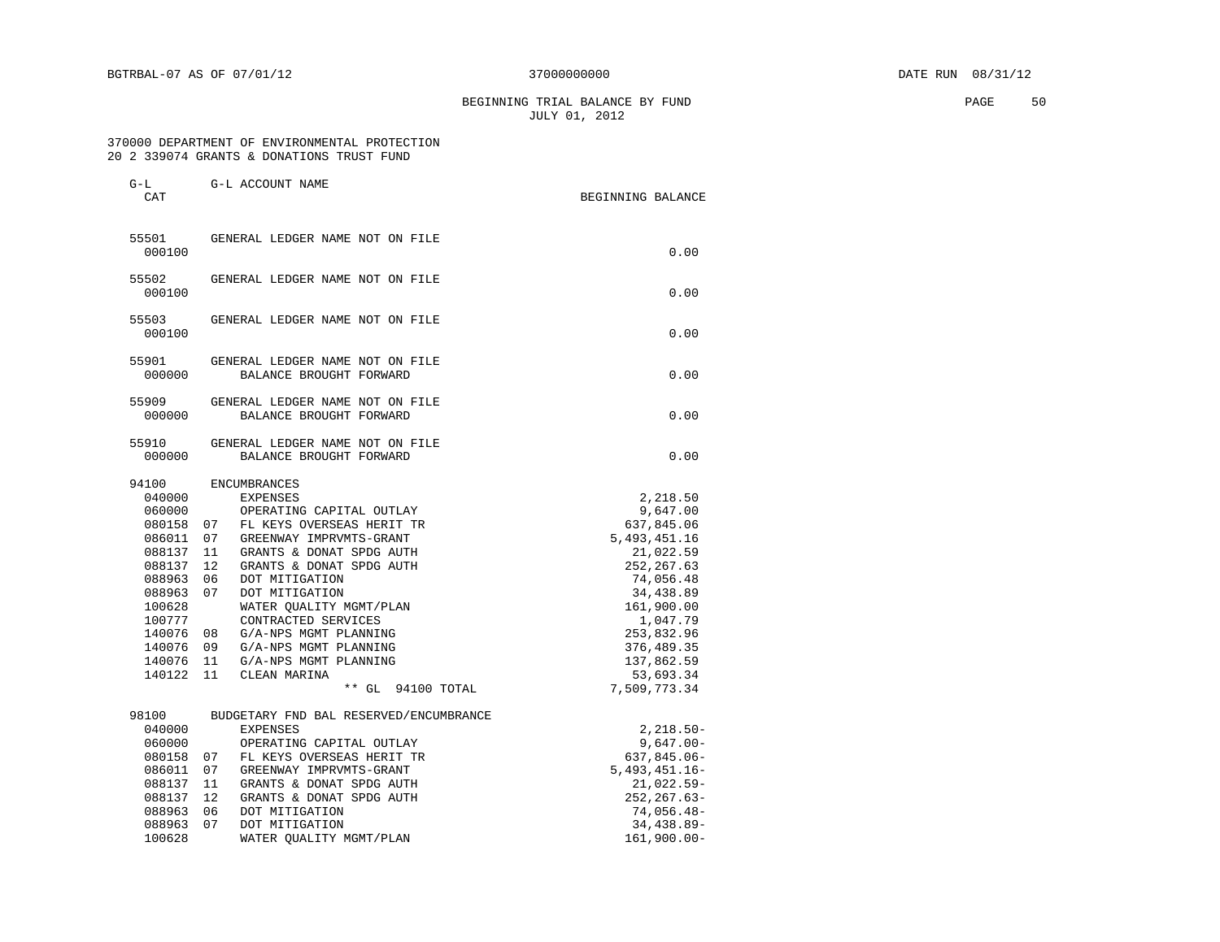BGTRBAL-07 AS OF 07/01/12 37000000000 DATE RUN 08/31/12

BEGINNING TRIAL BALANCE BY FUND
JULY 01, 2012

370000 DEPARTMENT OF ENVIRONMENTAL PROTECTION
20 2 339074 GRANTS & DONATIONS TRUST FUND

| G-L CAT | | G-L ACCOUNT NAME | BEGINNING BALANCE |
|---|---|---|---|
| 55501 | | GENERAL LEDGER NAME NOT ON FILE | |
| 000100 | | | 0.00 |
| 55502 | | GENERAL LEDGER NAME NOT ON FILE | |
| 000100 | | | 0.00 |
| 55503 | | GENERAL LEDGER NAME NOT ON FILE | |
| 000100 | | | 0.00 |
| 55901 | | GENERAL LEDGER NAME NOT ON FILE | |
| 000000 | | BALANCE BROUGHT FORWARD | 0.00 |
| 55909 | | GENERAL LEDGER NAME NOT ON FILE | |
| 000000 | | BALANCE BROUGHT FORWARD | 0.00 |
| 55910 | | GENERAL LEDGER NAME NOT ON FILE | |
| 000000 | | BALANCE BROUGHT FORWARD | 0.00 |
| 94100 | | ENCUMBRANCES | |
| 040000 | | EXPENSES | 2,218.50 |
| 060000 | | OPERATING CAPITAL OUTLAY | 9,647.00 |
| 080158 | 07 | FL KEYS OVERSEAS HERIT TR | 637,845.06 |
| 086011 | 07 | GREENWAY IMPRVMTS-GRANT | 5,493,451.16 |
| 088137 | 11 | GRANTS & DONAT SPDG AUTH | 21,022.59 |
| 088137 | 12 | GRANTS & DONAT SPDG AUTH | 252,267.63 |
| 088963 | 06 | DOT MITIGATION | 74,056.48 |
| 088963 | 07 | DOT MITIGATION | 34,438.89 |
| 100628 | | WATER QUALITY MGMT/PLAN | 161,900.00 |
| 100777 | | CONTRACTED SERVICES | 1,047.79 |
| 140076 | 08 | G/A-NPS MGMT PLANNING | 253,832.96 |
| 140076 | 09 | G/A-NPS MGMT PLANNING | 376,489.35 |
| 140076 | 11 | G/A-NPS MGMT PLANNING | 137,862.59 |
| 140122 | 11 | CLEAN MARINA | 53,693.34 |
| | | ** GL 94100 TOTAL | 7,509,773.34 |
| 98100 | | BUDGETARY FND BAL RESERVED/ENCUMBRANCE | |
| 040000 | | EXPENSES | 2,218.50- |
| 060000 | | OPERATING CAPITAL OUTLAY | 9,647.00- |
| 080158 | 07 | FL KEYS OVERSEAS HERIT TR | 637,845.06- |
| 086011 | 07 | GREENWAY IMPRVMTS-GRANT | 5,493,451.16- |
| 088137 | 11 | GRANTS & DONAT SPDG AUTH | 21,022.59- |
| 088137 | 12 | GRANTS & DONAT SPDG AUTH | 252,267.63- |
| 088963 | 06 | DOT MITIGATION | 74,056.48- |
| 088963 | 07 | DOT MITIGATION | 34,438.89- |
| 100628 | | WATER QUALITY MGMT/PLAN | 161,900.00- |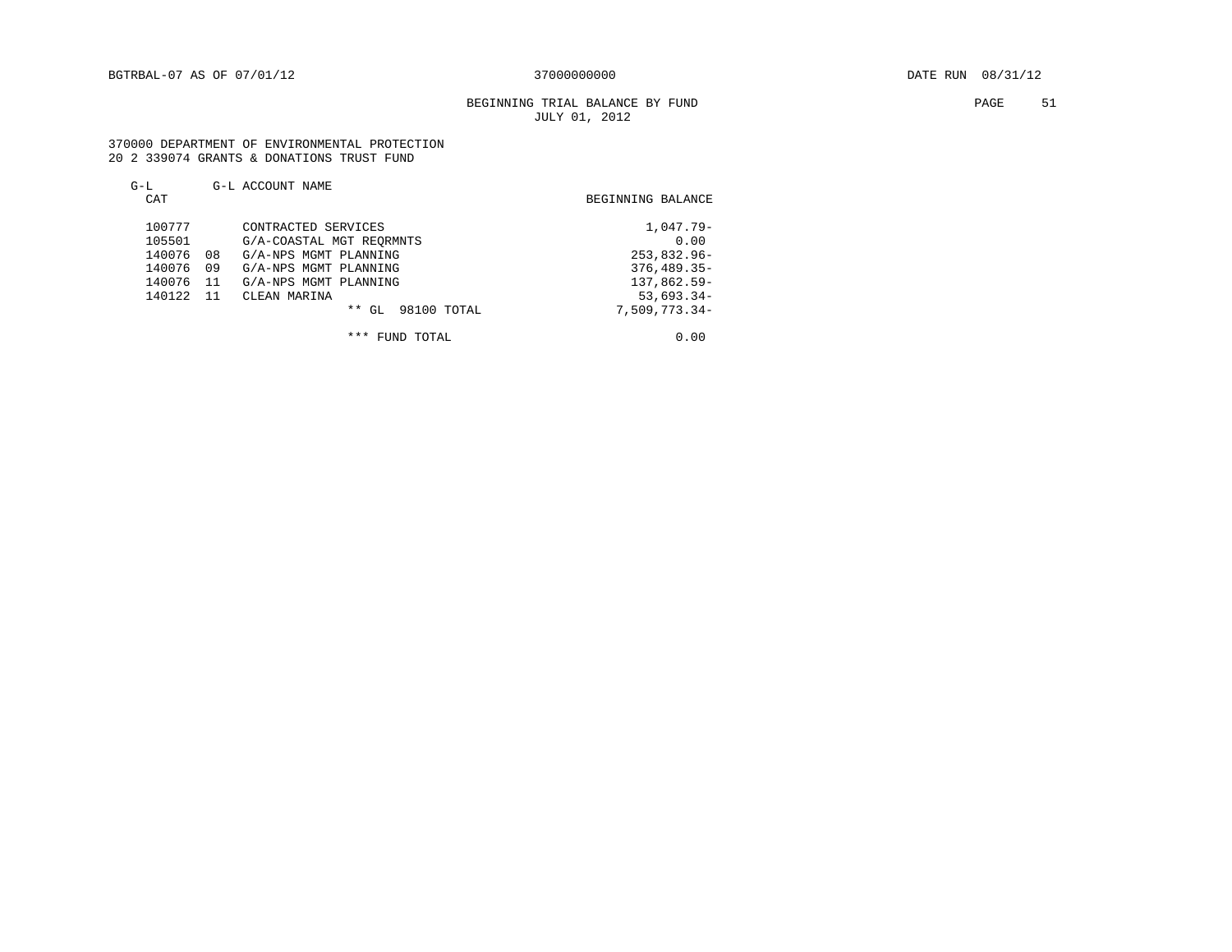BGTRBAL-07 AS OF 07/01/12 37000000000 DATE RUN 08/31/12

BEGINNING TRIAL BALANCE BY FUND
JULY 01, 2012

370000 DEPARTMENT OF ENVIRONMENTAL PROTECTION
20 2 339074 GRANTS & DONATIONS TRUST FUND

| G-L | CAT | G-L ACCOUNT NAME | BEGINNING BALANCE |
|---|---|---|---|
| 100777 | | CONTRACTED SERVICES | 1,047.79- |
| 105501 | | G/A-COASTAL MGT REQRMNTS | 0.00 |
| 140076 | 08 | G/A-NPS MGMT PLANNING | 253,832.96- |
| 140076 | 09 | G/A-NPS MGMT PLANNING | 376,489.35- |
| 140076 | 11 | G/A-NPS MGMT PLANNING | 137,862.59- |
| 140122 | 11 | CLEAN MARINA | 53,693.34- |
| | | ** GL 98100 TOTAL | 7,509,773.34- |
| | | *** FUND TOTAL | 0.00 |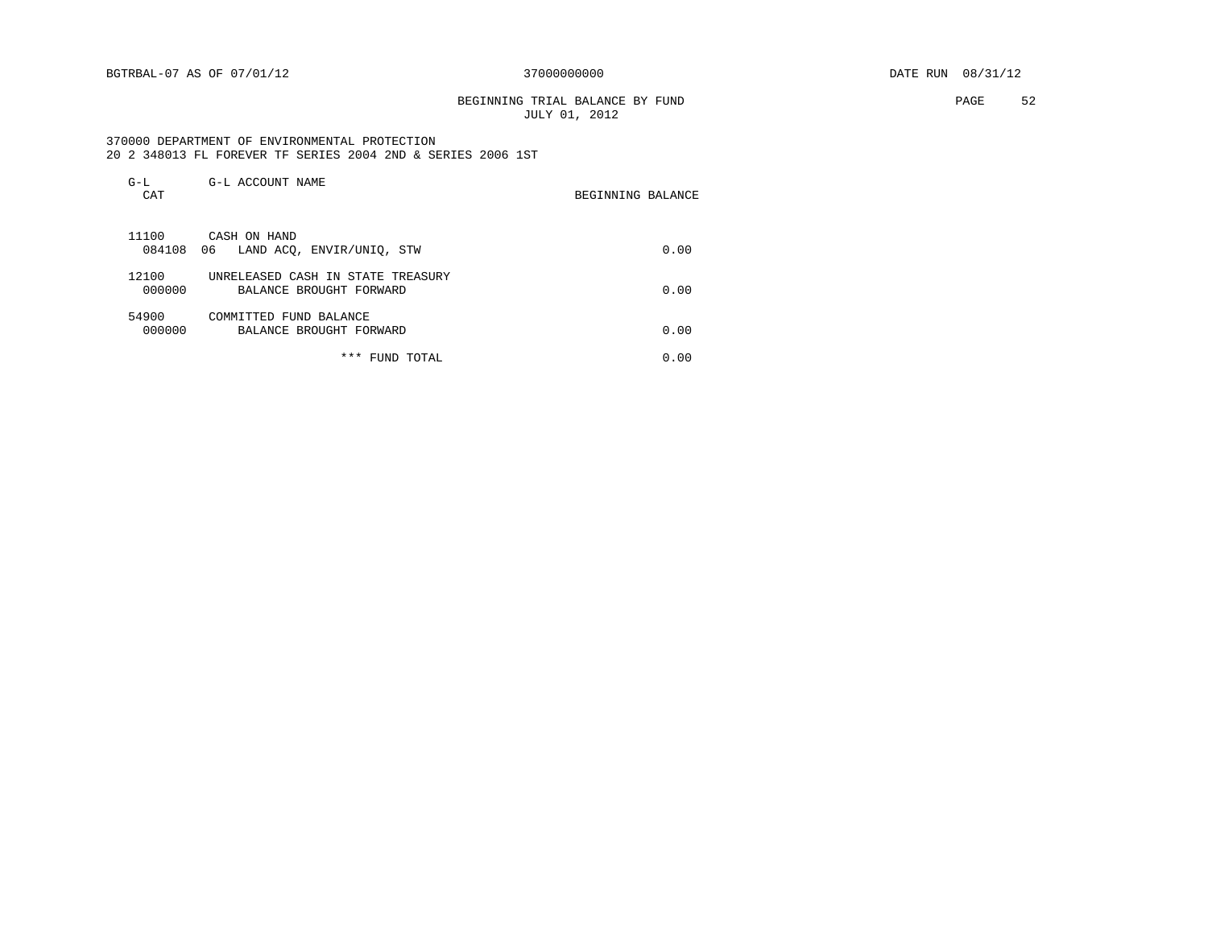BGTRBAL-07 AS OF 07/01/12 — 37000000000 — DATE RUN 08/31/12

## BEGINNING TRIAL BALANCE BY FUND
JULY 01, 2012

370000 DEPARTMENT OF ENVIRONMENTAL PROTECTION
20 2 348013 FL FOREVER TF SERIES 2004 2ND & SERIES 2006 1ST

| G-L CAT | G-L ACCOUNT NAME | BEGINNING BALANCE |
|---|---|---|
| 11100 | CASH ON HAND | |
| 084108 06 | LAND ACQ, ENVIR/UNIQ, STW | 0.00 |
| 12100 | UNRELEASED CASH IN STATE TREASURY | |
| 000000 | BALANCE BROUGHT FORWARD | 0.00 |
| 54900 | COMMITTED FUND BALANCE | |
| 000000 | BALANCE BROUGHT FORWARD | 0.00 |
| | *** FUND TOTAL | 0.00 |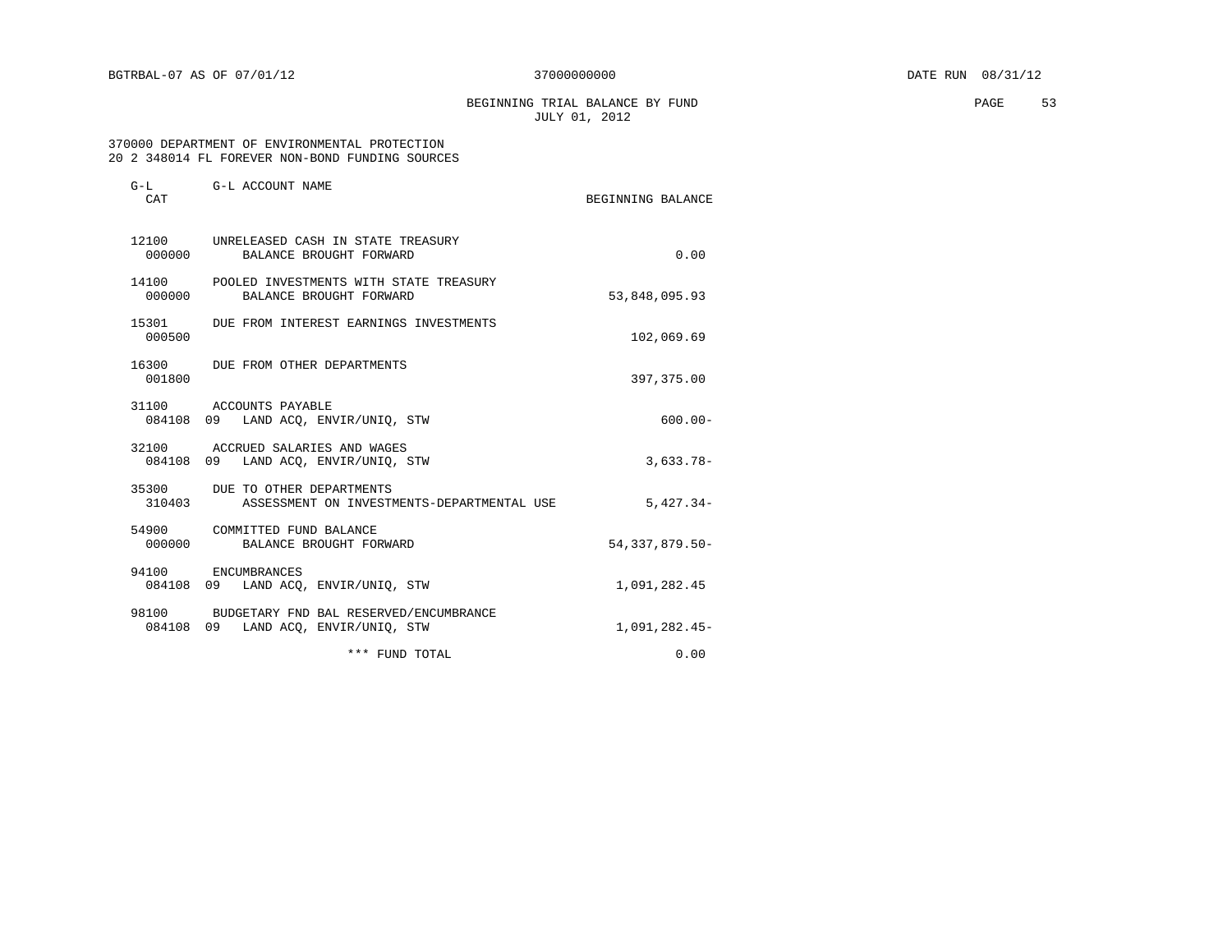BGTRBAL-07 AS OF 07/01/12 37000000000 DATE RUN 08/31/12

BEGINNING TRIAL BALANCE BY FUND
JULY 01, 2012

370000 DEPARTMENT OF ENVIRONMENTAL PROTECTION
20 2 348014 FL FOREVER NON-BOND FUNDING SOURCES

| G-L CAT | G-L ACCOUNT NAME | BEGINNING BALANCE |
|---|---|---|
| 12100 | UNRELEASED CASH IN STATE TREASURY | |
| 000000 | BALANCE BROUGHT FORWARD | 0.00 |
| 14100 | POOLED INVESTMENTS WITH STATE TREASURY | |
| 000000 | BALANCE BROUGHT FORWARD | 53,848,095.93 |
| 15301 | DUE FROM INTEREST EARNINGS INVESTMENTS | |
| 000500 | | 102,069.69 |
| 16300 | DUE FROM OTHER DEPARTMENTS | |
| 001800 | | 397,375.00 |
| 31100 | ACCOUNTS PAYABLE | |
| 084108 | 09 LAND ACQ, ENVIR/UNIQ, STW | 600.00- |
| 32100 | ACCRUED SALARIES AND WAGES | |
| 084108 | 09 LAND ACQ, ENVIR/UNIQ, STW | 3,633.78- |
| 35300 | DUE TO OTHER DEPARTMENTS | |
| 310403 | ASSESSMENT ON INVESTMENTS-DEPARTMENTAL USE | 5,427.34- |
| 54900 | COMMITTED FUND BALANCE | |
| 000000 | BALANCE BROUGHT FORWARD | 54,337,879.50- |
| 94100 | ENCUMBRANCES | |
| 084108 | 09 LAND ACQ, ENVIR/UNIQ, STW | 1,091,282.45 |
| 98100 | BUDGETARY FND BAL RESERVED/ENCUMBRANCE | |
| 084108 | 09 LAND ACQ, ENVIR/UNIQ, STW | 1,091,282.45- |
| | *** FUND TOTAL | 0.00 |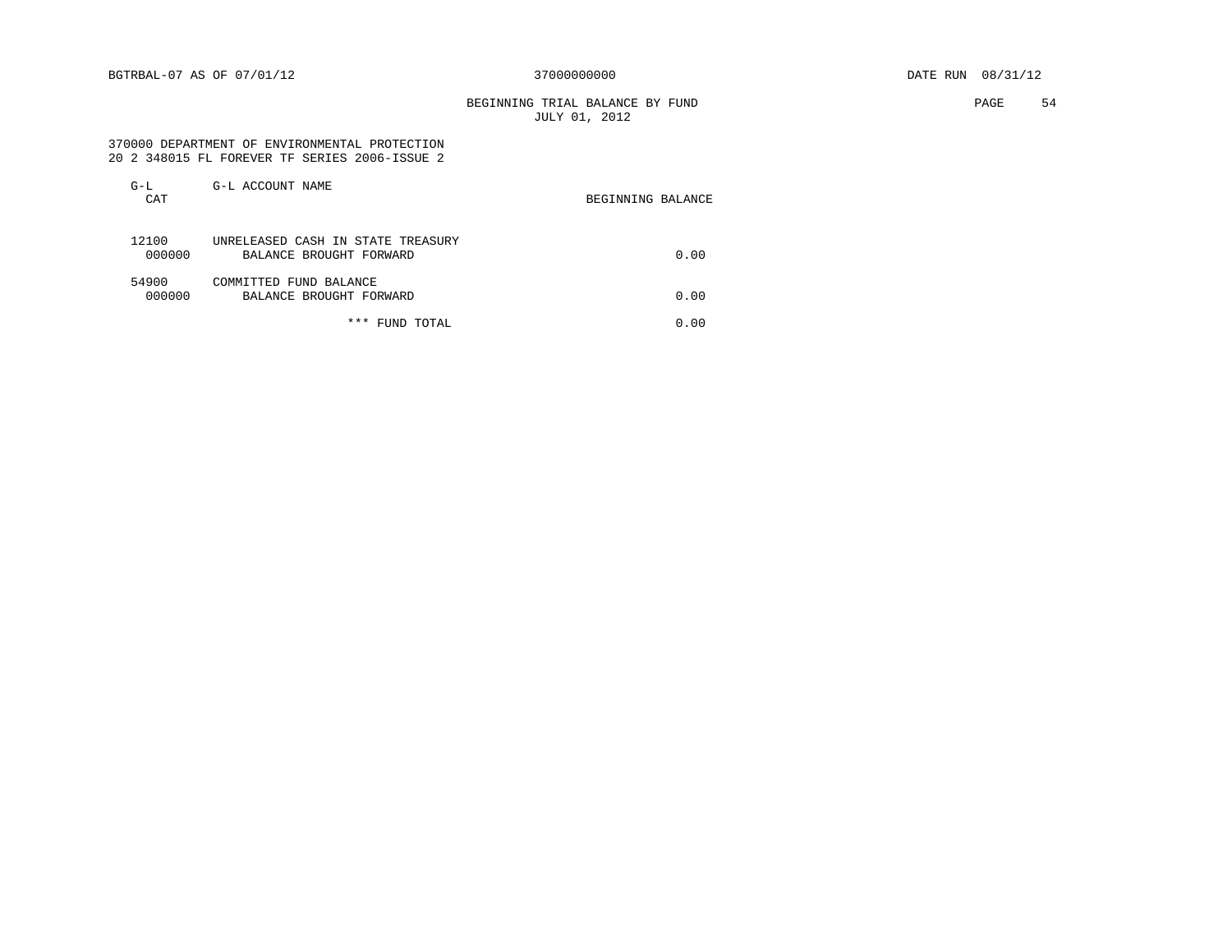BGTRBAL-07 AS OF 07/01/12 | 37000000000 | DATE RUN 08/31/12

BEGINNING TRIAL BALANCE BY FUND
JULY 01, 2012

370000 DEPARTMENT OF ENVIRONMENTAL PROTECTION
20 2 348015 FL FOREVER TF SERIES 2006-ISSUE 2

| G-L CAT | G-L ACCOUNT NAME | BEGINNING BALANCE |
|---|---|---|
| 12100 | UNRELEASED CASH IN STATE TREASURY | |
| 000000 | BALANCE BROUGHT FORWARD | 0.00 |
| 54900 | COMMITTED FUND BALANCE | |
| 000000 | BALANCE BROUGHT FORWARD | 0.00 |
| | *** FUND TOTAL | 0.00 |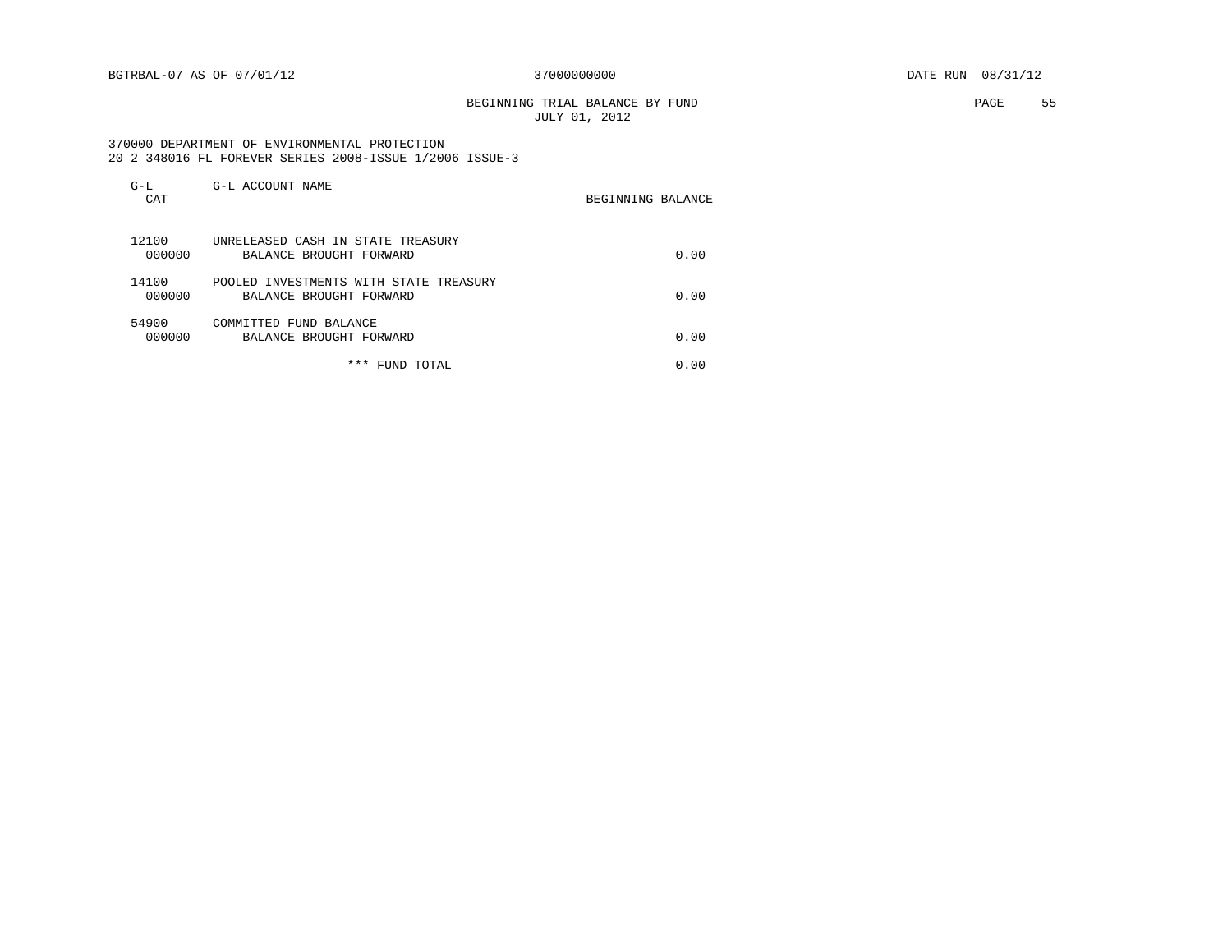BGTRBAL-07 AS OF 07/01/12 37000000000 DATE RUN 08/31/12

BEGINNING TRIAL BALANCE BY FUND
JULY 01, 2012

370000 DEPARTMENT OF ENVIRONMENTAL PROTECTION
20 2 348016 FL FOREVER SERIES 2008-ISSUE 1/2006 ISSUE-3

| G-L CAT | G-L ACCOUNT NAME | BEGINNING BALANCE |
|---|---|---|
| 12100 | UNRELEASED CASH IN STATE TREASURY | |
| 000000 | BALANCE BROUGHT FORWARD | 0.00 |
| 14100 | POOLED INVESTMENTS WITH STATE TREASURY | |
| 000000 | BALANCE BROUGHT FORWARD | 0.00 |
| 54900 | COMMITTED FUND BALANCE | |
| 000000 | BALANCE BROUGHT FORWARD | 0.00 |
| | *** FUND TOTAL | 0.00 |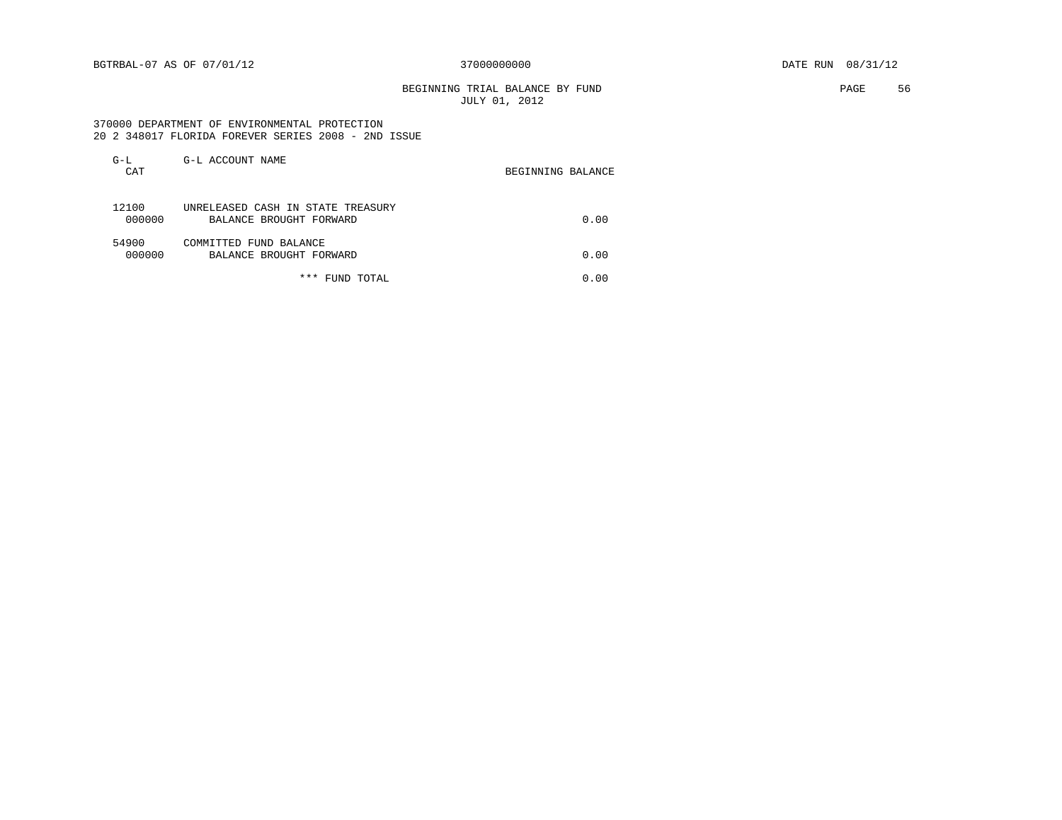BGTRBAL-07 AS OF 07/01/12 37000000000 DATE RUN 08/31/12

BEGINNING TRIAL BALANCE BY FUND
JULY 01, 2012

370000 DEPARTMENT OF ENVIRONMENTAL PROTECTION
20 2 348017 FLORIDA FOREVER SERIES 2008 - 2ND ISSUE

| G-L CAT | G-L ACCOUNT NAME | BEGINNING BALANCE |
|---|---|---|
| 12100 | UNRELEASED CASH IN STATE TREASURY | |
| 000000 | BALANCE BROUGHT FORWARD | 0.00 |
| 54900 | COMMITTED FUND BALANCE | |
| 000000 | BALANCE BROUGHT FORWARD | 0.00 |
| | *** FUND TOTAL | 0.00 |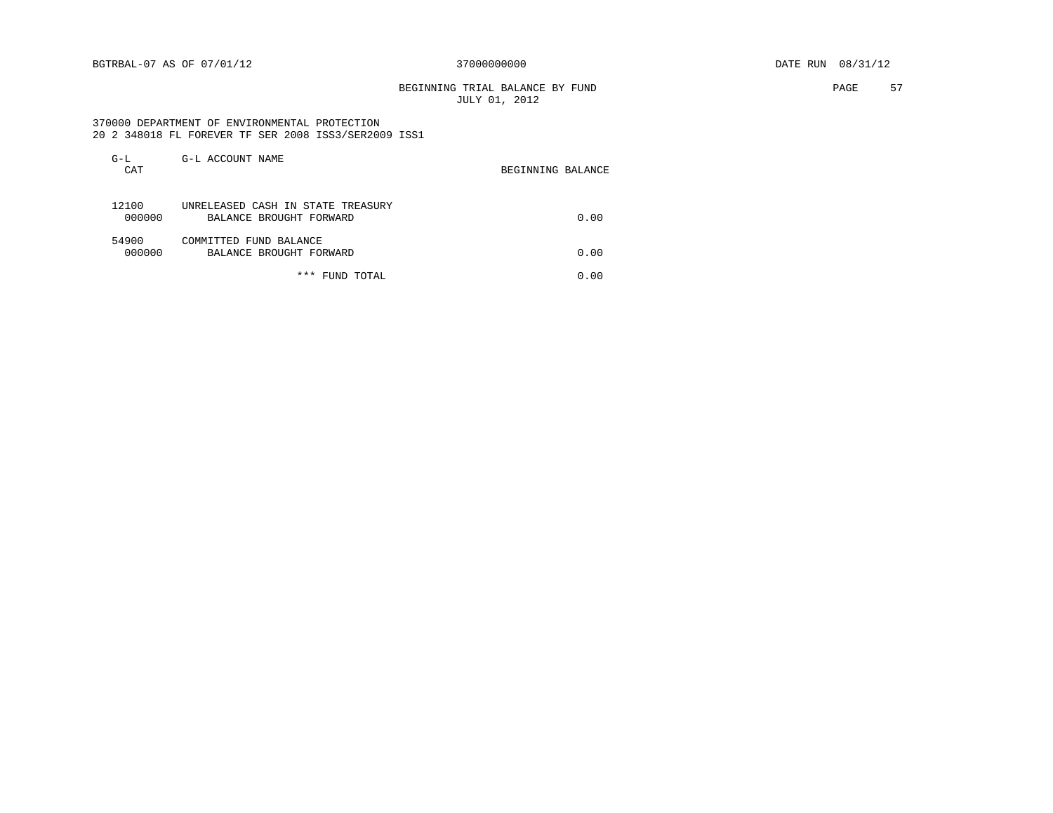BGTRBAL-07 AS OF 07/01/12 37000000000 DATE RUN 08/31/12

BEGINNING TRIAL BALANCE BY FUND
JULY 01, 2012

370000 DEPARTMENT OF ENVIRONMENTAL PROTECTION
20 2 348018 FL FOREVER TF SER 2008 ISS3/SER2009 ISS1

| G-L CAT | G-L ACCOUNT NAME | BEGINNING BALANCE |
|---|---|---|
| 12100 | UNRELEASED CASH IN STATE TREASURY | |
| 000000 | BALANCE BROUGHT FORWARD | 0.00 |
| 54900 | COMMITTED FUND BALANCE | |
| 000000 | BALANCE BROUGHT FORWARD | 0.00 |
| | *** FUND TOTAL | 0.00 |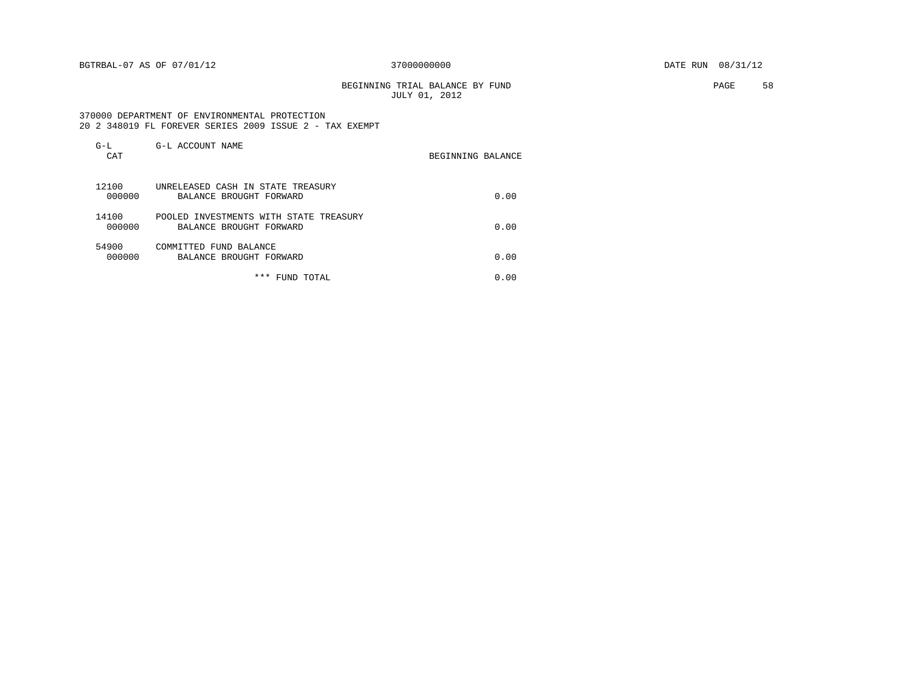BGTRBAL-07 AS OF 07/01/12 37000000000 DATE RUN 08/31/12

BEGINNING TRIAL BALANCE BY FUND
JULY 01, 2012

370000 DEPARTMENT OF ENVIRONMENTAL PROTECTION
20 2 348019 FL FOREVER SERIES 2009 ISSUE 2 - TAX EXEMPT

| G-L CAT | G-L ACCOUNT NAME | BEGINNING BALANCE |
|---|---|---|
| 12100 | UNRELEASED CASH IN STATE TREASURY | |
| 000000 | BALANCE BROUGHT FORWARD | 0.00 |
| 14100 | POOLED INVESTMENTS WITH STATE TREASURY | |
| 000000 | BALANCE BROUGHT FORWARD | 0.00 |
| 54900 | COMMITTED FUND BALANCE | |
| 000000 | BALANCE BROUGHT FORWARD | 0.00 |
| | *** FUND TOTAL | 0.00 |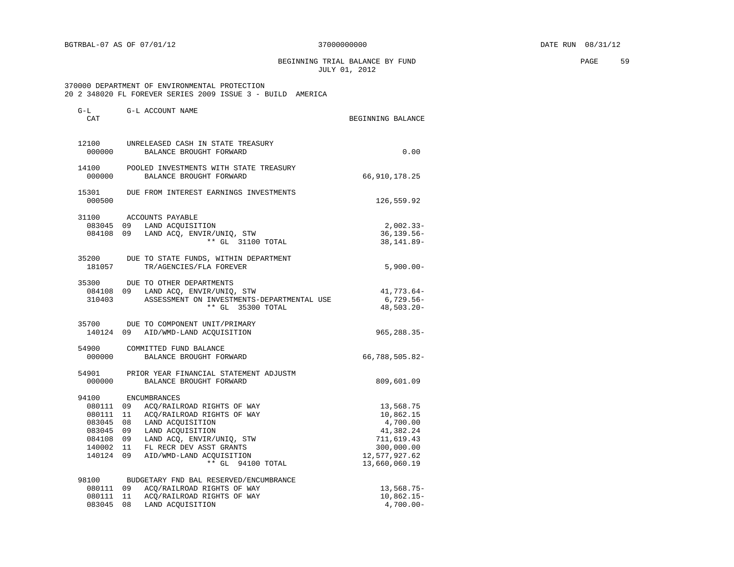BGTRBAL-07 AS OF 07/01/12 &nbsp;&nbsp;&nbsp;&nbsp; 37000000000 &nbsp;&nbsp;&nbsp;&nbsp; DATE RUN 08/31/12

BEGINNING TRIAL BALANCE BY FUND
JULY 01, 2012

370000 DEPARTMENT OF ENVIRONMENTAL PROTECTION
20 2 348020 FL FOREVER SERIES 2009 ISSUE 3 - BUILD AMERICA

| G-L CAT | | G-L ACCOUNT NAME | BEGINNING BALANCE |
|---|---|---|---|
| 12100 | | UNRELEASED CASH IN STATE TREASURY | |
| 000000 | | BALANCE BROUGHT FORWARD | 0.00 |
| 14100 | | POOLED INVESTMENTS WITH STATE TREASURY | |
| 000000 | | BALANCE BROUGHT FORWARD | 66,910,178.25 |
| 15301 | | DUE FROM INTEREST EARNINGS INVESTMENTS | |
| 000500 | | | 126,559.92 |
| 31100 | | ACCOUNTS PAYABLE | |
| 083045 | 09 | LAND ACQUISITION | 2,002.33- |
| 084108 | 09 | LAND ACQ, ENVIR/UNIQ, STW | 36,139.56- |
| | | ** GL 31100 TOTAL | 38,141.89- |
| 35200 | | DUE TO STATE FUNDS, WITHIN DEPARTMENT | |
| 181057 | | TR/AGENCIES/FLA FOREVER | 5,900.00- |
| 35300 | | DUE TO OTHER DEPARTMENTS | |
| 084108 | 09 | LAND ACQ, ENVIR/UNIQ, STW | 41,773.64- |
| 310403 | | ASSESSMENT ON INVESTMENTS-DEPARTMENTAL USE | 6,729.56- |
| | | ** GL 35300 TOTAL | 48,503.20- |
| 35700 | | DUE TO COMPONENT UNIT/PRIMARY | |
| 140124 | 09 | AID/WMD-LAND ACQUISITION | 965,288.35- |
| 54900 | | COMMITTED FUND BALANCE | |
| 000000 | | BALANCE BROUGHT FORWARD | 66,788,505.82- |
| 54901 | | PRIOR YEAR FINANCIAL STATEMENT ADJUSTM | |
| 000000 | | BALANCE BROUGHT FORWARD | 809,601.09 |
| 94100 | | ENCUMBRANCES | |
| 080111 | 09 | ACQ/RAILROAD RIGHTS OF WAY | 13,568.75 |
| 080111 | 11 | ACQ/RAILROAD RIGHTS OF WAY | 10,862.15 |
| 083045 | 08 | LAND ACQUISITION | 4,700.00 |
| 083045 | 09 | LAND ACQUISITION | 41,382.24 |
| 084108 | 09 | LAND ACQ, ENVIR/UNIQ, STW | 711,619.43 |
| 140002 | 11 | FL RECR DEV ASST GRANTS | 300,000.00 |
| 140124 | 09 | AID/WMD-LAND ACQUISITION | 12,577,927.62 |
| | | ** GL 94100 TOTAL | 13,660,060.19 |
| 98100 | | BUDGETARY FND BAL RESERVED/ENCUMBRANCE | |
| 080111 | 09 | ACQ/RAILROAD RIGHTS OF WAY | 13,568.75- |
| 080111 | 11 | ACQ/RAILROAD RIGHTS OF WAY | 10,862.15- |
| 083045 | 08 | LAND ACQUISITION | 4,700.00- |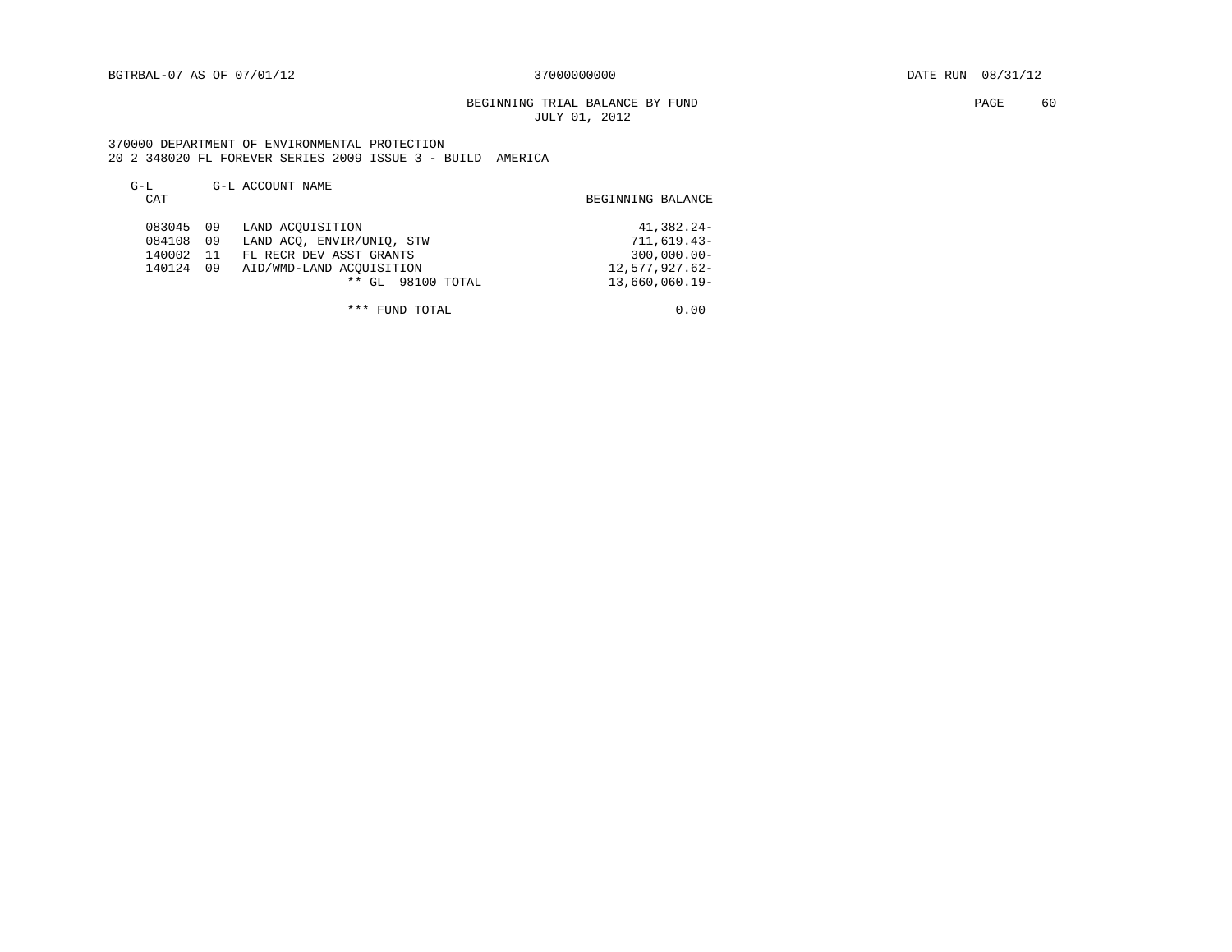BGTRBAL-07 AS OF 07/01/12 37000000000 DATE RUN 08/31/12

BEGINNING TRIAL BALANCE BY FUND
JULY 01, 2012

370000 DEPARTMENT OF ENVIRONMENTAL PROTECTION
20 2 348020 FL FOREVER SERIES 2009 ISSUE 3 - BUILD AMERICA

| G-L | CAT | G-L ACCOUNT NAME | BEGINNING BALANCE |
|---|---|---|---|
| 083045 | 09 | LAND ACQUISITION | 41,382.24- |
| 084108 | 09 | LAND ACQ, ENVIR/UNIQ, STW | 711,619.43- |
| 140002 | 11 | FL RECR DEV ASST GRANTS | 300,000.00- |
| 140124 | 09 | AID/WMD-LAND ACQUISITION | 12,577,927.62- |
| | | ** GL 98100 TOTAL | 13,660,060.19- |
| | | *** FUND TOTAL | 0.00 |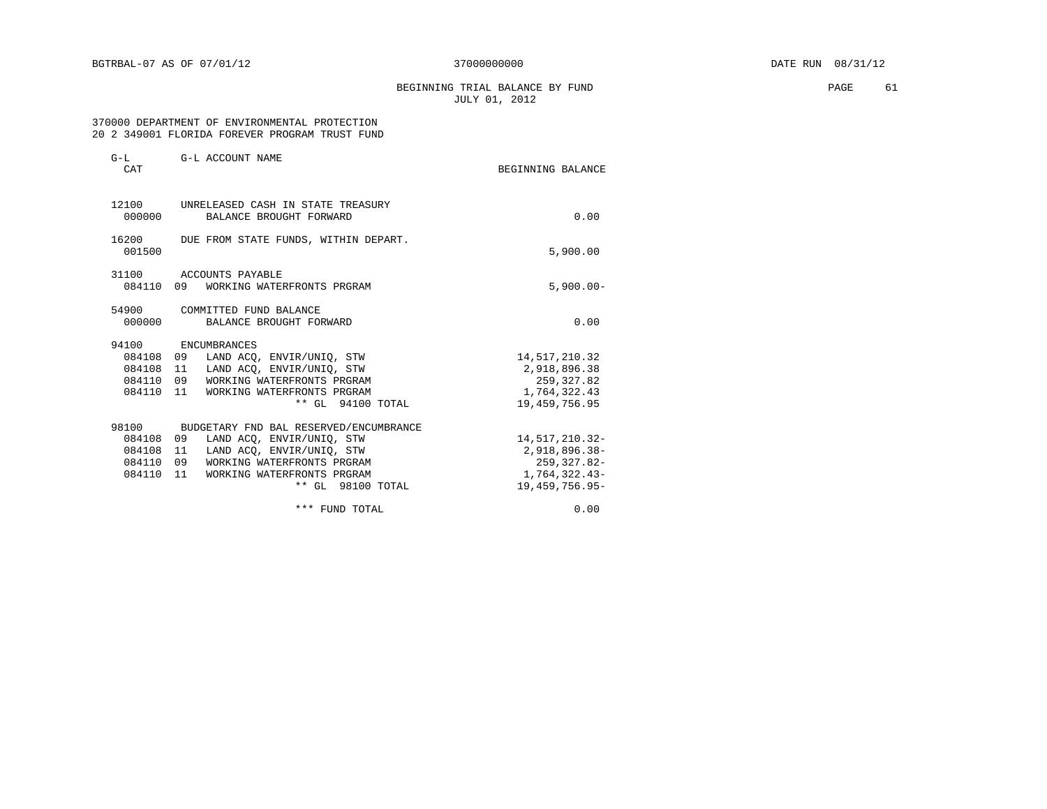BGTRBAL-07 AS OF 07/01/12 — 37000000000 — DATE RUN 08/31/12

BEGINNING TRIAL BALANCE BY FUND
JULY 01, 2012

370000 DEPARTMENT OF ENVIRONMENTAL PROTECTION
20 2 349001 FLORIDA FOREVER PROGRAM TRUST FUND

| G-L CAT | | G-L ACCOUNT NAME | BEGINNING BALANCE |
|---|---|---|---|
| 12100 | | UNRELEASED CASH IN STATE TREASURY | |
| 000000 | | BALANCE BROUGHT FORWARD | 0.00 |
| 16200 | | DUE FROM STATE FUNDS, WITHIN DEPART. | |
| 001500 | | | 5,900.00 |
| 31100 | | ACCOUNTS PAYABLE | |
| 084110 | 09 | WORKING WATERFRONTS PRGRAM | 5,900.00- |
| 54900 | | COMMITTED FUND BALANCE | |
| 000000 | | BALANCE BROUGHT FORWARD | 0.00 |
| 94100 | | ENCUMBRANCES | |
| 084108 | 09 | LAND ACQ, ENVIR/UNIQ, STW | 14,517,210.32 |
| 084108 | 11 | LAND ACQ, ENVIR/UNIQ, STW | 2,918,896.38 |
| 084110 | 09 | WORKING WATERFRONTS PRGRAM | 259,327.82 |
| 084110 | 11 | WORKING WATERFRONTS PRGRAM | 1,764,322.43 |
| | | ** GL 94100 TOTAL | 19,459,756.95 |
| 98100 | | BUDGETARY FND BAL RESERVED/ENCUMBRANCE | |
| 084108 | 09 | LAND ACQ, ENVIR/UNIQ, STW | 14,517,210.32- |
| 084108 | 11 | LAND ACQ, ENVIR/UNIQ, STW | 2,918,896.38- |
| 084110 | 09 | WORKING WATERFRONTS PRGRAM | 259,327.82- |
| 084110 | 11 | WORKING WATERFRONTS PRGRAM | 1,764,322.43- |
| | | ** GL 98100 TOTAL | 19,459,756.95- |
| | | *** FUND TOTAL | 0.00 |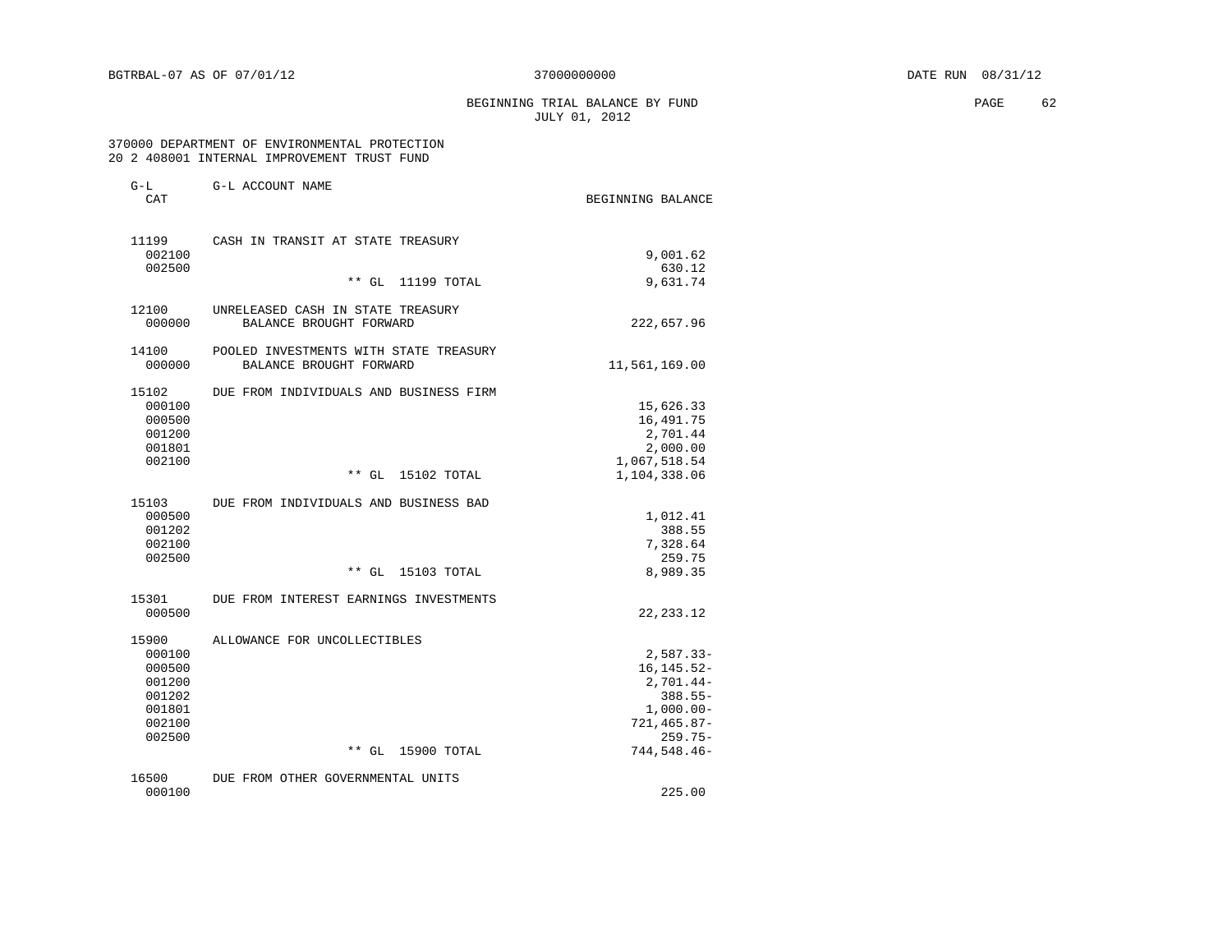BGTRBAL-07 AS OF 07/01/12 37000000000 DATE RUN 08/31/12

BEGINNING TRIAL BALANCE BY FUND
JULY 01, 2012

370000 DEPARTMENT OF ENVIRONMENTAL PROTECTION
20 2 408001 INTERNAL IMPROVEMENT TRUST FUND

| G-L CAT | G-L ACCOUNT NAME | BEGINNING BALANCE |
|---|---|---|
| 11199 | CASH IN TRANSIT AT STATE TREASURY | |
| 002100 | | 9,001.62 |
| 002500 | | 630.12 |
| | ** GL 11199 TOTAL | 9,631.74 |
| 12100 | UNRELEASED CASH IN STATE TREASURY | |
| 000000 | BALANCE BROUGHT FORWARD | 222,657.96 |
| 14100 | POOLED INVESTMENTS WITH STATE TREASURY | |
| 000000 | BALANCE BROUGHT FORWARD | 11,561,169.00 |
| 15102 | DUE FROM INDIVIDUALS AND BUSINESS FIRM | |
| 000100 | | 15,626.33 |
| 000500 | | 16,491.75 |
| 001200 | | 2,701.44 |
| 001801 | | 2,000.00 |
| 002100 | | 1,067,518.54 |
| | ** GL 15102 TOTAL | 1,104,338.06 |
| 15103 | DUE FROM INDIVIDUALS AND BUSINESS BAD | |
| 000500 | | 1,012.41 |
| 001202 | | 388.55 |
| 002100 | | 7,328.64 |
| 002500 | | 259.75 |
| | ** GL 15103 TOTAL | 8,989.35 |
| 15301 | DUE FROM INTEREST EARNINGS INVESTMENTS | |
| 000500 | | 22,233.12 |
| 15900 | ALLOWANCE FOR UNCOLLECTIBLES | |
| 000100 | | 2,587.33- |
| 000500 | | 16,145.52- |
| 001200 | | 2,701.44- |
| 001202 | | 388.55- |
| 001801 | | 1,000.00- |
| 002100 | | 721,465.87- |
| 002500 | | 259.75- |
| | ** GL 15900 TOTAL | 744,548.46- |
| 16500 | DUE FROM OTHER GOVERNMENTAL UNITS | |
| 000100 | | 225.00 |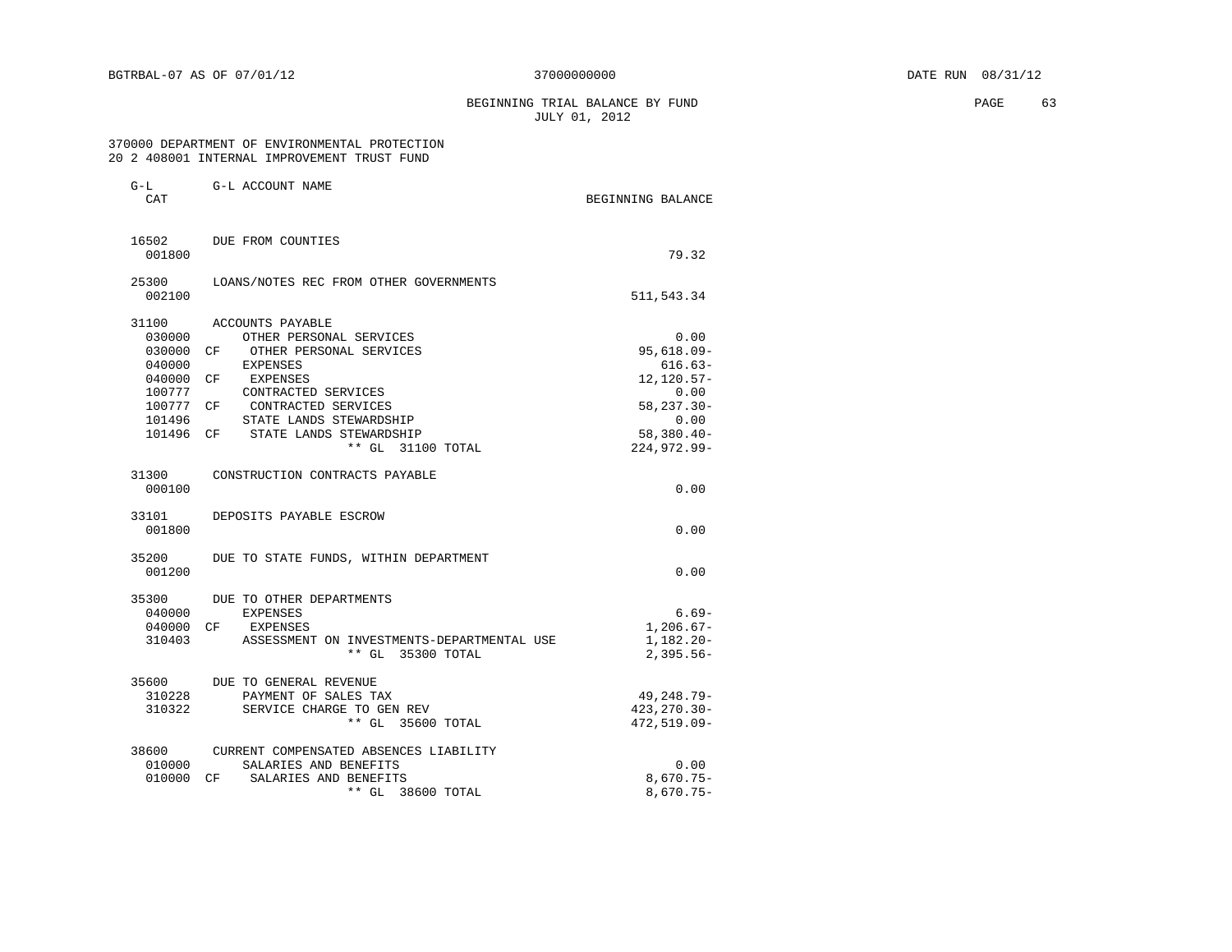BGTRBAL-07 AS OF 07/01/12 — 37000000000 — DATE RUN 08/31/12

BEGINNING TRIAL BALANCE BY FUND
JULY 01, 2012

370000 DEPARTMENT OF ENVIRONMENTAL PROTECTION
20 2 408001 INTERNAL IMPROVEMENT TRUST FUND

| G-L CAT | | G-L ACCOUNT NAME | BEGINNING BALANCE |
|---|---|---|---|
| 16502 | | DUE FROM COUNTIES | |
| 001800 | | | 79.32 |
| 25300 | | LOANS/NOTES REC FROM OTHER GOVERNMENTS | |
| 002100 | | | 511,543.34 |
| 31100 | | ACCOUNTS PAYABLE | |
| 030000 | | OTHER PERSONAL SERVICES | 0.00 |
| 030000 | CF | OTHER PERSONAL SERVICES | 95,618.09- |
| 040000 | | EXPENSES | 616.63- |
| 040000 | CF | EXPENSES | 12,120.57- |
| 100777 | | CONTRACTED SERVICES | 0.00 |
| 100777 | CF | CONTRACTED SERVICES | 58,237.30- |
| 101496 | | STATE LANDS STEWARDSHIP | 0.00 |
| 101496 | CF | STATE LANDS STEWARDSHIP | 58,380.40- |
| | | ** GL 31100 TOTAL | 224,972.99- |
| 31300 | | CONSTRUCTION CONTRACTS PAYABLE | |
| 000100 | | | 0.00 |
| 33101 | | DEPOSITS PAYABLE ESCROW | |
| 001800 | | | 0.00 |
| 35200 | | DUE TO STATE FUNDS, WITHIN DEPARTMENT | |
| 001200 | | | 0.00 |
| 35300 | | DUE TO OTHER DEPARTMENTS | |
| 040000 | | EXPENSES | 6.69- |
| 040000 | CF | EXPENSES | 1,206.67- |
| 310403 | | ASSESSMENT ON INVESTMENTS-DEPARTMENTAL USE | 1,182.20- |
| | | ** GL 35300 TOTAL | 2,395.56- |
| 35600 | | DUE TO GENERAL REVENUE | |
| 310228 | | PAYMENT OF SALES TAX | 49,248.79- |
| 310322 | | SERVICE CHARGE TO GEN REV | 423,270.30- |
| | | ** GL 35600 TOTAL | 472,519.09- |
| 38600 | | CURRENT COMPENSATED ABSENCES LIABILITY | |
| 010000 | | SALARIES AND BENEFITS | 0.00 |
| 010000 | CF | SALARIES AND BENEFITS | 8,670.75- |
| | | ** GL 38600 TOTAL | 8,670.75- |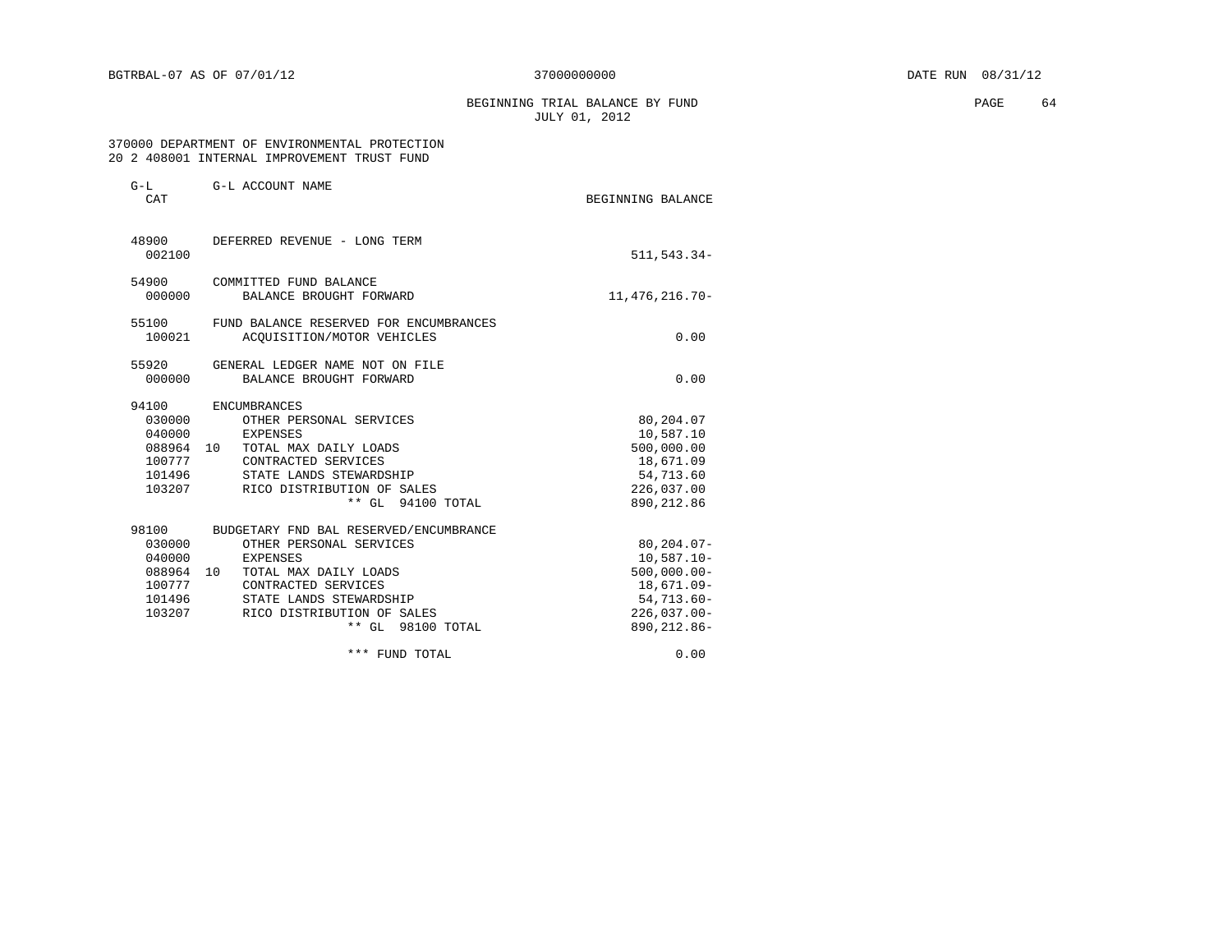BGTRBAL-07 AS OF 07/01/12 37000000000 DATE RUN 08/31/12

BEGINNING TRIAL BALANCE BY FUND
JULY 01, 2012

370000 DEPARTMENT OF ENVIRONMENTAL PROTECTION
20 2 408001 INTERNAL IMPROVEMENT TRUST FUND

| G-L CAT | | G-L ACCOUNT NAME | BEGINNING BALANCE |
|---|---|---|---|
| 48900 | | DEFERRED REVENUE - LONG TERM | |
| 002100 | | | 511,543.34- |
| 54900 | | COMMITTED FUND BALANCE | |
| 000000 | | BALANCE BROUGHT FORWARD | 11,476,216.70- |
| 55100 | | FUND BALANCE RESERVED FOR ENCUMBRANCES | |
| 100021 | | ACQUISITION/MOTOR VEHICLES | 0.00 |
| 55920 | | GENERAL LEDGER NAME NOT ON FILE | |
| 000000 | | BALANCE BROUGHT FORWARD | 0.00 |
| 94100 | | ENCUMBRANCES | |
| 030000 | | OTHER PERSONAL SERVICES | 80,204.07 |
| 040000 | | EXPENSES | 10,587.10 |
| 088964 | 10 | TOTAL MAX DAILY LOADS | 500,000.00 |
| 100777 | | CONTRACTED SERVICES | 18,671.09 |
| 101496 | | STATE LANDS STEWARDSHIP | 54,713.60 |
| 103207 | | RICO DISTRIBUTION OF SALES | 226,037.00 |
| | | ** GL 94100 TOTAL | 890,212.86 |
| 98100 | | BUDGETARY FND BAL RESERVED/ENCUMBRANCE | |
| 030000 | | OTHER PERSONAL SERVICES | 80,204.07- |
| 040000 | | EXPENSES | 10,587.10- |
| 088964 | 10 | TOTAL MAX DAILY LOADS | 500,000.00- |
| 100777 | | CONTRACTED SERVICES | 18,671.09- |
| 101496 | | STATE LANDS STEWARDSHIP | 54,713.60- |
| 103207 | | RICO DISTRIBUTION OF SALES | 226,037.00- |
| | | ** GL 98100 TOTAL | 890,212.86- |
| | | *** FUND TOTAL | 0.00 |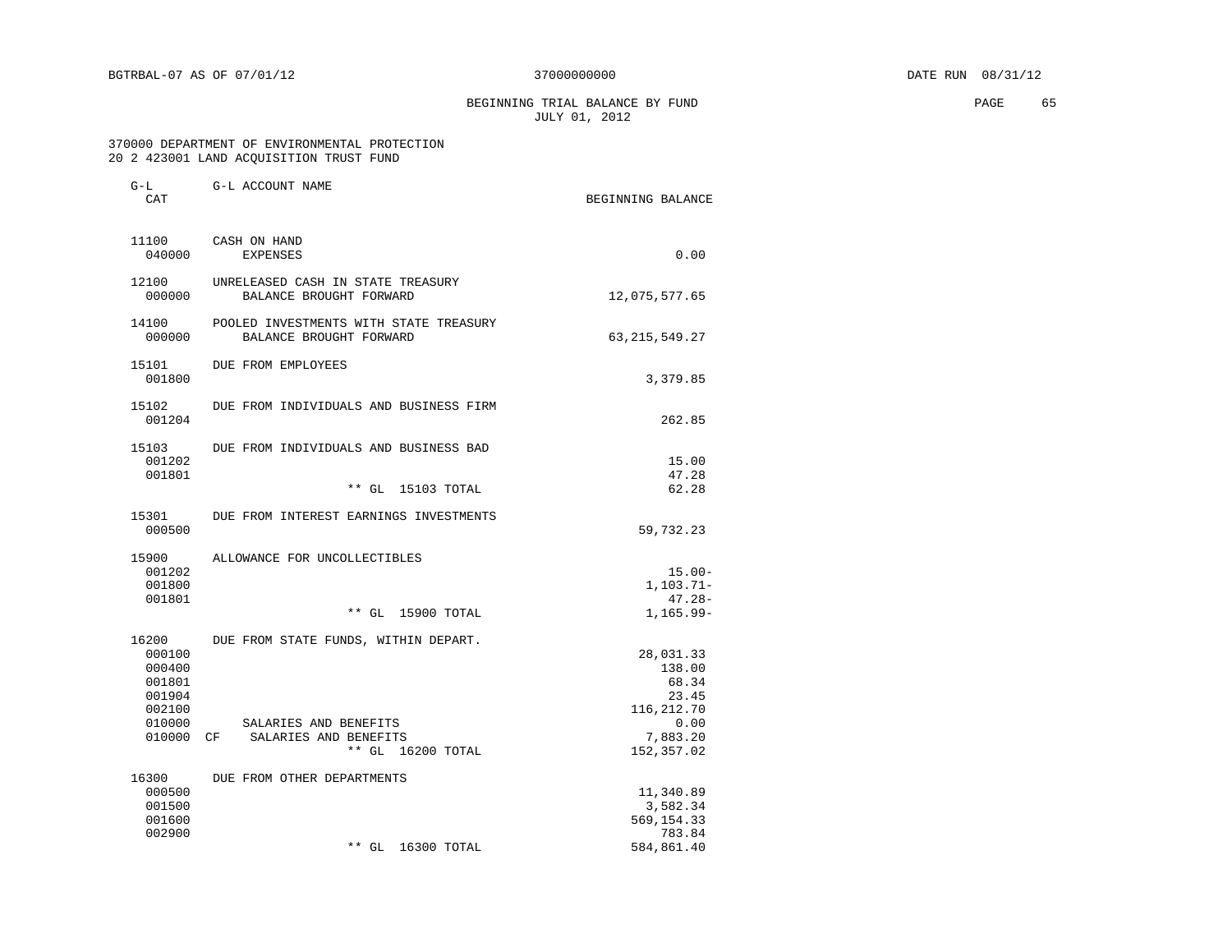BGTRBAL-07 AS OF 07/01/12 37000000000 DATE RUN 08/31/12

BEGINNING TRIAL BALANCE BY FUND
JULY 01, 2012

370000 DEPARTMENT OF ENVIRONMENTAL PROTECTION
20 2 423001 LAND ACQUISITION TRUST FUND

| G-L CAT | G-L ACCOUNT NAME | BEGINNING BALANCE |
|---|---|---|
| 11100 | CASH ON HAND | |
| 040000 | EXPENSES | 0.00 |
| 12100 | UNRELEASED CASH IN STATE TREASURY | |
| 000000 | BALANCE BROUGHT FORWARD | 12,075,577.65 |
| 14100 | POOLED INVESTMENTS WITH STATE TREASURY | |
| 000000 | BALANCE BROUGHT FORWARD | 63,215,549.27 |
| 15101 | DUE FROM EMPLOYEES | |
| 001800 | | 3,379.85 |
| 15102 | DUE FROM INDIVIDUALS AND BUSINESS FIRM | |
| 001204 | | 262.85 |
| 15103 | DUE FROM INDIVIDUALS AND BUSINESS BAD | |
| 001202 | | 15.00 |
| 001801 | | 47.28 |
| | ** GL 15103 TOTAL | 62.28 |
| 15301 | DUE FROM INTEREST EARNINGS INVESTMENTS | |
| 000500 | | 59,732.23 |
| 15900 | ALLOWANCE FOR UNCOLLECTIBLES | |
| 001202 | | 15.00- |
| 001800 | | 1,103.71- |
| 001801 | | 47.28- |
| | ** GL 15900 TOTAL | 1,165.99- |
| 16200 | DUE FROM STATE FUNDS, WITHIN DEPART. | |
| 000100 | | 28,031.33 |
| 000400 | | 138.00 |
| 001801 | | 68.34 |
| 001904 | | 23.45 |
| 002100 | | 116,212.70 |
| 010000 | SALARIES AND BENEFITS | 0.00 |
| 010000 CF | SALARIES AND BENEFITS | 7,883.20 |
| | ** GL 16200 TOTAL | 152,357.02 |
| 16300 | DUE FROM OTHER DEPARTMENTS | |
| 000500 | | 11,340.89 |
| 001500 | | 3,582.34 |
| 001600 | | 569,154.33 |
| 002900 | | 783.84 |
| | ** GL 16300 TOTAL | 584,861.40 |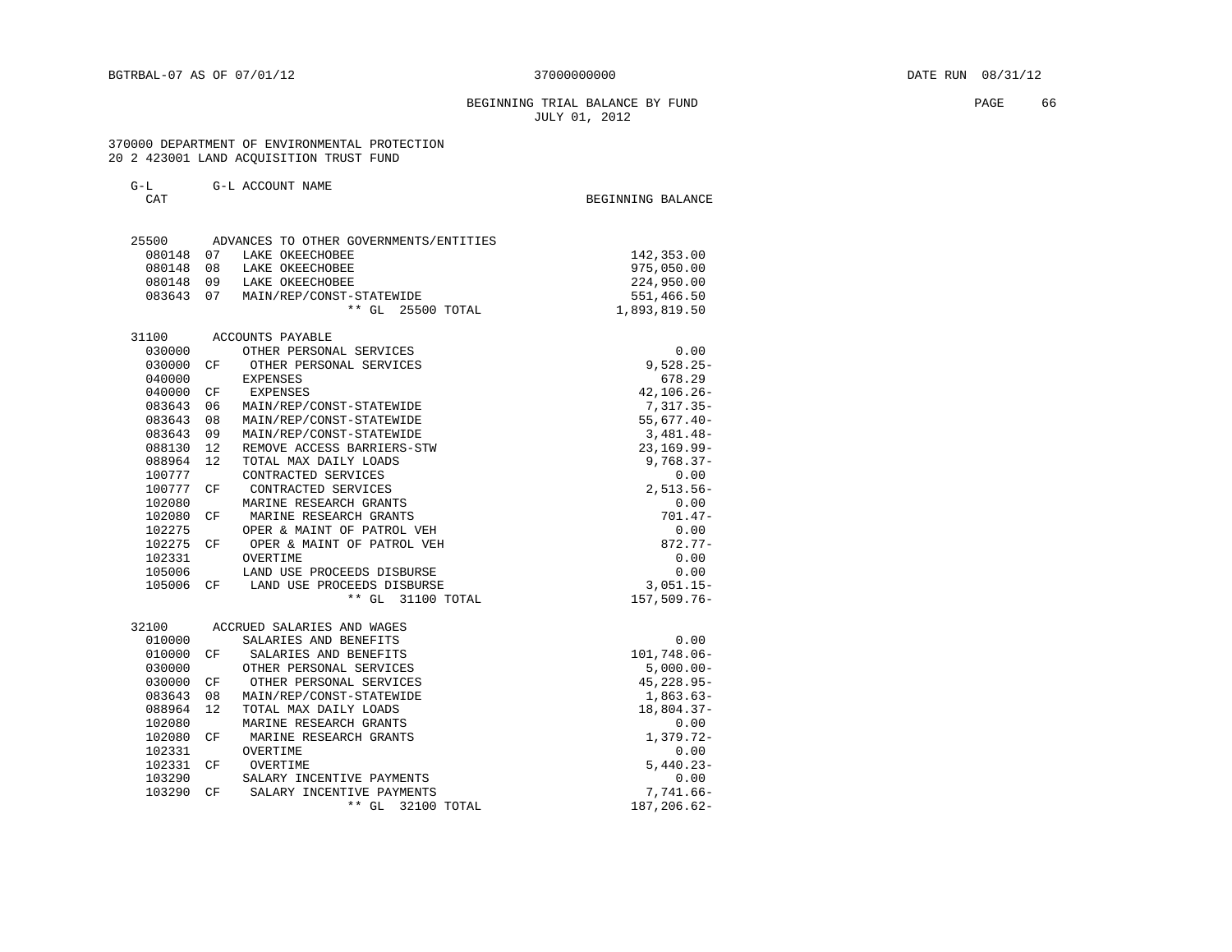BGTRBAL-07 AS OF 07/01/12 37000000000 DATE RUN 08/31/12

BEGINNING TRIAL BALANCE BY FUND
JULY 01, 2012

370000 DEPARTMENT OF ENVIRONMENTAL PROTECTION
20 2 423001 LAND ACQUISITION TRUST FUND

| G-L CAT | | G-L ACCOUNT NAME | BEGINNING BALANCE |
|---|---|---|---|
| 25500 | | ADVANCES TO OTHER GOVERNMENTS/ENTITIES | |
| 080148 | 07 | LAKE OKEECHOBEE | 142,353.00 |
| 080148 | 08 | LAKE OKEECHOBEE | 975,050.00 |
| 080148 | 09 | LAKE OKEECHOBEE | 224,950.00 |
| 083643 | 07 | MAIN/REP/CONST-STATEWIDE | 551,466.50 |
| | | ** GL 25500 TOTAL | 1,893,819.50 |
| 31100 | | ACCOUNTS PAYABLE | |
| 030000 | | OTHER PERSONAL SERVICES | 0.00 |
| 030000 | CF | OTHER PERSONAL SERVICES | 9,528.25- |
| 040000 | | EXPENSES | 678.29 |
| 040000 | CF | EXPENSES | 42,106.26- |
| 083643 | 06 | MAIN/REP/CONST-STATEWIDE | 7,317.35- |
| 083643 | 08 | MAIN/REP/CONST-STATEWIDE | 55,677.40- |
| 083643 | 09 | MAIN/REP/CONST-STATEWIDE | 3,481.48- |
| 088130 | 12 | REMOVE ACCESS BARRIERS-STW | 23,169.99- |
| 088964 | 12 | TOTAL MAX DAILY LOADS | 9,768.37- |
| 100777 | | CONTRACTED SERVICES | 0.00 |
| 100777 | CF | CONTRACTED SERVICES | 2,513.56- |
| 102080 | | MARINE RESEARCH GRANTS | 0.00 |
| 102080 | CF | MARINE RESEARCH GRANTS | 701.47- |
| 102275 | | OPER & MAINT OF PATROL VEH | 0.00 |
| 102275 | CF | OPER & MAINT OF PATROL VEH | 872.77- |
| 102331 | | OVERTIME | 0.00 |
| 105006 | | LAND USE PROCEEDS DISBURSE | 0.00 |
| 105006 | CF | LAND USE PROCEEDS DISBURSE | 3,051.15- |
| | | ** GL 31100 TOTAL | 157,509.76- |
| 32100 | | ACCRUED SALARIES AND WAGES | |
| 010000 | | SALARIES AND BENEFITS | 0.00 |
| 010000 | CF | SALARIES AND BENEFITS | 101,748.06- |
| 030000 | | OTHER PERSONAL SERVICES | 5,000.00- |
| 030000 | CF | OTHER PERSONAL SERVICES | 45,228.95- |
| 083643 | 08 | MAIN/REP/CONST-STATEWIDE | 1,863.63- |
| 088964 | 12 | TOTAL MAX DAILY LOADS | 18,804.37- |
| 102080 | | MARINE RESEARCH GRANTS | 0.00 |
| 102080 | CF | MARINE RESEARCH GRANTS | 1,379.72- |
| 102331 | | OVERTIME | 0.00 |
| 102331 | CF | OVERTIME | 5,440.23- |
| 103290 | | SALARY INCENTIVE PAYMENTS | 0.00 |
| 103290 | CF | SALARY INCENTIVE PAYMENTS | 7,741.66- |
| | | ** GL 32100 TOTAL | 187,206.62- |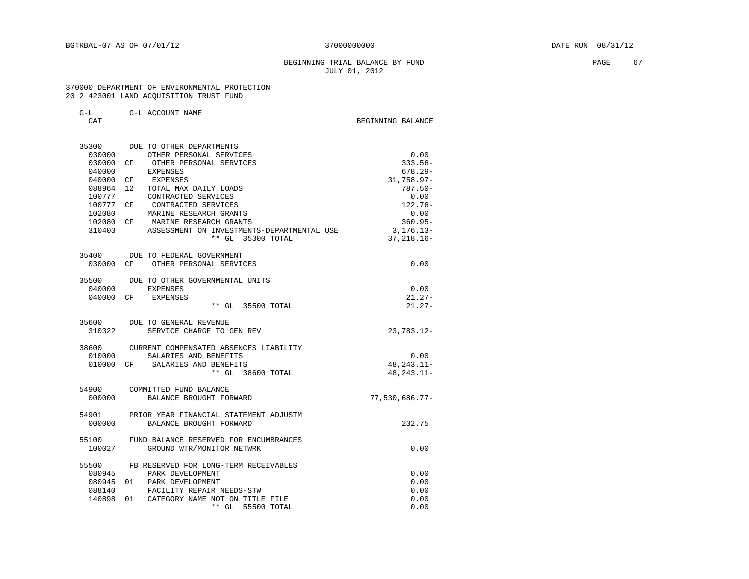BGTRBAL-07 AS OF 07/01/12 37000000000 DATE RUN 08/31/12

BEGINNING TRIAL BALANCE BY FUND
JULY 01, 2012

370000 DEPARTMENT OF ENVIRONMENTAL PROTECTION
20 2 423001 LAND ACQUISITION TRUST FUND

| G-L CAT | | G-L ACCOUNT NAME | BEGINNING BALANCE |
|---|---|---|---|
| 35300 | | DUE TO OTHER DEPARTMENTS | |
| 030000 | | OTHER PERSONAL SERVICES | 0.00 |
| 030000 | CF | OTHER PERSONAL SERVICES | 333.56- |
| 040000 | | EXPENSES | 678.29- |
| 040000 | CF | EXPENSES | 31,758.97- |
| 088964 | 12 | TOTAL MAX DAILY LOADS | 787.50- |
| 100777 | | CONTRACTED SERVICES | 0.00 |
| 100777 | CF | CONTRACTED SERVICES | 122.76- |
| 102080 | | MARINE RESEARCH GRANTS | 0.00 |
| 102080 | CF | MARINE RESEARCH GRANTS | 360.95- |
| 310403 | | ASSESSMENT ON INVESTMENTS-DEPARTMENTAL USE | 3,176.13- |
| | | ** GL 35300 TOTAL | 37,218.16- |
| 35400 | | DUE TO FEDERAL GOVERNMENT | |
| 030000 | CF | OTHER PERSONAL SERVICES | 0.00 |
| 35500 | | DUE TO OTHER GOVERNMENTAL UNITS | |
| 040000 | | EXPENSES | 0.00 |
| 040000 | CF | EXPENSES | 21.27- |
| | | ** GL 35500 TOTAL | 21.27- |
| 35600 | | DUE TO GENERAL REVENUE | |
| 310322 | | SERVICE CHARGE TO GEN REV | 23,783.12- |
| 38600 | | CURRENT COMPENSATED ABSENCES LIABILITY | |
| 010000 | | SALARIES AND BENEFITS | 0.00 |
| 010000 | CF | SALARIES AND BENEFITS | 48,243.11- |
| | | ** GL 38600 TOTAL | 48,243.11- |
| 54900 | | COMMITTED FUND BALANCE | |
| 000000 | | BALANCE BROUGHT FORWARD | 77,530,686.77- |
| 54901 | | PRIOR YEAR FINANCIAL STATEMENT ADJUSTM | |
| 000000 | | BALANCE BROUGHT FORWARD | 232.75 |
| 55100 | | FUND BALANCE RESERVED FOR ENCUMBRANCES | |
| 100027 | | GROUND WTR/MONITOR NETWRK | 0.00 |
| 55500 | | FB RESERVED FOR LONG-TERM RECEIVABLES | |
| 080945 | | PARK DEVELOPMENT | 0.00 |
| 080945 | 01 | PARK DEVELOPMENT | 0.00 |
| 088140 | | FACILITY REPAIR NEEDS-STW | 0.00 |
| 140898 | 01 | CATEGORY NAME NOT ON TITLE FILE | 0.00 |
| | | ** GL 55500 TOTAL | 0.00 |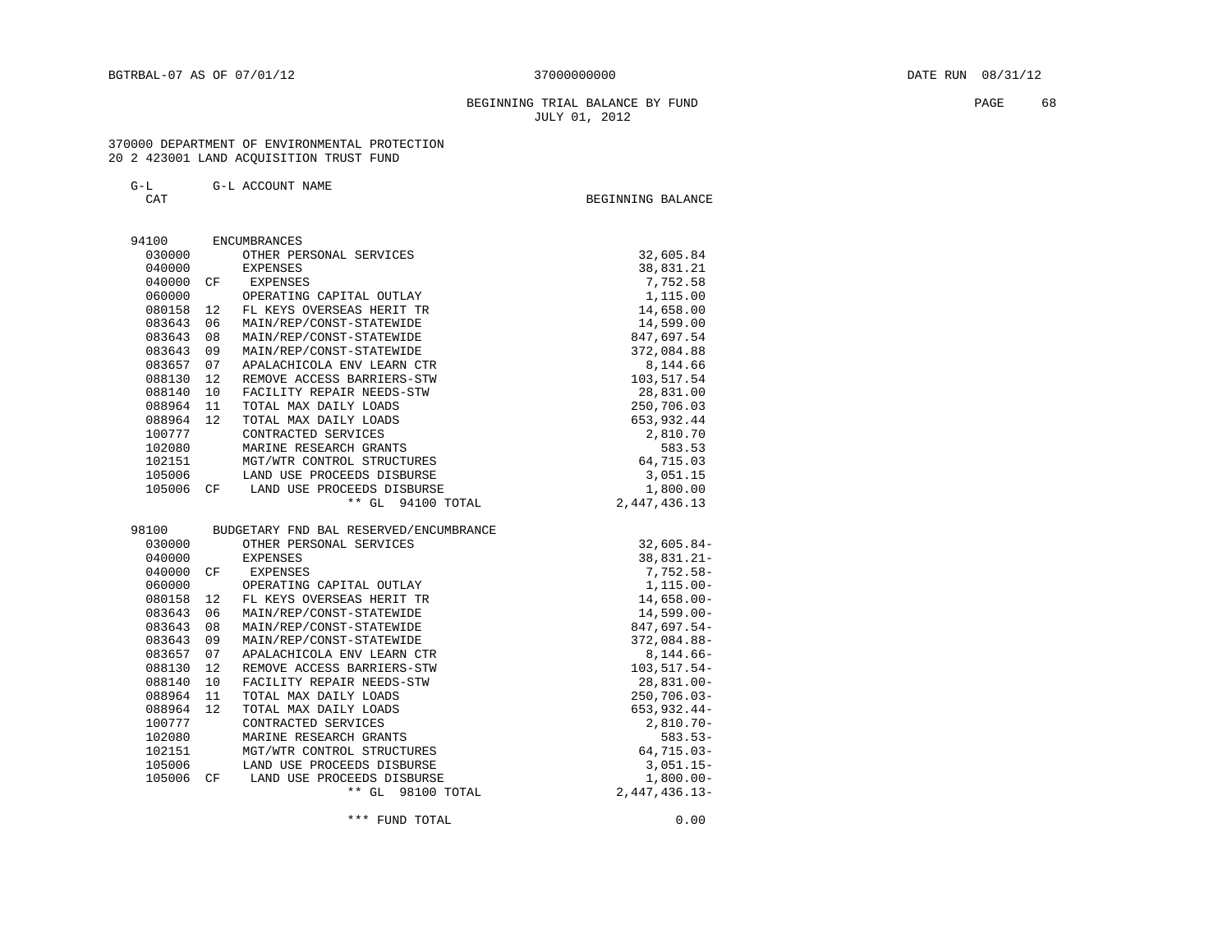BGTRBAL-07 AS OF 07/01/12 37000000000 DATE RUN 08/31/12

BEGINNING TRIAL BALANCE BY FUND
JULY 01, 2012

370000 DEPARTMENT OF ENVIRONMENTAL PROTECTION
20 2 423001 LAND ACQUISITION TRUST FUND

| G-L CAT | | G-L ACCOUNT NAME | BEGINNING BALANCE |
|---|---|---|---|
| 94100 | | ENCUMBRANCES | |
| 030000 | | OTHER PERSONAL SERVICES | 32,605.84 |
| 040000 | | EXPENSES | 38,831.21 |
| 040000 | CF | EXPENSES | 7,752.58 |
| 060000 | | OPERATING CAPITAL OUTLAY | 1,115.00 |
| 080158 | 12 | FL KEYS OVERSEAS HERIT TR | 14,658.00 |
| 083643 | 06 | MAIN/REP/CONST-STATEWIDE | 14,599.00 |
| 083643 | 08 | MAIN/REP/CONST-STATEWIDE | 847,697.54 |
| 083643 | 09 | MAIN/REP/CONST-STATEWIDE | 372,084.88 |
| 083657 | 07 | APALACHICOLA ENV LEARN CTR | 8,144.66 |
| 088130 | 12 | REMOVE ACCESS BARRIERS-STW | 103,517.54 |
| 088140 | 10 | FACILITY REPAIR NEEDS-STW | 28,831.00 |
| 088964 | 11 | TOTAL MAX DAILY LOADS | 250,706.03 |
| 088964 | 12 | TOTAL MAX DAILY LOADS | 653,932.44 |
| 100777 | | CONTRACTED SERVICES | 2,810.70 |
| 102080 | | MARINE RESEARCH GRANTS | 583.53 |
| 102151 | | MGT/WTR CONTROL STRUCTURES | 64,715.03 |
| 105006 | | LAND USE PROCEEDS DISBURSE | 3,051.15 |
| 105006 | CF | LAND USE PROCEEDS DISBURSE | 1,800.00 |
| | | ** GL 94100 TOTAL | 2,447,436.13 |
| 98100 | | BUDGETARY FND BAL RESERVED/ENCUMBRANCE | |
| 030000 | | OTHER PERSONAL SERVICES | 32,605.84- |
| 040000 | | EXPENSES | 38,831.21- |
| 040000 | CF | EXPENSES | 7,752.58- |
| 060000 | | OPERATING CAPITAL OUTLAY | 1,115.00- |
| 080158 | 12 | FL KEYS OVERSEAS HERIT TR | 14,658.00- |
| 083643 | 06 | MAIN/REP/CONST-STATEWIDE | 14,599.00- |
| 083643 | 08 | MAIN/REP/CONST-STATEWIDE | 847,697.54- |
| 083643 | 09 | MAIN/REP/CONST-STATEWIDE | 372,084.88- |
| 083657 | 07 | APALACHICOLA ENV LEARN CTR | 8,144.66- |
| 088130 | 12 | REMOVE ACCESS BARRIERS-STW | 103,517.54- |
| 088140 | 10 | FACILITY REPAIR NEEDS-STW | 28,831.00- |
| 088964 | 11 | TOTAL MAX DAILY LOADS | 250,706.03- |
| 088964 | 12 | TOTAL MAX DAILY LOADS | 653,932.44- |
| 100777 | | CONTRACTED SERVICES | 2,810.70- |
| 102080 | | MARINE RESEARCH GRANTS | 583.53- |
| 102151 | | MGT/WTR CONTROL STRUCTURES | 64,715.03- |
| 105006 | | LAND USE PROCEEDS DISBURSE | 3,051.15- |
| 105006 | CF | LAND USE PROCEEDS DISBURSE | 1,800.00- |
| | | ** GL 98100 TOTAL | 2,447,436.13- |
| | | *** FUND TOTAL | 0.00 |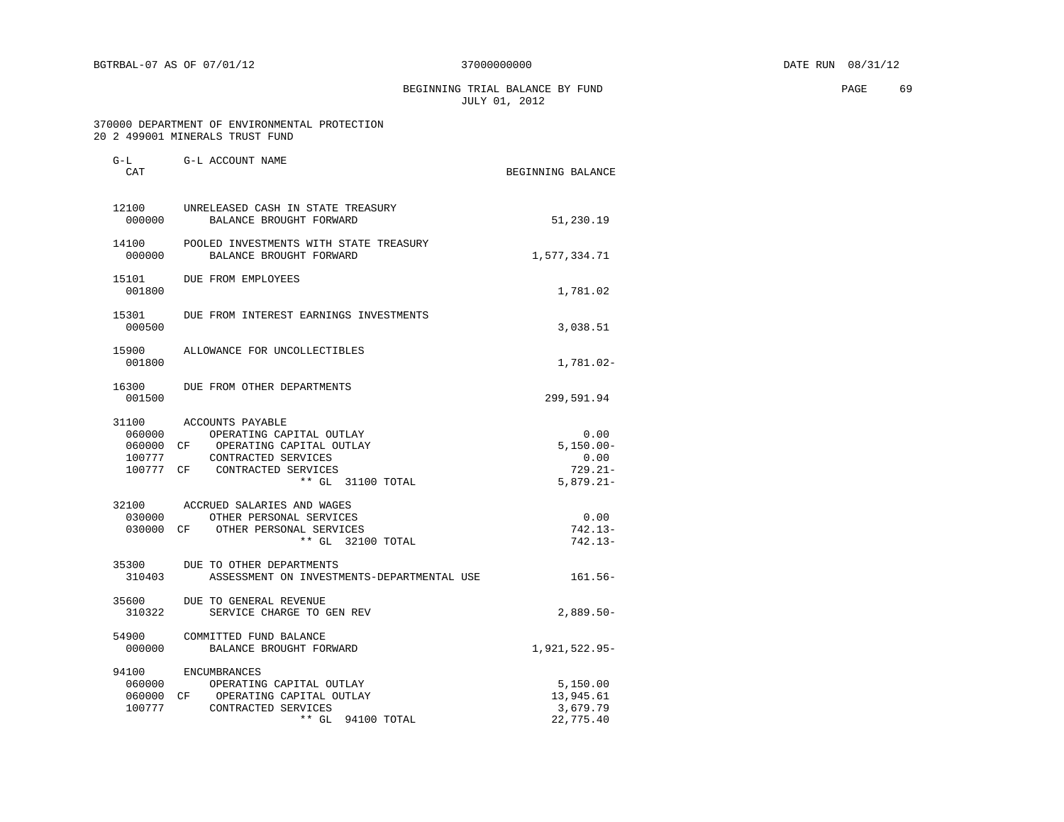BGTRBAL-07 AS OF 07/01/12 37000000000 DATE RUN 08/31/12

BEGINNING TRIAL BALANCE BY FUND
JULY 01, 2012

370000 DEPARTMENT OF ENVIRONMENTAL PROTECTION
20 2 499001 MINERALS TRUST FUND

| G-L CAT | | G-L ACCOUNT NAME | BEGINNING BALANCE |
|---|---|---|---|
| 12100 | | UNRELEASED CASH IN STATE TREASURY | |
| 000000 | | BALANCE BROUGHT FORWARD | 51,230.19 |
| 14100 | | POOLED INVESTMENTS WITH STATE TREASURY | |
| 000000 | | BALANCE BROUGHT FORWARD | 1,577,334.71 |
| 15101 | | DUE FROM EMPLOYEES | |
| 001800 | | | 1,781.02 |
| 15301 | | DUE FROM INTEREST EARNINGS INVESTMENTS | |
| 000500 | | | 3,038.51 |
| 15900 | | ALLOWANCE FOR UNCOLLECTIBLES | |
| 001800 | | | 1,781.02- |
| 16300 | | DUE FROM OTHER DEPARTMENTS | |
| 001500 | | | 299,591.94 |
| 31100 | | ACCOUNTS PAYABLE | |
| 060000 | | OPERATING CAPITAL OUTLAY | 0.00 |
| 060000 | CF | OPERATING CAPITAL OUTLAY | 5,150.00- |
| 100777 | | CONTRACTED SERVICES | 0.00 |
| 100777 | CF | CONTRACTED SERVICES | 729.21- |
| | | ** GL 31100 TOTAL | 5,879.21- |
| 32100 | | ACCRUED SALARIES AND WAGES | |
| 030000 | | OTHER PERSONAL SERVICES | 0.00 |
| 030000 | CF | OTHER PERSONAL SERVICES | 742.13- |
| | | ** GL 32100 TOTAL | 742.13- |
| 35300 | | DUE TO OTHER DEPARTMENTS | |
| 310403 | | ASSESSMENT ON INVESTMENTS-DEPARTMENTAL USE | 161.56- |
| 35600 | | DUE TO GENERAL REVENUE | |
| 310322 | | SERVICE CHARGE TO GEN REV | 2,889.50- |
| 54900 | | COMMITTED FUND BALANCE | |
| 000000 | | BALANCE BROUGHT FORWARD | 1,921,522.95- |
| 94100 | | ENCUMBRANCES | |
| 060000 | | OPERATING CAPITAL OUTLAY | 5,150.00 |
| 060000 | CF | OPERATING CAPITAL OUTLAY | 13,945.61 |
| 100777 | | CONTRACTED SERVICES | 3,679.79 |
| | | ** GL 94100 TOTAL | 22,775.40 |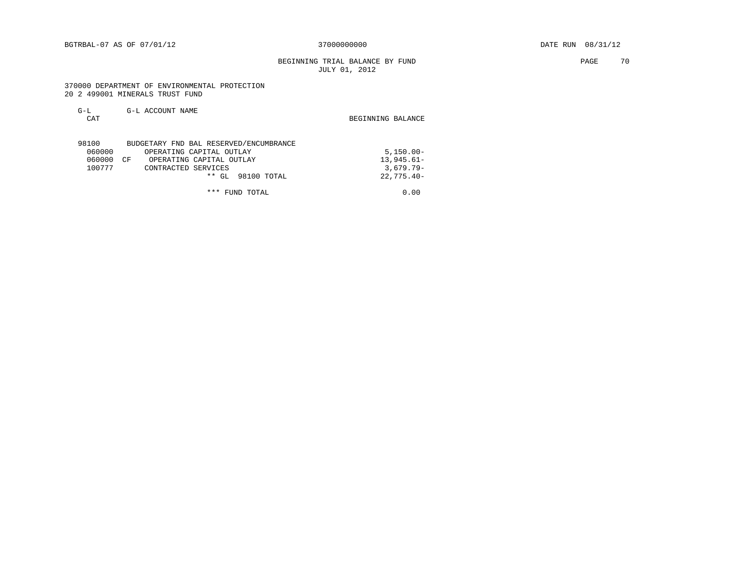BGTRBAL-07 AS OF 07/01/12 37000000000 DATE RUN 08/31/12

BEGINNING TRIAL BALANCE BY FUND
JULY 01, 2012

370000 DEPARTMENT OF ENVIRONMENTAL PROTECTION
20 2 499001 MINERALS TRUST FUND

| G-L CAT | G-L ACCOUNT NAME | BEGINNING BALANCE |
|---|---|---|
| 98100 | BUDGETARY FND BAL RESERVED/ENCUMBRANCE | |
| 060000 | OPERATING CAPITAL OUTLAY | 5,150.00- |
| 060000 CF | OPERATING CAPITAL OUTLAY | 13,945.61- |
| 100777 | CONTRACTED SERVICES | 3,679.79- |
| | ** GL 98100 TOTAL | 22,775.40- |
| | *** FUND TOTAL | 0.00 |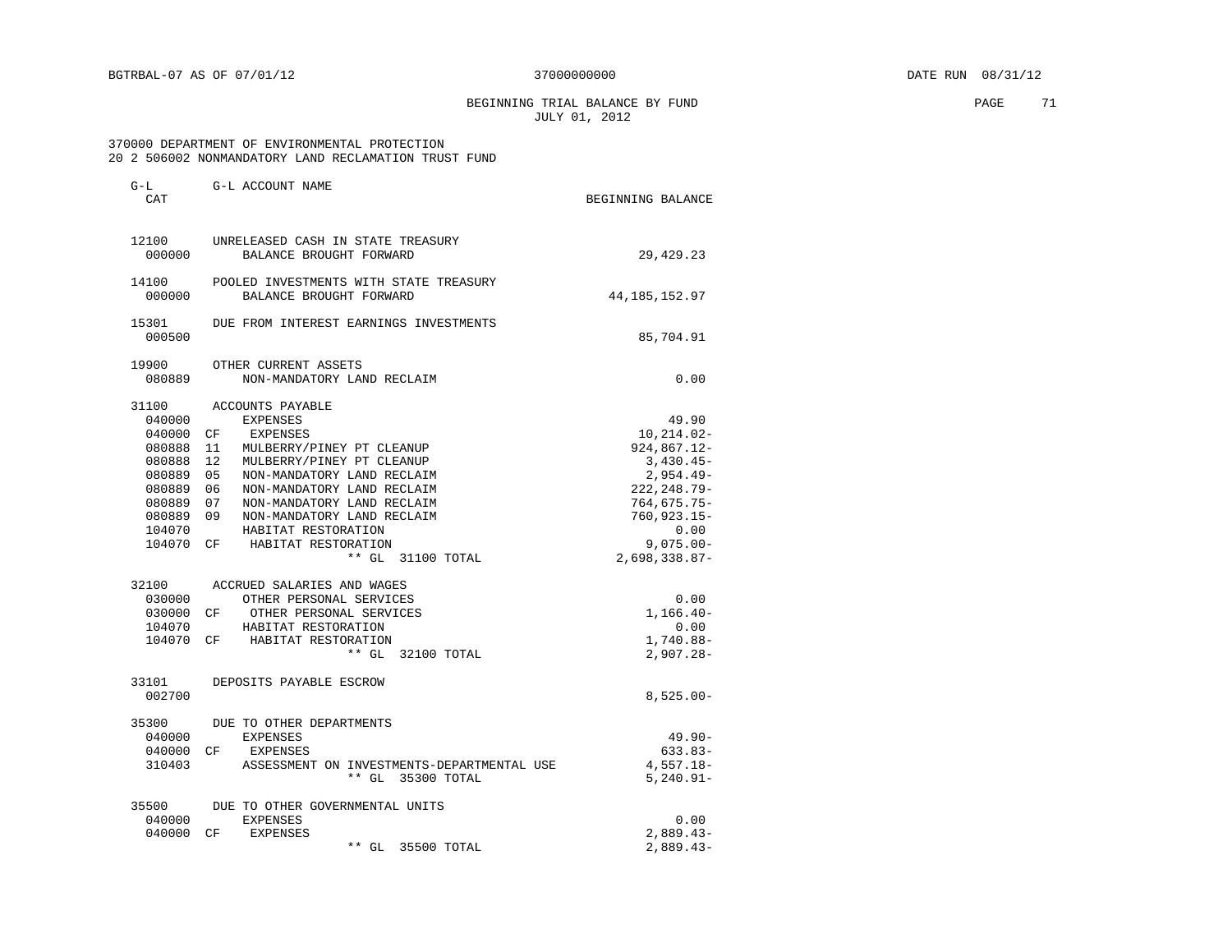BGTRBAL-07 AS OF 07/01/12 37000000000 DATE RUN 08/31/12

BEGINNING TRIAL BALANCE BY FUND
JULY 01, 2012

370000 DEPARTMENT OF ENVIRONMENTAL PROTECTION
20 2 506002 NONMANDATORY LAND RECLAMATION TRUST FUND

| G-L CAT | | G-L ACCOUNT NAME | BEGINNING BALANCE |
|---|---|---|---|
| 12100 | | UNRELEASED CASH IN STATE TREASURY | |
| 000000 | | BALANCE BROUGHT FORWARD | 29,429.23 |
| 14100 | | POOLED INVESTMENTS WITH STATE TREASURY | |
| 000000 | | BALANCE BROUGHT FORWARD | 44,185,152.97 |
| 15301 | | DUE FROM INTEREST EARNINGS INVESTMENTS | |
| 000500 | | | 85,704.91 |
| 19900 | | OTHER CURRENT ASSETS | |
| 080889 | | NON-MANDATORY LAND RECLAIM | 0.00 |
| 31100 | | ACCOUNTS PAYABLE | |
| 040000 | | EXPENSES | 49.90 |
| 040000 | CF | EXPENSES | 10,214.02- |
| 080888 | 11 | MULBERRY/PINEY PT CLEANUP | 924,867.12- |
| 080888 | 12 | MULBERRY/PINEY PT CLEANUP | 3,430.45- |
| 080889 | 05 | NON-MANDATORY LAND RECLAIM | 2,954.49- |
| 080889 | 06 | NON-MANDATORY LAND RECLAIM | 222,248.79- |
| 080889 | 07 | NON-MANDATORY LAND RECLAIM | 764,675.75- |
| 080889 | 09 | NON-MANDATORY LAND RECLAIM | 760,923.15- |
| 104070 | | HABITAT RESTORATION | 0.00 |
| 104070 | CF | HABITAT RESTORATION | 9,075.00- |
| | | ** GL 31100 TOTAL | 2,698,338.87- |
| 32100 | | ACCRUED SALARIES AND WAGES | |
| 030000 | | OTHER PERSONAL SERVICES | 0.00 |
| 030000 | CF | OTHER PERSONAL SERVICES | 1,166.40- |
| 104070 | | HABITAT RESTORATION | 0.00 |
| 104070 | CF | HABITAT RESTORATION | 1,740.88- |
| | | ** GL 32100 TOTAL | 2,907.28- |
| 33101 | | DEPOSITS PAYABLE ESCROW | |
| 002700 | | | 8,525.00- |
| 35300 | | DUE TO OTHER DEPARTMENTS | |
| 040000 | | EXPENSES | 49.90- |
| 040000 | CF | EXPENSES | 633.83- |
| 310403 | | ASSESSMENT ON INVESTMENTS-DEPARTMENTAL USE | 4,557.18- |
| | | ** GL 35300 TOTAL | 5,240.91- |
| 35500 | | DUE TO OTHER GOVERNMENTAL UNITS | |
| 040000 | | EXPENSES | 0.00 |
| 040000 | CF | EXPENSES | 2,889.43- |
| | | ** GL 35500 TOTAL | 2,889.43- |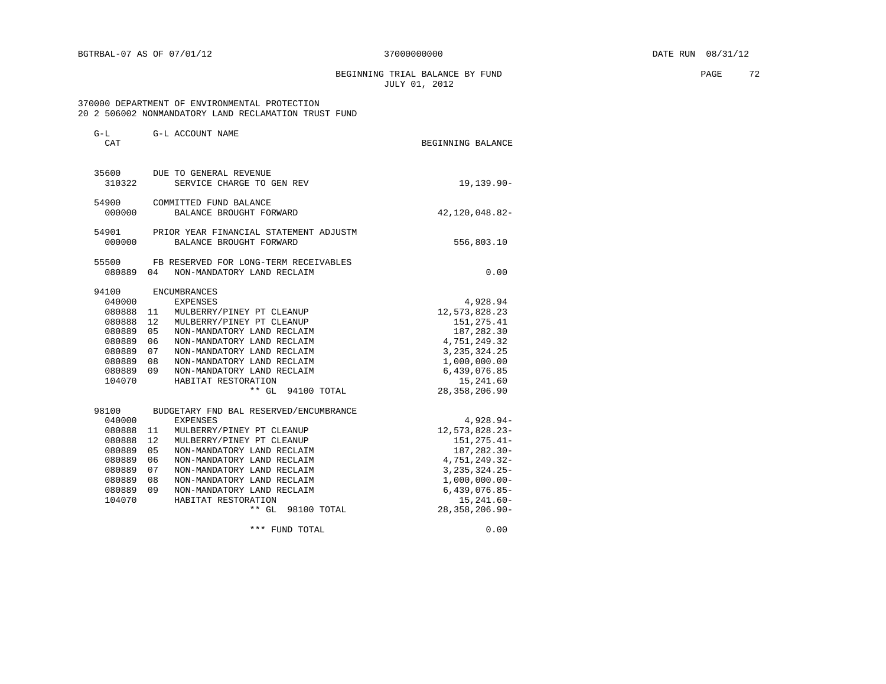BGTRBAL-07 AS OF 07/01/12 37000000000 DATE RUN 08/31/12

BEGINNING TRIAL BALANCE BY FUND
JULY 01, 2012

370000 DEPARTMENT OF ENVIRONMENTAL PROTECTION
20 2 506002 NONMANDATORY LAND RECLAMATION TRUST FUND

| G-L CAT | | G-L ACCOUNT NAME | BEGINNING BALANCE |
|---|---|---|---|
| 35600 | | DUE TO GENERAL REVENUE | |
| 310322 | | SERVICE CHARGE TO GEN REV | 19,139.90- |
| 54900 | | COMMITTED FUND BALANCE | |
| 000000 | | BALANCE BROUGHT FORWARD | 42,120,048.82- |
| 54901 | | PRIOR YEAR FINANCIAL STATEMENT ADJUSTM | |
| 000000 | | BALANCE BROUGHT FORWARD | 556,803.10 |
| 55500 | | FB RESERVED FOR LONG-TERM RECEIVABLES | |
| 080889 | 04 | NON-MANDATORY LAND RECLAIM | 0.00 |
| 94100 | | ENCUMBRANCES | |
| 040000 | | EXPENSES | 4,928.94 |
| 080888 | 11 | MULBERRY/PINEY PT CLEANUP | 12,573,828.23 |
| 080888 | 12 | MULBERRY/PINEY PT CLEANUP | 151,275.41 |
| 080889 | 05 | NON-MANDATORY LAND RECLAIM | 187,282.30 |
| 080889 | 06 | NON-MANDATORY LAND RECLAIM | 4,751,249.32 |
| 080889 | 07 | NON-MANDATORY LAND RECLAIM | 3,235,324.25 |
| 080889 | 08 | NON-MANDATORY LAND RECLAIM | 1,000,000.00 |
| 080889 | 09 | NON-MANDATORY LAND RECLAIM | 6,439,076.85 |
| 104070 | | HABITAT RESTORATION | 15,241.60 |
| | | ** GL 94100 TOTAL | 28,358,206.90 |
| 98100 | | BUDGETARY FND BAL RESERVED/ENCUMBRANCE | |
| 040000 | | EXPENSES | 4,928.94- |
| 080888 | 11 | MULBERRY/PINEY PT CLEANUP | 12,573,828.23- |
| 080888 | 12 | MULBERRY/PINEY PT CLEANUP | 151,275.41- |
| 080889 | 05 | NON-MANDATORY LAND RECLAIM | 187,282.30- |
| 080889 | 06 | NON-MANDATORY LAND RECLAIM | 4,751,249.32- |
| 080889 | 07 | NON-MANDATORY LAND RECLAIM | 3,235,324.25- |
| 080889 | 08 | NON-MANDATORY LAND RECLAIM | 1,000,000.00- |
| 080889 | 09 | NON-MANDATORY LAND RECLAIM | 6,439,076.85- |
| 104070 | | HABITAT RESTORATION | 15,241.60- |
| | | ** GL 98100 TOTAL | 28,358,206.90- |
| | | *** FUND TOTAL | 0.00 |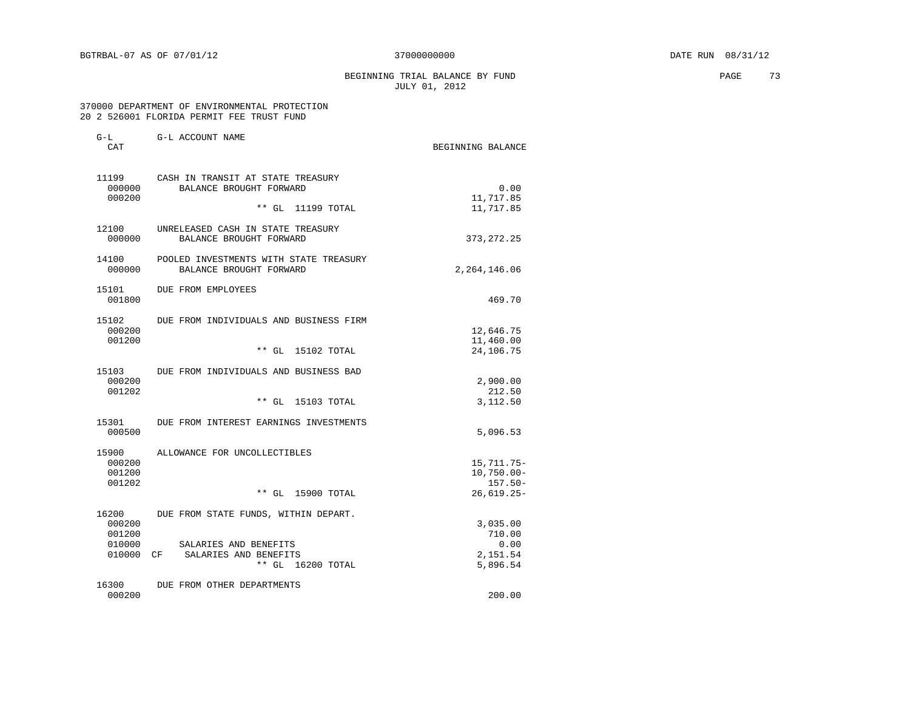BGTRBAL-07 AS OF 07/01/12 37000000000 DATE RUN 08/31/12

BEGINNING TRIAL BALANCE BY FUND
JULY 01, 2012

370000 DEPARTMENT OF ENVIRONMENTAL PROTECTION
20 2 526001 FLORIDA PERMIT FEE TRUST FUND

| G-L CAT | G-L ACCOUNT NAME | BEGINNING BALANCE |
|---|---|---|
| 11199 | CASH IN TRANSIT AT STATE TREASURY | |
| 000000 | BALANCE BROUGHT FORWARD | 0.00 |
| 000200 | | 11,717.85 |
| | ** GL 11199 TOTAL | 11,717.85 |
| 12100 | UNRELEASED CASH IN STATE TREASURY | |
| 000000 | BALANCE BROUGHT FORWARD | 373,272.25 |
| 14100 | POOLED INVESTMENTS WITH STATE TREASURY | |
| 000000 | BALANCE BROUGHT FORWARD | 2,264,146.06 |
| 15101 | DUE FROM EMPLOYEES | |
| 001800 | | 469.70 |
| 15102 | DUE FROM INDIVIDUALS AND BUSINESS FIRM | |
| 000200 | | 12,646.75 |
| 001200 | | 11,460.00 |
| | ** GL 15102 TOTAL | 24,106.75 |
| 15103 | DUE FROM INDIVIDUALS AND BUSINESS BAD | |
| 000200 | | 2,900.00 |
| 001202 | | 212.50 |
| | ** GL 15103 TOTAL | 3,112.50 |
| 15301 | DUE FROM INTEREST EARNINGS INVESTMENTS | |
| 000500 | | 5,096.53 |
| 15900 | ALLOWANCE FOR UNCOLLECTIBLES | |
| 000200 | | 15,711.75- |
| 001200 | | 10,750.00- |
| 001202 | | 157.50- |
| | ** GL 15900 TOTAL | 26,619.25- |
| 16200 | DUE FROM STATE FUNDS, WITHIN DEPART. | |
| 000200 | | 3,035.00 |
| 001200 | | 710.00 |
| 010000 | SALARIES AND BENEFITS | 0.00 |
| 010000 CF | SALARIES AND BENEFITS | 2,151.54 |
| | ** GL 16200 TOTAL | 5,896.54 |
| 16300 | DUE FROM OTHER DEPARTMENTS | |
| 000200 | | 200.00 |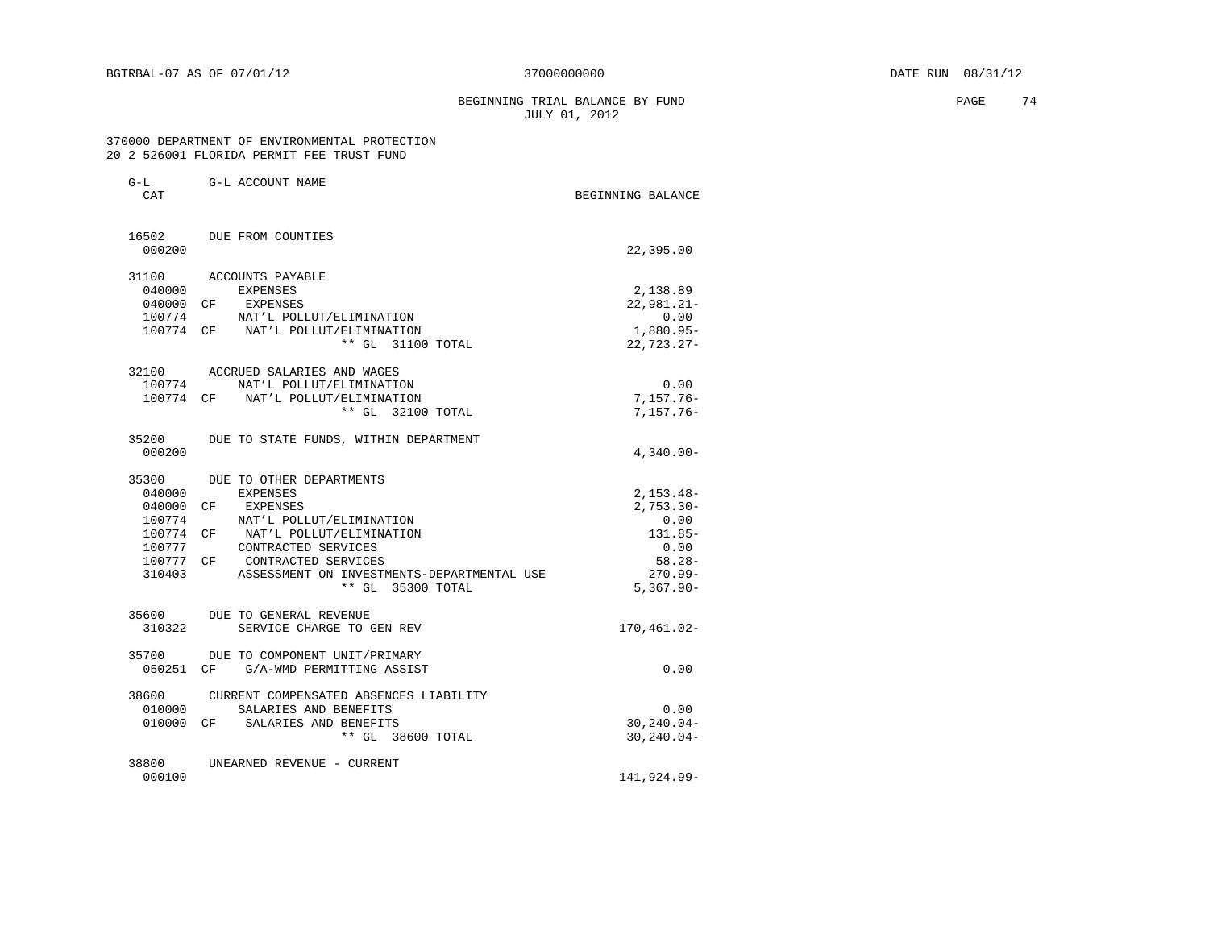BGTRBAL-07 AS OF 07/01/12 37000000000 DATE RUN 08/31/12

BEGINNING TRIAL BALANCE BY FUND
JULY 01, 2012

370000 DEPARTMENT OF ENVIRONMENTAL PROTECTION
20 2 526001 FLORIDA PERMIT FEE TRUST FUND

| G-L CAT | | G-L ACCOUNT NAME | BEGINNING BALANCE |
|---|---|---|---|
| 16502 | | DUE FROM COUNTIES | |
| 000200 | | | 22,395.00 |
| 31100 | | ACCOUNTS PAYABLE | |
| 040000 | | EXPENSES | 2,138.89 |
| 040000 | CF | EXPENSES | 22,981.21- |
| 100774 | | NAT'L POLLUT/ELIMINATION | 0.00 |
| 100774 | CF | NAT'L POLLUT/ELIMINATION | 1,880.95- |
| | | ** GL 31100 TOTAL | 22,723.27- |
| 32100 | | ACCRUED SALARIES AND WAGES | |
| 100774 | | NAT'L POLLUT/ELIMINATION | 0.00 |
| 100774 | CF | NAT'L POLLUT/ELIMINATION | 7,157.76- |
| | | ** GL 32100 TOTAL | 7,157.76- |
| 35200 | | DUE TO STATE FUNDS, WITHIN DEPARTMENT | |
| 000200 | | | 4,340.00- |
| 35300 | | DUE TO OTHER DEPARTMENTS | |
| 040000 | | EXPENSES | 2,153.48- |
| 040000 | CF | EXPENSES | 2,753.30- |
| 100774 | | NAT'L POLLUT/ELIMINATION | 0.00 |
| 100774 | CF | NAT'L POLLUT/ELIMINATION | 131.85- |
| 100777 | | CONTRACTED SERVICES | 0.00 |
| 100777 | CF | CONTRACTED SERVICES | 58.28- |
| 310403 | | ASSESSMENT ON INVESTMENTS-DEPARTMENTAL USE | 270.99- |
| | | ** GL 35300 TOTAL | 5,367.90- |
| 35600 | | DUE TO GENERAL REVENUE | |
| 310322 | | SERVICE CHARGE TO GEN REV | 170,461.02- |
| 35700 | | DUE TO COMPONENT UNIT/PRIMARY | |
| 050251 | CF | G/A-WMD PERMITTING ASSIST | 0.00 |
| 38600 | | CURRENT COMPENSATED ABSENCES LIABILITY | |
| 010000 | | SALARIES AND BENEFITS | 0.00 |
| 010000 | CF | SALARIES AND BENEFITS | 30,240.04- |
| | | ** GL 38600 TOTAL | 30,240.04- |
| 38800 | | UNEARNED REVENUE - CURRENT | |
| 000100 | | | 141,924.99- |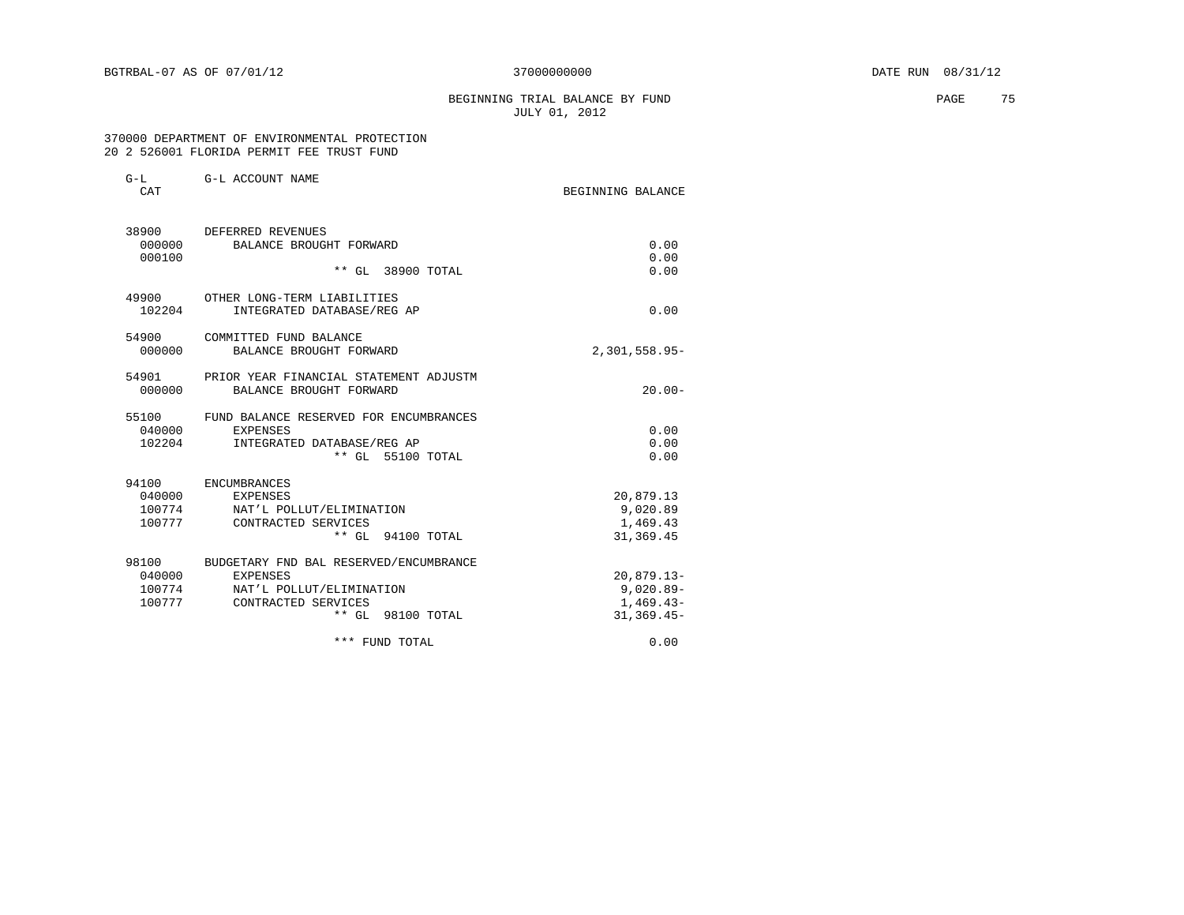BGTRBAL-07 AS OF 07/01/12 37000000000 DATE RUN 08/31/12

BEGINNING TRIAL BALANCE BY FUND
JULY 01, 2012

370000 DEPARTMENT OF ENVIRONMENTAL PROTECTION
20 2 526001 FLORIDA PERMIT FEE TRUST FUND

| G-L CAT | G-L ACCOUNT NAME | BEGINNING BALANCE |
|---|---|---|
| 38900 | DEFERRED REVENUES | |
| 000000 | BALANCE BROUGHT FORWARD | 0.00 |
| 000100 | | 0.00 |
| | ** GL 38900 TOTAL | 0.00 |
| 49900 | OTHER LONG-TERM LIABILITIES | |
| 102204 | INTEGRATED DATABASE/REG AP | 0.00 |
| 54900 | COMMITTED FUND BALANCE | |
| 000000 | BALANCE BROUGHT FORWARD | 2,301,558.95- |
| 54901 | PRIOR YEAR FINANCIAL STATEMENT ADJUSTM | |
| 000000 | BALANCE BROUGHT FORWARD | 20.00- |
| 55100 | FUND BALANCE RESERVED FOR ENCUMBRANCES | |
| 040000 | EXPENSES | 0.00 |
| 102204 | INTEGRATED DATABASE/REG AP | 0.00 |
| | ** GL 55100 TOTAL | 0.00 |
| 94100 | ENCUMBRANCES | |
| 040000 | EXPENSES | 20,879.13 |
| 100774 | NAT'L POLLUT/ELIMINATION | 9,020.89 |
| 100777 | CONTRACTED SERVICES | 1,469.43 |
| | ** GL 94100 TOTAL | 31,369.45 |
| 98100 | BUDGETARY FND BAL RESERVED/ENCUMBRANCE | |
| 040000 | EXPENSES | 20,879.13- |
| 100774 | NAT'L POLLUT/ELIMINATION | 9,020.89- |
| 100777 | CONTRACTED SERVICES | 1,469.43- |
| | ** GL 98100 TOTAL | 31,369.45- |
| | *** FUND TOTAL | 0.00 |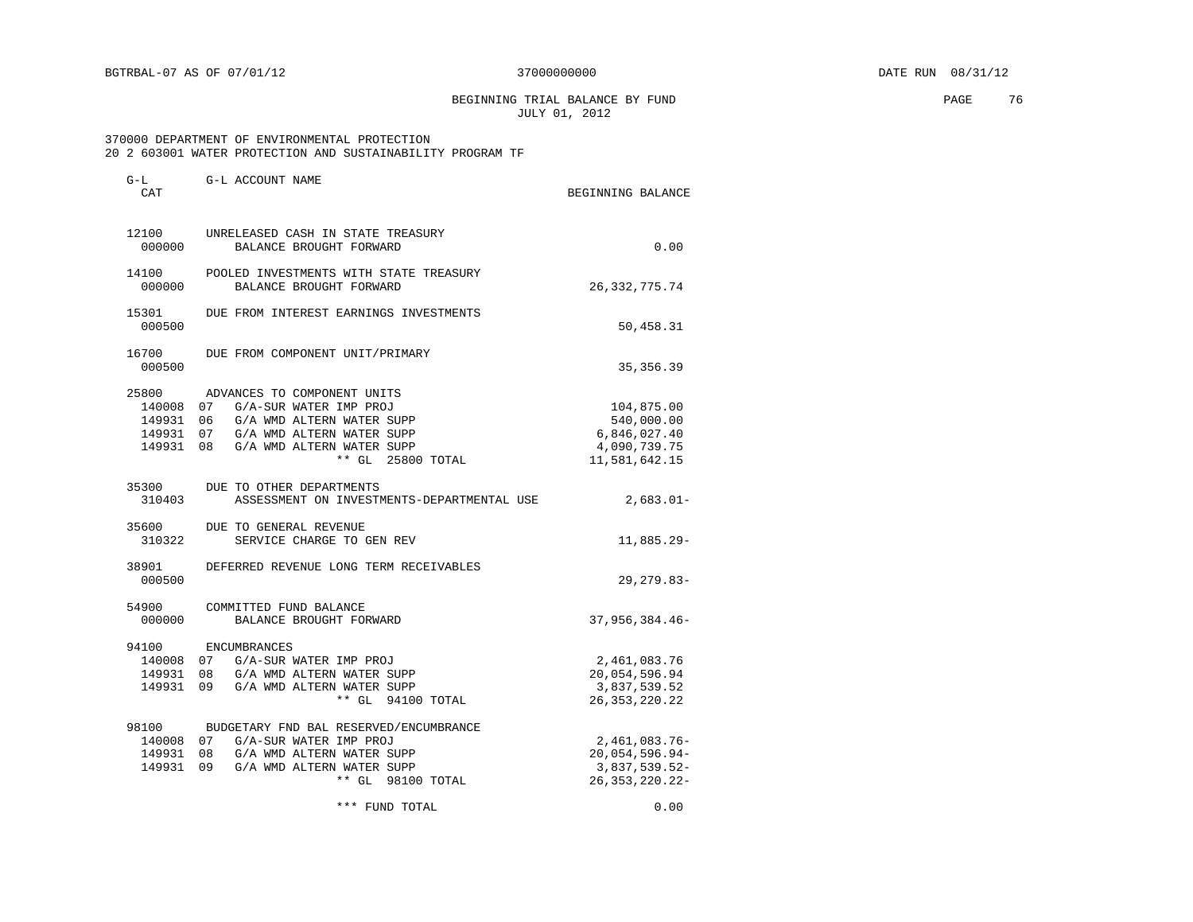BGTRBAL-07 AS OF 07/01/12 37000000000 DATE RUN 08/31/12

BEGINNING TRIAL BALANCE BY FUND
JULY 01, 2012

370000 DEPARTMENT OF ENVIRONMENTAL PROTECTION
20 2 603001 WATER PROTECTION AND SUSTAINABILITY PROGRAM TF

| G-L CAT | G-L ACCOUNT NAME | BEGINNING BALANCE |
|---|---|---|
| 12100 | UNRELEASED CASH IN STATE TREASURY | |
| 000000 | BALANCE BROUGHT FORWARD | 0.00 |
| 14100 | POOLED INVESTMENTS WITH STATE TREASURY | |
| 000000 | BALANCE BROUGHT FORWARD | 26,332,775.74 |
| 15301 | DUE FROM INTEREST EARNINGS INVESTMENTS | |
| 000500 | | 50,458.31 |
| 16700 | DUE FROM COMPONENT UNIT/PRIMARY | |
| 000500 | | 35,356.39 |
| 25800 | ADVANCES TO COMPONENT UNITS | |
| 140008 07 | G/A-SUR WATER IMP PROJ | 104,875.00 |
| 149931 06 | G/A WMD ALTERN WATER SUPP | 540,000.00 |
| 149931 07 | G/A WMD ALTERN WATER SUPP | 6,846,027.40 |
| 149931 08 | G/A WMD ALTERN WATER SUPP | 4,090,739.75 |
| | ** GL 25800 TOTAL | 11,581,642.15 |
| 35300 | DUE TO OTHER DEPARTMENTS | |
| 310403 | ASSESSMENT ON INVESTMENTS-DEPARTMENTAL USE | 2,683.01- |
| 35600 | DUE TO GENERAL REVENUE | |
| 310322 | SERVICE CHARGE TO GEN REV | 11,885.29- |
| 38901 | DEFERRED REVENUE LONG TERM RECEIVABLES | |
| 000500 | | 29,279.83- |
| 54900 | COMMITTED FUND BALANCE | |
| 000000 | BALANCE BROUGHT FORWARD | 37,956,384.46- |
| 94100 | ENCUMBRANCES | |
| 140008 07 | G/A-SUR WATER IMP PROJ | 2,461,083.76 |
| 149931 08 | G/A WMD ALTERN WATER SUPP | 20,054,596.94 |
| 149931 09 | G/A WMD ALTERN WATER SUPP | 3,837,539.52 |
| | ** GL 94100 TOTAL | 26,353,220.22 |
| 98100 | BUDGETARY FND BAL RESERVED/ENCUMBRANCE | |
| 140008 07 | G/A-SUR WATER IMP PROJ | 2,461,083.76- |
| 149931 08 | G/A WMD ALTERN WATER SUPP | 20,054,596.94- |
| 149931 09 | G/A WMD ALTERN WATER SUPP | 3,837,539.52- |
| | ** GL 98100 TOTAL | 26,353,220.22- |
| | *** FUND TOTAL | 0.00 |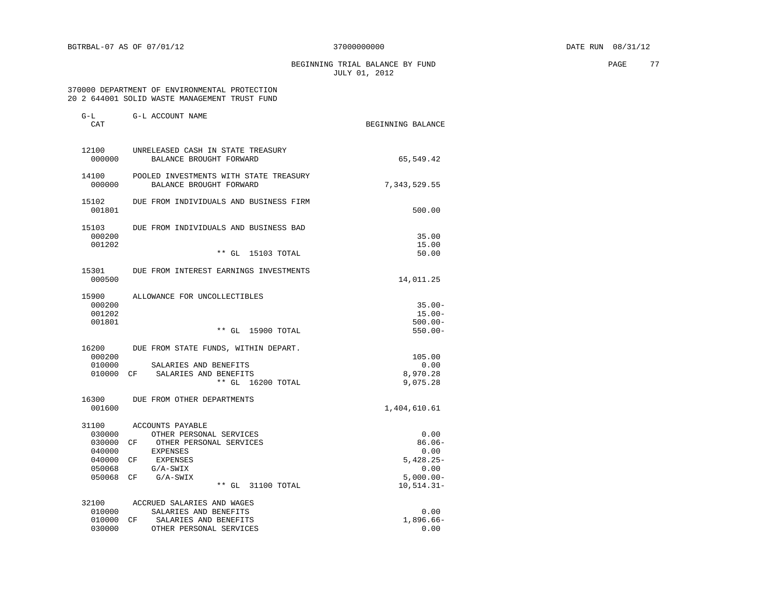BEGINNING TRIAL BALANCE BY FUND
JULY 01, 2012

370000 DEPARTMENT OF ENVIRONMENTAL PROTECTION
20 2 644001 SOLID WASTE MANAGEMENT TRUST FUND

| G-L CAT | | G-L ACCOUNT NAME | BEGINNING BALANCE |
|---|---|---|---|
| 12100 | | UNRELEASED CASH IN STATE TREASURY | |
| 000000 | | BALANCE BROUGHT FORWARD | 65,549.42 |
| 14100 | | POOLED INVESTMENTS WITH STATE TREASURY | |
| 000000 | | BALANCE BROUGHT FORWARD | 7,343,529.55 |
| 15102 | | DUE FROM INDIVIDUALS AND BUSINESS FIRM | |
| 001801 | | | 500.00 |
| 15103 | | DUE FROM INDIVIDUALS AND BUSINESS BAD | |
| 000200 | | | 35.00 |
| 001202 | | | 15.00 |
| | | ** GL 15103 TOTAL | 50.00 |
| 15301 | | DUE FROM INTEREST EARNINGS INVESTMENTS | |
| 000500 | | | 14,011.25 |
| 15900 | | ALLOWANCE FOR UNCOLLECTIBLES | |
| 000200 | | | 35.00- |
| 001202 | | | 15.00- |
| 001801 | | | 500.00- |
| | | ** GL 15900 TOTAL | 550.00- |
| 16200 | | DUE FROM STATE FUNDS, WITHIN DEPART. | |
| 000200 | | | 105.00 |
| 010000 | | SALARIES AND BENEFITS | 0.00 |
| 010000 | CF | SALARIES AND BENEFITS | 8,970.28 |
| | | ** GL 16200 TOTAL | 9,075.28 |
| 16300 | | DUE FROM OTHER DEPARTMENTS | |
| 001600 | | | 1,404,610.61 |
| 31100 | | ACCOUNTS PAYABLE | |
| 030000 | | OTHER PERSONAL SERVICES | 0.00 |
| 030000 | CF | OTHER PERSONAL SERVICES | 86.06- |
| 040000 | | EXPENSES | 0.00 |
| 040000 | CF | EXPENSES | 5,428.25- |
| 050068 | | G/A-SWIX | 0.00 |
| 050068 | CF | G/A-SWIX | 5,000.00- |
| | | ** GL 31100 TOTAL | 10,514.31- |
| 32100 | | ACCRUED SALARIES AND WAGES | |
| 010000 | | SALARIES AND BENEFITS | 0.00 |
| 010000 | CF | SALARIES AND BENEFITS | 1,896.66- |
| 030000 | | OTHER PERSONAL SERVICES | 0.00 |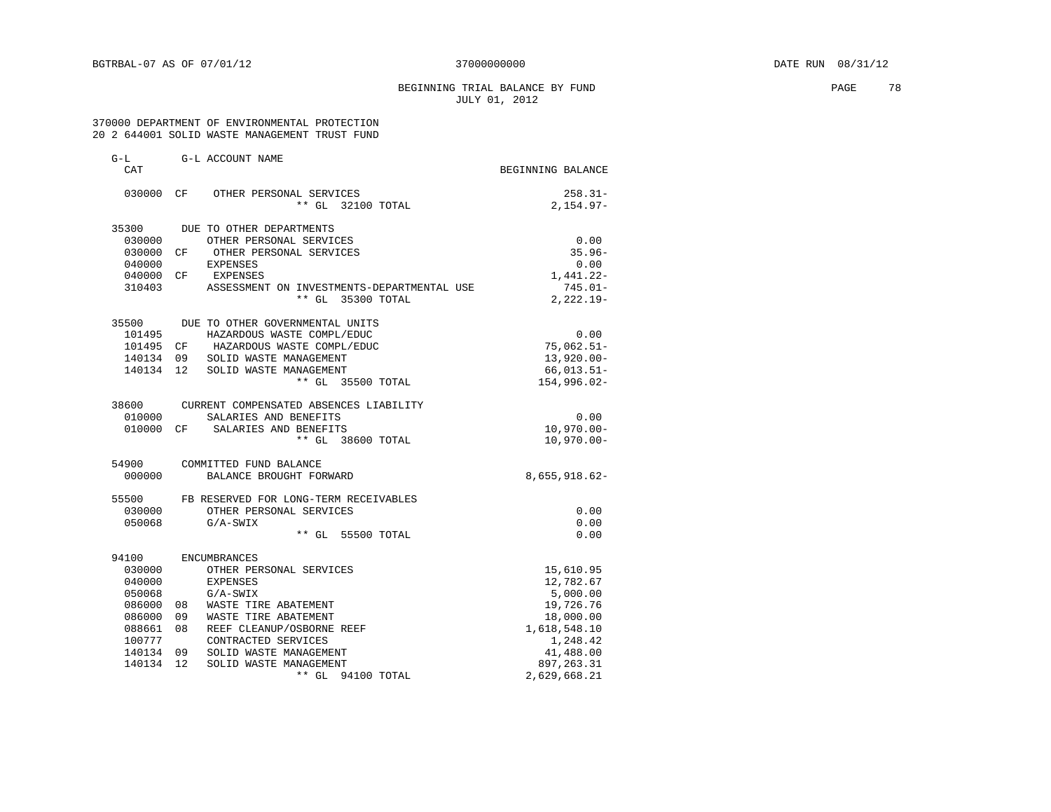BEGINNING TRIAL BALANCE BY FUND
JULY 01, 2012

370000 DEPARTMENT OF ENVIRONMENTAL PROTECTION
20 2 644001 SOLID WASTE MANAGEMENT TRUST FUND

| G-L CAT | | G-L ACCOUNT NAME | BEGINNING BALANCE |
|---|---|---|---|
| 030000 | CF | OTHER PERSONAL SERVICES | 258.31- |
| | | ** GL 32100 TOTAL | 2,154.97- |
| 35300 | | DUE TO OTHER DEPARTMENTS | |
| 030000 | | OTHER PERSONAL SERVICES | 0.00 |
| 030000 | CF | OTHER PERSONAL SERVICES | 35.96- |
| 040000 | | EXPENSES | 0.00 |
| 040000 | CF | EXPENSES | 1,441.22- |
| 310403 | | ASSESSMENT ON INVESTMENTS-DEPARTMENTAL USE | 745.01- |
| | | ** GL 35300 TOTAL | 2,222.19- |
| 35500 | | DUE TO OTHER GOVERNMENTAL UNITS | |
| 101495 | | HAZARDOUS WASTE COMPL/EDUC | 0.00 |
| 101495 | CF | HAZARDOUS WASTE COMPL/EDUC | 75,062.51- |
| 140134 | 09 | SOLID WASTE MANAGEMENT | 13,920.00- |
| 140134 | 12 | SOLID WASTE MANAGEMENT | 66,013.51- |
| | | ** GL 35500 TOTAL | 154,996.02- |
| 38600 | | CURRENT COMPENSATED ABSENCES LIABILITY | |
| 010000 | | SALARIES AND BENEFITS | 0.00 |
| 010000 | CF | SALARIES AND BENEFITS | 10,970.00- |
| | | ** GL 38600 TOTAL | 10,970.00- |
| 54900 | | COMMITTED FUND BALANCE | |
| 000000 | | BALANCE BROUGHT FORWARD | 8,655,918.62- |
| 55500 | | FB RESERVED FOR LONG-TERM RECEIVABLES | |
| 030000 | | OTHER PERSONAL SERVICES | 0.00 |
| 050068 | | G/A-SWIX | 0.00 |
| | | ** GL 55500 TOTAL | 0.00 |
| 94100 | | ENCUMBRANCES | |
| 030000 | | OTHER PERSONAL SERVICES | 15,610.95 |
| 040000 | | EXPENSES | 12,782.67 |
| 050068 | | G/A-SWIX | 5,000.00 |
| 086000 | 08 | WASTE TIRE ABATEMENT | 19,726.76 |
| 086000 | 09 | WASTE TIRE ABATEMENT | 18,000.00 |
| 088661 | 08 | REEF CLEANUP/OSBORNE REEF | 1,618,548.10 |
| 100777 | | CONTRACTED SERVICES | 1,248.42 |
| 140134 | 09 | SOLID WASTE MANAGEMENT | 41,488.00 |
| 140134 | 12 | SOLID WASTE MANAGEMENT | 897,263.31 |
| | | ** GL 94100 TOTAL | 2,629,668.21 |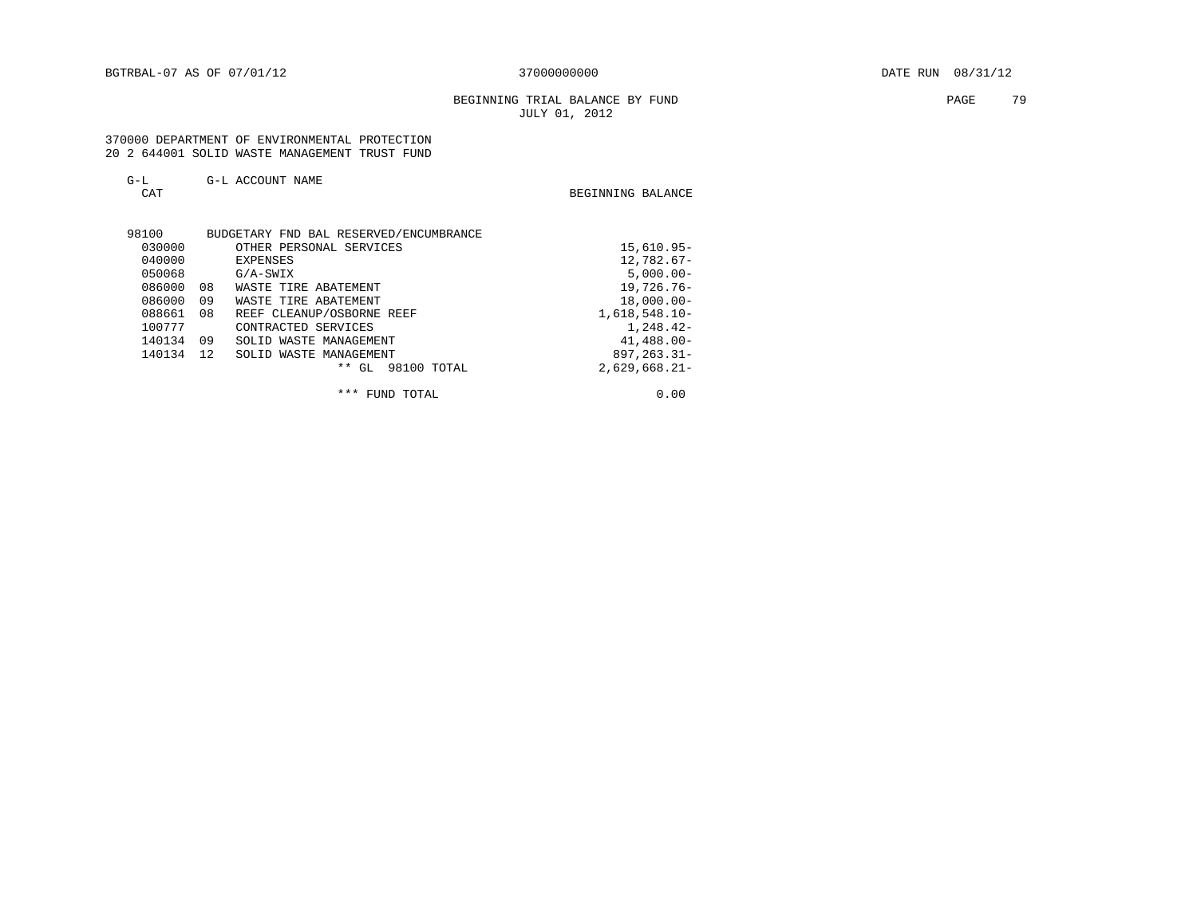BGTRBAL-07 AS OF 07/01/12 37000000000 DATE RUN 08/31/12

BEGINNING TRIAL BALANCE BY FUND
JULY 01, 2012

370000 DEPARTMENT OF ENVIRONMENTAL PROTECTION
20 2 644001 SOLID WASTE MANAGEMENT TRUST FUND

| G-L CAT | | G-L ACCOUNT NAME | BEGINNING BALANCE |
|---|---|---|---|
| 98100 | | BUDGETARY FND BAL RESERVED/ENCUMBRANCE | |
| 030000 | | OTHER PERSONAL SERVICES | 15,610.95- |
| 040000 | | EXPENSES | 12,782.67- |
| 050068 | | G/A-SWIX | 5,000.00- |
| 086000 | 08 | WASTE TIRE ABATEMENT | 19,726.76- |
| 086000 | 09 | WASTE TIRE ABATEMENT | 18,000.00- |
| 088661 | 08 | REEF CLEANUP/OSBORNE REEF | 1,618,548.10- |
| 100777 | | CONTRACTED SERVICES | 1,248.42- |
| 140134 | 09 | SOLID WASTE MANAGEMENT | 41,488.00- |
| 140134 | 12 | SOLID WASTE MANAGEMENT | 897,263.31- |
| | | ** GL 98100 TOTAL | 2,629,668.21- |
| | | *** FUND TOTAL | 0.00 |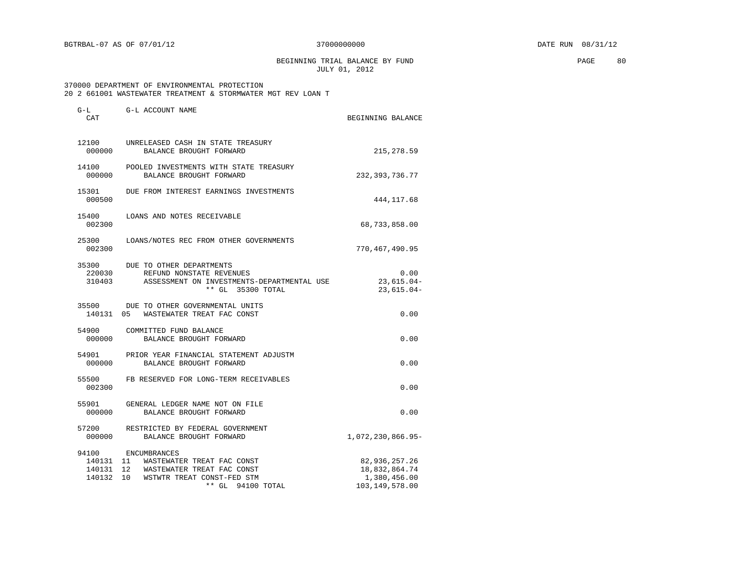BGTRBAL-07 AS OF 07/01/12 37000000000 DATE RUN 08/31/12

BEGINNING TRIAL BALANCE BY FUND
JULY 01, 2012

370000 DEPARTMENT OF ENVIRONMENTAL PROTECTION
20 2 661001 WASTEWATER TREATMENT & STORMWATER MGT REV LOAN T

| G-L CAT | G-L ACCOUNT NAME | BEGINNING BALANCE |
|---|---|---|
| 12100 | UNRELEASED CASH IN STATE TREASURY | |
| 000000 | BALANCE BROUGHT FORWARD | 215,278.59 |
| 14100 | POOLED INVESTMENTS WITH STATE TREASURY | |
| 000000 | BALANCE BROUGHT FORWARD | 232,393,736.77 |
| 15301 | DUE FROM INTEREST EARNINGS INVESTMENTS | |
| 000500 | | 444,117.68 |
| 15400 | LOANS AND NOTES RECEIVABLE | |
| 002300 | | 68,733,858.00 |
| 25300 | LOANS/NOTES REC FROM OTHER GOVERNMENTS | |
| 002300 | | 770,467,490.95 |
| 35300 | DUE TO OTHER DEPARTMENTS | |
| 220030 | REFUND NONSTATE REVENUES | 0.00 |
| 310403 | ASSESSMENT ON INVESTMENTS-DEPARTMENTAL USE | 23,615.04- |
| | ** GL 35300 TOTAL | 23,615.04- |
| 35500 | DUE TO OTHER GOVERNMENTAL UNITS | |
| 140131 05 | WASTEWATER TREAT FAC CONST | 0.00 |
| 54900 | COMMITTED FUND BALANCE | |
| 000000 | BALANCE BROUGHT FORWARD | 0.00 |
| 54901 | PRIOR YEAR FINANCIAL STATEMENT ADJUSTM | |
| 000000 | BALANCE BROUGHT FORWARD | 0.00 |
| 55500 | FB RESERVED FOR LONG-TERM RECEIVABLES | |
| 002300 | | 0.00 |
| 55901 | GENERAL LEDGER NAME NOT ON FILE | |
| 000000 | BALANCE BROUGHT FORWARD | 0.00 |
| 57200 | RESTRICTED BY FEDERAL GOVERNMENT | |
| 000000 | BALANCE BROUGHT FORWARD | 1,072,230,866.95- |
| 94100 | ENCUMBRANCES | |
| 140131 11 | WASTEWATER TREAT FAC CONST | 82,936,257.26 |
| 140131 12 | WASTEWATER TREAT FAC CONST | 18,832,864.74 |
| 140132 10 | WSTWTR TREAT CONST-FED STM | 1,380,456.00 |
| | ** GL 94100 TOTAL | 103,149,578.00 |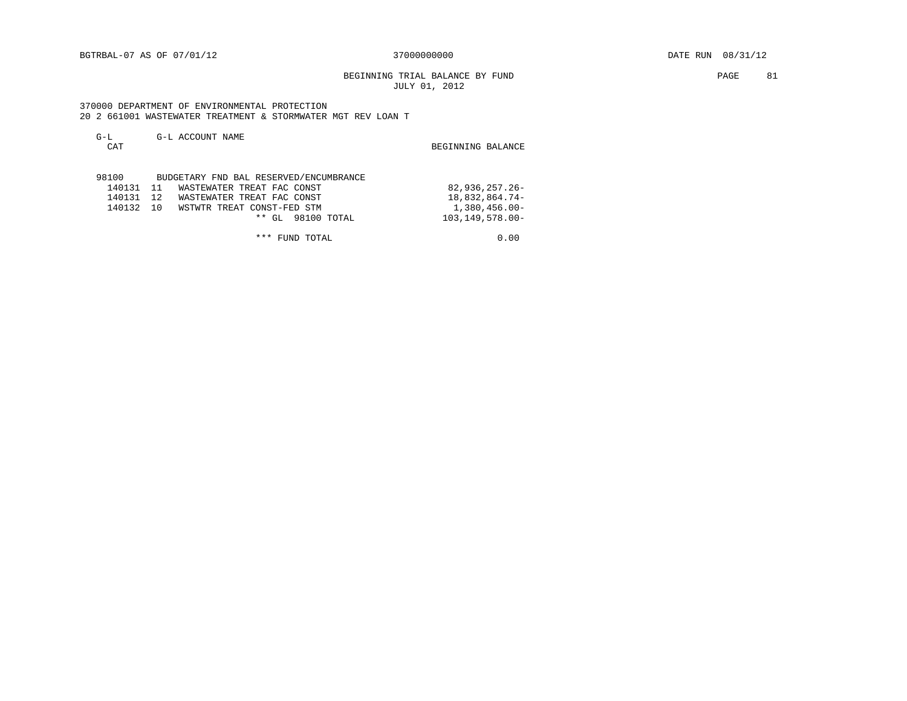BGTRBAL-07 AS OF 07/01/12 — 37000000000 — DATE RUN 08/31/12

BEGINNING TRIAL BALANCE BY FUND
JULY 01, 2012

370000 DEPARTMENT OF ENVIRONMENTAL PROTECTION
20 2 661001 WASTEWATER TREATMENT & STORMWATER MGT REV LOAN T

| G-L CAT | | G-L ACCOUNT NAME | BEGINNING BALANCE |
|---|---|---|---|
| 98100 | | BUDGETARY FND BAL RESERVED/ENCUMBRANCE | |
| 140131 | 11 | WASTEWATER TREAT FAC CONST | 82,936,257.26- |
| 140131 | 12 | WASTEWATER TREAT FAC CONST | 18,832,864.74- |
| 140132 | 10 | WSTWTR TREAT CONST-FED STM | 1,380,456.00- |
| | | ** GL 98100 TOTAL | 103,149,578.00- |
| | | *** FUND TOTAL | 0.00 |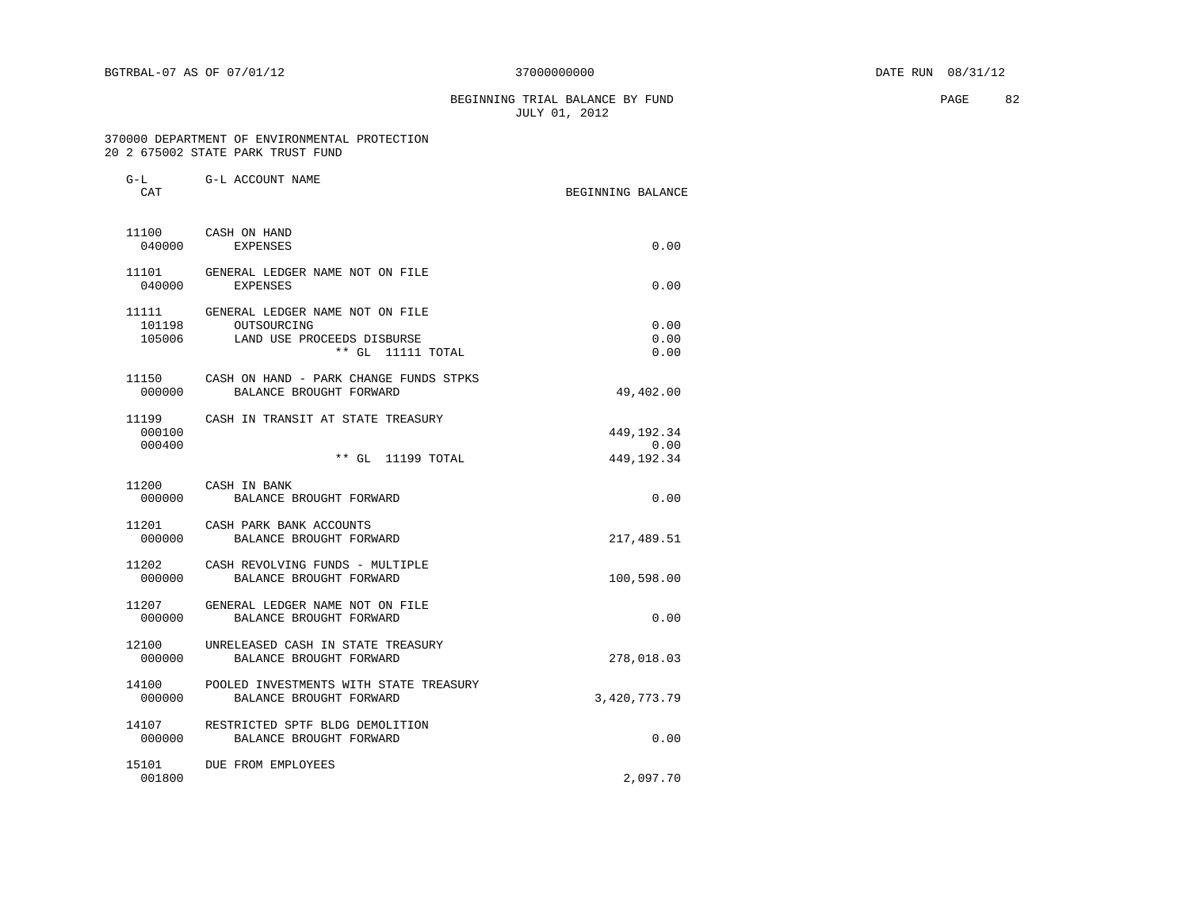BGTRBAL-07 AS OF 07/01/12 37000000000 DATE RUN 08/31/12

BEGINNING TRIAL BALANCE BY FUND
JULY 01, 2012

370000 DEPARTMENT OF ENVIRONMENTAL PROTECTION
20 2 675002 STATE PARK TRUST FUND

| G-L CAT | G-L ACCOUNT NAME | BEGINNING BALANCE |
|---|---|---|
| 11100 | CASH ON HAND | |
| 040000 | EXPENSES | 0.00 |
| 11101 | GENERAL LEDGER NAME NOT ON FILE | |
| 040000 | EXPENSES | 0.00 |
| 11111 | GENERAL LEDGER NAME NOT ON FILE | |
| 101198 | OUTSOURCING | 0.00 |
| 105006 | LAND USE PROCEEDS DISBURSE | 0.00 |
| | ** GL 11111 TOTAL | 0.00 |
| 11150 | CASH ON HAND - PARK CHANGE FUNDS STPKS | |
| 000000 | BALANCE BROUGHT FORWARD | 49,402.00 |
| 11199 | CASH IN TRANSIT AT STATE TREASURY | |
| 000100 | | 449,192.34 |
| 000400 | | 0.00 |
| | ** GL 11199 TOTAL | 449,192.34 |
| 11200 | CASH IN BANK | |
| 000000 | BALANCE BROUGHT FORWARD | 0.00 |
| 11201 | CASH PARK BANK ACCOUNTS | |
| 000000 | BALANCE BROUGHT FORWARD | 217,489.51 |
| 11202 | CASH REVOLVING FUNDS - MULTIPLE | |
| 000000 | BALANCE BROUGHT FORWARD | 100,598.00 |
| 11207 | GENERAL LEDGER NAME NOT ON FILE | |
| 000000 | BALANCE BROUGHT FORWARD | 0.00 |
| 12100 | UNRELEASED CASH IN STATE TREASURY | |
| 000000 | BALANCE BROUGHT FORWARD | 278,018.03 |
| 14100 | POOLED INVESTMENTS WITH STATE TREASURY | |
| 000000 | BALANCE BROUGHT FORWARD | 3,420,773.79 |
| 14107 | RESTRICTED SPTF BLDG DEMOLITION | |
| 000000 | BALANCE BROUGHT FORWARD | 0.00 |
| 15101 | DUE FROM EMPLOYEES | |
| 001800 | | 2,097.70 |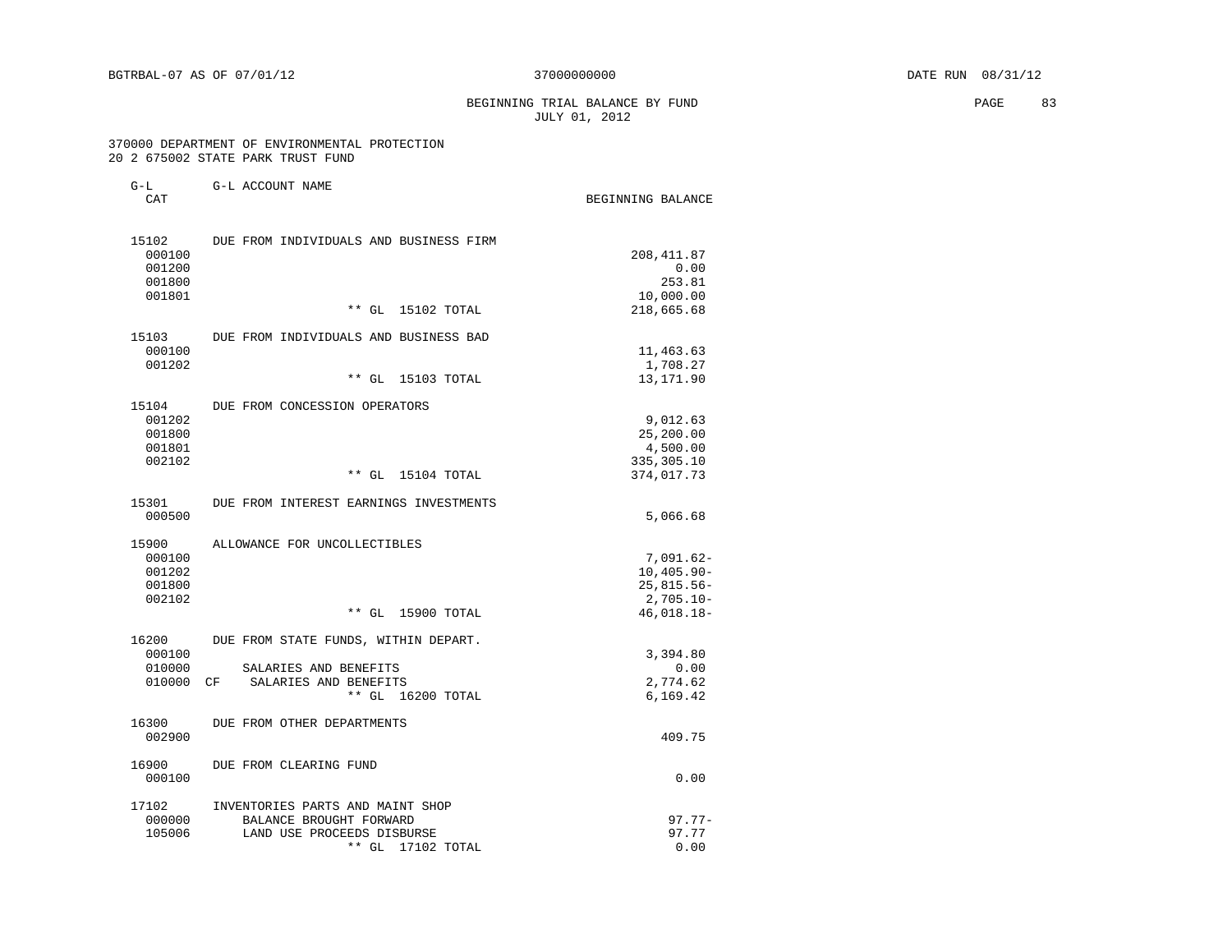BGTRBAL-07 AS OF 07/01/12 37000000000 DATE RUN 08/31/12

BEGINNING TRIAL BALANCE BY FUND
JULY 01, 2012

370000 DEPARTMENT OF ENVIRONMENTAL PROTECTION
20 2 675002 STATE PARK TRUST FUND

| G-L CAT | G-L ACCOUNT NAME | BEGINNING BALANCE |
|---|---|---|
| 15102 | DUE FROM INDIVIDUALS AND BUSINESS FIRM | |
| 000100 | | 208,411.87 |
| 001200 | | 0.00 |
| 001800 | | 253.81 |
| 001801 | | 10,000.00 |
| | ** GL 15102 TOTAL | 218,665.68 |
| 15103 | DUE FROM INDIVIDUALS AND BUSINESS BAD | |
| 000100 | | 11,463.63 |
| 001202 | | 1,708.27 |
| | ** GL 15103 TOTAL | 13,171.90 |
| 15104 | DUE FROM CONCESSION OPERATORS | |
| 001202 | | 9,012.63 |
| 001800 | | 25,200.00 |
| 001801 | | 4,500.00 |
| 002102 | | 335,305.10 |
| | ** GL 15104 TOTAL | 374,017.73 |
| 15301 | DUE FROM INTEREST EARNINGS INVESTMENTS | |
| 000500 | | 5,066.68 |
| 15900 | ALLOWANCE FOR UNCOLLECTIBLES | |
| 000100 | | 7,091.62- |
| 001202 | | 10,405.90- |
| 001800 | | 25,815.56- |
| 002102 | | 2,705.10- |
| | ** GL 15900 TOTAL | 46,018.18- |
| 16200 | DUE FROM STATE FUNDS, WITHIN DEPART. | |
| 000100 | | 3,394.80 |
| 010000 | SALARIES AND BENEFITS | 0.00 |
| 010000 CF | SALARIES AND BENEFITS | 2,774.62 |
| | ** GL 16200 TOTAL | 6,169.42 |
| 16300 | DUE FROM OTHER DEPARTMENTS | |
| 002900 | | 409.75 |
| 16900 | DUE FROM CLEARING FUND | |
| 000100 | | 0.00 |
| 17102 | INVENTORIES PARTS AND MAINT SHOP | |
| 000000 | BALANCE BROUGHT FORWARD | 97.77- |
| 105006 | LAND USE PROCEEDS DISBURSE | 97.77 |
| | ** GL 17102 TOTAL | 0.00 |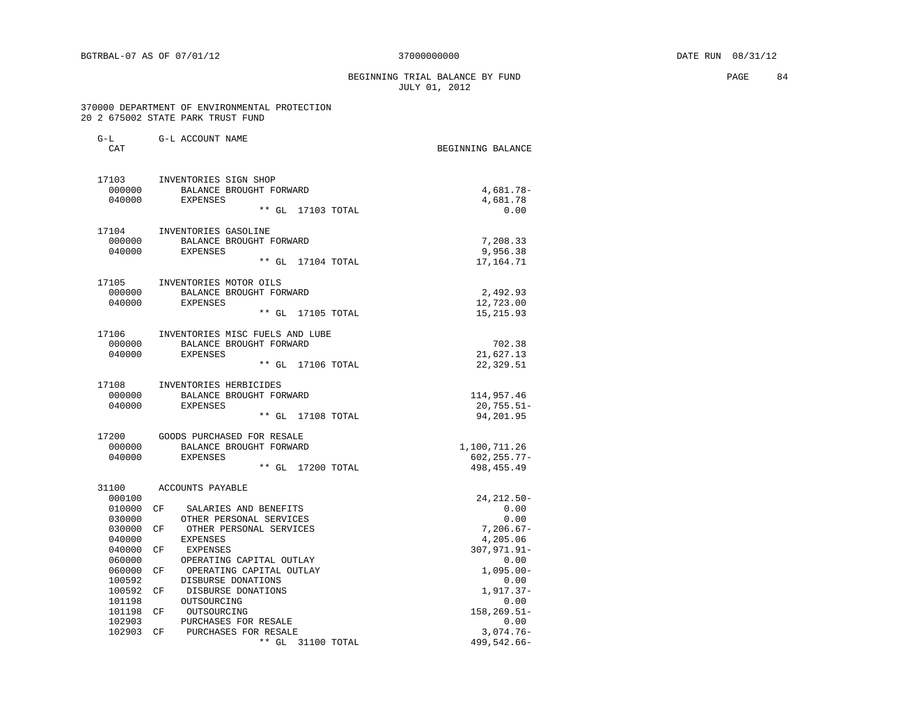BGTRBAL-07 AS OF 07/01/12 | 37000000000 | DATE RUN 08/31/12

BEGINNING TRIAL BALANCE BY FUND
JULY 01, 2012

370000 DEPARTMENT OF ENVIRONMENTAL PROTECTION
20 2 675002 STATE PARK TRUST FUND

| G-L CAT | | G-L ACCOUNT NAME | BEGINNING BALANCE |
|---|---|---|---|
| 17103 | | INVENTORIES SIGN SHOP | |
| 000000 | | BALANCE BROUGHT FORWARD | 4,681.78- |
| 040000 | | EXPENSES | 4,681.78 |
| | | ** GL 17103 TOTAL | 0.00 |
| 17104 | | INVENTORIES GASOLINE | |
| 000000 | | BALANCE BROUGHT FORWARD | 7,208.33 |
| 040000 | | EXPENSES | 9,956.38 |
| | | ** GL 17104 TOTAL | 17,164.71 |
| 17105 | | INVENTORIES MOTOR OILS | |
| 000000 | | BALANCE BROUGHT FORWARD | 2,492.93 |
| 040000 | | EXPENSES | 12,723.00 |
| | | ** GL 17105 TOTAL | 15,215.93 |
| 17106 | | INVENTORIES MISC FUELS AND LUBE | |
| 000000 | | BALANCE BROUGHT FORWARD | 702.38 |
| 040000 | | EXPENSES | 21,627.13 |
| | | ** GL 17106 TOTAL | 22,329.51 |
| 17108 | | INVENTORIES HERBICIDES | |
| 000000 | | BALANCE BROUGHT FORWARD | 114,957.46 |
| 040000 | | EXPENSES | 20,755.51- |
| | | ** GL 17108 TOTAL | 94,201.95 |
| 17200 | | GOODS PURCHASED FOR RESALE | |
| 000000 | | BALANCE BROUGHT FORWARD | 1,100,711.26 |
| 040000 | | EXPENSES | 602,255.77- |
| | | ** GL 17200 TOTAL | 498,455.49 |
| 31100 | | ACCOUNTS PAYABLE | |
| 000100 | | | 24,212.50- |
| 010000 | CF | SALARIES AND BENEFITS | 0.00 |
| 030000 | | OTHER PERSONAL SERVICES | 0.00 |
| 030000 | CF | OTHER PERSONAL SERVICES | 7,206.67- |
| 040000 | | EXPENSES | 4,205.06 |
| 040000 | CF | EXPENSES | 307,971.91- |
| 060000 | | OPERATING CAPITAL OUTLAY | 0.00 |
| 060000 | CF | OPERATING CAPITAL OUTLAY | 1,095.00- |
| 100592 | | DISBURSE DONATIONS | 0.00 |
| 100592 | CF | DISBURSE DONATIONS | 1,917.37- |
| 101198 | | OUTSOURCING | 0.00 |
| 101198 | CF | OUTSOURCING | 158,269.51- |
| 102903 | | PURCHASES FOR RESALE | 0.00 |
| 102903 | CF | PURCHASES FOR RESALE | 3,074.76- |
| | | ** GL 31100 TOTAL | 499,542.66- |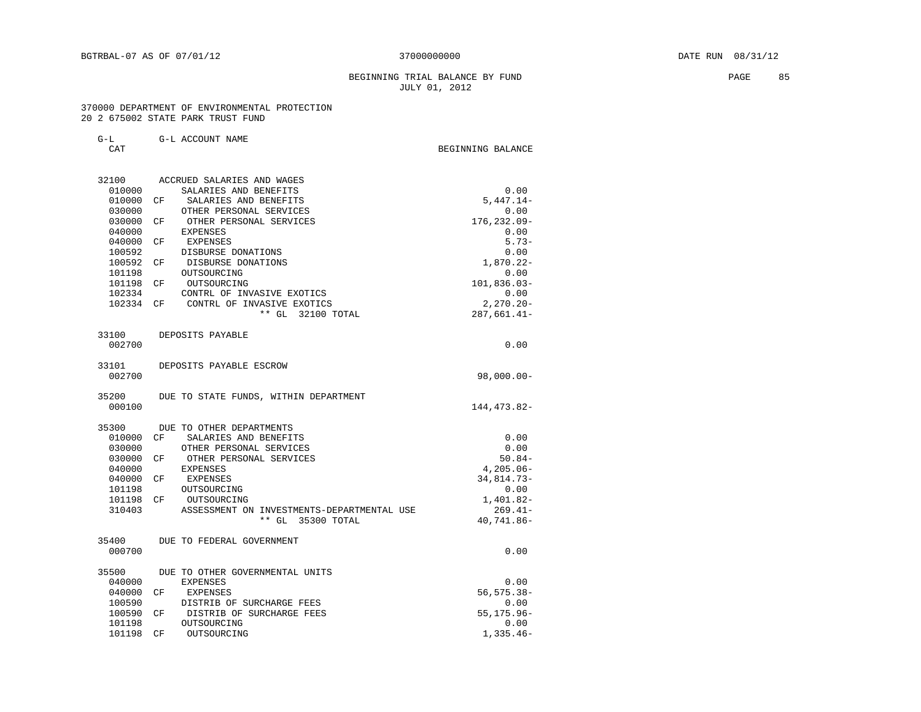BGTRBAL-07 AS OF 07/01/12 37000000000 DATE RUN 08/31/12

BEGINNING TRIAL BALANCE BY FUND
JULY 01, 2012

370000 DEPARTMENT OF ENVIRONMENTAL PROTECTION
20 2 675002 STATE PARK TRUST FUND

| G-L CAT | | G-L ACCOUNT NAME | BEGINNING BALANCE |
|---|---|---|---|
| 32100 | | ACCRUED SALARIES AND WAGES | |
| 010000 | | SALARIES AND BENEFITS | 0.00 |
| 010000 | CF | SALARIES AND BENEFITS | 5,447.14- |
| 030000 | | OTHER PERSONAL SERVICES | 0.00 |
| 030000 | CF | OTHER PERSONAL SERVICES | 176,232.09- |
| 040000 | | EXPENSES | 0.00 |
| 040000 | CF | EXPENSES | 5.73- |
| 100592 | | DISBURSE DONATIONS | 0.00 |
| 100592 | CF | DISBURSE DONATIONS | 1,870.22- |
| 101198 | | OUTSOURCING | 0.00 |
| 101198 | CF | OUTSOURCING | 101,836.03- |
| 102334 | | CONTRL OF INVASIVE EXOTICS | 0.00 |
| 102334 | CF | CONTRL OF INVASIVE EXOTICS | 2,270.20- |
| | | ** GL 32100 TOTAL | 287,661.41- |
| 33100 | | DEPOSITS PAYABLE | |
| 002700 | | | 0.00 |
| 33101 | | DEPOSITS PAYABLE ESCROW | |
| 002700 | | | 98,000.00- |
| 35200 | | DUE TO STATE FUNDS, WITHIN DEPARTMENT | |
| 000100 | | | 144,473.82- |
| 35300 | | DUE TO OTHER DEPARTMENTS | |
| 010000 | CF | SALARIES AND BENEFITS | 0.00 |
| 030000 | | OTHER PERSONAL SERVICES | 0.00 |
| 030000 | CF | OTHER PERSONAL SERVICES | 50.84- |
| 040000 | | EXPENSES | 4,205.06- |
| 040000 | CF | EXPENSES | 34,814.73- |
| 101198 | | OUTSOURCING | 0.00 |
| 101198 | CF | OUTSOURCING | 1,401.82- |
| 310403 | | ASSESSMENT ON INVESTMENTS-DEPARTMENTAL USE | 269.41- |
| | | ** GL 35300 TOTAL | 40,741.86- |
| 35400 | | DUE TO FEDERAL GOVERNMENT | |
| 000700 | | | 0.00 |
| 35500 | | DUE TO OTHER GOVERNMENTAL UNITS | |
| 040000 | | EXPENSES | 0.00 |
| 040000 | CF | EXPENSES | 56,575.38- |
| 100590 | | DISTRIB OF SURCHARGE FEES | 0.00 |
| 100590 | CF | DISTRIB OF SURCHARGE FEES | 55,175.96- |
| 101198 | | OUTSOURCING | 0.00 |
| 101198 | CF | OUTSOURCING | 1,335.46- |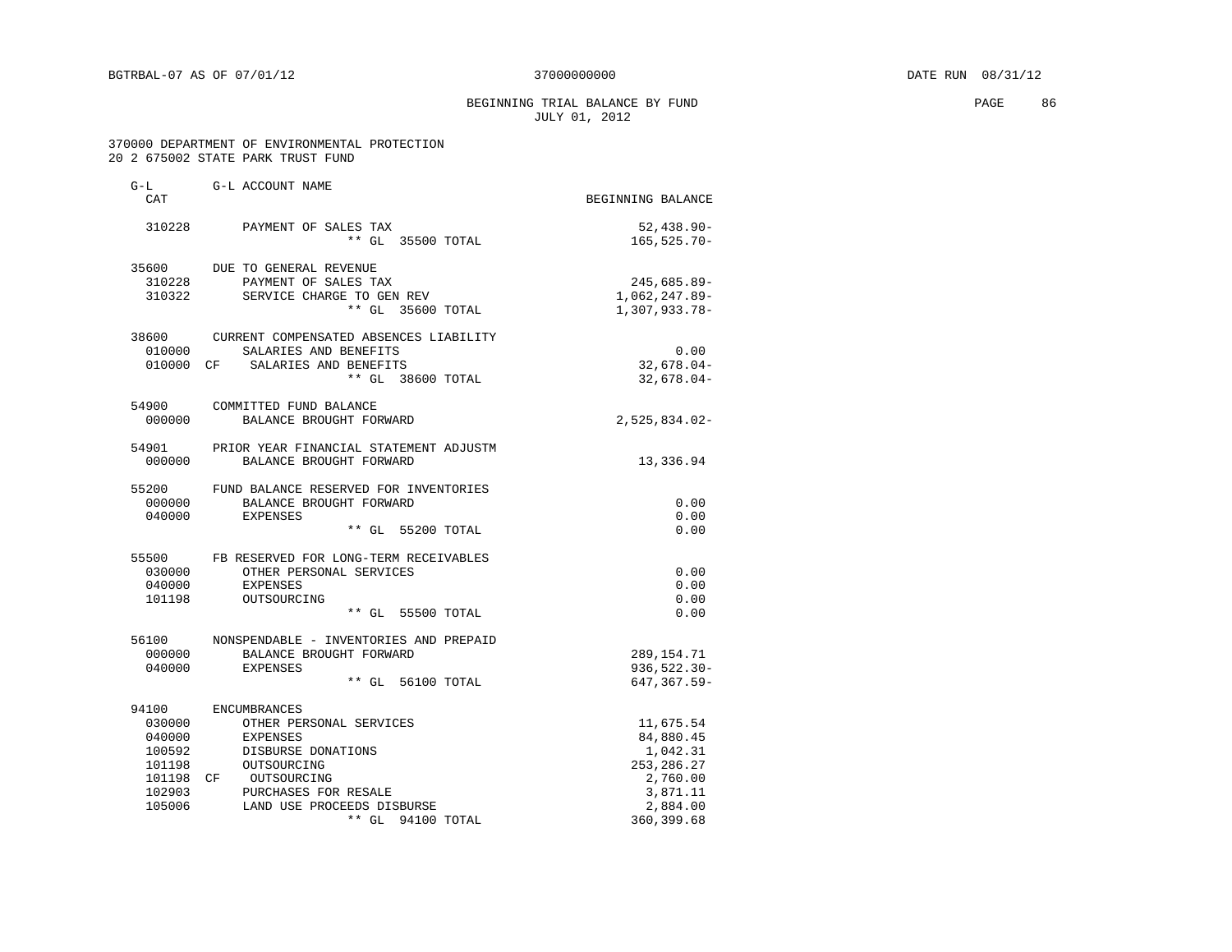BGTRBAL-07 AS OF 07/01/12 — 37000000000 — DATE RUN 08/31/12

BEGINNING TRIAL BALANCE BY FUND
JULY 01, 2012

370000 DEPARTMENT OF ENVIRONMENTAL PROTECTION
20 2 675002 STATE PARK TRUST FUND

| G-L CAT | | G-L ACCOUNT NAME | BEGINNING BALANCE |
|---|---|---|---|
| 310228 | | PAYMENT OF SALES TAX | 52,438.90- |
| | | ** GL 35500 TOTAL | 165,525.70- |
| 35600 | | DUE TO GENERAL REVENUE | |
| 310228 | | PAYMENT OF SALES TAX | 245,685.89- |
| 310322 | | SERVICE CHARGE TO GEN REV | 1,062,247.89- |
| | | ** GL 35600 TOTAL | 1,307,933.78- |
| 38600 | | CURRENT COMPENSATED ABSENCES LIABILITY | |
| 010000 | | SALARIES AND BENEFITS | 0.00 |
| 010000 | CF | SALARIES AND BENEFITS | 32,678.04- |
| | | ** GL 38600 TOTAL | 32,678.04- |
| 54900 | | COMMITTED FUND BALANCE | |
| 000000 | | BALANCE BROUGHT FORWARD | 2,525,834.02- |
| 54901 | | PRIOR YEAR FINANCIAL STATEMENT ADJUSTM | |
| 000000 | | BALANCE BROUGHT FORWARD | 13,336.94 |
| 55200 | | FUND BALANCE RESERVED FOR INVENTORIES | |
| 000000 | | BALANCE BROUGHT FORWARD | 0.00 |
| 040000 | | EXPENSES | 0.00 |
| | | ** GL 55200 TOTAL | 0.00 |
| 55500 | | FB RESERVED FOR LONG-TERM RECEIVABLES | |
| 030000 | | OTHER PERSONAL SERVICES | 0.00 |
| 040000 | | EXPENSES | 0.00 |
| 101198 | | OUTSOURCING | 0.00 |
| | | ** GL 55500 TOTAL | 0.00 |
| 56100 | | NONSPENDABLE - INVENTORIES AND PREPAID | |
| 000000 | | BALANCE BROUGHT FORWARD | 289,154.71 |
| 040000 | | EXPENSES | 936,522.30- |
| | | ** GL 56100 TOTAL | 647,367.59- |
| 94100 | | ENCUMBRANCES | |
| 030000 | | OTHER PERSONAL SERVICES | 11,675.54 |
| 040000 | | EXPENSES | 84,880.45 |
| 100592 | | DISBURSE DONATIONS | 1,042.31 |
| 101198 | | OUTSOURCING | 253,286.27 |
| 101198 | CF | OUTSOURCING | 2,760.00 |
| 102903 | | PURCHASES FOR RESALE | 3,871.11 |
| 105006 | | LAND USE PROCEEDS DISBURSE | 2,884.00 |
| | | ** GL 94100 TOTAL | 360,399.68 |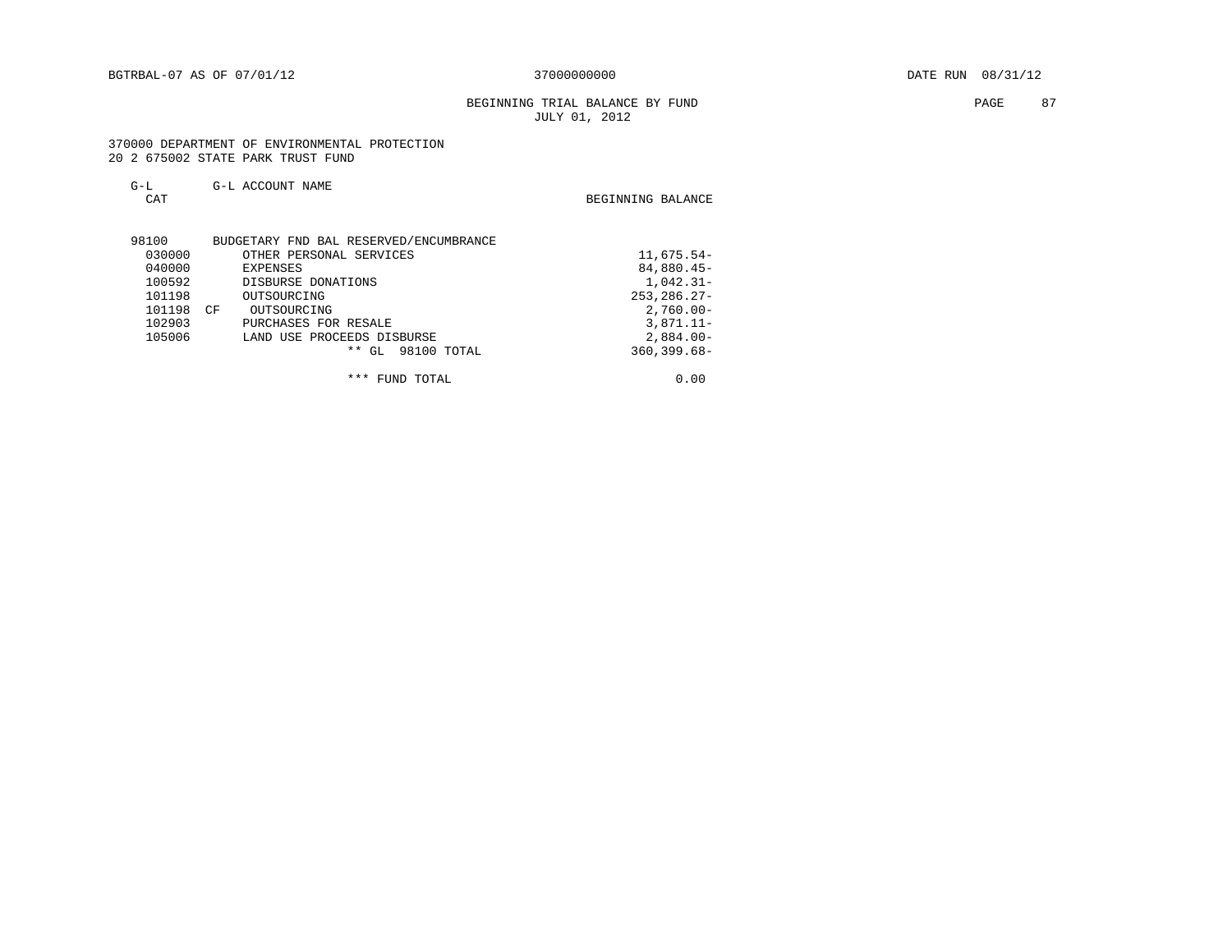BGTRBAL-07 AS OF 07/01/12 37000000000 DATE RUN 08/31/12

BEGINNING TRIAL BALANCE BY FUND
JULY 01, 2012

370000 DEPARTMENT OF ENVIRONMENTAL PROTECTION
20 2 675002 STATE PARK TRUST FUND

| G-L CAT | | G-L ACCOUNT NAME | BEGINNING BALANCE |
|---|---|---|---|
| 98100 | | BUDGETARY FND BAL RESERVED/ENCUMBRANCE | |
| 030000 | | OTHER PERSONAL SERVICES | 11,675.54- |
| 040000 | | EXPENSES | 84,880.45- |
| 100592 | | DISBURSE DONATIONS | 1,042.31- |
| 101198 | | OUTSOURCING | 253,286.27- |
| 101198 | CF | OUTSOURCING | 2,760.00- |
| 102903 | | PURCHASES FOR RESALE | 3,871.11- |
| 105006 | | LAND USE PROCEEDS DISBURSE | 2,884.00- |
| | | ** GL 98100 TOTAL | 360,399.68- |
| | | *** FUND TOTAL | 0.00 |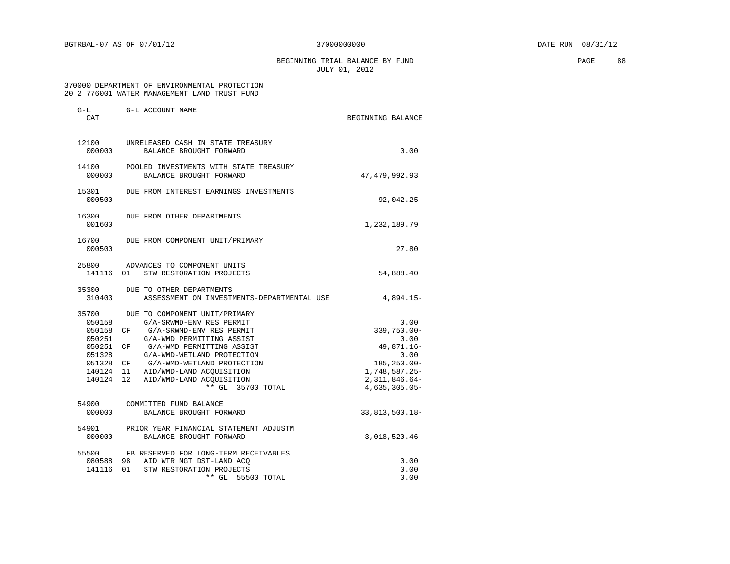BGTRBAL-07 AS OF 07/01/12 37000000000 DATE RUN 08/31/12

BEGINNING TRIAL BALANCE BY FUND
JULY 01, 2012

370000 DEPARTMENT OF ENVIRONMENTAL PROTECTION
20 2 776001 WATER MANAGEMENT LAND TRUST FUND

| G-L CAT | | G-L ACCOUNT NAME | BEGINNING BALANCE |
|---|---|---|---|
| 12100 | | UNRELEASED CASH IN STATE TREASURY | |
| 000000 | | BALANCE BROUGHT FORWARD | 0.00 |
| 14100 | | POOLED INVESTMENTS WITH STATE TREASURY | |
| 000000 | | BALANCE BROUGHT FORWARD | 47,479,992.93 |
| 15301 | | DUE FROM INTEREST EARNINGS INVESTMENTS | |
| 000500 | | | 92,042.25 |
| 16300 | | DUE FROM OTHER DEPARTMENTS | |
| 001600 | | | 1,232,189.79 |
| 16700 | | DUE FROM COMPONENT UNIT/PRIMARY | |
| 000500 | | | 27.80 |
| 25800 | | ADVANCES TO COMPONENT UNITS | |
| 141116 | 01 | STW RESTORATION PROJECTS | 54,888.40 |
| 35300 | | DUE TO OTHER DEPARTMENTS | |
| 310403 | | ASSESSMENT ON INVESTMENTS-DEPARTMENTAL USE | 4,894.15- |
| 35700 | | DUE TO COMPONENT UNIT/PRIMARY | |
| 050158 | | G/A-SRWMD-ENV RES PERMIT | 0.00 |
| 050158 | CF | G/A-SRWMD-ENV RES PERMIT | 339,750.00- |
| 050251 | | G/A-WMD PERMITTING ASSIST | 0.00 |
| 050251 | CF | G/A-WMD PERMITTING ASSIST | 49,871.16- |
| 051328 | | G/A-WMD-WETLAND PROTECTION | 0.00 |
| 051328 | CF | G/A-WMD-WETLAND PROTECTION | 185,250.00- |
| 140124 | 11 | AID/WMD-LAND ACQUISITION | 1,748,587.25- |
| 140124 | 12 | AID/WMD-LAND ACQUISITION | 2,311,846.64- |
| | | ** GL 35700 TOTAL | 4,635,305.05- |
| 54900 | | COMMITTED FUND BALANCE | |
| 000000 | | BALANCE BROUGHT FORWARD | 33,813,500.18- |
| 54901 | | PRIOR YEAR FINANCIAL STATEMENT ADJUSTM | |
| 000000 | | BALANCE BROUGHT FORWARD | 3,018,520.46 |
| 55500 | | FB RESERVED FOR LONG-TERM RECEIVABLES | |
| 080588 | 98 | AID WTR MGT DST-LAND ACQ | 0.00 |
| 141116 | 01 | STW RESTORATION PROJECTS | 0.00 |
| | | ** GL 55500 TOTAL | 0.00 |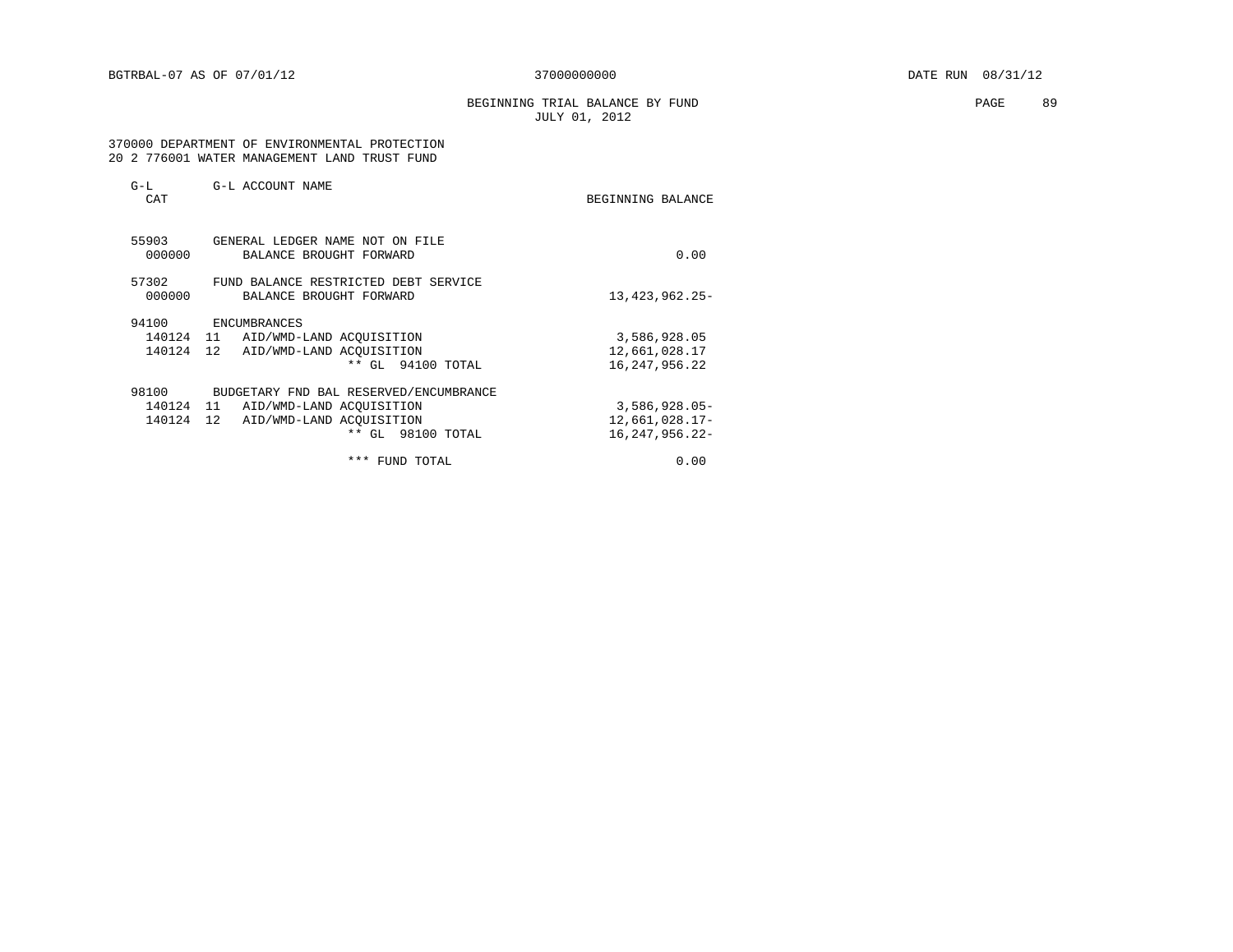BGTRBAL-07 AS OF 07/01/12 — 37000000000 — DATE RUN 08/31/12

# BEGINNING TRIAL BALANCE BY FUND
JULY 01, 2012

370000 DEPARTMENT OF ENVIRONMENTAL PROTECTION
20 2 776001 WATER MANAGEMENT LAND TRUST FUND

| G-L CAT | | G-L ACCOUNT NAME | BEGINNING BALANCE |
|---|---|---|---|
| 55903 | | GENERAL LEDGER NAME NOT ON FILE | |
| 000000 | | BALANCE BROUGHT FORWARD | 0.00 |
| 57302 | | FUND BALANCE RESTRICTED DEBT SERVICE | |
| 000000 | | BALANCE BROUGHT FORWARD | 13,423,962.25- |
| 94100 | | ENCUMBRANCES | |
| 140124 | 11 | AID/WMD-LAND ACQUISITION | 3,586,928.05 |
| 140124 | 12 | AID/WMD-LAND ACQUISITION | 12,661,028.17 |
| | | ** GL 94100 TOTAL | 16,247,956.22 |
| 98100 | | BUDGETARY FND BAL RESERVED/ENCUMBRANCE | |
| 140124 | 11 | AID/WMD-LAND ACQUISITION | 3,586,928.05- |
| 140124 | 12 | AID/WMD-LAND ACQUISITION | 12,661,028.17- |
| | | ** GL 98100 TOTAL | 16,247,956.22- |
| | | *** FUND TOTAL | 0.00 |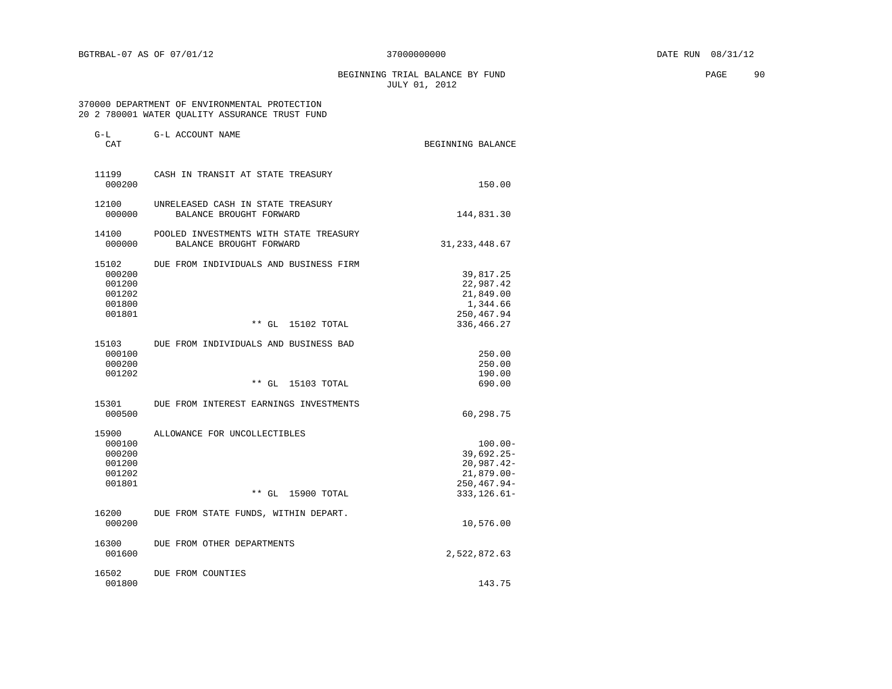BGTRBAL-07 AS OF 07/01/12 37000000000 DATE RUN 08/31/12

BEGINNING TRIAL BALANCE BY FUND
JULY 01, 2012

370000 DEPARTMENT OF ENVIRONMENTAL PROTECTION
20 2 780001 WATER QUALITY ASSURANCE TRUST FUND

| G-L CAT | G-L ACCOUNT NAME | BEGINNING BALANCE |
|---|---|---|
| 11199 | CASH IN TRANSIT AT STATE TREASURY | |
| 000200 | | 150.00 |
| 12100 | UNRELEASED CASH IN STATE TREASURY | |
| 000000 | BALANCE BROUGHT FORWARD | 144,831.30 |
| 14100 | POOLED INVESTMENTS WITH STATE TREASURY | |
| 000000 | BALANCE BROUGHT FORWARD | 31,233,448.67 |
| 15102 | DUE FROM INDIVIDUALS AND BUSINESS FIRM | |
| 000200 | | 39,817.25 |
| 001200 | | 22,987.42 |
| 001202 | | 21,849.00 |
| 001800 | | 1,344.66 |
| 001801 | | 250,467.94 |
| | ** GL 15102 TOTAL | 336,466.27 |
| 15103 | DUE FROM INDIVIDUALS AND BUSINESS BAD | |
| 000100 | | 250.00 |
| 000200 | | 250.00 |
| 001202 | | 190.00 |
| | ** GL 15103 TOTAL | 690.00 |
| 15301 | DUE FROM INTEREST EARNINGS INVESTMENTS | |
| 000500 | | 60,298.75 |
| 15900 | ALLOWANCE FOR UNCOLLECTIBLES | |
| 000100 | | 100.00- |
| 000200 | | 39,692.25- |
| 001200 | | 20,987.42- |
| 001202 | | 21,879.00- |
| 001801 | | 250,467.94- |
| | ** GL 15900 TOTAL | 333,126.61- |
| 16200 | DUE FROM STATE FUNDS, WITHIN DEPART. | |
| 000200 | | 10,576.00 |
| 16300 | DUE FROM OTHER DEPARTMENTS | |
| 001600 | | 2,522,872.63 |
| 16502 | DUE FROM COUNTIES | |
| 001800 | | 143.75 |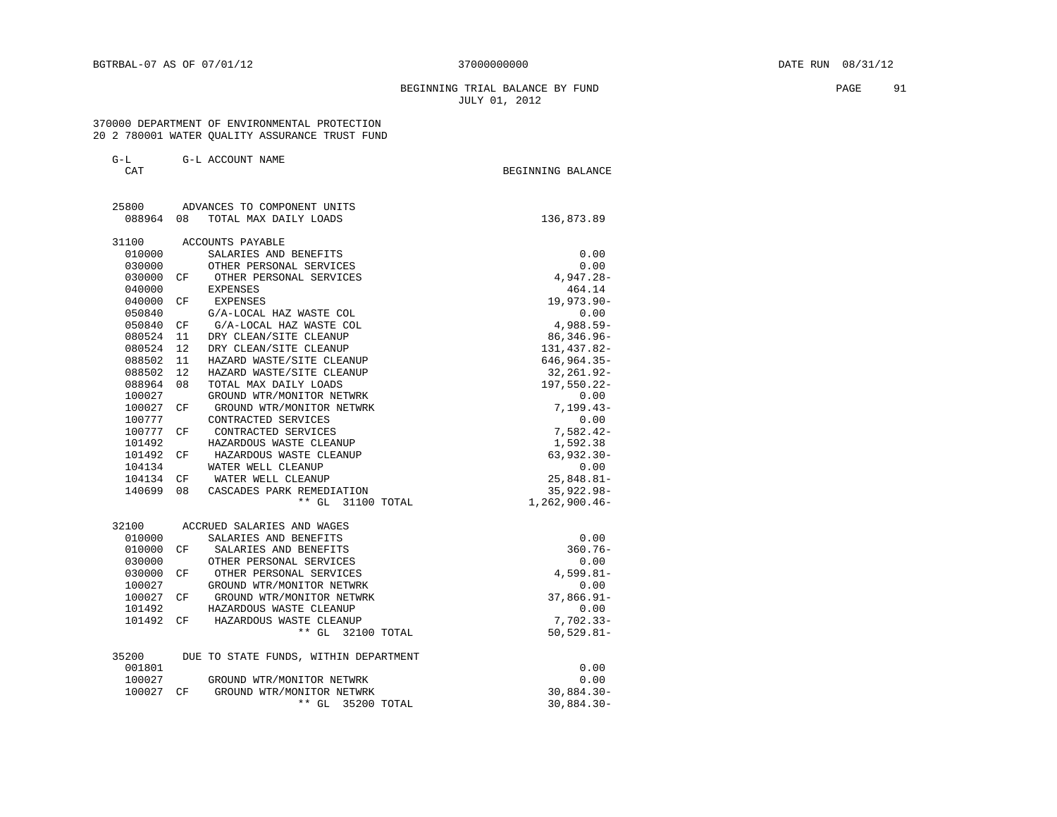BGTRBAL-07 AS OF 07/01/12 37000000000 DATE RUN 08/31/12

BEGINNING TRIAL BALANCE BY FUND
JULY 01, 2012

370000 DEPARTMENT OF ENVIRONMENTAL PROTECTION
20 2 780001 WATER QUALITY ASSURANCE TRUST FUND

| G-L CAT | | G-L ACCOUNT NAME | BEGINNING BALANCE |
|---|---|---|---|
| 25800 | | ADVANCES TO COMPONENT UNITS | |
| 088964 | 08 | TOTAL MAX DAILY LOADS | 136,873.89 |
| 31100 | | ACCOUNTS PAYABLE | |
| 010000 | | SALARIES AND BENEFITS | 0.00 |
| 030000 | | OTHER PERSONAL SERVICES | 0.00 |
| 030000 | CF | OTHER PERSONAL SERVICES | 4,947.28- |
| 040000 | | EXPENSES | 464.14 |
| 040000 | CF | EXPENSES | 19,973.90- |
| 050840 | | G/A-LOCAL HAZ WASTE COL | 0.00 |
| 050840 | CF | G/A-LOCAL HAZ WASTE COL | 4,988.59- |
| 080524 | 11 | DRY CLEAN/SITE CLEANUP | 86,346.96- |
| 080524 | 12 | DRY CLEAN/SITE CLEANUP | 131,437.82- |
| 088502 | 11 | HAZARD WASTE/SITE CLEANUP | 646,964.35- |
| 088502 | 12 | HAZARD WASTE/SITE CLEANUP | 32,261.92- |
| 088964 | 08 | TOTAL MAX DAILY LOADS | 197,550.22- |
| 100027 | | GROUND WTR/MONITOR NETWRK | 0.00 |
| 100027 | CF | GROUND WTR/MONITOR NETWRK | 7,199.43- |
| 100777 | | CONTRACTED SERVICES | 0.00 |
| 100777 | CF | CONTRACTED SERVICES | 7,582.42- |
| 101492 | | HAZARDOUS WASTE CLEANUP | 1,592.38 |
| 101492 | CF | HAZARDOUS WASTE CLEANUP | 63,932.30- |
| 104134 | | WATER WELL CLEANUP | 0.00 |
| 104134 | CF | WATER WELL CLEANUP | 25,848.81- |
| 140699 | 08 | CASCADES PARK REMEDIATION | 35,922.98- |
| | | ** GL 31100 TOTAL | 1,262,900.46- |
| 32100 | | ACCRUED SALARIES AND WAGES | |
| 010000 | | SALARIES AND BENEFITS | 0.00 |
| 010000 | CF | SALARIES AND BENEFITS | 360.76- |
| 030000 | | OTHER PERSONAL SERVICES | 0.00 |
| 030000 | CF | OTHER PERSONAL SERVICES | 4,599.81- |
| 100027 | | GROUND WTR/MONITOR NETWRK | 0.00 |
| 100027 | CF | GROUND WTR/MONITOR NETWRK | 37,866.91- |
| 101492 | | HAZARDOUS WASTE CLEANUP | 0.00 |
| 101492 | CF | HAZARDOUS WASTE CLEANUP | 7,702.33- |
| | | ** GL 32100 TOTAL | 50,529.81- |
| 35200 | | DUE TO STATE FUNDS, WITHIN DEPARTMENT | |
| 001801 | | | 0.00 |
| 100027 | | GROUND WTR/MONITOR NETWRK | 0.00 |
| 100027 | CF | GROUND WTR/MONITOR NETWRK | 30,884.30- |
| | | ** GL 35200 TOTAL | 30,884.30- |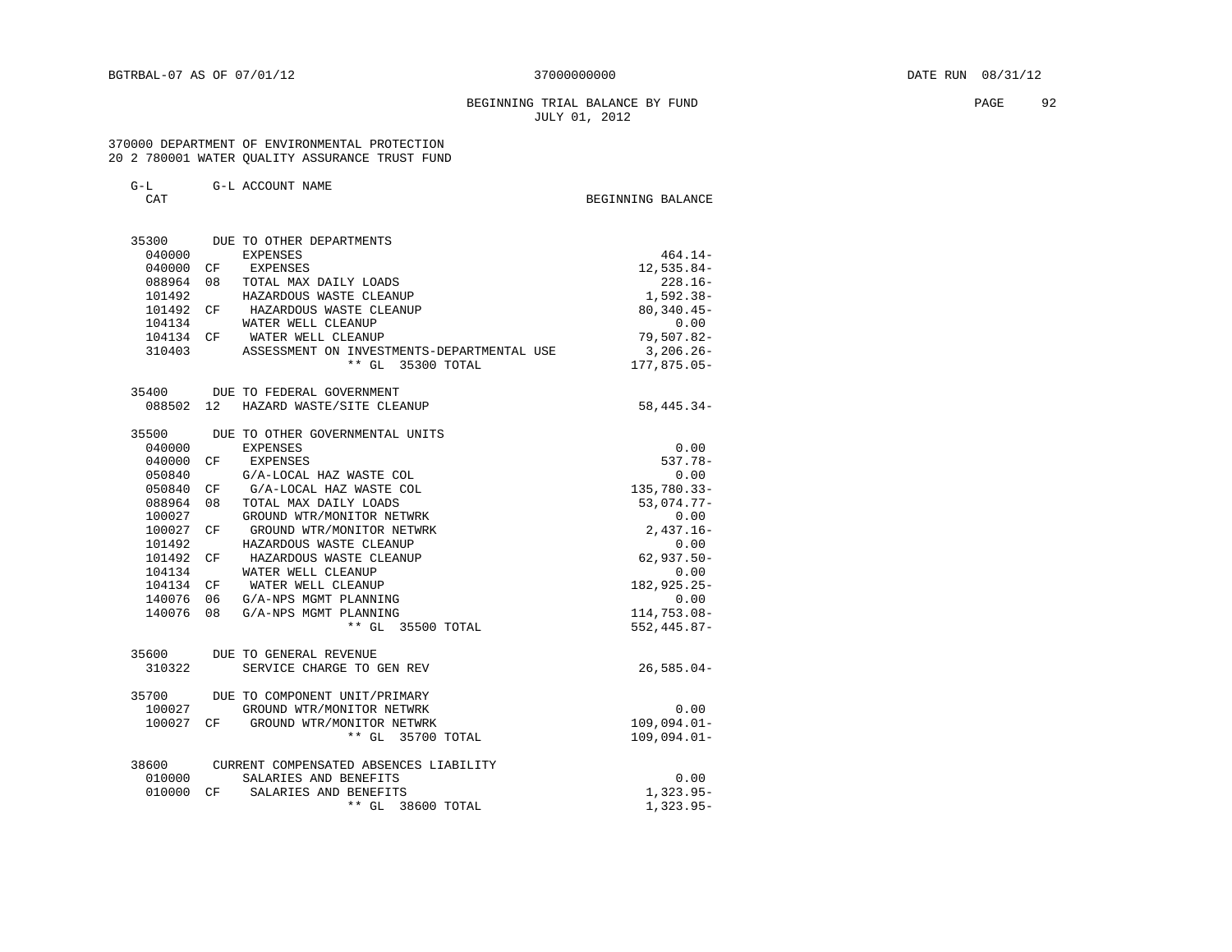BGTRBAL-07 AS OF 07/01/12 37000000000 DATE RUN 08/31/12

BEGINNING TRIAL BALANCE BY FUND
JULY 01, 2012

370000 DEPARTMENT OF ENVIRONMENTAL PROTECTION
20 2 780001 WATER QUALITY ASSURANCE TRUST FUND

| G-L CAT | | G-L ACCOUNT NAME | BEGINNING BALANCE |
|---|---|---|---|
| 35300 | | DUE TO OTHER DEPARTMENTS | |
| 040000 | | EXPENSES | 464.14- |
| 040000 | CF | EXPENSES | 12,535.84- |
| 088964 | 08 | TOTAL MAX DAILY LOADS | 228.16- |
| 101492 | | HAZARDOUS WASTE CLEANUP | 1,592.38- |
| 101492 | CF | HAZARDOUS WASTE CLEANUP | 80,340.45- |
| 104134 | | WATER WELL CLEANUP | 0.00 |
| 104134 | CF | WATER WELL CLEANUP | 79,507.82- |
| 310403 | | ASSESSMENT ON INVESTMENTS-DEPARTMENTAL USE | 3,206.26- |
| | | ** GL 35300 TOTAL | 177,875.05- |
| 35400 | | DUE TO FEDERAL GOVERNMENT | |
| 088502 | 12 | HAZARD WASTE/SITE CLEANUP | 58,445.34- |
| 35500 | | DUE TO OTHER GOVERNMENTAL UNITS | |
| 040000 | | EXPENSES | 0.00 |
| 040000 | CF | EXPENSES | 537.78- |
| 050840 | | G/A-LOCAL HAZ WASTE COL | 0.00 |
| 050840 | CF | G/A-LOCAL HAZ WASTE COL | 135,780.33- |
| 088964 | 08 | TOTAL MAX DAILY LOADS | 53,074.77- |
| 100027 | | GROUND WTR/MONITOR NETWRK | 0.00 |
| 100027 | CF | GROUND WTR/MONITOR NETWRK | 2,437.16- |
| 101492 | | HAZARDOUS WASTE CLEANUP | 0.00 |
| 101492 | CF | HAZARDOUS WASTE CLEANUP | 62,937.50- |
| 104134 | | WATER WELL CLEANUP | 0.00 |
| 104134 | CF | WATER WELL CLEANUP | 182,925.25- |
| 140076 | 06 | G/A-NPS MGMT PLANNING | 0.00 |
| 140076 | 08 | G/A-NPS MGMT PLANNING | 114,753.08- |
| | | ** GL 35500 TOTAL | 552,445.87- |
| 35600 | | DUE TO GENERAL REVENUE | |
| 310322 | | SERVICE CHARGE TO GEN REV | 26,585.04- |
| 35700 | | DUE TO COMPONENT UNIT/PRIMARY | |
| 100027 | | GROUND WTR/MONITOR NETWRK | 0.00 |
| 100027 | CF | GROUND WTR/MONITOR NETWRK | 109,094.01- |
| | | ** GL 35700 TOTAL | 109,094.01- |
| 38600 | | CURRENT COMPENSATED ABSENCES LIABILITY | |
| 010000 | | SALARIES AND BENEFITS | 0.00 |
| 010000 | CF | SALARIES AND BENEFITS | 1,323.95- |
| | | ** GL 38600 TOTAL | 1,323.95- |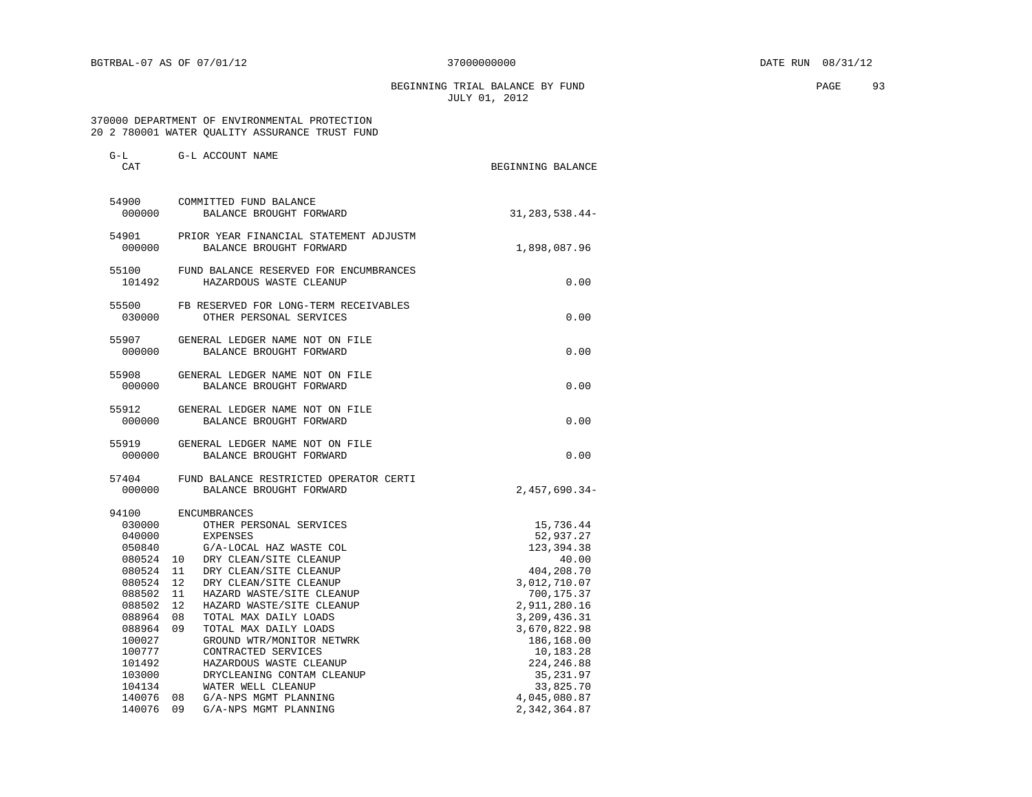BGTRBAL-07 AS OF 07/01/12 37000000000 DATE RUN 08/31/12

BEGINNING TRIAL BALANCE BY FUND
JULY 01, 2012

370000 DEPARTMENT OF ENVIRONMENTAL PROTECTION
20 2 780001 WATER QUALITY ASSURANCE TRUST FUND

| G-L CAT | | G-L ACCOUNT NAME | BEGINNING BALANCE |
|---|---|---|---|
| 54900 | | COMMITTED FUND BALANCE | |
| 000000 | | BALANCE BROUGHT FORWARD | 31,283,538.44- |
| 54901 | | PRIOR YEAR FINANCIAL STATEMENT ADJUSTM | |
| 000000 | | BALANCE BROUGHT FORWARD | 1,898,087.96 |
| 55100 | | FUND BALANCE RESERVED FOR ENCUMBRANCES | |
| 101492 | | HAZARDOUS WASTE CLEANUP | 0.00 |
| 55500 | | FB RESERVED FOR LONG-TERM RECEIVABLES | |
| 030000 | | OTHER PERSONAL SERVICES | 0.00 |
| 55907 | | GENERAL LEDGER NAME NOT ON FILE | |
| 000000 | | BALANCE BROUGHT FORWARD | 0.00 |
| 55908 | | GENERAL LEDGER NAME NOT ON FILE | |
| 000000 | | BALANCE BROUGHT FORWARD | 0.00 |
| 55912 | | GENERAL LEDGER NAME NOT ON FILE | |
| 000000 | | BALANCE BROUGHT FORWARD | 0.00 |
| 55919 | | GENERAL LEDGER NAME NOT ON FILE | |
| 000000 | | BALANCE BROUGHT FORWARD | 0.00 |
| 57404 | | FUND BALANCE RESTRICTED OPERATOR CERTI | |
| 000000 | | BALANCE BROUGHT FORWARD | 2,457,690.34- |
| 94100 | | ENCUMBRANCES | |
| 030000 | | OTHER PERSONAL SERVICES | 15,736.44 |
| 040000 | | EXPENSES | 52,937.27 |
| 050840 | | G/A-LOCAL HAZ WASTE COL | 123,394.38 |
| 080524 | 10 | DRY CLEAN/SITE CLEANUP | 40.00 |
| 080524 | 11 | DRY CLEAN/SITE CLEANUP | 404,208.70 |
| 080524 | 12 | DRY CLEAN/SITE CLEANUP | 3,012,710.07 |
| 088502 | 11 | HAZARD WASTE/SITE CLEANUP | 700,175.37 |
| 088502 | 12 | HAZARD WASTE/SITE CLEANUP | 2,911,280.16 |
| 088964 | 08 | TOTAL MAX DAILY LOADS | 3,209,436.31 |
| 088964 | 09 | TOTAL MAX DAILY LOADS | 3,670,822.98 |
| 100027 | | GROUND WTR/MONITOR NETWRK | 186,168.00 |
| 100777 | | CONTRACTED SERVICES | 10,183.28 |
| 101492 | | HAZARDOUS WASTE CLEANUP | 224,246.88 |
| 103000 | | DRYCLEANING CONTAM CLEANUP | 35,231.97 |
| 104134 | | WATER WELL CLEANUP | 33,825.70 |
| 140076 | 08 | G/A-NPS MGMT PLANNING | 4,045,080.87 |
| 140076 | 09 | G/A-NPS MGMT PLANNING | 2,342,364.87 |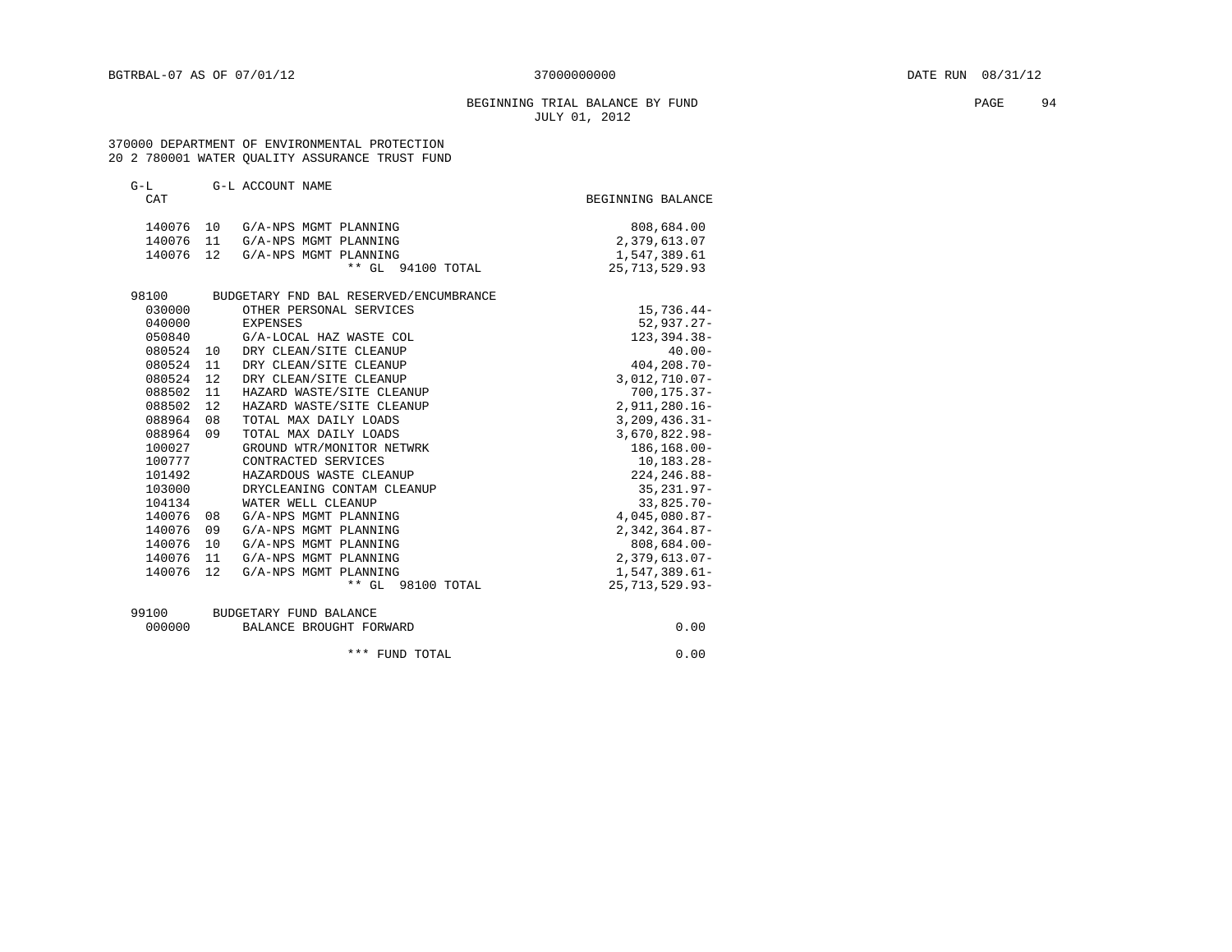BEGINNING TRIAL BALANCE BY FUND
JULY 01, 2012

370000 DEPARTMENT OF ENVIRONMENTAL PROTECTION
20 2 780001 WATER QUALITY ASSURANCE TRUST FUND

| G-L CAT | | G-L ACCOUNT NAME | BEGINNING BALANCE |
|---|---|---|---|
| 140076 | 10 | G/A-NPS MGMT PLANNING | 808,684.00 |
| 140076 | 11 | G/A-NPS MGMT PLANNING | 2,379,613.07 |
| 140076 | 12 | G/A-NPS MGMT PLANNING | 1,547,389.61 |
| | | ** GL 94100 TOTAL | 25,713,529.93 |
| 98100 | | BUDGETARY FND BAL RESERVED/ENCUMBRANCE | |
| 030000 | | OTHER PERSONAL SERVICES | 15,736.44- |
| 040000 | | EXPENSES | 52,937.27- |
| 050840 | | G/A-LOCAL HAZ WASTE COL | 123,394.38- |
| 080524 | 10 | DRY CLEAN/SITE CLEANUP | 40.00- |
| 080524 | 11 | DRY CLEAN/SITE CLEANUP | 404,208.70- |
| 080524 | 12 | DRY CLEAN/SITE CLEANUP | 3,012,710.07- |
| 088502 | 11 | HAZARD WASTE/SITE CLEANUP | 700,175.37- |
| 088502 | 12 | HAZARD WASTE/SITE CLEANUP | 2,911,280.16- |
| 088964 | 08 | TOTAL MAX DAILY LOADS | 3,209,436.31- |
| 088964 | 09 | TOTAL MAX DAILY LOADS | 3,670,822.98- |
| 100027 | | GROUND WTR/MONITOR NETWRK | 186,168.00- |
| 100777 | | CONTRACTED SERVICES | 10,183.28- |
| 101492 | | HAZARDOUS WASTE CLEANUP | 224,246.88- |
| 103000 | | DRYCLEANING CONTAM CLEANUP | 35,231.97- |
| 104134 | | WATER WELL CLEANUP | 33,825.70- |
| 140076 | 08 | G/A-NPS MGMT PLANNING | 4,045,080.87- |
| 140076 | 09 | G/A-NPS MGMT PLANNING | 2,342,364.87- |
| 140076 | 10 | G/A-NPS MGMT PLANNING | 808,684.00- |
| 140076 | 11 | G/A-NPS MGMT PLANNING | 2,379,613.07- |
| 140076 | 12 | G/A-NPS MGMT PLANNING | 1,547,389.61- |
| | | ** GL 98100 TOTAL | 25,713,529.93- |
| 99100 | | BUDGETARY FUND BALANCE | |
| 000000 | | BALANCE BROUGHT FORWARD | 0.00 |
| | | *** FUND TOTAL | 0.00 |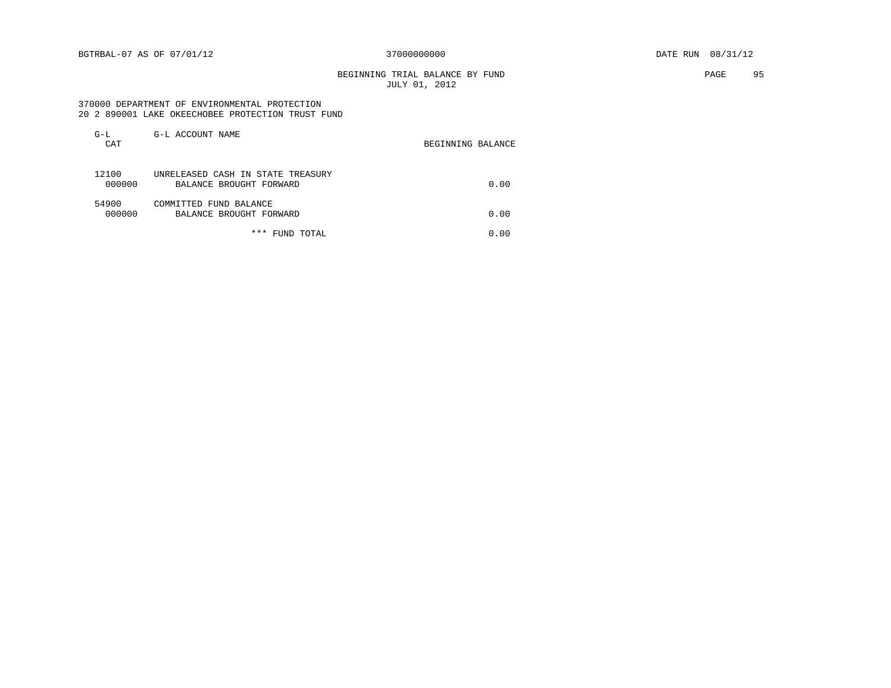BGTRBAL-07 AS OF 07/01/12 37000000000 DATE RUN 08/31/12

BEGINNING TRIAL BALANCE BY FUND
JULY 01, 2012

370000 DEPARTMENT OF ENVIRONMENTAL PROTECTION
20 2 890001 LAKE OKEECHOBEE PROTECTION TRUST FUND

| G-L CAT | G-L ACCOUNT NAME | BEGINNING BALANCE |
|---|---|---|
| 12100 | UNRELEASED CASH IN STATE TREASURY | |
| 000000 | BALANCE BROUGHT FORWARD | 0.00 |
| 54900 | COMMITTED FUND BALANCE | |
| 000000 | BALANCE BROUGHT FORWARD | 0.00 |
| | *** FUND TOTAL | 0.00 |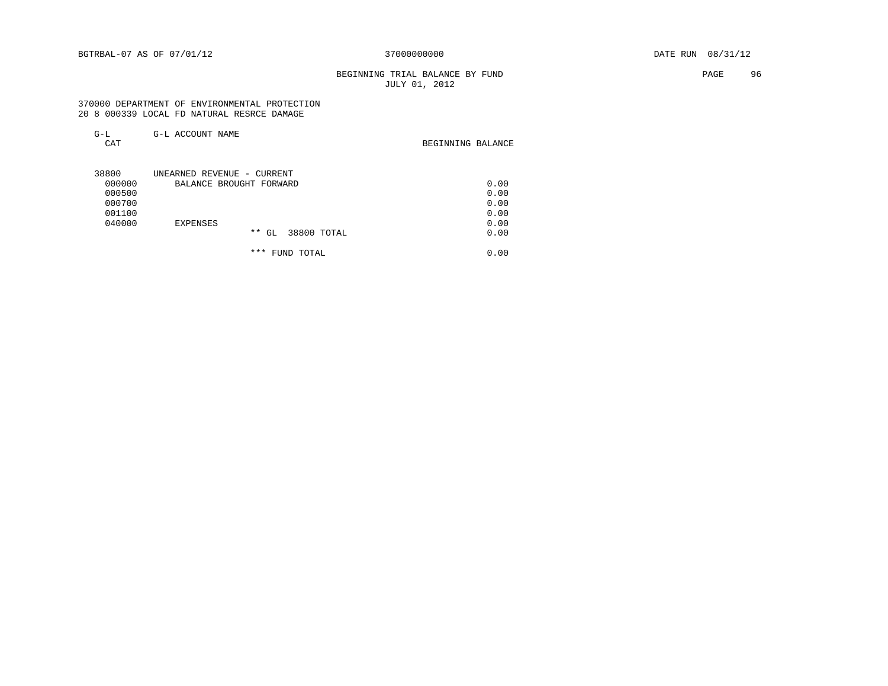BGTRBAL-07 AS OF 07/01/12 37000000000 DATE RUN 08/31/12

BEGINNING TRIAL BALANCE BY FUND
JULY 01, 2012

370000 DEPARTMENT OF ENVIRONMENTAL PROTECTION
20 8 000339 LOCAL FD NATURAL RESRCE DAMAGE

| G-L CAT | G-L ACCOUNT NAME | BEGINNING BALANCE |
|---|---|---|
| 38800 | UNEARNED REVENUE - CURRENT | |
| 000000 | BALANCE BROUGHT FORWARD | 0.00 |
| 000500 | | 0.00 |
| 000700 | | 0.00 |
| 001100 | | 0.00 |
| 040000 | EXPENSES | 0.00 |
| | ** GL 38800 TOTAL | 0.00 |
| | *** FUND TOTAL | 0.00 |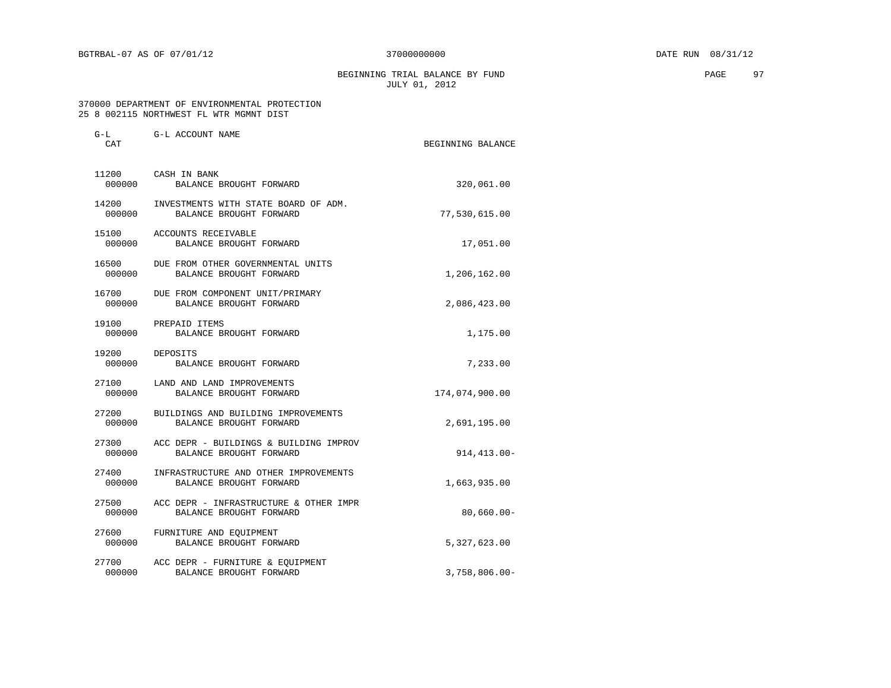BGTRBAL-07 AS OF 07/01/12 37000000000 DATE RUN 08/31/12

BEGINNING TRIAL BALANCE BY FUND
JULY 01, 2012

370000 DEPARTMENT OF ENVIRONMENTAL PROTECTION
25 8 002115 NORTHWEST FL WTR MGMNT DIST

| G-L CAT | G-L ACCOUNT NAME | BEGINNING BALANCE |
|---|---|---|
| 11200 | CASH IN BANK | |
| 000000 | BALANCE BROUGHT FORWARD | 320,061.00 |
| 14200 | INVESTMENTS WITH STATE BOARD OF ADM. | |
| 000000 | BALANCE BROUGHT FORWARD | 77,530,615.00 |
| 15100 | ACCOUNTS RECEIVABLE | |
| 000000 | BALANCE BROUGHT FORWARD | 17,051.00 |
| 16500 | DUE FROM OTHER GOVERNMENTAL UNITS | |
| 000000 | BALANCE BROUGHT FORWARD | 1,206,162.00 |
| 16700 | DUE FROM COMPONENT UNIT/PRIMARY | |
| 000000 | BALANCE BROUGHT FORWARD | 2,086,423.00 |
| 19100 | PREPAID ITEMS | |
| 000000 | BALANCE BROUGHT FORWARD | 1,175.00 |
| 19200 | DEPOSITS | |
| 000000 | BALANCE BROUGHT FORWARD | 7,233.00 |
| 27100 | LAND AND LAND IMPROVEMENTS | |
| 000000 | BALANCE BROUGHT FORWARD | 174,074,900.00 |
| 27200 | BUILDINGS AND BUILDING IMPROVEMENTS | |
| 000000 | BALANCE BROUGHT FORWARD | 2,691,195.00 |
| 27300 | ACC DEPR - BUILDINGS & BUILDING IMPROV | |
| 000000 | BALANCE BROUGHT FORWARD | 914,413.00- |
| 27400 | INFRASTRUCTURE AND OTHER IMPROVEMENTS | |
| 000000 | BALANCE BROUGHT FORWARD | 1,663,935.00 |
| 27500 | ACC DEPR - INFRASTRUCTURE & OTHER IMPR | |
| 000000 | BALANCE BROUGHT FORWARD | 80,660.00- |
| 27600 | FURNITURE AND EQUIPMENT | |
| 000000 | BALANCE BROUGHT FORWARD | 5,327,623.00 |
| 27700 | ACC DEPR - FURNITURE & EQUIPMENT | |
| 000000 | BALANCE BROUGHT FORWARD | 3,758,806.00- |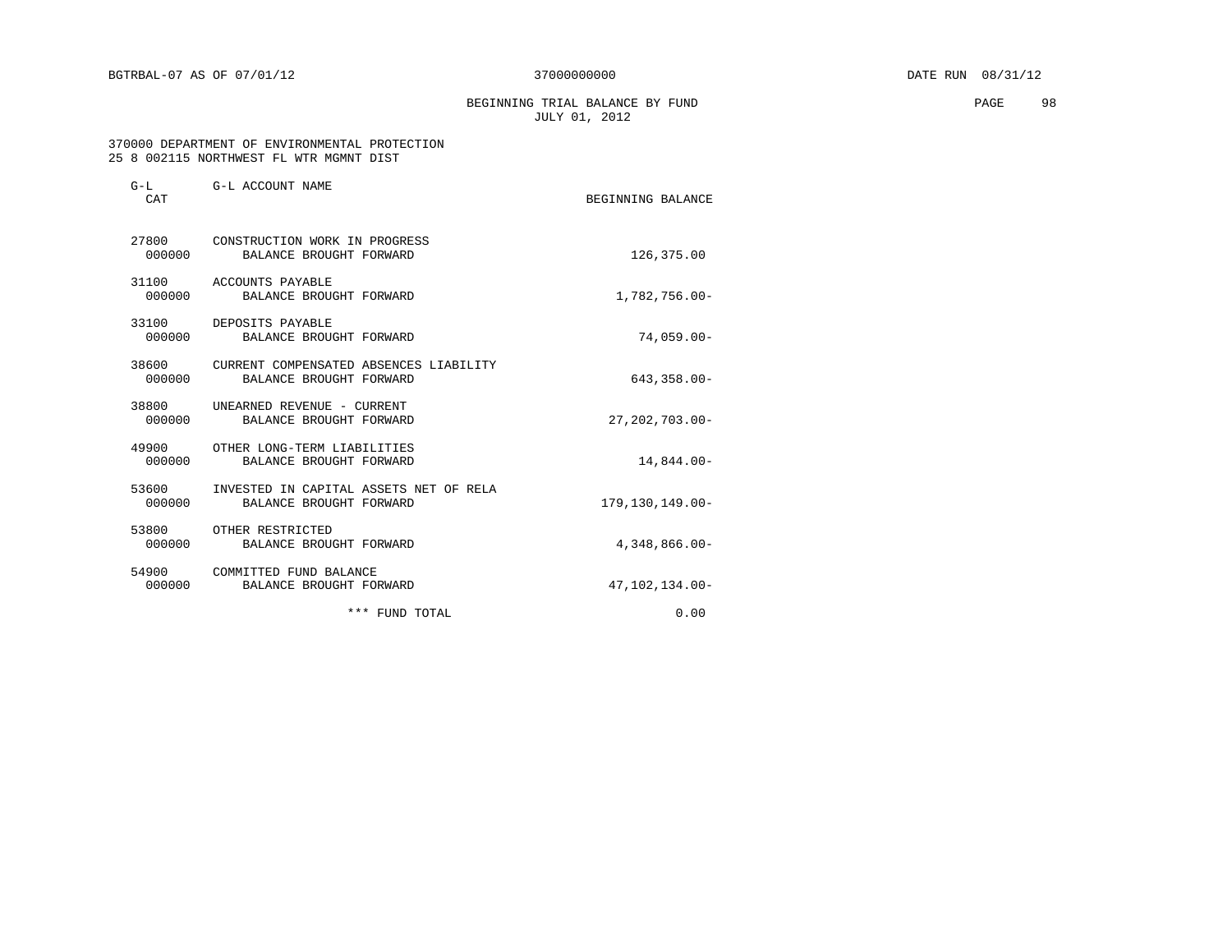BGTRBAL-07 AS OF 07/01/12 37000000000 DATE RUN 08/31/12

BEGINNING TRIAL BALANCE BY FUND
JULY 01, 2012

370000 DEPARTMENT OF ENVIRONMENTAL PROTECTION
25 8 002115 NORTHWEST FL WTR MGMNT DIST

| G-L CAT | G-L ACCOUNT NAME | BEGINNING BALANCE |
|---|---|---|
| 27800 | CONSTRUCTION WORK IN PROGRESS | |
| 000000 | BALANCE BROUGHT FORWARD | 126,375.00 |
| 31100 | ACCOUNTS PAYABLE | |
| 000000 | BALANCE BROUGHT FORWARD | 1,782,756.00- |
| 33100 | DEPOSITS PAYABLE | |
| 000000 | BALANCE BROUGHT FORWARD | 74,059.00- |
| 38600 | CURRENT COMPENSATED ABSENCES LIABILITY | |
| 000000 | BALANCE BROUGHT FORWARD | 643,358.00- |
| 38800 | UNEARNED REVENUE - CURRENT | |
| 000000 | BALANCE BROUGHT FORWARD | 27,202,703.00- |
| 49900 | OTHER LONG-TERM LIABILITIES | |
| 000000 | BALANCE BROUGHT FORWARD | 14,844.00- |
| 53600 | INVESTED IN CAPITAL ASSETS NET OF RELA | |
| 000000 | BALANCE BROUGHT FORWARD | 179,130,149.00- |
| 53800 | OTHER RESTRICTED | |
| 000000 | BALANCE BROUGHT FORWARD | 4,348,866.00- |
| 54900 | COMMITTED FUND BALANCE | |
| 000000 | BALANCE BROUGHT FORWARD | 47,102,134.00- |
| | *** FUND TOTAL | 0.00 |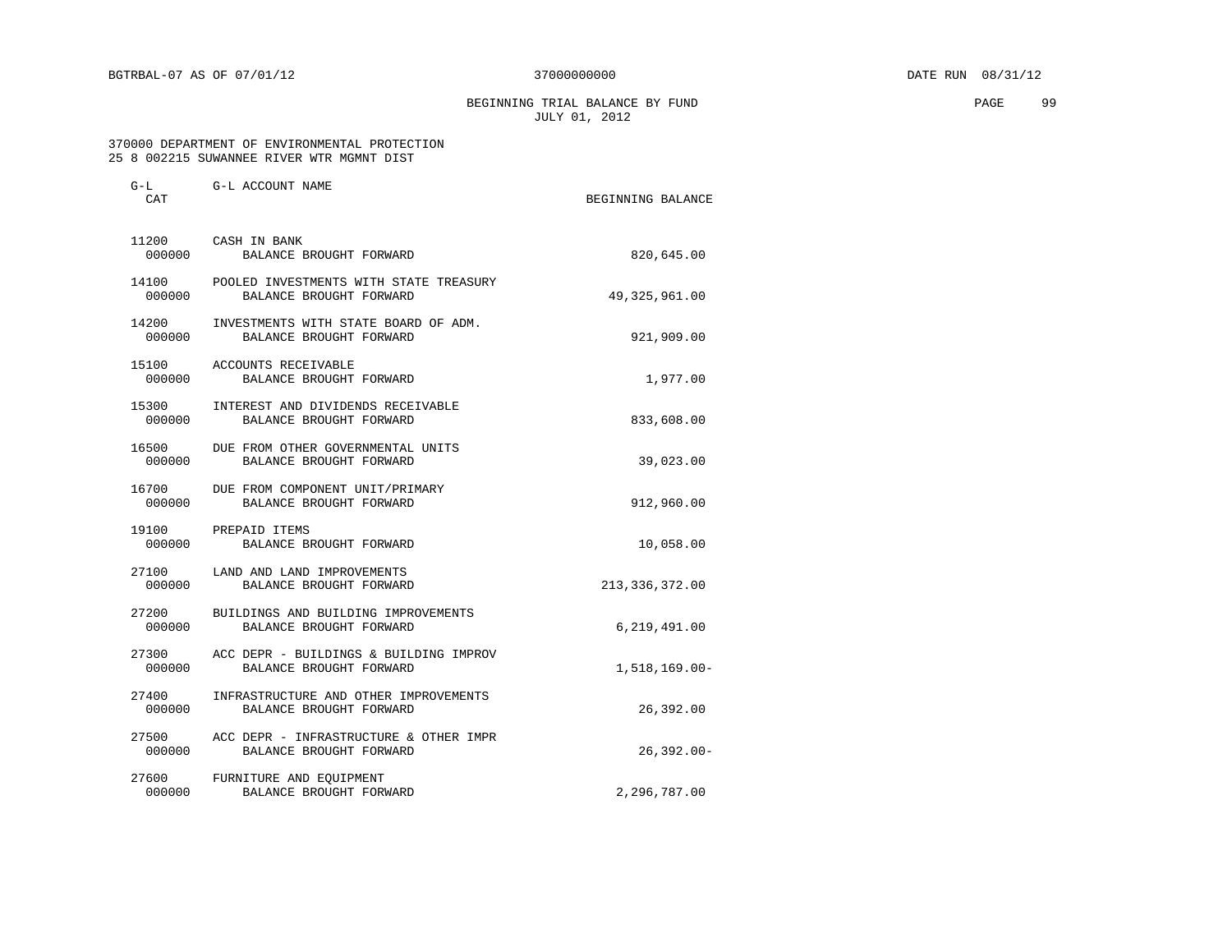BGTRBAL-07 AS OF 07/01/12 37000000000 DATE RUN 08/31/12

BEGINNING TRIAL BALANCE BY FUND
JULY 01, 2012

370000 DEPARTMENT OF ENVIRONMENTAL PROTECTION
25 8 002215 SUWANNEE RIVER WTR MGMNT DIST

| G-L CAT | G-L ACCOUNT NAME | BEGINNING BALANCE |
|---|---|---|
| 11200 | CASH IN BANK | |
| 000000 | BALANCE BROUGHT FORWARD | 820,645.00 |
| 14100 | POOLED INVESTMENTS WITH STATE TREASURY | |
| 000000 | BALANCE BROUGHT FORWARD | 49,325,961.00 |
| 14200 | INVESTMENTS WITH STATE BOARD OF ADM. | |
| 000000 | BALANCE BROUGHT FORWARD | 921,909.00 |
| 15100 | ACCOUNTS RECEIVABLE | |
| 000000 | BALANCE BROUGHT FORWARD | 1,977.00 |
| 15300 | INTEREST AND DIVIDENDS RECEIVABLE | |
| 000000 | BALANCE BROUGHT FORWARD | 833,608.00 |
| 16500 | DUE FROM OTHER GOVERNMENTAL UNITS | |
| 000000 | BALANCE BROUGHT FORWARD | 39,023.00 |
| 16700 | DUE FROM COMPONENT UNIT/PRIMARY | |
| 000000 | BALANCE BROUGHT FORWARD | 912,960.00 |
| 19100 | PREPAID ITEMS | |
| 000000 | BALANCE BROUGHT FORWARD | 10,058.00 |
| 27100 | LAND AND LAND IMPROVEMENTS | |
| 000000 | BALANCE BROUGHT FORWARD | 213,336,372.00 |
| 27200 | BUILDINGS AND BUILDING IMPROVEMENTS | |
| 000000 | BALANCE BROUGHT FORWARD | 6,219,491.00 |
| 27300 | ACC DEPR - BUILDINGS & BUILDING IMPROV | |
| 000000 | BALANCE BROUGHT FORWARD | 1,518,169.00- |
| 27400 | INFRASTRUCTURE AND OTHER IMPROVEMENTS | |
| 000000 | BALANCE BROUGHT FORWARD | 26,392.00 |
| 27500 | ACC DEPR - INFRASTRUCTURE & OTHER IMPR | |
| 000000 | BALANCE BROUGHT FORWARD | 26,392.00- |
| 27600 | FURNITURE AND EQUIPMENT | |
| 000000 | BALANCE BROUGHT FORWARD | 2,296,787.00 |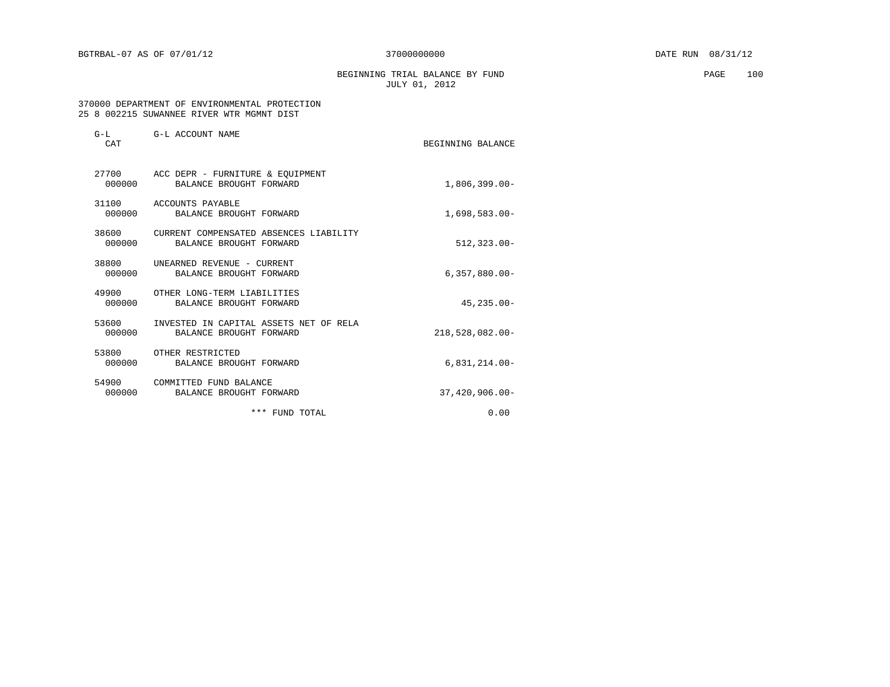BGTRBAL-07 AS OF 07/01/12 37000000000 DATE RUN 08/31/12

BEGINNING TRIAL BALANCE BY FUND
JULY 01, 2012

370000 DEPARTMENT OF ENVIRONMENTAL PROTECTION
25 8 002215 SUWANNEE RIVER WTR MGMNT DIST

| G-L CAT | G-L ACCOUNT NAME | BEGINNING BALANCE |
|---|---|---|
| 27700 | ACC DEPR - FURNITURE & EQUIPMENT | |
| 000000 | BALANCE BROUGHT FORWARD | 1,806,399.00- |
| 31100 | ACCOUNTS PAYABLE | |
| 000000 | BALANCE BROUGHT FORWARD | 1,698,583.00- |
| 38600 | CURRENT COMPENSATED ABSENCES LIABILITY | |
| 000000 | BALANCE BROUGHT FORWARD | 512,323.00- |
| 38800 | UNEARNED REVENUE - CURRENT | |
| 000000 | BALANCE BROUGHT FORWARD | 6,357,880.00- |
| 49900 | OTHER LONG-TERM LIABILITIES | |
| 000000 | BALANCE BROUGHT FORWARD | 45,235.00- |
| 53600 | INVESTED IN CAPITAL ASSETS NET OF RELA | |
| 000000 | BALANCE BROUGHT FORWARD | 218,528,082.00- |
| 53800 | OTHER RESTRICTED | |
| 000000 | BALANCE BROUGHT FORWARD | 6,831,214.00- |
| 54900 | COMMITTED FUND BALANCE | |
| 000000 | BALANCE BROUGHT FORWARD | 37,420,906.00- |
| | *** FUND TOTAL | 0.00 |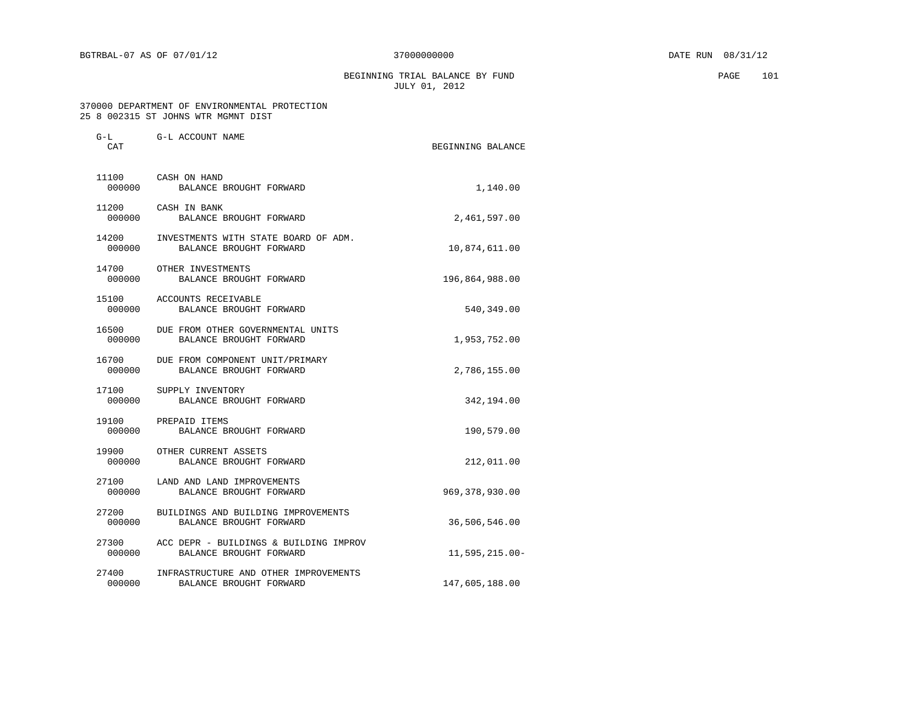BGTRBAL-07 AS OF 07/01/12 — 37000000000 — DATE RUN 08/31/12

BEGINNING TRIAL BALANCE BY FUND
JULY 01, 2012

370000 DEPARTMENT OF ENVIRONMENTAL PROTECTION
25 8 002315 ST JOHNS WTR MGMNT DIST

| G-L CAT | G-L ACCOUNT NAME | BEGINNING BALANCE |
|---|---|---|
| 11100 | CASH ON HAND | |
| 000000 | BALANCE BROUGHT FORWARD | 1,140.00 |
| 11200 | CASH IN BANK | |
| 000000 | BALANCE BROUGHT FORWARD | 2,461,597.00 |
| 14200 | INVESTMENTS WITH STATE BOARD OF ADM. | |
| 000000 | BALANCE BROUGHT FORWARD | 10,874,611.00 |
| 14700 | OTHER INVESTMENTS | |
| 000000 | BALANCE BROUGHT FORWARD | 196,864,988.00 |
| 15100 | ACCOUNTS RECEIVABLE | |
| 000000 | BALANCE BROUGHT FORWARD | 540,349.00 |
| 16500 | DUE FROM OTHER GOVERNMENTAL UNITS | |
| 000000 | BALANCE BROUGHT FORWARD | 1,953,752.00 |
| 16700 | DUE FROM COMPONENT UNIT/PRIMARY | |
| 000000 | BALANCE BROUGHT FORWARD | 2,786,155.00 |
| 17100 | SUPPLY INVENTORY | |
| 000000 | BALANCE BROUGHT FORWARD | 342,194.00 |
| 19100 | PREPAID ITEMS | |
| 000000 | BALANCE BROUGHT FORWARD | 190,579.00 |
| 19900 | OTHER CURRENT ASSETS | |
| 000000 | BALANCE BROUGHT FORWARD | 212,011.00 |
| 27100 | LAND AND LAND IMPROVEMENTS | |
| 000000 | BALANCE BROUGHT FORWARD | 969,378,930.00 |
| 27200 | BUILDINGS AND BUILDING IMPROVEMENTS | |
| 000000 | BALANCE BROUGHT FORWARD | 36,506,546.00 |
| 27300 | ACC DEPR - BUILDINGS & BUILDING IMPROV | |
| 000000 | BALANCE BROUGHT FORWARD | 11,595,215.00- |
| 27400 | INFRASTRUCTURE AND OTHER IMPROVEMENTS | |
| 000000 | BALANCE BROUGHT FORWARD | 147,605,188.00 |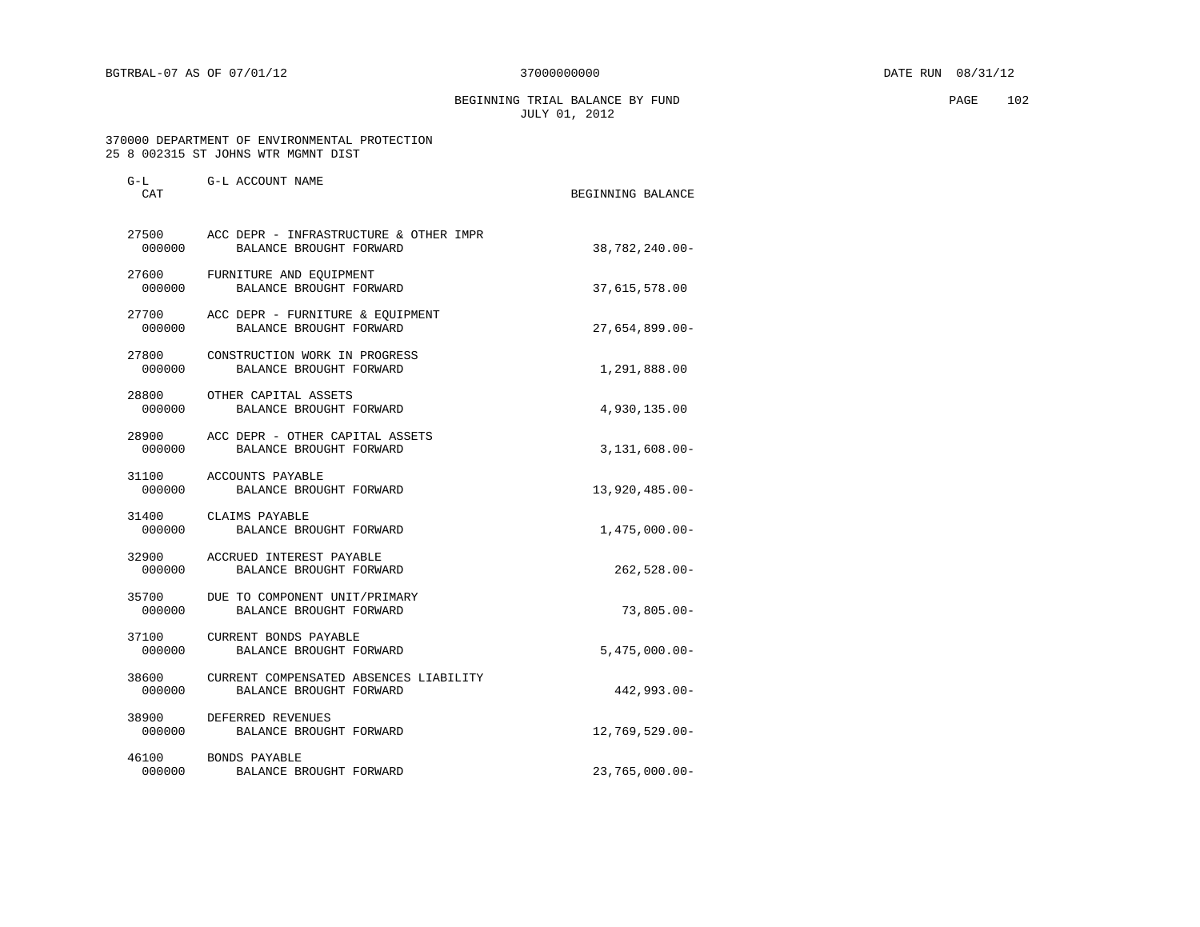BGTRBAL-07 AS OF 07/01/12 37000000000 DATE RUN 08/31/12

BEGINNING TRIAL BALANCE BY FUND
JULY 01, 2012

370000 DEPARTMENT OF ENVIRONMENTAL PROTECTION
25 8 002315 ST JOHNS WTR MGMNT DIST

| G-L CAT | G-L ACCOUNT NAME | BEGINNING BALANCE |
|---|---|---|
| 27500 | ACC DEPR - INFRASTRUCTURE & OTHER IMPR | |
| 000000 | BALANCE BROUGHT FORWARD | 38,782,240.00- |
| 27600 | FURNITURE AND EQUIPMENT | |
| 000000 | BALANCE BROUGHT FORWARD | 37,615,578.00 |
| 27700 | ACC DEPR - FURNITURE & EQUIPMENT | |
| 000000 | BALANCE BROUGHT FORWARD | 27,654,899.00- |
| 27800 | CONSTRUCTION WORK IN PROGRESS | |
| 000000 | BALANCE BROUGHT FORWARD | 1,291,888.00 |
| 28800 | OTHER CAPITAL ASSETS | |
| 000000 | BALANCE BROUGHT FORWARD | 4,930,135.00 |
| 28900 | ACC DEPR - OTHER CAPITAL ASSETS | |
| 000000 | BALANCE BROUGHT FORWARD | 3,131,608.00- |
| 31100 | ACCOUNTS PAYABLE | |
| 000000 | BALANCE BROUGHT FORWARD | 13,920,485.00- |
| 31400 | CLAIMS PAYABLE | |
| 000000 | BALANCE BROUGHT FORWARD | 1,475,000.00- |
| 32900 | ACCRUED INTEREST PAYABLE | |
| 000000 | BALANCE BROUGHT FORWARD | 262,528.00- |
| 35700 | DUE TO COMPONENT UNIT/PRIMARY | |
| 000000 | BALANCE BROUGHT FORWARD | 73,805.00- |
| 37100 | CURRENT BONDS PAYABLE | |
| 000000 | BALANCE BROUGHT FORWARD | 5,475,000.00- |
| 38600 | CURRENT COMPENSATED ABSENCES LIABILITY | |
| 000000 | BALANCE BROUGHT FORWARD | 442,993.00- |
| 38900 | DEFERRED REVENUES | |
| 000000 | BALANCE BROUGHT FORWARD | 12,769,529.00- |
| 46100 | BONDS PAYABLE | |
| 000000 | BALANCE BROUGHT FORWARD | 23,765,000.00- |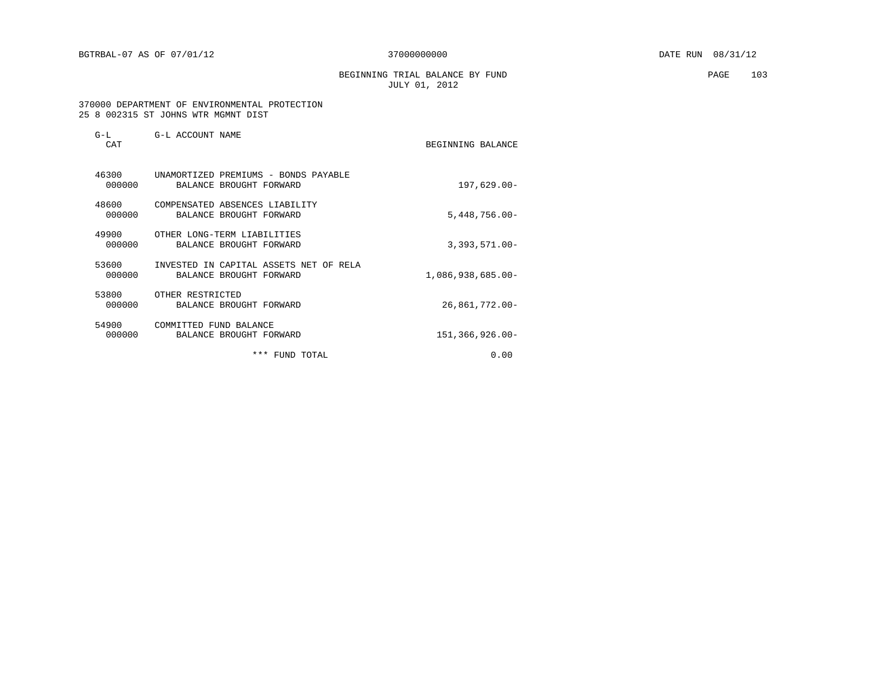BGTRBAL-07 AS OF 07/01/12 37000000000 DATE RUN 08/31/12

BEGINNING TRIAL BALANCE BY FUND
JULY 01, 2012

370000 DEPARTMENT OF ENVIRONMENTAL PROTECTION
25 8 002315 ST JOHNS WTR MGMNT DIST

| G-L CAT | G-L ACCOUNT NAME | BEGINNING BALANCE |
|---|---|---|
| 46300 | UNAMORTIZED PREMIUMS - BONDS PAYABLE | |
| 000000 | BALANCE BROUGHT FORWARD | 197,629.00- |
| 48600 | COMPENSATED ABSENCES LIABILITY | |
| 000000 | BALANCE BROUGHT FORWARD | 5,448,756.00- |
| 49900 | OTHER LONG-TERM LIABILITIES | |
| 000000 | BALANCE BROUGHT FORWARD | 3,393,571.00- |
| 53600 | INVESTED IN CAPITAL ASSETS NET OF RELA | |
| 000000 | BALANCE BROUGHT FORWARD | 1,086,938,685.00- |
| 53800 | OTHER RESTRICTED | |
| 000000 | BALANCE BROUGHT FORWARD | 26,861,772.00- |
| 54900 | COMMITTED FUND BALANCE | |
| 000000 | BALANCE BROUGHT FORWARD | 151,366,926.00- |
| | *** FUND TOTAL | 0.00 |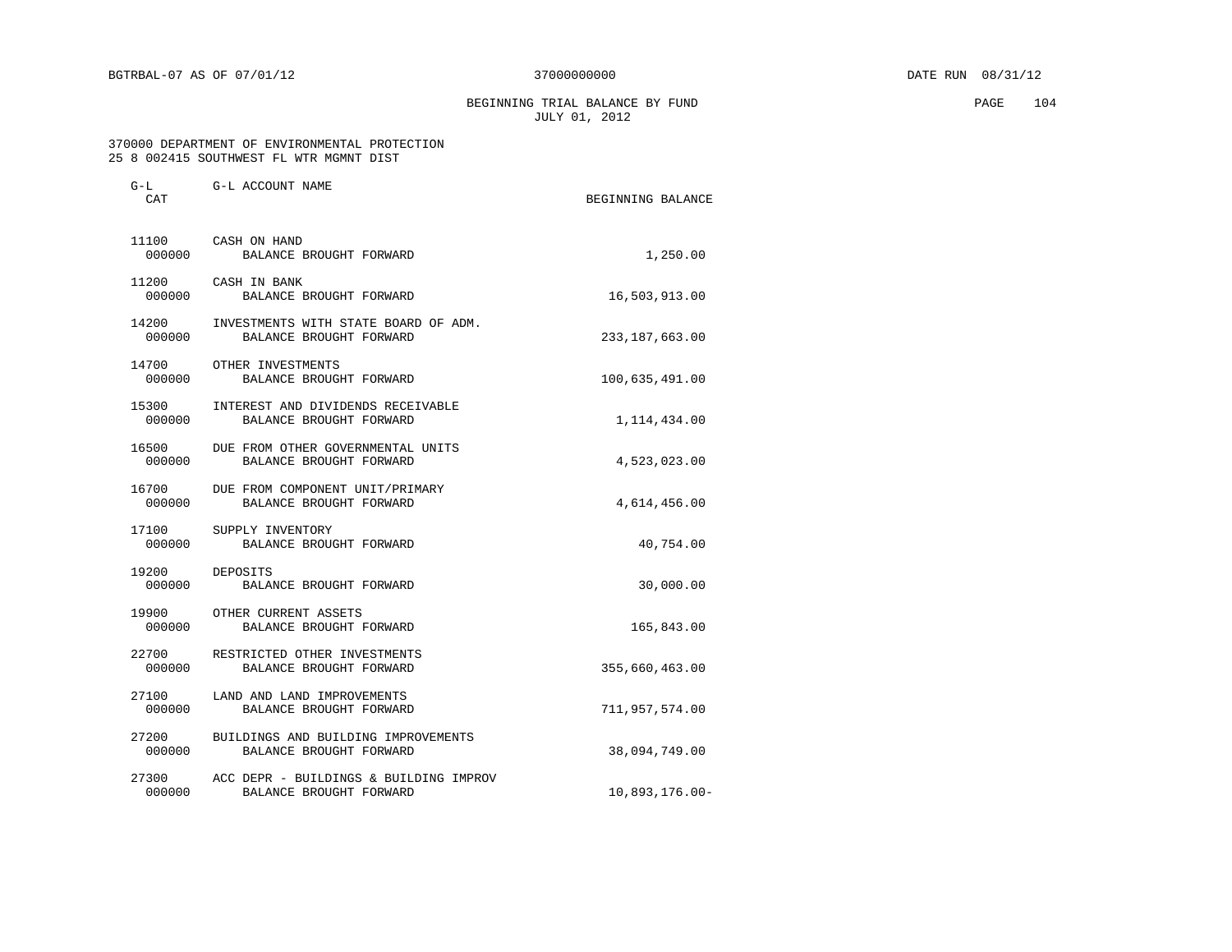BGTRBAL-07 AS OF 07/01/12 37000000000 DATE RUN 08/31/12

BEGINNING TRIAL BALANCE BY FUND
JULY 01, 2012

370000 DEPARTMENT OF ENVIRONMENTAL PROTECTION
25 8 002415 SOUTHWEST FL WTR MGMNT DIST

| G-L CAT | G-L ACCOUNT NAME | BEGINNING BALANCE |
|---|---|---|
| 11100 | CASH ON HAND | |
| 000000 | BALANCE BROUGHT FORWARD | 1,250.00 |
| 11200 | CASH IN BANK | |
| 000000 | BALANCE BROUGHT FORWARD | 16,503,913.00 |
| 14200 | INVESTMENTS WITH STATE BOARD OF ADM. | |
| 000000 | BALANCE BROUGHT FORWARD | 233,187,663.00 |
| 14700 | OTHER INVESTMENTS | |
| 000000 | BALANCE BROUGHT FORWARD | 100,635,491.00 |
| 15300 | INTEREST AND DIVIDENDS RECEIVABLE | |
| 000000 | BALANCE BROUGHT FORWARD | 1,114,434.00 |
| 16500 | DUE FROM OTHER GOVERNMENTAL UNITS | |
| 000000 | BALANCE BROUGHT FORWARD | 4,523,023.00 |
| 16700 | DUE FROM COMPONENT UNIT/PRIMARY | |
| 000000 | BALANCE BROUGHT FORWARD | 4,614,456.00 |
| 17100 | SUPPLY INVENTORY | |
| 000000 | BALANCE BROUGHT FORWARD | 40,754.00 |
| 19200 | DEPOSITS | |
| 000000 | BALANCE BROUGHT FORWARD | 30,000.00 |
| 19900 | OTHER CURRENT ASSETS | |
| 000000 | BALANCE BROUGHT FORWARD | 165,843.00 |
| 22700 | RESTRICTED OTHER INVESTMENTS | |
| 000000 | BALANCE BROUGHT FORWARD | 355,660,463.00 |
| 27100 | LAND AND LAND IMPROVEMENTS | |
| 000000 | BALANCE BROUGHT FORWARD | 711,957,574.00 |
| 27200 | BUILDINGS AND BUILDING IMPROVEMENTS | |
| 000000 | BALANCE BROUGHT FORWARD | 38,094,749.00 |
| 27300 | ACC DEPR - BUILDINGS & BUILDING IMPROV | |
| 000000 | BALANCE BROUGHT FORWARD | 10,893,176.00- |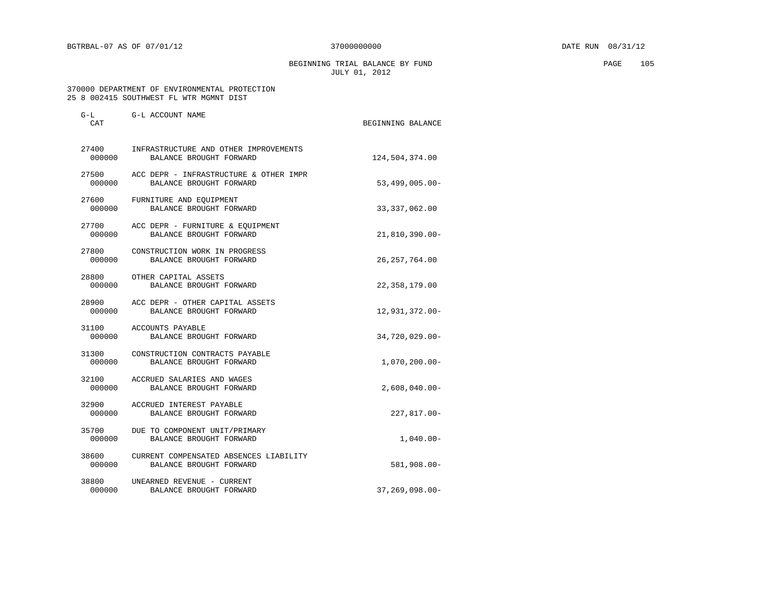BGTRBAL-07 AS OF 07/01/12 37000000000 DATE RUN 08/31/12

BEGINNING TRIAL BALANCE BY FUND
JULY 01, 2012

370000 DEPARTMENT OF ENVIRONMENTAL PROTECTION
25 8 002415 SOUTHWEST FL WTR MGMNT DIST

| G-L CAT | G-L ACCOUNT NAME | BEGINNING BALANCE |
|---|---|---|
| 27400 | INFRASTRUCTURE AND OTHER IMPROVEMENTS | |
| 000000 | BALANCE BROUGHT FORWARD | 124,504,374.00 |
| 27500 | ACC DEPR - INFRASTRUCTURE & OTHER IMPR | |
| 000000 | BALANCE BROUGHT FORWARD | 53,499,005.00- |
| 27600 | FURNITURE AND EQUIPMENT | |
| 000000 | BALANCE BROUGHT FORWARD | 33,337,062.00 |
| 27700 | ACC DEPR - FURNITURE & EQUIPMENT | |
| 000000 | BALANCE BROUGHT FORWARD | 21,810,390.00- |
| 27800 | CONSTRUCTION WORK IN PROGRESS | |
| 000000 | BALANCE BROUGHT FORWARD | 26,257,764.00 |
| 28800 | OTHER CAPITAL ASSETS | |
| 000000 | BALANCE BROUGHT FORWARD | 22,358,179.00 |
| 28900 | ACC DEPR - OTHER CAPITAL ASSETS | |
| 000000 | BALANCE BROUGHT FORWARD | 12,931,372.00- |
| 31100 | ACCOUNTS PAYABLE | |
| 000000 | BALANCE BROUGHT FORWARD | 34,720,029.00- |
| 31300 | CONSTRUCTION CONTRACTS PAYABLE | |
| 000000 | BALANCE BROUGHT FORWARD | 1,070,200.00- |
| 32100 | ACCRUED SALARIES AND WAGES | |
| 000000 | BALANCE BROUGHT FORWARD | 2,608,040.00- |
| 32900 | ACCRUED INTEREST PAYABLE | |
| 000000 | BALANCE BROUGHT FORWARD | 227,817.00- |
| 35700 | DUE TO COMPONENT UNIT/PRIMARY | |
| 000000 | BALANCE BROUGHT FORWARD | 1,040.00- |
| 38600 | CURRENT COMPENSATED ABSENCES LIABILITY | |
| 000000 | BALANCE BROUGHT FORWARD | 581,908.00- |
| 38800 | UNEARNED REVENUE - CURRENT | |
| 000000 | BALANCE BROUGHT FORWARD | 37,269,098.00- |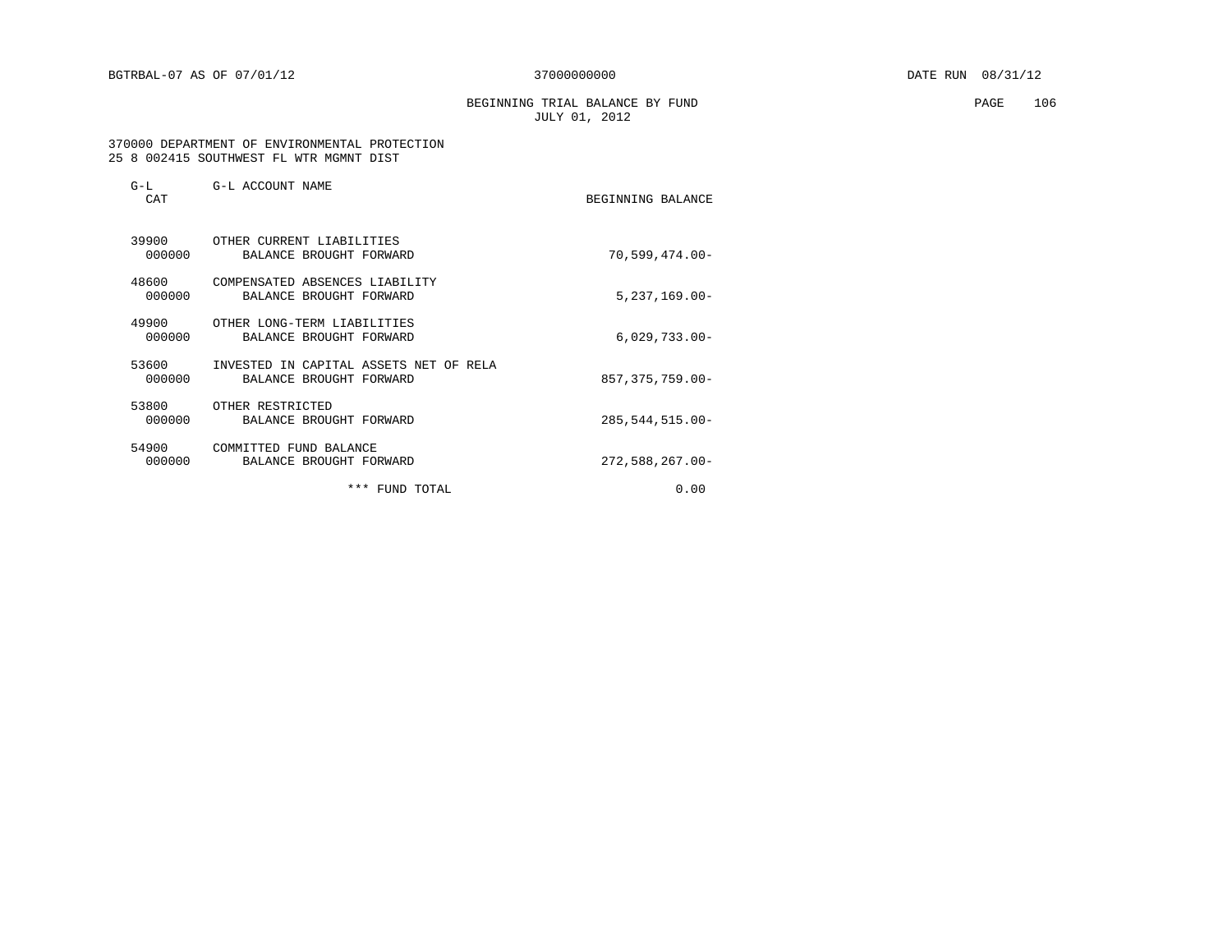BGTRBAL-07 AS OF 07/01/12 37000000000 DATE RUN 08/31/12

BEGINNING TRIAL BALANCE BY FUND
JULY 01, 2012

370000 DEPARTMENT OF ENVIRONMENTAL PROTECTION
25 8 002415 SOUTHWEST FL WTR MGMNT DIST

| G-L CAT | G-L ACCOUNT NAME | BEGINNING BALANCE |
|---|---|---|
| 39900 | OTHER CURRENT LIABILITIES | |
| 000000 | BALANCE BROUGHT FORWARD | 70,599,474.00- |
| 48600 | COMPENSATED ABSENCES LIABILITY | |
| 000000 | BALANCE BROUGHT FORWARD | 5,237,169.00- |
| 49900 | OTHER LONG-TERM LIABILITIES | |
| 000000 | BALANCE BROUGHT FORWARD | 6,029,733.00- |
| 53600 | INVESTED IN CAPITAL ASSETS NET OF RELA | |
| 000000 | BALANCE BROUGHT FORWARD | 857,375,759.00- |
| 53800 | OTHER RESTRICTED | |
| 000000 | BALANCE BROUGHT FORWARD | 285,544,515.00- |
| 54900 | COMMITTED FUND BALANCE | |
| 000000 | BALANCE BROUGHT FORWARD | 272,588,267.00- |
| | *** FUND TOTAL | 0.00 |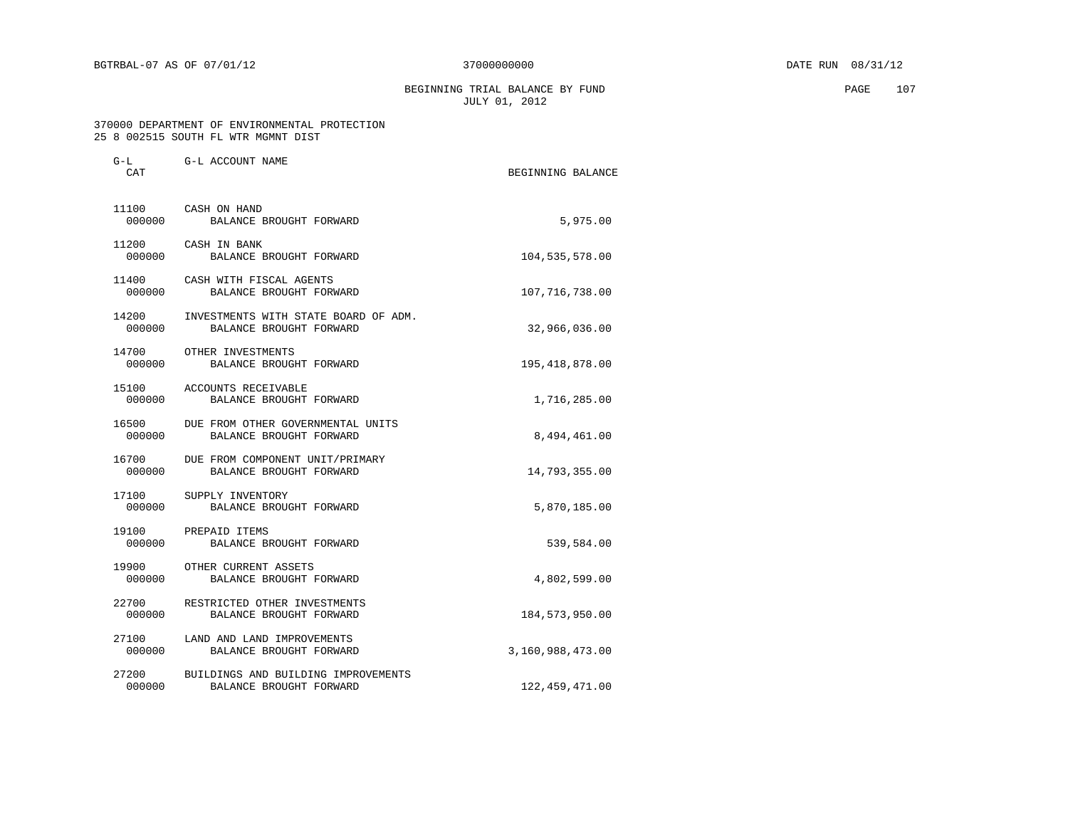BGTRBAL-07 AS OF 07/01/12 37000000000 DATE RUN 08/31/12

BEGINNING TRIAL BALANCE BY FUND
JULY 01, 2012

370000 DEPARTMENT OF ENVIRONMENTAL PROTECTION
25 8 002515 SOUTH FL WTR MGMNT DIST

| G-L CAT | G-L ACCOUNT NAME | BEGINNING BALANCE |
|---|---|---|
| 11100 | CASH ON HAND | |
| 000000 | BALANCE BROUGHT FORWARD | 5,975.00 |
| 11200 | CASH IN BANK | |
| 000000 | BALANCE BROUGHT FORWARD | 104,535,578.00 |
| 11400 | CASH WITH FISCAL AGENTS | |
| 000000 | BALANCE BROUGHT FORWARD | 107,716,738.00 |
| 14200 | INVESTMENTS WITH STATE BOARD OF ADM. | |
| 000000 | BALANCE BROUGHT FORWARD | 32,966,036.00 |
| 14700 | OTHER INVESTMENTS | |
| 000000 | BALANCE BROUGHT FORWARD | 195,418,878.00 |
| 15100 | ACCOUNTS RECEIVABLE | |
| 000000 | BALANCE BROUGHT FORWARD | 1,716,285.00 |
| 16500 | DUE FROM OTHER GOVERNMENTAL UNITS | |
| 000000 | BALANCE BROUGHT FORWARD | 8,494,461.00 |
| 16700 | DUE FROM COMPONENT UNIT/PRIMARY | |
| 000000 | BALANCE BROUGHT FORWARD | 14,793,355.00 |
| 17100 | SUPPLY INVENTORY | |
| 000000 | BALANCE BROUGHT FORWARD | 5,870,185.00 |
| 19100 | PREPAID ITEMS | |
| 000000 | BALANCE BROUGHT FORWARD | 539,584.00 |
| 19900 | OTHER CURRENT ASSETS | |
| 000000 | BALANCE BROUGHT FORWARD | 4,802,599.00 |
| 22700 | RESTRICTED OTHER INVESTMENTS | |
| 000000 | BALANCE BROUGHT FORWARD | 184,573,950.00 |
| 27100 | LAND AND LAND IMPROVEMENTS | |
| 000000 | BALANCE BROUGHT FORWARD | 3,160,988,473.00 |
| 27200 | BUILDINGS AND BUILDING IMPROVEMENTS | |
| 000000 | BALANCE BROUGHT FORWARD | 122,459,471.00 |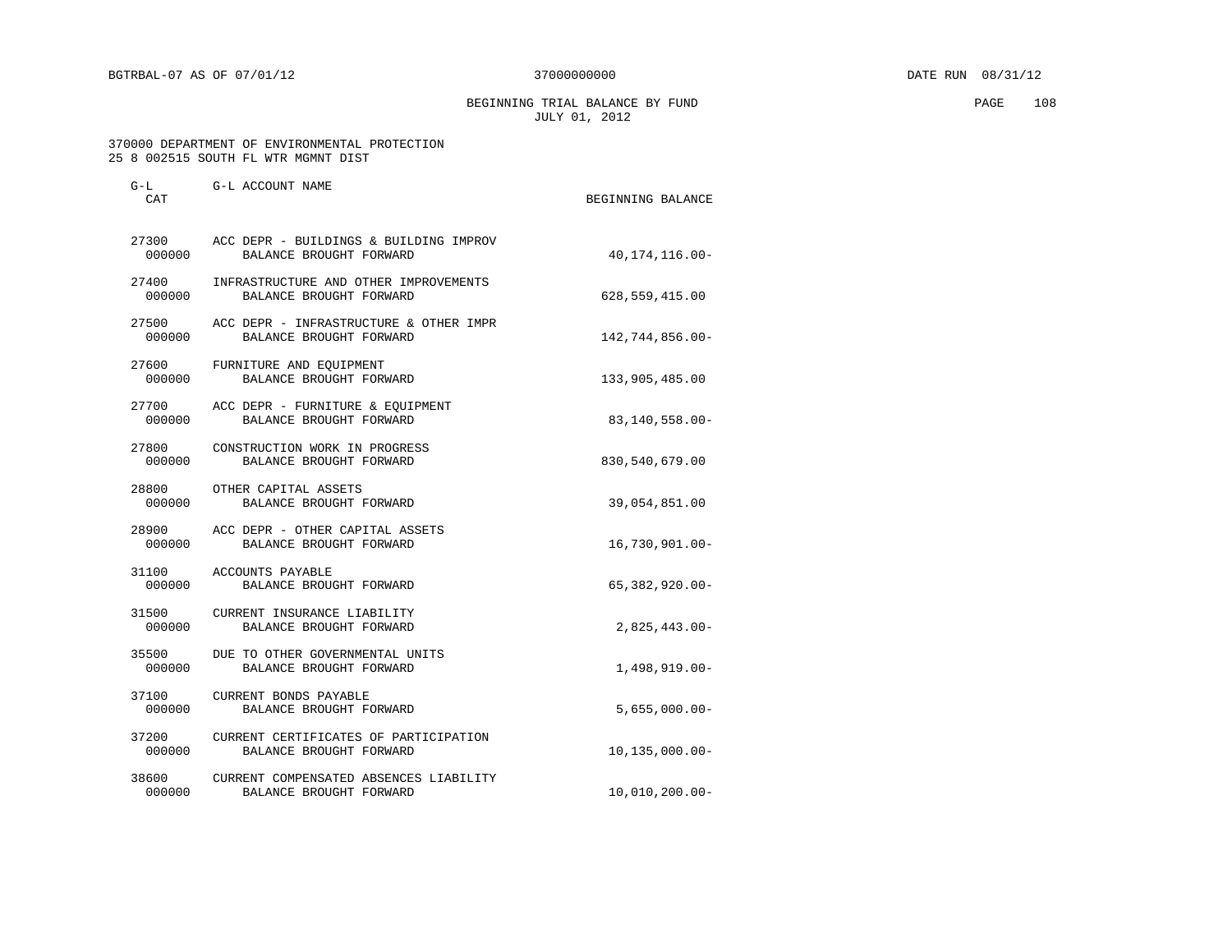BGTRBAL-07 AS OF 07/01/12 37000000000 DATE RUN 08/31/12

BEGINNING TRIAL BALANCE BY FUND
JULY 01, 2012

370000 DEPARTMENT OF ENVIRONMENTAL PROTECTION
25 8 002515 SOUTH FL WTR MGMNT DIST

| G-L CAT | G-L ACCOUNT NAME | BEGINNING BALANCE |
|---|---|---|
| 27300 | ACC DEPR - BUILDINGS & BUILDING IMPROV | |
| 000000 | BALANCE BROUGHT FORWARD | 40,174,116.00- |
| 27400 | INFRASTRUCTURE AND OTHER IMPROVEMENTS | |
| 000000 | BALANCE BROUGHT FORWARD | 628,559,415.00 |
| 27500 | ACC DEPR - INFRASTRUCTURE & OTHER IMPR | |
| 000000 | BALANCE BROUGHT FORWARD | 142,744,856.00- |
| 27600 | FURNITURE AND EQUIPMENT | |
| 000000 | BALANCE BROUGHT FORWARD | 133,905,485.00 |
| 27700 | ACC DEPR - FURNITURE & EQUIPMENT | |
| 000000 | BALANCE BROUGHT FORWARD | 83,140,558.00- |
| 27800 | CONSTRUCTION WORK IN PROGRESS | |
| 000000 | BALANCE BROUGHT FORWARD | 830,540,679.00 |
| 28800 | OTHER CAPITAL ASSETS | |
| 000000 | BALANCE BROUGHT FORWARD | 39,054,851.00 |
| 28900 | ACC DEPR - OTHER CAPITAL ASSETS | |
| 000000 | BALANCE BROUGHT FORWARD | 16,730,901.00- |
| 31100 | ACCOUNTS PAYABLE | |
| 000000 | BALANCE BROUGHT FORWARD | 65,382,920.00- |
| 31500 | CURRENT INSURANCE LIABILITY | |
| 000000 | BALANCE BROUGHT FORWARD | 2,825,443.00- |
| 35500 | DUE TO OTHER GOVERNMENTAL UNITS | |
| 000000 | BALANCE BROUGHT FORWARD | 1,498,919.00- |
| 37100 | CURRENT BONDS PAYABLE | |
| 000000 | BALANCE BROUGHT FORWARD | 5,655,000.00- |
| 37200 | CURRENT CERTIFICATES OF PARTICIPATION | |
| 000000 | BALANCE BROUGHT FORWARD | 10,135,000.00- |
| 38600 | CURRENT COMPENSATED ABSENCES LIABILITY | |
| 000000 | BALANCE BROUGHT FORWARD | 10,010,200.00- |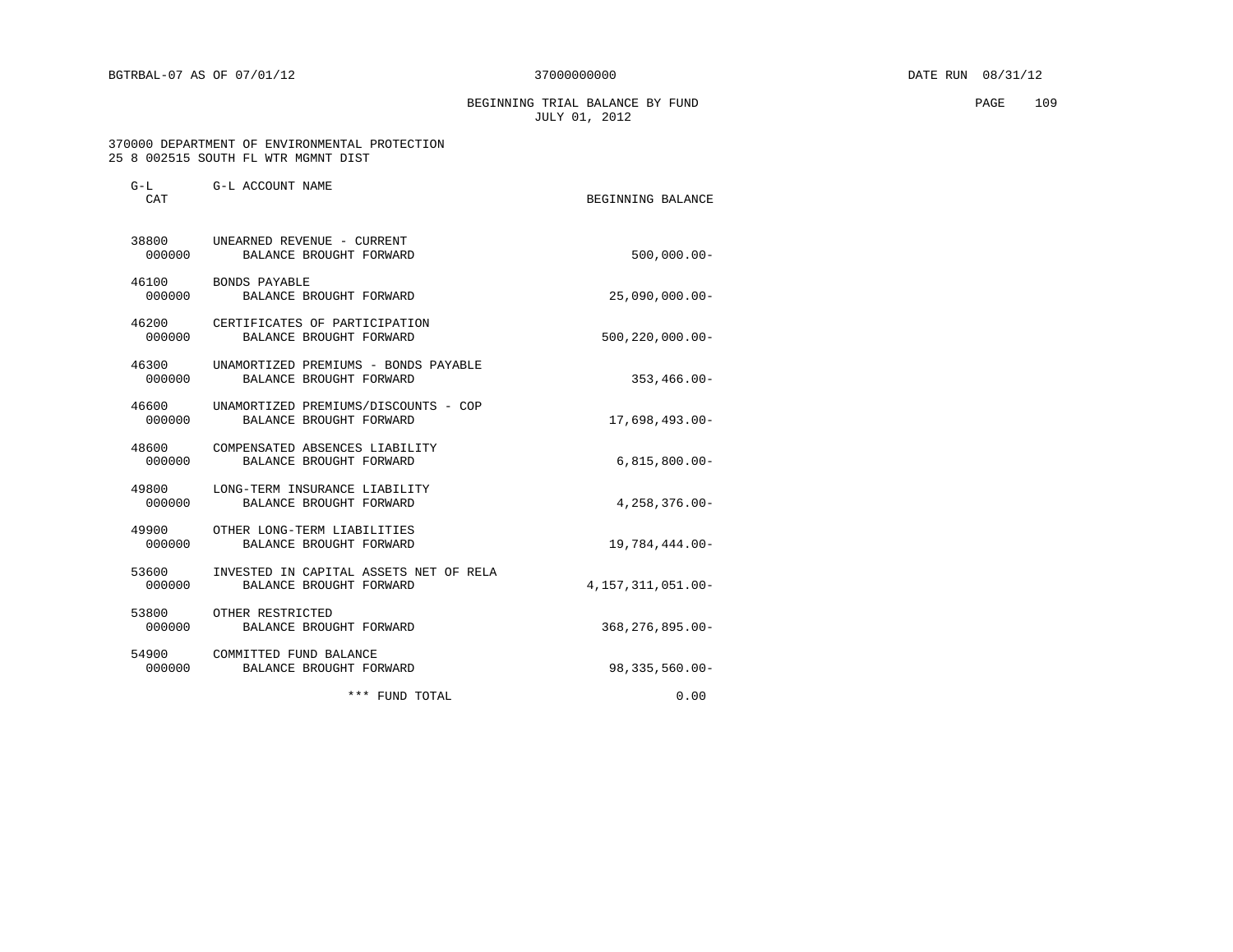BGTRBAL-07 AS OF 07/01/12 37000000000 DATE RUN 08/31/12

BEGINNING TRIAL BALANCE BY FUND
JULY 01, 2012

370000 DEPARTMENT OF ENVIRONMENTAL PROTECTION
25 8 002515 SOUTH FL WTR MGMNT DIST

| G-L CAT | G-L ACCOUNT NAME | BEGINNING BALANCE |
|---|---|---|
| 38800 | UNEARNED REVENUE - CURRENT | |
| 000000 | BALANCE BROUGHT FORWARD | 500,000.00- |
| 46100 | BONDS PAYABLE | |
| 000000 | BALANCE BROUGHT FORWARD | 25,090,000.00- |
| 46200 | CERTIFICATES OF PARTICIPATION | |
| 000000 | BALANCE BROUGHT FORWARD | 500,220,000.00- |
| 46300 | UNAMORTIZED PREMIUMS - BONDS PAYABLE | |
| 000000 | BALANCE BROUGHT FORWARD | 353,466.00- |
| 46600 | UNAMORTIZED PREMIUMS/DISCOUNTS - COP | |
| 000000 | BALANCE BROUGHT FORWARD | 17,698,493.00- |
| 48600 | COMPENSATED ABSENCES LIABILITY | |
| 000000 | BALANCE BROUGHT FORWARD | 6,815,800.00- |
| 49800 | LONG-TERM INSURANCE LIABILITY | |
| 000000 | BALANCE BROUGHT FORWARD | 4,258,376.00- |
| 49900 | OTHER LONG-TERM LIABILITIES | |
| 000000 | BALANCE BROUGHT FORWARD | 19,784,444.00- |
| 53600 | INVESTED IN CAPITAL ASSETS NET OF RELA | |
| 000000 | BALANCE BROUGHT FORWARD | 4,157,311,051.00- |
| 53800 | OTHER RESTRICTED | |
| 000000 | BALANCE BROUGHT FORWARD | 368,276,895.00- |
| 54900 | COMMITTED FUND BALANCE | |
| 000000 | BALANCE BROUGHT FORWARD | 98,335,560.00- |
| | *** FUND TOTAL | 0.00 |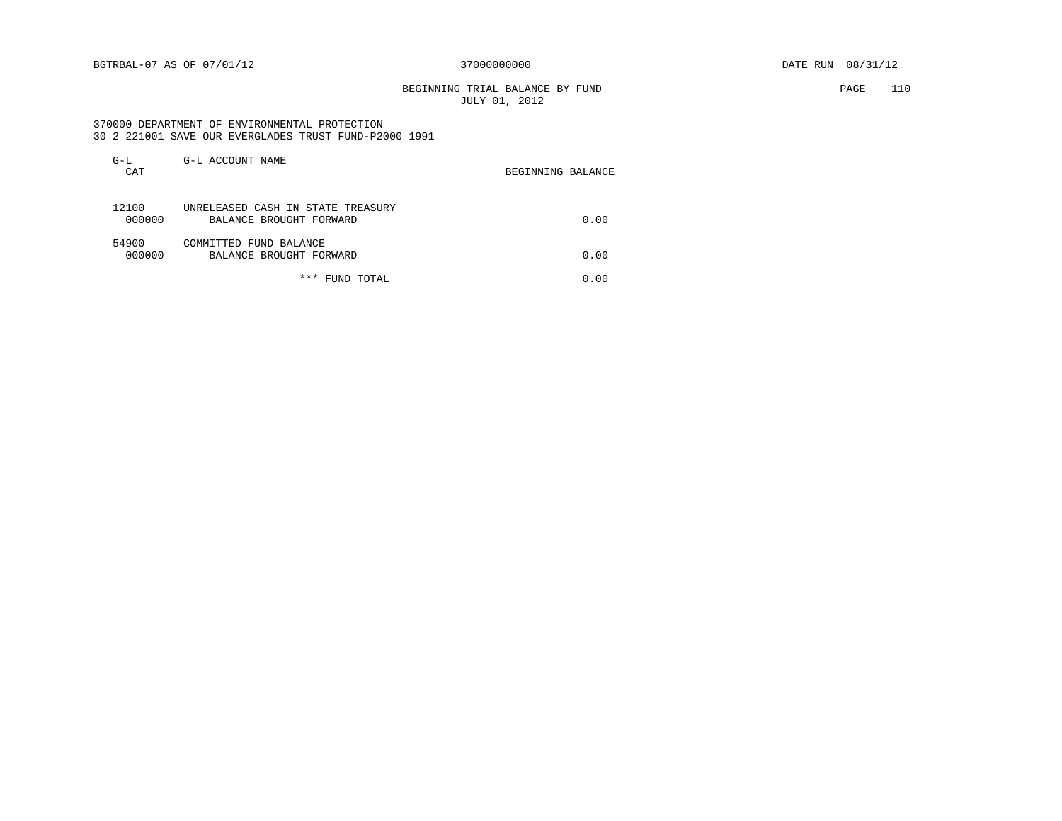BEGINNING TRIAL BALANCE BY FUND
JULY 01, 2012

370000 DEPARTMENT OF ENVIRONMENTAL PROTECTION
30 2 221001 SAVE OUR EVERGLADES TRUST FUND-P2000 1991

| G-L CAT | G-L ACCOUNT NAME | BEGINNING BALANCE |
|---|---|---|
| 12100 | UNRELEASED CASH IN STATE TREASURY | |
| 000000 | BALANCE BROUGHT FORWARD | 0.00 |
| 54900 | COMMITTED FUND BALANCE | |
| 000000 | BALANCE BROUGHT FORWARD | 0.00 |
| | *** FUND TOTAL | 0.00 |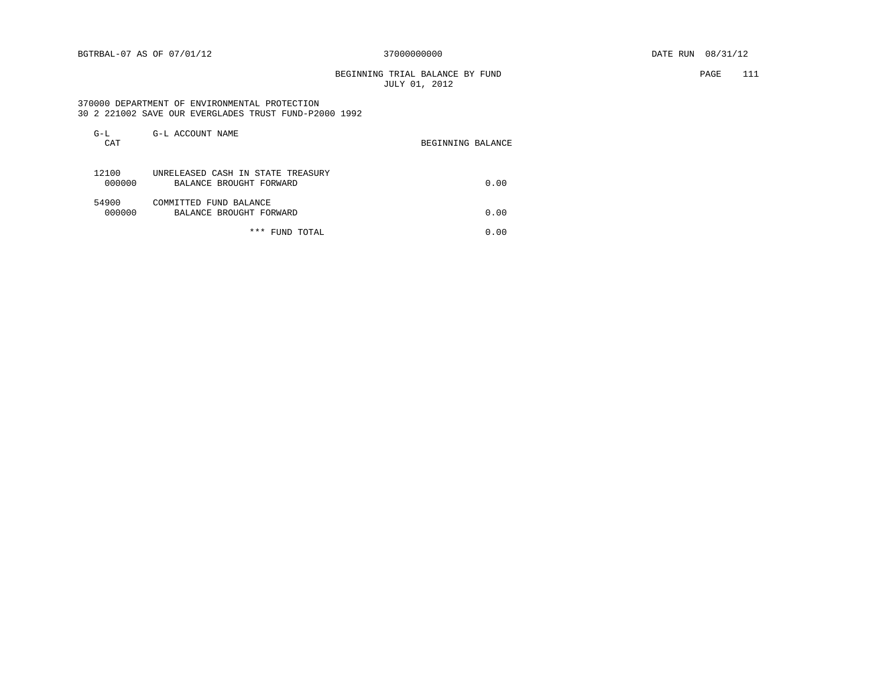BGTRBAL-07 AS OF 07/01/12 37000000000 DATE RUN 08/31/12

BEGINNING TRIAL BALANCE BY FUND
JULY 01, 2012

370000 DEPARTMENT OF ENVIRONMENTAL PROTECTION
30 2 221002 SAVE OUR EVERGLADES TRUST FUND-P2000 1992

| G-L CAT | G-L ACCOUNT NAME | BEGINNING BALANCE |
|---|---|---|
| 12100 | UNRELEASED CASH IN STATE TREASURY | |
| 000000 | BALANCE BROUGHT FORWARD | 0.00 |
| 54900 | COMMITTED FUND BALANCE | |
| 000000 | BALANCE BROUGHT FORWARD | 0.00 |
| | *** FUND TOTAL | 0.00 |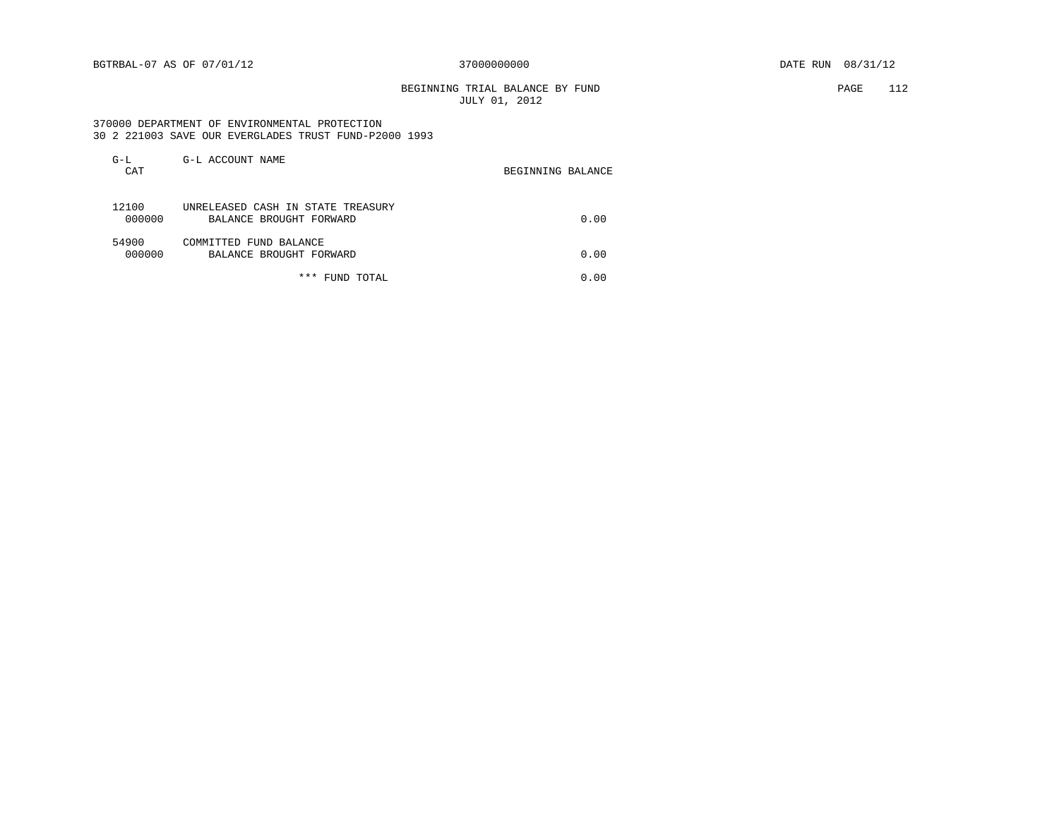BGTRBAL-07 AS OF 07/01/12 37000000000 DATE RUN 08/31/12

BEGINNING TRIAL BALANCE BY FUND

JULY 01, 2012

370000 DEPARTMENT OF ENVIRONMENTAL PROTECTION
30 2 221003 SAVE OUR EVERGLADES TRUST FUND-P2000 1993

| G-L CAT | G-L ACCOUNT NAME | BEGINNING BALANCE |
|---|---|---|
| 12100 | UNRELEASED CASH IN STATE TREASURY | |
| 000000 | BALANCE BROUGHT FORWARD | 0.00 |
| 54900 | COMMITTED FUND BALANCE | |
| 000000 | BALANCE BROUGHT FORWARD | 0.00 |
| | *** FUND TOTAL | 0.00 |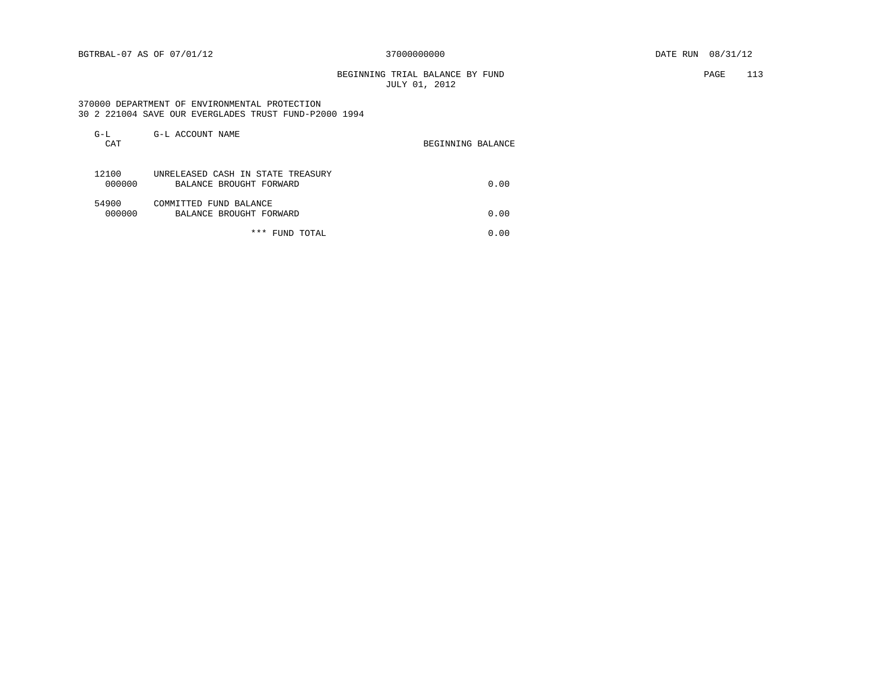BGTRBAL-07 AS OF 07/01/12 37000000000 DATE RUN 08/31/12

BEGINNING TRIAL BALANCE BY FUND
JULY 01, 2012

370000 DEPARTMENT OF ENVIRONMENTAL PROTECTION
30 2 221004 SAVE OUR EVERGLADES TRUST FUND-P2000 1994

| G-L CAT | G-L ACCOUNT NAME | BEGINNING BALANCE |
|---|---|---|
| 12100 | UNRELEASED CASH IN STATE TREASURY | |
| 000000 | BALANCE BROUGHT FORWARD | 0.00 |
| 54900 | COMMITTED FUND BALANCE | |
| 000000 | BALANCE BROUGHT FORWARD | 0.00 |
| | *** FUND TOTAL | 0.00 |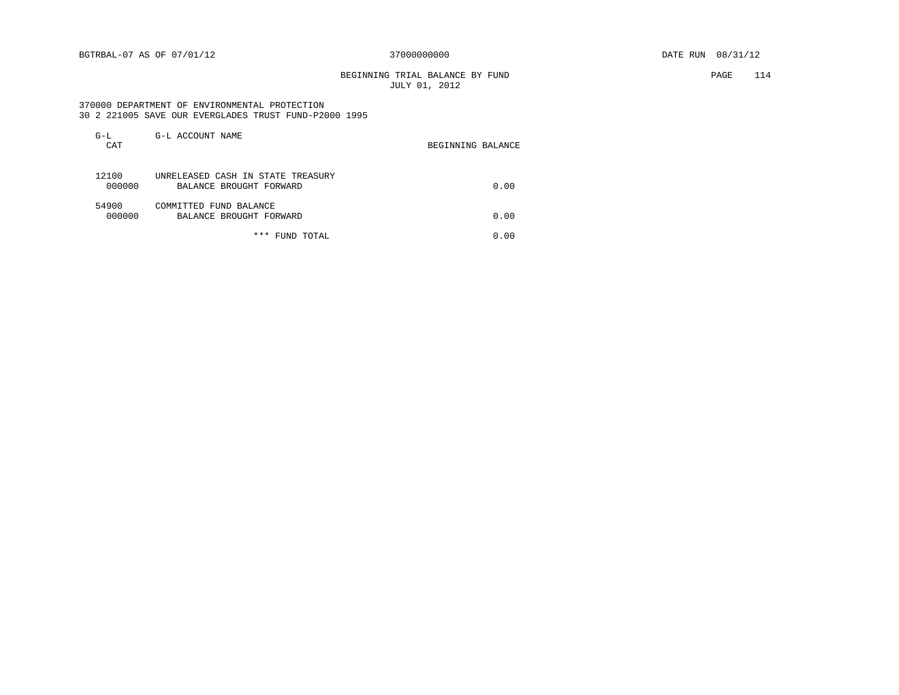BGTRBAL-07 AS OF 07/01/12 37000000000 DATE RUN 08/31/12

BEGINNING TRIAL BALANCE BY FUND
JULY 01, 2012

370000 DEPARTMENT OF ENVIRONMENTAL PROTECTION
30 2 221005 SAVE OUR EVERGLADES TRUST FUND-P2000 1995

| G-L CAT | G-L ACCOUNT NAME | BEGINNING BALANCE |
|---|---|---|
| 12100 | UNRELEASED CASH IN STATE TREASURY | |
| 000000 | BALANCE BROUGHT FORWARD | 0.00 |
| 54900 | COMMITTED FUND BALANCE | |
| 000000 | BALANCE BROUGHT FORWARD | 0.00 |
| | *** FUND TOTAL | 0.00 |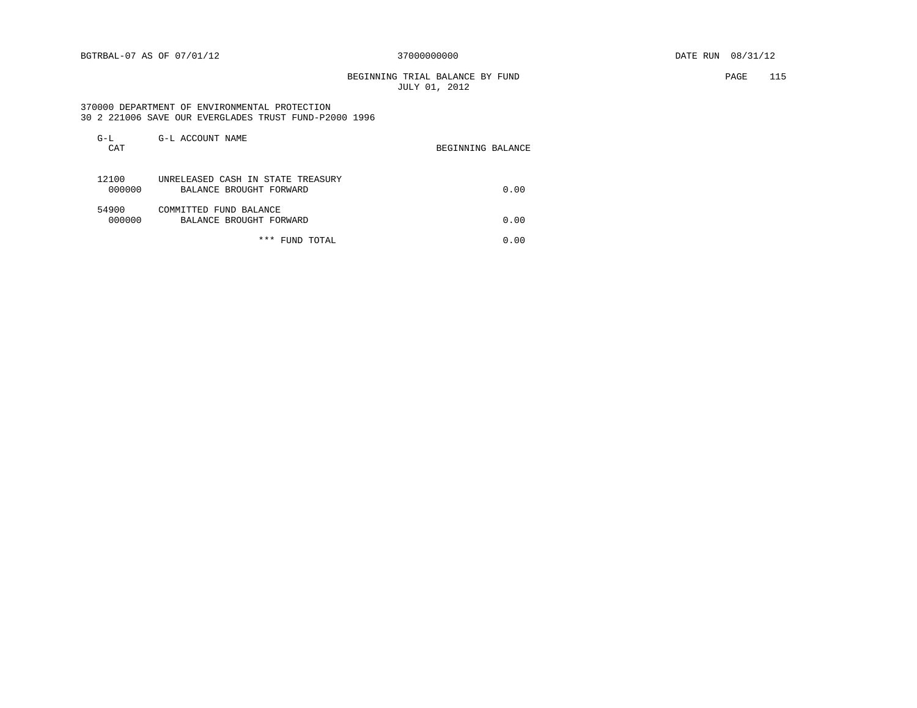BGTRBAL-07 AS OF 07/01/12 37000000000 DATE RUN 08/31/12

BEGINNING TRIAL BALANCE BY FUND
JULY 01, 2012

370000 DEPARTMENT OF ENVIRONMENTAL PROTECTION
30 2 221006 SAVE OUR EVERGLADES TRUST FUND-P2000 1996

| G-L CAT | G-L ACCOUNT NAME | BEGINNING BALANCE |
|---|---|---|
| 12100 | UNRELEASED CASH IN STATE TREASURY | |
| 000000 | BALANCE BROUGHT FORWARD | 0.00 |
| 54900 | COMMITTED FUND BALANCE | |
| 000000 | BALANCE BROUGHT FORWARD | 0.00 |
| | *** FUND TOTAL | 0.00 |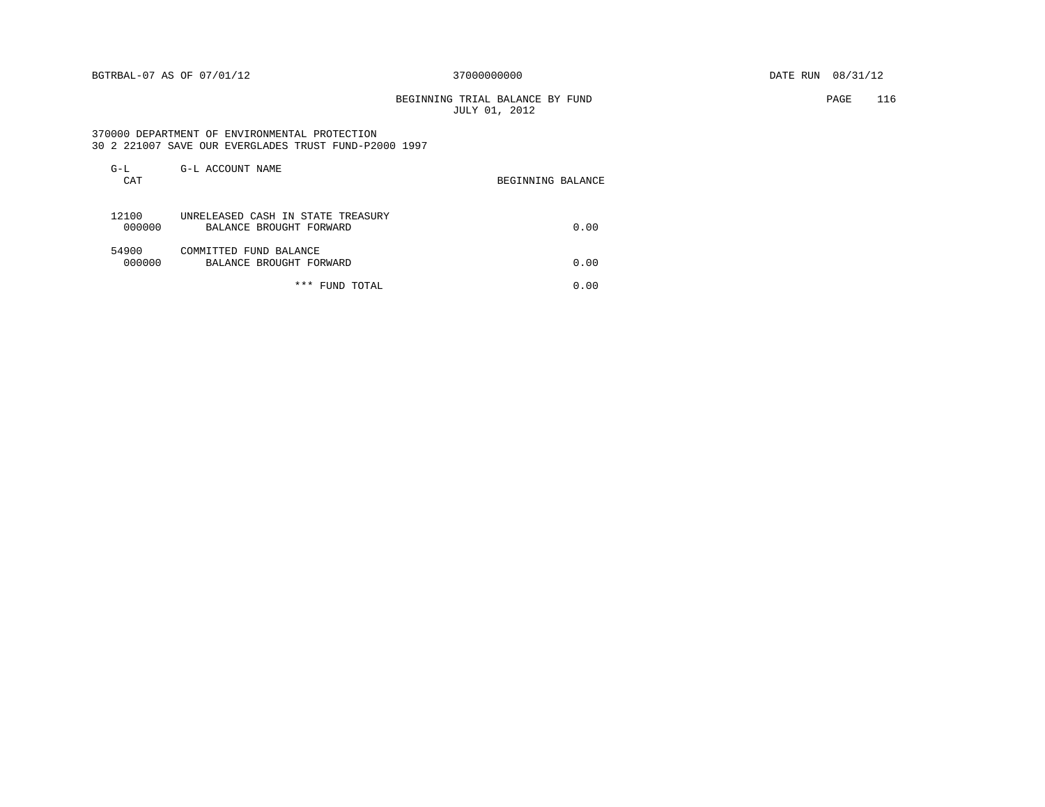BGTRBAL-07 AS OF 07/01/12 37000000000 DATE RUN 08/31/12

BEGINNING TRIAL BALANCE BY FUND
JULY 01, 2012

370000 DEPARTMENT OF ENVIRONMENTAL PROTECTION
30 2 221007 SAVE OUR EVERGLADES TRUST FUND-P2000 1997

| G-L CAT | G-L ACCOUNT NAME | BEGINNING BALANCE |
|---|---|---|
| 12100 | UNRELEASED CASH IN STATE TREASURY | |
| 000000 | BALANCE BROUGHT FORWARD | 0.00 |
| 54900 | COMMITTED FUND BALANCE | |
| 000000 | BALANCE BROUGHT FORWARD | 0.00 |
| | *** FUND TOTAL | 0.00 |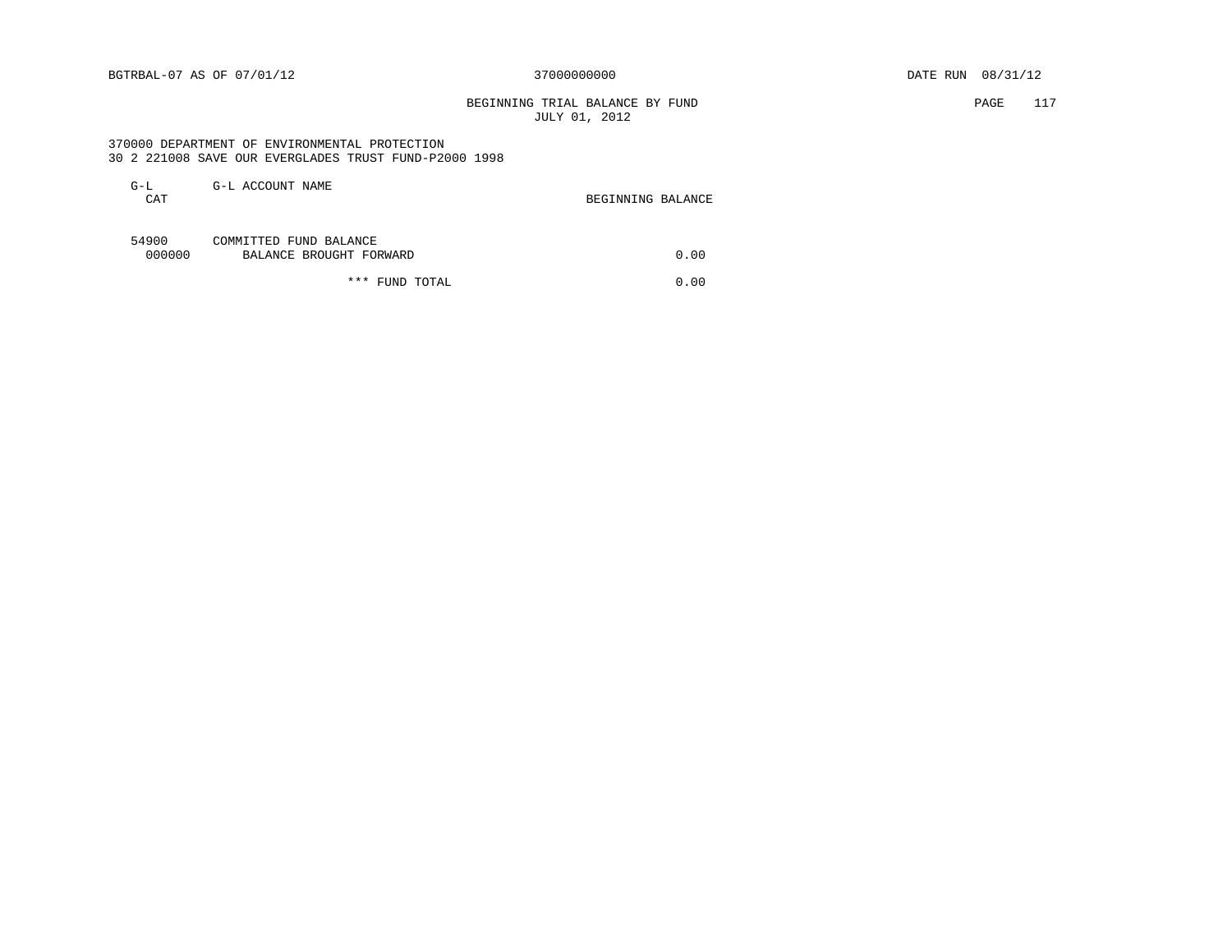BGTRBAL-07 AS OF 07/01/12 37000000000 DATE RUN 08/31/12

BEGINNING TRIAL BALANCE BY FUND
JULY 01, 2012

370000 DEPARTMENT OF ENVIRONMENTAL PROTECTION
30 2 221008 SAVE OUR EVERGLADES TRUST FUND-P2000 1998

| G-L CAT | G-L ACCOUNT NAME | BEGINNING BALANCE |
|---|---|---|
| 54900 | COMMITTED FUND BALANCE | |
| 000000 | BALANCE BROUGHT FORWARD | 0.00 |
| | *** FUND TOTAL | 0.00 |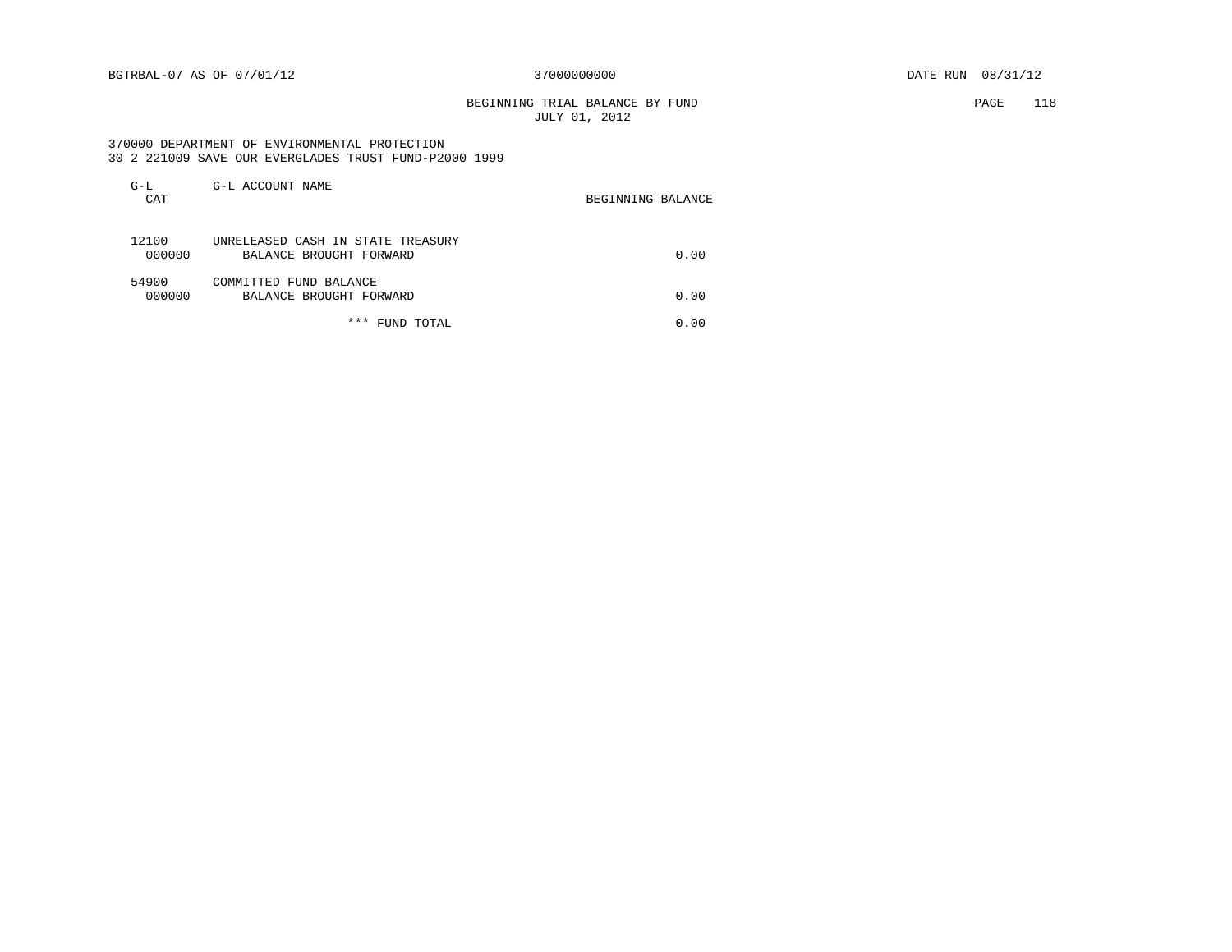BGTRBAL-07 AS OF 07/01/12 37000000000 DATE RUN 08/31/12

BEGINNING TRIAL BALANCE BY FUND
JULY 01, 2012

370000 DEPARTMENT OF ENVIRONMENTAL PROTECTION
30 2 221009 SAVE OUR EVERGLADES TRUST FUND-P2000 1999

| G-L CAT | G-L ACCOUNT NAME | BEGINNING BALANCE |
|---|---|---|
| 12100 | UNRELEASED CASH IN STATE TREASURY | |
| 000000 | BALANCE BROUGHT FORWARD | 0.00 |
| 54900 | COMMITTED FUND BALANCE | |
| 000000 | BALANCE BROUGHT FORWARD | 0.00 |
| | *** FUND TOTAL | 0.00 |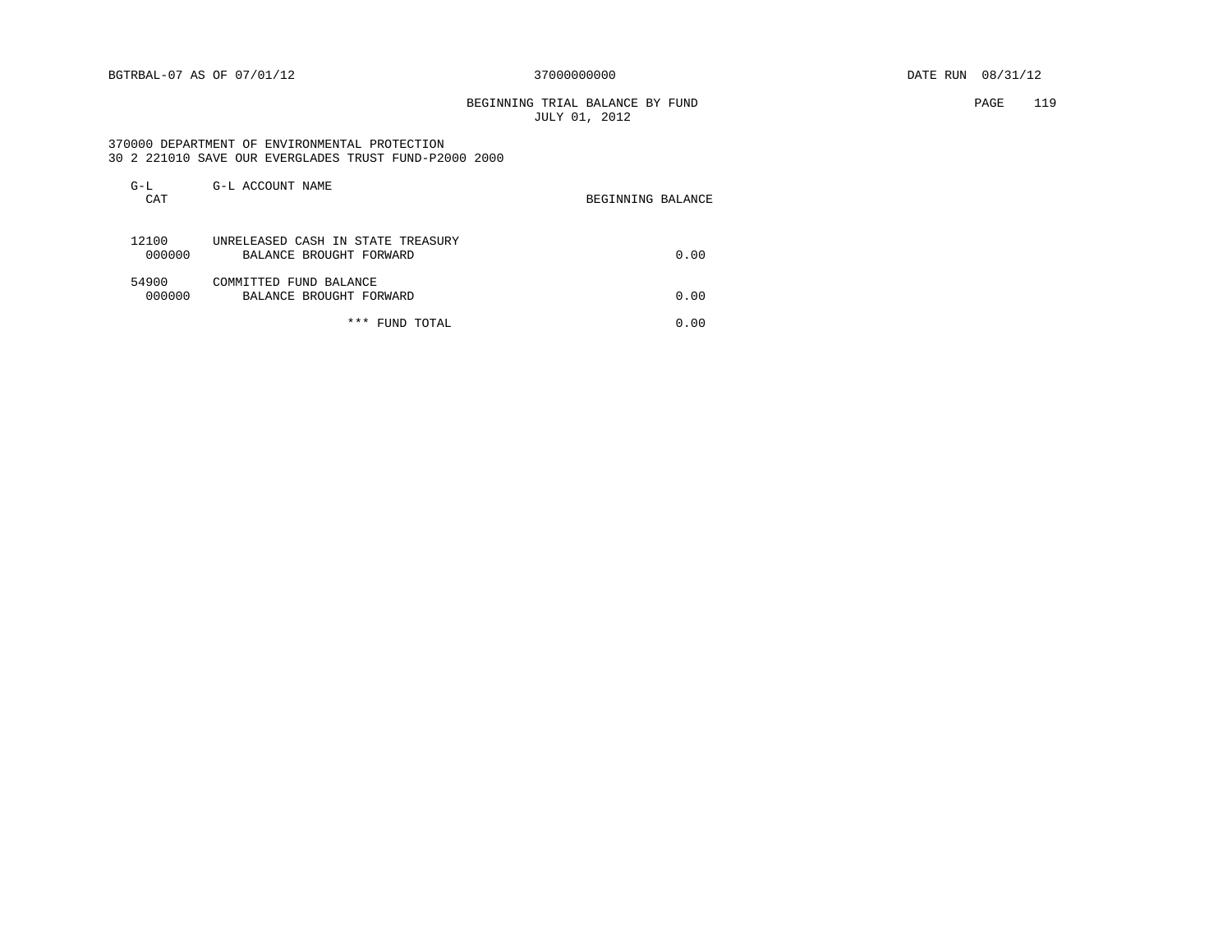BGTRBAL-07 AS OF 07/01/12 37000000000 DATE RUN 08/31/12

BEGINNING TRIAL BALANCE BY FUND
JULY 01, 2012

370000 DEPARTMENT OF ENVIRONMENTAL PROTECTION
30 2 221010 SAVE OUR EVERGLADES TRUST FUND-P2000 2000

| G-L CAT | G-L ACCOUNT NAME | BEGINNING BALANCE |
|---|---|---|
| 12100 | UNRELEASED CASH IN STATE TREASURY | |
| 000000 | BALANCE BROUGHT FORWARD | 0.00 |
| 54900 | COMMITTED FUND BALANCE | |
| 000000 | BALANCE BROUGHT FORWARD | 0.00 |
| | *** FUND TOTAL | 0.00 |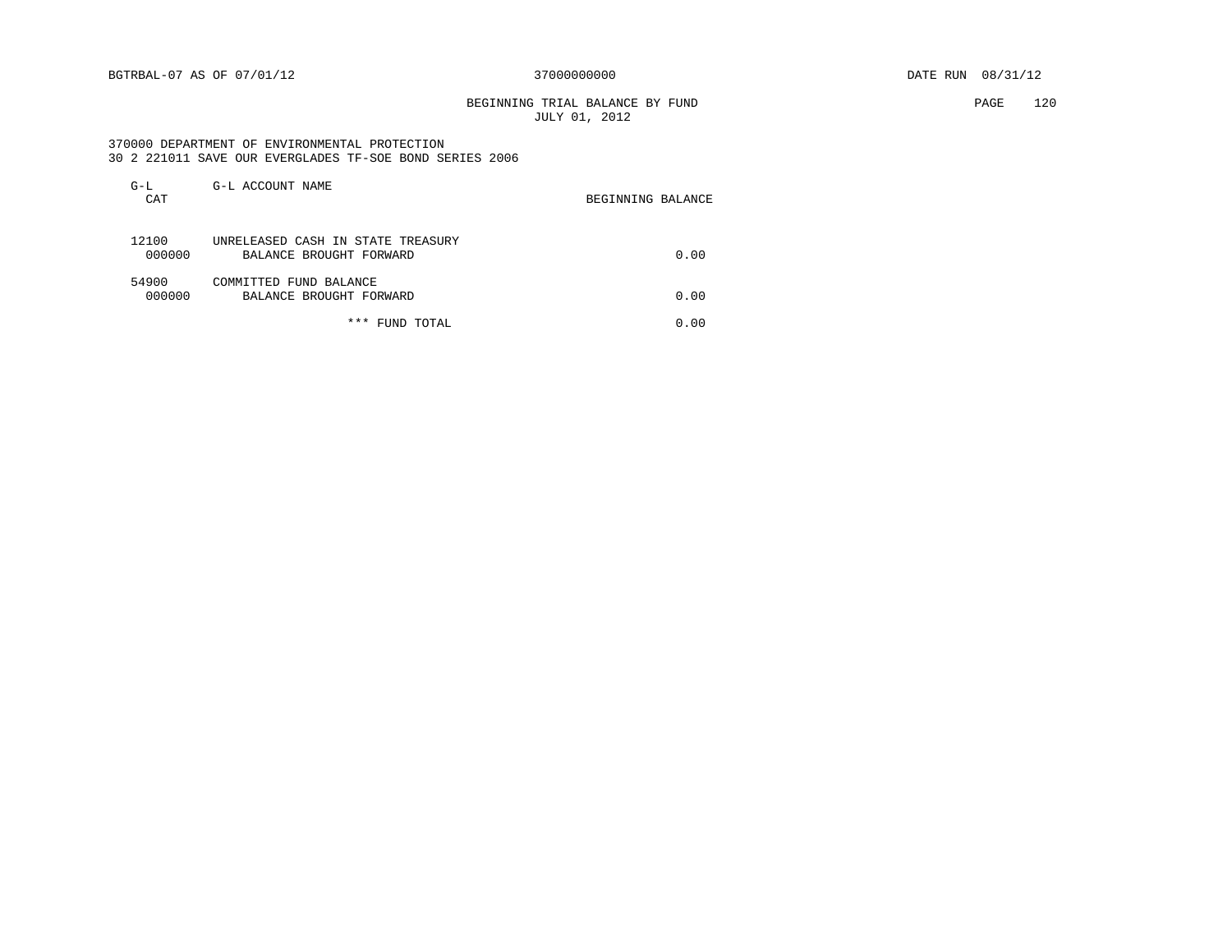BGTRBAL-07 AS OF 07/01/12 37000000000 DATE RUN 08/31/12

BEGINNING TRIAL BALANCE BY FUND
JULY 01, 2012

370000 DEPARTMENT OF ENVIRONMENTAL PROTECTION
30 2 221011 SAVE OUR EVERGLADES TF-SOE BOND SERIES 2006

| G-L CAT | G-L ACCOUNT NAME | BEGINNING BALANCE |
|---|---|---|
| 12100 | UNRELEASED CASH IN STATE TREASURY | |
| 000000 | BALANCE BROUGHT FORWARD | 0.00 |
| 54900 | COMMITTED FUND BALANCE | |
| 000000 | BALANCE BROUGHT FORWARD | 0.00 |
| | *** FUND TOTAL | 0.00 |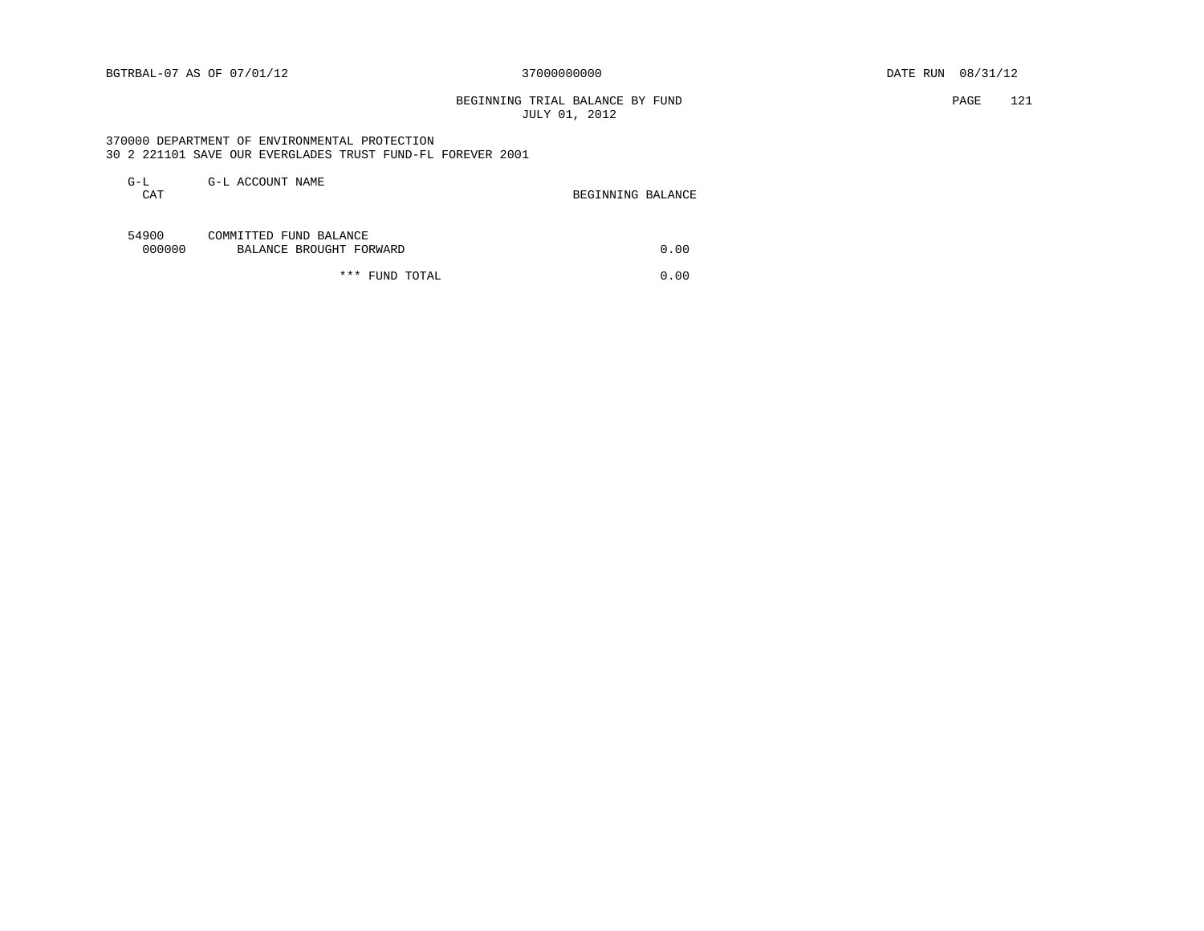BGTRBAL-07 AS OF 07/01/12 37000000000 DATE RUN 08/31/12

BEGINNING TRIAL BALANCE BY FUND
JULY 01, 2012

370000 DEPARTMENT OF ENVIRONMENTAL PROTECTION
30 2 221101 SAVE OUR EVERGLADES TRUST FUND-FL FOREVER 2001

| G-L CAT | G-L ACCOUNT NAME | BEGINNING BALANCE |
|---|---|---|
| 54900 | COMMITTED FUND BALANCE | |
| 000000 | BALANCE BROUGHT FORWARD | 0.00 |
| | *** FUND TOTAL | 0.00 |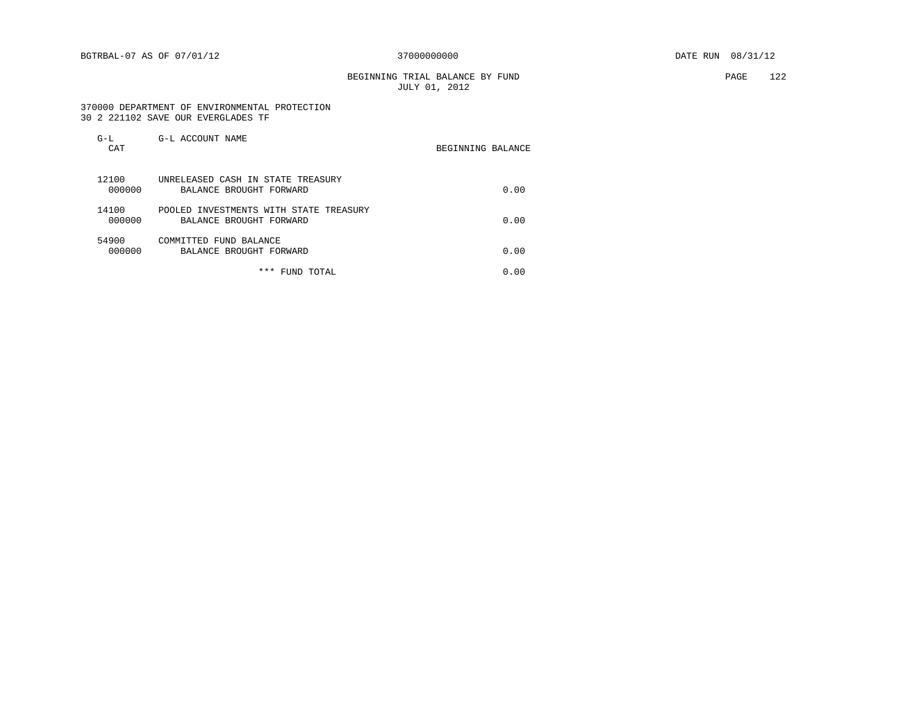BGTRBAL-07 AS OF 07/01/12 37000000000 DATE RUN 08/31/12

BEGINNING TRIAL BALANCE BY FUND
JULY 01, 2012

370000 DEPARTMENT OF ENVIRONMENTAL PROTECTION
30 2 221102 SAVE OUR EVERGLADES TF

| G-L CAT | G-L ACCOUNT NAME | BEGINNING BALANCE |
|---|---|---|
| 12100 | UNRELEASED CASH IN STATE TREASURY | |
| 000000 | BALANCE BROUGHT FORWARD | 0.00 |
| 14100 | POOLED INVESTMENTS WITH STATE TREASURY | |
| 000000 | BALANCE BROUGHT FORWARD | 0.00 |
| 54900 | COMMITTED FUND BALANCE | |
| 000000 | BALANCE BROUGHT FORWARD | 0.00 |
| | *** FUND TOTAL | 0.00 |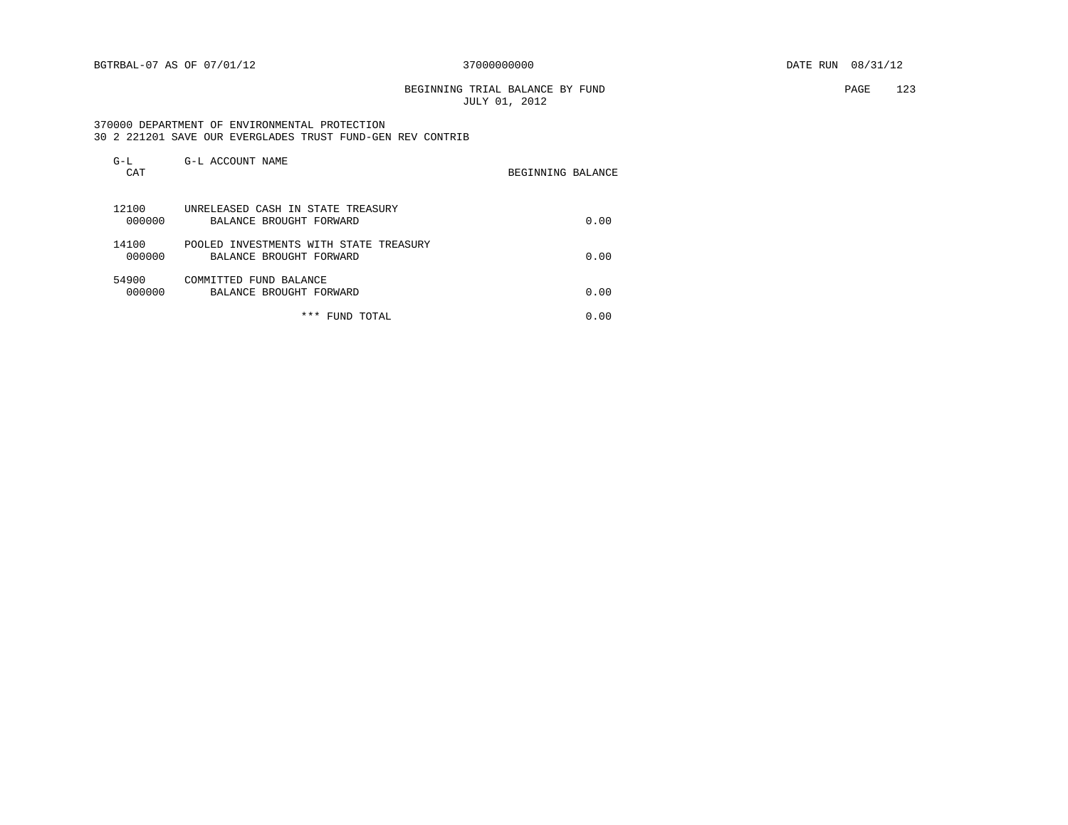BGTRBAL-07 AS OF 07/01/12 37000000000 DATE RUN 08/31/12

BEGINNING TRIAL BALANCE BY FUND
JULY 01, 2012

370000 DEPARTMENT OF ENVIRONMENTAL PROTECTION
30 2 221201 SAVE OUR EVERGLADES TRUST FUND-GEN REV CONTRIB

| G-L CAT | G-L ACCOUNT NAME | BEGINNING BALANCE |
|---|---|---|
| 12100 | UNRELEASED CASH IN STATE TREASURY | |
| 000000 | BALANCE BROUGHT FORWARD | 0.00 |
| 14100 | POOLED INVESTMENTS WITH STATE TREASURY | |
| 000000 | BALANCE BROUGHT FORWARD | 0.00 |
| 54900 | COMMITTED FUND BALANCE | |
| 000000 | BALANCE BROUGHT FORWARD | 0.00 |
| | *** FUND TOTAL | 0.00 |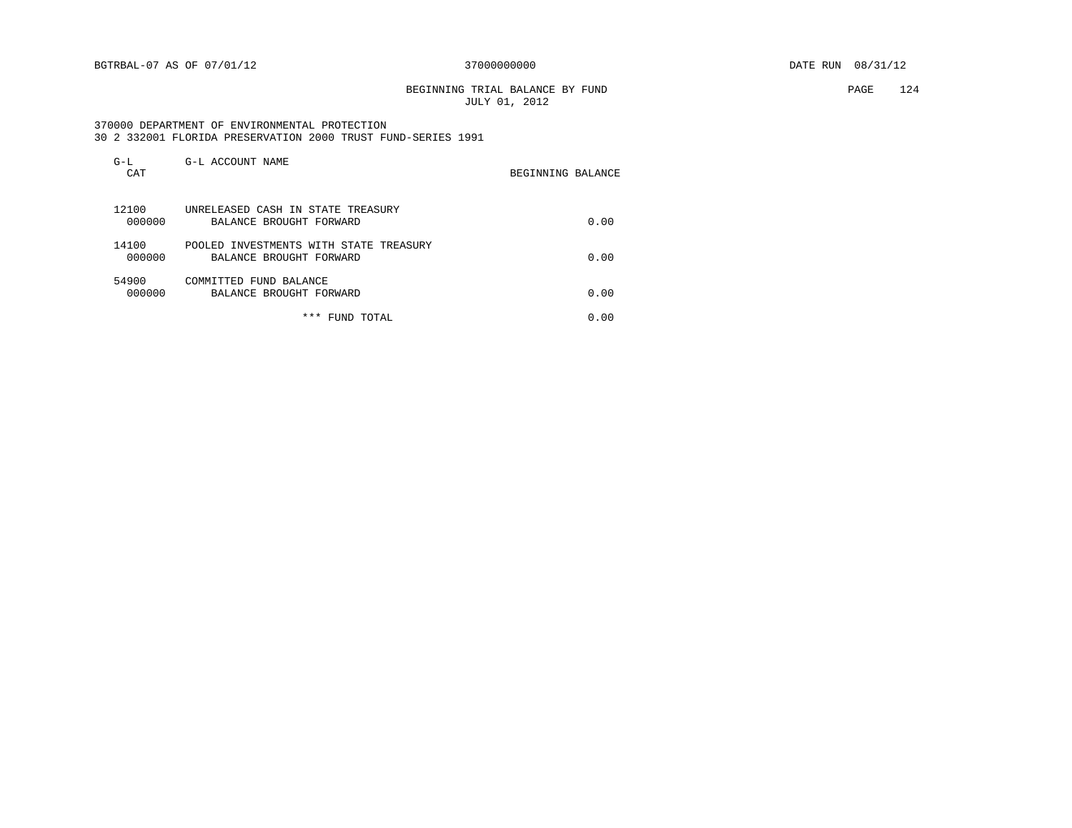BGTRBAL-07 AS OF 07/01/12 37000000000 DATE RUN 08/31/12

BEGINNING TRIAL BALANCE BY FUND
JULY 01, 2012

370000 DEPARTMENT OF ENVIRONMENTAL PROTECTION
30 2 332001 FLORIDA PRESERVATION 2000 TRUST FUND-SERIES 1991

| G-L CAT | G-L ACCOUNT NAME | BEGINNING BALANCE |
|---|---|---|
| 12100 | UNRELEASED CASH IN STATE TREASURY | |
| 000000 | BALANCE BROUGHT FORWARD | 0.00 |
| 14100 | POOLED INVESTMENTS WITH STATE TREASURY | |
| 000000 | BALANCE BROUGHT FORWARD | 0.00 |
| 54900 | COMMITTED FUND BALANCE | |
| 000000 | BALANCE BROUGHT FORWARD | 0.00 |
| | *** FUND TOTAL | 0.00 |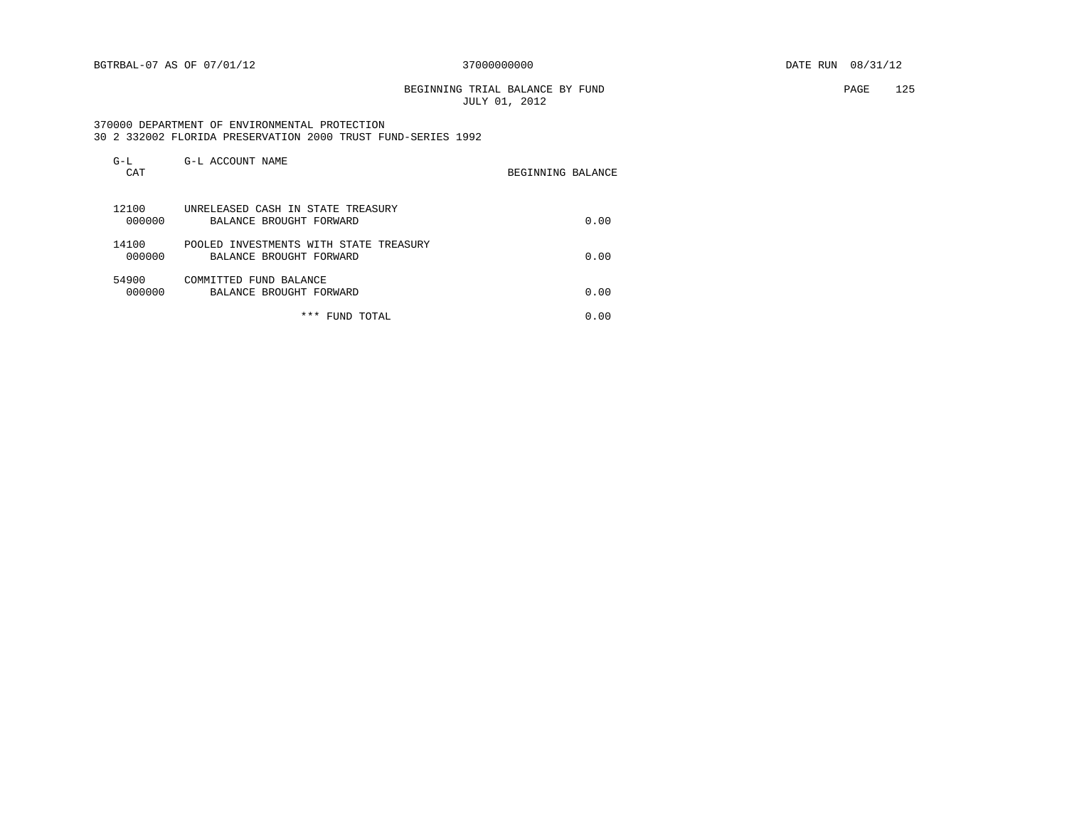BGTRBAL-07 AS OF 07/01/12 37000000000 DATE RUN 08/31/12

BEGINNING TRIAL BALANCE BY FUND
JULY 01, 2012

370000 DEPARTMENT OF ENVIRONMENTAL PROTECTION
30 2 332002 FLORIDA PRESERVATION 2000 TRUST FUND-SERIES 1992

| G-L CAT | G-L ACCOUNT NAME | BEGINNING BALANCE |
|---|---|---|
| 12100 | UNRELEASED CASH IN STATE TREASURY | |
| 000000 | BALANCE BROUGHT FORWARD | 0.00 |
| 14100 | POOLED INVESTMENTS WITH STATE TREASURY | |
| 000000 | BALANCE BROUGHT FORWARD | 0.00 |
| 54900 | COMMITTED FUND BALANCE | |
| 000000 | BALANCE BROUGHT FORWARD | 0.00 |
| | *** FUND TOTAL | 0.00 |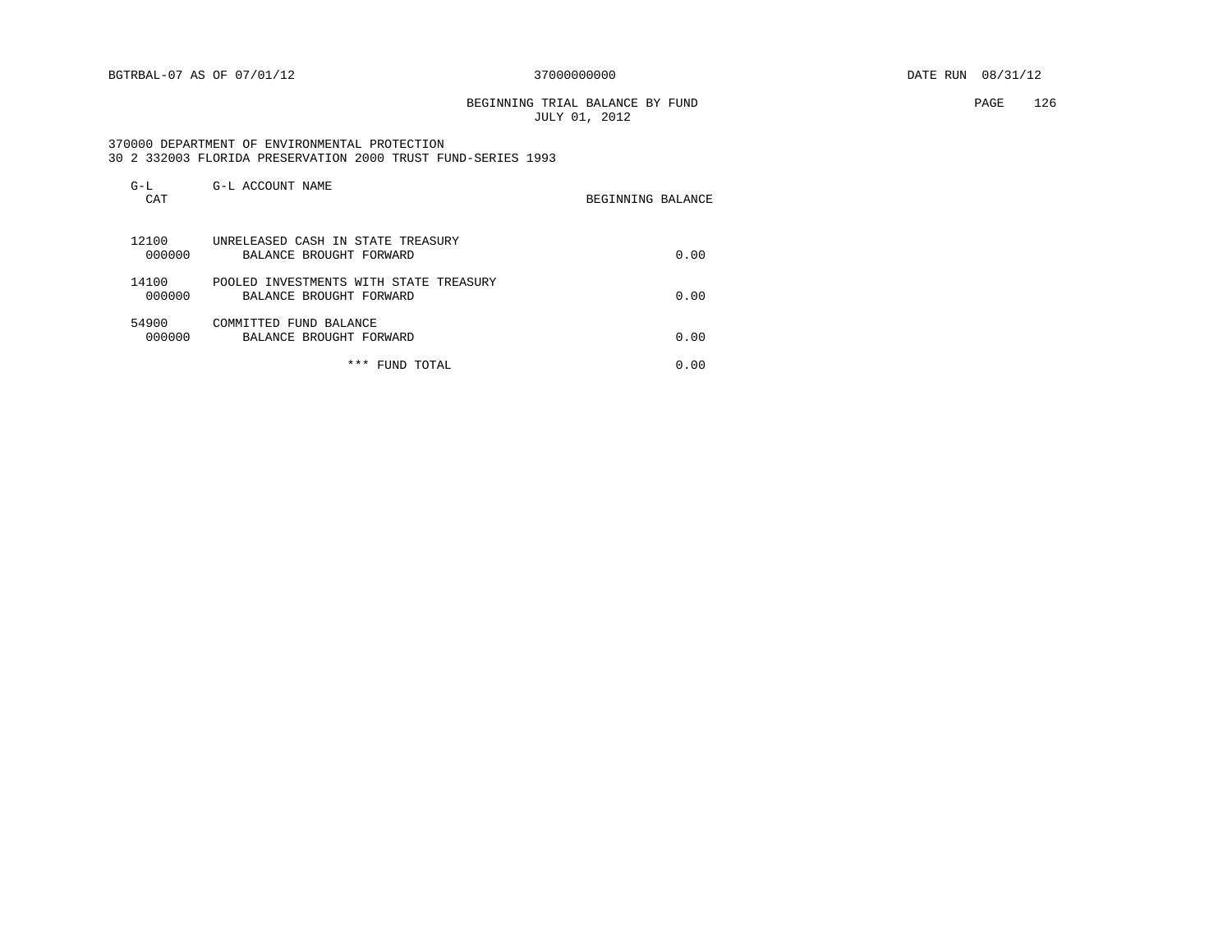BGTRBAL-07 AS OF 07/01/12 37000000000 DATE RUN 08/31/12

BEGINNING TRIAL BALANCE BY FUND
JULY 01, 2012

370000 DEPARTMENT OF ENVIRONMENTAL PROTECTION
30 2 332003 FLORIDA PRESERVATION 2000 TRUST FUND-SERIES 1993

| G-L CAT | G-L ACCOUNT NAME | BEGINNING BALANCE |
|---|---|---|
| 12100 | UNRELEASED CASH IN STATE TREASURY | |
| 000000 | BALANCE BROUGHT FORWARD | 0.00 |
| 14100 | POOLED INVESTMENTS WITH STATE TREASURY | |
| 000000 | BALANCE BROUGHT FORWARD | 0.00 |
| 54900 | COMMITTED FUND BALANCE | |
| 000000 | BALANCE BROUGHT FORWARD | 0.00 |
| | *** FUND TOTAL | 0.00 |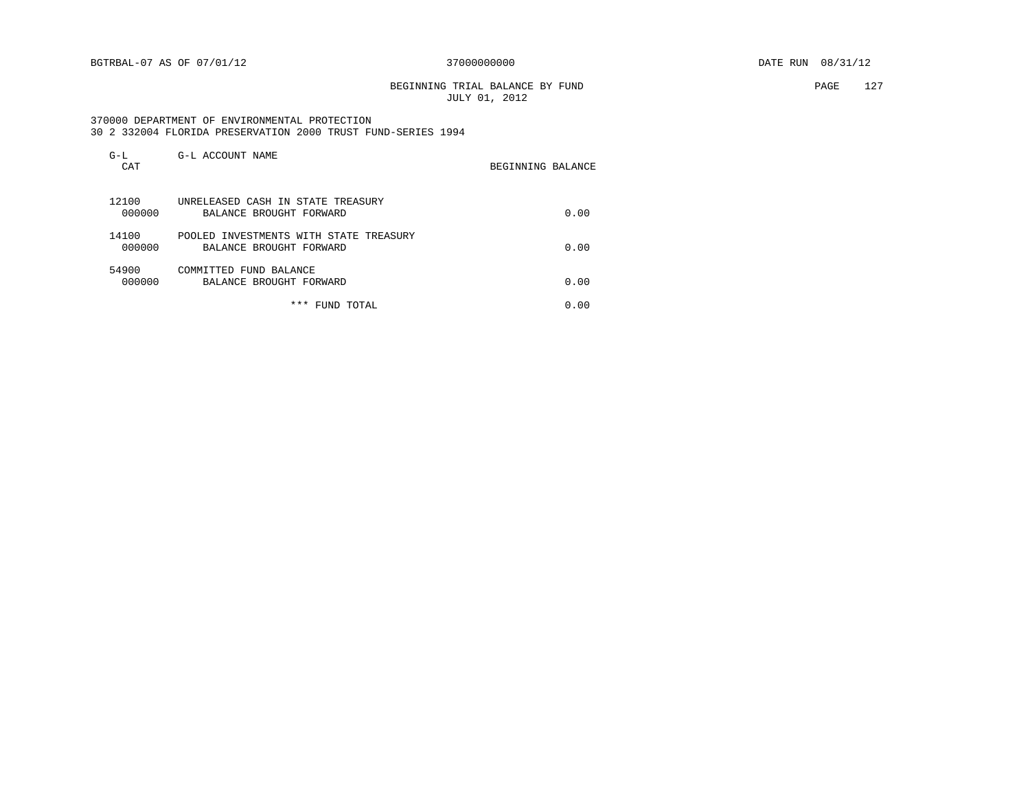BGTRBAL-07 AS OF 07/01/12 37000000000 DATE RUN 08/31/12

BEGINNING TRIAL BALANCE BY FUND
JULY 01, 2012

370000 DEPARTMENT OF ENVIRONMENTAL PROTECTION
30 2 332004 FLORIDA PRESERVATION 2000 TRUST FUND-SERIES 1994

| G-L CAT | G-L ACCOUNT NAME | BEGINNING BALANCE |
|---|---|---|
| 12100 | UNRELEASED CASH IN STATE TREASURY | |
| 000000 | BALANCE BROUGHT FORWARD | 0.00 |
| 14100 | POOLED INVESTMENTS WITH STATE TREASURY | |
| 000000 | BALANCE BROUGHT FORWARD | 0.00 |
| 54900 | COMMITTED FUND BALANCE | |
| 000000 | BALANCE BROUGHT FORWARD | 0.00 |
| | *** FUND TOTAL | 0.00 |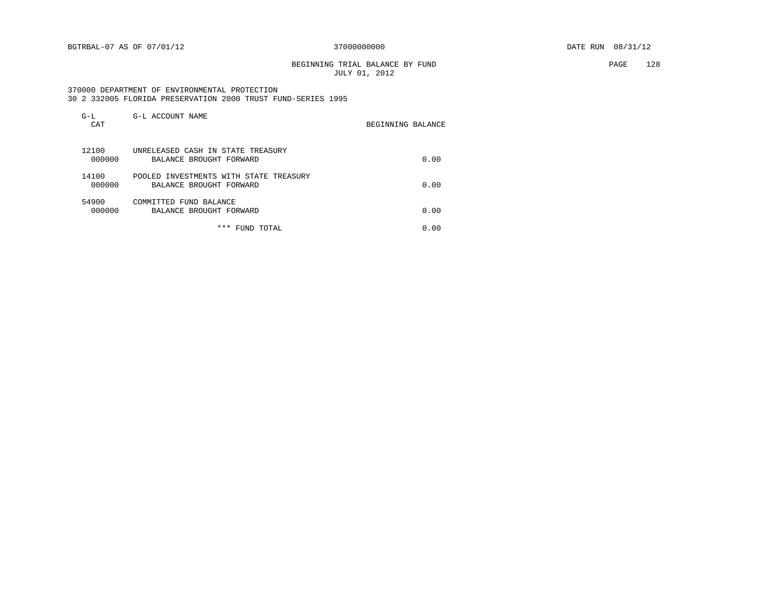BGTRBAL-07 AS OF 07/01/12 37000000000 DATE RUN 08/31/12

BEGINNING TRIAL BALANCE BY FUND
JULY 01, 2012

370000 DEPARTMENT OF ENVIRONMENTAL PROTECTION
30 2 332005 FLORIDA PRESERVATION 2000 TRUST FUND-SERIES 1995

| G-L CAT | G-L ACCOUNT NAME | BEGINNING BALANCE |
|---|---|---|
| 12100 | UNRELEASED CASH IN STATE TREASURY | |
| 000000 | BALANCE BROUGHT FORWARD | 0.00 |
| 14100 | POOLED INVESTMENTS WITH STATE TREASURY | |
| 000000 | BALANCE BROUGHT FORWARD | 0.00 |
| 54900 | COMMITTED FUND BALANCE | |
| 000000 | BALANCE BROUGHT FORWARD | 0.00 |
| | *** FUND TOTAL | 0.00 |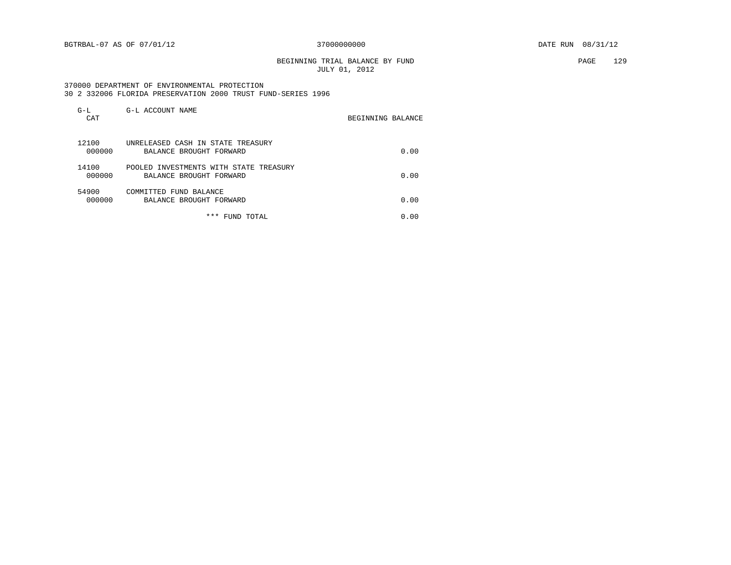BGTRBAL-07 AS OF 07/01/12 37000000000 DATE RUN 08/31/12

BEGINNING TRIAL BALANCE BY FUND
JULY 01, 2012

370000 DEPARTMENT OF ENVIRONMENTAL PROTECTION
30 2 332006 FLORIDA PRESERVATION 2000 TRUST FUND-SERIES 1996

| G-L CAT | G-L ACCOUNT NAME | BEGINNING BALANCE |
|---|---|---|
| 12100 | UNRELEASED CASH IN STATE TREASURY | |
| 000000 | BALANCE BROUGHT FORWARD | 0.00 |
| 14100 | POOLED INVESTMENTS WITH STATE TREASURY | |
| 000000 | BALANCE BROUGHT FORWARD | 0.00 |
| 54900 | COMMITTED FUND BALANCE | |
| 000000 | BALANCE BROUGHT FORWARD | 0.00 |
| | *** FUND TOTAL | 0.00 |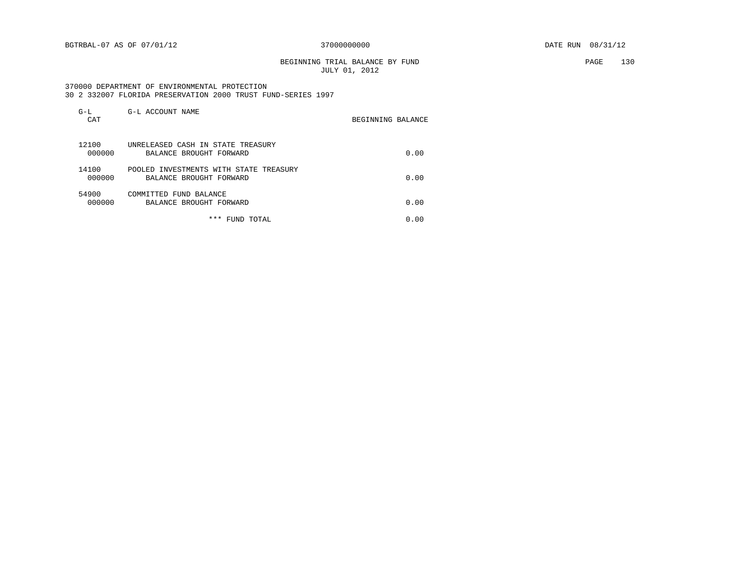BGTRBAL-07 AS OF 07/01/12 37000000000 DATE RUN 08/31/12

BEGINNING TRIAL BALANCE BY FUND
JULY 01, 2012

370000 DEPARTMENT OF ENVIRONMENTAL PROTECTION
30 2 332007 FLORIDA PRESERVATION 2000 TRUST FUND-SERIES 1997

| G-L CAT | G-L ACCOUNT NAME | BEGINNING BALANCE |
|---|---|---|
| 12100 | UNRELEASED CASH IN STATE TREASURY | |
| 000000 | BALANCE BROUGHT FORWARD | 0.00 |
| 14100 | POOLED INVESTMENTS WITH STATE TREASURY | |
| 000000 | BALANCE BROUGHT FORWARD | 0.00 |
| 54900 | COMMITTED FUND BALANCE | |
| 000000 | BALANCE BROUGHT FORWARD | 0.00 |
| | *** FUND TOTAL | 0.00 |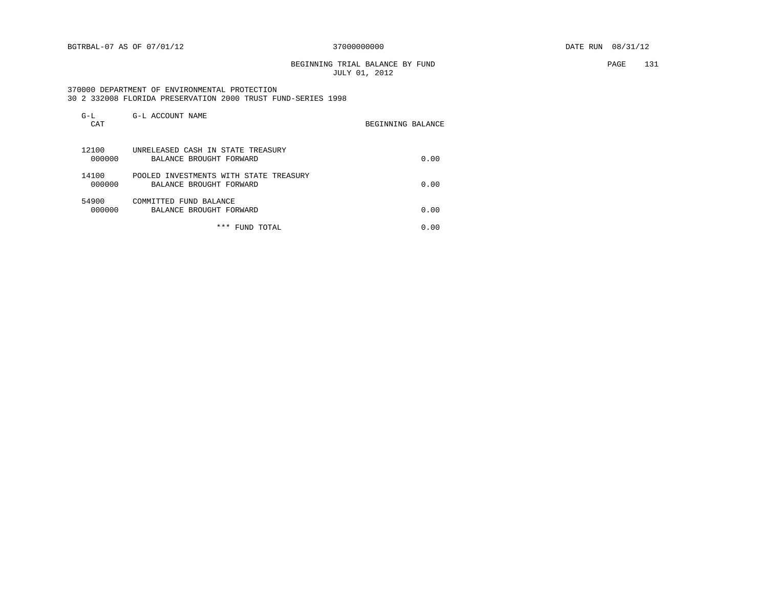BGTRBAL-07 AS OF 07/01/12 37000000000 DATE RUN 08/31/12

BEGINNING TRIAL BALANCE BY FUND
JULY 01, 2012

370000 DEPARTMENT OF ENVIRONMENTAL PROTECTION
30 2 332008 FLORIDA PRESERVATION 2000 TRUST FUND-SERIES 1998

| G-L CAT | G-L ACCOUNT NAME | BEGINNING BALANCE |
|---|---|---|
| 12100 | UNRELEASED CASH IN STATE TREASURY | |
| 000000 | BALANCE BROUGHT FORWARD | 0.00 |
| 14100 | POOLED INVESTMENTS WITH STATE TREASURY | |
| 000000 | BALANCE BROUGHT FORWARD | 0.00 |
| 54900 | COMMITTED FUND BALANCE | |
| 000000 | BALANCE BROUGHT FORWARD | 0.00 |
| | *** FUND TOTAL | 0.00 |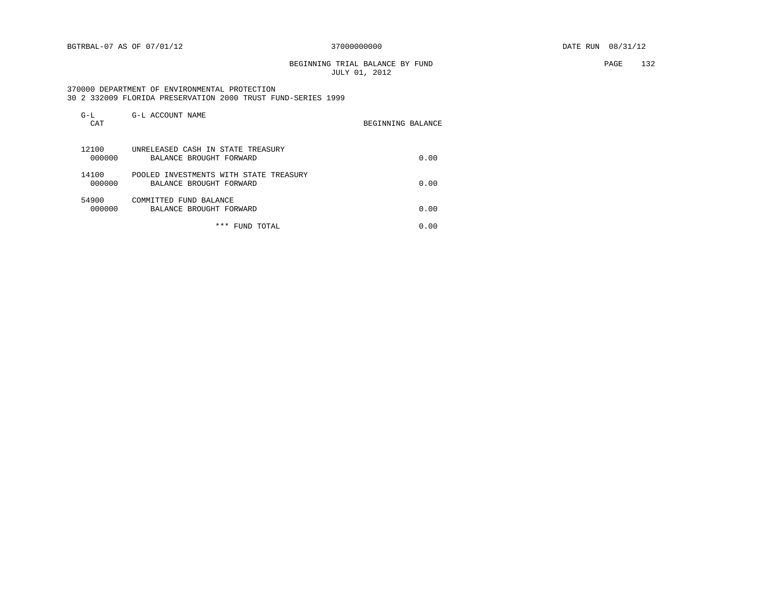BGTRBAL-07 AS OF 07/01/12 37000000000 DATE RUN 08/31/12

BEGINNING TRIAL BALANCE BY FUND
JULY 01, 2012

370000 DEPARTMENT OF ENVIRONMENTAL PROTECTION
30 2 332009 FLORIDA PRESERVATION 2000 TRUST FUND-SERIES 1999

| G-L CAT | G-L ACCOUNT NAME | BEGINNING BALANCE |
|---|---|---|
| 12100 | UNRELEASED CASH IN STATE TREASURY | |
| 000000 | BALANCE BROUGHT FORWARD | 0.00 |
| 14100 | POOLED INVESTMENTS WITH STATE TREASURY | |
| 000000 | BALANCE BROUGHT FORWARD | 0.00 |
| 54900 | COMMITTED FUND BALANCE | |
| 000000 | BALANCE BROUGHT FORWARD | 0.00 |
| | *** FUND TOTAL | 0.00 |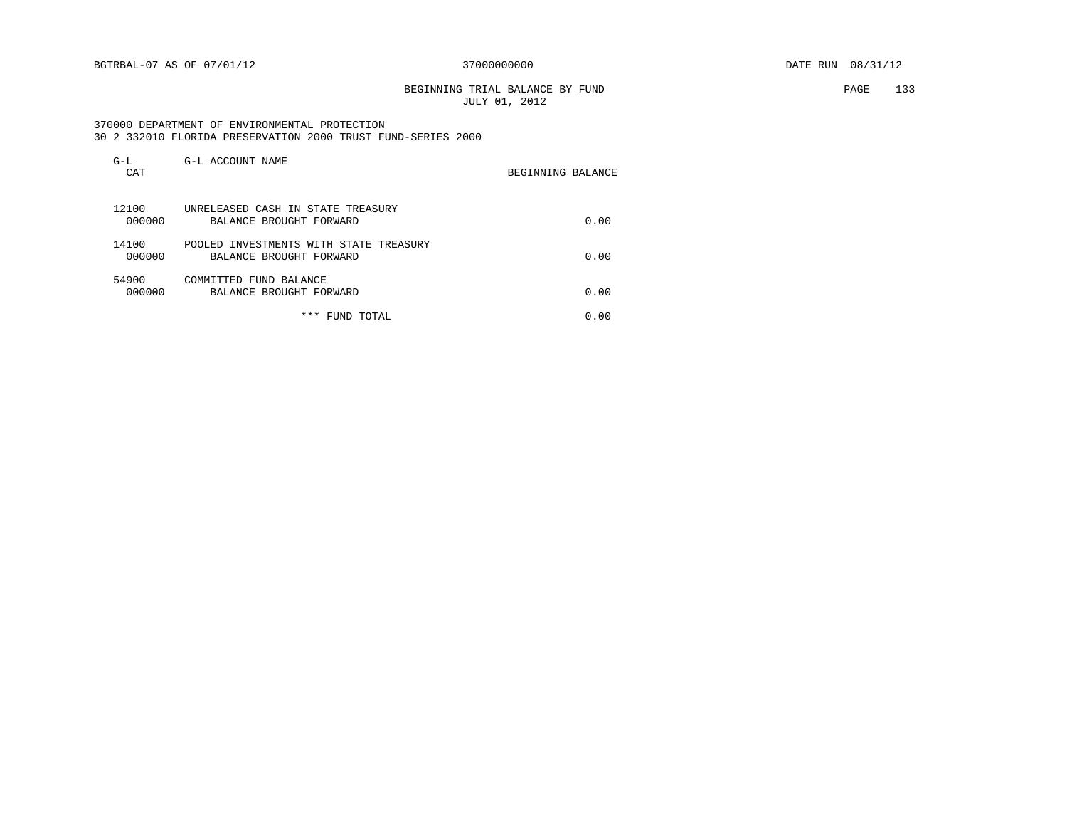BGTRBAL-07 AS OF 07/01/12 37000000000 DATE RUN 08/31/12

BEGINNING TRIAL BALANCE BY FUND
JULY 01, 2012

370000 DEPARTMENT OF ENVIRONMENTAL PROTECTION
30 2 332010 FLORIDA PRESERVATION 2000 TRUST FUND-SERIES 2000

| G-L CAT | G-L ACCOUNT NAME | BEGINNING BALANCE |
|---|---|---|
| 12100 | UNRELEASED CASH IN STATE TREASURY | |
| 000000 | BALANCE BROUGHT FORWARD | 0.00 |
| 14100 | POOLED INVESTMENTS WITH STATE TREASURY | |
| 000000 | BALANCE BROUGHT FORWARD | 0.00 |
| 54900 | COMMITTED FUND BALANCE | |
| 000000 | BALANCE BROUGHT FORWARD | 0.00 |
| | *** FUND TOTAL | 0.00 |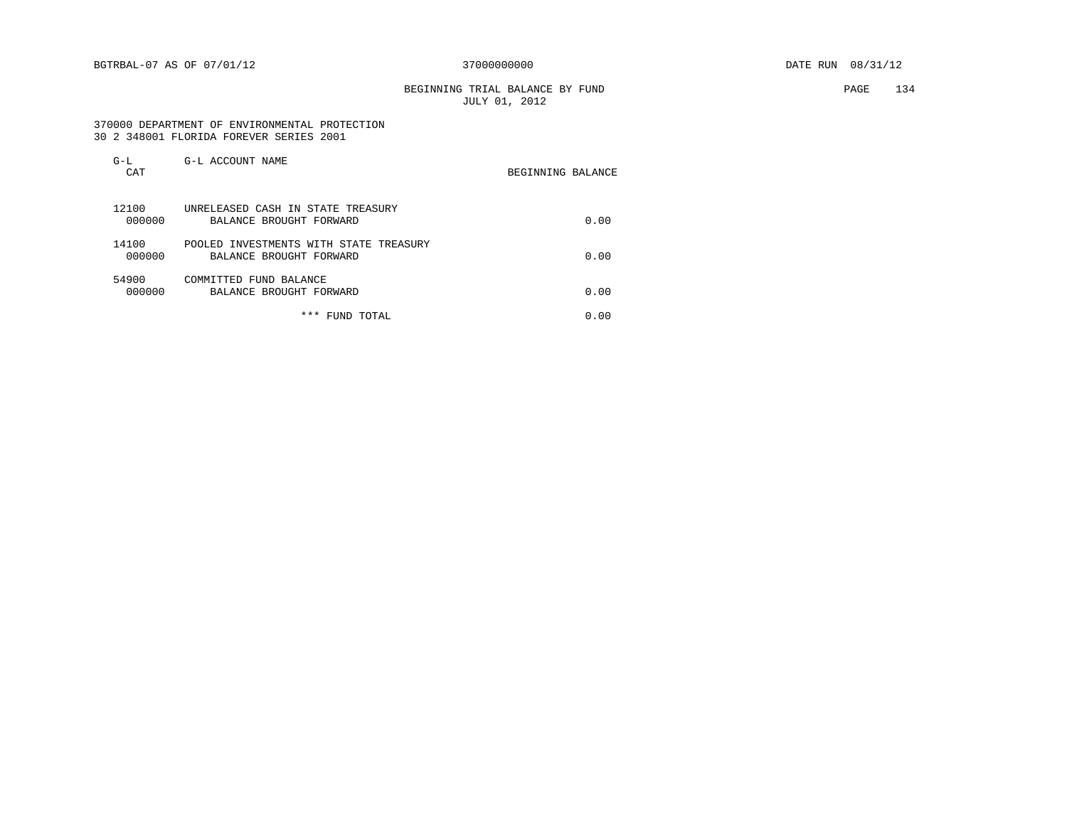BGTRBAL-07 AS OF 07/01/12 37000000000 DATE RUN 08/31/12

BEGINNING TRIAL BALANCE BY FUND
JULY 01, 2012

370000 DEPARTMENT OF ENVIRONMENTAL PROTECTION
30 2 348001 FLORIDA FOREVER SERIES 2001

| G-L CAT | G-L ACCOUNT NAME | BEGINNING BALANCE |
|---|---|---|
| 12100 | UNRELEASED CASH IN STATE TREASURY | |
| 000000 | BALANCE BROUGHT FORWARD | 0.00 |
| 14100 | POOLED INVESTMENTS WITH STATE TREASURY | |
| 000000 | BALANCE BROUGHT FORWARD | 0.00 |
| 54900 | COMMITTED FUND BALANCE | |
| 000000 | BALANCE BROUGHT FORWARD | 0.00 |
| | *** FUND TOTAL | 0.00 |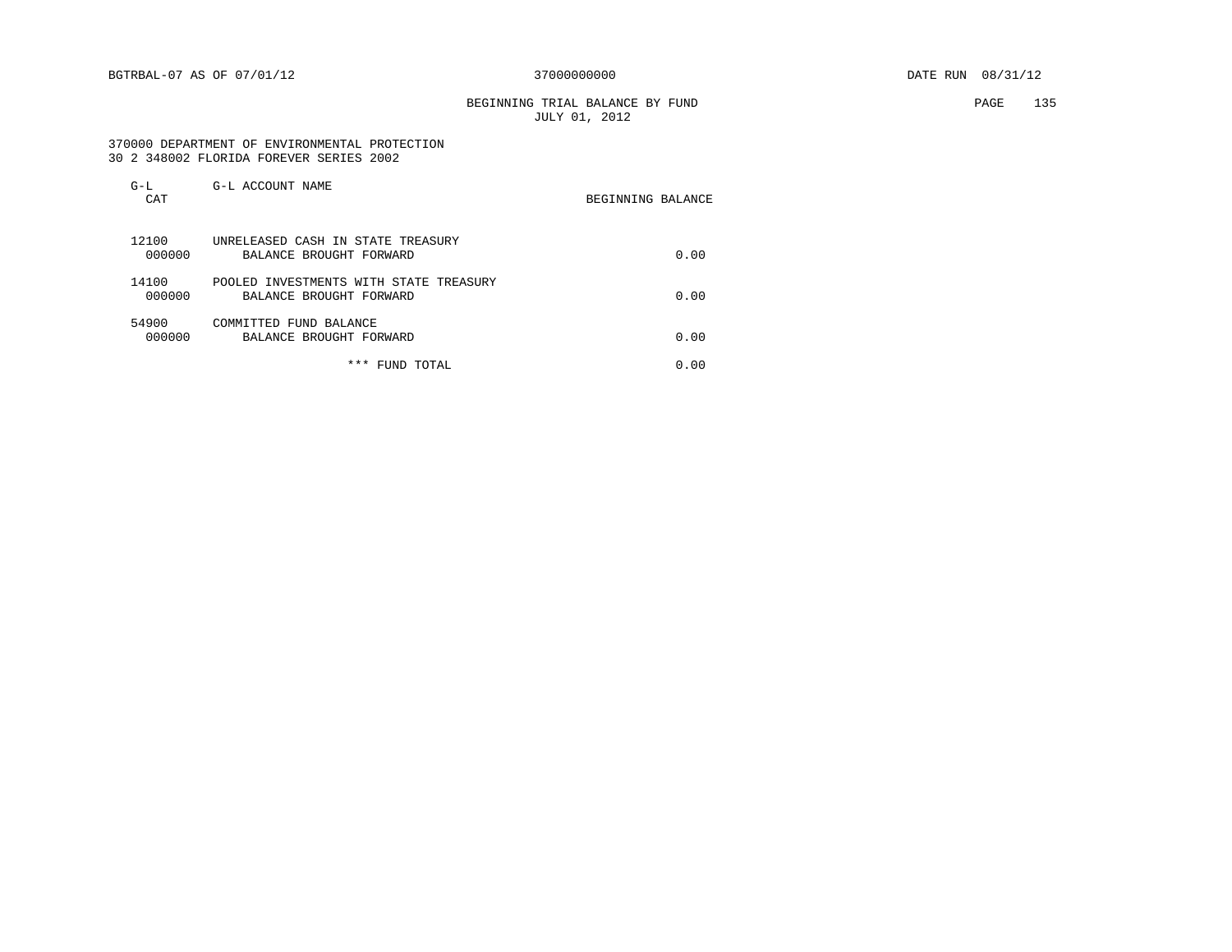BGTRBAL-07 AS OF 07/01/12 37000000000 DATE RUN 08/31/12

BEGINNING TRIAL BALANCE BY FUND
JULY 01, 2012

370000 DEPARTMENT OF ENVIRONMENTAL PROTECTION
30 2 348002 FLORIDA FOREVER SERIES 2002

| G-L CAT | G-L ACCOUNT NAME | BEGINNING BALANCE |
|---|---|---|
| 12100 | UNRELEASED CASH IN STATE TREASURY | |
| 000000 | BALANCE BROUGHT FORWARD | 0.00 |
| 14100 | POOLED INVESTMENTS WITH STATE TREASURY | |
| 000000 | BALANCE BROUGHT FORWARD | 0.00 |
| 54900 | COMMITTED FUND BALANCE | |
| 000000 | BALANCE BROUGHT FORWARD | 0.00 |
| | *** FUND TOTAL | 0.00 |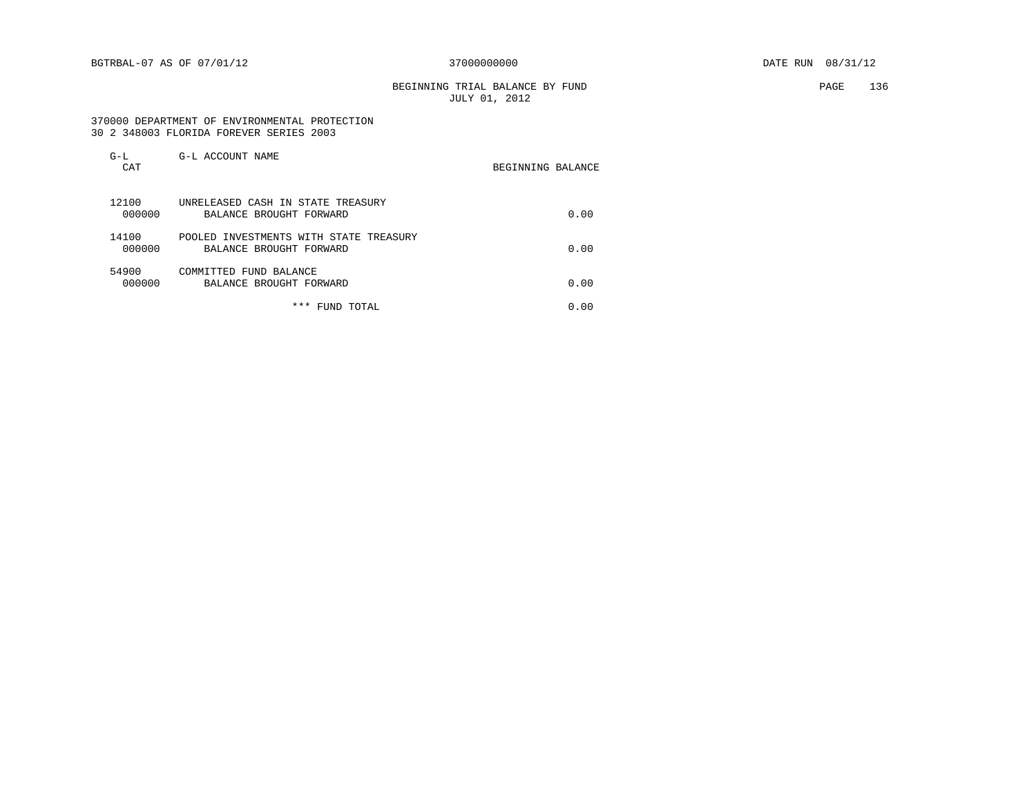BGTRBAL-07 AS OF 07/01/12 37000000000 DATE RUN 08/31/12

BEGINNING TRIAL BALANCE BY FUND
JULY 01, 2012

370000 DEPARTMENT OF ENVIRONMENTAL PROTECTION
30 2 348003 FLORIDA FOREVER SERIES 2003

| G-L CAT | G-L ACCOUNT NAME | BEGINNING BALANCE |
|---|---|---|
| 12100 | UNRELEASED CASH IN STATE TREASURY | |
| 000000 | BALANCE BROUGHT FORWARD | 0.00 |
| 14100 | POOLED INVESTMENTS WITH STATE TREASURY | |
| 000000 | BALANCE BROUGHT FORWARD | 0.00 |
| 54900 | COMMITTED FUND BALANCE | |
| 000000 | BALANCE BROUGHT FORWARD | 0.00 |
| | *** FUND TOTAL | 0.00 |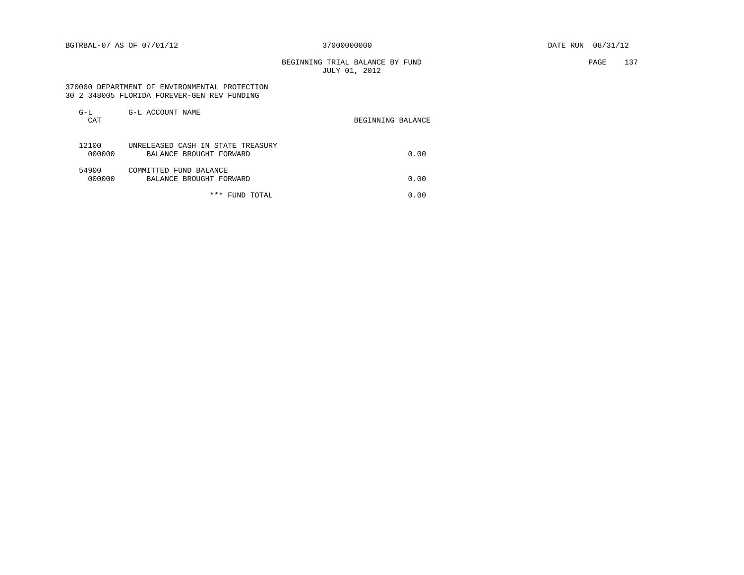BGTRBAL-07 AS OF 07/01/12 37000000000 DATE RUN 08/31/12

BEGINNING TRIAL BALANCE BY FUND
JULY 01, 2012

370000 DEPARTMENT OF ENVIRONMENTAL PROTECTION
30 2 348005 FLORIDA FOREVER-GEN REV FUNDING

| G-L CAT | G-L ACCOUNT NAME | BEGINNING BALANCE |
|---|---|---|
| 12100 | UNRELEASED CASH IN STATE TREASURY | |
| 000000 | BALANCE BROUGHT FORWARD | 0.00 |
| 54900 | COMMITTED FUND BALANCE | |
| 000000 | BALANCE BROUGHT FORWARD | 0.00 |
| | *** FUND TOTAL | 0.00 |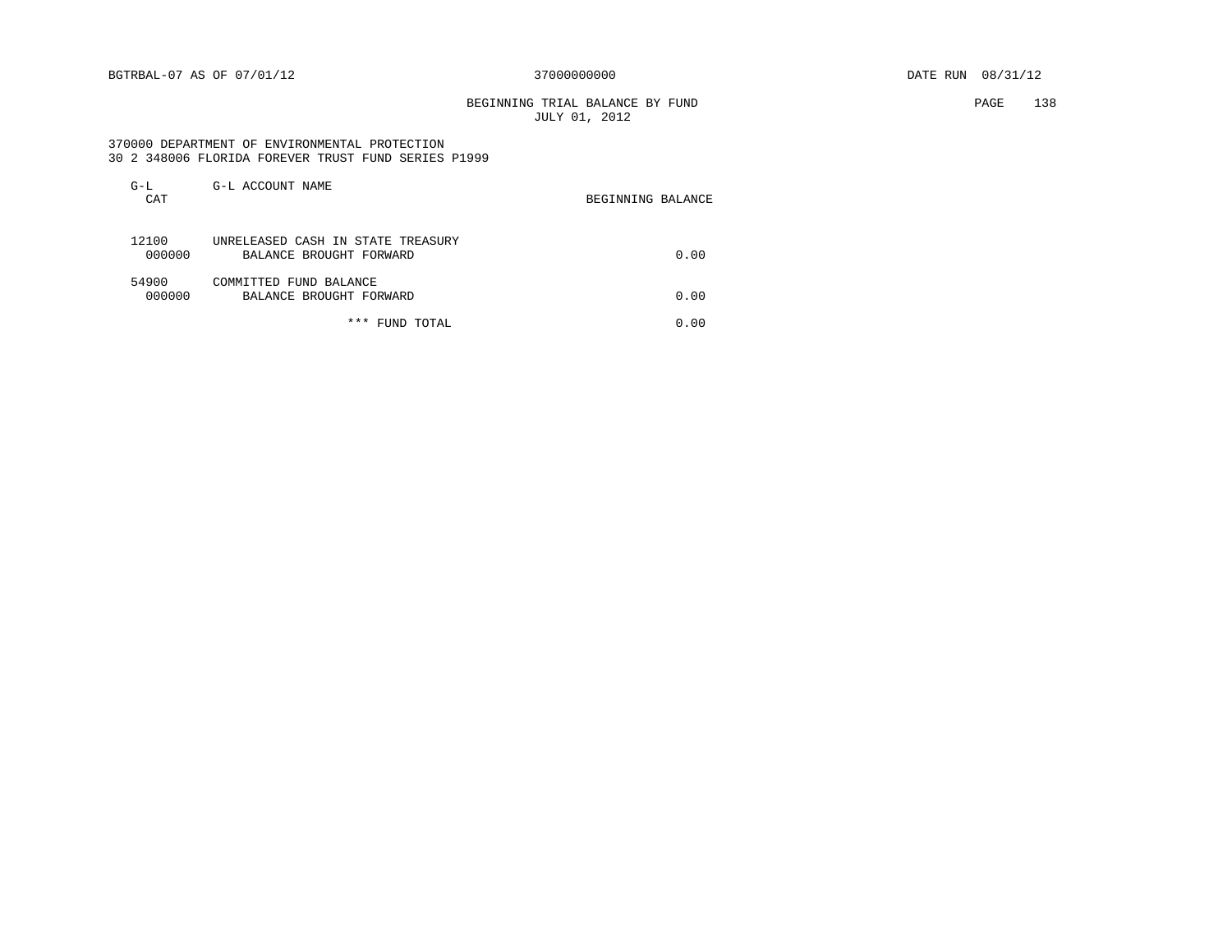BGTRBAL-07 AS OF 07/01/12 37000000000 DATE RUN 08/31/12

BEGINNING TRIAL BALANCE BY FUND
JULY 01, 2012

370000 DEPARTMENT OF ENVIRONMENTAL PROTECTION
30 2 348006 FLORIDA FOREVER TRUST FUND SERIES P1999

| G-L CAT | G-L ACCOUNT NAME | BEGINNING BALANCE |
|---|---|---|
| 12100 | UNRELEASED CASH IN STATE TREASURY | |
| 000000 | BALANCE BROUGHT FORWARD | 0.00 |
| 54900 | COMMITTED FUND BALANCE | |
| 000000 | BALANCE BROUGHT FORWARD | 0.00 |
| | *** FUND TOTAL | 0.00 |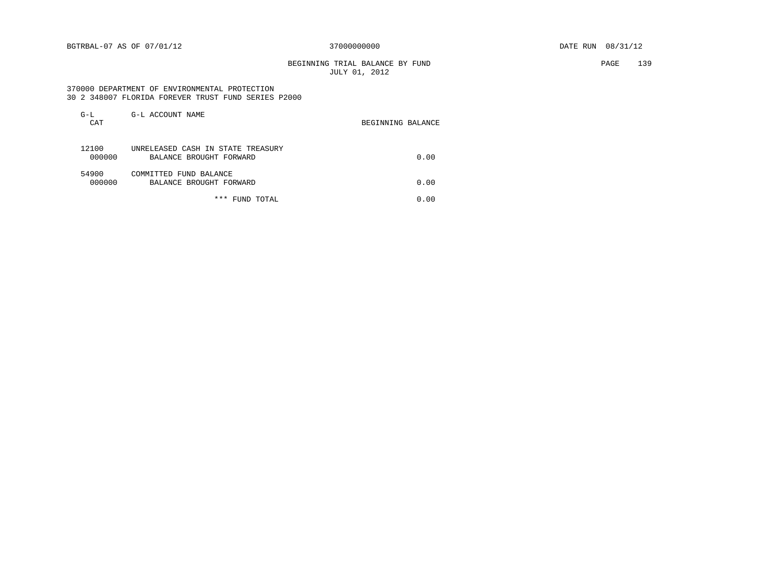BGTRBAL-07 AS OF 07/01/12 37000000000 DATE RUN 08/31/12

BEGINNING TRIAL BALANCE BY FUND
JULY 01, 2012

370000 DEPARTMENT OF ENVIRONMENTAL PROTECTION
30 2 348007 FLORIDA FOREVER TRUST FUND SERIES P2000

| G-L CAT | G-L ACCOUNT NAME | BEGINNING BALANCE |
|---|---|---|
| 12100 | UNRELEASED CASH IN STATE TREASURY | |
| 000000 | BALANCE BROUGHT FORWARD | 0.00 |
| 54900 | COMMITTED FUND BALANCE | |
| 000000 | BALANCE BROUGHT FORWARD | 0.00 |
| | *** FUND TOTAL | 0.00 |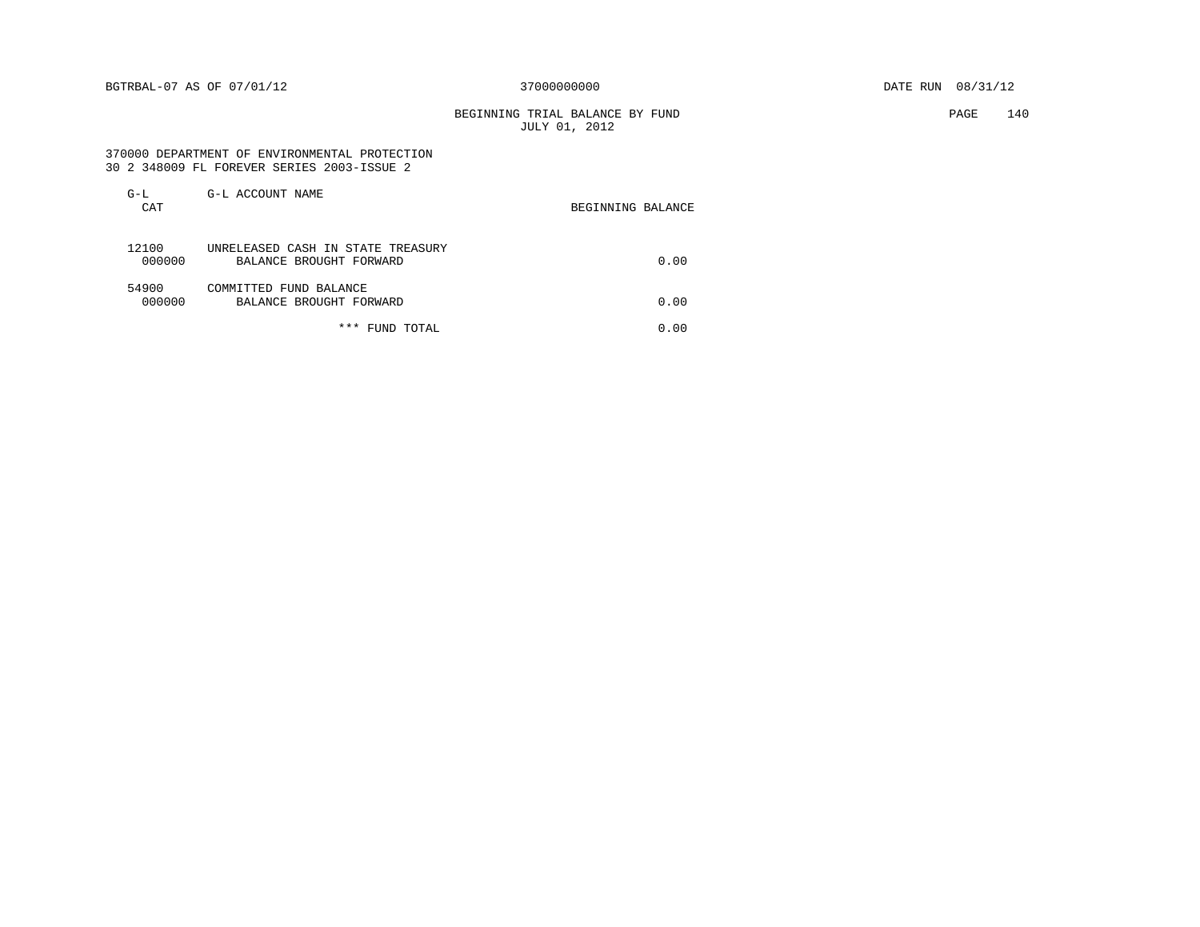BGTRBAL-07 AS OF 07/01/12 37000000000 DATE RUN 08/31/12

BEGINNING TRIAL BALANCE BY FUND
JULY 01, 2012

370000 DEPARTMENT OF ENVIRONMENTAL PROTECTION
30 2 348009 FL FOREVER SERIES 2003-ISSUE 2

| G-L CAT | G-L ACCOUNT NAME | BEGINNING BALANCE |
|---|---|---|
| 12100 | UNRELEASED CASH IN STATE TREASURY | |
| 000000 | BALANCE BROUGHT FORWARD | 0.00 |
| 54900 | COMMITTED FUND BALANCE | |
| 000000 | BALANCE BROUGHT FORWARD | 0.00 |
| | *** FUND TOTAL | 0.00 |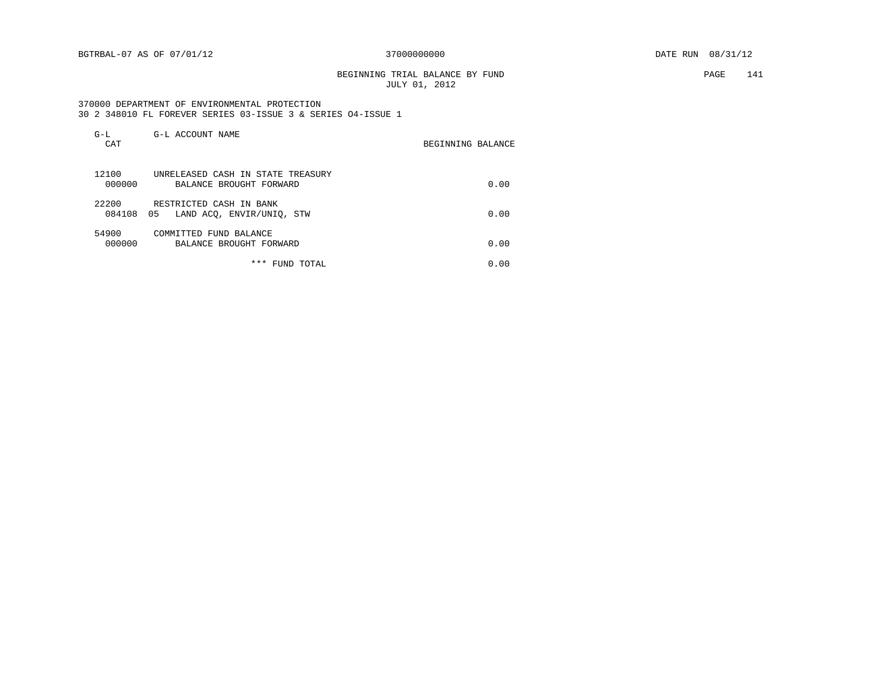BGTRBAL-07 AS OF 07/01/12 37000000000 DATE RUN 08/31/12

BEGINNING TRIAL BALANCE BY FUND
JULY 01, 2012

370000 DEPARTMENT OF ENVIRONMENTAL PROTECTION
30 2 348010 FL FOREVER SERIES 03-ISSUE 3 & SERIES O4-ISSUE 1

| G-L CAT | G-L ACCOUNT NAME | BEGINNING BALANCE |
|---|---|---|
| 12100 | UNRELEASED CASH IN STATE TREASURY | |
| 000000 | BALANCE BROUGHT FORWARD | 0.00 |
| 22200 | RESTRICTED CASH IN BANK | |
| 084108 | 05 LAND ACQ, ENVIR/UNIQ, STW | 0.00 |
| 54900 | COMMITTED FUND BALANCE | |
| 000000 | BALANCE BROUGHT FORWARD | 0.00 |
| | *** FUND TOTAL | 0.00 |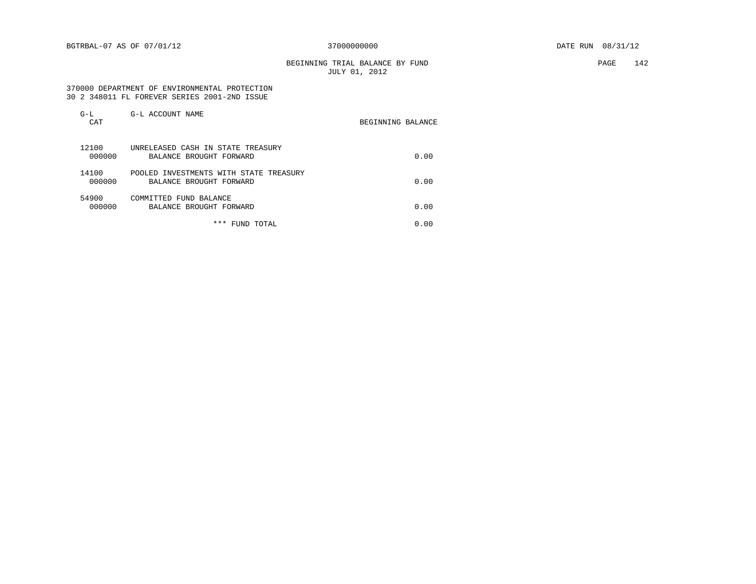BGTRBAL-07 AS OF 07/01/12 37000000000 DATE RUN 08/31/12

BEGINNING TRIAL BALANCE BY FUND
JULY 01, 2012

370000 DEPARTMENT OF ENVIRONMENTAL PROTECTION
30 2 348011 FL FOREVER SERIES 2001-2ND ISSUE

| G-L CAT | G-L ACCOUNT NAME | BEGINNING BALANCE |
|---|---|---|
| 12100 | UNRELEASED CASH IN STATE TREASURY | |
| 000000 | BALANCE BROUGHT FORWARD | 0.00 |
| 14100 | POOLED INVESTMENTS WITH STATE TREASURY | |
| 000000 | BALANCE BROUGHT FORWARD | 0.00 |
| 54900 | COMMITTED FUND BALANCE | |
| 000000 | BALANCE BROUGHT FORWARD | 0.00 |
| | *** FUND TOTAL | 0.00 |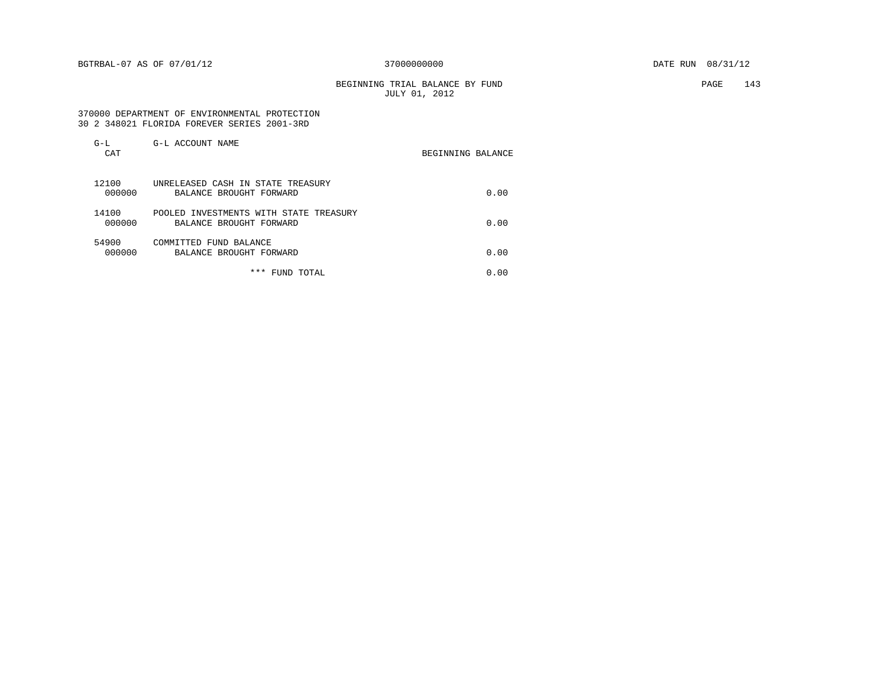BGTRBAL-07 AS OF 07/01/12 37000000000 DATE RUN 08/31/12

BEGINNING TRIAL BALANCE BY FUND
JULY 01, 2012

370000 DEPARTMENT OF ENVIRONMENTAL PROTECTION
30 2 348021 FLORIDA FOREVER SERIES 2001-3RD

| G-L / CAT | G-L ACCOUNT NAME | BEGINNING BALANCE |
|---|---|---|
| 12100 | UNRELEASED CASH IN STATE TREASURY | |
| 000000 | BALANCE BROUGHT FORWARD | 0.00 |
| 14100 | POOLED INVESTMENTS WITH STATE TREASURY | |
| 000000 | BALANCE BROUGHT FORWARD | 0.00 |
| 54900 | COMMITTED FUND BALANCE | |
| 000000 | BALANCE BROUGHT FORWARD | 0.00 |
| | *** FUND TOTAL | 0.00 |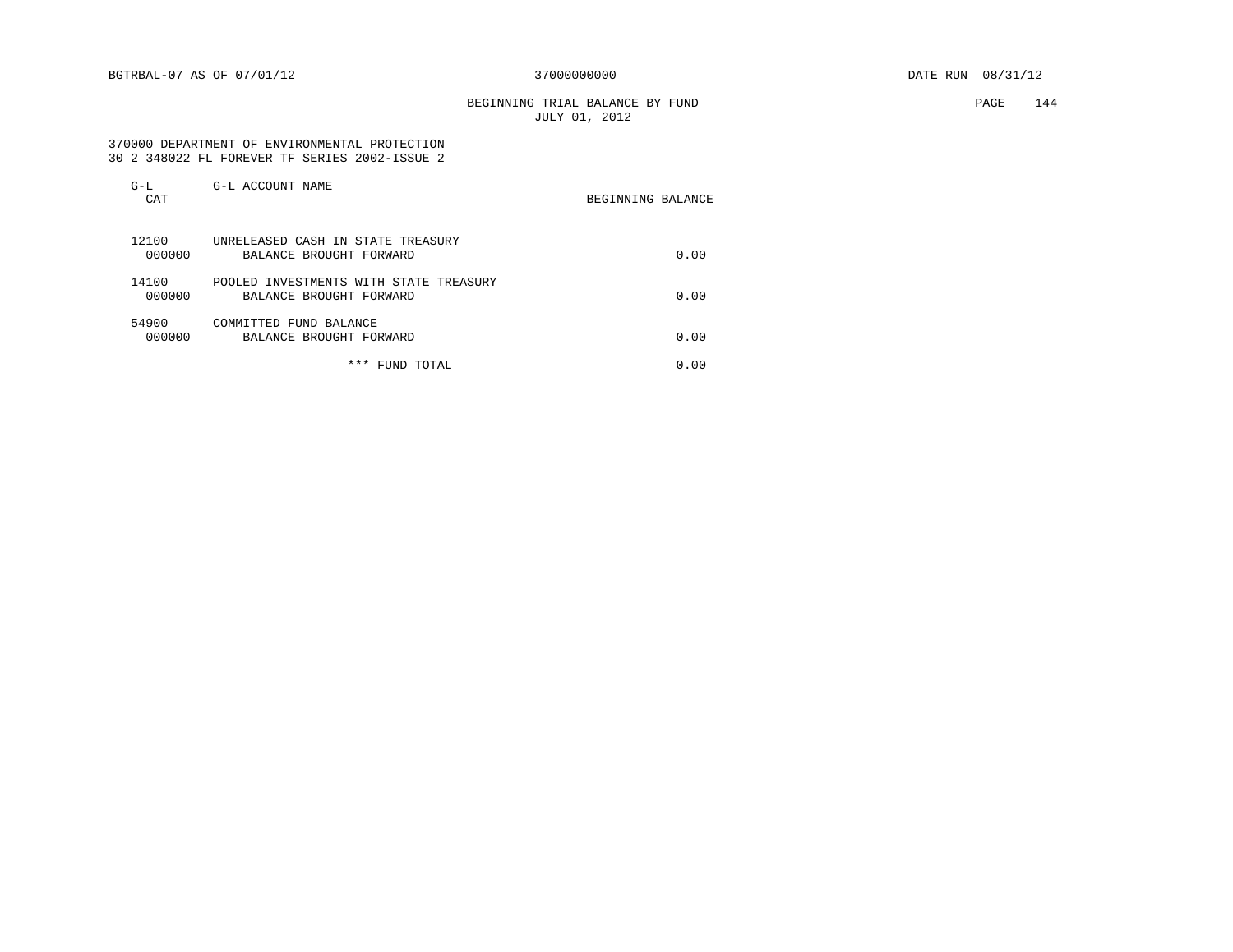BGTRBAL-07 AS OF 07/01/12 37000000000 DATE RUN 08/31/12

BEGINNING TRIAL BALANCE BY FUND
JULY 01, 2012

370000 DEPARTMENT OF ENVIRONMENTAL PROTECTION
30 2 348022 FL FOREVER TF SERIES 2002-ISSUE 2

| G-L CAT | G-L ACCOUNT NAME | BEGINNING BALANCE |
|---|---|---|
| 12100 | UNRELEASED CASH IN STATE TREASURY | |
| 000000 | BALANCE BROUGHT FORWARD | 0.00 |
| 14100 | POOLED INVESTMENTS WITH STATE TREASURY | |
| 000000 | BALANCE BROUGHT FORWARD | 0.00 |
| 54900 | COMMITTED FUND BALANCE | |
| 000000 | BALANCE BROUGHT FORWARD | 0.00 |
| | *** FUND TOTAL | 0.00 |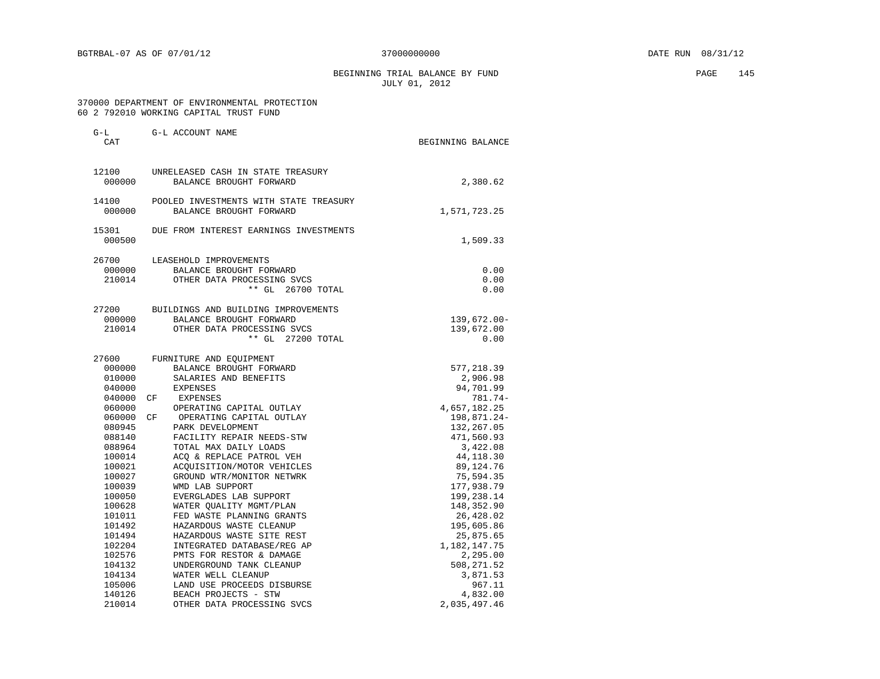BGTRBAL-07 AS OF 07/01/12 37000000000 DATE RUN 08/31/12

BEGINNING TRIAL BALANCE BY FUND
JULY 01, 2012

370000 DEPARTMENT OF ENVIRONMENTAL PROTECTION
60 2 792010 WORKING CAPITAL TRUST FUND

| G-L CAT | | G-L ACCOUNT NAME | BEGINNING BALANCE |
|---|---|---|---|
| 12100 | | UNRELEASED CASH IN STATE TREASURY | |
| 000000 | | BALANCE BROUGHT FORWARD | 2,380.62 |
| 14100 | | POOLED INVESTMENTS WITH STATE TREASURY | |
| 000000 | | BALANCE BROUGHT FORWARD | 1,571,723.25 |
| 15301 | | DUE FROM INTEREST EARNINGS INVESTMENTS | |
| 000500 | | | 1,509.33 |
| 26700 | | LEASEHOLD IMPROVEMENTS | |
| 000000 | | BALANCE BROUGHT FORWARD | 0.00 |
| 210014 | | OTHER DATA PROCESSING SVCS | 0.00 |
| | | ** GL 26700 TOTAL | 0.00 |
| 27200 | | BUILDINGS AND BUILDING IMPROVEMENTS | |
| 000000 | | BALANCE BROUGHT FORWARD | 139,672.00- |
| 210014 | | OTHER DATA PROCESSING SVCS | 139,672.00 |
| | | ** GL 27200 TOTAL | 0.00 |
| 27600 | | FURNITURE AND EQUIPMENT | |
| 000000 | | BALANCE BROUGHT FORWARD | 577,218.39 |
| 010000 | | SALARIES AND BENEFITS | 2,906.98 |
| 040000 | | EXPENSES | 94,701.99 |
| 040000 | CF | EXPENSES | 781.74- |
| 060000 | | OPERATING CAPITAL OUTLAY | 4,657,182.25 |
| 060000 | CF | OPERATING CAPITAL OUTLAY | 198,871.24- |
| 080945 | | PARK DEVELOPMENT | 132,267.05 |
| 088140 | | FACILITY REPAIR NEEDS-STW | 471,560.93 |
| 088964 | | TOTAL MAX DAILY LOADS | 3,422.08 |
| 100014 | | ACQ & REPLACE PATROL VEH | 44,118.30 |
| 100021 | | ACQUISITION/MOTOR VEHICLES | 89,124.76 |
| 100027 | | GROUND WTR/MONITOR NETWRK | 75,594.35 |
| 100039 | | WMD LAB SUPPORT | 177,938.79 |
| 100050 | | EVERGLADES LAB SUPPORT | 199,238.14 |
| 100628 | | WATER QUALITY MGMT/PLAN | 148,352.90 |
| 101011 | | FED WASTE PLANNING GRANTS | 26,428.02 |
| 101492 | | HAZARDOUS WASTE CLEANUP | 195,605.86 |
| 101494 | | HAZARDOUS WASTE SITE REST | 25,875.65 |
| 102204 | | INTEGRATED DATABASE/REG AP | 1,182,147.75 |
| 102576 | | PMTS FOR RESTOR & DAMAGE | 2,295.00 |
| 104132 | | UNDERGROUND TANK CLEANUP | 508,271.52 |
| 104134 | | WATER WELL CLEANUP | 3,871.53 |
| 105006 | | LAND USE PROCEEDS DISBURSE | 967.11 |
| 140126 | | BEACH PROJECTS - STW | 4,832.00 |
| 210014 | | OTHER DATA PROCESSING SVCS | 2,035,497.46 |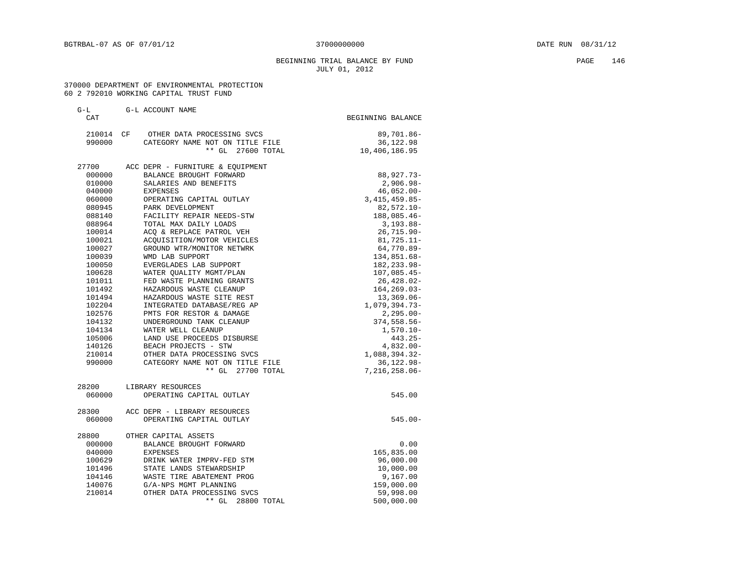BGTRBAL-07 AS OF 07/01/12 37000000000 DATE RUN 08/31/12

BEGINNING TRIAL BALANCE BY FUND
JULY 01, 2012

370000 DEPARTMENT OF ENVIRONMENTAL PROTECTION
60 2 792010 WORKING CAPITAL TRUST FUND

| G-L CAT | G-L ACCOUNT NAME | BEGINNING BALANCE |
|---|---|---|
| 210014 CF | OTHER DATA PROCESSING SVCS | 89,701.86- |
| 990000 | CATEGORY NAME NOT ON TITLE FILE | 36,122.98 |
| | ** GL 27600 TOTAL | 10,406,186.95 |
| 27700 | ACC DEPR - FURNITURE & EQUIPMENT | |
| 000000 | BALANCE BROUGHT FORWARD | 88,927.73- |
| 010000 | SALARIES AND BENEFITS | 2,906.98- |
| 040000 | EXPENSES | 46,052.00- |
| 060000 | OPERATING CAPITAL OUTLAY | 3,415,459.85- |
| 080945 | PARK DEVELOPMENT | 82,572.10- |
| 088140 | FACILITY REPAIR NEEDS-STW | 188,085.46- |
| 088964 | TOTAL MAX DAILY LOADS | 3,193.88- |
| 100014 | ACQ & REPLACE PATROL VEH | 26,715.90- |
| 100021 | ACQUISITION/MOTOR VEHICLES | 81,725.11- |
| 100027 | GROUND WTR/MONITOR NETWRK | 64,770.89- |
| 100039 | WMD LAB SUPPORT | 134,851.68- |
| 100050 | EVERGLADES LAB SUPPORT | 182,233.98- |
| 100628 | WATER QUALITY MGMT/PLAN | 107,085.45- |
| 101011 | FED WASTE PLANNING GRANTS | 26,428.02- |
| 101492 | HAZARDOUS WASTE CLEANUP | 164,269.03- |
| 101494 | HAZARDOUS WASTE SITE REST | 13,369.06- |
| 102204 | INTEGRATED DATABASE/REG AP | 1,079,394.73- |
| 102576 | PMTS FOR RESTOR & DAMAGE | 2,295.00- |
| 104132 | UNDERGROUND TANK CLEANUP | 374,558.56- |
| 104134 | WATER WELL CLEANUP | 1,570.10- |
| 105006 | LAND USE PROCEEDS DISBURSE | 443.25- |
| 140126 | BEACH PROJECTS - STW | 4,832.00- |
| 210014 | OTHER DATA PROCESSING SVCS | 1,088,394.32- |
| 990000 | CATEGORY NAME NOT ON TITLE FILE | 36,122.98- |
| | ** GL 27700 TOTAL | 7,216,258.06- |
| 28200 | LIBRARY RESOURCES | |
| 060000 | OPERATING CAPITAL OUTLAY | 545.00 |
| 28300 | ACC DEPR - LIBRARY RESOURCES | |
| 060000 | OPERATING CAPITAL OUTLAY | 545.00- |
| 28800 | OTHER CAPITAL ASSETS | |
| 000000 | BALANCE BROUGHT FORWARD | 0.00 |
| 040000 | EXPENSES | 165,835.00 |
| 100629 | DRINK WATER IMPRV-FED STM | 96,000.00 |
| 101496 | STATE LANDS STEWARDSHIP | 10,000.00 |
| 104146 | WASTE TIRE ABATEMENT PROG | 9,167.00 |
| 140076 | G/A-NPS MGMT PLANNING | 159,000.00 |
| 210014 | OTHER DATA PROCESSING SVCS | 59,998.00 |
| | ** GL 28800 TOTAL | 500,000.00 |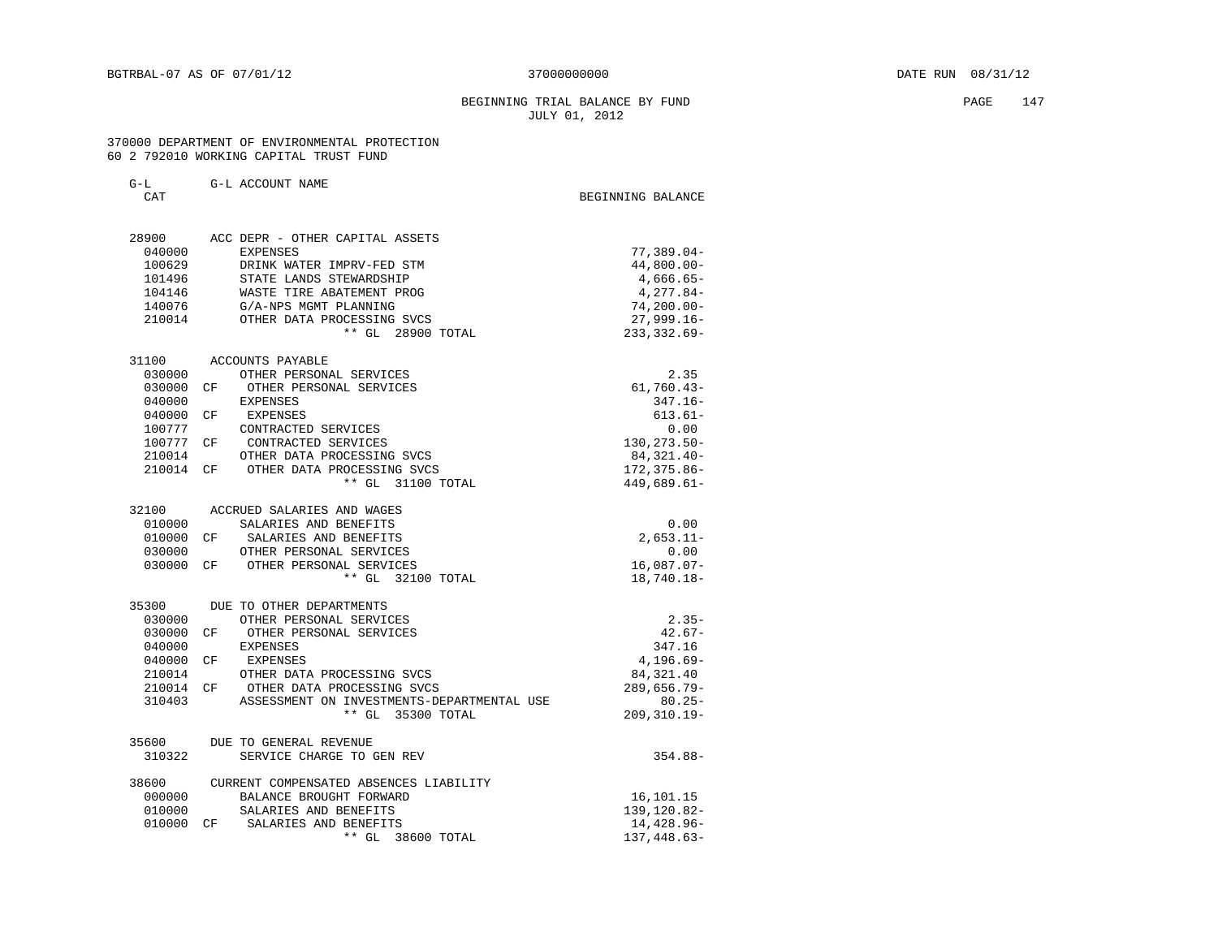BGTRBAL-07 AS OF 07/01/12 — 37000000000 — DATE RUN 08/31/12

BEGINNING TRIAL BALANCE BY FUND
JULY 01, 2012

370000 DEPARTMENT OF ENVIRONMENTAL PROTECTION
60 2 792010 WORKING CAPITAL TRUST FUND

| G-L CAT | | G-L ACCOUNT NAME | BEGINNING BALANCE |
|---|---|---|---|
| 28900 | | ACC DEPR - OTHER CAPITAL ASSETS | |
| 040000 | | EXPENSES | 77,389.04- |
| 100629 | | DRINK WATER IMPRV-FED STM | 44,800.00- |
| 101496 | | STATE LANDS STEWARDSHIP | 4,666.65- |
| 104146 | | WASTE TIRE ABATEMENT PROG | 4,277.84- |
| 140076 | | G/A-NPS MGMT PLANNING | 74,200.00- |
| 210014 | | OTHER DATA PROCESSING SVCS | 27,999.16- |
| | | ** GL 28900 TOTAL | 233,332.69- |
| 31100 | | ACCOUNTS PAYABLE | |
| 030000 | | OTHER PERSONAL SERVICES | 2.35 |
| 030000 | CF | OTHER PERSONAL SERVICES | 61,760.43- |
| 040000 | | EXPENSES | 347.16- |
| 040000 | CF | EXPENSES | 613.61- |
| 100777 | | CONTRACTED SERVICES | 0.00 |
| 100777 | CF | CONTRACTED SERVICES | 130,273.50- |
| 210014 | | OTHER DATA PROCESSING SVCS | 84,321.40- |
| 210014 | CF | OTHER DATA PROCESSING SVCS | 172,375.86- |
| | | ** GL 31100 TOTAL | 449,689.61- |
| 32100 | | ACCRUED SALARIES AND WAGES | |
| 010000 | | SALARIES AND BENEFITS | 0.00 |
| 010000 | CF | SALARIES AND BENEFITS | 2,653.11- |
| 030000 | | OTHER PERSONAL SERVICES | 0.00 |
| 030000 | CF | OTHER PERSONAL SERVICES | 16,087.07- |
| | | ** GL 32100 TOTAL | 18,740.18- |
| 35300 | | DUE TO OTHER DEPARTMENTS | |
| 030000 | | OTHER PERSONAL SERVICES | 2.35- |
| 030000 | CF | OTHER PERSONAL SERVICES | 42.67- |
| 040000 | | EXPENSES | 347.16 |
| 040000 | CF | EXPENSES | 4,196.69- |
| 210014 | | OTHER DATA PROCESSING SVCS | 84,321.40 |
| 210014 | CF | OTHER DATA PROCESSING SVCS | 289,656.79- |
| 310403 | | ASSESSMENT ON INVESTMENTS-DEPARTMENTAL USE | 80.25- |
| | | ** GL 35300 TOTAL | 209,310.19- |
| 35600 | | DUE TO GENERAL REVENUE | |
| 310322 | | SERVICE CHARGE TO GEN REV | 354.88- |
| 38600 | | CURRENT COMPENSATED ABSENCES LIABILITY | |
| 000000 | | BALANCE BROUGHT FORWARD | 16,101.15 |
| 010000 | | SALARIES AND BENEFITS | 139,120.82- |
| 010000 | CF | SALARIES AND BENEFITS | 14,428.96- |
| | | ** GL 38600 TOTAL | 137,448.63- |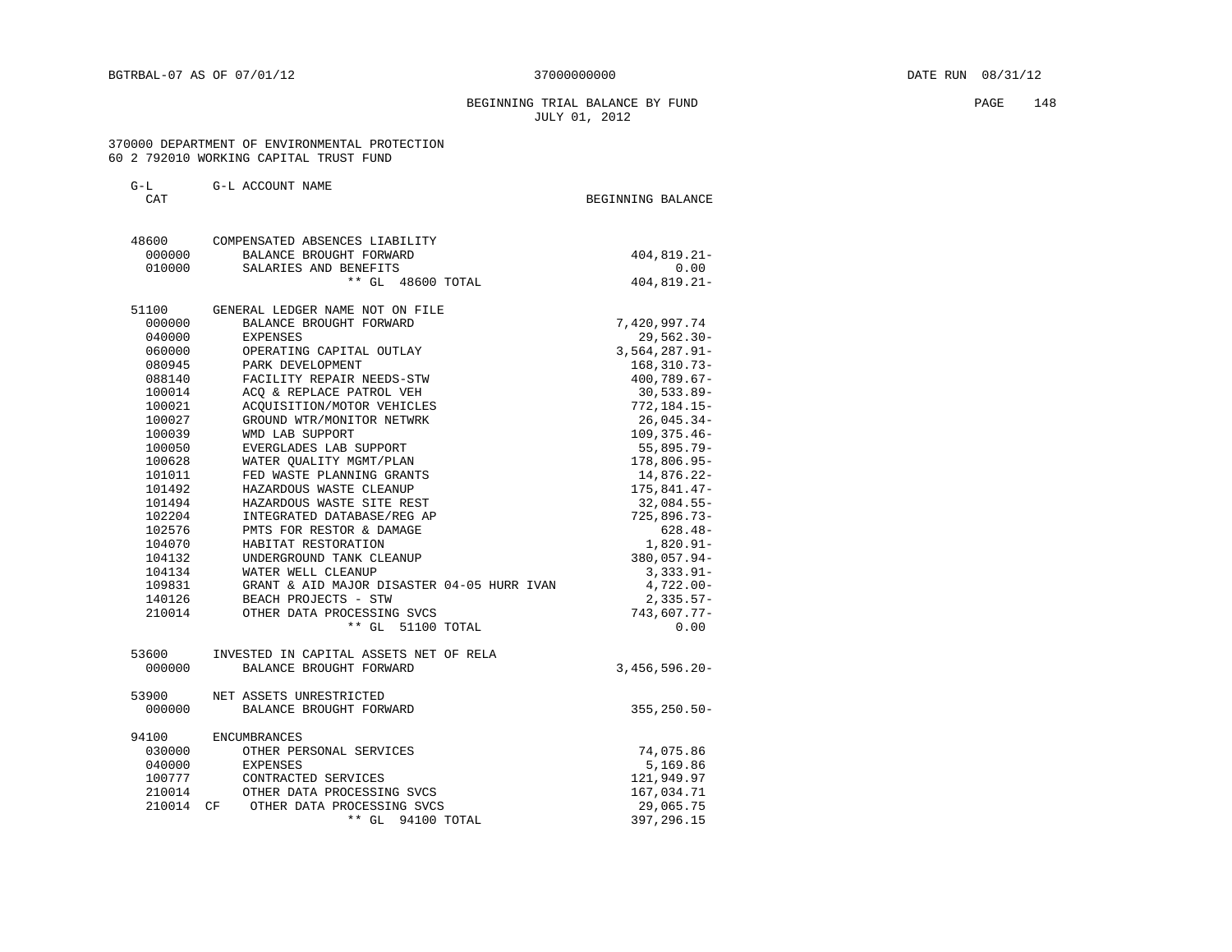BGTRBAL-07 AS OF 07/01/12 37000000000 DATE RUN 08/31/12

BEGINNING TRIAL BALANCE BY FUND
JULY 01, 2012

370000 DEPARTMENT OF ENVIRONMENTAL PROTECTION
60 2 792010 WORKING CAPITAL TRUST FUND

| G-L CAT | G-L ACCOUNT NAME | BEGINNING BALANCE |
|---|---|---|
| 48600 | COMPENSATED ABSENCES LIABILITY | |
| 000000 | BALANCE BROUGHT FORWARD | 404,819.21- |
| 010000 | SALARIES AND BENEFITS | 0.00 |
| | ** GL 48600 TOTAL | 404,819.21- |
| 51100 | GENERAL LEDGER NAME NOT ON FILE | |
| 000000 | BALANCE BROUGHT FORWARD | 7,420,997.74 |
| 040000 | EXPENSES | 29,562.30- |
| 060000 | OPERATING CAPITAL OUTLAY | 3,564,287.91- |
| 080945 | PARK DEVELOPMENT | 168,310.73- |
| 088140 | FACILITY REPAIR NEEDS-STW | 400,789.67- |
| 100014 | ACQ & REPLACE PATROL VEH | 30,533.89- |
| 100021 | ACQUISITION/MOTOR VEHICLES | 772,184.15- |
| 100027 | GROUND WTR/MONITOR NETWRK | 26,045.34- |
| 100039 | WMD LAB SUPPORT | 109,375.46- |
| 100050 | EVERGLADES LAB SUPPORT | 55,895.79- |
| 100628 | WATER QUALITY MGMT/PLAN | 178,806.95- |
| 101011 | FED WASTE PLANNING GRANTS | 14,876.22- |
| 101492 | HAZARDOUS WASTE CLEANUP | 175,841.47- |
| 101494 | HAZARDOUS WASTE SITE REST | 32,084.55- |
| 102204 | INTEGRATED DATABASE/REG AP | 725,896.73- |
| 102576 | PMTS FOR RESTOR & DAMAGE | 628.48- |
| 104070 | HABITAT RESTORATION | 1,820.91- |
| 104132 | UNDERGROUND TANK CLEANUP | 380,057.94- |
| 104134 | WATER WELL CLEANUP | 3,333.91- |
| 109831 | GRANT & AID MAJOR DISASTER 04-05 HURR IVAN | 4,722.00- |
| 140126 | BEACH PROJECTS - STW | 2,335.57- |
| 210014 | OTHER DATA PROCESSING SVCS | 743,607.77- |
| | ** GL 51100 TOTAL | 0.00 |
| 53600 | INVESTED IN CAPITAL ASSETS NET OF RELA | |
| 000000 | BALANCE BROUGHT FORWARD | 3,456,596.20- |
| 53900 | NET ASSETS UNRESTRICTED | |
| 000000 | BALANCE BROUGHT FORWARD | 355,250.50- |
| 94100 | ENCUMBRANCES | |
| 030000 | OTHER PERSONAL SERVICES | 74,075.86 |
| 040000 | EXPENSES | 5,169.86 |
| 100777 | CONTRACTED SERVICES | 121,949.97 |
| 210014 | OTHER DATA PROCESSING SVCS | 167,034.71 |
| 210014 CF | OTHER DATA PROCESSING SVCS | 29,065.75 |
| | ** GL 94100 TOTAL | 397,296.15 |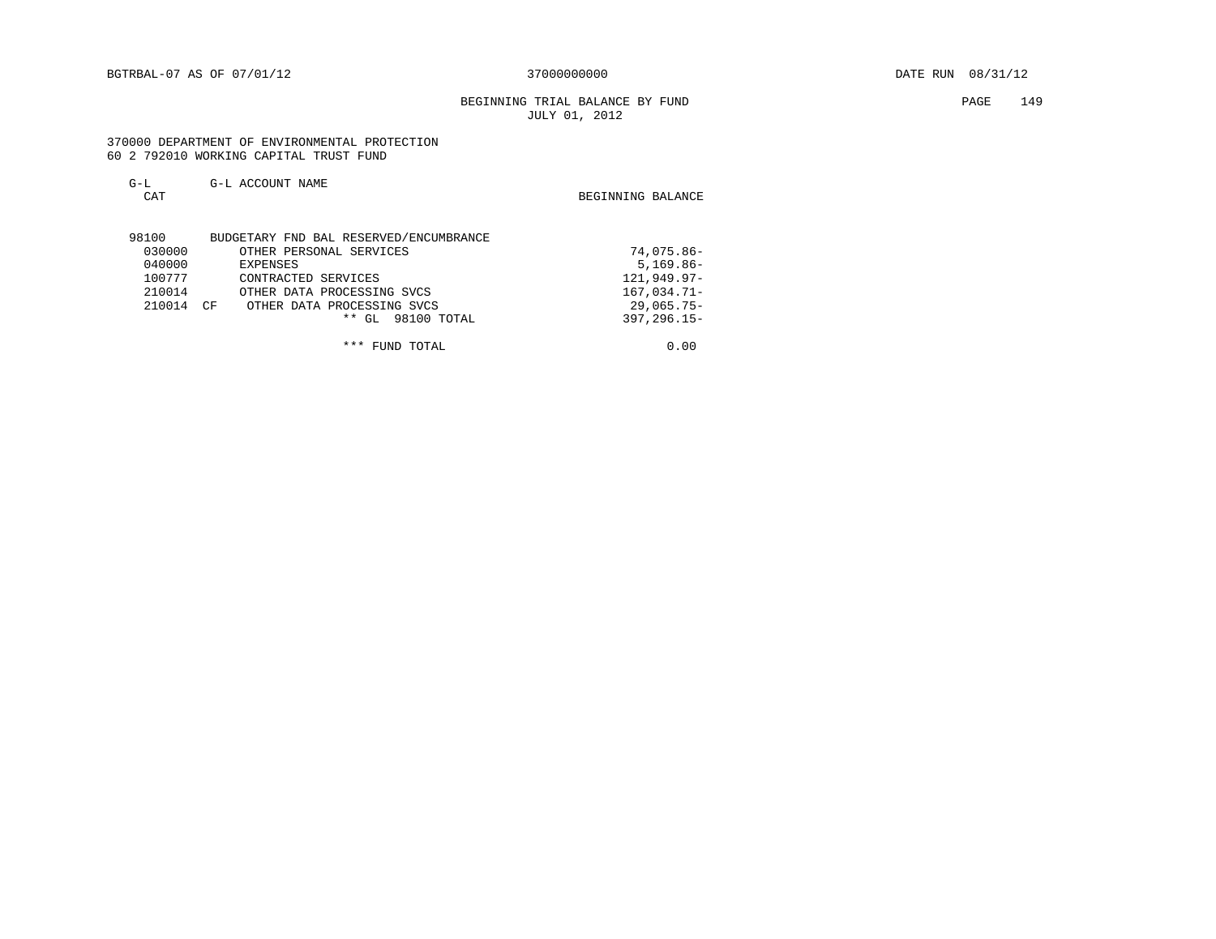BGTRBAL-07 AS OF 07/01/12 37000000000 DATE RUN 08/31/12

BEGINNING TRIAL BALANCE BY FUND
JULY 01, 2012

370000 DEPARTMENT OF ENVIRONMENTAL PROTECTION
60 2 792010 WORKING CAPITAL TRUST FUND

| G-L CAT | G-L ACCOUNT NAME | BEGINNING BALANCE |
|---|---|---|
| 98100 | BUDGETARY FND BAL RESERVED/ENCUMBRANCE | |
| 030000 | OTHER PERSONAL SERVICES | 74,075.86- |
| 040000 | EXPENSES | 5,169.86- |
| 100777 | CONTRACTED SERVICES | 121,949.97- |
| 210014 | OTHER DATA PROCESSING SVCS | 167,034.71- |
| 210014 CF | OTHER DATA PROCESSING SVCS | 29,065.75- |
| | ** GL 98100 TOTAL | 397,296.15- |
| | *** FUND TOTAL | 0.00 |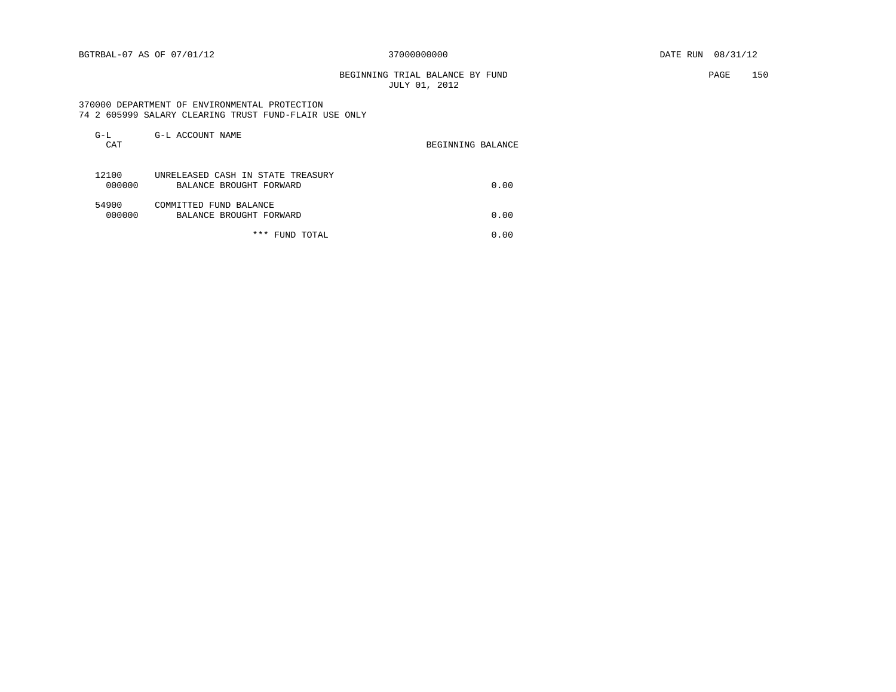BGTRBAL-07 AS OF 07/01/12 37000000000 DATE RUN 08/31/12

BEGINNING TRIAL BALANCE BY FUND
JULY 01, 2012

370000 DEPARTMENT OF ENVIRONMENTAL PROTECTION
74 2 605999 SALARY CLEARING TRUST FUND-FLAIR USE ONLY

| G-L CAT | G-L ACCOUNT NAME | BEGINNING BALANCE |
|---|---|---|
| 12100 | UNRELEASED CASH IN STATE TREASURY | |
| 000000 | BALANCE BROUGHT FORWARD | 0.00 |
| 54900 | COMMITTED FUND BALANCE | |
| 000000 | BALANCE BROUGHT FORWARD | 0.00 |
| | *** FUND TOTAL | 0.00 |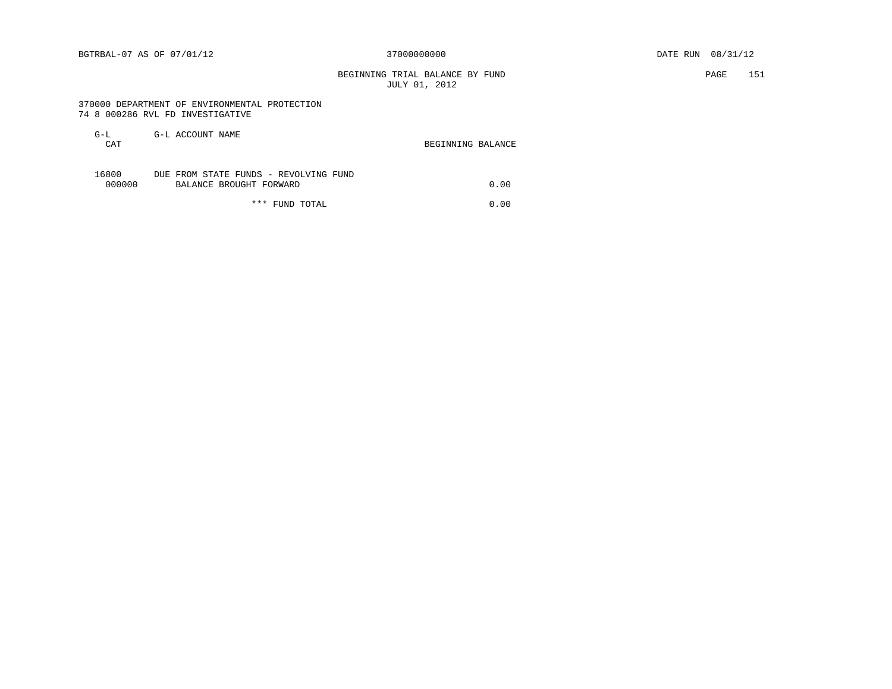BEGINNING TRIAL BALANCE BY FUND
JULY 01, 2012

370000 DEPARTMENT OF ENVIRONMENTAL PROTECTION
74 8 000286 RVL FD INVESTIGATIVE

| G-L / CAT | G-L ACCOUNT NAME | BEGINNING BALANCE |
|---|---|---|
| 16800 | DUE FROM STATE FUNDS - REVOLVING FUND | |
| 000000 | BALANCE BROUGHT FORWARD | 0.00 |
| | *** FUND TOTAL | 0.00 |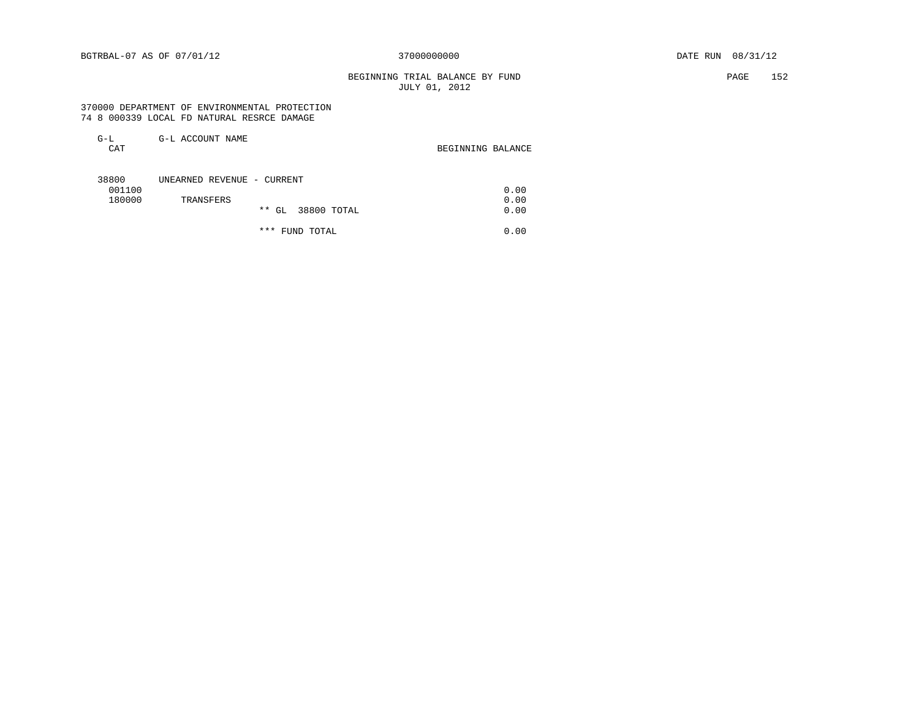BGTRBAL-07 AS OF 07/01/12 37000000000 DATE RUN 08/31/12

BEGINNING TRIAL BALANCE BY FUND
JULY 01, 2012

370000 DEPARTMENT OF ENVIRONMENTAL PROTECTION
74 8 000339 LOCAL FD NATURAL RESRCE DAMAGE

| G-L CAT | G-L ACCOUNT NAME | | BEGINNING BALANCE |
|---|---|---|---|
| 38800 | UNEARNED REVENUE - CURRENT | | |
| 001100 | | | 0.00 |
| 180000 | TRANSFERS | | 0.00 |
| | | ** GL 38800 TOTAL | 0.00 |
| | | *** FUND TOTAL | 0.00 |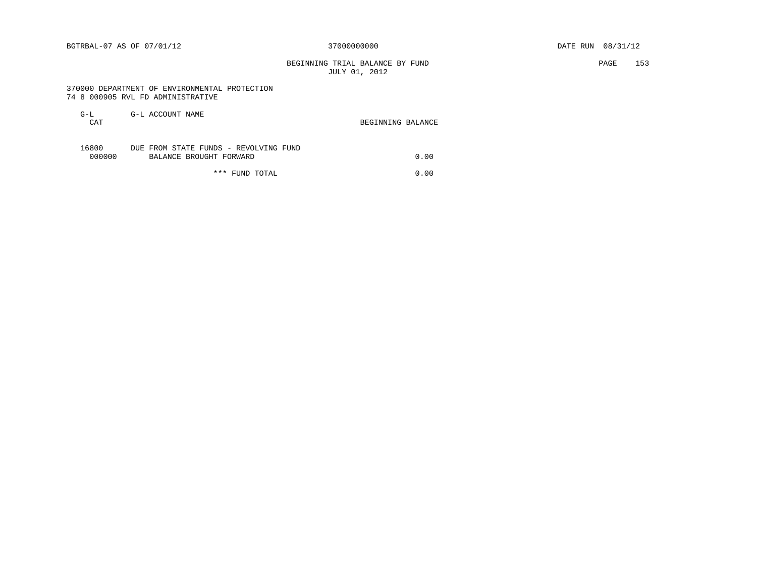BGTRBAL-07 AS OF 07/01/12 37000000000 DATE RUN 08/31/12

BEGINNING TRIAL BALANCE BY FUND

JULY 01, 2012

370000 DEPARTMENT OF ENVIRONMENTAL PROTECTION
74 8 000905 RVL FD ADMINISTRATIVE

| G-L CAT | G-L ACCOUNT NAME | BEGINNING BALANCE |
|---|---|---|
| 16800 | DUE FROM STATE FUNDS - REVOLVING FUND | |
| 000000 | BALANCE BROUGHT FORWARD | 0.00 |
| | *** FUND TOTAL | 0.00 |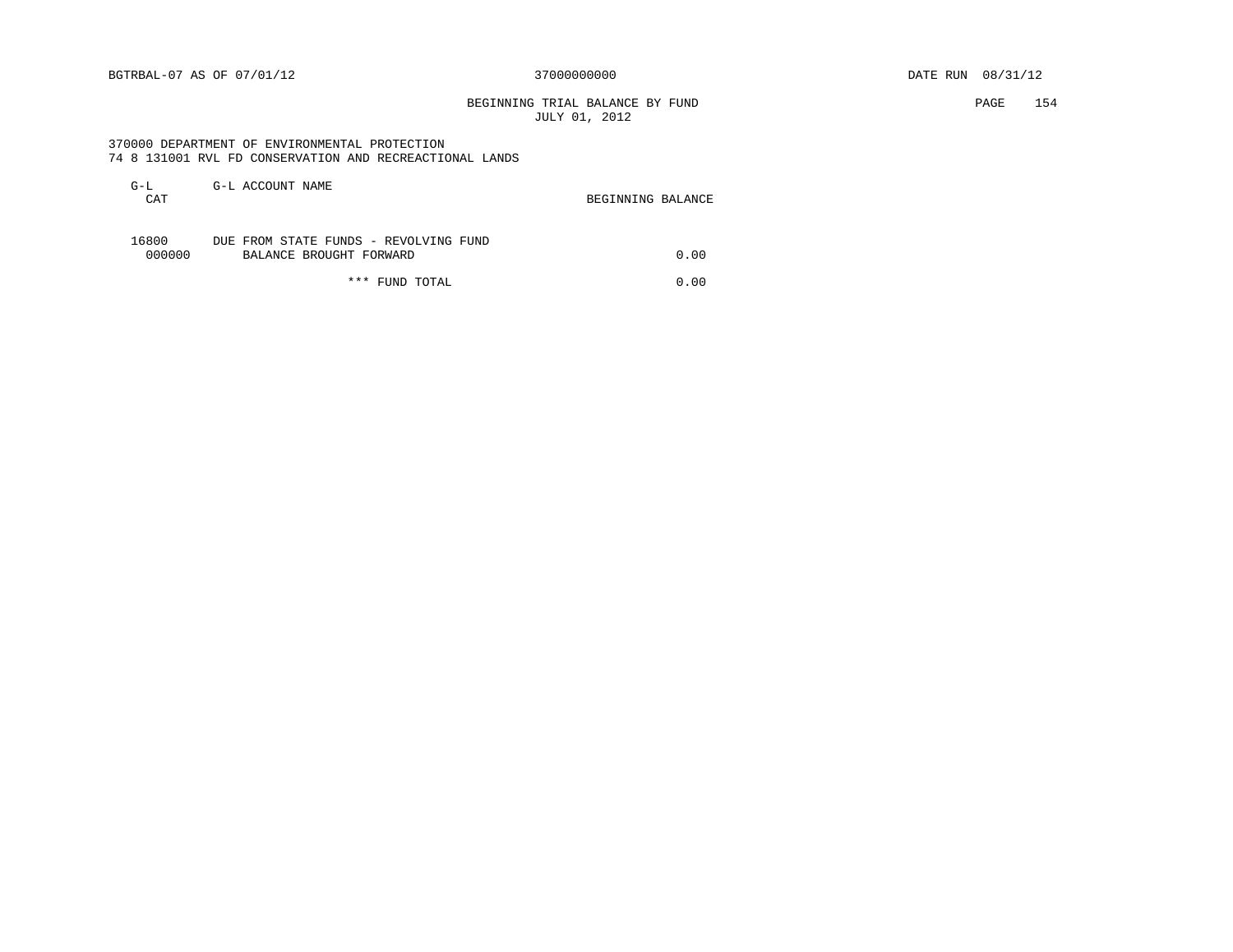BGTRBAL-07 AS OF 07/01/12 37000000000 DATE RUN 08/31/12

BEGINNING TRIAL BALANCE BY FUND
JULY 01, 2012

370000 DEPARTMENT OF ENVIRONMENTAL PROTECTION
74 8 131001 RVL FD CONSERVATION AND RECREACTIONAL LANDS

| G-L CAT | G-L ACCOUNT NAME | BEGINNING BALANCE |
|---|---|---|
| 16800 | DUE FROM STATE FUNDS - REVOLVING FUND | |
| 000000 | BALANCE BROUGHT FORWARD | 0.00 |
| | *** FUND TOTAL | 0.00 |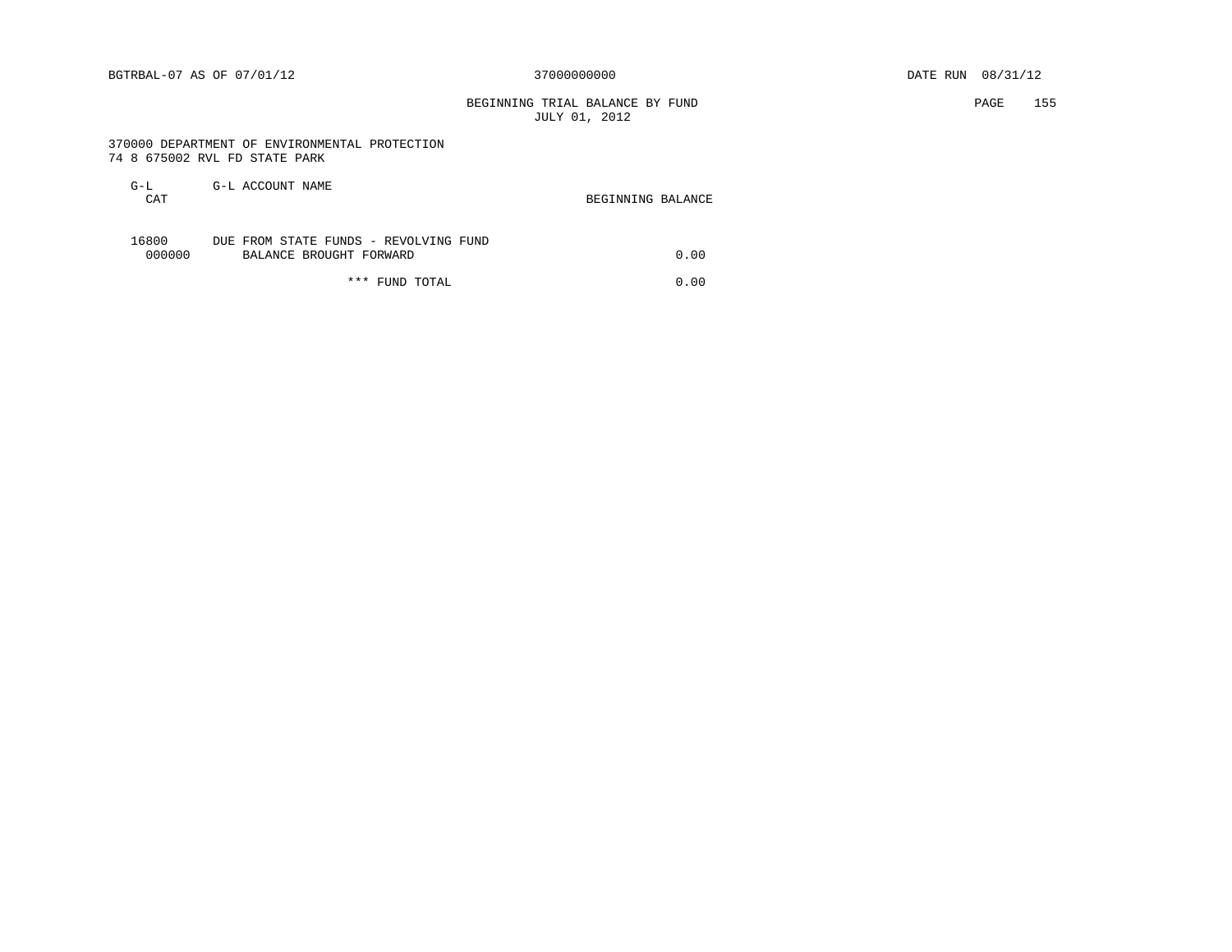BGTRBAL-07 AS OF 07/01/12 37000000000 DATE RUN 08/31/12

BEGINNING TRIAL BALANCE BY FUND
JULY 01, 2012

370000 DEPARTMENT OF ENVIRONMENTAL PROTECTION
74 8 675002 RVL FD STATE PARK

| G-L CAT | G-L ACCOUNT NAME | BEGINNING BALANCE |
|---|---|---|
| 16800 | DUE FROM STATE FUNDS - REVOLVING FUND | |
| 000000 | BALANCE BROUGHT FORWARD | 0.00 |
| | *** FUND TOTAL | 0.00 |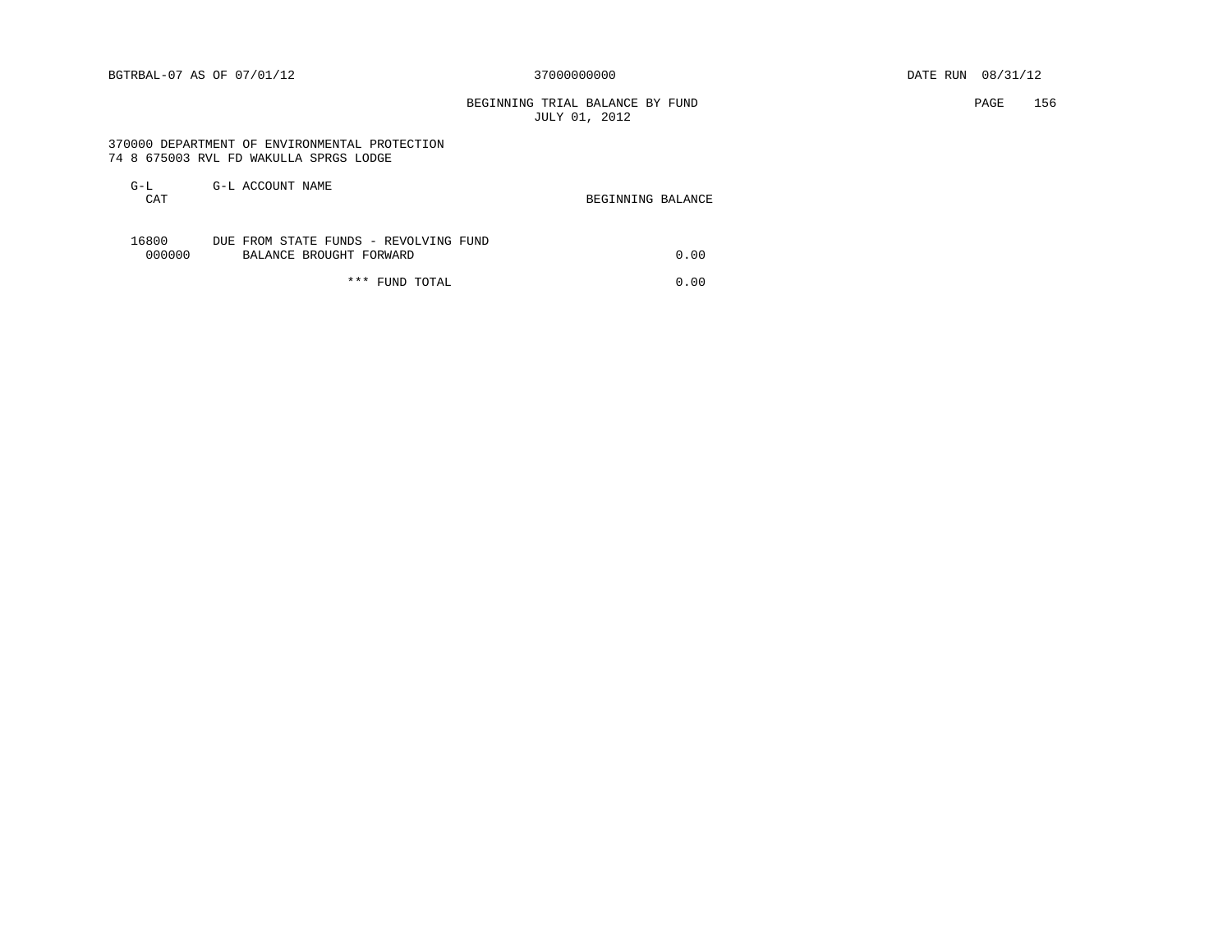BGTRBAL-07 AS OF 07/01/12 37000000000 DATE RUN 08/31/12

BEGINNING TRIAL BALANCE BY FUND
JULY 01, 2012

370000 DEPARTMENT OF ENVIRONMENTAL PROTECTION
74 8 675003 RVL FD WAKULLA SPRGS LODGE

| G-L CAT | G-L ACCOUNT NAME | BEGINNING BALANCE |
|---|---|---|
| 16800 | DUE FROM STATE FUNDS - REVOLVING FUND | |
| 000000 | BALANCE BROUGHT FORWARD | 0.00 |
| | *** FUND TOTAL | 0.00 |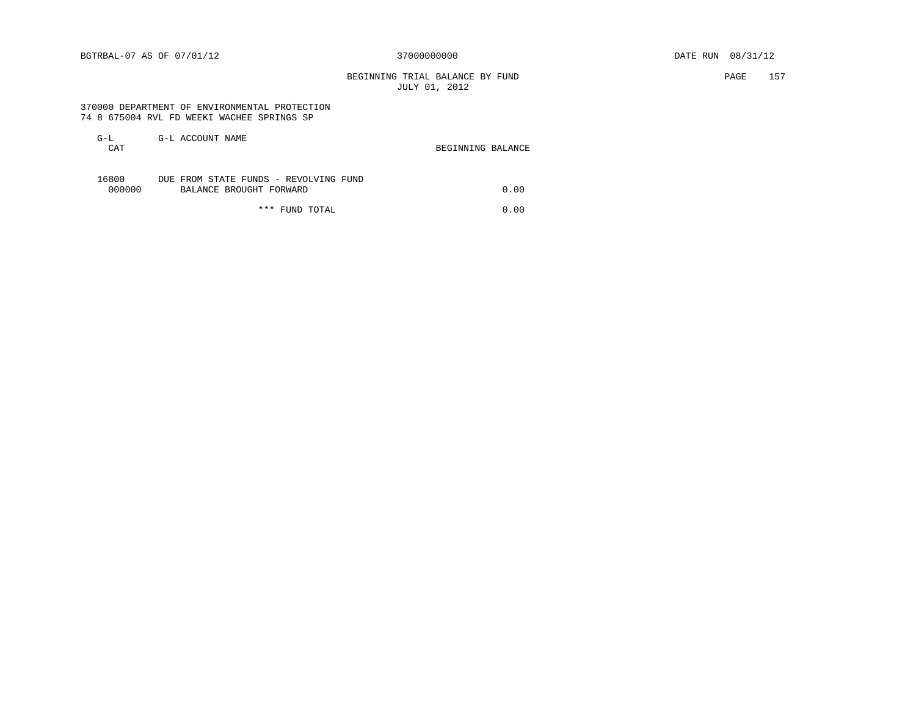BGTRBAL-07 AS OF 07/01/12 37000000000 DATE RUN 08/31/12

BEGINNING TRIAL BALANCE BY FUND
JULY 01, 2012

370000 DEPARTMENT OF ENVIRONMENTAL PROTECTION
74 8 675004 RVL FD WEEKI WACHEE SPRINGS SP

| G-L CAT | G-L ACCOUNT NAME | BEGINNING BALANCE |
|---|---|---|
| 16800 | DUE FROM STATE FUNDS - REVOLVING FUND | |
| 000000 | BALANCE BROUGHT FORWARD | 0.00 |
| | *** FUND TOTAL | 0.00 |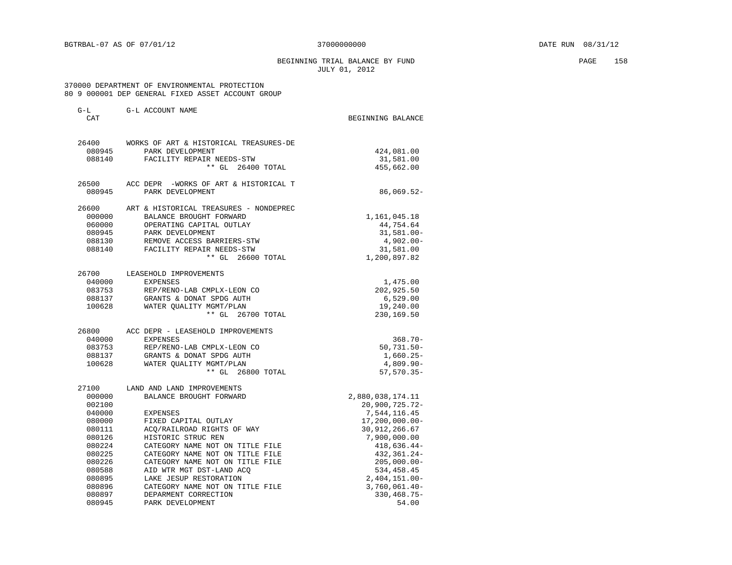BGTRBAL-07 AS OF 07/01/12 | 37000000000 | DATE RUN 08/31/12

BEGINNING TRIAL BALANCE BY FUND
JULY 01, 2012

370000 DEPARTMENT OF ENVIRONMENTAL PROTECTION
80 9 000001 DEP GENERAL FIXED ASSET ACCOUNT GROUP

| G-L CAT | G-L ACCOUNT NAME | BEGINNING BALANCE |
|---|---|---|
| 26400 | WORKS OF ART & HISTORICAL TREASURES-DE | |
| 080945 | PARK DEVELOPMENT | 424,081.00 |
| 088140 | FACILITY REPAIR NEEDS-STW | 31,581.00 |
| | ** GL 26400 TOTAL | 455,662.00 |
| 26500 | ACC DEPR -WORKS OF ART & HISTORICAL T | |
| 080945 | PARK DEVELOPMENT | 86,069.52- |
| 26600 | ART & HISTORICAL TREASURES - NONDEPREC | |
| 000000 | BALANCE BROUGHT FORWARD | 1,161,045.18 |
| 060000 | OPERATING CAPITAL OUTLAY | 44,754.64 |
| 080945 | PARK DEVELOPMENT | 31,581.00- |
| 088130 | REMOVE ACCESS BARRIERS-STW | 4,902.00- |
| 088140 | FACILITY REPAIR NEEDS-STW | 31,581.00 |
| | ** GL 26600 TOTAL | 1,200,897.82 |
| 26700 | LEASEHOLD IMPROVEMENTS | |
| 040000 | EXPENSES | 1,475.00 |
| 083753 | REP/RENO-LAB CMPLX-LEON CO | 202,925.50 |
| 088137 | GRANTS & DONAT SPDG AUTH | 6,529.00 |
| 100628 | WATER QUALITY MGMT/PLAN | 19,240.00 |
| | ** GL 26700 TOTAL | 230,169.50 |
| 26800 | ACC DEPR - LEASEHOLD IMPROVEMENTS | |
| 040000 | EXPENSES | 368.70- |
| 083753 | REP/RENO-LAB CMPLX-LEON CO | 50,731.50- |
| 088137 | GRANTS & DONAT SPDG AUTH | 1,660.25- |
| 100628 | WATER QUALITY MGMT/PLAN | 4,809.90- |
| | ** GL 26800 TOTAL | 57,570.35- |
| 27100 | LAND AND LAND IMPROVEMENTS | |
| 000000 | BALANCE BROUGHT FORWARD | 2,880,038,174.11 |
| 002100 | | 20,900,725.72- |
| 040000 | EXPENSES | 7,544,116.45 |
| 080000 | FIXED CAPITAL OUTLAY | 17,200,000.00- |
| 080111 | ACQ/RAILROAD RIGHTS OF WAY | 30,912,266.67 |
| 080126 | HISTORIC STRUC REN | 7,900,000.00 |
| 080224 | CATEGORY NAME NOT ON TITLE FILE | 418,636.44- |
| 080225 | CATEGORY NAME NOT ON TITLE FILE | 432,361.24- |
| 080226 | CATEGORY NAME NOT ON TITLE FILE | 205,000.00- |
| 080588 | AID WTR MGT DST-LAND ACQ | 534,458.45 |
| 080895 | LAKE JESUP RESTORATION | 2,404,151.00- |
| 080896 | CATEGORY NAME NOT ON TITLE FILE | 3,760,061.40- |
| 080897 | DEPARMENT CORRECTION | 330,468.75- |
| 080945 | PARK DEVELOPMENT | 54.00 |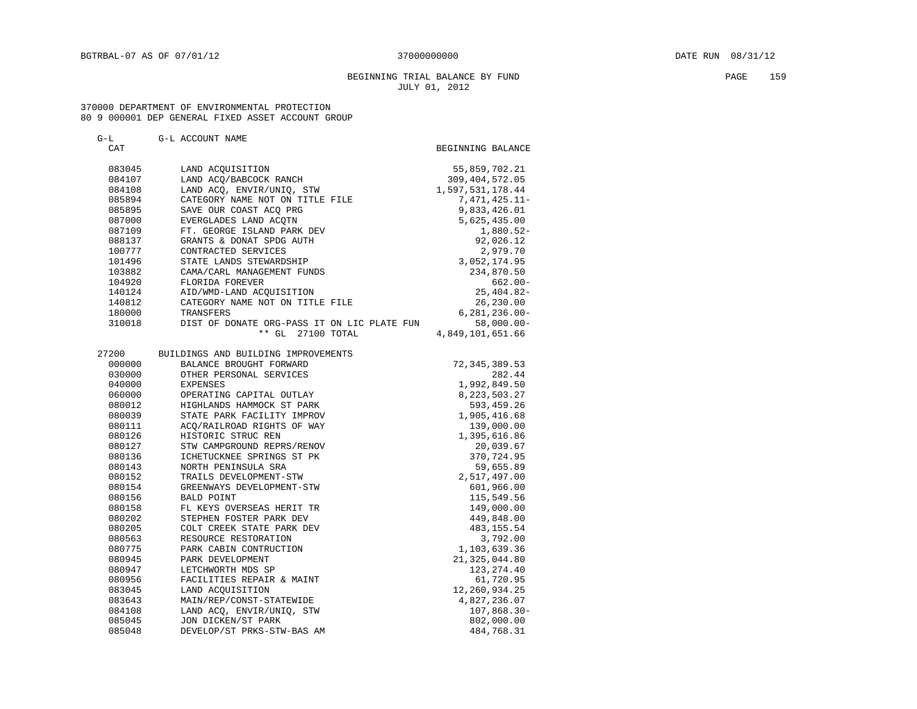BGTRBAL-07 AS OF 07/01/12 37000000000 DATE RUN 08/31/12

BEGINNING TRIAL BALANCE BY FUND
JULY 01, 2012

370000 DEPARTMENT OF ENVIRONMENTAL PROTECTION
80 9 000001 DEP GENERAL FIXED ASSET ACCOUNT GROUP

| G-L CAT | G-L ACCOUNT NAME | BEGINNING BALANCE |
|---|---|---|
| 083045 | LAND ACQUISITION | 55,859,702.21 |
| 084107 | LAND ACQ/BABCOCK RANCH | 309,404,572.05 |
| 084108 | LAND ACQ, ENVIR/UNIQ, STW | 1,597,531,178.44 |
| 085894 | CATEGORY NAME NOT ON TITLE FILE | 7,471,425.11- |
| 085895 | SAVE OUR COAST ACQ PRG | 9,833,426.01 |
| 087000 | EVERGLADES LAND ACQTN | 5,625,435.00 |
| 087109 | FT. GEORGE ISLAND PARK DEV | 1,880.52- |
| 088137 | GRANTS & DONAT SPDG AUTH | 92,026.12 |
| 100777 | CONTRACTED SERVICES | 2,979.70 |
| 101496 | STATE LANDS STEWARDSHIP | 3,052,174.95 |
| 103882 | CAMA/CARL MANAGEMENT FUNDS | 234,870.50 |
| 104920 | FLORIDA FOREVER | 662.00- |
| 140124 | AID/WMD-LAND ACQUISITION | 25,404.82- |
| 140812 | CATEGORY NAME NOT ON TITLE FILE | 26,230.00 |
| 180000 | TRANSFERS | 6,281,236.00- |
| 310018 | DIST OF DONATE ORG-PASS IT ON LIC PLATE FUN | 58,000.00- |
| | ** GL 27100 TOTAL | 4,849,101,651.66 |
| 27200 | BUILDINGS AND BUILDING IMPROVEMENTS | |
| 000000 | BALANCE BROUGHT FORWARD | 72,345,389.53 |
| 030000 | OTHER PERSONAL SERVICES | 282.44 |
| 040000 | EXPENSES | 1,992,849.50 |
| 060000 | OPERATING CAPITAL OUTLAY | 8,223,503.27 |
| 080012 | HIGHLANDS HAMMOCK ST PARK | 593,459.26 |
| 080039 | STATE PARK FACILITY IMPROV | 1,905,416.68 |
| 080111 | ACQ/RAILROAD RIGHTS OF WAY | 139,000.00 |
| 080126 | HISTORIC STRUC REN | 1,395,616.86 |
| 080127 | STW CAMPGROUND REPRS/RENOV | 20,039.67 |
| 080136 | ICHETUCKNEE SPRINGS ST PK | 370,724.95 |
| 080143 | NORTH PENINSULA SRA | 59,655.89 |
| 080152 | TRAILS DEVELOPMENT-STW | 2,517,497.00 |
| 080154 | GREENWAYS DEVELOPMENT-STW | 601,966.00 |
| 080156 | BALD POINT | 115,549.56 |
| 080158 | FL KEYS OVERSEAS HERIT TR | 149,000.00 |
| 080202 | STEPHEN FOSTER PARK DEV | 449,848.00 |
| 080205 | COLT CREEK STATE PARK DEV | 483,155.54 |
| 080563 | RESOURCE RESTORATION | 3,792.00 |
| 080775 | PARK CABIN CONTRUCTION | 1,103,639.36 |
| 080945 | PARK DEVELOPMENT | 21,325,044.80 |
| 080947 | LETCHWORTH MDS SP | 123,274.40 |
| 080956 | FACILITIES REPAIR & MAINT | 61,720.95 |
| 083045 | LAND ACQUISITION | 12,260,934.25 |
| 083643 | MAIN/REP/CONST-STATEWIDE | 4,827,236.07 |
| 084108 | LAND ACQ, ENVIR/UNIQ, STW | 107,868.30- |
| 085045 | JON DICKEN/ST PARK | 802,000.00 |
| 085048 | DEVELOP/ST PRKS-STW-BAS AM | 484,768.31 |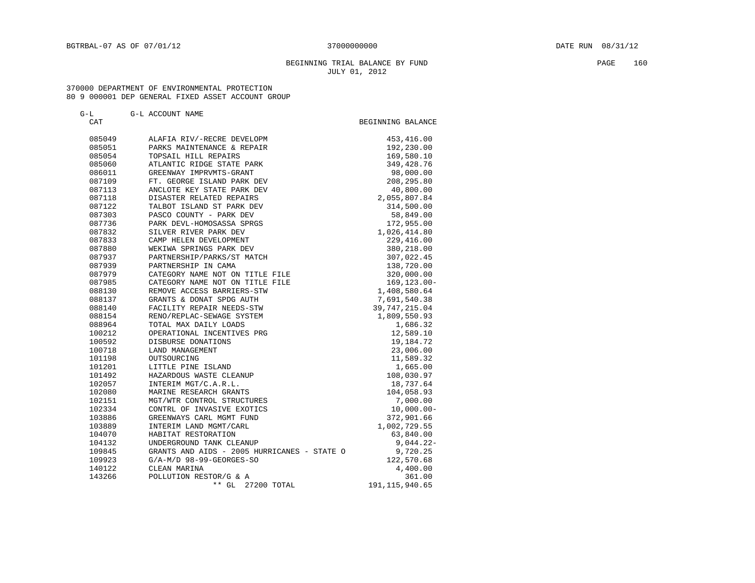BGTRBAL-07 AS OF 07/01/12 37000000000 DATE RUN 08/31/12

BEGINNING TRIAL BALANCE BY FUND
JULY 01, 2012

370000 DEPARTMENT OF ENVIRONMENTAL PROTECTION
80 9 000001 DEP GENERAL FIXED ASSET ACCOUNT GROUP

| G-L CAT | G-L ACCOUNT NAME | BEGINNING BALANCE |
|---|---|---|
| 085049 | ALAFIA RIV/-RECRE DEVELOPM | 453,416.00 |
| 085051 | PARKS MAINTENANCE & REPAIR | 192,230.00 |
| 085054 | TOPSAIL HILL REPAIRS | 169,580.10 |
| 085060 | ATLANTIC RIDGE STATE PARK | 349,428.76 |
| 086011 | GREENWAY IMPRVMTS-GRANT | 98,000.00 |
| 087109 | FT. GEORGE ISLAND PARK DEV | 208,295.80 |
| 087113 | ANCLOTE KEY STATE PARK DEV | 40,800.00 |
| 087118 | DISASTER RELATED REPAIRS | 2,055,807.84 |
| 087122 | TALBOT ISLAND ST PARK DEV | 314,500.00 |
| 087303 | PASCO COUNTY - PARK DEV | 58,849.00 |
| 087736 | PARK DEVL-HOMOSASSA SPRGS | 172,955.00 |
| 087832 | SILVER RIVER PARK DEV | 1,026,414.80 |
| 087833 | CAMP HELEN DEVELOPMENT | 229,416.00 |
| 087880 | WEKIWA SPRINGS PARK DEV | 380,218.00 |
| 087937 | PARTNERSHIP/PARKS/ST MATCH | 307,022.45 |
| 087939 | PARTNERSHIP IN CAMA | 138,720.00 |
| 087979 | CATEGORY NAME NOT ON TITLE FILE | 320,000.00 |
| 087985 | CATEGORY NAME NOT ON TITLE FILE | 169,123.00- |
| 088130 | REMOVE ACCESS BARRIERS-STW | 1,408,580.64 |
| 088137 | GRANTS & DONAT SPDG AUTH | 7,691,540.38 |
| 088140 | FACILITY REPAIR NEEDS-STW | 39,747,215.04 |
| 088154 | RENO/REPLAC-SEWAGE SYSTEM | 1,809,550.93 |
| 088964 | TOTAL MAX DAILY LOADS | 1,686.32 |
| 100212 | OPERATIONAL INCENTIVES PRG | 12,589.10 |
| 100592 | DISBURSE DONATIONS | 19,184.72 |
| 100718 | LAND MANAGEMENT | 23,006.00 |
| 101198 | OUTSOURCING | 11,589.32 |
| 101201 | LITTLE PINE ISLAND | 1,665.00 |
| 101492 | HAZARDOUS WASTE CLEANUP | 108,030.97 |
| 102057 | INTERIM MGT/C.A.R.L. | 18,737.64 |
| 102080 | MARINE RESEARCH GRANTS | 104,058.93 |
| 102151 | MGT/WTR CONTROL STRUCTURES | 7,000.00 |
| 102334 | CONTRL OF INVASIVE EXOTICS | 10,000.00- |
| 103886 | GREENWAYS CARL MGMT FUND | 372,901.66 |
| 103889 | INTERIM LAND MGMT/CARL | 1,002,729.55 |
| 104070 | HABITAT RESTORATION | 63,840.00 |
| 104132 | UNDERGROUND TANK CLEANUP | 9,044.22- |
| 109845 | GRANTS AND AIDS - 2005 HURRICANES - STATE O | 9,720.25 |
| 109923 | G/A-M/D 98-99-GEORGES-SO | 122,570.68 |
| 140122 | CLEAN MARINA | 4,400.00 |
| 143266 | POLLUTION RESTOR/G & A | 361.00 |
| | ** GL 27200 TOTAL | 191,115,940.65 |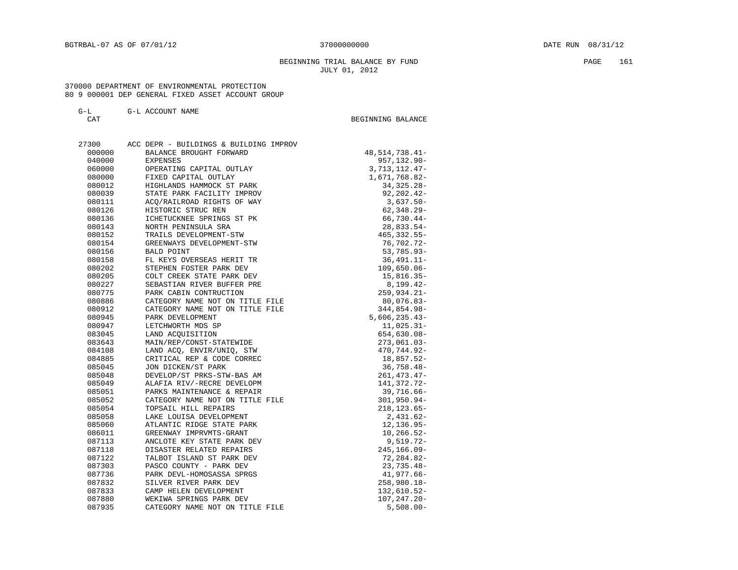BGTRBAL-07 AS OF 07/01/12 37000000000 DATE RUN 08/31/12

BEGINNING TRIAL BALANCE BY FUND
JULY 01, 2012

370000 DEPARTMENT OF ENVIRONMENTAL PROTECTION
80 9 000001 DEP GENERAL FIXED ASSET ACCOUNT GROUP

| G-L CAT | G-L ACCOUNT NAME | BEGINNING BALANCE |
|---|---|---|
| 27300 | ACC DEPR - BUILDINGS & BUILDING IMPROV | |
| 000000 | BALANCE BROUGHT FORWARD | 48,514,738.41- |
| 040000 | EXPENSES | 957,132.90- |
| 060000 | OPERATING CAPITAL OUTLAY | 3,713,112.47- |
| 080000 | FIXED CAPITAL OUTLAY | 1,671,768.82- |
| 080012 | HIGHLANDS HAMMOCK ST PARK | 34,325.28- |
| 080039 | STATE PARK FACILITY IMPROV | 92,202.42- |
| 080111 | ACQ/RAILROAD RIGHTS OF WAY | 3,637.50- |
| 080126 | HISTORIC STRUC REN | 62,348.29- |
| 080136 | ICHETUCKNEE SPRINGS ST PK | 66,730.44- |
| 080143 | NORTH PENINSULA SRA | 28,833.54- |
| 080152 | TRAILS DEVELOPMENT-STW | 465,332.55- |
| 080154 | GREENWAYS DEVELOPMENT-STW | 76,702.72- |
| 080156 | BALD POINT | 53,785.93- |
| 080158 | FL KEYS OVERSEAS HERIT TR | 36,491.11- |
| 080202 | STEPHEN FOSTER PARK DEV | 109,650.06- |
| 080205 | COLT CREEK STATE PARK DEV | 15,816.35- |
| 080227 | SEBASTIAN RIVER BUFFER PRE | 8,199.42- |
| 080775 | PARK CABIN CONTRUCTION | 259,934.21- |
| 080886 | CATEGORY NAME NOT ON TITLE FILE | 80,076.83- |
| 080912 | CATEGORY NAME NOT ON TITLE FILE | 344,854.98- |
| 080945 | PARK DEVELOPMENT | 5,606,235.43- |
| 080947 | LETCHWORTH MDS SP | 11,025.31- |
| 083045 | LAND ACQUISITION | 654,630.08- |
| 083643 | MAIN/REP/CONST-STATEWIDE | 273,061.03- |
| 084108 | LAND ACQ, ENVIR/UNIQ, STW | 470,744.92- |
| 084885 | CRITICAL REP & CODE CORREC | 18,857.52- |
| 085045 | JON DICKEN/ST PARK | 36,758.48- |
| 085048 | DEVELOP/ST PRKS-STW-BAS AM | 261,473.47- |
| 085049 | ALAFIA RIV/-RECRE DEVELOPM | 141,372.72- |
| 085051 | PARKS MAINTENANCE & REPAIR | 39,716.66- |
| 085052 | CATEGORY NAME NOT ON TITLE FILE | 301,950.94- |
| 085054 | TOPSAIL HILL REPAIRS | 218,123.65- |
| 085058 | LAKE LOUISA DEVELOPMENT | 2,431.62- |
| 085060 | ATLANTIC RIDGE STATE PARK | 12,136.95- |
| 086011 | GREENWAY IMPRVMTS-GRANT | 10,266.52- |
| 087113 | ANCLOTE KEY STATE PARK DEV | 9,519.72- |
| 087118 | DISASTER RELATED REPAIRS | 245,166.09- |
| 087122 | TALBOT ISLAND ST PARK DEV | 72,284.82- |
| 087303 | PASCO COUNTY - PARK DEV | 23,735.48- |
| 087736 | PARK DEVL-HOMOSASSA SPRGS | 41,977.66- |
| 087832 | SILVER RIVER PARK DEV | 258,980.18- |
| 087833 | CAMP HELEN DEVELOPMENT | 132,610.52- |
| 087880 | WEKIWA SPRINGS PARK DEV | 107,247.20- |
| 087935 | CATEGORY NAME NOT ON TITLE FILE | 5,508.00- |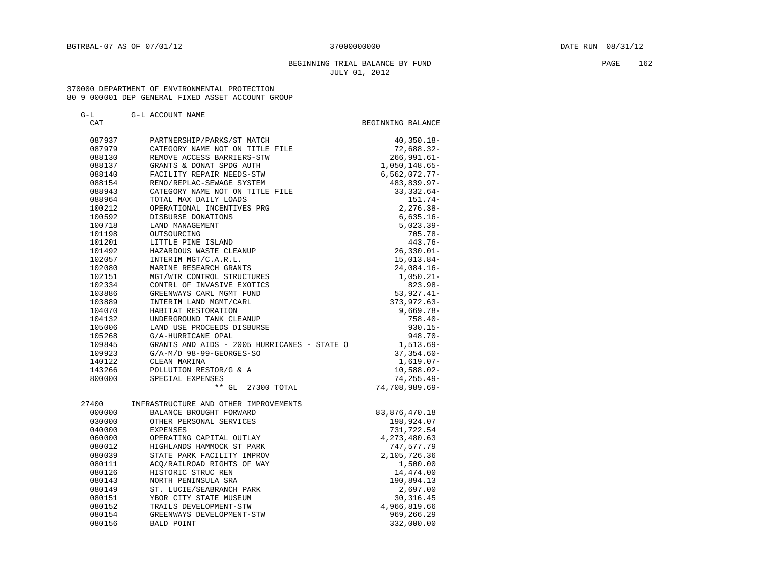BGTRBAL-07 AS OF 07/01/12 37000000000 DATE RUN 08/31/12

BEGINNING TRIAL BALANCE BY FUND
JULY 01, 2012

370000 DEPARTMENT OF ENVIRONMENTAL PROTECTION
80 9 000001 DEP GENERAL FIXED ASSET ACCOUNT GROUP

| G-L CAT | G-L ACCOUNT NAME | BEGINNING BALANCE |
|---|---|---|
| 087937 | PARTNERSHIP/PARKS/ST MATCH | 40,350.18- |
| 087979 | CATEGORY NAME NOT ON TITLE FILE | 72,688.32- |
| 088130 | REMOVE ACCESS BARRIERS-STW | 266,991.61- |
| 088137 | GRANTS & DONAT SPDG AUTH | 1,050,148.65- |
| 088140 | FACILITY REPAIR NEEDS-STW | 6,562,072.77- |
| 088154 | RENO/REPLAC-SEWAGE SYSTEM | 483,839.97- |
| 088943 | CATEGORY NAME NOT ON TITLE FILE | 33,332.64- |
| 088964 | TOTAL MAX DAILY LOADS | 151.74- |
| 100212 | OPERATIONAL INCENTIVES PRG | 2,276.38- |
| 100592 | DISBURSE DONATIONS | 6,635.16- |
| 100718 | LAND MANAGEMENT | 5,023.39- |
| 101198 | OUTSOURCING | 705.78- |
| 101201 | LITTLE PINE ISLAND | 443.76- |
| 101492 | HAZARDOUS WASTE CLEANUP | 26,330.01- |
| 102057 | INTERIM MGT/C.A.R.L. | 15,013.84- |
| 102080 | MARINE RESEARCH GRANTS | 24,084.16- |
| 102151 | MGT/WTR CONTROL STRUCTURES | 1,050.21- |
| 102334 | CONTRL OF INVASIVE EXOTICS | 823.98- |
| 103886 | GREENWAYS CARL MGMT FUND | 53,927.41- |
| 103889 | INTERIM LAND MGMT/CARL | 373,972.63- |
| 104070 | HABITAT RESTORATION | 9,669.78- |
| 104132 | UNDERGROUND TANK CLEANUP | 758.40- |
| 105006 | LAND USE PROCEEDS DISBURSE | 930.15- |
| 105268 | G/A-HURRICANE OPAL | 948.70- |
| 109845 | GRANTS AND AIDS - 2005 HURRICANES - STATE O | 1,513.69- |
| 109923 | G/A-M/D 98-99-GEORGES-SO | 37,354.60- |
| 140122 | CLEAN MARINA | 1,619.07- |
| 143266 | POLLUTION RESTOR/G & A | 10,588.02- |
| 800000 | SPECIAL EXPENSES | 74,255.49- |
| | ** GL 27300 TOTAL | 74,708,989.69- |
| 27400 | INFRASTRUCTURE AND OTHER IMPROVEMENTS | |
| 000000 | BALANCE BROUGHT FORWARD | 83,876,470.18 |
| 030000 | OTHER PERSONAL SERVICES | 198,924.07 |
| 040000 | EXPENSES | 731,722.54 |
| 060000 | OPERATING CAPITAL OUTLAY | 4,273,480.63 |
| 080012 | HIGHLANDS HAMMOCK ST PARK | 747,577.79 |
| 080039 | STATE PARK FACILITY IMPROV | 2,105,726.36 |
| 080111 | ACQ/RAILROAD RIGHTS OF WAY | 1,500.00 |
| 080126 | HISTORIC STRUC REN | 14,474.00 |
| 080143 | NORTH PENINSULA SRA | 190,894.13 |
| 080149 | ST. LUCIE/SEABRANCH PARK | 2,697.00 |
| 080151 | YBOR CITY STATE MUSEUM | 30,316.45 |
| 080152 | TRAILS DEVELOPMENT-STW | 4,966,819.66 |
| 080154 | GREENWAYS DEVELOPMENT-STW | 969,266.29 |
| 080156 | BALD POINT | 332,000.00 |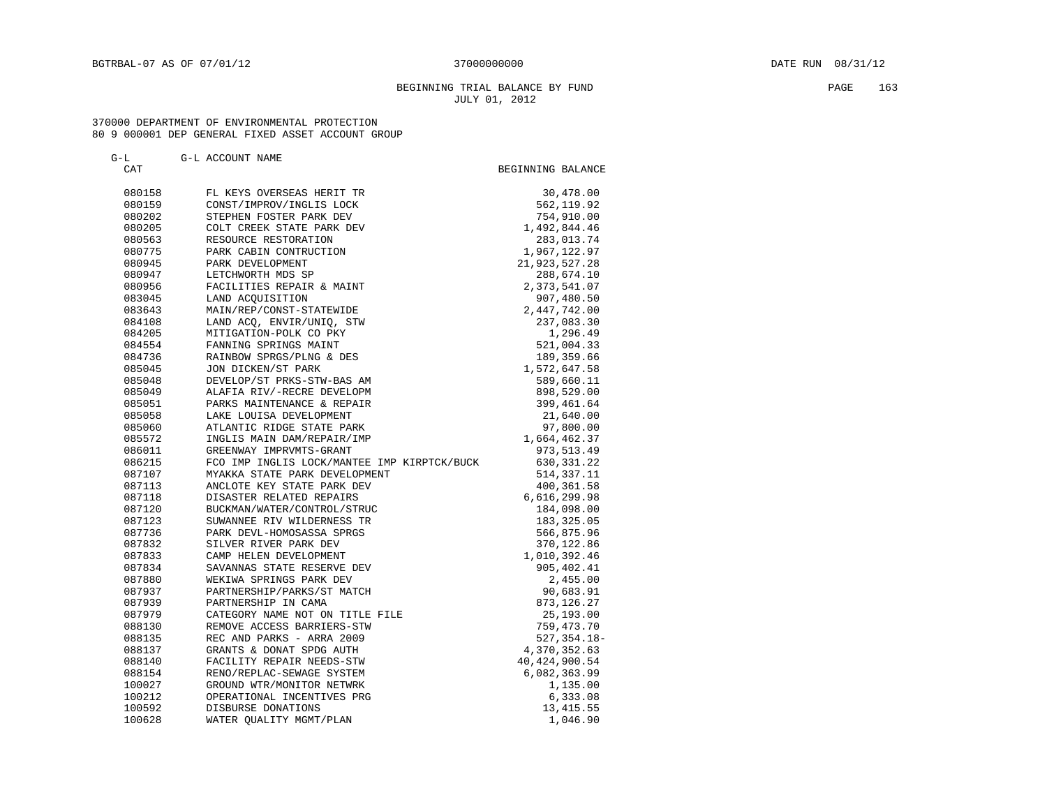BGTRBAL-07 AS OF 07/01/12 37000000000 DATE RUN 08/31/12

BEGINNING TRIAL BALANCE BY FUND
JULY 01, 2012

370000 DEPARTMENT OF ENVIRONMENTAL PROTECTION
80 9 000001 DEP GENERAL FIXED ASSET ACCOUNT GROUP

| G-L CAT | G-L ACCOUNT NAME | BEGINNING BALANCE |
|---|---|---|
| 080158 | FL KEYS OVERSEAS HERIT TR | 30,478.00 |
| 080159 | CONST/IMPROV/INGLIS LOCK | 562,119.92 |
| 080202 | STEPHEN FOSTER PARK DEV | 754,910.00 |
| 080205 | COLT CREEK STATE PARK DEV | 1,492,844.46 |
| 080563 | RESOURCE RESTORATION | 283,013.74 |
| 080775 | PARK CABIN CONTRUCTION | 1,967,122.97 |
| 080945 | PARK DEVELOPMENT | 21,923,527.28 |
| 080947 | LETCHWORTH MDS SP | 288,674.10 |
| 080956 | FACILITIES REPAIR & MAINT | 2,373,541.07 |
| 083045 | LAND ACQUISITION | 907,480.50 |
| 083643 | MAIN/REP/CONST-STATEWIDE | 2,447,742.00 |
| 084108 | LAND ACQ, ENVIR/UNIQ, STW | 237,083.30 |
| 084205 | MITIGATION-POLK CO PKY | 1,296.49 |
| 084554 | FANNING SPRINGS MAINT | 521,004.33 |
| 084736 | RAINBOW SPRGS/PLNG & DES | 189,359.66 |
| 085045 | JON DICKEN/ST PARK | 1,572,647.58 |
| 085048 | DEVELOP/ST PRKS-STW-BAS AM | 589,660.11 |
| 085049 | ALAFIA RIV/-RECRE DEVELOPM | 898,529.00 |
| 085051 | PARKS MAINTENANCE & REPAIR | 399,461.64 |
| 085058 | LAKE LOUISA DEVELOPMENT | 21,640.00 |
| 085060 | ATLANTIC RIDGE STATE PARK | 97,800.00 |
| 085572 | INGLIS MAIN DAM/REPAIR/IMP | 1,664,462.37 |
| 086011 | GREENWAY IMPRVMTS-GRANT | 973,513.49 |
| 086215 | FCO IMP INGLIS LOCK/MANTEE IMP KIRPTCK/BUCK | 630,331.22 |
| 087107 | MYAKKA STATE PARK DEVELOPMENT | 514,337.11 |
| 087113 | ANCLOTE KEY STATE PARK DEV | 400,361.58 |
| 087118 | DISASTER RELATED REPAIRS | 6,616,299.98 |
| 087120 | BUCKMAN/WATER/CONTROL/STRUC | 184,098.00 |
| 087123 | SUWANNEE RIV WILDERNESS TR | 183,325.05 |
| 087736 | PARK DEVL-HOMOSASSA SPRGS | 566,875.96 |
| 087832 | SILVER RIVER PARK DEV | 370,122.86 |
| 087833 | CAMP HELEN DEVELOPMENT | 1,010,392.46 |
| 087834 | SAVANNAS STATE RESERVE DEV | 905,402.41 |
| 087880 | WEKIWA SPRINGS PARK DEV | 2,455.00 |
| 087937 | PARTNERSHIP/PARKS/ST MATCH | 90,683.91 |
| 087939 | PARTNERSHIP IN CAMA | 873,126.27 |
| 087979 | CATEGORY NAME NOT ON TITLE FILE | 25,193.00 |
| 088130 | REMOVE ACCESS BARRIERS-STW | 759,473.70 |
| 088135 | REC AND PARKS - ARRA 2009 | 527,354.18- |
| 088137 | GRANTS & DONAT SPDG AUTH | 4,370,352.63 |
| 088140 | FACILITY REPAIR NEEDS-STW | 40,424,900.54 |
| 088154 | RENO/REPLAC-SEWAGE SYSTEM | 6,082,363.99 |
| 100027 | GROUND WTR/MONITOR NETWRK | 1,135.00 |
| 100212 | OPERATIONAL INCENTIVES PRG | 6,333.08 |
| 100592 | DISBURSE DONATIONS | 13,415.55 |
| 100628 | WATER QUALITY MGMT/PLAN | 1,046.90 |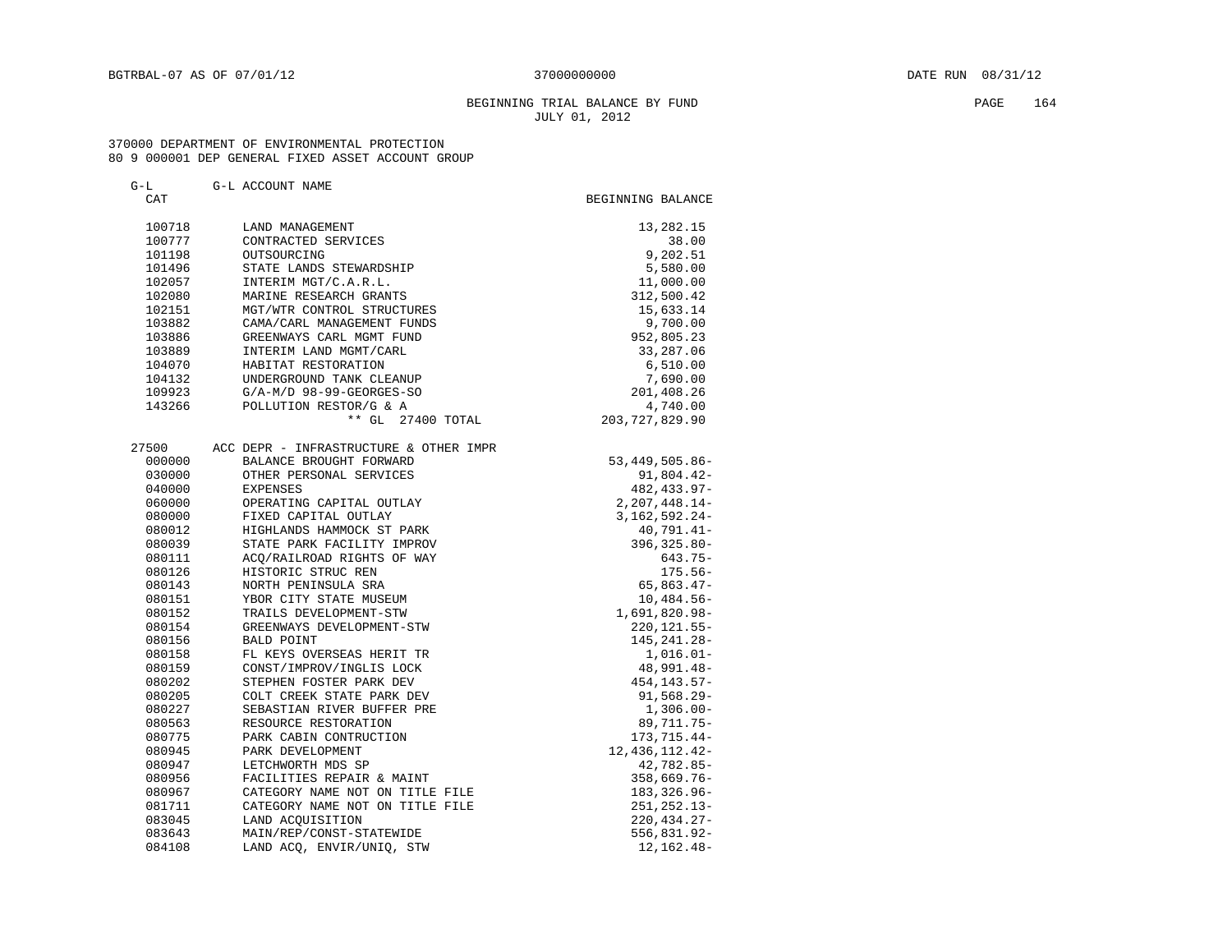BGTRBAL-07 AS OF 07/01/12 — 37000000000 — DATE RUN 08/31/12

BEGINNING TRIAL BALANCE BY FUND
JULY 01, 2012

370000 DEPARTMENT OF ENVIRONMENTAL PROTECTION
80 9 000001 DEP GENERAL FIXED ASSET ACCOUNT GROUP

| G-L CAT | G-L ACCOUNT NAME | BEGINNING BALANCE |
|---|---|---|
| 100718 | LAND MANAGEMENT | 13,282.15 |
| 100777 | CONTRACTED SERVICES | 38.00 |
| 101198 | OUTSOURCING | 9,202.51 |
| 101496 | STATE LANDS STEWARDSHIP | 5,580.00 |
| 102057 | INTERIM MGT/C.A.R.L. | 11,000.00 |
| 102080 | MARINE RESEARCH GRANTS | 312,500.42 |
| 102151 | MGT/WTR CONTROL STRUCTURES | 15,633.14 |
| 103882 | CAMA/CARL MANAGEMENT FUNDS | 9,700.00 |
| 103886 | GREENWAYS CARL MGMT FUND | 952,805.23 |
| 103889 | INTERIM LAND MGMT/CARL | 33,287.06 |
| 104070 | HABITAT RESTORATION | 6,510.00 |
| 104132 | UNDERGROUND TANK CLEANUP | 7,690.00 |
| 109923 | G/A-M/D 98-99-GEORGES-SO | 201,408.26 |
| 143266 | POLLUTION RESTOR/G & A | 4,740.00 |
| | ** GL 27400 TOTAL | 203,727,829.90 |
| 27500 | ACC DEPR - INFRASTRUCTURE & OTHER IMPR | |
| 000000 | BALANCE BROUGHT FORWARD | 53,449,505.86- |
| 030000 | OTHER PERSONAL SERVICES | 91,804.42- |
| 040000 | EXPENSES | 482,433.97- |
| 060000 | OPERATING CAPITAL OUTLAY | 2,207,448.14- |
| 080000 | FIXED CAPITAL OUTLAY | 3,162,592.24- |
| 080012 | HIGHLANDS HAMMOCK ST PARK | 40,791.41- |
| 080039 | STATE PARK FACILITY IMPROV | 396,325.80- |
| 080111 | ACQ/RAILROAD RIGHTS OF WAY | 643.75- |
| 080126 | HISTORIC STRUC REN | 175.56- |
| 080143 | NORTH PENINSULA SRA | 65,863.47- |
| 080151 | YBOR CITY STATE MUSEUM | 10,484.56- |
| 080152 | TRAILS DEVELOPMENT-STW | 1,691,820.98- |
| 080154 | GREENWAYS DEVELOPMENT-STW | 220,121.55- |
| 080156 | BALD POINT | 145,241.28- |
| 080158 | FL KEYS OVERSEAS HERIT TR | 1,016.01- |
| 080159 | CONST/IMPROV/INGLIS LOCK | 48,991.48- |
| 080202 | STEPHEN FOSTER PARK DEV | 454,143.57- |
| 080205 | COLT CREEK STATE PARK DEV | 91,568.29- |
| 080227 | SEBASTIAN RIVER BUFFER PRE | 1,306.00- |
| 080563 | RESOURCE RESTORATION | 89,711.75- |
| 080775 | PARK CABIN CONTRUCTION | 173,715.44- |
| 080945 | PARK DEVELOPMENT | 12,436,112.42- |
| 080947 | LETCHWORTH MDS SP | 42,782.85- |
| 080956 | FACILITIES REPAIR & MAINT | 358,669.76- |
| 080967 | CATEGORY NAME NOT ON TITLE FILE | 183,326.96- |
| 081711 | CATEGORY NAME NOT ON TITLE FILE | 251,252.13- |
| 083045 | LAND ACQUISITION | 220,434.27- |
| 083643 | MAIN/REP/CONST-STATEWIDE | 556,831.92- |
| 084108 | LAND ACQ, ENVIR/UNIQ, STW | 12,162.48- |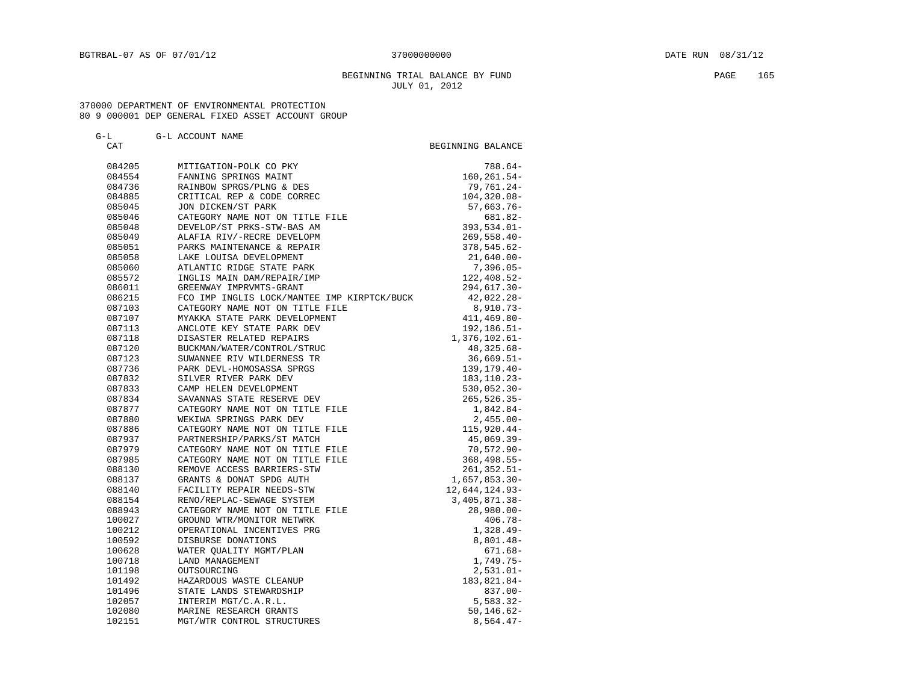BGTRBAL-07 AS OF 07/01/12 37000000000 DATE RUN 08/31/12

BEGINNING TRIAL BALANCE BY FUND
JULY 01, 2012

370000 DEPARTMENT OF ENVIRONMENTAL PROTECTION
80 9 000001 DEP GENERAL FIXED ASSET ACCOUNT GROUP

| G-L CAT | G-L ACCOUNT NAME | BEGINNING BALANCE |
|---|---|---|
| 084205 | MITIGATION-POLK CO PKY | 788.64- |
| 084554 | FANNING SPRINGS MAINT | 160,261.54- |
| 084736 | RAINBOW SPRGS/PLNG & DES | 79,761.24- |
| 084885 | CRITICAL REP & CODE CORREC | 104,320.08- |
| 085045 | JON DICKEN/ST PARK | 57,663.76- |
| 085046 | CATEGORY NAME NOT ON TITLE FILE | 681.82- |
| 085048 | DEVELOP/ST PRKS-STW-BAS AM | 393,534.01- |
| 085049 | ALAFIA RIV/-RECRE DEVELOPM | 269,558.40- |
| 085051 | PARKS MAINTENANCE & REPAIR | 378,545.62- |
| 085058 | LAKE LOUISA DEVELOPMENT | 21,640.00- |
| 085060 | ATLANTIC RIDGE STATE PARK | 7,396.05- |
| 085572 | INGLIS MAIN DAM/REPAIR/IMP | 122,408.52- |
| 086011 | GREENWAY IMPRVMTS-GRANT | 294,617.30- |
| 086215 | FCO IMP INGLIS LOCK/MANTEE IMP KIRPTCK/BUCK | 42,022.28- |
| 087103 | CATEGORY NAME NOT ON TITLE FILE | 8,910.73- |
| 087107 | MYAKKA STATE PARK DEVELOPMENT | 411,469.80- |
| 087113 | ANCLOTE KEY STATE PARK DEV | 192,186.51- |
| 087118 | DISASTER RELATED REPAIRS | 1,376,102.61- |
| 087120 | BUCKMAN/WATER/CONTROL/STRUC | 48,325.68- |
| 087123 | SUWANNEE RIV WILDERNESS TR | 36,669.51- |
| 087736 | PARK DEVL-HOMOSASSA SPRGS | 139,179.40- |
| 087832 | SILVER RIVER PARK DEV | 183,110.23- |
| 087833 | CAMP HELEN DEVELOPMENT | 530,052.30- |
| 087834 | SAVANNAS STATE RESERVE DEV | 265,526.35- |
| 087877 | CATEGORY NAME NOT ON TITLE FILE | 1,842.84- |
| 087880 | WEKIWA SPRINGS PARK DEV | 2,455.00- |
| 087886 | CATEGORY NAME NOT ON TITLE FILE | 115,920.44- |
| 087937 | PARTNERSHIP/PARKS/ST MATCH | 45,069.39- |
| 087979 | CATEGORY NAME NOT ON TITLE FILE | 70,572.90- |
| 087985 | CATEGORY NAME NOT ON TITLE FILE | 368,498.55- |
| 088130 | REMOVE ACCESS BARRIERS-STW | 261,352.51- |
| 088137 | GRANTS & DONAT SPDG AUTH | 1,657,853.30- |
| 088140 | FACILITY REPAIR NEEDS-STW | 12,644,124.93- |
| 088154 | RENO/REPLAC-SEWAGE SYSTEM | 3,405,871.38- |
| 088943 | CATEGORY NAME NOT ON TITLE FILE | 28,980.00- |
| 100027 | GROUND WTR/MONITOR NETWRK | 406.78- |
| 100212 | OPERATIONAL INCENTIVES PRG | 1,328.49- |
| 100592 | DISBURSE DONATIONS | 8,801.48- |
| 100628 | WATER QUALITY MGMT/PLAN | 671.68- |
| 100718 | LAND MANAGEMENT | 1,749.75- |
| 101198 | OUTSOURCING | 2,531.01- |
| 101492 | HAZARDOUS WASTE CLEANUP | 183,821.84- |
| 101496 | STATE LANDS STEWARDSHIP | 837.00- |
| 102057 | INTERIM MGT/C.A.R.L. | 5,583.32- |
| 102080 | MARINE RESEARCH GRANTS | 50,146.62- |
| 102151 | MGT/WTR CONTROL STRUCTURES | 8,564.47- |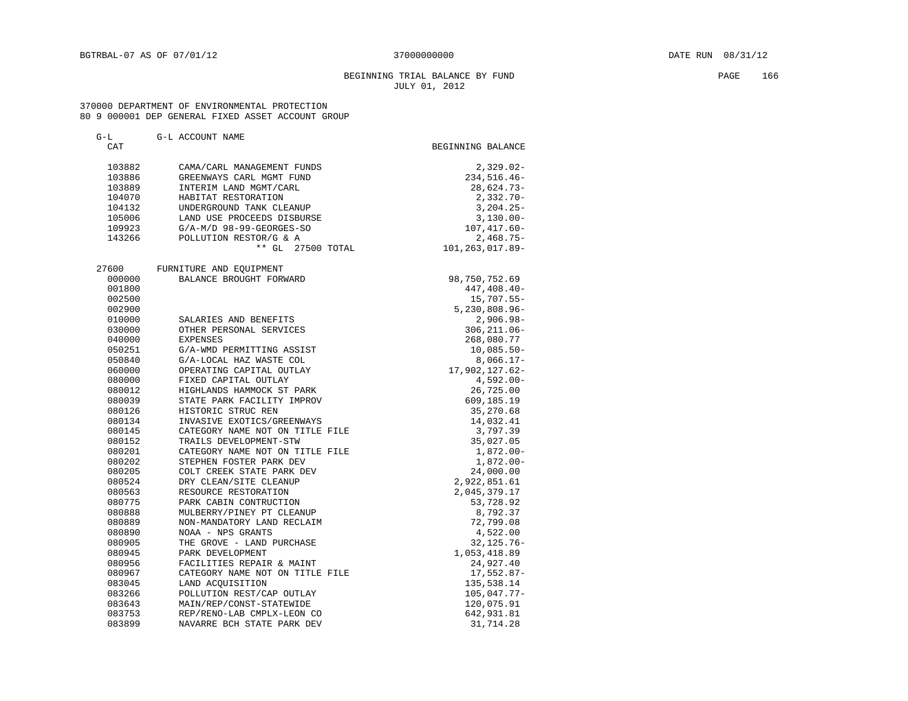BGTRBAL-07 AS OF 07/01/12 37000000000 DATE RUN 08/31/12

BEGINNING TRIAL BALANCE BY FUND
JULY 01, 2012

370000 DEPARTMENT OF ENVIRONMENTAL PROTECTION
80 9 000001 DEP GENERAL FIXED ASSET ACCOUNT GROUP

| G-L CAT | G-L ACCOUNT NAME | BEGINNING BALANCE |
|---|---|---|
| 103882 | CAMA/CARL MANAGEMENT FUNDS | 2,329.02- |
| 103886 | GREENWAYS CARL MGMT FUND | 234,516.46- |
| 103889 | INTERIM LAND MGMT/CARL | 28,624.73- |
| 104070 | HABITAT RESTORATION | 2,332.70- |
| 104132 | UNDERGROUND TANK CLEANUP | 3,204.25- |
| 105006 | LAND USE PROCEEDS DISBURSE | 3,130.00- |
| 109923 | G/A-M/D 98-99-GEORGES-SO | 107,417.60- |
| 143266 | POLLUTION RESTOR/G & A | 2,468.75- |
| | ** GL 27500 TOTAL | 101,263,017.89- |
| | | |
| 27600 | FURNITURE AND EQUIPMENT | |
| 000000 | BALANCE BROUGHT FORWARD | 98,750,752.69 |
| 001800 | | 447,408.40- |
| 002500 | | 15,707.55- |
| 002900 | | 5,230,808.96- |
| 010000 | SALARIES AND BENEFITS | 2,906.98- |
| 030000 | OTHER PERSONAL SERVICES | 306,211.06- |
| 040000 | EXPENSES | 268,080.77 |
| 050251 | G/A-WMD PERMITTING ASSIST | 10,085.50- |
| 050840 | G/A-LOCAL HAZ WASTE COL | 8,066.17- |
| 060000 | OPERATING CAPITAL OUTLAY | 17,902,127.62- |
| 080000 | FIXED CAPITAL OUTLAY | 4,592.00- |
| 080012 | HIGHLANDS HAMMOCK ST PARK | 26,725.00 |
| 080039 | STATE PARK FACILITY IMPROV | 609,185.19 |
| 080126 | HISTORIC STRUC REN | 35,270.68 |
| 080134 | INVASIVE EXOTICS/GREENWAYS | 14,032.41 |
| 080145 | CATEGORY NAME NOT ON TITLE FILE | 3,797.39 |
| 080152 | TRAILS DEVELOPMENT-STW | 35,027.05 |
| 080201 | CATEGORY NAME NOT ON TITLE FILE | 1,872.00- |
| 080202 | STEPHEN FOSTER PARK DEV | 1,872.00- |
| 080205 | COLT CREEK STATE PARK DEV | 24,000.00 |
| 080524 | DRY CLEAN/SITE CLEANUP | 2,922,851.61 |
| 080563 | RESOURCE RESTORATION | 2,045,379.17 |
| 080775 | PARK CABIN CONTRUCTION | 53,728.92 |
| 080888 | MULBERRY/PINEY PT CLEANUP | 8,792.37 |
| 080889 | NON-MANDATORY LAND RECLAIM | 72,799.08 |
| 080890 | NOAA - NPS GRANTS | 4,522.00 |
| 080905 | THE GROVE - LAND PURCHASE | 32,125.76- |
| 080945 | PARK DEVELOPMENT | 1,053,418.89 |
| 080956 | FACILITIES REPAIR & MAINT | 24,927.40 |
| 080967 | CATEGORY NAME NOT ON TITLE FILE | 17,552.87- |
| 083045 | LAND ACQUISITION | 135,538.14 |
| 083266 | POLLUTION REST/CAP OUTLAY | 105,047.77- |
| 083643 | MAIN/REP/CONST-STATEWIDE | 120,075.91 |
| 083753 | REP/RENO-LAB CMPLX-LEON CO | 642,931.81 |
| 083899 | NAVARRE BCH STATE PARK DEV | 31,714.28 |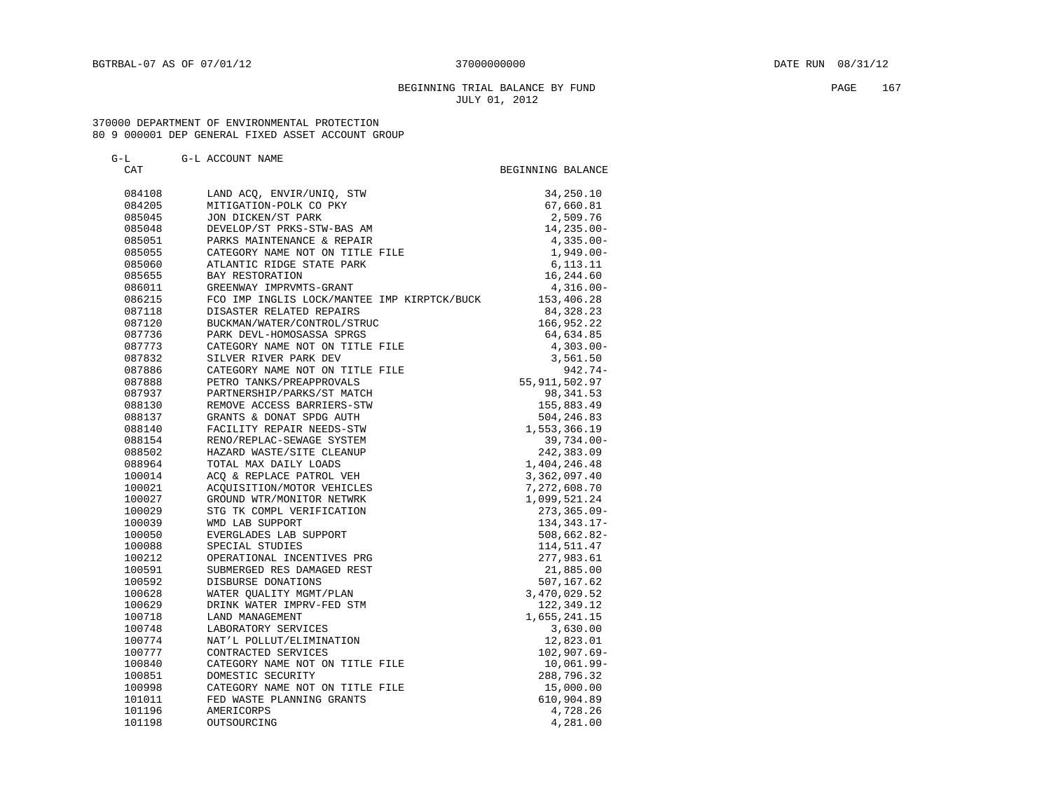BGTRBAL-07 AS OF 07/01/12 37000000000 DATE RUN 08/31/12

BEGINNING TRIAL BALANCE BY FUND
JULY 01, 2012

370000 DEPARTMENT OF ENVIRONMENTAL PROTECTION
80 9 000001 DEP GENERAL FIXED ASSET ACCOUNT GROUP

| G-L CAT | G-L ACCOUNT NAME | BEGINNING BALANCE |
|---|---|---|
| 084108 | LAND ACQ, ENVIR/UNIQ, STW | 34,250.10 |
| 084205 | MITIGATION-POLK CO PKY | 67,660.81 |
| 085045 | JON DICKEN/ST PARK | 2,509.76 |
| 085048 | DEVELOP/ST PRKS-STW-BAS AM | 14,235.00- |
| 085051 | PARKS MAINTENANCE & REPAIR | 4,335.00- |
| 085055 | CATEGORY NAME NOT ON TITLE FILE | 1,949.00- |
| 085060 | ATLANTIC RIDGE STATE PARK | 6,113.11 |
| 085655 | BAY RESTORATION | 16,244.60 |
| 086011 | GREENWAY IMPRVMTS-GRANT | 4,316.00- |
| 086215 | FCO IMP INGLIS LOCK/MANTEE IMP KIRPTCK/BUCK | 153,406.28 |
| 087118 | DISASTER RELATED REPAIRS | 84,328.23 |
| 087120 | BUCKMAN/WATER/CONTROL/STRUC | 166,952.22 |
| 087736 | PARK DEVL-HOMOSASSA SPRGS | 64,634.85 |
| 087773 | CATEGORY NAME NOT ON TITLE FILE | 4,303.00- |
| 087832 | SILVER RIVER PARK DEV | 3,561.50 |
| 087886 | CATEGORY NAME NOT ON TITLE FILE | 942.74- |
| 087888 | PETRO TANKS/PREAPPROVALS | 55,911,502.97 |
| 087937 | PARTNERSHIP/PARKS/ST MATCH | 98,341.53 |
| 088130 | REMOVE ACCESS BARRIERS-STW | 155,883.49 |
| 088137 | GRANTS & DONAT SPDG AUTH | 504,246.83 |
| 088140 | FACILITY REPAIR NEEDS-STW | 1,553,366.19 |
| 088154 | RENO/REPLAC-SEWAGE SYSTEM | 39,734.00- |
| 088502 | HAZARD WASTE/SITE CLEANUP | 242,383.09 |
| 088964 | TOTAL MAX DAILY LOADS | 1,404,246.48 |
| 100014 | ACQ & REPLACE PATROL VEH | 3,362,097.40 |
| 100021 | ACQUISITION/MOTOR VEHICLES | 7,272,608.70 |
| 100027 | GROUND WTR/MONITOR NETWRK | 1,099,521.24 |
| 100029 | STG TK COMPL VERIFICATION | 273,365.09- |
| 100039 | WMD LAB SUPPORT | 134,343.17- |
| 100050 | EVERGLADES LAB SUPPORT | 508,662.82- |
| 100088 | SPECIAL STUDIES | 114,511.47 |
| 100212 | OPERATIONAL INCENTIVES PRG | 277,983.61 |
| 100591 | SUBMERGED RES DAMAGED REST | 21,885.00 |
| 100592 | DISBURSE DONATIONS | 507,167.62 |
| 100628 | WATER QUALITY MGMT/PLAN | 3,470,029.52 |
| 100629 | DRINK WATER IMPRV-FED STM | 122,349.12 |
| 100718 | LAND MANAGEMENT | 1,655,241.15 |
| 100748 | LABORATORY SERVICES | 3,630.00 |
| 100774 | NAT'L POLLUT/ELIMINATION | 12,823.01 |
| 100777 | CONTRACTED SERVICES | 102,907.69- |
| 100840 | CATEGORY NAME NOT ON TITLE FILE | 10,061.99- |
| 100851 | DOMESTIC SECURITY | 288,796.32 |
| 100998 | CATEGORY NAME NOT ON TITLE FILE | 15,000.00 |
| 101011 | FED WASTE PLANNING GRANTS | 610,904.89 |
| 101196 | AMERICORPS | 4,728.26 |
| 101198 | OUTSOURCING | 4,281.00 |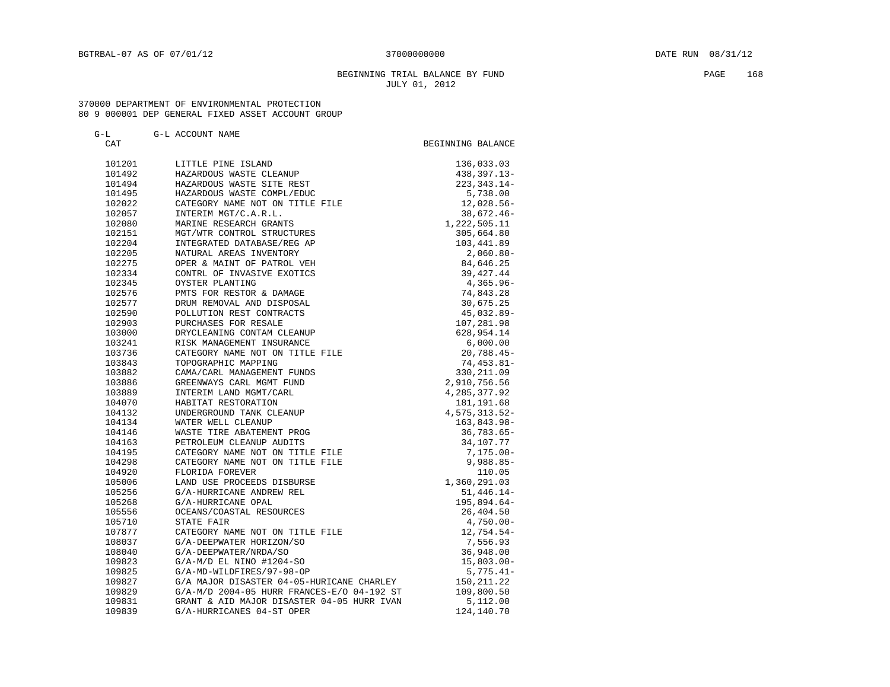BGTRBAL-07 AS OF 07/01/12 37000000000 DATE RUN 08/31/12

BEGINNING TRIAL BALANCE BY FUND
JULY 01, 2012

370000 DEPARTMENT OF ENVIRONMENTAL PROTECTION
80 9 000001 DEP GENERAL FIXED ASSET ACCOUNT GROUP

| G-L CAT | G-L ACCOUNT NAME | BEGINNING BALANCE |
|---|---|---|
| 101201 | LITTLE PINE ISLAND | 136,033.03 |
| 101492 | HAZARDOUS WASTE CLEANUP | 438,397.13- |
| 101494 | HAZARDOUS WASTE SITE REST | 223,343.14- |
| 101495 | HAZARDOUS WASTE COMPL/EDUC | 5,738.00 |
| 102022 | CATEGORY NAME NOT ON TITLE FILE | 12,028.56- |
| 102057 | INTERIM MGT/C.A.R.L. | 38,672.46- |
| 102080 | MARINE RESEARCH GRANTS | 1,222,505.11 |
| 102151 | MGT/WTR CONTROL STRUCTURES | 305,664.80 |
| 102204 | INTEGRATED DATABASE/REG AP | 103,441.89 |
| 102205 | NATURAL AREAS INVENTORY | 2,060.80- |
| 102275 | OPER & MAINT OF PATROL VEH | 84,646.25 |
| 102334 | CONTRL OF INVASIVE EXOTICS | 39,427.44 |
| 102345 | OYSTER PLANTING | 4,365.96- |
| 102576 | PMTS FOR RESTOR & DAMAGE | 74,843.28 |
| 102577 | DRUM REMOVAL AND DISPOSAL | 30,675.25 |
| 102590 | POLLUTION REST CONTRACTS | 45,032.89- |
| 102903 | PURCHASES FOR RESALE | 107,281.98 |
| 103000 | DRYCLEANING CONTAM CLEANUP | 628,954.14 |
| 103241 | RISK MANAGEMENT INSURANCE | 6,000.00 |
| 103736 | CATEGORY NAME NOT ON TITLE FILE | 20,788.45- |
| 103843 | TOPOGRAPHIC MAPPING | 74,453.81- |
| 103882 | CAMA/CARL MANAGEMENT FUNDS | 330,211.09 |
| 103886 | GREENWAYS CARL MGMT FUND | 2,910,756.56 |
| 103889 | INTERIM LAND MGMT/CARL | 4,285,377.92 |
| 104070 | HABITAT RESTORATION | 181,191.68 |
| 104132 | UNDERGROUND TANK CLEANUP | 4,575,313.52- |
| 104134 | WATER WELL CLEANUP | 163,843.98- |
| 104146 | WASTE TIRE ABATEMENT PROG | 36,783.65- |
| 104163 | PETROLEUM CLEANUP AUDITS | 34,107.77 |
| 104195 | CATEGORY NAME NOT ON TITLE FILE | 7,175.00- |
| 104298 | CATEGORY NAME NOT ON TITLE FILE | 9,988.85- |
| 104920 | FLORIDA FOREVER | 110.05 |
| 105006 | LAND USE PROCEEDS DISBURSE | 1,360,291.03 |
| 105256 | G/A-HURRICANE ANDREW REL | 51,446.14- |
| 105268 | G/A-HURRICANE OPAL | 195,894.64- |
| 105556 | OCEANS/COASTAL RESOURCES | 26,404.50 |
| 105710 | STATE FAIR | 4,750.00- |
| 107877 | CATEGORY NAME NOT ON TITLE FILE | 12,754.54- |
| 108037 | G/A-DEEPWATER HORIZON/SO | 7,556.93 |
| 108040 | G/A-DEEPWATER/NRDA/SO | 36,948.00 |
| 109823 | G/A-M/D EL NINO #1204-SO | 15,803.00- |
| 109825 | G/A-MD-WILDFIRES/97-98-OP | 5,775.41- |
| 109827 | G/A MAJOR DISASTER 04-05-HURICANE CHARLEY | 150,211.22 |
| 109829 | G/A-M/D 2004-05 HURR FRANCES-E/O 04-192 ST | 109,800.50 |
| 109831 | GRANT & AID MAJOR DISASTER 04-05 HURR IVAN | 5,112.00 |
| 109839 | G/A-HURRICANES 04-ST OPER | 124,140.70 |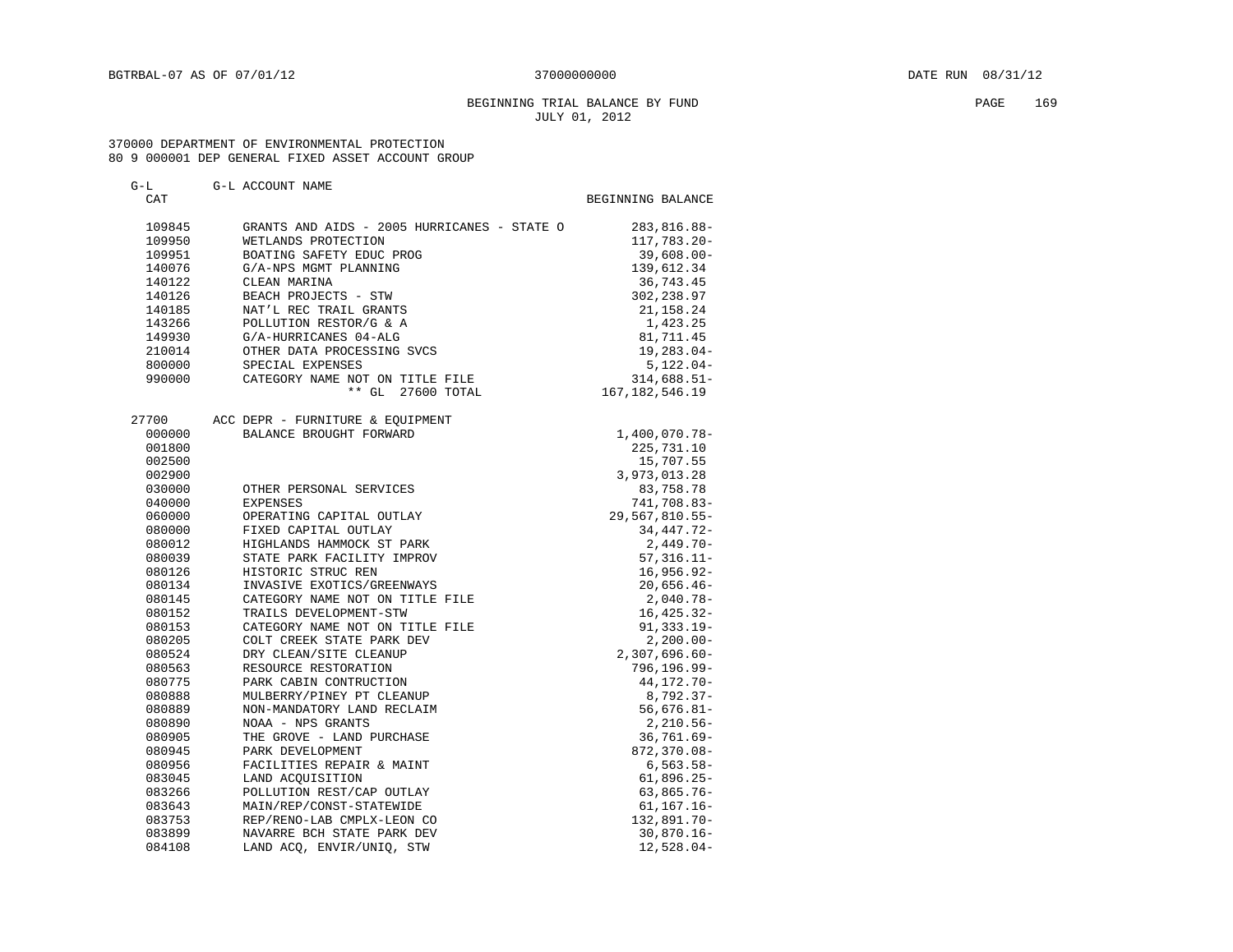BEGINNING TRIAL BALANCE BY FUND
JULY 01, 2012

370000 DEPARTMENT OF ENVIRONMENTAL PROTECTION
80 9 000001 DEP GENERAL FIXED ASSET ACCOUNT GROUP

| G-L CAT | G-L ACCOUNT NAME | BEGINNING BALANCE |
|---|---|---|
| 109845 | GRANTS AND AIDS - 2005 HURRICANES - STATE O | 283,816.88- |
| 109950 | WETLANDS PROTECTION | 117,783.20- |
| 109951 | BOATING SAFETY EDUC PROG | 39,608.00- |
| 140076 | G/A-NPS MGMT PLANNING | 139,612.34 |
| 140122 | CLEAN MARINA | 36,743.45 |
| 140126 | BEACH PROJECTS - STW | 302,238.97 |
| 140185 | NAT'L REC TRAIL GRANTS | 21,158.24 |
| 143266 | POLLUTION RESTOR/G & A | 1,423.25 |
| 149930 | G/A-HURRICANES 04-ALG | 81,711.45 |
| 210014 | OTHER DATA PROCESSING SVCS | 19,283.04- |
| 800000 | SPECIAL EXPENSES | 5,122.04- |
| 990000 | CATEGORY NAME NOT ON TITLE FILE | 314,688.51- |
| | ** GL 27600 TOTAL | 167,182,546.19 |
| 27700 | ACC DEPR - FURNITURE & EQUIPMENT | |
| 000000 | BALANCE BROUGHT FORWARD | 1,400,070.78- |
| 001800 | | 225,731.10 |
| 002500 | | 15,707.55 |
| 002900 | | 3,973,013.28 |
| 030000 | OTHER PERSONAL SERVICES | 83,758.78 |
| 040000 | EXPENSES | 741,708.83- |
| 060000 | OPERATING CAPITAL OUTLAY | 29,567,810.55- |
| 080000 | FIXED CAPITAL OUTLAY | 34,447.72- |
| 080012 | HIGHLANDS HAMMOCK ST PARK | 2,449.70- |
| 080039 | STATE PARK FACILITY IMPROV | 57,316.11- |
| 080126 | HISTORIC STRUC REN | 16,956.92- |
| 080134 | INVASIVE EXOTICS/GREENWAYS | 20,656.46- |
| 080145 | CATEGORY NAME NOT ON TITLE FILE | 2,040.78- |
| 080152 | TRAILS DEVELOPMENT-STW | 16,425.32- |
| 080153 | CATEGORY NAME NOT ON TITLE FILE | 91,333.19- |
| 080205 | COLT CREEK STATE PARK DEV | 2,200.00- |
| 080524 | DRY CLEAN/SITE CLEANUP | 2,307,696.60- |
| 080563 | RESOURCE RESTORATION | 796,196.99- |
| 080775 | PARK CABIN CONTRUCTION | 44,172.70- |
| 080888 | MULBERRY/PINEY PT CLEANUP | 8,792.37- |
| 080889 | NON-MANDATORY LAND RECLAIM | 56,676.81- |
| 080890 | NOAA - NPS GRANTS | 2,210.56- |
| 080905 | THE GROVE - LAND PURCHASE | 36,761.69- |
| 080945 | PARK DEVELOPMENT | 872,370.08- |
| 080956 | FACILITIES REPAIR & MAINT | 6,563.58- |
| 083045 | LAND ACQUISITION | 61,896.25- |
| 083266 | POLLUTION REST/CAP OUTLAY | 63,865.76- |
| 083643 | MAIN/REP/CONST-STATEWIDE | 61,167.16- |
| 083753 | REP/RENO-LAB CMPLX-LEON CO | 132,891.70- |
| 083899 | NAVARRE BCH STATE PARK DEV | 30,870.16- |
| 084108 | LAND ACQ, ENVIR/UNIQ, STW | 12,528.04- |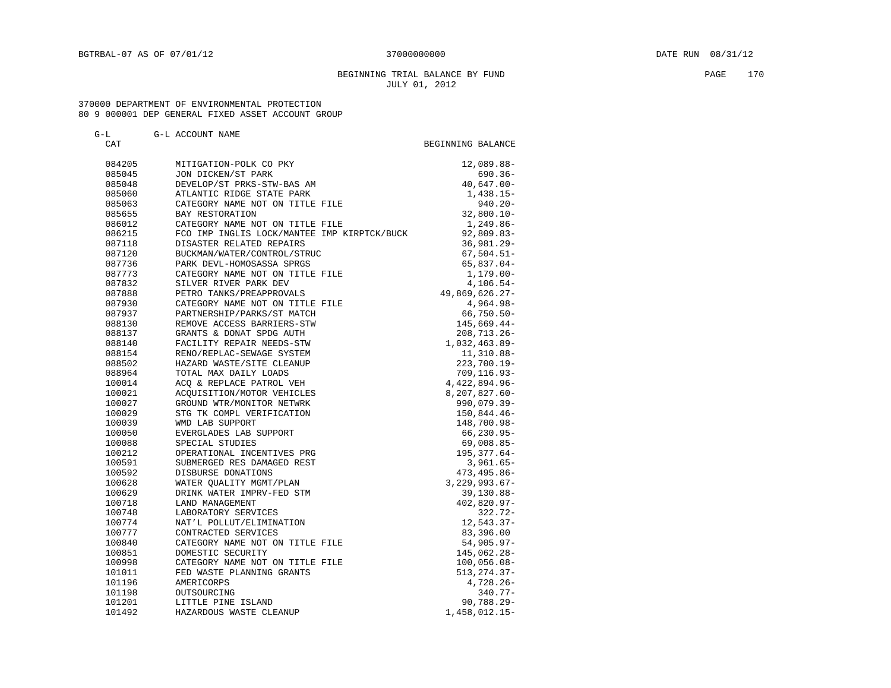BGTRBAL-07 AS OF 07/01/12 37000000000 DATE RUN 08/31/12

BEGINNING TRIAL BALANCE BY FUND
JULY 01, 2012

370000 DEPARTMENT OF ENVIRONMENTAL PROTECTION
80 9 000001 DEP GENERAL FIXED ASSET ACCOUNT GROUP

| G-L CAT | G-L ACCOUNT NAME | BEGINNING BALANCE |
|---|---|---|
| 084205 | MITIGATION-POLK CO PKY | 12,089.88- |
| 085045 | JON DICKEN/ST PARK | 690.36- |
| 085048 | DEVELOP/ST PRKS-STW-BAS AM | 40,647.00- |
| 085060 | ATLANTIC RIDGE STATE PARK | 1,438.15- |
| 085063 | CATEGORY NAME NOT ON TITLE FILE | 940.20- |
| 085655 | BAY RESTORATION | 32,800.10- |
| 086012 | CATEGORY NAME NOT ON TITLE FILE | 1,249.86- |
| 086215 | FCO IMP INGLIS LOCK/MANTEE IMP KIRPTCK/BUCK | 92,809.83- |
| 087118 | DISASTER RELATED REPAIRS | 36,981.29- |
| 087120 | BUCKMAN/WATER/CONTROL/STRUC | 67,504.51- |
| 087736 | PARK DEVL-HOMOSASSA SPRGS | 65,837.04- |
| 087773 | CATEGORY NAME NOT ON TITLE FILE | 1,179.00- |
| 087832 | SILVER RIVER PARK DEV | 4,106.54- |
| 087888 | PETRO TANKS/PREAPPROVALS | 49,869,626.27- |
| 087930 | CATEGORY NAME NOT ON TITLE FILE | 4,964.98- |
| 087937 | PARTNERSHIP/PARKS/ST MATCH | 66,750.50- |
| 088130 | REMOVE ACCESS BARRIERS-STW | 145,669.44- |
| 088137 | GRANTS & DONAT SPDG AUTH | 208,713.26- |
| 088140 | FACILITY REPAIR NEEDS-STW | 1,032,463.89- |
| 088154 | RENO/REPLAC-SEWAGE SYSTEM | 11,310.88- |
| 088502 | HAZARD WASTE/SITE CLEANUP | 223,700.19- |
| 088964 | TOTAL MAX DAILY LOADS | 709,116.93- |
| 100014 | ACQ & REPLACE PATROL VEH | 4,422,894.96- |
| 100021 | ACQUISITION/MOTOR VEHICLES | 8,207,827.60- |
| 100027 | GROUND WTR/MONITOR NETWRK | 990,079.39- |
| 100029 | STG TK COMPL VERIFICATION | 150,844.46- |
| 100039 | WMD LAB SUPPORT | 148,700.98- |
| 100050 | EVERGLADES LAB SUPPORT | 66,230.95- |
| 100088 | SPECIAL STUDIES | 69,008.85- |
| 100212 | OPERATIONAL INCENTIVES PRG | 195,377.64- |
| 100591 | SUBMERGED RES DAMAGED REST | 3,961.65- |
| 100592 | DISBURSE DONATIONS | 473,495.86- |
| 100628 | WATER QUALITY MGMT/PLAN | 3,229,993.67- |
| 100629 | DRINK WATER IMPRV-FED STM | 39,130.88- |
| 100718 | LAND MANAGEMENT | 402,820.97- |
| 100748 | LABORATORY SERVICES | 322.72- |
| 100774 | NAT'L POLLUT/ELIMINATION | 12,543.37- |
| 100777 | CONTRACTED SERVICES | 83,396.00 |
| 100840 | CATEGORY NAME NOT ON TITLE FILE | 54,905.97- |
| 100851 | DOMESTIC SECURITY | 145,062.28- |
| 100998 | CATEGORY NAME NOT ON TITLE FILE | 100,056.08- |
| 101011 | FED WASTE PLANNING GRANTS | 513,274.37- |
| 101196 | AMERICORPS | 4,728.26- |
| 101198 | OUTSOURCING | 340.77- |
| 101201 | LITTLE PINE ISLAND | 90,788.29- |
| 101492 | HAZARDOUS WASTE CLEANUP | 1,458,012.15- |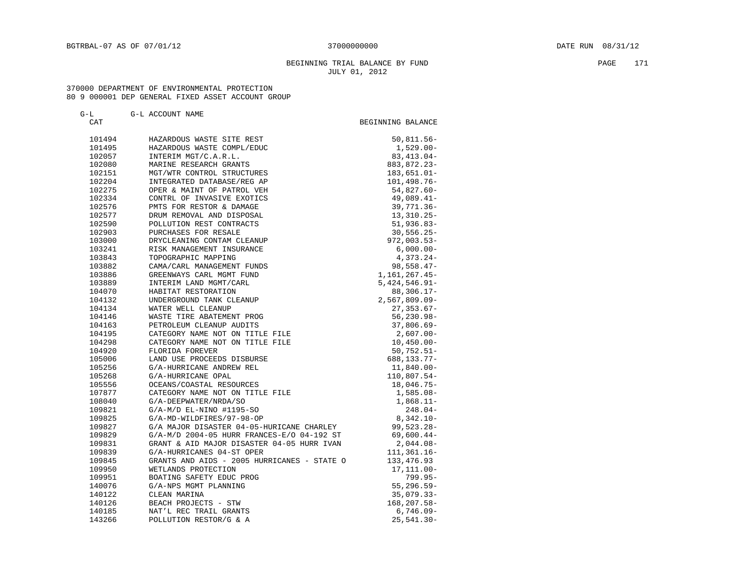BGTRBAL-07 AS OF 07/01/12 37000000000 DATE RUN 08/31/12

BEGINNING TRIAL BALANCE BY FUND
JULY 01, 2012

370000 DEPARTMENT OF ENVIRONMENTAL PROTECTION
80 9 000001 DEP GENERAL FIXED ASSET ACCOUNT GROUP

| G-L CAT | G-L ACCOUNT NAME | BEGINNING BALANCE |
|---|---|---|
| 101494 | HAZARDOUS WASTE SITE REST | 50,811.56- |
| 101495 | HAZARDOUS WASTE COMPL/EDUC | 1,529.00- |
| 102057 | INTERIM MGT/C.A.R.L. | 83,413.04- |
| 102080 | MARINE RESEARCH GRANTS | 883,872.23- |
| 102151 | MGT/WTR CONTROL STRUCTURES | 183,651.01- |
| 102204 | INTEGRATED DATABASE/REG AP | 101,498.76- |
| 102275 | OPER & MAINT OF PATROL VEH | 54,827.60- |
| 102334 | CONTRL OF INVASIVE EXOTICS | 49,089.41- |
| 102576 | PMTS FOR RESTOR & DAMAGE | 39,771.36- |
| 102577 | DRUM REMOVAL AND DISPOSAL | 13,310.25- |
| 102590 | POLLUTION REST CONTRACTS | 51,936.83- |
| 102903 | PURCHASES FOR RESALE | 30,556.25- |
| 103000 | DRYCLEANING CONTAM CLEANUP | 972,003.53- |
| 103241 | RISK MANAGEMENT INSURANCE | 6,000.00- |
| 103843 | TOPOGRAPHIC MAPPING | 4,373.24- |
| 103882 | CAMA/CARL MANAGEMENT FUNDS | 98,558.47- |
| 103886 | GREENWAYS CARL MGMT FUND | 1,161,267.45- |
| 103889 | INTERIM LAND MGMT/CARL | 5,424,546.91- |
| 104070 | HABITAT RESTORATION | 88,306.17- |
| 104132 | UNDERGROUND TANK CLEANUP | 2,567,809.09- |
| 104134 | WATER WELL CLEANUP | 27,353.67- |
| 104146 | WASTE TIRE ABATEMENT PROG | 56,230.98- |
| 104163 | PETROLEUM CLEANUP AUDITS | 37,806.69- |
| 104195 | CATEGORY NAME NOT ON TITLE FILE | 2,607.00- |
| 104298 | CATEGORY NAME NOT ON TITLE FILE | 10,450.00- |
| 104920 | FLORIDA FOREVER | 50,752.51- |
| 105006 | LAND USE PROCEEDS DISBURSE | 688,133.77- |
| 105256 | G/A-HURRICANE ANDREW REL | 11,840.00- |
| 105268 | G/A-HURRICANE OPAL | 110,807.54- |
| 105556 | OCEANS/COASTAL RESOURCES | 18,046.75- |
| 107877 | CATEGORY NAME NOT ON TITLE FILE | 1,585.08- |
| 108040 | G/A-DEEPWATER/NRDA/SO | 1,868.11- |
| 109821 | G/A-M/D EL-NINO #1195-SO | 248.04- |
| 109825 | G/A-MD-WILDFIRES/97-98-OP | 8,342.10- |
| 109827 | G/A MAJOR DISASTER 04-05-HURICANE CHARLEY | 99,523.28- |
| 109829 | G/A-M/D 2004-05 HURR FRANCES-E/O 04-192 ST | 69,600.44- |
| 109831 | GRANT & AID MAJOR DISASTER 04-05 HURR IVAN | 2,044.08- |
| 109839 | G/A-HURRICANES 04-ST OPER | 111,361.16- |
| 109845 | GRANTS AND AIDS - 2005 HURRICANES - STATE O | 133,476.93 |
| 109950 | WETLANDS PROTECTION | 17,111.00- |
| 109951 | BOATING SAFETY EDUC PROG | 799.95- |
| 140076 | G/A-NPS MGMT PLANNING | 55,296.59- |
| 140122 | CLEAN MARINA | 35,079.33- |
| 140126 | BEACH PROJECTS - STW | 168,207.58- |
| 140185 | NAT'L REC TRAIL GRANTS | 6,746.09- |
| 143266 | POLLUTION RESTOR/G & A | 25,541.30- |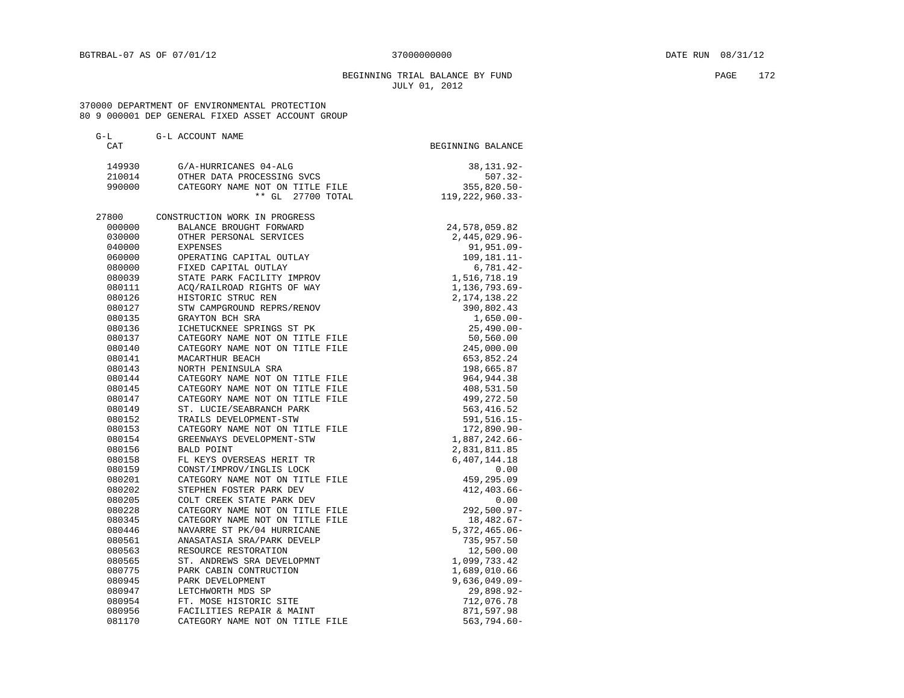BGTRBAL-07 AS OF 07/01/12 37000000000 DATE RUN 08/31/12

BEGINNING TRIAL BALANCE BY FUND
JULY 01, 2012

370000 DEPARTMENT OF ENVIRONMENTAL PROTECTION
80 9 000001 DEP GENERAL FIXED ASSET ACCOUNT GROUP

| G-L CAT | G-L ACCOUNT NAME | BEGINNING BALANCE |
|---|---|---|
| 149930 | G/A-HURRICANES 04-ALG | 38,131.92- |
| 210014 | OTHER DATA PROCESSING SVCS | 507.32- |
| 990000 | CATEGORY NAME NOT ON TITLE FILE | 355,820.50- |
| | ** GL 27700 TOTAL | 119,222,960.33- |
| | | |
| 27800 | CONSTRUCTION WORK IN PROGRESS | |
| 000000 | BALANCE BROUGHT FORWARD | 24,578,059.82 |
| 030000 | OTHER PERSONAL SERVICES | 2,445,029.96- |
| 040000 | EXPENSES | 91,951.09- |
| 060000 | OPERATING CAPITAL OUTLAY | 109,181.11- |
| 080000 | FIXED CAPITAL OUTLAY | 6,781.42- |
| 080039 | STATE PARK FACILITY IMPROV | 1,516,718.19 |
| 080111 | ACQ/RAILROAD RIGHTS OF WAY | 1,136,793.69- |
| 080126 | HISTORIC STRUC REN | 2,174,138.22 |
| 080127 | STW CAMPGROUND REPRS/RENOV | 390,802.43 |
| 080135 | GRAYTON BCH SRA | 1,650.00- |
| 080136 | ICHETUCKNEE SPRINGS ST PK | 25,490.00- |
| 080137 | CATEGORY NAME NOT ON TITLE FILE | 50,560.00 |
| 080140 | CATEGORY NAME NOT ON TITLE FILE | 245,000.00 |
| 080141 | MACARTHUR BEACH | 653,852.24 |
| 080143 | NORTH PENINSULA SRA | 198,665.87 |
| 080144 | CATEGORY NAME NOT ON TITLE FILE | 964,944.38 |
| 080145 | CATEGORY NAME NOT ON TITLE FILE | 408,531.50 |
| 080147 | CATEGORY NAME NOT ON TITLE FILE | 499,272.50 |
| 080149 | ST. LUCIE/SEABRANCH PARK | 563,416.52 |
| 080152 | TRAILS DEVELOPMENT-STW | 591,516.15- |
| 080153 | CATEGORY NAME NOT ON TITLE FILE | 172,890.90- |
| 080154 | GREENWAYS DEVELOPMENT-STW | 1,887,242.66- |
| 080156 | BALD POINT | 2,831,811.85 |
| 080158 | FL KEYS OVERSEAS HERIT TR | 6,407,144.18 |
| 080159 | CONST/IMPROV/INGLIS LOCK | 0.00 |
| 080201 | CATEGORY NAME NOT ON TITLE FILE | 459,295.09 |
| 080202 | STEPHEN FOSTER PARK DEV | 412,403.66- |
| 080205 | COLT CREEK STATE PARK DEV | 0.00 |
| 080228 | CATEGORY NAME NOT ON TITLE FILE | 292,500.97- |
| 080345 | CATEGORY NAME NOT ON TITLE FILE | 18,482.67- |
| 080446 | NAVARRE ST PK/04 HURRICANE | 5,372,465.06- |
| 080561 | ANASATASIA SRA/PARK DEVELP | 735,957.50 |
| 080563 | RESOURCE RESTORATION | 12,500.00 |
| 080565 | ST. ANDREWS SRA DEVELOPMNT | 1,099,733.42 |
| 080775 | PARK CABIN CONTRUCTION | 1,689,010.66 |
| 080945 | PARK DEVELOPMENT | 9,636,049.09- |
| 080947 | LETCHWORTH MDS SP | 29,898.92- |
| 080954 | FT. MOSE HISTORIC SITE | 712,076.78 |
| 080956 | FACILITIES REPAIR & MAINT | 871,597.98 |
| 081170 | CATEGORY NAME NOT ON TITLE FILE | 563,794.60- |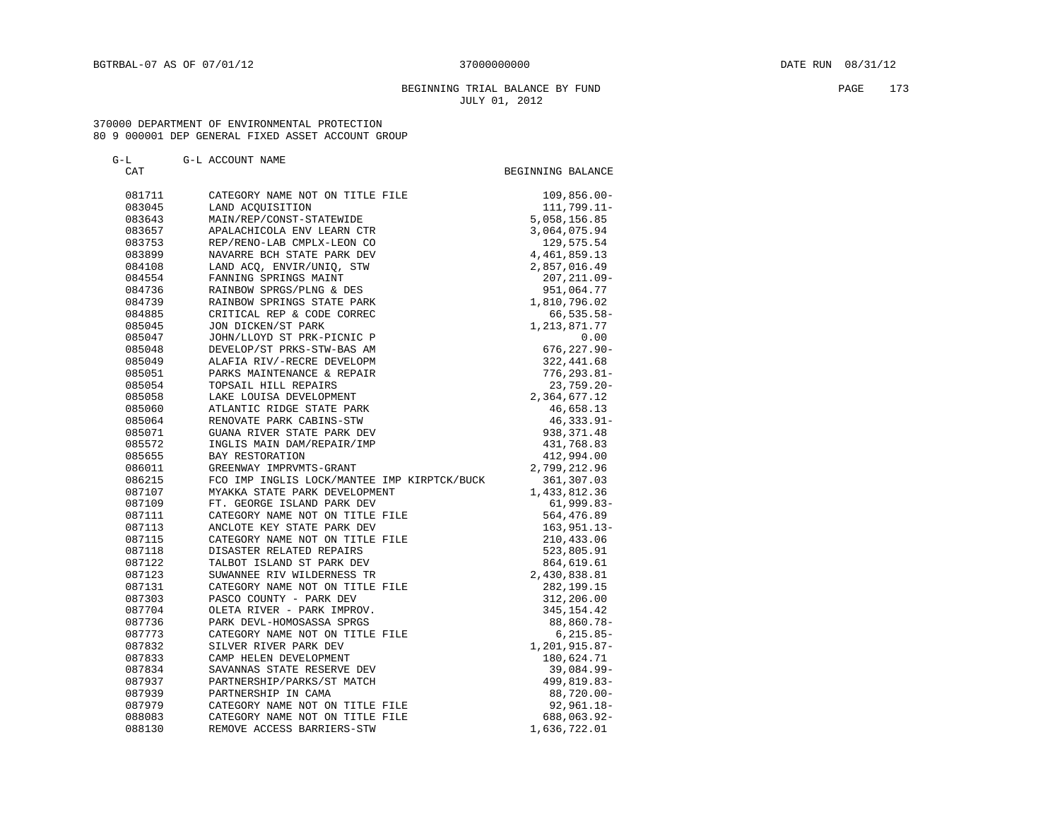BGTRBAL-07 AS OF 07/01/12 37000000000 DATE RUN 08/31/12

BEGINNING TRIAL BALANCE BY FUND
JULY 01, 2012

370000 DEPARTMENT OF ENVIRONMENTAL PROTECTION
80 9 000001 DEP GENERAL FIXED ASSET ACCOUNT GROUP

| G-L CAT | G-L ACCOUNT NAME | BEGINNING BALANCE |
|---|---|---|
| 081711 | CATEGORY NAME NOT ON TITLE FILE | 109,856.00- |
| 083045 | LAND ACQUISITION | 111,799.11- |
| 083643 | MAIN/REP/CONST-STATEWIDE | 5,058,156.85 |
| 083657 | APALACHICOLA ENV LEARN CTR | 3,064,075.94 |
| 083753 | REP/RENO-LAB CMPLX-LEON CO | 129,575.54 |
| 083899 | NAVARRE BCH STATE PARK DEV | 4,461,859.13 |
| 084108 | LAND ACQ, ENVIR/UNIQ, STW | 2,857,016.49 |
| 084554 | FANNING SPRINGS MAINT | 207,211.09- |
| 084736 | RAINBOW SPRGS/PLNG & DES | 951,064.77 |
| 084739 | RAINBOW SPRINGS STATE PARK | 1,810,796.02 |
| 084885 | CRITICAL REP & CODE CORREC | 66,535.58- |
| 085045 | JON DICKEN/ST PARK | 1,213,871.77 |
| 085047 | JOHN/LLOYD ST PRK-PICNIC P | 0.00 |
| 085048 | DEVELOP/ST PRKS-STW-BAS AM | 676,227.90- |
| 085049 | ALAFIA RIV/-RECRE DEVELOPM | 322,441.68 |
| 085051 | PARKS MAINTENANCE & REPAIR | 776,293.81- |
| 085054 | TOPSAIL HILL REPAIRS | 23,759.20- |
| 085058 | LAKE LOUISA DEVELOPMENT | 2,364,677.12 |
| 085060 | ATLANTIC RIDGE STATE PARK | 46,658.13 |
| 085064 | RENOVATE PARK CABINS-STW | 46,333.91- |
| 085071 | GUANA RIVER STATE PARK DEV | 938,371.48 |
| 085572 | INGLIS MAIN DAM/REPAIR/IMP | 431,768.83 |
| 085655 | BAY RESTORATION | 412,994.00 |
| 086011 | GREENWAY IMPRVMTS-GRANT | 2,799,212.96 |
| 086215 | FCO IMP INGLIS LOCK/MANTEE IMP KIRPTCK/BUCK | 361,307.03 |
| 087107 | MYAKKA STATE PARK DEVELOPMENT | 1,433,812.36 |
| 087109 | FT. GEORGE ISLAND PARK DEV | 61,999.83- |
| 087111 | CATEGORY NAME NOT ON TITLE FILE | 564,476.89 |
| 087113 | ANCLOTE KEY STATE PARK DEV | 163,951.13- |
| 087115 | CATEGORY NAME NOT ON TITLE FILE | 210,433.06 |
| 087118 | DISASTER RELATED REPAIRS | 523,805.91 |
| 087122 | TALBOT ISLAND ST PARK DEV | 864,619.61 |
| 087123 | SUWANNEE RIV WILDERNESS TR | 2,430,838.81 |
| 087131 | CATEGORY NAME NOT ON TITLE FILE | 282,199.15 |
| 087303 | PASCO COUNTY - PARK DEV | 312,206.00 |
| 087704 | OLETA RIVER - PARK IMPROV. | 345,154.42 |
| 087736 | PARK DEVL-HOMOSASSA SPRGS | 88,860.78- |
| 087773 | CATEGORY NAME NOT ON TITLE FILE | 6,215.85- |
| 087832 | SILVER RIVER PARK DEV | 1,201,915.87- |
| 087833 | CAMP HELEN DEVELOPMENT | 180,624.71 |
| 087834 | SAVANNAS STATE RESERVE DEV | 39,084.99- |
| 087937 | PARTNERSHIP/PARKS/ST MATCH | 499,819.83- |
| 087939 | PARTNERSHIP IN CAMA | 88,720.00- |
| 087979 | CATEGORY NAME NOT ON TITLE FILE | 92,961.18- |
| 088083 | CATEGORY NAME NOT ON TITLE FILE | 688,063.92- |
| 088130 | REMOVE ACCESS BARRIERS-STW | 1,636,722.01 |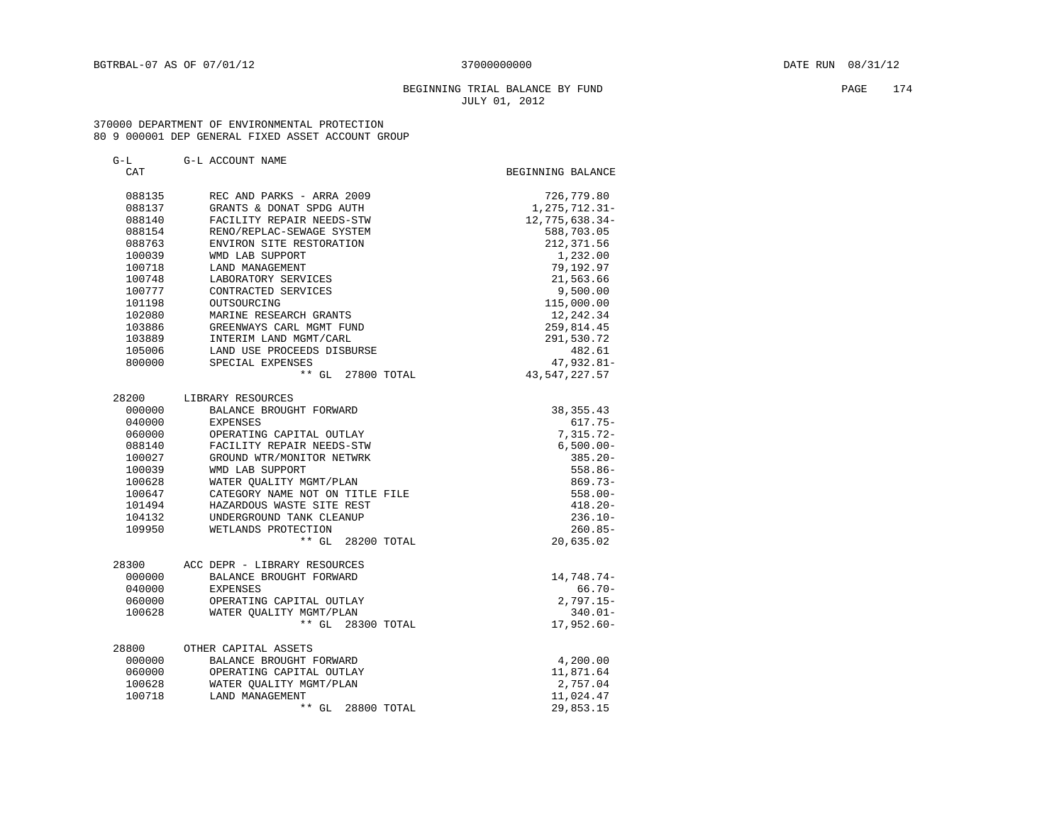BGTRBAL-07 AS OF 07/01/12 37000000000 DATE RUN 08/31/12

BEGINNING TRIAL BALANCE BY FUND
JULY 01, 2012

370000 DEPARTMENT OF ENVIRONMENTAL PROTECTION
80 9 000001 DEP GENERAL FIXED ASSET ACCOUNT GROUP

| G-L CAT | G-L ACCOUNT NAME | BEGINNING BALANCE |
|---|---|---|
| 088135 | REC AND PARKS - ARRA 2009 | 726,779.80 |
| 088137 | GRANTS & DONAT SPDG AUTH | 1,275,712.31- |
| 088140 | FACILITY REPAIR NEEDS-STW | 12,775,638.34- |
| 088154 | RENO/REPLAC-SEWAGE SYSTEM | 588,703.05 |
| 088763 | ENVIRON SITE RESTORATION | 212,371.56 |
| 100039 | WMD LAB SUPPORT | 1,232.00 |
| 100718 | LAND MANAGEMENT | 79,192.97 |
| 100748 | LABORATORY SERVICES | 21,563.66 |
| 100777 | CONTRACTED SERVICES | 9,500.00 |
| 101198 | OUTSOURCING | 115,000.00 |
| 102080 | MARINE RESEARCH GRANTS | 12,242.34 |
| 103886 | GREENWAYS CARL MGMT FUND | 259,814.45 |
| 103889 | INTERIM LAND MGMT/CARL | 291,530.72 |
| 105006 | LAND USE PROCEEDS DISBURSE | 482.61 |
| 800000 | SPECIAL EXPENSES | 47,932.81- |
| | ** GL 27800 TOTAL | 43,547,227.57 |
| 28200 | LIBRARY RESOURCES | |
| 000000 | BALANCE BROUGHT FORWARD | 38,355.43 |
| 040000 | EXPENSES | 617.75- |
| 060000 | OPERATING CAPITAL OUTLAY | 7,315.72- |
| 088140 | FACILITY REPAIR NEEDS-STW | 6,500.00- |
| 100027 | GROUND WTR/MONITOR NETWRK | 385.20- |
| 100039 | WMD LAB SUPPORT | 558.86- |
| 100628 | WATER QUALITY MGMT/PLAN | 869.73- |
| 100647 | CATEGORY NAME NOT ON TITLE FILE | 558.00- |
| 101494 | HAZARDOUS WASTE SITE REST | 418.20- |
| 104132 | UNDERGROUND TANK CLEANUP | 236.10- |
| 109950 | WETLANDS PROTECTION | 260.85- |
| | ** GL 28200 TOTAL | 20,635.02 |
| 28300 | ACC DEPR - LIBRARY RESOURCES | |
| 000000 | BALANCE BROUGHT FORWARD | 14,748.74- |
| 040000 | EXPENSES | 66.70- |
| 060000 | OPERATING CAPITAL OUTLAY | 2,797.15- |
| 100628 | WATER QUALITY MGMT/PLAN | 340.01- |
| | ** GL 28300 TOTAL | 17,952.60- |
| 28800 | OTHER CAPITAL ASSETS | |
| 000000 | BALANCE BROUGHT FORWARD | 4,200.00 |
| 060000 | OPERATING CAPITAL OUTLAY | 11,871.64 |
| 100628 | WATER QUALITY MGMT/PLAN | 2,757.04 |
| 100718 | LAND MANAGEMENT | 11,024.47 |
| | ** GL 28800 TOTAL | 29,853.15 |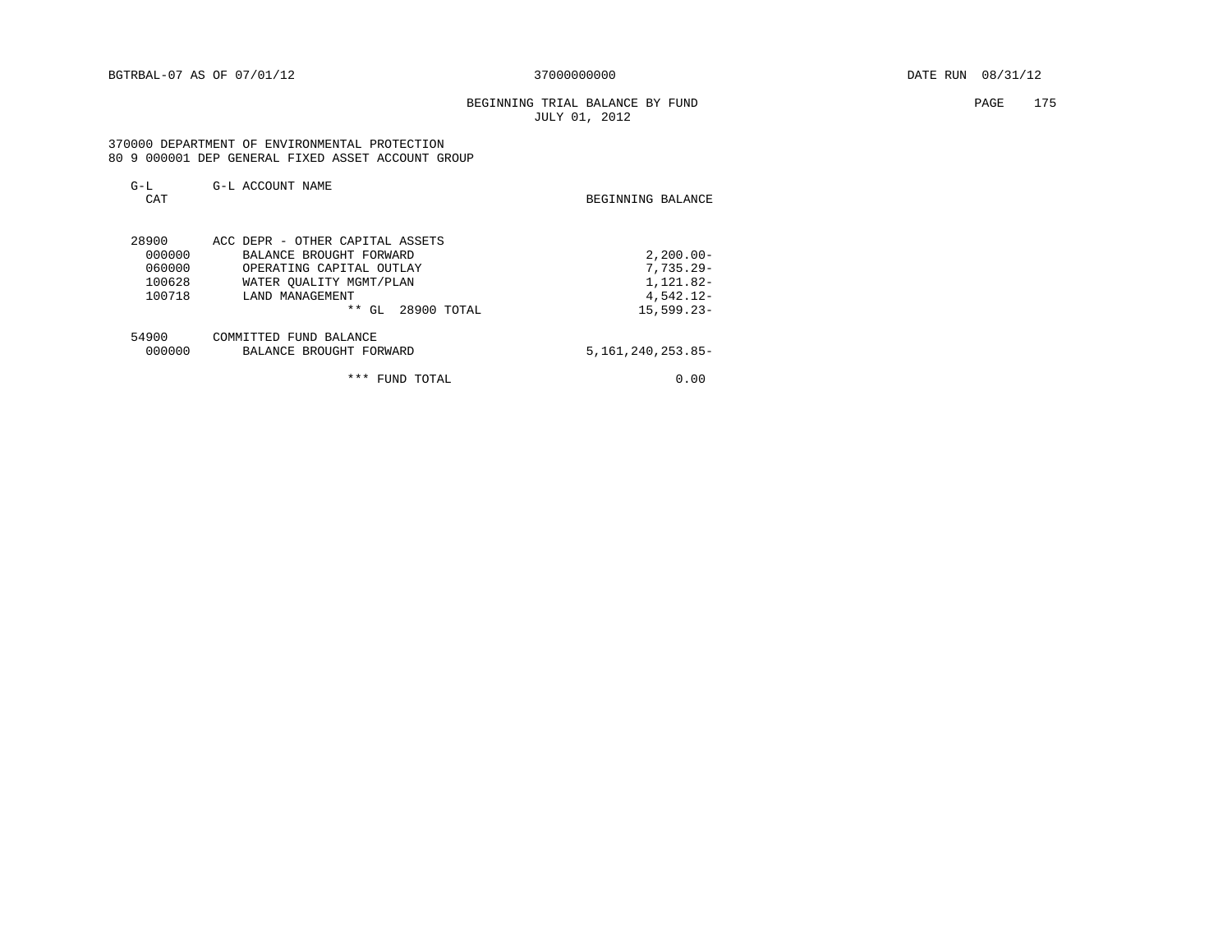BGTRBAL-07 AS OF 07/01/12 37000000000 DATE RUN 08/31/12

BEGINNING TRIAL BALANCE BY FUND
JULY 01, 2012

370000 DEPARTMENT OF ENVIRONMENTAL PROTECTION
80 9 000001 DEP GENERAL FIXED ASSET ACCOUNT GROUP

| G-L CAT | G-L ACCOUNT NAME | BEGINNING BALANCE |
|---|---|---|
| 28900 | ACC DEPR - OTHER CAPITAL ASSETS | |
| 000000 | BALANCE BROUGHT FORWARD | 2,200.00- |
| 060000 | OPERATING CAPITAL OUTLAY | 7,735.29- |
| 100628 | WATER QUALITY MGMT/PLAN | 1,121.82- |
| 100718 | LAND MANAGEMENT | 4,542.12- |
| | ** GL 28900 TOTAL | 15,599.23- |
| 54900 | COMMITTED FUND BALANCE | |
| 000000 | BALANCE BROUGHT FORWARD | 5,161,240,253.85- |
| | *** FUND TOTAL | 0.00 |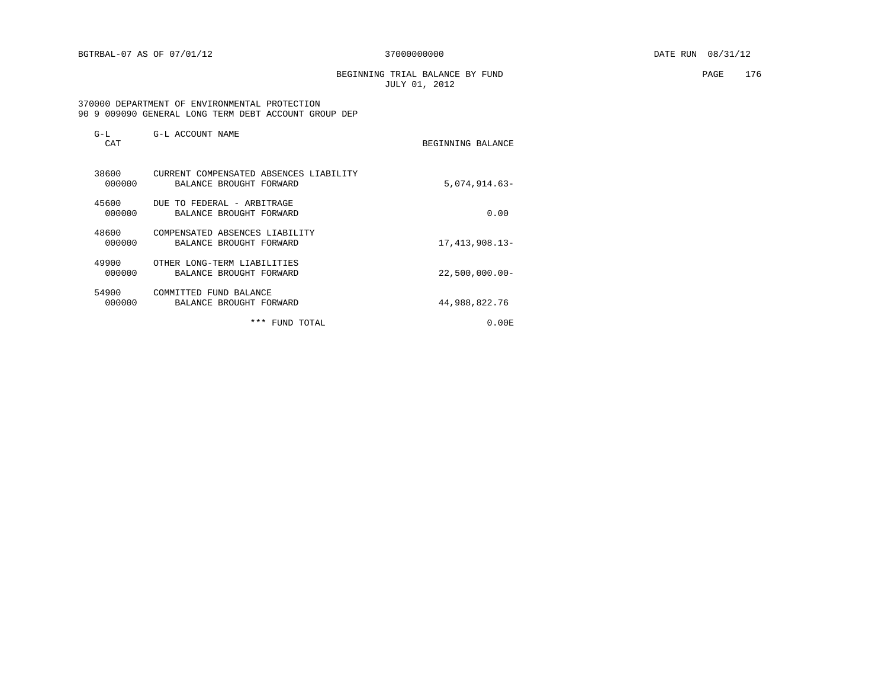BGTRBAL-07 AS OF 07/01/12 37000000000 DATE RUN 08/31/12

BEGINNING TRIAL BALANCE BY FUND
JULY 01, 2012

370000 DEPARTMENT OF ENVIRONMENTAL PROTECTION
90 9 009090 GENERAL LONG TERM DEBT ACCOUNT GROUP DEP

| G-L CAT | G-L ACCOUNT NAME | BEGINNING BALANCE |
|---|---|---|
| 38600 | CURRENT COMPENSATED ABSENCES LIABILITY | |
| 000000 | BALANCE BROUGHT FORWARD | 5,074,914.63- |
| 45600 | DUE TO FEDERAL - ARBITRAGE | |
| 000000 | BALANCE BROUGHT FORWARD | 0.00 |
| 48600 | COMPENSATED ABSENCES LIABILITY | |
| 000000 | BALANCE BROUGHT FORWARD | 17,413,908.13- |
| 49900 | OTHER LONG-TERM LIABILITIES | |
| 000000 | BALANCE BROUGHT FORWARD | 22,500,000.00- |
| 54900 | COMMITTED FUND BALANCE | |
| 000000 | BALANCE BROUGHT FORWARD | 44,988,822.76 |
| | *** FUND TOTAL | 0.00E |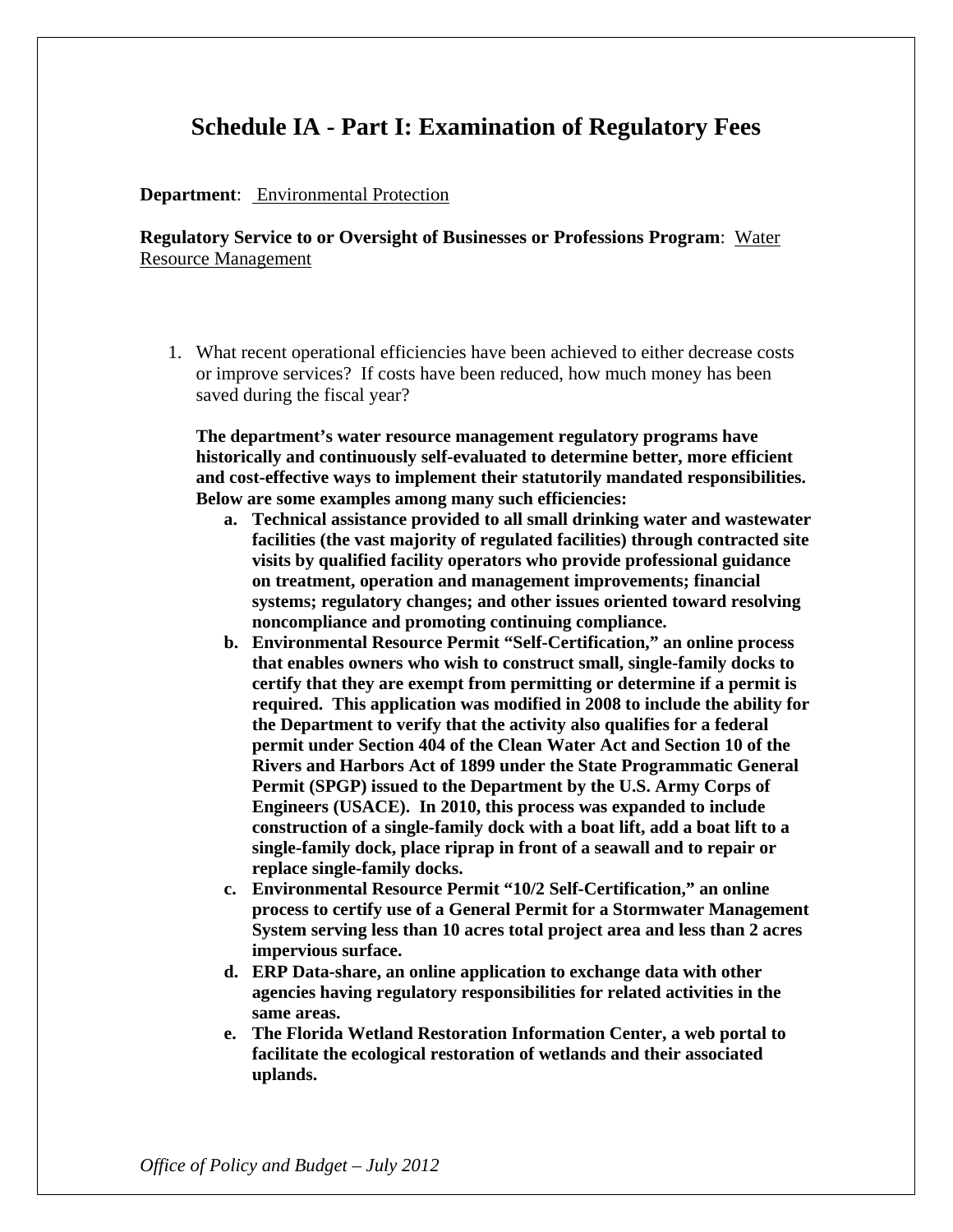# Schedule IA - Part I: Examination of Regulatory Fees

**Department**: Environmental Protection

**Regulatory Service to or Oversight of Businesses or Professions Program**: Water Resource Management

1. What recent operational efficiencies have been achieved to either decrease costs or improve services? If costs have been reduced, how much money has been saved during the fiscal year?

   **The department's water resource management regulatory programs have historically and continuously self-evaluated to determine better, more efficient and cost-effective ways to implement their statutorily mandated responsibilities. Below are some examples among many such efficiencies:**

   a. **Technical assistance provided to all small drinking water and wastewater facilities (the vast majority of regulated facilities) through contracted site visits by qualified facility operators who provide professional guidance on treatment, operation and management improvements; financial systems; regulatory changes; and other issues oriented toward resolving noncompliance and promoting continuing compliance.**
   b. **Environmental Resource Permit "Self-Certification," an online process that enables owners who wish to construct small, single-family docks to certify that they are exempt from permitting or determine if a permit is required. This application was modified in 2008 to include the ability for the Department to verify that the activity also qualifies for a federal permit under Section 404 of the Clean Water Act and Section 10 of the Rivers and Harbors Act of 1899 under the State Programmatic General Permit (SPGP) issued to the Department by the U.S. Army Corps of Engineers (USACE). In 2010, this process was expanded to include construction of a single-family dock with a boat lift, add a boat lift to a single-family dock, place riprap in front of a seawall and to repair or replace single-family docks.**
   c. **Environmental Resource Permit "10/2 Self-Certification," an online process to certify use of a General Permit for a Stormwater Management System serving less than 10 acres total project area and less than 2 acres impervious surface.**
   d. **ERP Data-share, an online application to exchange data with other agencies having regulatory responsibilities for related activities in the same areas.**
   e. **The Florida Wetland Restoration Information Center, a web portal to facilitate the ecological restoration of wetlands and their associated uplands.**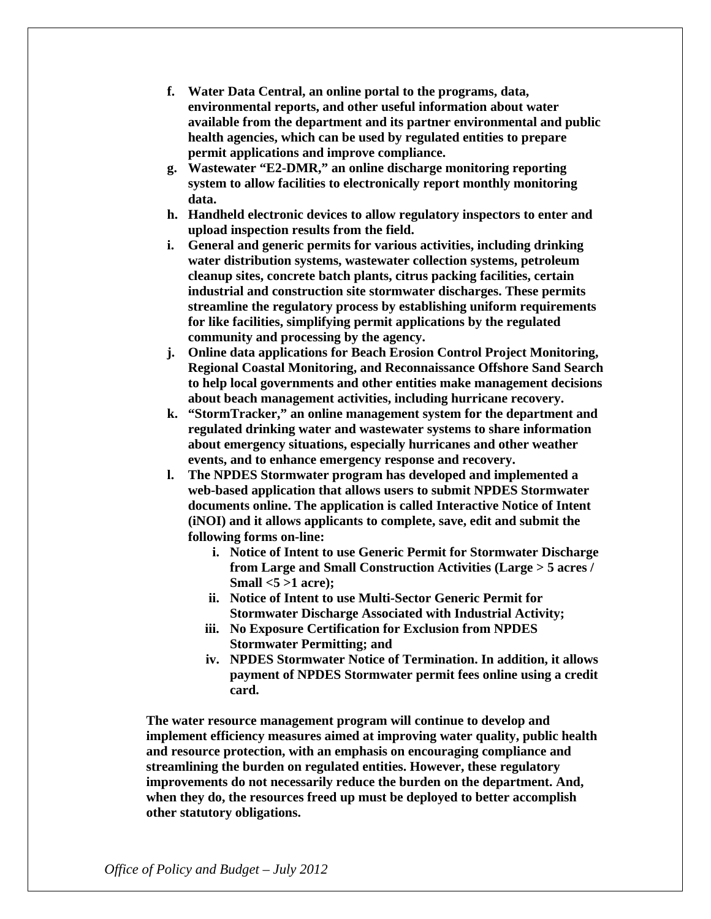f. **Water Data Central, an online portal to the programs, data, environmental reports, and other useful information about water available from the department and its partner environmental and public health agencies, which can be used by regulated entities to prepare permit applications and improve compliance.**
g. **Wastewater "E2-DMR," an online discharge monitoring reporting system to allow facilities to electronically report monthly monitoring data.**
h. **Handheld electronic devices to allow regulatory inspectors to enter and upload inspection results from the field.**
i. **General and generic permits for various activities, including drinking water distribution systems, wastewater collection systems, petroleum cleanup sites, concrete batch plants, citrus packing facilities, certain industrial and construction site stormwater discharges. These permits streamline the regulatory process by establishing uniform requirements for like facilities, simplifying permit applications by the regulated community and processing by the agency.**
j. **Online data applications for Beach Erosion Control Project Monitoring, Regional Coastal Monitoring, and Reconnaissance Offshore Sand Search to help local governments and other entities make management decisions about beach management activities, including hurricane recovery.**
k. **"StormTracker," an online management system for the department and regulated drinking water and wastewater systems to share information about emergency situations, especially hurricanes and other weather events, and to enhance emergency response and recovery.**
l. **The NPDES Stormwater program has developed and implemented a web-based application that allows users to submit NPDES Stormwater documents online. The application is called Interactive Notice of Intent (iNOI) and it allows applicants to complete, save, edit and submit the following forms on-line:**
    i. **Notice of Intent to use Generic Permit for Stormwater Discharge from Large and Small Construction Activities (Large > 5 acres / Small <5 >1 acre);**
    ii. **Notice of Intent to use Multi-Sector Generic Permit for Stormwater Discharge Associated with Industrial Activity;**
    iii. **No Exposure Certification for Exclusion from NPDES Stormwater Permitting; and**
    iv. **NPDES Stormwater Notice of Termination. In addition, it allows payment of NPDES Stormwater permit fees online using a credit card.**

**The water resource management program will continue to develop and implement efficiency measures aimed at improving water quality, public health and resource protection, with an emphasis on encouraging compliance and streamlining the burden on regulated entities. However, these regulatory improvements do not necessarily reduce the burden on the department. And, when they do, the resources freed up must be deployed to better accomplish other statutory obligations.**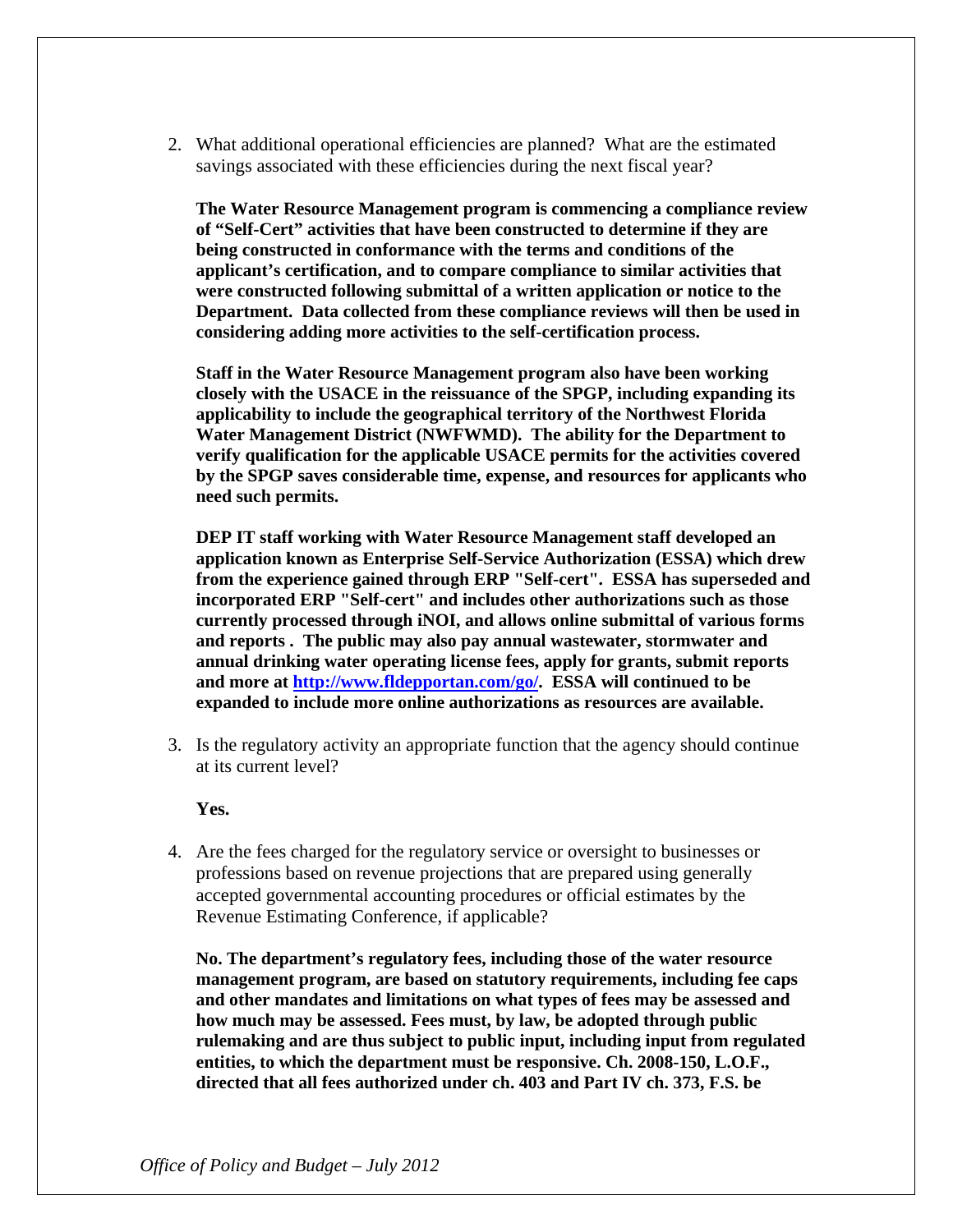2. What additional operational efficiencies are planned? What are the estimated savings associated with these efficiencies during the next fiscal year?

   **The Water Resource Management program is commencing a compliance review of "Self-Cert" activities that have been constructed to determine if they are being constructed in conformance with the terms and conditions of the applicant's certification, and to compare compliance to similar activities that were constructed following submittal of a written application or notice to the Department. Data collected from these compliance reviews will then be used in considering adding more activities to the self-certification process.**

   **Staff in the Water Resource Management program also have been working closely with the USACE in the reissuance of the SPGP, including expanding its applicability to include the geographical territory of the Northwest Florida Water Management District (NWFWMD). The ability for the Department to verify qualification for the applicable USACE permits for the activities covered by the SPGP saves considerable time, expense, and resources for applicants who need such permits.**

   **DEP IT staff working with Water Resource Management staff developed an application known as Enterprise Self-Service Authorization (ESSA) which drew from the experience gained through ERP "Self-cert". ESSA has superseded and incorporated ERP "Self-cert" and includes other authorizations such as those currently processed through iNOI, and allows online submittal of various forms and reports . The public may also pay annual wastewater, stormwater and annual drinking water operating license fees, apply for grants, submit reports and more at [http://www.fldepportan.com/go/](http://www.fldepportan.com/go/). ESSA will continued to be expanded to include more online authorizations as resources are available.**

3. Is the regulatory activity an appropriate function that the agency should continue at its current level?

   **Yes.**

4. Are the fees charged for the regulatory service or oversight to businesses or professions based on revenue projections that are prepared using generally accepted governmental accounting procedures or official estimates by the Revenue Estimating Conference, if applicable?

   **No. The department's regulatory fees, including those of the water resource management program, are based on statutory requirements, including fee caps and other mandates and limitations on what types of fees may be assessed and how much may be assessed. Fees must, by law, be adopted through public rulemaking and are thus subject to public input, including input from regulated entities, to which the department must be responsive. Ch. 2008-150, L.O.F., directed that all fees authorized under ch. 403 and Part IV ch. 373, F.S. be**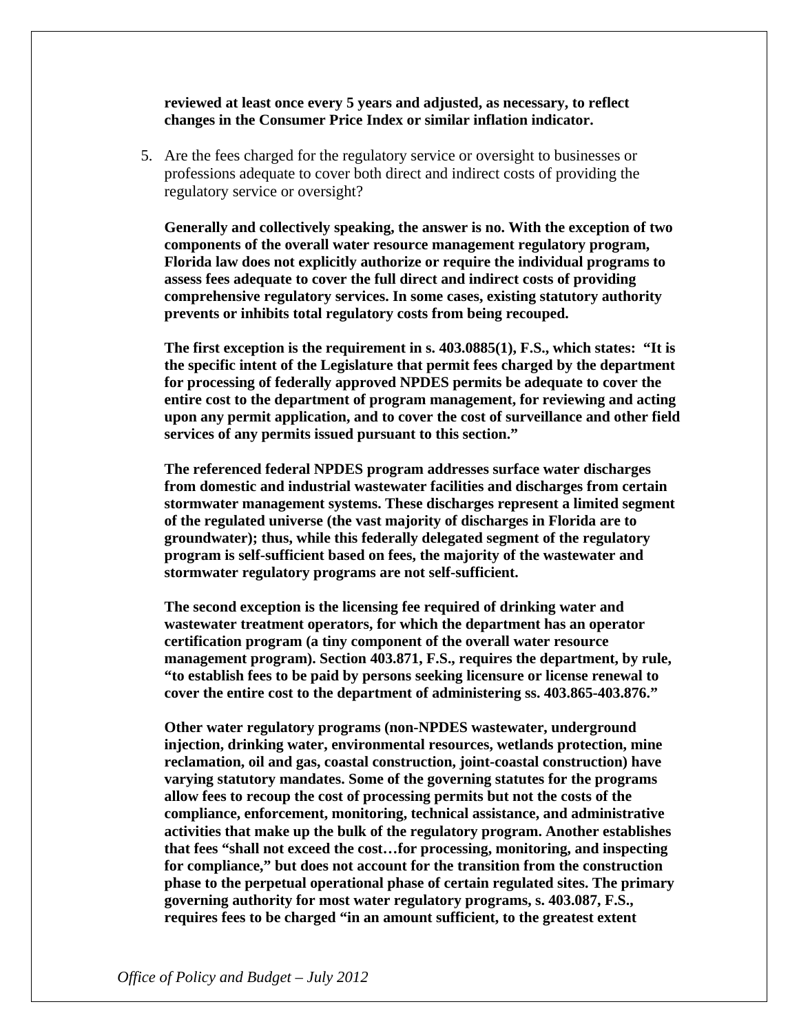**reviewed at least once every 5 years and adjusted, as necessary, to reflect changes in the Consumer Price Index or similar inflation indicator.**

5. Are the fees charged for the regulatory service or oversight to businesses or professions adequate to cover both direct and indirect costs of providing the regulatory service or oversight?

   **Generally and collectively speaking, the answer is no. With the exception of two components of the overall water resource management regulatory program, Florida law does not explicitly authorize or require the individual programs to assess fees adequate to cover the full direct and indirect costs of providing comprehensive regulatory services. In some cases, existing statutory authority prevents or inhibits total regulatory costs from being recouped.**

   **The first exception is the requirement in s. 403.0885(1), F.S., which states: "It is the specific intent of the Legislature that permit fees charged by the department for processing of federally approved NPDES permits be adequate to cover the entire cost to the department of program management, for reviewing and acting upon any permit application, and to cover the cost of surveillance and other field services of any permits issued pursuant to this section."**

   **The referenced federal NPDES program addresses surface water discharges from domestic and industrial wastewater facilities and discharges from certain stormwater management systems. These discharges represent a limited segment of the regulated universe (the vast majority of discharges in Florida are to groundwater); thus, while this federally delegated segment of the regulatory program is self-sufficient based on fees, the majority of the wastewater and stormwater regulatory programs are not self-sufficient.**

   **The second exception is the licensing fee required of drinking water and wastewater treatment operators, for which the department has an operator certification program (a tiny component of the overall water resource management program). Section 403.871, F.S., requires the department, by rule, "to establish fees to be paid by persons seeking licensure or license renewal to cover the entire cost to the department of administering ss. 403.865-403.876."**

   **Other water regulatory programs (non-NPDES wastewater, underground injection, drinking water, environmental resources, wetlands protection, mine reclamation, oil and gas, coastal construction, joint-coastal construction) have varying statutory mandates. Some of the governing statutes for the programs allow fees to recoup the cost of processing permits but not the costs of the compliance, enforcement, monitoring, technical assistance, and administrative activities that make up the bulk of the regulatory program. Another establishes that fees "shall not exceed the cost…for processing, monitoring, and inspecting for compliance," but does not account for the transition from the construction phase to the perpetual operational phase of certain regulated sites. The primary governing authority for most water regulatory programs, s. 403.087, F.S., requires fees to be charged "in an amount sufficient, to the greatest extent**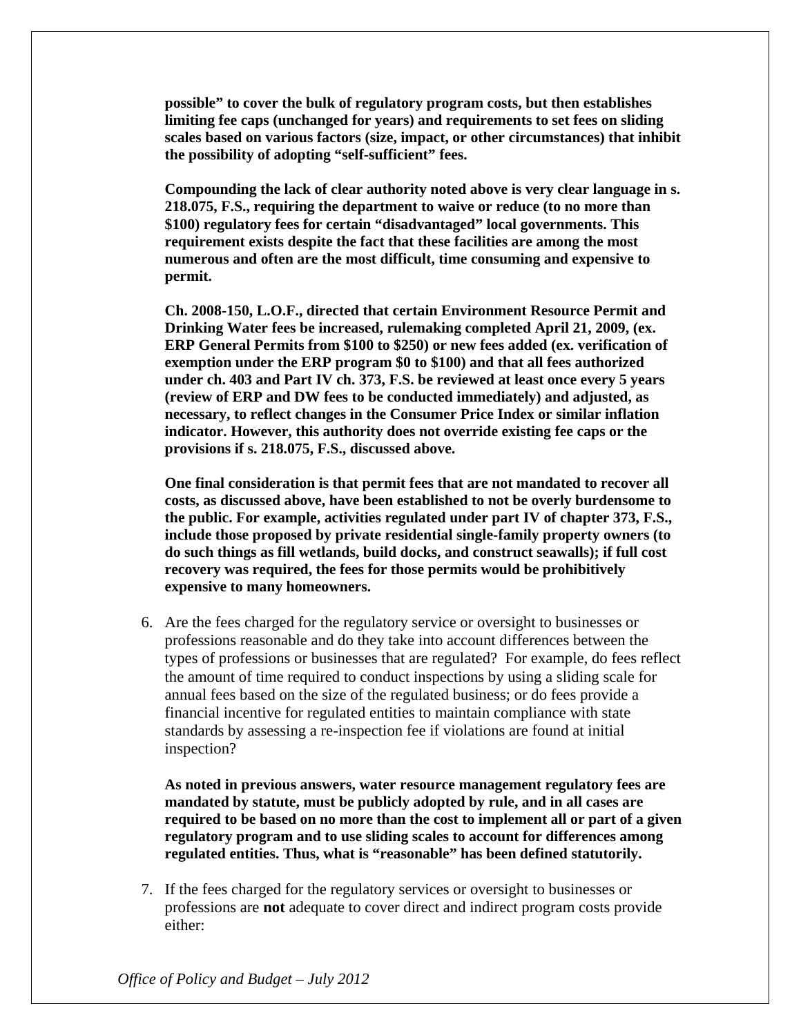**possible" to cover the bulk of regulatory program costs, but then establishes limiting fee caps (unchanged for years) and requirements to set fees on sliding scales based on various factors (size, impact, or other circumstances) that inhibit the possibility of adopting "self-sufficient" fees.**

**Compounding the lack of clear authority noted above is very clear language in s. 218.075, F.S., requiring the department to waive or reduce (to no more than $100) regulatory fees for certain "disadvantaged" local governments. This requirement exists despite the fact that these facilities are among the most numerous and often are the most difficult, time consuming and expensive to permit.**

**Ch. 2008-150, L.O.F., directed that certain Environment Resource Permit and Drinking Water fees be increased, rulemaking completed April 21, 2009, (ex. ERP General Permits from $100 to $250) or new fees added (ex. verification of exemption under the ERP program $0 to $100) and that all fees authorized under ch. 403 and Part IV ch. 373, F.S. be reviewed at least once every 5 years (review of ERP and DW fees to be conducted immediately) and adjusted, as necessary, to reflect changes in the Consumer Price Index or similar inflation indicator. However, this authority does not override existing fee caps or the provisions if s. 218.075, F.S., discussed above.**

**One final consideration is that permit fees that are not mandated to recover all costs, as discussed above, have been established to not be overly burdensome to the public. For example, activities regulated under part IV of chapter 373, F.S., include those proposed by private residential single-family property owners (to do such things as fill wetlands, build docks, and construct seawalls); if full cost recovery was required, the fees for those permits would be prohibitively expensive to many homeowners.**

6. Are the fees charged for the regulatory service or oversight to businesses or professions reasonable and do they take into account differences between the types of professions or businesses that are regulated? For example, do fees reflect the amount of time required to conduct inspections by using a sliding scale for annual fees based on the size of the regulated business; or do fees provide a financial incentive for regulated entities to maintain compliance with state standards by assessing a re-inspection fee if violations are found at initial inspection?

   **As noted in previous answers, water resource management regulatory fees are mandated by statute, must be publicly adopted by rule, and in all cases are required to be based on no more than the cost to implement all or part of a given regulatory program and to use sliding scales to account for differences among regulated entities. Thus, what is "reasonable" has been defined statutorily.**

7. If the fees charged for the regulatory services or oversight to businesses or professions are **not** adequate to cover direct and indirect program costs provide either: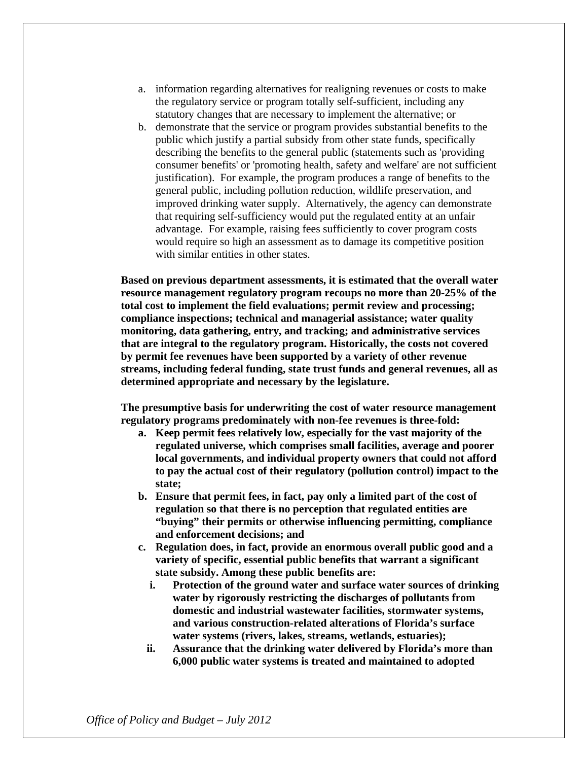a. information regarding alternatives for realigning revenues or costs to make the regulatory service or program totally self-sufficient, including any statutory changes that are necessary to implement the alternative; or
b. demonstrate that the service or program provides substantial benefits to the public which justify a partial subsidy from other state funds, specifically describing the benefits to the general public (statements such as 'providing consumer benefits' or 'promoting health, safety and welfare' are not sufficient justification). For example, the program produces a range of benefits to the general public, including pollution reduction, wildlife preservation, and improved drinking water supply. Alternatively, the agency can demonstrate that requiring self-sufficiency would put the regulated entity at an unfair advantage. For example, raising fees sufficiently to cover program costs would require so high an assessment as to damage its competitive position with similar entities in other states.

**Based on previous department assessments, it is estimated that the overall water resource management regulatory program recoups no more than 20-25% of the total cost to implement the field evaluations; permit review and processing; compliance inspections; technical and managerial assistance; water quality monitoring, data gathering, entry, and tracking; and administrative services that are integral to the regulatory program. Historically, the costs not covered by permit fee revenues have been supported by a variety of other revenue streams, including federal funding, state trust funds and general revenues, all as determined appropriate and necessary by the legislature.**

**The presumptive basis for underwriting the cost of water resource management regulatory programs predominately with non-fee revenues is three-fold:**

a. **Keep permit fees relatively low, especially for the vast majority of the regulated universe, which comprises small facilities, average and poorer local governments, and individual property owners that could not afford to pay the actual cost of their regulatory (pollution control) impact to the state;**
b. **Ensure that permit fees, in fact, pay only a limited part of the cost of regulation so that there is no perception that regulated entities are "buying" their permits or otherwise influencing permitting, compliance and enforcement decisions; and**
c. **Regulation does, in fact, provide an enormous overall public good and a variety of specific, essential public benefits that warrant a significant state subsidy. Among these public benefits are:**
   i. **Protection of the ground water and surface water sources of drinking water by rigorously restricting the discharges of pollutants from domestic and industrial wastewater facilities, stormwater systems, and various construction-related alterations of Florida's surface water systems (rivers, lakes, streams, wetlands, estuaries);**
   ii. **Assurance that the drinking water delivered by Florida's more than 6,000 public water systems is treated and maintained to adopted**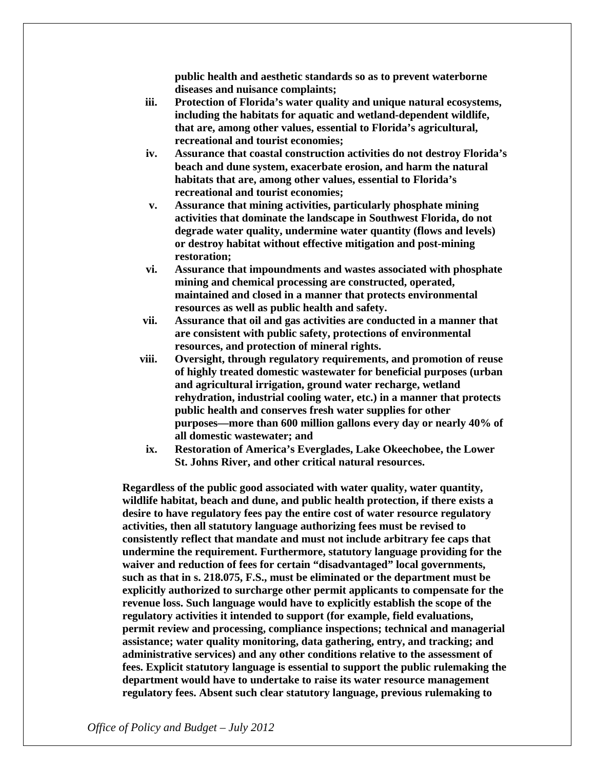**public health and aesthetic standards so as to prevent waterborne diseases and nuisance complaints;**

iii. **Protection of Florida's water quality and unique natural ecosystems, including the habitats for aquatic and wetland-dependent wildlife, that are, among other values, essential to Florida's agricultural, recreational and tourist economies;**

iv. **Assurance that coastal construction activities do not destroy Florida's beach and dune system, exacerbate erosion, and harm the natural habitats that are, among other values, essential to Florida's recreational and tourist economies;**

v. **Assurance that mining activities, particularly phosphate mining activities that dominate the landscape in Southwest Florida, do not degrade water quality, undermine water quantity (flows and levels) or destroy habitat without effective mitigation and post-mining restoration;**

vi. **Assurance that impoundments and wastes associated with phosphate mining and chemical processing are constructed, operated, maintained and closed in a manner that protects environmental resources as well as public health and safety.**

vii. **Assurance that oil and gas activities are conducted in a manner that are consistent with public safety, protections of environmental resources, and protection of mineral rights.**

viii. **Oversight, through regulatory requirements, and promotion of reuse of highly treated domestic wastewater for beneficial purposes (urban and agricultural irrigation, ground water recharge, wetland rehydration, industrial cooling water, etc.) in a manner that protects public health and conserves fresh water supplies for other purposes—more than 600 million gallons every day or nearly 40% of all domestic wastewater; and**

ix. **Restoration of America's Everglades, Lake Okeechobee, the Lower St. Johns River, and other critical natural resources.**

**Regardless of the public good associated with water quality, water quantity, wildlife habitat, beach and dune, and public health protection, if there exists a desire to have regulatory fees pay the entire cost of water resource regulatory activities, then all statutory language authorizing fees must be revised to consistently reflect that mandate and must not include arbitrary fee caps that undermine the requirement. Furthermore, statutory language providing for the waiver and reduction of fees for certain "disadvantaged" local governments, such as that in s. 218.075, F.S., must be eliminated or the department must be explicitly authorized to surcharge other permit applicants to compensate for the revenue loss. Such language would have to explicitly establish the scope of the regulatory activities it intended to support (for example, field evaluations, permit review and processing, compliance inspections; technical and managerial assistance; water quality monitoring, data gathering, entry, and tracking; and administrative services) and any other conditions relative to the assessment of fees. Explicit statutory language is essential to support the public rulemaking the department would have to undertake to raise its water resource management regulatory fees. Absent such clear statutory language, previous rulemaking to**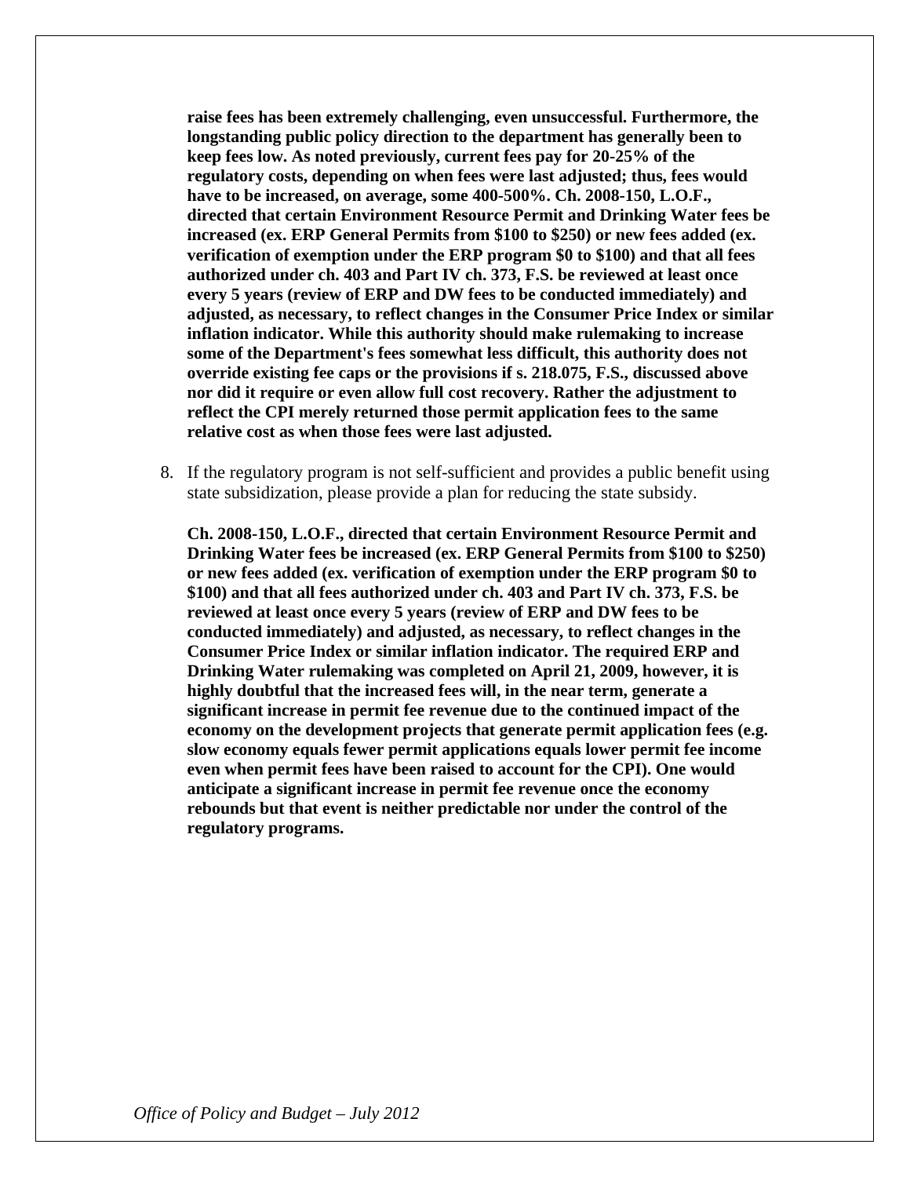**raise fees has been extremely challenging, even unsuccessful. Furthermore, the longstanding public policy direction to the department has generally been to keep fees low. As noted previously, current fees pay for 20-25% of the regulatory costs, depending on when fees were last adjusted; thus, fees would have to be increased, on average, some 400-500%. Ch. 2008-150, L.O.F., directed that certain Environment Resource Permit and Drinking Water fees be increased (ex. ERP General Permits from $100 to $250) or new fees added (ex. verification of exemption under the ERP program $0 to $100) and that all fees authorized under ch. 403 and Part IV ch. 373, F.S. be reviewed at least once every 5 years (review of ERP and DW fees to be conducted immediately) and adjusted, as necessary, to reflect changes in the Consumer Price Index or similar inflation indicator. While this authority should make rulemaking to increase some of the Department's fees somewhat less difficult, this authority does not override existing fee caps or the provisions if s. 218.075, F.S., discussed above nor did it require or even allow full cost recovery. Rather the adjustment to reflect the CPI merely returned those permit application fees to the same relative cost as when those fees were last adjusted.**

8. If the regulatory program is not self-sufficient and provides a public benefit using state subsidization, please provide a plan for reducing the state subsidy.

   **Ch. 2008-150, L.O.F., directed that certain Environment Resource Permit and Drinking Water fees be increased (ex. ERP General Permits from $100 to $250) or new fees added (ex. verification of exemption under the ERP program $0 to $100) and that all fees authorized under ch. 403 and Part IV ch. 373, F.S. be reviewed at least once every 5 years (review of ERP and DW fees to be conducted immediately) and adjusted, as necessary, to reflect changes in the Consumer Price Index or similar inflation indicator. The required ERP and Drinking Water rulemaking was completed on April 21, 2009, however, it is highly doubtful that the increased fees will, in the near term, generate a significant increase in permit fee revenue due to the continued impact of the economy on the development projects that generate permit application fees (e.g. slow economy equals fewer permit applications equals lower permit fee income even when permit fees have been raised to account for the CPI). One would anticipate a significant increase in permit fee revenue once the economy rebounds but that event is neither predictable nor under the control of the regulatory programs.**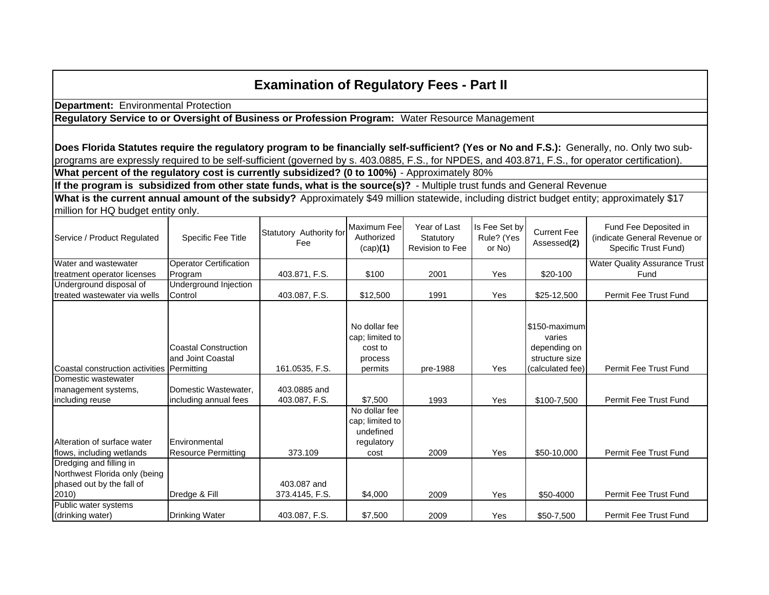# Examination of Regulatory Fees - Part II

**Department:** Environmental Protection

**Regulatory Service to or Oversight of Business or Profession Program:** Water Resource Management

**Does Florida Statutes require the regulatory program to be financially self-sufficient? (Yes or No and F.S.):** Generally, no. Only two sub-programs are expressly required to be self-sufficient (governed by s. 403.0885, F.S., for NPDES, and 403.871, F.S., for operator certification).

**What percent of the regulatory cost is currently subsidized? (0 to 100%)** - Approximately 80%

**If the program is subsidized from other state funds, what is the source(s)?** - Multiple trust funds and General Revenue

**What is the current annual amount of the subsidy?** Approximately $49 million statewide, including district budget entity; approximately $17 million for HQ budget entity only.

| Service / Product Regulated | Specific Fee Title | Statutory Authority for Fee | Maximum Fee Authorized (cap)**(1)** | Year of Last Statutory Revision to Fee | Is Fee Set by Rule? (Yes or No) | Current Fee Assessed**(2)** | Fund Fee Deposited in (indicate General Revenue or Specific Trust Fund) |
|---|---|---|---|---|---|---|---|
| Water and wastewater treatment operator licenses | Operator Certification Program | 403.871, F.S. | $100 | 2001 | Yes | $20-100 | Water Quality Assurance Trust Fund |
| Underground disposal of treated wastewater via wells | Underground Injection Control | 403.087, F.S. | $12,500 | 1991 | Yes | $25-12,500 | Permit Fee Trust Fund |
| Coastal construction activities | Coastal Construction and Joint Coastal Permitting | 161.0535, F.S. | No dollar fee cap; limited to cost to process permits | pre-1988 | Yes | $150-maximum varies depending on structure size (calculated fee) | Permit Fee Trust Fund |
| Domestic wastewater management systems, including reuse | Domestic Wastewater, including annual fees | 403.0885 and 403.087, F.S. | $7,500 | 1993 | Yes | $100-7,500 | Permit Fee Trust Fund |
| Alteration of surface water flows, including wetlands | Environmental Resource Permitting | 373.109 | No dollar fee cap; limited to undefined regulatory cost | 2009 | Yes | $50-10,000 | Permit Fee Trust Fund |
| Dredging and filling in Northwest Florida only (being phased out by the fall of 2010) | Dredge & Fill | 403.087 and 373.4145, F.S. | $4,000 | 2009 | Yes | $50-4000 | Permit Fee Trust Fund |
| Public water systems (drinking water) | Drinking Water | 403.087, F.S. | $7,500 | 2009 | Yes | $50-7,500 | Permit Fee Trust Fund |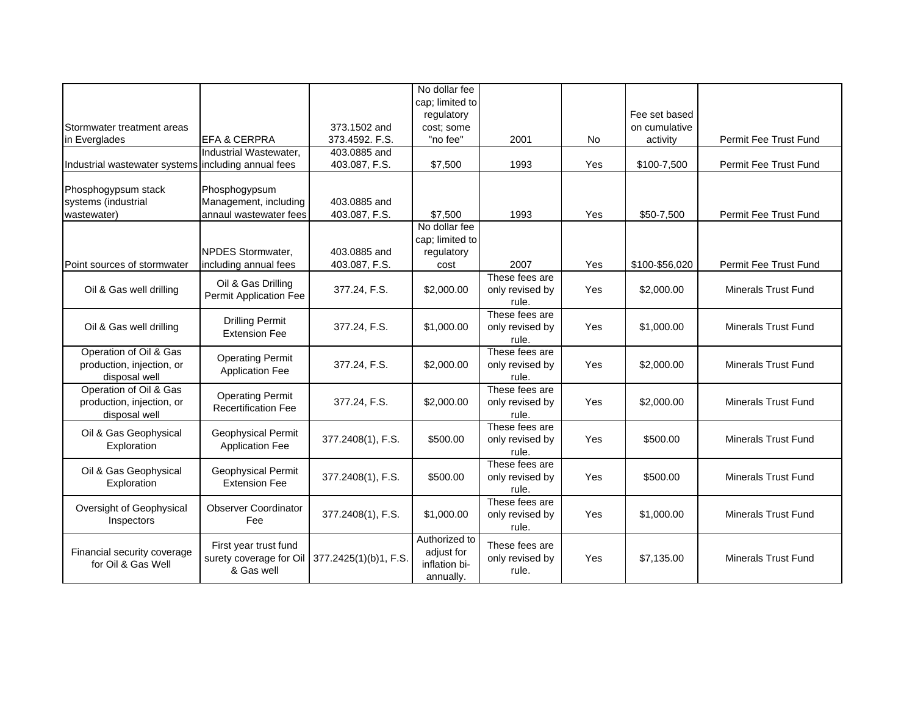| | | | | | | | |
|---|---|---|---|---|---|---|---|
| Stormwater treatment areas in Everglades | EFA & CERPRA | 373.1502 and 373.4592. F.S. | No dollar fee cap; limited to regulatory cost; some "no fee" | 2001 | No | Fee set based on cumulative activity | Permit Fee Trust Fund |
| Industrial wastewater systems | Industrial Wastewater, including annual fees | 403.0885 and 403.087, F.S. | $7,500 | 1993 | Yes | $100-7,500 | Permit Fee Trust Fund |
| Phosphogypsum stack systems (industrial wastewater) | Phosphogypsum Management, including annaul wastewater fees | 403.0885 and 403.087, F.S. | $7,500 | 1993 | Yes | $50-7,500 | Permit Fee Trust Fund |
| Point sources of stormwater | NPDES Stormwater, including annual fees | 403.0885 and 403.087, F.S. | No dollar fee cap; limited to regulatory cost | 2007 | Yes | $100-$56,020 | Permit Fee Trust Fund |
| Oil & Gas well drilling | Oil & Gas Drilling Permit Application Fee | 377.24, F.S. | $2,000.00 | These fees are only revised by rule. | Yes | $2,000.00 | Minerals Trust Fund |
| Oil & Gas well drilling | Drilling Permit Extension Fee | 377.24, F.S. | $1,000.00 | These fees are only revised by rule. | Yes | $1,000.00 | Minerals Trust Fund |
| Operation of Oil & Gas production, injection, or disposal well | Operating Permit Application Fee | 377.24, F.S. | $2,000.00 | These fees are only revised by rule. | Yes | $2,000.00 | Minerals Trust Fund |
| Operation of Oil & Gas production, injection, or disposal well | Operating Permit Recertification Fee | 377.24, F.S. | $2,000.00 | These fees are only revised by rule. | Yes | $2,000.00 | Minerals Trust Fund |
| Oil & Gas Geophysical Exploration | Geophysical Permit Application Fee | 377.2408(1), F.S. | $500.00 | These fees are only revised by rule. | Yes | $500.00 | Minerals Trust Fund |
| Oil & Gas Geophysical Exploration | Geophysical Permit Extension Fee | 377.2408(1), F.S. | $500.00 | These fees are only revised by rule. | Yes | $500.00 | Minerals Trust Fund |
| Oversight of Geophysical Inspectors | Observer Coordinator Fee | 377.2408(1), F.S. | $1,000.00 | These fees are only revised by rule. | Yes | $1,000.00 | Minerals Trust Fund |
| Financial security coverage for Oil & Gas Well | First year trust fund surety coverage for Oil & Gas well | 377.2425(1)(b)1, F.S. | Authorized to adjust for inflation bi-annually. | These fees are only revised by rule. | Yes | $7,135.00 | Minerals Trust Fund |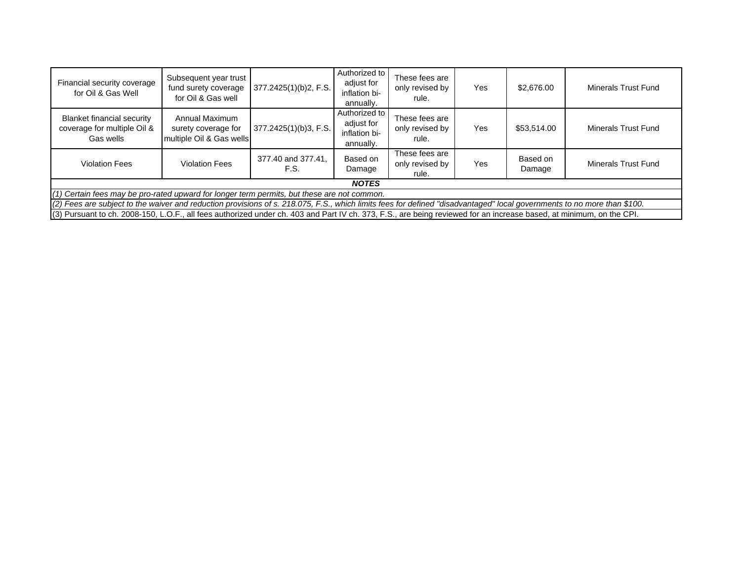| | | | | | | | |
|---|---|---|---|---|---|---|---|
| Financial security coverage for Oil & Gas Well | Subsequent year trust fund surety coverage for Oil & Gas well | 377.2425(1)(b)2, F.S. | Authorized to adjust for inflation bi-annually. | These fees are only revised by rule. | Yes | $2,676.00 | Minerals Trust Fund |
| Blanket financial security coverage for multiple Oil & Gas wells | Annual Maximum surety coverage for multiple Oil & Gas wells | 377.2425(1)(b)3, F.S. | Authorized to adjust for inflation bi-annually. | These fees are only revised by rule. | Yes | $53,514.00 | Minerals Trust Fund |
| Violation Fees | Violation Fees | 377.40 and 377.41, F.S. | Based on Damage | These fees are only revised by rule. | Yes | Based on Damage | Minerals Trust Fund |

***NOTES***

*(1) Certain fees may be pro-rated upward for longer term permits, but these are not common.*

*(2) Fees are subject to the waiver and reduction provisions of s. 218.075, F.S., which limits fees for defined "disadvantaged" local governments to no more than $100.*

(3) Pursuant to ch. 2008-150, L.O.F., all fees authorized under ch. 403 and Part IV ch. 373, F.S., are being reviewed for an increase based, at minimum, on the CPI.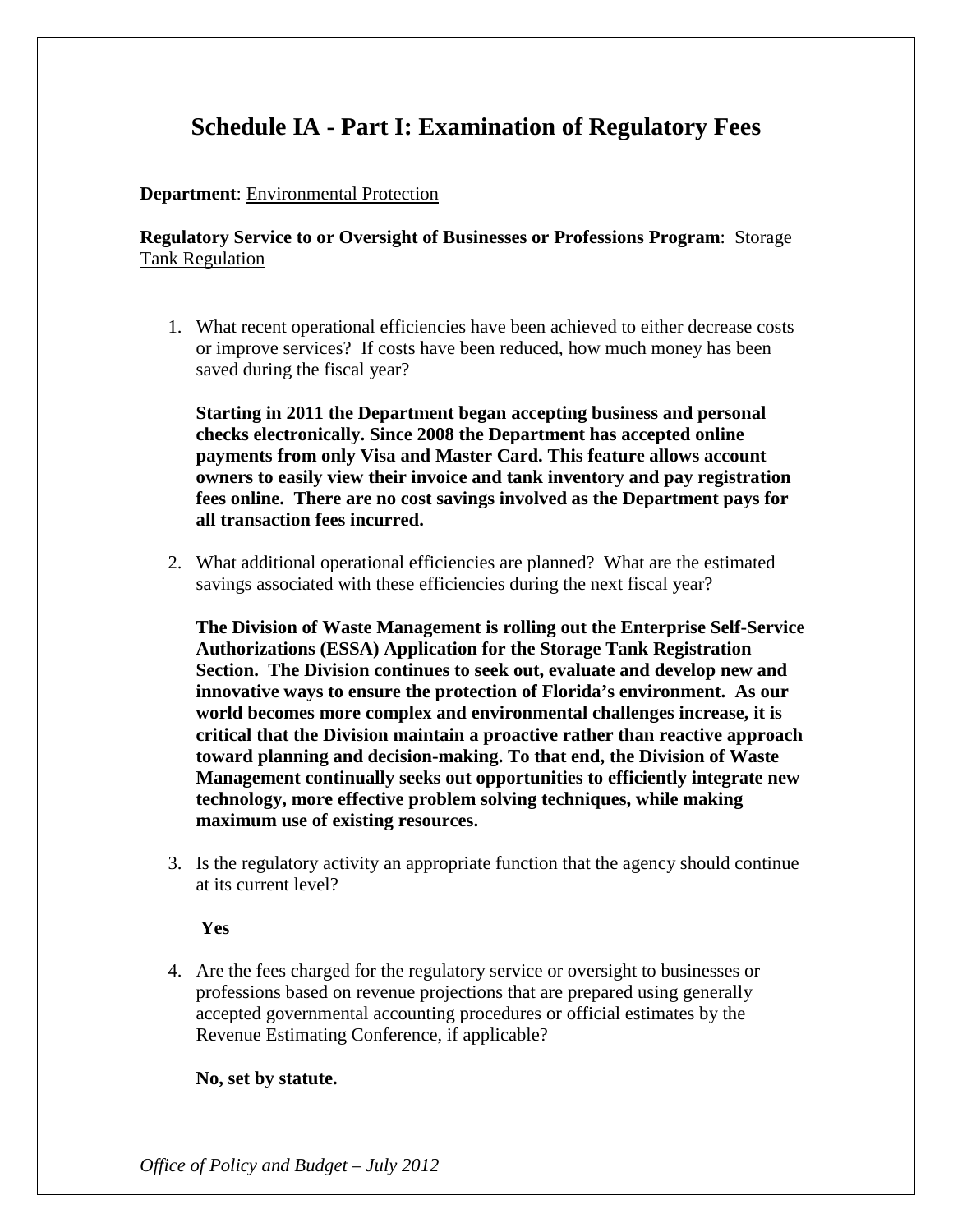# Schedule IA - Part I: Examination of Regulatory Fees

**Department**: Environmental Protection

**Regulatory Service to or Oversight of Businesses or Professions Program**: Storage Tank Regulation

1. What recent operational efficiencies have been achieved to either decrease costs or improve services? If costs have been reduced, how much money has been saved during the fiscal year?

   **Starting in 2011 the Department began accepting business and personal checks electronically. Since 2008 the Department has accepted online payments from only Visa and Master Card. This feature allows account owners to easily view their invoice and tank inventory and pay registration fees online. There are no cost savings involved as the Department pays for all transaction fees incurred.**

2. What additional operational efficiencies are planned? What are the estimated savings associated with these efficiencies during the next fiscal year?

   **The Division of Waste Management is rolling out the Enterprise Self-Service Authorizations (ESSA) Application for the Storage Tank Registration Section. The Division continues to seek out, evaluate and develop new and innovative ways to ensure the protection of Florida's environment. As our world becomes more complex and environmental challenges increase, it is critical that the Division maintain a proactive rather than reactive approach toward planning and decision-making. To that end, the Division of Waste Management continually seeks out opportunities to efficiently integrate new technology, more effective problem solving techniques, while making maximum use of existing resources.**

3. Is the regulatory activity an appropriate function that the agency should continue at its current level?

   **Yes**

4. Are the fees charged for the regulatory service or oversight to businesses or professions based on revenue projections that are prepared using generally accepted governmental accounting procedures or official estimates by the Revenue Estimating Conference, if applicable?

   **No, set by statute.**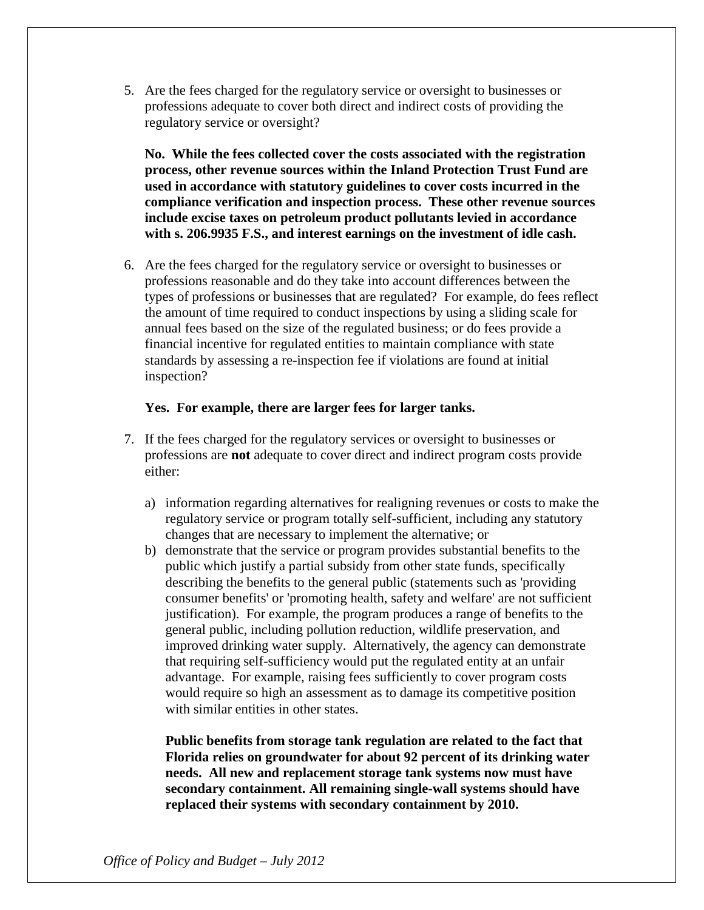5. Are the fees charged for the regulatory service or oversight to businesses or professions adequate to cover both direct and indirect costs of providing the regulatory service or oversight?

   **No. While the fees collected cover the costs associated with the registration process, other revenue sources within the Inland Protection Trust Fund are used in accordance with statutory guidelines to cover costs incurred in the compliance verification and inspection process. These other revenue sources include excise taxes on petroleum product pollutants levied in accordance with s. 206.9935 F.S., and interest earnings on the investment of idle cash.**

6. Are the fees charged for the regulatory service or oversight to businesses or professions reasonable and do they take into account differences between the types of professions or businesses that are regulated? For example, do fees reflect the amount of time required to conduct inspections by using a sliding scale for annual fees based on the size of the regulated business; or do fees provide a financial incentive for regulated entities to maintain compliance with state standards by assessing a re-inspection fee if violations are found at initial inspection?

   **Yes. For example, there are larger fees for larger tanks.**

7. If the fees charged for the regulatory services or oversight to businesses or professions are **not** adequate to cover direct and indirect program costs provide either:

   a) information regarding alternatives for realigning revenues or costs to make the regulatory service or program totally self-sufficient, including any statutory changes that are necessary to implement the alternative; or
   b) demonstrate that the service or program provides substantial benefits to the public which justify a partial subsidy from other state funds, specifically describing the benefits to the general public (statements such as 'providing consumer benefits' or 'promoting health, safety and welfare' are not sufficient justification). For example, the program produces a range of benefits to the general public, including pollution reduction, wildlife preservation, and improved drinking water supply. Alternatively, the agency can demonstrate that requiring self-sufficiency would put the regulated entity at an unfair advantage. For example, raising fees sufficiently to cover program costs would require so high an assessment as to damage its competitive position with similar entities in other states.

   **Public benefits from storage tank regulation are related to the fact that Florida relies on groundwater for about 92 percent of its drinking water needs. All new and replacement storage tank systems now must have secondary containment. All remaining single-wall systems should have replaced their systems with secondary containment by 2010.**

*Office of Policy and Budget – July 2012*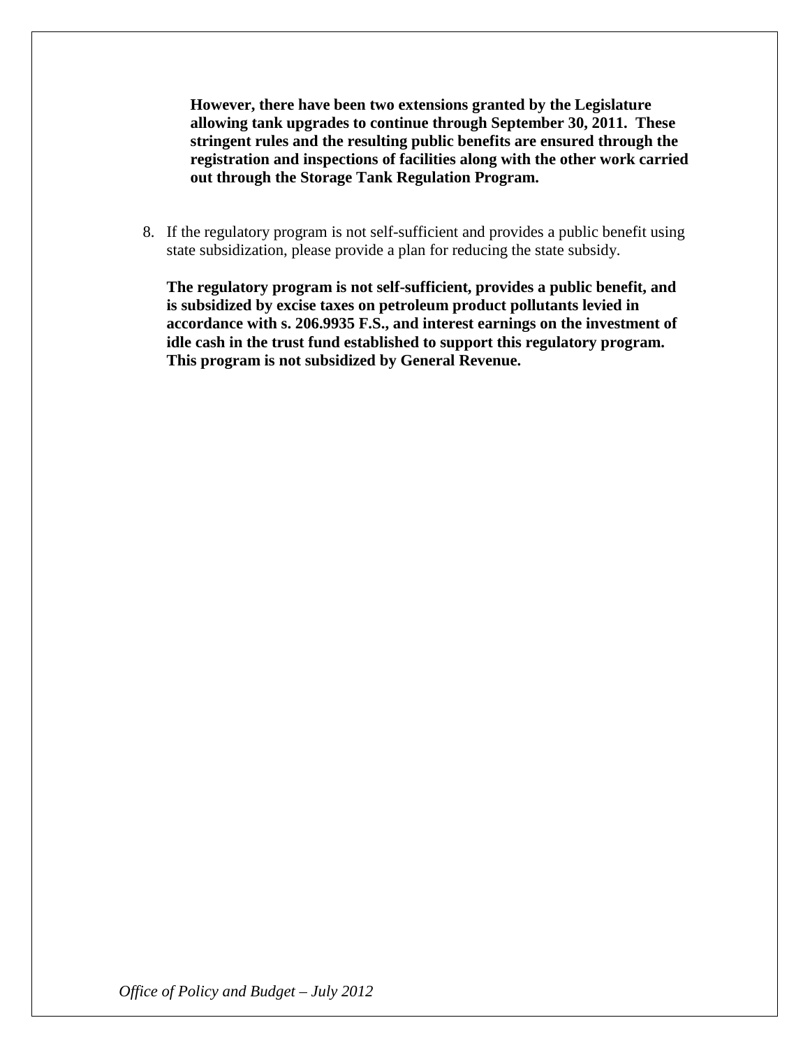**However, there have been two extensions granted by the Legislature allowing tank upgrades to continue through September 30, 2011. These stringent rules and the resulting public benefits are ensured through the registration and inspections of facilities along with the other work carried out through the Storage Tank Regulation Program.**

8. If the regulatory program is not self-sufficient and provides a public benefit using state subsidization, please provide a plan for reducing the state subsidy.

   **The regulatory program is not self-sufficient, provides a public benefit, and is subsidized by excise taxes on petroleum product pollutants levied in accordance with s. 206.9935 F.S., and interest earnings on the investment of idle cash in the trust fund established to support this regulatory program. This program is not subsidized by General Revenue.**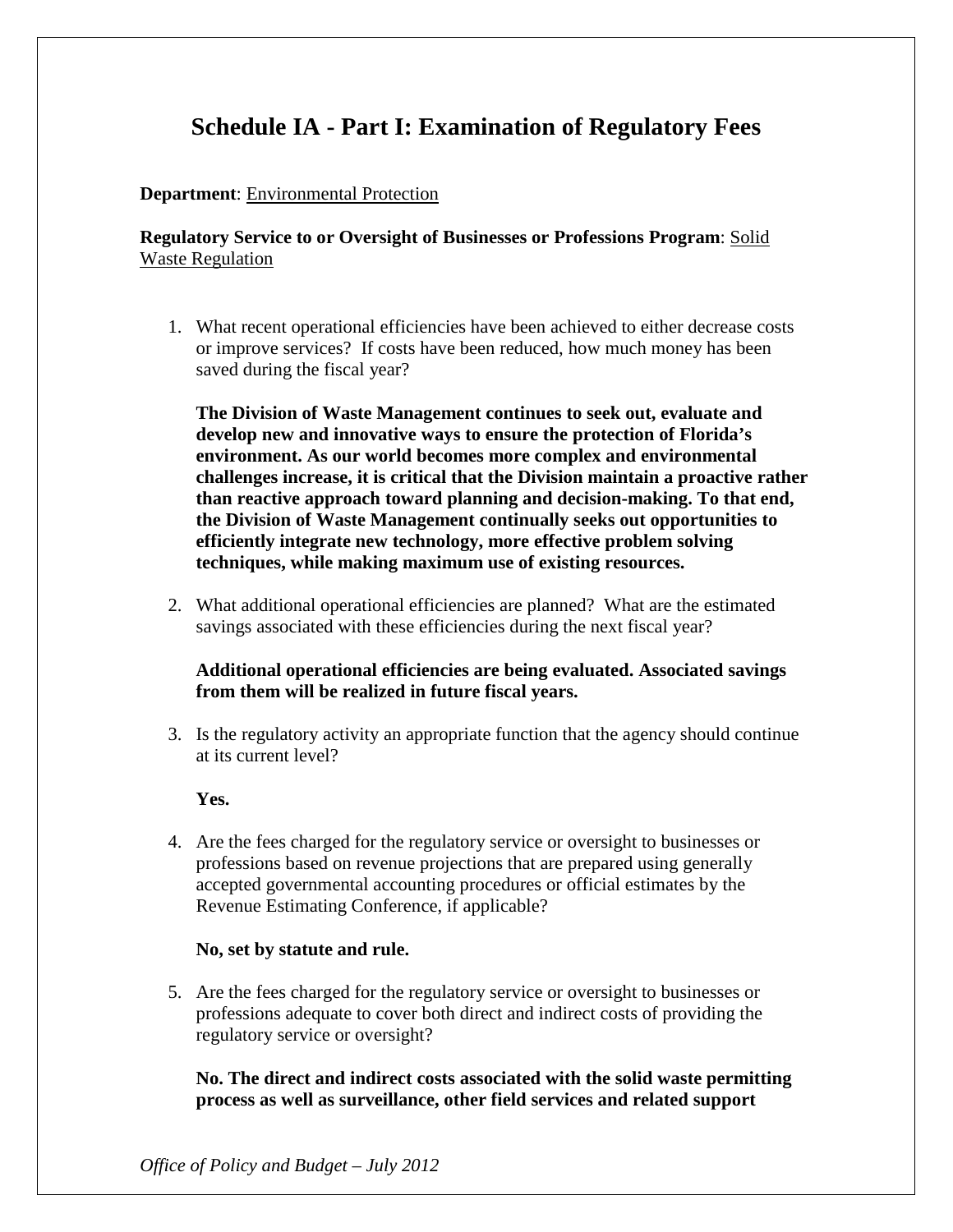# Schedule IA - Part I: Examination of Regulatory Fees

**Department**: Environmental Protection

**Regulatory Service to or Oversight of Businesses or Professions Program**: Solid Waste Regulation

1. What recent operational efficiencies have been achieved to either decrease costs or improve services? If costs have been reduced, how much money has been saved during the fiscal year?

   **The Division of Waste Management continues to seek out, evaluate and develop new and innovative ways to ensure the protection of Florida's environment. As our world becomes more complex and environmental challenges increase, it is critical that the Division maintain a proactive rather than reactive approach toward planning and decision-making. To that end, the Division of Waste Management continually seeks out opportunities to efficiently integrate new technology, more effective problem solving techniques, while making maximum use of existing resources.**

2. What additional operational efficiencies are planned? What are the estimated savings associated with these efficiencies during the next fiscal year?

   **Additional operational efficiencies are being evaluated. Associated savings from them will be realized in future fiscal years.**

3. Is the regulatory activity an appropriate function that the agency should continue at its current level?

   **Yes.**

4. Are the fees charged for the regulatory service or oversight to businesses or professions based on revenue projections that are prepared using generally accepted governmental accounting procedures or official estimates by the Revenue Estimating Conference, if applicable?

   **No, set by statute and rule.**

5. Are the fees charged for the regulatory service or oversight to businesses or professions adequate to cover both direct and indirect costs of providing the regulatory service or oversight?

   **No. The direct and indirect costs associated with the solid waste permitting process as well as surveillance, other field services and related support**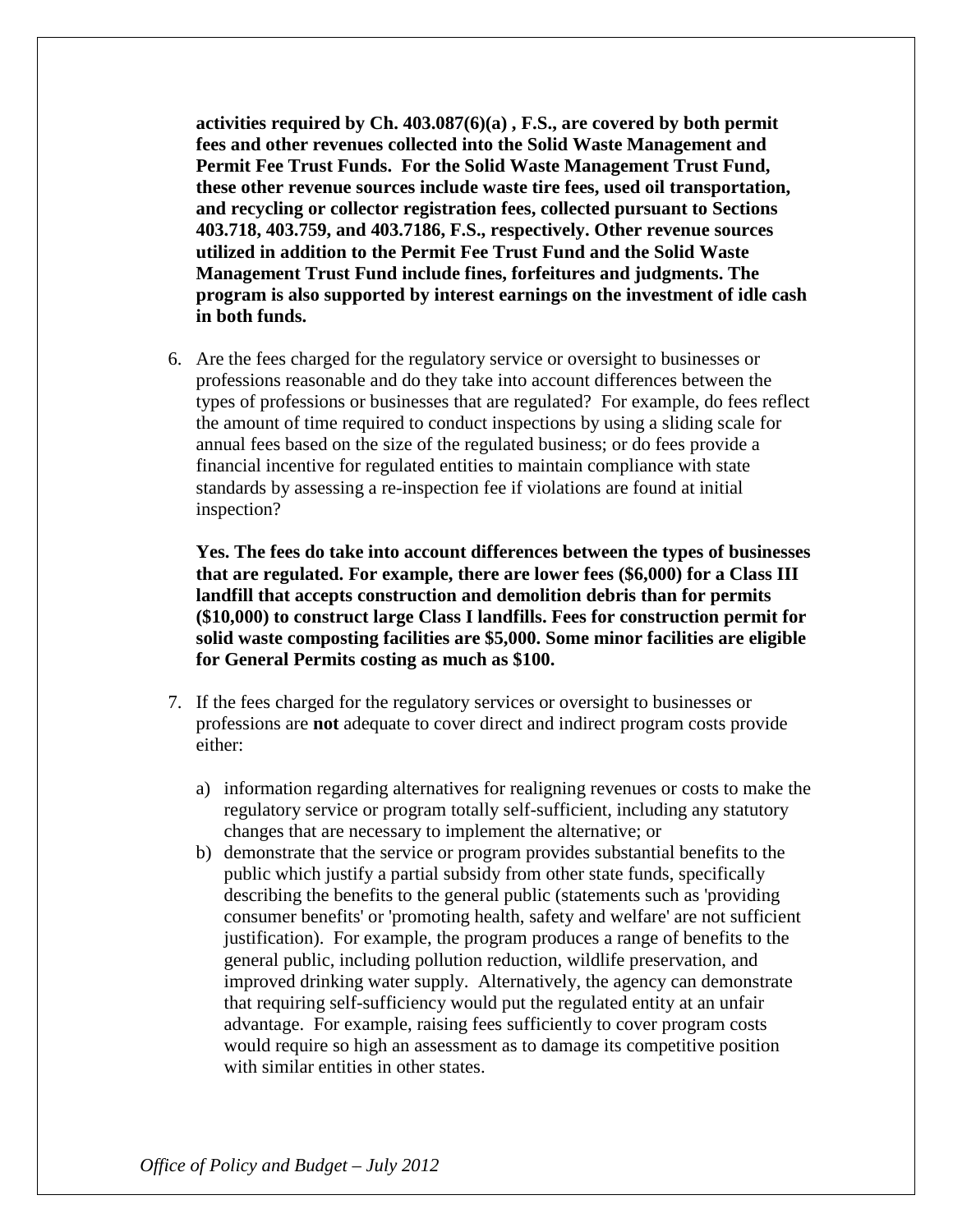**activities required by Ch. 403.087(6)(a) , F.S., are covered by both permit fees and other revenues collected into the Solid Waste Management and Permit Fee Trust Funds. For the Solid Waste Management Trust Fund, these other revenue sources include waste tire fees, used oil transportation, and recycling or collector registration fees, collected pursuant to Sections 403.718, 403.759, and 403.7186, F.S., respectively. Other revenue sources utilized in addition to the Permit Fee Trust Fund and the Solid Waste Management Trust Fund include fines, forfeitures and judgments. The program is also supported by interest earnings on the investment of idle cash in both funds.**

6. Are the fees charged for the regulatory service or oversight to businesses or professions reasonable and do they take into account differences between the types of professions or businesses that are regulated? For example, do fees reflect the amount of time required to conduct inspections by using a sliding scale for annual fees based on the size of the regulated business; or do fees provide a financial incentive for regulated entities to maintain compliance with state standards by assessing a re-inspection fee if violations are found at initial inspection?

   **Yes. The fees do take into account differences between the types of businesses that are regulated. For example, there are lower fees ($6,000) for a Class III landfill that accepts construction and demolition debris than for permits ($10,000) to construct large Class I landfills. Fees for construction permit for solid waste composting facilities are $5,000. Some minor facilities are eligible for General Permits costing as much as $100.**

7. If the fees charged for the regulatory services or oversight to businesses or professions are **not** adequate to cover direct and indirect program costs provide either:

   a) information regarding alternatives for realigning revenues or costs to make the regulatory service or program totally self-sufficient, including any statutory changes that are necessary to implement the alternative; or
   b) demonstrate that the service or program provides substantial benefits to the public which justify a partial subsidy from other state funds, specifically describing the benefits to the general public (statements such as 'providing consumer benefits' or 'promoting health, safety and welfare' are not sufficient justification). For example, the program produces a range of benefits to the general public, including pollution reduction, wildlife preservation, and improved drinking water supply. Alternatively, the agency can demonstrate that requiring self-sufficiency would put the regulated entity at an unfair advantage. For example, raising fees sufficiently to cover program costs would require so high an assessment as to damage its competitive position with similar entities in other states.

*Office of Policy and Budget – July 2012*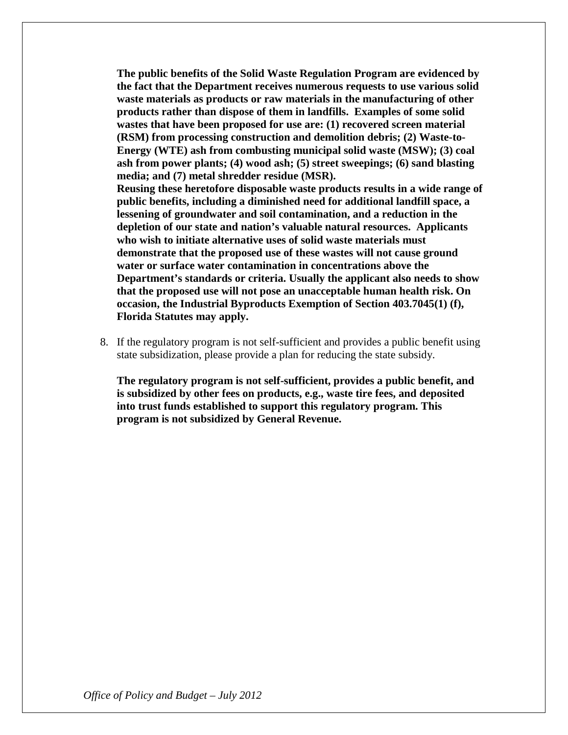**The public benefits of the Solid Waste Regulation Program are evidenced by the fact that the Department receives numerous requests to use various solid waste materials as products or raw materials in the manufacturing of other products rather than dispose of them in landfills. Examples of some solid wastes that have been proposed for use are: (1) recovered screen material (RSM) from processing construction and demolition debris; (2) Waste-to-Energy (WTE) ash from combusting municipal solid waste (MSW); (3) coal ash from power plants; (4) wood ash; (5) street sweepings; (6) sand blasting media; and (7) metal shredder residue (MSR).**
**Reusing these heretofore disposable waste products results in a wide range of public benefits, including a diminished need for additional landfill space, a lessening of groundwater and soil contamination, and a reduction in the depletion of our state and nation's valuable natural resources. Applicants who wish to initiate alternative uses of solid waste materials must demonstrate that the proposed use of these wastes will not cause ground water or surface water contamination in concentrations above the Department's standards or criteria. Usually the applicant also needs to show that the proposed use will not pose an unacceptable human health risk. On occasion, the Industrial Byproducts Exemption of Section 403.7045(1) (f), Florida Statutes may apply.**

8. If the regulatory program is not self-sufficient and provides a public benefit using state subsidization, please provide a plan for reducing the state subsidy.

   **The regulatory program is not self-sufficient, provides a public benefit, and is subsidized by other fees on products, e.g., waste tire fees, and deposited into trust funds established to support this regulatory program. This program is not subsidized by General Revenue.**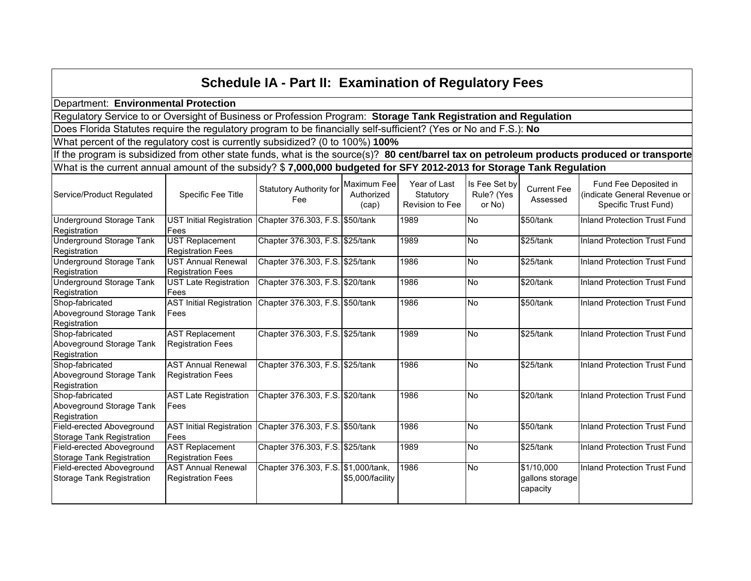# Schedule IA - Part II: Examination of Regulatory Fees

Department: **Environmental Protection**

Regulatory Service to or Oversight of Business or Profession Program: **Storage Tank Registration and Regulation**

Does Florida Statutes require the regulatory program to be financially self-sufficient? (Yes or No and F.S.): **No**

What percent of the regulatory cost is currently subsidized? (0 to 100%) **100%**

If the program is subsidized from other state funds, what is the source(s)? **80 cent/barrel tax on petroleum products produced or transporte**

What is the current annual amount of the subsidy? $ **7,000,000 budgeted for SFY 2012-2013 for Storage Tank Regulation**

| Service/Product Regulated | Specific Fee Title | Statutory Authority for Fee | Maximum Fee Authorized (cap) | Year of Last Statutory Revision to Fee | Is Fee Set by Rule? (Yes or No) | Current Fee Assessed | Fund Fee Deposited in (indicate General Revenue or Specific Trust Fund) |
|---|---|---|---|---|---|---|---|
| Underground Storage Tank Registration | UST Initial Registration Fees | Chapter 376.303, F.S. | $50/tank | 1989 | No | $50/tank | Inland Protection Trust Fund |
| Underground Storage Tank Registration | UST Replacement Registration Fees | Chapter 376.303, F.S. | $25/tank | 1989 | No | $25/tank | Inland Protection Trust Fund |
| Underground Storage Tank Registration | UST Annual Renewal Registration Fees | Chapter 376.303, F.S. | $25/tank | 1986 | No | $25/tank | Inland Protection Trust Fund |
| Underground Storage Tank Registration | UST Late Registration Fees | Chapter 376.303, F.S. | $20/tank | 1986 | No | $20/tank | Inland Protection Trust Fund |
| Shop-fabricated Aboveground Storage Tank Registration | AST Initial Registration Fees | Chapter 376.303, F.S. | $50/tank | 1986 | No | $50/tank | Inland Protection Trust Fund |
| Shop-fabricated Aboveground Storage Tank Registration | AST Replacement Registration Fees | Chapter 376.303, F.S. | $25/tank | 1989 | No | $25/tank | Inland Protection Trust Fund |
| Shop-fabricated Aboveground Storage Tank Registration | AST Annual Renewal Registration Fees | Chapter 376.303, F.S. | $25/tank | 1986 | No | $25/tank | Inland Protection Trust Fund |
| Shop-fabricated Aboveground Storage Tank Registration | AST Late Registration Fees | Chapter 376.303, F.S. | $20/tank | 1986 | No | $20/tank | Inland Protection Trust Fund |
| Field-erected Aboveground Storage Tank Registration | AST Initial Registration Fees | Chapter 376.303, F.S. | $50/tank | 1986 | No | $50/tank | Inland Protection Trust Fund |
| Field-erected Aboveground Storage Tank Registration | AST Replacement Registration Fees | Chapter 376.303, F.S. | $25/tank | 1989 | No | $25/tank | Inland Protection Trust Fund |
| Field-erected Aboveground Storage Tank Registration | AST Annual Renewal Registration Fees | Chapter 376.303, F.S. | $1,000/tank, $5,000/facility | 1986 | No | $1/10,000 gallons storage capacity | Inland Protection Trust Fund |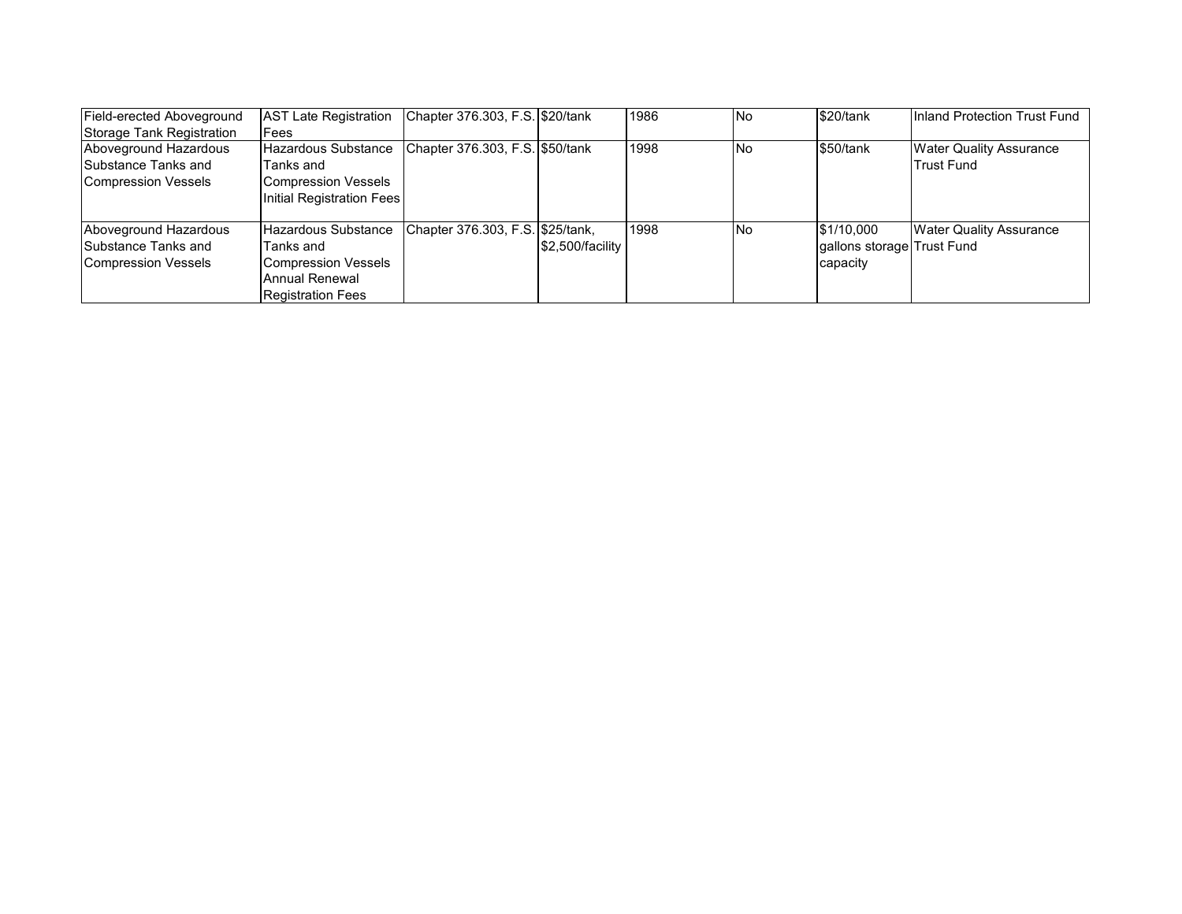| | | | | | | | |
|---|---|---|---|---|---|---|---|
| Field-erected Aboveground Storage Tank Registration | AST Late Registration Fees | Chapter 376.303, F.S. | $20/tank | 1986 | No | $20/tank | Inland Protection Trust Fund |
| Aboveground Hazardous Substance Tanks and Compression Vessels | Hazardous Substance Tanks and Compression Vessels Initial Registration Fees | Chapter 376.303, F.S. | $50/tank | 1998 | No | $50/tank | Water Quality Assurance Trust Fund |
| Aboveground Hazardous Substance Tanks and Compression Vessels | Hazardous Substance Tanks and Compression Vessels Annual Renewal Registration Fees | Chapter 376.303, F.S. | $25/tank, $2,500/facility | 1998 | No | $1/10,000 gallons storage capacity | Water Quality Assurance Trust Fund |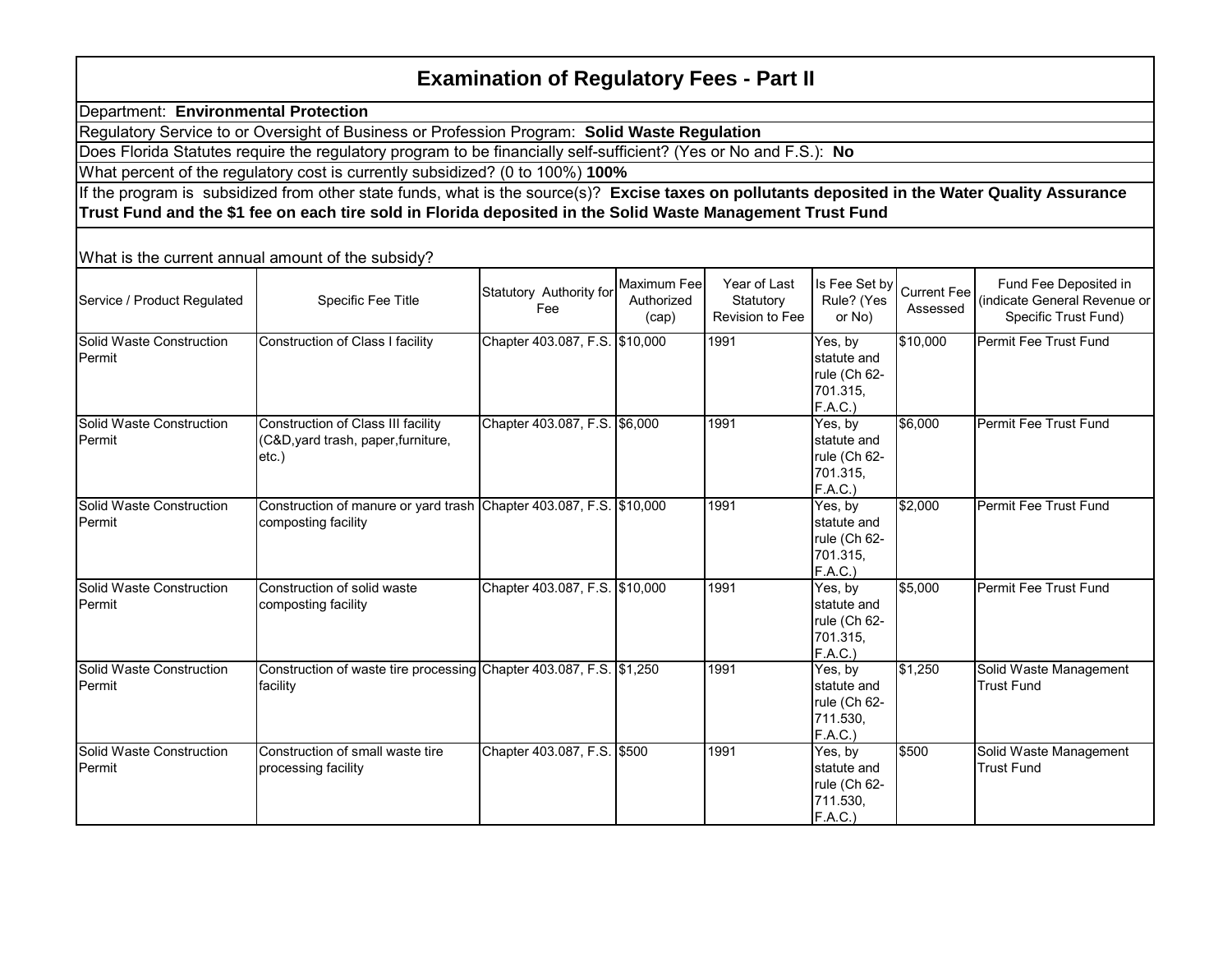# Examination of Regulatory Fees - Part II

Department: **Environmental Protection**

Regulatory Service to or Oversight of Business or Profession Program: **Solid Waste Regulation**

Does Florida Statutes require the regulatory program to be financially self-sufficient? (Yes or No and F.S.): **No**

What percent of the regulatory cost is currently subsidized? (0 to 100%) **100%**

If the program is subsidized from other state funds, what is the source(s)? **Excise taxes on pollutants deposited in the Water Quality Assurance Trust Fund and the $1 fee on each tire sold in Florida deposited in the Solid Waste Management Trust Fund**

What is the current annual amount of the subsidy?

| Service / Product Regulated | Specific Fee Title | Statutory Authority for Fee | Maximum Fee Authorized (cap) | Year of Last Statutory Revision to Fee | Is Fee Set by Rule? (Yes or No) | Current Fee Assessed | Fund Fee Deposited in (indicate General Revenue or Specific Trust Fund) |
|---|---|---|---|---|---|---|---|
| Solid Waste Construction Permit | Construction of Class I facility | Chapter 403.087, F.S. | $10,000 | 1991 | Yes, by statute and rule (Ch 62-701.315, F.A.C.) | $10,000 | Permit Fee Trust Fund |
| Solid Waste Construction Permit | Construction of Class III facility (C&D,yard trash, paper,furniture, etc.) | Chapter 403.087, F.S. | $6,000 | 1991 | Yes, by statute and rule (Ch 62-701.315, F.A.C.) | $6,000 | Permit Fee Trust Fund |
| Solid Waste Construction Permit | Construction of manure or yard trash composting facility | Chapter 403.087, F.S. | $10,000 | 1991 | Yes, by statute and rule (Ch 62-701.315, F.A.C.) | $2,000 | Permit Fee Trust Fund |
| Solid Waste Construction Permit | Construction of solid waste composting facility | Chapter 403.087, F.S. | $10,000 | 1991 | Yes, by statute and rule (Ch 62-701.315, F.A.C.) | $5,000 | Permit Fee Trust Fund |
| Solid Waste Construction Permit | Construction of waste tire processing facility | Chapter 403.087, F.S. | $1,250 | 1991 | Yes, by statute and rule (Ch 62-711.530, F.A.C.) | $1,250 | Solid Waste Management Trust Fund |
| Solid Waste Construction Permit | Construction of small waste tire processing facility | Chapter 403.087, F.S. | $500 | 1991 | Yes, by statute and rule (Ch 62-711.530, F.A.C.) | $500 | Solid Waste Management Trust Fund |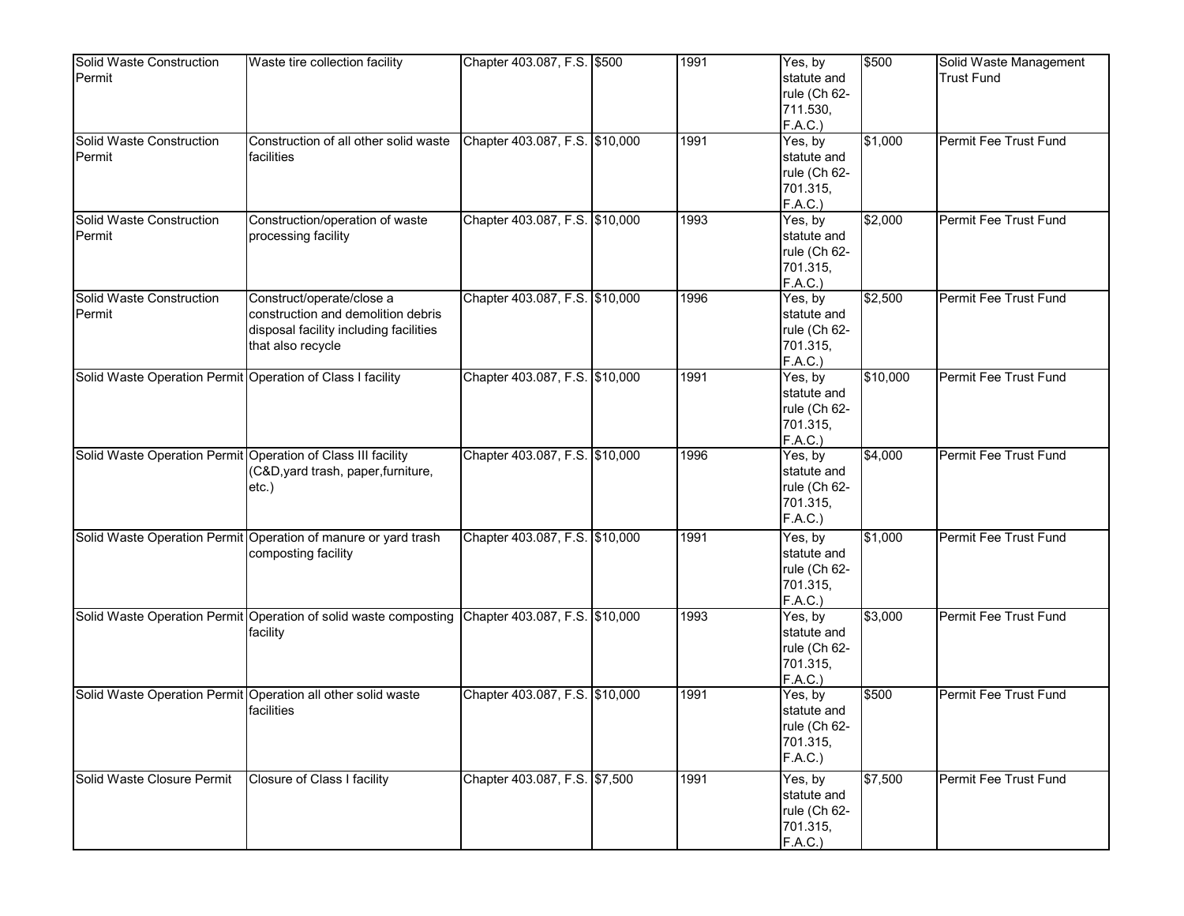| | | | | | | | |
|---|---|---|---|---|---|---|---|
| Solid Waste Construction Permit | Waste tire collection facility | Chapter 403.087, F.S. | $500 | 1991 | Yes, by statute and rule (Ch 62-711.530, F.A.C.) | $500 | Solid Waste Management Trust Fund |
| Solid Waste Construction Permit | Construction of all other solid waste facilities | Chapter 403.087, F.S. | $10,000 | 1991 | Yes, by statute and rule (Ch 62-701.315, F.A.C.) | $1,000 | Permit Fee Trust Fund |
| Solid Waste Construction Permit | Construction/operation of waste processing facility | Chapter 403.087, F.S. | $10,000 | 1993 | Yes, by statute and rule (Ch 62-701.315, F.A.C.) | $2,000 | Permit Fee Trust Fund |
| Solid Waste Construction Permit | Construct/operate/close a construction and demolition debris disposal facility including facilities that also recycle | Chapter 403.087, F.S. | $10,000 | 1996 | Yes, by statute and rule (Ch 62-701.315, F.A.C.) | $2,500 | Permit Fee Trust Fund |
| Solid Waste Operation Permit | Operation of Class I facility | Chapter 403.087, F.S. | $10,000 | 1991 | Yes, by statute and rule (Ch 62-701.315, F.A.C.) | $10,000 | Permit Fee Trust Fund |
| Solid Waste Operation Permit | Operation of Class III facility (C&D,yard trash, paper,furniture, etc.) | Chapter 403.087, F.S. | $10,000 | 1996 | Yes, by statute and rule (Ch 62-701.315, F.A.C.) | $4,000 | Permit Fee Trust Fund |
| Solid Waste Operation Permit | Operation of manure or yard trash composting facility | Chapter 403.087, F.S. | $10,000 | 1991 | Yes, by statute and rule (Ch 62-701.315, F.A.C.) | $1,000 | Permit Fee Trust Fund |
| Solid Waste Operation Permit | Operation of solid waste composting facility | Chapter 403.087, F.S. | $10,000 | 1993 | Yes, by statute and rule (Ch 62-701.315, F.A.C.) | $3,000 | Permit Fee Trust Fund |
| Solid Waste Operation Permit | Operation all other solid waste facilities | Chapter 403.087, F.S. | $10,000 | 1991 | Yes, by statute and rule (Ch 62-701.315, F.A.C.) | $500 | Permit Fee Trust Fund |
| Solid Waste Closure Permit | Closure of Class I facility | Chapter 403.087, F.S. | $7,500 | 1991 | Yes, by statute and rule (Ch 62-701.315, F.A.C.) | $7,500 | Permit Fee Trust Fund |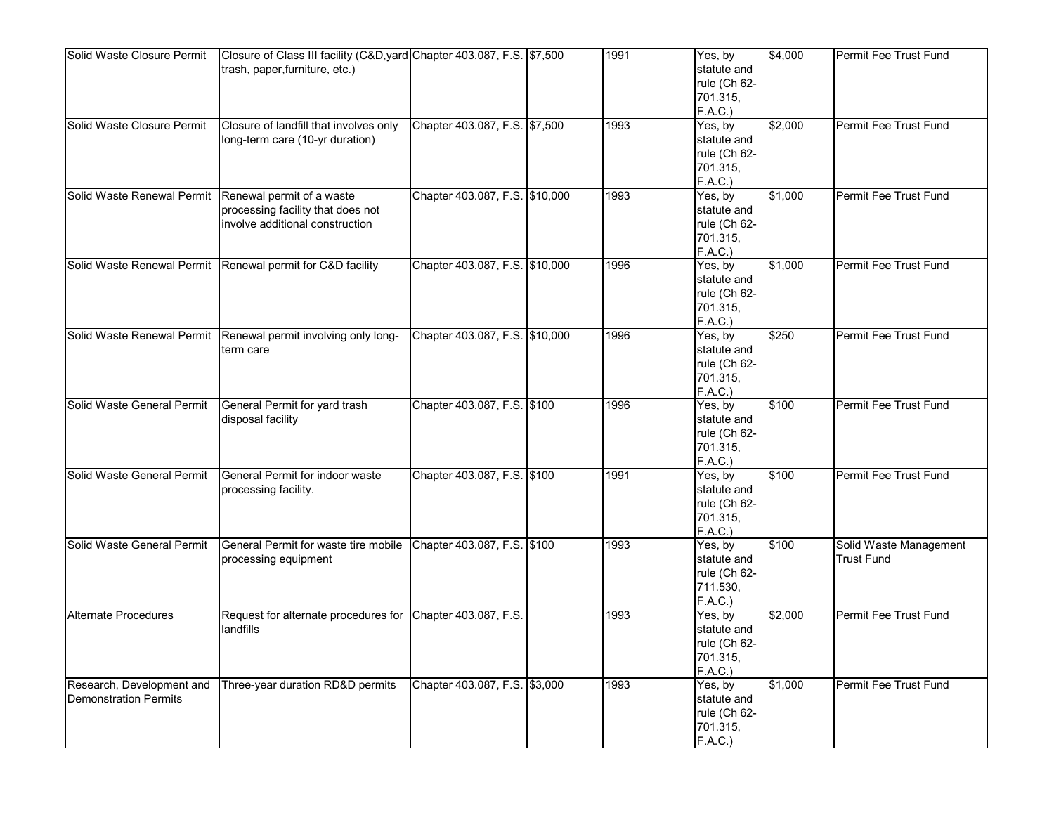| | | | | | | | |
|---|---|---|---|---|---|---|---|
| Solid Waste Closure Permit | Closure of Class III facility (C&D,yard trash, paper,furniture, etc.) | Chapter 403.087, F.S. | $7,500 | 1991 | Yes, by statute and rule (Ch 62-701.315, F.A.C.) | $4,000 | Permit Fee Trust Fund |
| Solid Waste Closure Permit | Closure of landfill that involves only long-term care (10-yr duration) | Chapter 403.087, F.S. | $7,500 | 1993 | Yes, by statute and rule (Ch 62-701.315, F.A.C.) | $2,000 | Permit Fee Trust Fund |
| Solid Waste Renewal Permit | Renewal permit of a waste processing facility that does not involve additional construction | Chapter 403.087, F.S. | $10,000 | 1993 | Yes, by statute and rule (Ch 62-701.315, F.A.C.) | $1,000 | Permit Fee Trust Fund |
| Solid Waste Renewal Permit | Renewal permit for C&D facility | Chapter 403.087, F.S. | $10,000 | 1996 | Yes, by statute and rule (Ch 62-701.315, F.A.C.) | $1,000 | Permit Fee Trust Fund |
| Solid Waste Renewal Permit | Renewal permit involving only long-term care | Chapter 403.087, F.S. | $10,000 | 1996 | Yes, by statute and rule (Ch 62-701.315, F.A.C.) | $250 | Permit Fee Trust Fund |
| Solid Waste General Permit | General Permit for yard trash disposal facility | Chapter 403.087, F.S. | $100 | 1996 | Yes, by statute and rule (Ch 62-701.315, F.A.C.) | $100 | Permit Fee Trust Fund |
| Solid Waste General Permit | General Permit for indoor waste processing facility. | Chapter 403.087, F.S. | $100 | 1991 | Yes, by statute and rule (Ch 62-701.315, F.A.C.) | $100 | Permit Fee Trust Fund |
| Solid Waste General Permit | General Permit for waste tire mobile processing equipment | Chapter 403.087, F.S. | $100 | 1993 | Yes, by statute and rule (Ch 62-711.530, F.A.C.) | $100 | Solid Waste Management Trust Fund |
| Alternate Procedures | Request for alternate procedures for landfills | Chapter 403.087, F.S. | | 1993 | Yes, by statute and rule (Ch 62-701.315, F.A.C.) | $2,000 | Permit Fee Trust Fund |
| Research, Development and Demonstration Permits | Three-year duration RD&D permits | Chapter 403.087, F.S. | $3,000 | 1993 | Yes, by statute and rule (Ch 62-701.315, F.A.C.) | $1,000 | Permit Fee Trust Fund |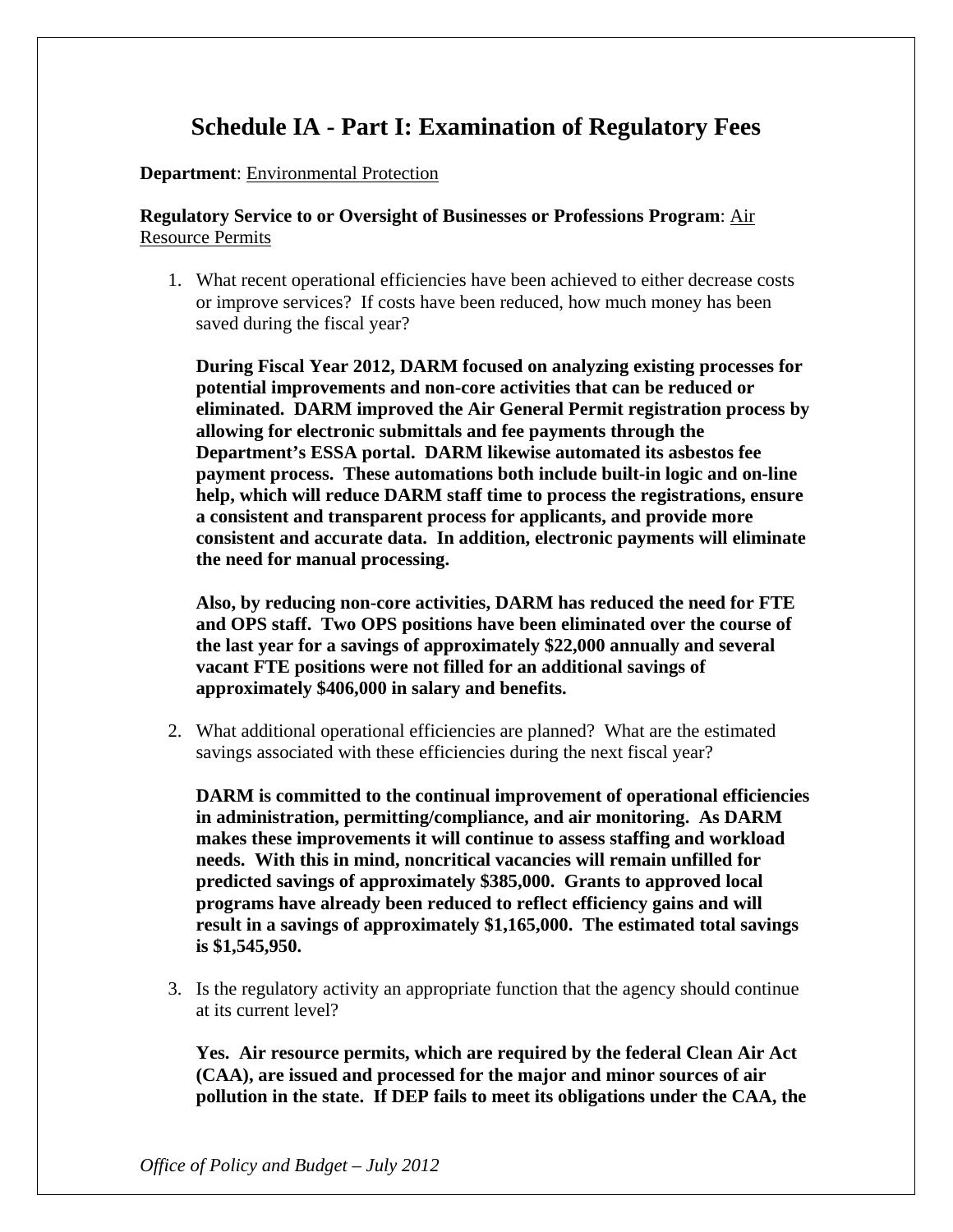# Schedule IA - Part I: Examination of Regulatory Fees

**Department**: Environmental Protection

**Regulatory Service to or Oversight of Businesses or Professions Program**: Air Resource Permits

1. What recent operational efficiencies have been achieved to either decrease costs or improve services? If costs have been reduced, how much money has been saved during the fiscal year?

   **During Fiscal Year 2012, DARM focused on analyzing existing processes for potential improvements and non-core activities that can be reduced or eliminated. DARM improved the Air General Permit registration process by allowing for electronic submittals and fee payments through the Department's ESSA portal. DARM likewise automated its asbestos fee payment process. These automations both include built-in logic and on-line help, which will reduce DARM staff time to process the registrations, ensure a consistent and transparent process for applicants, and provide more consistent and accurate data. In addition, electronic payments will eliminate the need for manual processing.**

   **Also, by reducing non-core activities, DARM has reduced the need for FTE and OPS staff. Two OPS positions have been eliminated over the course of the last year for a savings of approximately $22,000 annually and several vacant FTE positions were not filled for an additional savings of approximately $406,000 in salary and benefits.**

2. What additional operational efficiencies are planned? What are the estimated savings associated with these efficiencies during the next fiscal year?

   **DARM is committed to the continual improvement of operational efficiencies in administration, permitting/compliance, and air monitoring. As DARM makes these improvements it will continue to assess staffing and workload needs. With this in mind, noncritical vacancies will remain unfilled for predicted savings of approximately $385,000. Grants to approved local programs have already been reduced to reflect efficiency gains and will result in a savings of approximately $1,165,000. The estimated total savings is $1,545,950.**

3. Is the regulatory activity an appropriate function that the agency should continue at its current level?

   **Yes. Air resource permits, which are required by the federal Clean Air Act (CAA), are issued and processed for the major and minor sources of air pollution in the state. If DEP fails to meet its obligations under the CAA, the**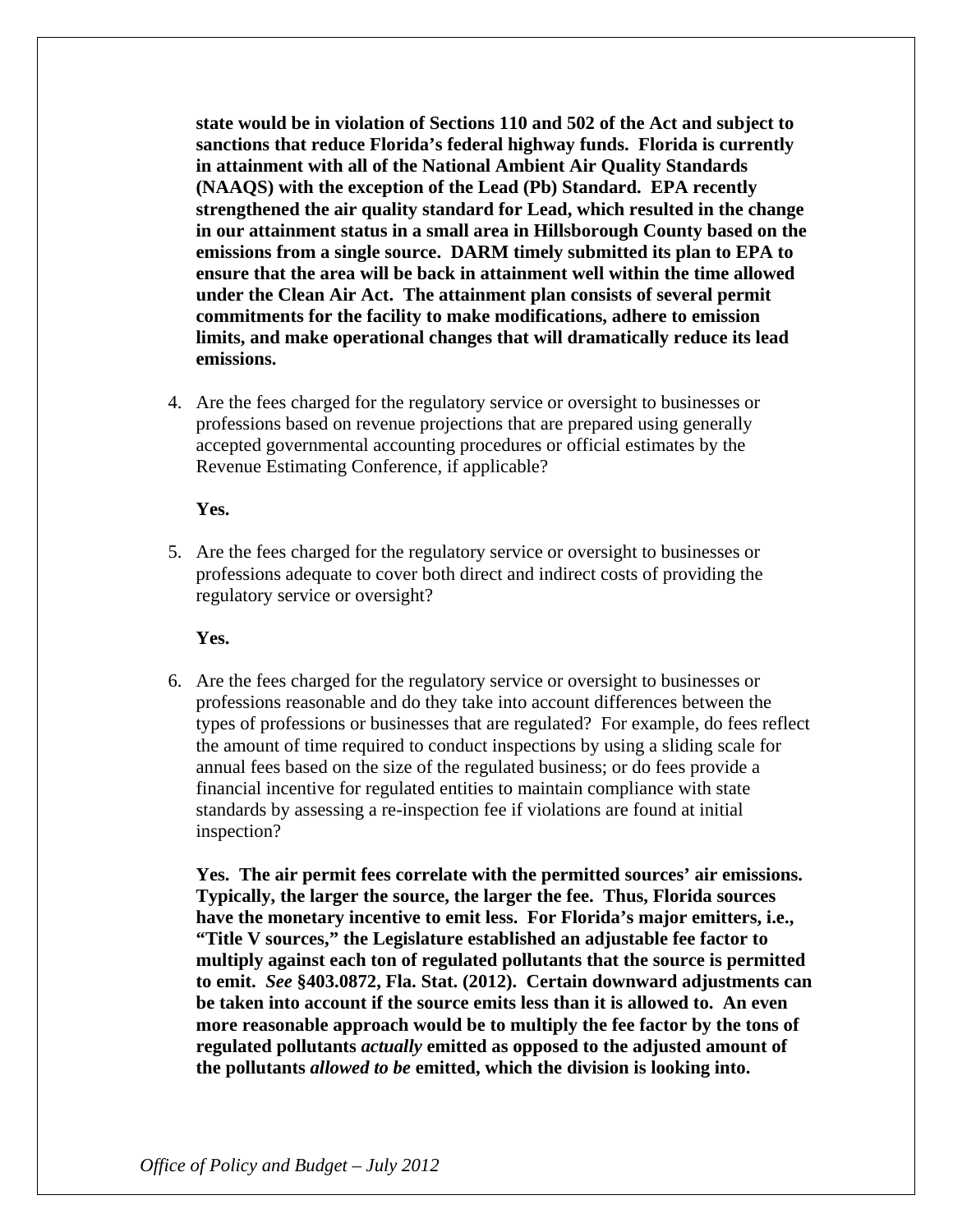**state would be in violation of Sections 110 and 502 of the Act and subject to sanctions that reduce Florida's federal highway funds. Florida is currently in attainment with all of the National Ambient Air Quality Standards (NAAQS) with the exception of the Lead (Pb) Standard. EPA recently strengthened the air quality standard for Lead, which resulted in the change in our attainment status in a small area in Hillsborough County based on the emissions from a single source. DARM timely submitted its plan to EPA to ensure that the area will be back in attainment well within the time allowed under the Clean Air Act. The attainment plan consists of several permit commitments for the facility to make modifications, adhere to emission limits, and make operational changes that will dramatically reduce its lead emissions.**

4. Are the fees charged for the regulatory service or oversight to businesses or professions based on revenue projections that are prepared using generally accepted governmental accounting procedures or official estimates by the Revenue Estimating Conference, if applicable?

   **Yes.**

5. Are the fees charged for the regulatory service or oversight to businesses or professions adequate to cover both direct and indirect costs of providing the regulatory service or oversight?

   **Yes.**

6. Are the fees charged for the regulatory service or oversight to businesses or professions reasonable and do they take into account differences between the types of professions or businesses that are regulated? For example, do fees reflect the amount of time required to conduct inspections by using a sliding scale for annual fees based on the size of the regulated business; or do fees provide a financial incentive for regulated entities to maintain compliance with state standards by assessing a re-inspection fee if violations are found at initial inspection?

   **Yes. The air permit fees correlate with the permitted sources' air emissions. Typically, the larger the source, the larger the fee. Thus, Florida sources have the monetary incentive to emit less. For Florida's major emitters, i.e., "Title V sources," the Legislature established an adjustable fee factor to multiply against each ton of regulated pollutants that the source is permitted to emit. *See* §403.0872, Fla. Stat. (2012). Certain downward adjustments can be taken into account if the source emits less than it is allowed to. An even more reasonable approach would be to multiply the fee factor by the tons of regulated pollutants *actually* emitted as opposed to the adjusted amount of the pollutants *allowed to be* emitted, which the division is looking into.**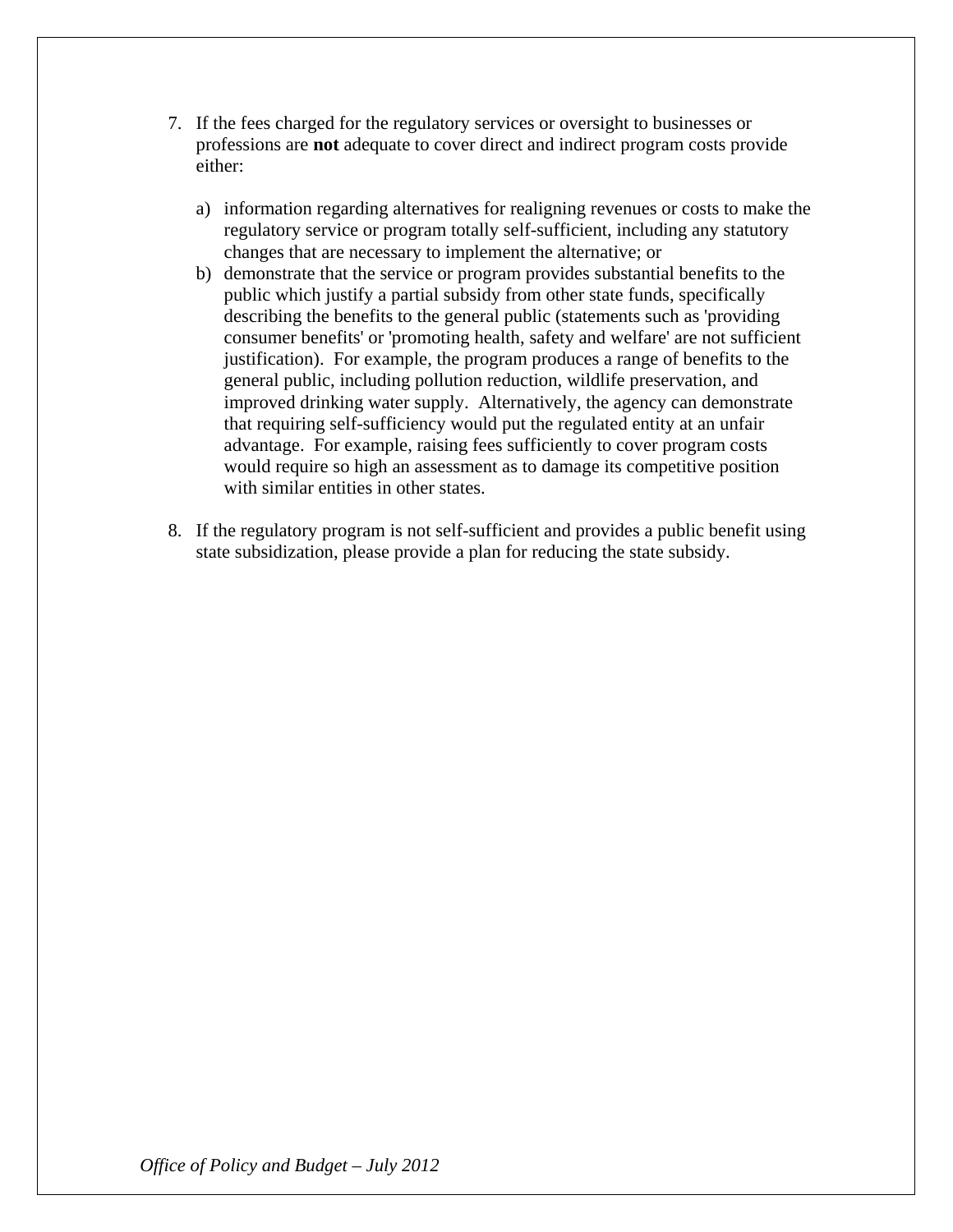7. If the fees charged for the regulatory services or oversight to businesses or professions are **not** adequate to cover direct and indirect program costs provide either:

   a) information regarding alternatives for realigning revenues or costs to make the regulatory service or program totally self-sufficient, including any statutory changes that are necessary to implement the alternative; or
   b) demonstrate that the service or program provides substantial benefits to the public which justify a partial subsidy from other state funds, specifically describing the benefits to the general public (statements such as 'providing consumer benefits' or 'promoting health, safety and welfare' are not sufficient justification). For example, the program produces a range of benefits to the general public, including pollution reduction, wildlife preservation, and improved drinking water supply. Alternatively, the agency can demonstrate that requiring self-sufficiency would put the regulated entity at an unfair advantage. For example, raising fees sufficiently to cover program costs would require so high an assessment as to damage its competitive position with similar entities in other states.

8. If the regulatory program is not self-sufficient and provides a public benefit using state subsidization, please provide a plan for reducing the state subsidy.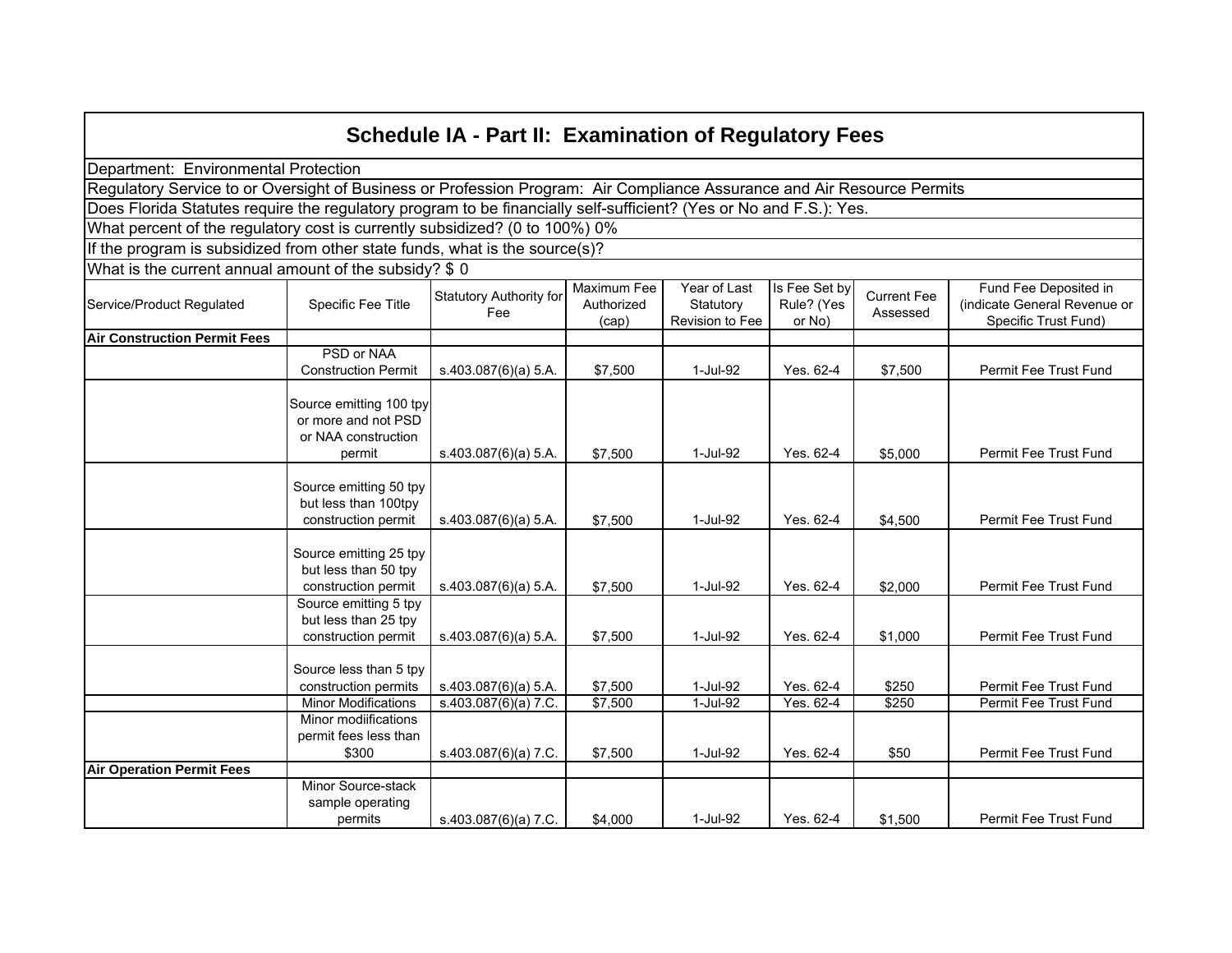## Schedule IA - Part II: Examination of Regulatory Fees

Department: Environmental Protection

Regulatory Service to or Oversight of Business or Profession Program: Air Compliance Assurance and Air Resource Permits

Does Florida Statutes require the regulatory program to be financially self-sufficient? (Yes or No and F.S.): Yes.

What percent of the regulatory cost is currently subsidized? (0 to 100%) 0%

If the program is subsidized from other state funds, what is the source(s)?

What is the current annual amount of the subsidy? $ 0

| Service/Product Regulated | Specific Fee Title | Statutory Authority for Fee | Maximum Fee Authorized (cap) | Year of Last Statutory Revision to Fee | Is Fee Set by Rule? (Yes or No) | Current Fee Assessed | Fund Fee Deposited in (indicate General Revenue or Specific Trust Fund) |
|---|---|---|---|---|---|---|---|
| **Air Construction Permit Fees** | | | | | | | |
| | PSD or NAA Construction Permit | s.403.087(6)(a) 5.A. | $7,500 | 1-Jul-92 | Yes. 62-4 | $7,500 | Permit Fee Trust Fund |
| | Source emitting 100 tpy or more and not PSD or NAA construction permit | s.403.087(6)(a) 5.A. | $7,500 | 1-Jul-92 | Yes. 62-4 | $5,000 | Permit Fee Trust Fund |
| | Source emitting 50 tpy but less than 100tpy construction permit | s.403.087(6)(a) 5.A. | $7,500 | 1-Jul-92 | Yes. 62-4 | $4,500 | Permit Fee Trust Fund |
| | Source emitting 25 tpy but less than 50 tpy construction permit | s.403.087(6)(a) 5.A. | $7,500 | 1-Jul-92 | Yes. 62-4 | $2,000 | Permit Fee Trust Fund |
| | Source emitting 5 tpy but less than 25 tpy construction permit | s.403.087(6)(a) 5.A. | $7,500 | 1-Jul-92 | Yes. 62-4 | $1,000 | Permit Fee Trust Fund |
| | Source less than 5 tpy construction permits | s.403.087(6)(a) 5.A. | $7,500 | 1-Jul-92 | Yes. 62-4 | $250 | Permit Fee Trust Fund |
| | Minor Modifications | s.403.087(6)(a) 7.C. | $7,500 | 1-Jul-92 | Yes. 62-4 | $250 | Permit Fee Trust Fund |
| | Minor modiifications permit fees less than $300 | s.403.087(6)(a) 7.C. | $7,500 | 1-Jul-92 | Yes. 62-4 | $50 | Permit Fee Trust Fund |
| **Air Operation Permit Fees** | | | | | | | |
| | Minor Source-stack sample operating permits | s.403.087(6)(a) 7.C. | $4,000 | 1-Jul-92 | Yes. 62-4 | $1,500 | Permit Fee Trust Fund |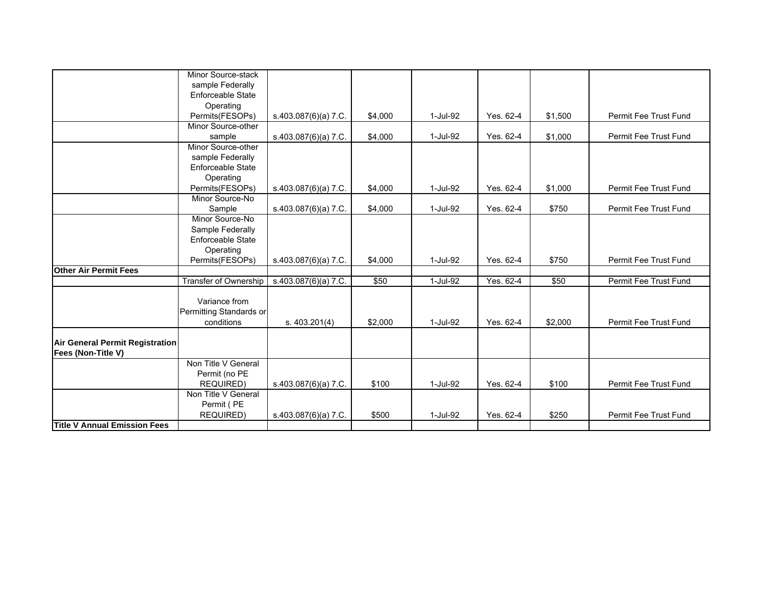| | | | | | | | |
|---|---|---|---|---|---|---|---|
| | Minor Source-stack sample Federally Enforceable State Operating Permits(FESOPs) | s.403.087(6)(a) 7.C. | $4,000 | 1-Jul-92 | Yes. 62-4 | $1,500 | Permit Fee Trust Fund |
| | Minor Source-other sample | s.403.087(6)(a) 7.C. | $4,000 | 1-Jul-92 | Yes. 62-4 | $1,000 | Permit Fee Trust Fund |
| | Minor Source-other sample Federally Enforceable State Operating Permits(FESOPs) | s.403.087(6)(a) 7.C. | $4,000 | 1-Jul-92 | Yes. 62-4 | $1,000 | Permit Fee Trust Fund |
| | Minor Source-No Sample | s.403.087(6)(a) 7.C. | $4,000 | 1-Jul-92 | Yes. 62-4 | $750 | Permit Fee Trust Fund |
| | Minor Source-No Sample Federally Enforceable State Operating Permits(FESOPs) | s.403.087(6)(a) 7.C. | $4,000 | 1-Jul-92 | Yes. 62-4 | $750 | Permit Fee Trust Fund |
| **Other Air Permit Fees** | | | | | | | |
| | Transfer of Ownership | s.403.087(6)(a) 7.C. | $50 | 1-Jul-92 | Yes. 62-4 | $50 | Permit Fee Trust Fund |
| | Variance from Permitting Standards or conditions | s. 403.201(4) | $2,000 | 1-Jul-92 | Yes. 62-4 | $2,000 | Permit Fee Trust Fund |
| **Air General Permit Registration Fees (Non-Title V)** | | | | | | | |
| | Non Title V General Permit (no PE REQUIRED) | s.403.087(6)(a) 7.C. | $100 | 1-Jul-92 | Yes. 62-4 | $100 | Permit Fee Trust Fund |
| | Non Title V General Permit ( PE REQUIRED) | s.403.087(6)(a) 7.C. | $500 | 1-Jul-92 | Yes. 62-4 | $250 | Permit Fee Trust Fund |
| **Title V Annual Emission Fees** | | | | | | | |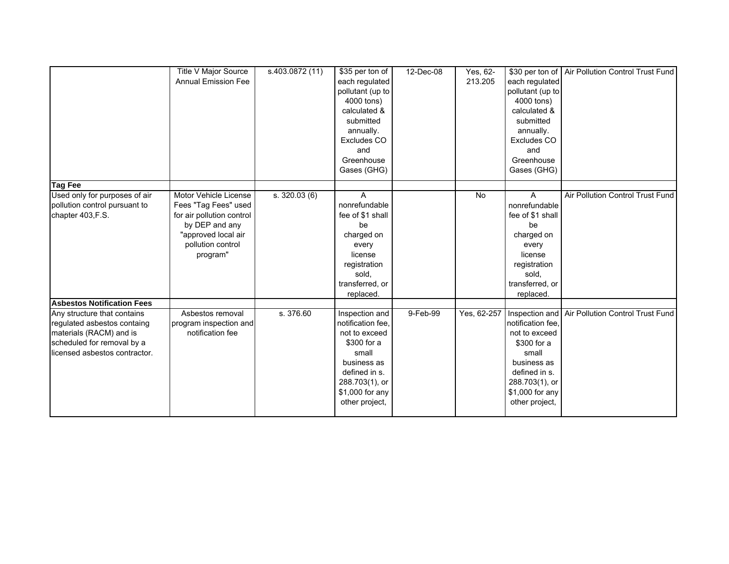| | | | | | | | |
|---|---|---|---|---|---|---|---|
| | Title V Major Source Annual Emission Fee | s.403.0872 (11) | $35 per ton of each regulated pollutant (up to 4000 tons) calculated & submitted annually. Excludes CO and Greenhouse Gases (GHG) | 12-Dec-08 | Yes, 62-213.205 | $30 per ton of each regulated pollutant (up to 4000 tons) calculated & submitted annually. Excludes CO and Greenhouse Gases (GHG) | Air Pollution Control Trust Fund |
| **Tag Fee** | | | | | | | |
| Used only for purposes of air pollution control pursuant to chapter 403,F.S. | Motor Vehicle License Fees "Tag Fees" used for air pollution control by DEP and any "approved local air pollution control program" | s. 320.03 (6) | A nonrefundable fee of $1 shall be charged on every license registration sold, transferred, or replaced. | | No | A nonrefundable fee of $1 shall be charged on every license registration sold, transferred, or replaced. | Air Pollution Control Trust Fund |
| **Asbestos Notification Fees** | | | | | | | |
| Any structure that contains regulated asbestos containg materials (RACM) and is scheduled for removal by a licensed asbestos contractor. | Asbestos removal program inspection and notification fee | s. 376.60 | Inspection and notification fee, not to exceed $300 for a small business as defined in s. 288.703(1), or $1,000 for any other project, | 9-Feb-99 | Yes, 62-257 | Inspection and notification fee, not to exceed $300 for a small business as defined in s. 288.703(1), or $1,000 for any other project, | Air Pollution Control Trust Fund |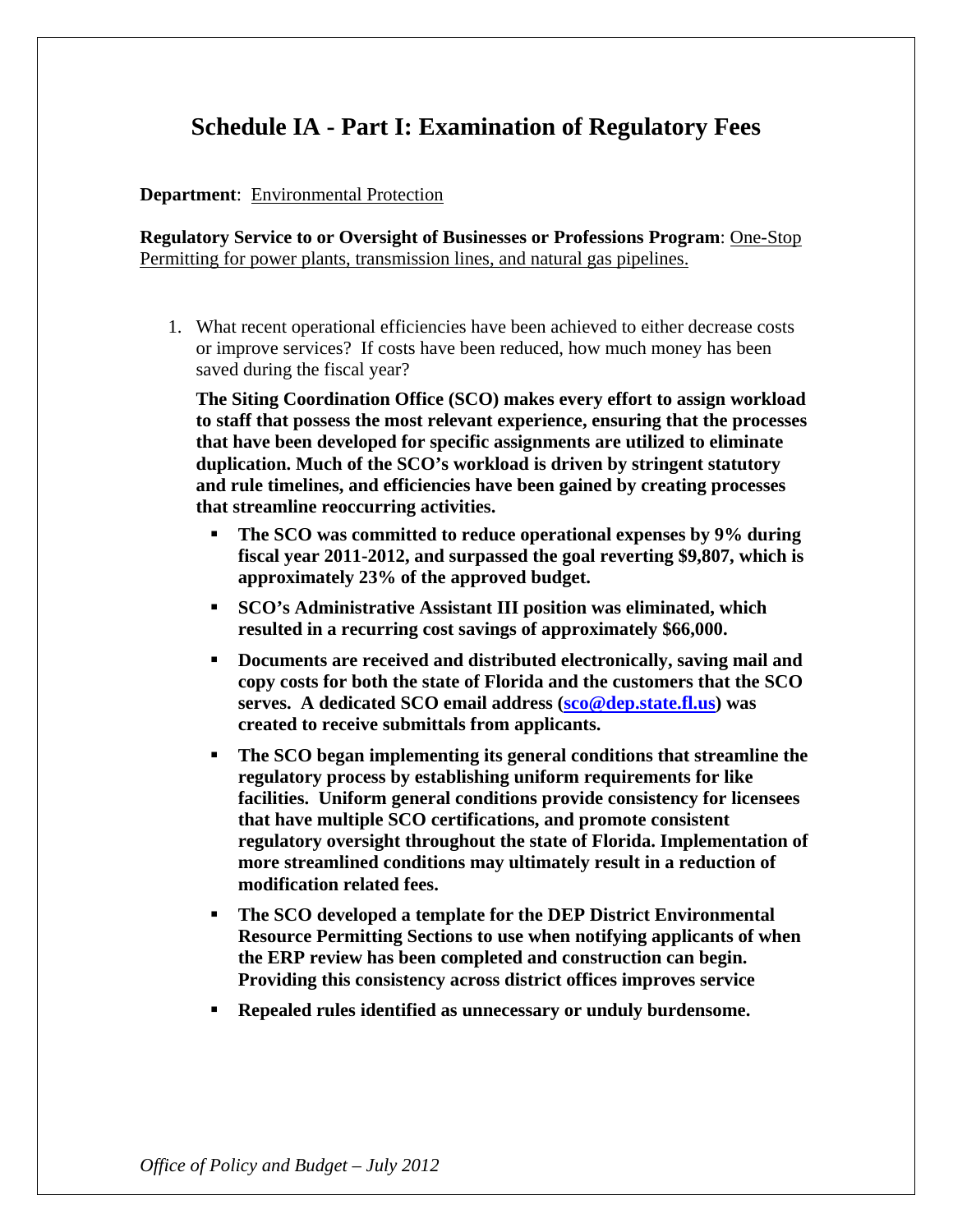# Schedule IA - Part I: Examination of Regulatory Fees

**Department**: Environmental Protection

**Regulatory Service to or Oversight of Businesses or Professions Program**: One-Stop Permitting for power plants, transmission lines, and natural gas pipelines.

1. What recent operational efficiencies have been achieved to either decrease costs or improve services? If costs have been reduced, how much money has been saved during the fiscal year?

   **The Siting Coordination Office (SCO) makes every effort to assign workload to staff that possess the most relevant experience, ensuring that the processes that have been developed for specific assignments are utilized to eliminate duplication. Much of the SCO's workload is driven by stringent statutory and rule timelines, and efficiencies have been gained by creating processes that streamline reoccurring activities.**

   - **The SCO was committed to reduce operational expenses by 9% during fiscal year 2011-2012, and surpassed the goal reverting $9,807, which is approximately 23% of the approved budget.**
   - **SCO's Administrative Assistant III position was eliminated, which resulted in a recurring cost savings of approximately $66,000.**
   - **Documents are received and distributed electronically, saving mail and copy costs for both the state of Florida and the customers that the SCO serves. A dedicated SCO email address (sco@dep.state.fl.us) was created to receive submittals from applicants.**
   - **The SCO began implementing its general conditions that streamline the regulatory process by establishing uniform requirements for like facilities. Uniform general conditions provide consistency for licensees that have multiple SCO certifications, and promote consistent regulatory oversight throughout the state of Florida. Implementation of more streamlined conditions may ultimately result in a reduction of modification related fees.**
   - **The SCO developed a template for the DEP District Environmental Resource Permitting Sections to use when notifying applicants of when the ERP review has been completed and construction can begin. Providing this consistency across district offices improves service**
   - **Repealed rules identified as unnecessary or unduly burdensome.**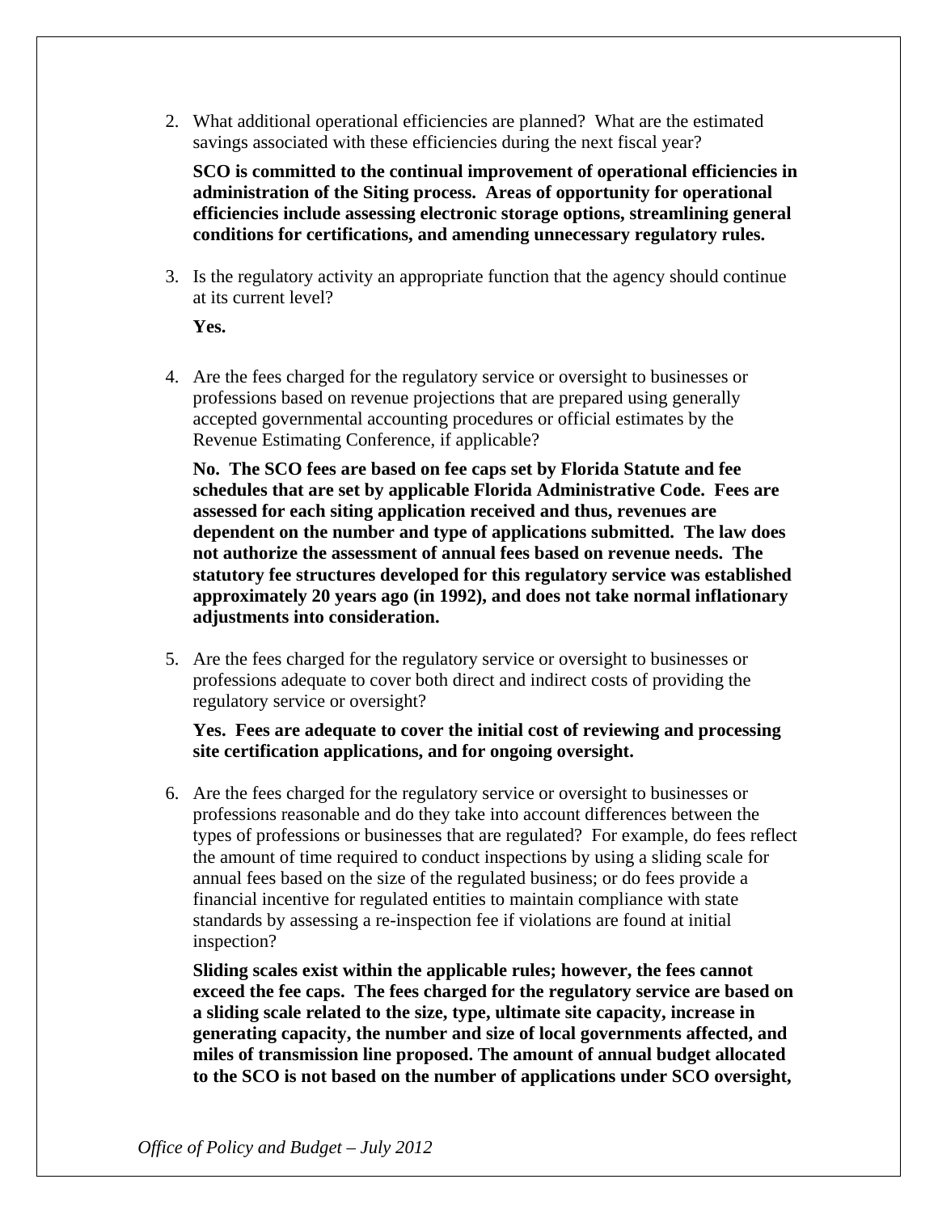2. What additional operational efficiencies are planned? What are the estimated savings associated with these efficiencies during the next fiscal year?

   **SCO is committed to the continual improvement of operational efficiencies in administration of the Siting process. Areas of opportunity for operational efficiencies include assessing electronic storage options, streamlining general conditions for certifications, and amending unnecessary regulatory rules.**

3. Is the regulatory activity an appropriate function that the agency should continue at its current level?

   **Yes.**

4. Are the fees charged for the regulatory service or oversight to businesses or professions based on revenue projections that are prepared using generally accepted governmental accounting procedures or official estimates by the Revenue Estimating Conference, if applicable?

   **No. The SCO fees are based on fee caps set by Florida Statute and fee schedules that are set by applicable Florida Administrative Code. Fees are assessed for each siting application received and thus, revenues are dependent on the number and type of applications submitted. The law does not authorize the assessment of annual fees based on revenue needs. The statutory fee structures developed for this regulatory service was established approximately 20 years ago (in 1992), and does not take normal inflationary adjustments into consideration.**

5. Are the fees charged for the regulatory service or oversight to businesses or professions adequate to cover both direct and indirect costs of providing the regulatory service or oversight?

   **Yes. Fees are adequate to cover the initial cost of reviewing and processing site certification applications, and for ongoing oversight.**

6. Are the fees charged for the regulatory service or oversight to businesses or professions reasonable and do they take into account differences between the types of professions or businesses that are regulated? For example, do fees reflect the amount of time required to conduct inspections by using a sliding scale for annual fees based on the size of the regulated business; or do fees provide a financial incentive for regulated entities to maintain compliance with state standards by assessing a re-inspection fee if violations are found at initial inspection?

   **Sliding scales exist within the applicable rules; however, the fees cannot exceed the fee caps. The fees charged for the regulatory service are based on a sliding scale related to the size, type, ultimate site capacity, increase in generating capacity, the number and size of local governments affected, and miles of transmission line proposed. The amount of annual budget allocated to the SCO is not based on the number of applications under SCO oversight,**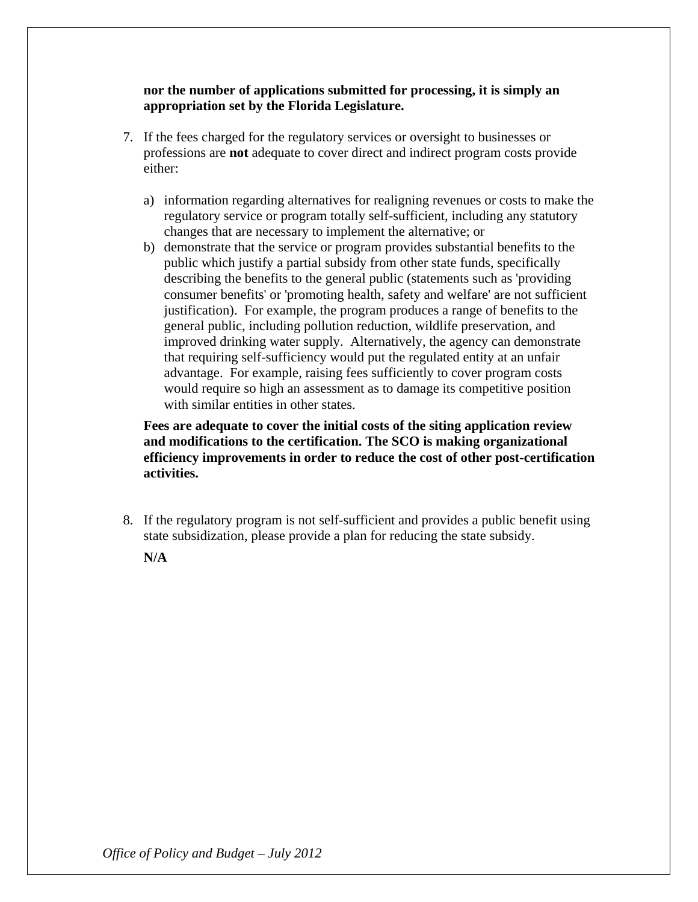**nor the number of applications submitted for processing, it is simply an appropriation set by the Florida Legislature.**

7. If the fees charged for the regulatory services or oversight to businesses or professions are **not** adequate to cover direct and indirect program costs provide either:

   a) information regarding alternatives for realigning revenues or costs to make the regulatory service or program totally self-sufficient, including any statutory changes that are necessary to implement the alternative; or
   b) demonstrate that the service or program provides substantial benefits to the public which justify a partial subsidy from other state funds, specifically describing the benefits to the general public (statements such as 'providing consumer benefits' or 'promoting health, safety and welfare' are not sufficient justification). For example, the program produces a range of benefits to the general public, including pollution reduction, wildlife preservation, and improved drinking water supply. Alternatively, the agency can demonstrate that requiring self-sufficiency would put the regulated entity at an unfair advantage. For example, raising fees sufficiently to cover program costs would require so high an assessment as to damage its competitive position with similar entities in other states.

   **Fees are adequate to cover the initial costs of the siting application review and modifications to the certification. The SCO is making organizational efficiency improvements in order to reduce the cost of other post-certification activities.**

8. If the regulatory program is not self-sufficient and provides a public benefit using state subsidization, please provide a plan for reducing the state subsidy.

   **N/A**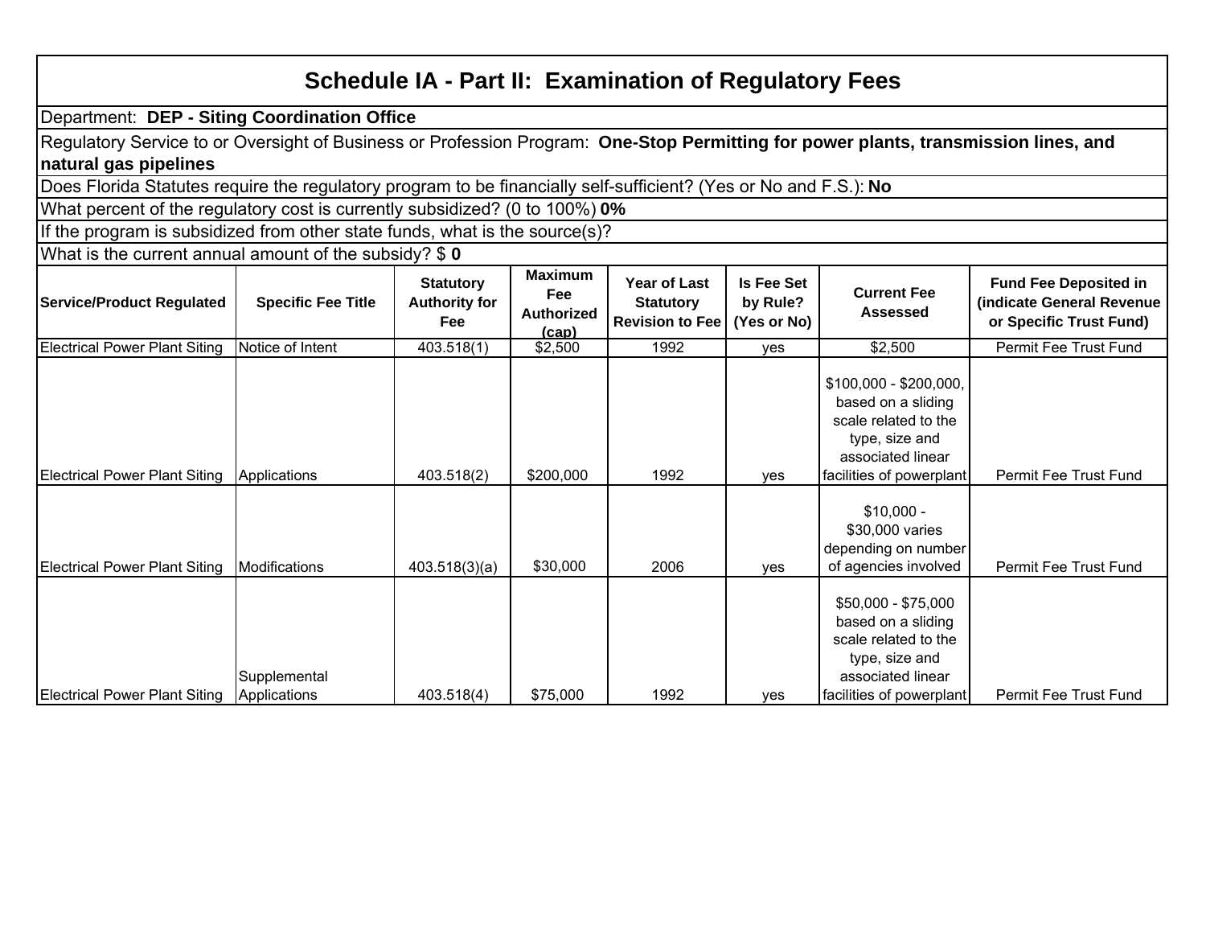# Schedule IA - Part II: Examination of Regulatory Fees

Department: **DEP - Siting Coordination Office**

Regulatory Service to or Oversight of Business or Profession Program: **One-Stop Permitting for power plants, transmission lines, and natural gas pipelines**

Does Florida Statutes require the regulatory program to be financially self-sufficient? (Yes or No and F.S.): **No**

What percent of the regulatory cost is currently subsidized? (0 to 100%) **0%**

If the program is subsidized from other state funds, what is the source(s)?

What is the current annual amount of the subsidy? $ **0**

| Service/Product Regulated | Specific Fee Title | Statutory Authority for Fee | Maximum Fee Authorized (cap) | Year of Last Statutory Revision to Fee | Is Fee Set by Rule? (Yes or No) | Current Fee Assessed | Fund Fee Deposited in (indicate General Revenue or Specific Trust Fund) |
|---|---|---|---|---|---|---|---|
| Electrical Power Plant Siting | Notice of Intent | 403.518(1) | $2,500 | 1992 | yes | $2,500 | Permit Fee Trust Fund |
| Electrical Power Plant Siting | Applications | 403.518(2) | $200,000 | 1992 | yes | $100,000 - $200,000, based on a sliding scale related to the type, size and associated linear facilities of powerplant | Permit Fee Trust Fund |
| Electrical Power Plant Siting | Modifications | 403.518(3)(a) | $30,000 | 2006 | yes | $10,000 - $30,000 varies depending on number of agencies involved | Permit Fee Trust Fund |
| Electrical Power Plant Siting | Supplemental Applications | 403.518(4) | $75,000 | 1992 | yes | $50,000 - $75,000 based on a sliding scale related to the type, size and associated linear facilities of powerplant | Permit Fee Trust Fund |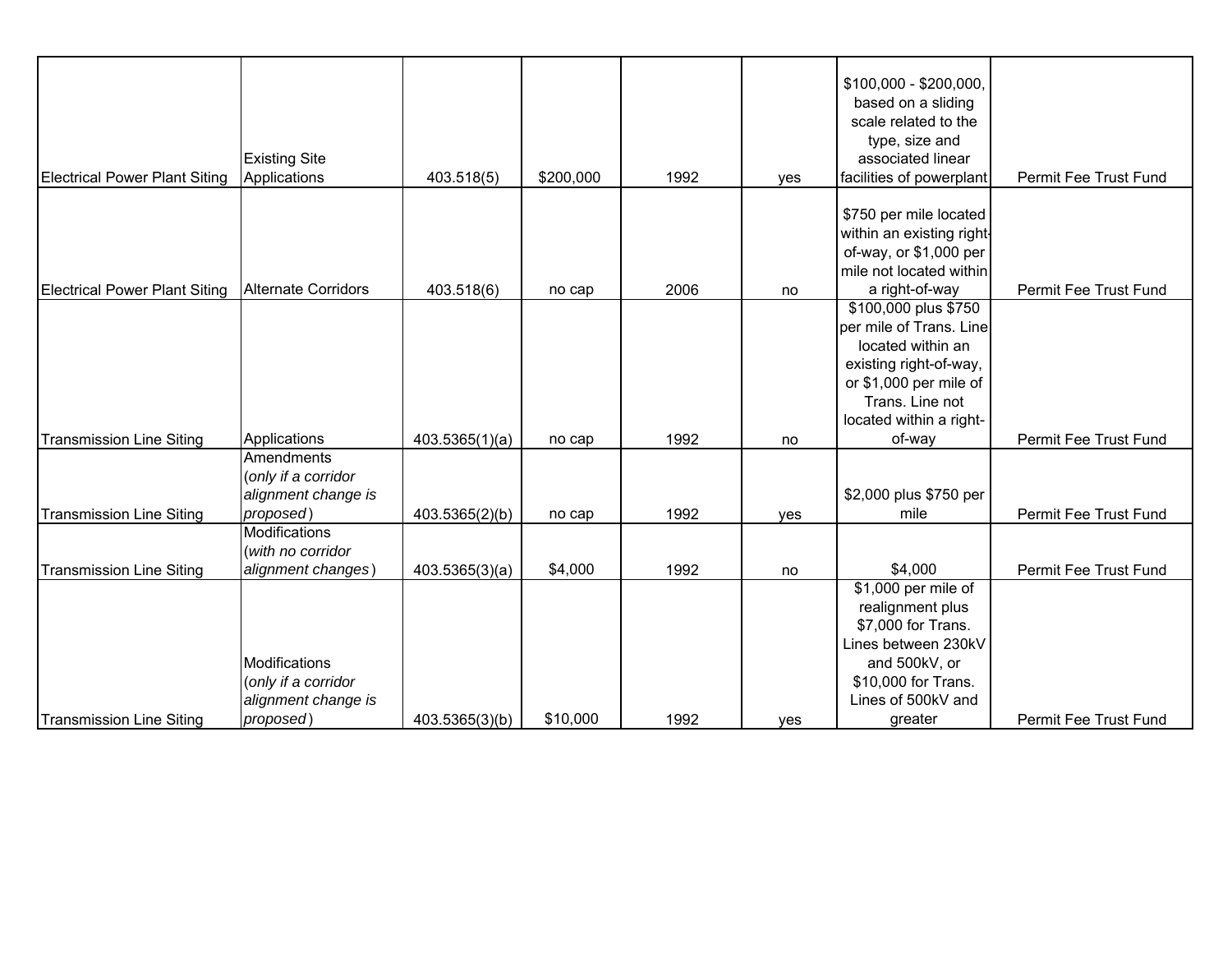| | | | | | | | |
|---|---|---|---|---|---|---|---|
| Electrical Power Plant Siting | Existing Site Applications | 403.518(5) | $200,000 | 1992 | yes | $100,000 - $200,000, based on a sliding scale related to the type, size and associated linear facilities of powerplant | Permit Fee Trust Fund |
| Electrical Power Plant Siting | Alternate Corridors | 403.518(6) | no cap | 2006 | no | $750 per mile located within an existing right-of-way, or $1,000 per mile not located within a right-of-way | Permit Fee Trust Fund |
| Transmission Line Siting | Applications | 403.5365(1)(a) | no cap | 1992 | no | $100,000 plus $750 per mile of Trans. Line located within an existing right-of-way, or $1,000 per mile of Trans. Line not located within a right-of-way | Permit Fee Trust Fund |
| Transmission Line Siting | Amendments (*only if a corridor alignment change is proposed*) | 403.5365(2)(b) | no cap | 1992 | yes | $2,000 plus $750 per mile | Permit Fee Trust Fund |
| Transmission Line Siting | Modifications (*with no corridor alignment changes*) | 403.5365(3)(a) | $4,000 | 1992 | no | $4,000 | Permit Fee Trust Fund |
| Transmission Line Siting | Modifications (*only if a corridor alignment change is proposed*) | 403.5365(3)(b) | $10,000 | 1992 | yes | $1,000 per mile of realignment plus $7,000 for Trans. Lines between 230kV and 500kV, or $10,000 for Trans. Lines of 500kV and greater | Permit Fee Trust Fund |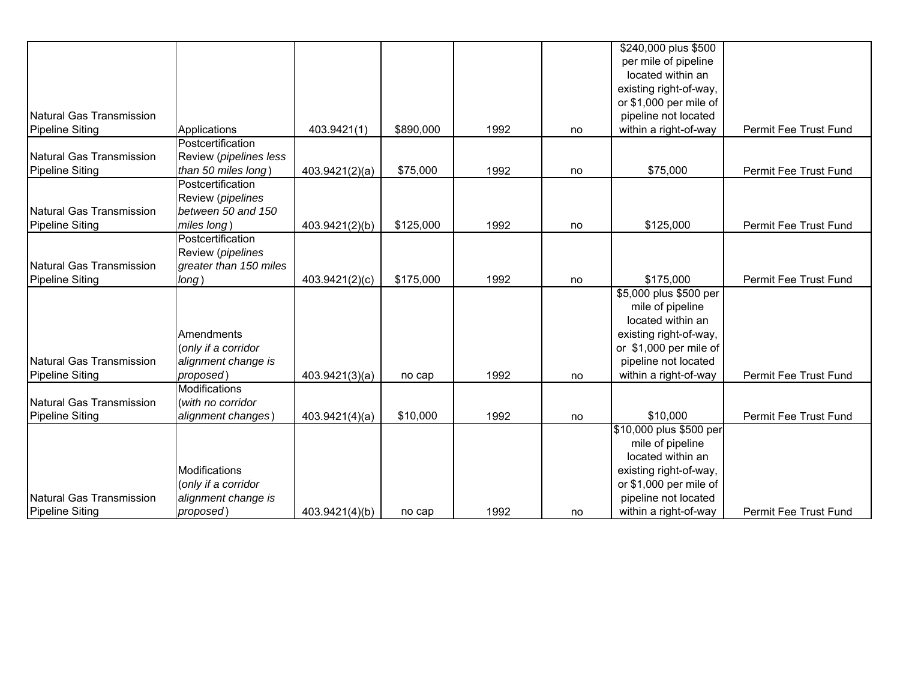| | | | | | | | |
|---|---|---|---|---|---|---|---|
| Natural Gas Transmission Pipeline Siting | Applications | 403.9421(1) | $890,000 | 1992 | no | $240,000 plus $500 per mile of pipeline located within an existing right-of-way, or $1,000 per mile of pipeline not located within a right-of-way | Permit Fee Trust Fund |
| Natural Gas Transmission Pipeline Siting | Postcertification Review (*pipelines less than 50 miles long*) | 403.9421(2)(a) | $75,000 | 1992 | no | $75,000 | Permit Fee Trust Fund |
| Natural Gas Transmission Pipeline Siting | Postcertification Review (*pipelines between 50 and 150 miles long*) | 403.9421(2)(b) | $125,000 | 1992 | no | $125,000 | Permit Fee Trust Fund |
| Natural Gas Transmission Pipeline Siting | Postcertification Review (*pipelines greater than 150 miles long*) | 403.9421(2)(c) | $175,000 | 1992 | no | $175,000 | Permit Fee Trust Fund |
| Natural Gas Transmission Pipeline Siting | Amendments (*only if a corridor alignment change is proposed*) | 403.9421(3)(a) | no cap | 1992 | no | $5,000 plus $500 per mile of pipeline located within an existing right-of-way, or $1,000 per mile of pipeline not located within a right-of-way | Permit Fee Trust Fund |
| Natural Gas Transmission Pipeline Siting | Modifications (*with no corridor alignment changes*) | 403.9421(4)(a) | $10,000 | 1992 | no | $10,000 | Permit Fee Trust Fund |
| Natural Gas Transmission Pipeline Siting | Modifications (*only if a corridor alignment change is proposed*) | 403.9421(4)(b) | no cap | 1992 | no | $10,000 plus $500 per mile of pipeline located within an existing right-of-way, or $1,000 per mile of pipeline not located within a right-of-way | Permit Fee Trust Fund |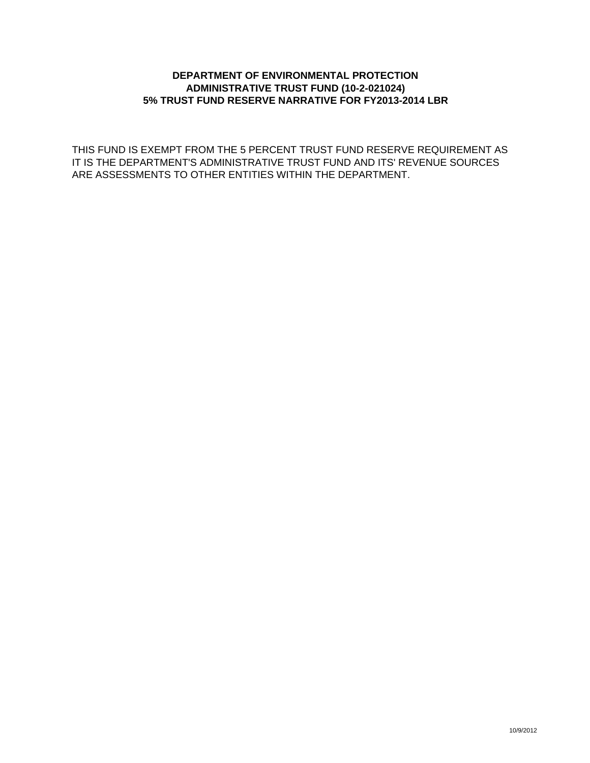**DEPARTMENT OF ENVIRONMENTAL PROTECTION**
**ADMINISTRATIVE TRUST FUND (10-2-021024)**
**5% TRUST FUND RESERVE NARRATIVE FOR FY2013-2014 LBR**

THIS FUND IS EXEMPT FROM THE 5 PERCENT TRUST FUND RESERVE REQUIREMENT AS IT IS THE DEPARTMENT'S ADMINISTRATIVE TRUST FUND AND ITS' REVENUE SOURCES ARE ASSESSMENTS TO OTHER ENTITIES WITHIN THE DEPARTMENT.

10/9/2012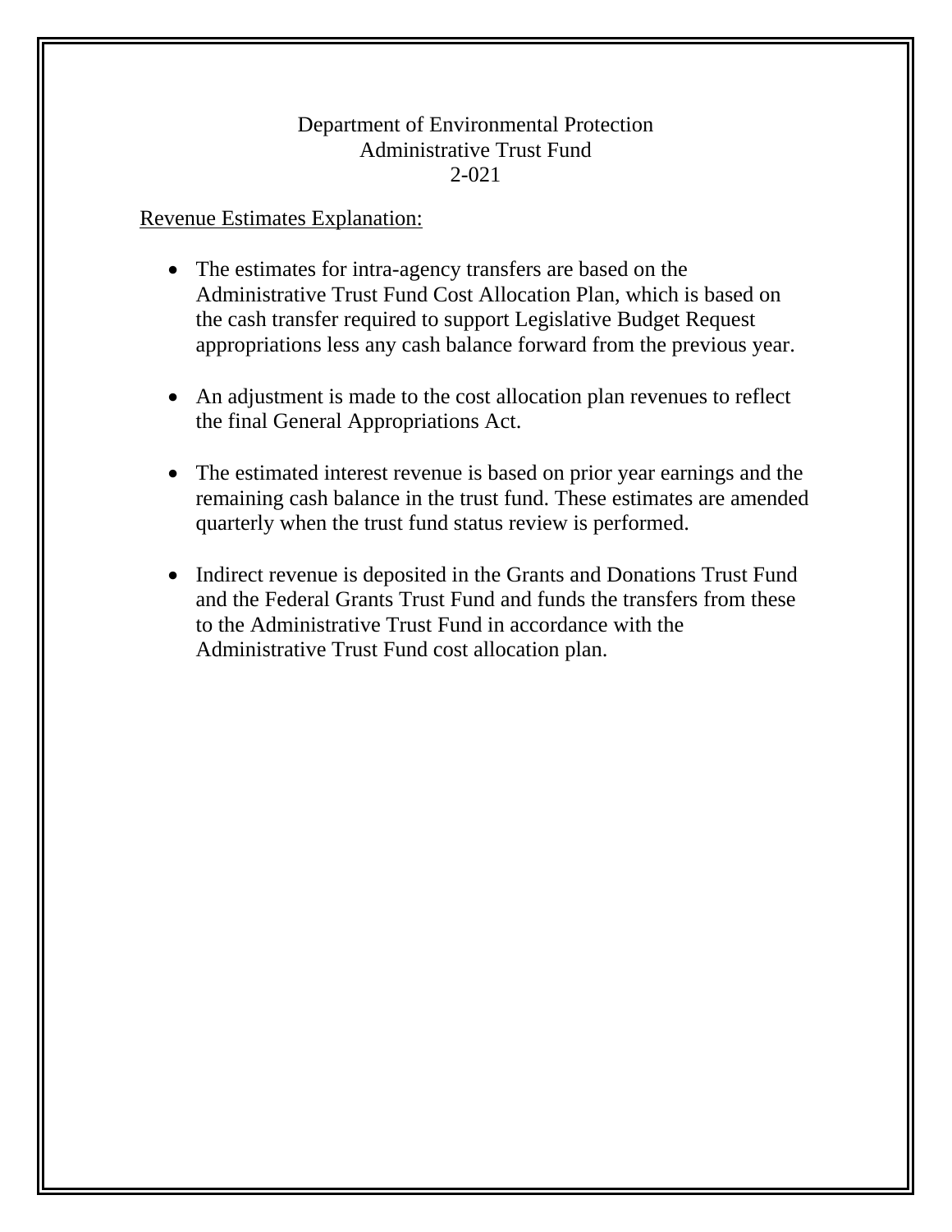Department of Environmental Protection
Administrative Trust Fund
2-021

Revenue Estimates Explanation:

- The estimates for intra-agency transfers are based on the Administrative Trust Fund Cost Allocation Plan, which is based on the cash transfer required to support Legislative Budget Request appropriations less any cash balance forward from the previous year.

- An adjustment is made to the cost allocation plan revenues to reflect the final General Appropriations Act.

- The estimated interest revenue is based on prior year earnings and the remaining cash balance in the trust fund. These estimates are amended quarterly when the trust fund status review is performed.

- Indirect revenue is deposited in the Grants and Donations Trust Fund and the Federal Grants Trust Fund and funds the transfers from these to the Administrative Trust Fund in accordance with the Administrative Trust Fund cost allocation plan.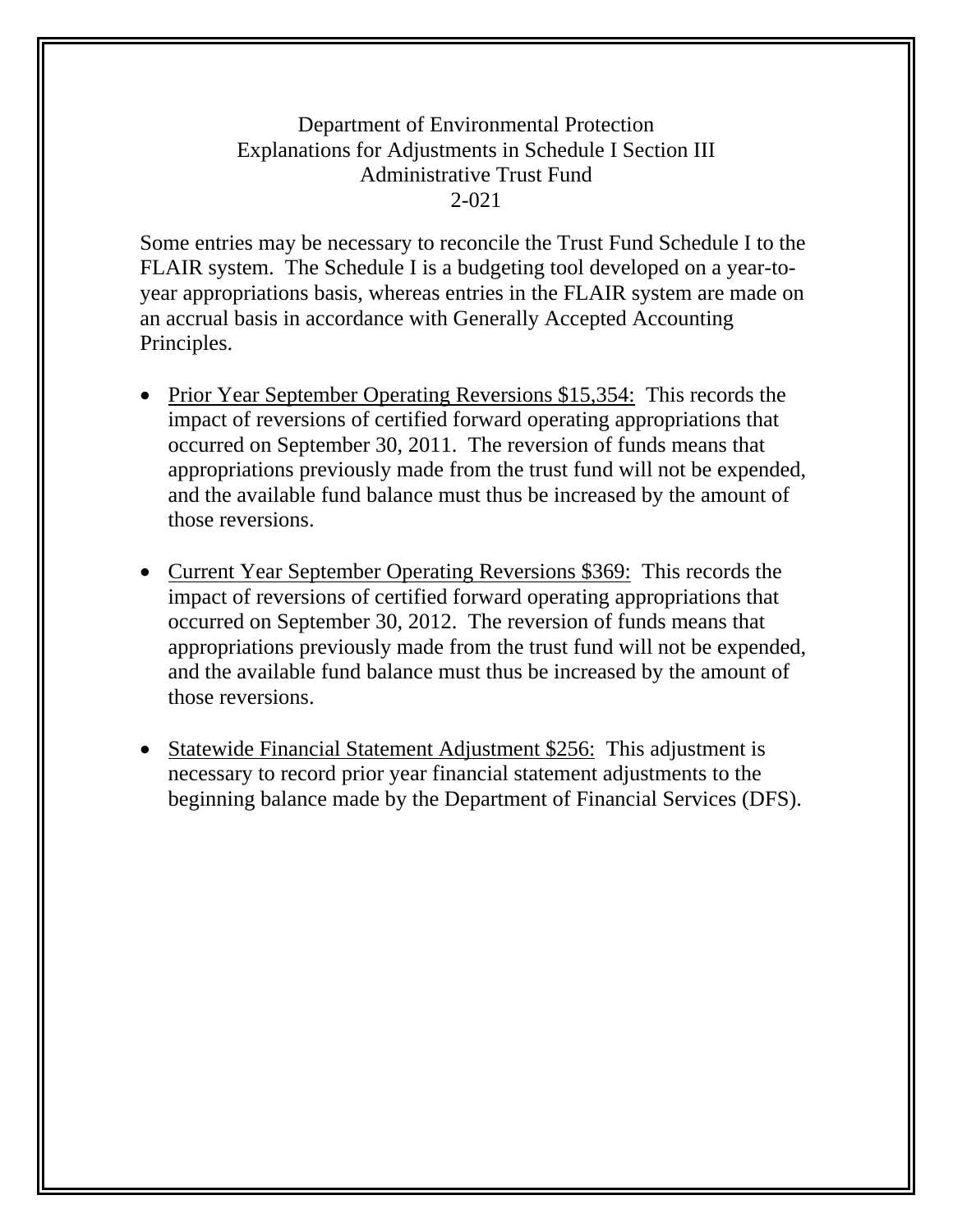# Department of Environmental Protection
## Explanations for Adjustments in Schedule I Section III
## Administrative Trust Fund
## 2-021

Some entries may be necessary to reconcile the Trust Fund Schedule I to the FLAIR system. The Schedule I is a budgeting tool developed on a year-to-year appropriations basis, whereas entries in the FLAIR system are made on an accrual basis in accordance with Generally Accepted Accounting Principles.

- <u>Prior Year September Operating Reversions $15,354:</u> This records the impact of reversions of certified forward operating appropriations that occurred on September 30, 2011. The reversion of funds means that appropriations previously made from the trust fund will not be expended, and the available fund balance must thus be increased by the amount of those reversions.

- <u>Current Year September Operating Reversions $369:</u> This records the impact of reversions of certified forward operating appropriations that occurred on September 30, 2012. The reversion of funds means that appropriations previously made from the trust fund will not be expended, and the available fund balance must thus be increased by the amount of those reversions.

- <u>Statewide Financial Statement Adjustment $256:</u> This adjustment is necessary to record prior year financial statement adjustments to the beginning balance made by the Department of Financial Services (DFS).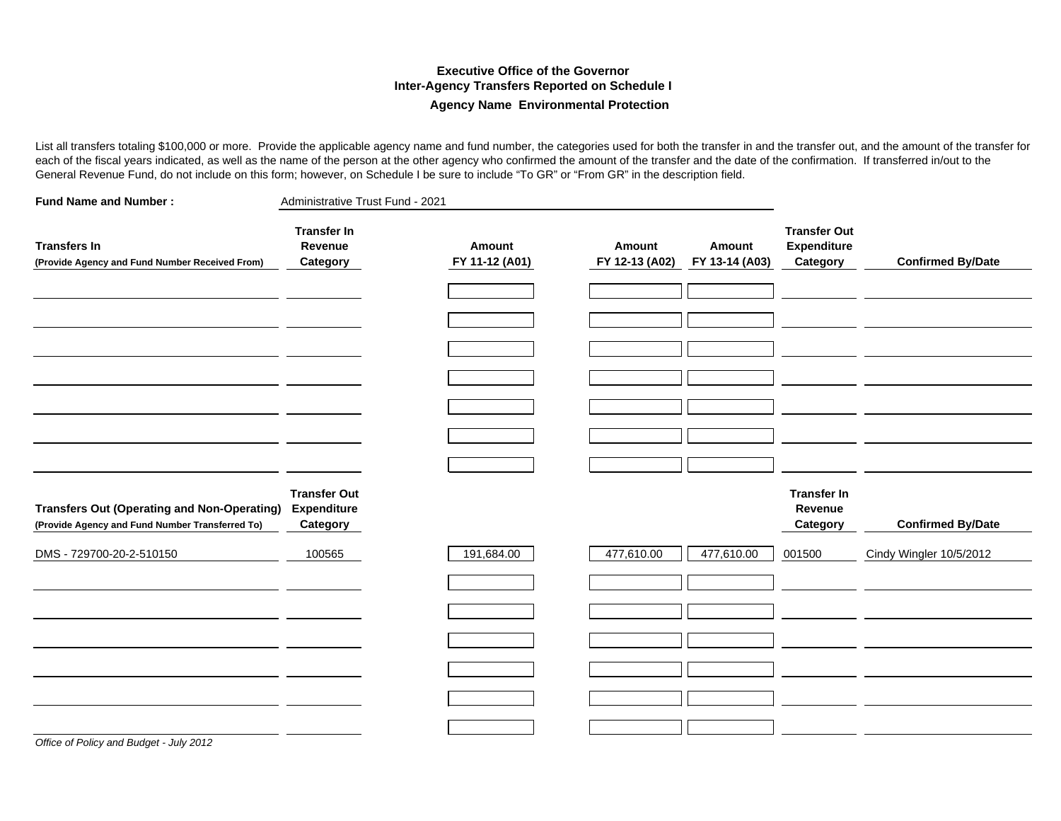**Executive Office of the Governor**
**Inter-Agency Transfers Reported on Schedule I**
**Agency Name Environmental Protection**

List all transfers totaling $100,000 or more. Provide the applicable agency name and fund number, the categories used for both the transfer in and the transfer out, and the amount of the transfer for each of the fiscal years indicated, as well as the name of the person at the other agency who confirmed the amount of the transfer and the date of the confirmation. If transferred in/out to the General Revenue Fund, do not include on this form; however, on Schedule I be sure to include "To GR" or "From GR" in the description field.

**Fund Name and Number :** Administrative Trust Fund - 2021

| Transfers In (Provide Agency and Fund Number Received From) | Transfer In Revenue Category | Amount FY 11-12 (A01) | Amount FY 12-13 (A02) | Amount FY 13-14 (A03) | Transfer Out Expenditure Category | Confirmed By/Date |
|---|---|---|---|---|---|---|
| | | | | | | |
| | | | | | | |
| | | | | | | |
| | | | | | | |
| | | | | | | |
| | | | | | | |
| | | | | | | |

| Transfers Out (Operating and Non-Operating) (Provide Agency and Fund Number Transferred To) | Transfer Out Expenditure Category | Amount FY 11-12 (A01) | Amount FY 12-13 (A02) | Amount FY 13-14 (A03) | Transfer In Revenue Category | Confirmed By/Date |
|---|---|---|---|---|---|---|
| DMS - 729700-20-2-510150 | 100565 | 191,684.00 | 477,610.00 | 477,610.00 | 001500 | Cindy Wingler 10/5/2012 |
| | | | | | | |
| | | | | | | |
| | | | | | | |
| | | | | | | |
| | | | | | | |
| | | | | | | |

*Office of Policy and Budget - July 2012*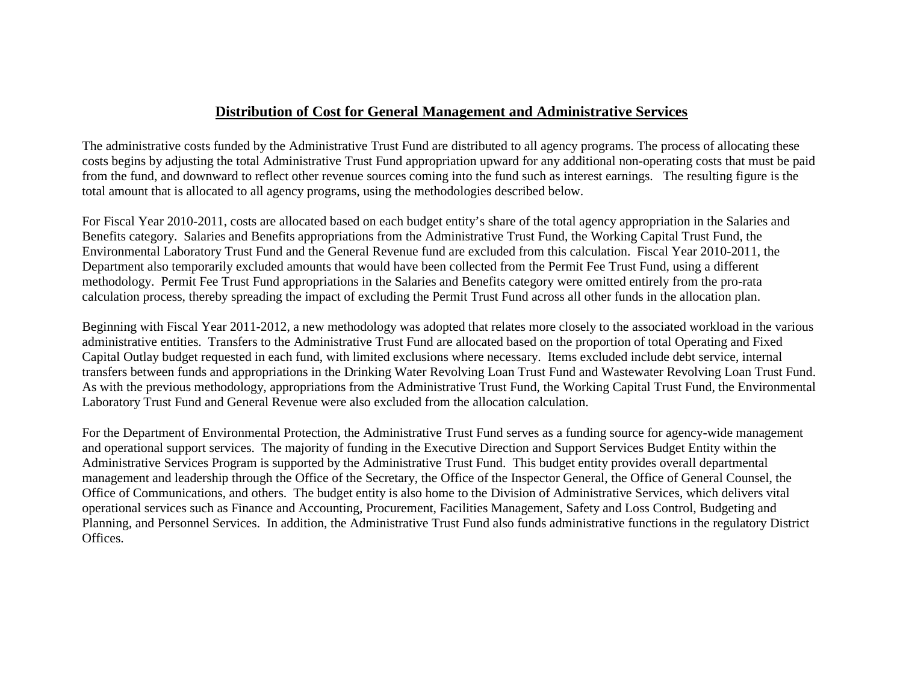## Distribution of Cost for General Management and Administrative Services

The administrative costs funded by the Administrative Trust Fund are distributed to all agency programs. The process of allocating these costs begins by adjusting the total Administrative Trust Fund appropriation upward for any additional non-operating costs that must be paid from the fund, and downward to reflect other revenue sources coming into the fund such as interest earnings. The resulting figure is the total amount that is allocated to all agency programs, using the methodologies described below.

For Fiscal Year 2010-2011, costs are allocated based on each budget entity's share of the total agency appropriation in the Salaries and Benefits category. Salaries and Benefits appropriations from the Administrative Trust Fund, the Working Capital Trust Fund, the Environmental Laboratory Trust Fund and the General Revenue fund are excluded from this calculation. Fiscal Year 2010-2011, the Department also temporarily excluded amounts that would have been collected from the Permit Fee Trust Fund, using a different methodology. Permit Fee Trust Fund appropriations in the Salaries and Benefits category were omitted entirely from the pro-rata calculation process, thereby spreading the impact of excluding the Permit Trust Fund across all other funds in the allocation plan.

Beginning with Fiscal Year 2011-2012, a new methodology was adopted that relates more closely to the associated workload in the various administrative entities. Transfers to the Administrative Trust Fund are allocated based on the proportion of total Operating and Fixed Capital Outlay budget requested in each fund, with limited exclusions where necessary. Items excluded include debt service, internal transfers between funds and appropriations in the Drinking Water Revolving Loan Trust Fund and Wastewater Revolving Loan Trust Fund. As with the previous methodology, appropriations from the Administrative Trust Fund, the Working Capital Trust Fund, the Environmental Laboratory Trust Fund and General Revenue were also excluded from the allocation calculation.

For the Department of Environmental Protection, the Administrative Trust Fund serves as a funding source for agency-wide management and operational support services. The majority of funding in the Executive Direction and Support Services Budget Entity within the Administrative Services Program is supported by the Administrative Trust Fund. This budget entity provides overall departmental management and leadership through the Office of the Secretary, the Office of the Inspector General, the Office of General Counsel, the Office of Communications, and others. The budget entity is also home to the Division of Administrative Services, which delivers vital operational services such as Finance and Accounting, Procurement, Facilities Management, Safety and Loss Control, Budgeting and Planning, and Personnel Services. In addition, the Administrative Trust Fund also funds administrative functions in the regulatory District Offices.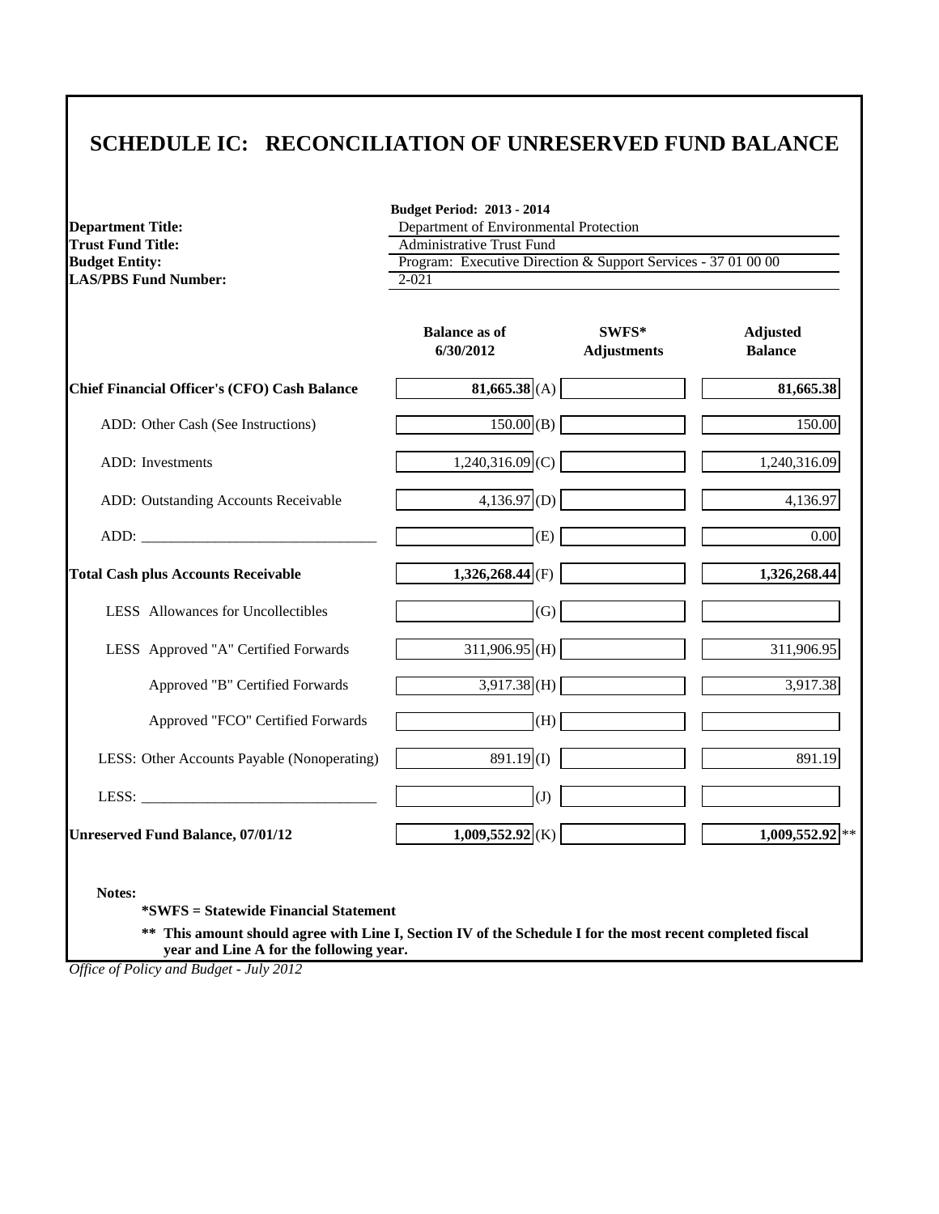# SCHEDULE IC: RECONCILIATION OF UNRESERVED FUND BALANCE

**Budget Period: 2013 - 2014**

| | |
|---|---|
| **Department Title:** | Department of Environmental Protection |
| **Trust Fund Title:** | Administrative Trust Fund |
| **Budget Entity:** | Program: Executive Direction & Support Services - 37 01 00 00 |
| **LAS/PBS Fund Number:** | 2-021 |

| | Balance as of 6/30/2012 | | SWFS* Adjustments | Adjusted Balance |
|---|---|---|---|---|
| **Chief Financial Officer's (CFO) Cash Balance** | **81,665.38** | (A) | | **81,665.38** |
| ADD: Other Cash (See Instructions) | 150.00 | (B) | | 150.00 |
| ADD: Investments | 1,240,316.09 | (C) | | 1,240,316.09 |
| ADD: Outstanding Accounts Receivable | 4,136.97 | (D) | | 4,136.97 |
| ADD: _______________ | | (E) | | 0.00 |
| **Total Cash plus Accounts Receivable** | **1,326,268.44** | (F) | | **1,326,268.44** |
| LESS Allowances for Uncollectibles | | (G) | | |
| LESS Approved "A" Certified Forwards | 311,906.95 | (H) | | 311,906.95 |
| Approved "B" Certified Forwards | 3,917.38 | (H) | | 3,917.38 |
| Approved "FCO" Certified Forwards | | (H) | | |
| LESS: Other Accounts Payable (Nonoperating) | 891.19 | (I) | | 891.19 |
| LESS: _______________ | | (J) | | |
| **Unreserved Fund Balance, 07/01/12** | **1,009,552.92** | (K) | | **1,009,552.92** ** |

**Notes:**

**\*SWFS = Statewide Financial Statement**

**\*\* This amount should agree with Line I, Section IV of the Schedule I for the most recent completed fiscal year and Line A for the following year.**

*Office of Policy and Budget - July 2012*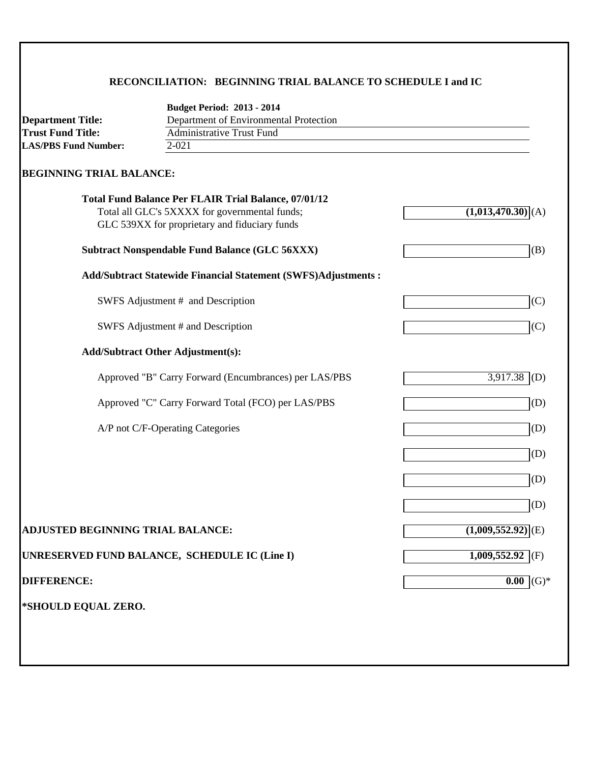## RECONCILIATION: BEGINNING TRIAL BALANCE TO SCHEDULE I and IC

**Budget Period: 2013 - 2014**

| | |
|---|---|
| **Department Title:** | Department of Environmental Protection |
| **Trust Fund Title:** | Administrative Trust Fund |
| **LAS/PBS Fund Number:** | 2-021 |

**BEGINNING TRIAL BALANCE:**

| | | |
|---|---|---|
| **Total Fund Balance Per FLAIR Trial Balance, 07/01/12**<br>Total all GLC's 5XXXX for governmental funds;<br>GLC 539XX for proprietary and fiduciary funds | **(1,013,470.30)** | (A) |
| **Subtract Nonspendable Fund Balance (GLC 56XXX)** | | (B) |
| **Add/Subtract Statewide Financial Statement (SWFS)Adjustments :** | | |
| SWFS Adjustment # and Description | | (C) |
| SWFS Adjustment # and Description | | (C) |
| **Add/Subtract Other Adjustment(s):** | | |
| Approved "B" Carry Forward (Encumbrances) per LAS/PBS | 3,917.38 | (D) |
| Approved "C" Carry Forward Total (FCO) per LAS/PBS | | (D) |
| A/P not C/F-Operating Categories | | (D) |
| | | (D) |
| | | (D) |
| | | (D) |
| **ADJUSTED BEGINNING TRIAL BALANCE:** | **(1,009,552.92)** | (E) |
| **UNRESERVED FUND BALANCE, SCHEDULE IC (Line I)** | **1,009,552.92** | (F) |
| **DIFFERENCE:** | **0.00** | (G)* |

**\*SHOULD EQUAL ZERO.**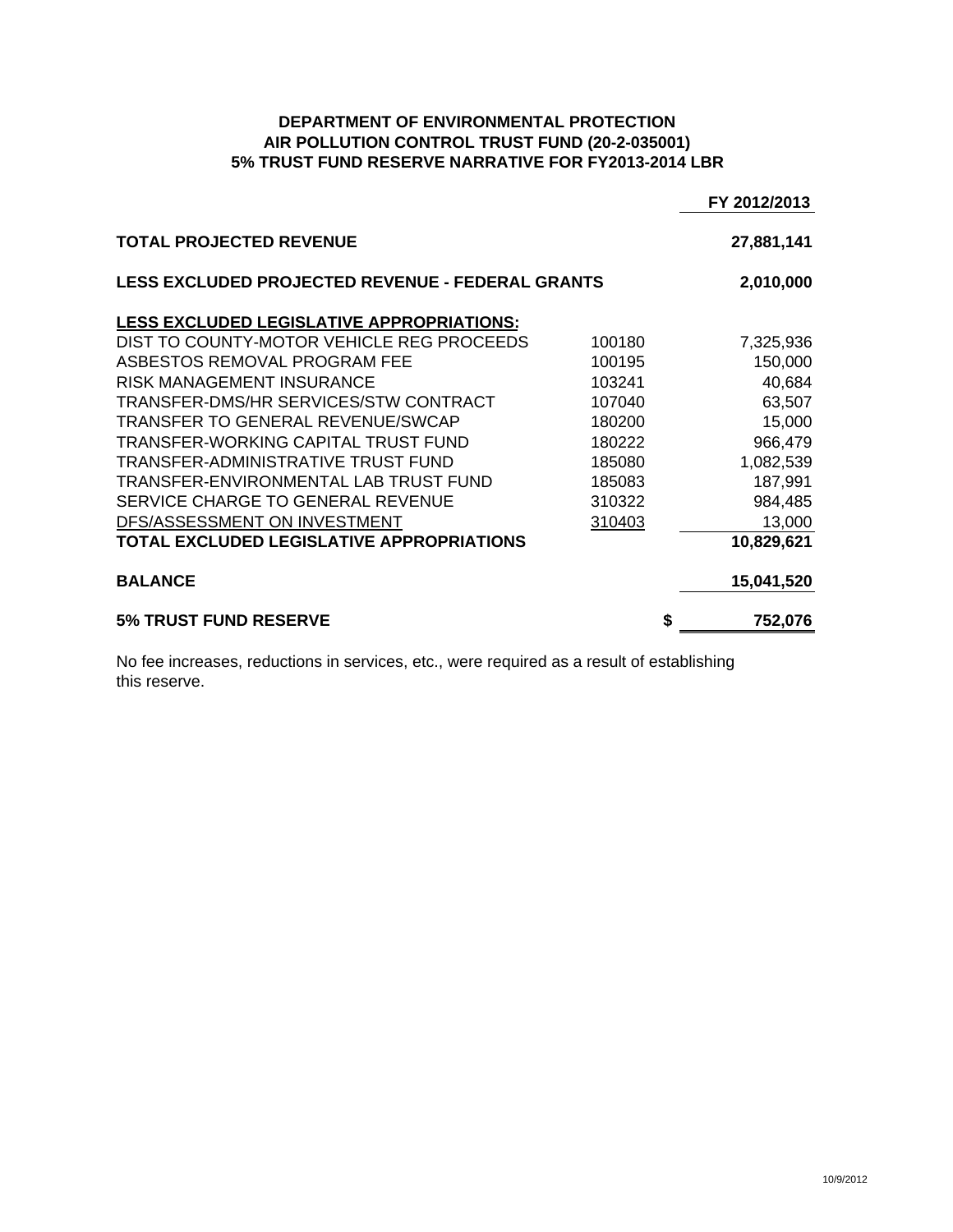**DEPARTMENT OF ENVIRONMENTAL PROTECTION**
**AIR POLLUTION CONTROL TRUST FUND (20-2-035001)**
**5% TRUST FUND RESERVE NARRATIVE FOR FY2013-2014 LBR**

| | | FY 2012/2013 |
|---|---|---|
| **TOTAL PROJECTED REVENUE** | | **27,881,141** |
| **LESS EXCLUDED PROJECTED REVENUE - FEDERAL GRANTS** | | **2,010,000** |
| **LESS EXCLUDED LEGISLATIVE APPROPRIATIONS:** | | |
| DIST TO COUNTY-MOTOR VEHICLE REG PROCEEDS | 100180 | 7,325,936 |
| ASBESTOS REMOVAL PROGRAM FEE | 100195 | 150,000 |
| RISK MANAGEMENT INSURANCE | 103241 | 40,684 |
| TRANSFER-DMS/HR SERVICES/STW CONTRACT | 107040 | 63,507 |
| TRANSFER TO GENERAL REVENUE/SWCAP | 180200 | 15,000 |
| TRANSFER-WORKING CAPITAL TRUST FUND | 180222 | 966,479 |
| TRANSFER-ADMINISTRATIVE TRUST FUND | 185080 | 1,082,539 |
| TRANSFER-ENVIRONMENTAL LAB TRUST FUND | 185083 | 187,991 |
| SERVICE CHARGE TO GENERAL REVENUE | 310322 | 984,485 |
| DFS/ASSESSMENT ON INVESTMENT | 310403 | 13,000 |
| **TOTAL EXCLUDED LEGISLATIVE APPROPRIATIONS** | | **10,829,621** |
| **BALANCE** | | **15,041,520** |
| **5% TRUST FUND RESERVE** | | **$ 752,076** |

No fee increases, reductions in services, etc., were required as a result of establishing this reserve.

10/9/2012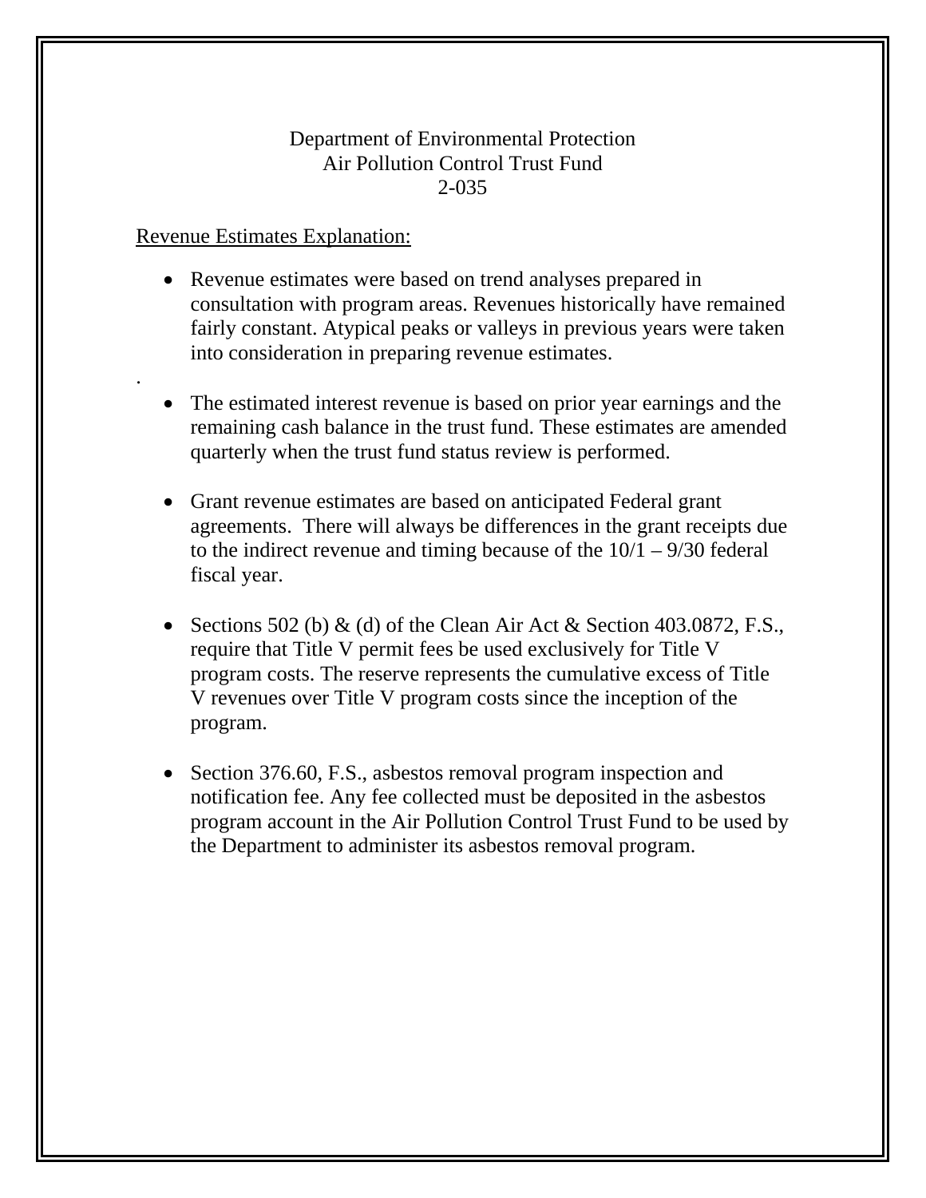Department of Environmental Protection
Air Pollution Control Trust Fund
2-035

<u>Revenue Estimates Explanation:</u>

- Revenue estimates were based on trend analyses prepared in consultation with program areas. Revenues historically have remained fairly constant. Atypical peaks or valleys in previous years were taken into consideration in preparing revenue estimates.

.

- The estimated interest revenue is based on prior year earnings and the remaining cash balance in the trust fund. These estimates are amended quarterly when the trust fund status review is performed.

- Grant revenue estimates are based on anticipated Federal grant agreements. There will always be differences in the grant receipts due to the indirect revenue and timing because of the 10/1 – 9/30 federal fiscal year.

- Sections 502 (b) & (d) of the Clean Air Act & Section 403.0872, F.S., require that Title V permit fees be used exclusively for Title V program costs. The reserve represents the cumulative excess of Title V revenues over Title V program costs since the inception of the program.

- Section 376.60, F.S., asbestos removal program inspection and notification fee. Any fee collected must be deposited in the asbestos program account in the Air Pollution Control Trust Fund to be used by the Department to administer its asbestos removal program.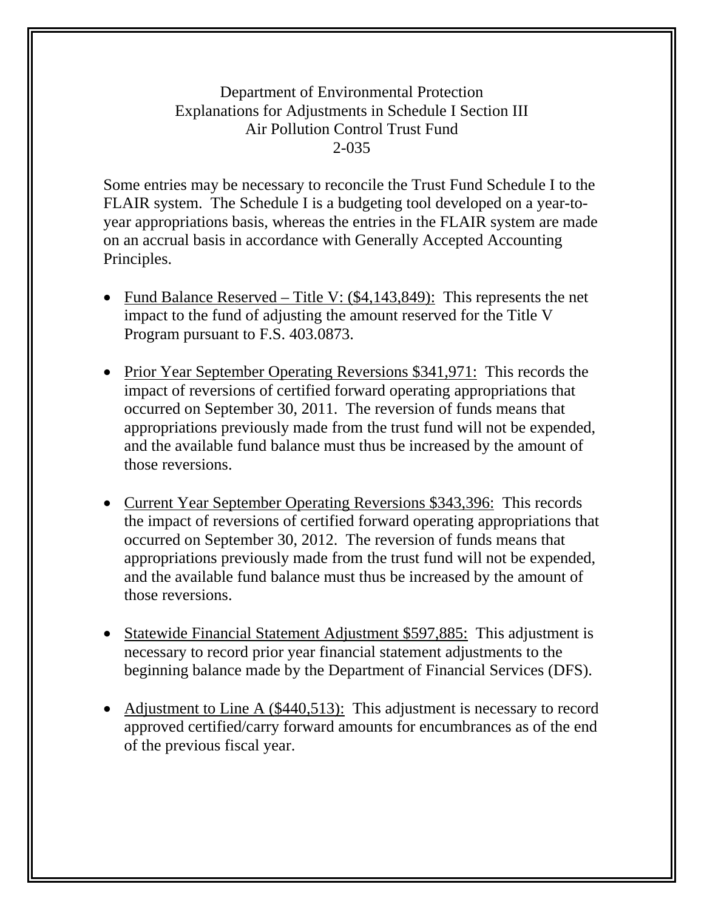# Department of Environmental Protection
## Explanations for Adjustments in Schedule I Section III
## Air Pollution Control Trust Fund
## 2-035

Some entries may be necessary to reconcile the Trust Fund Schedule I to the FLAIR system. The Schedule I is a budgeting tool developed on a year-to-year appropriations basis, whereas the entries in the FLAIR system are made on an accrual basis in accordance with Generally Accepted Accounting Principles.

- <u>Fund Balance Reserved – Title V: ($4,143,849):</u> This represents the net impact to the fund of adjusting the amount reserved for the Title V Program pursuant to F.S. 403.0873.

- <u>Prior Year September Operating Reversions $341,971:</u> This records the impact of reversions of certified forward operating appropriations that occurred on September 30, 2011. The reversion of funds means that appropriations previously made from the trust fund will not be expended, and the available fund balance must thus be increased by the amount of those reversions.

- <u>Current Year September Operating Reversions $343,396:</u> This records the impact of reversions of certified forward operating appropriations that occurred on September 30, 2012. The reversion of funds means that appropriations previously made from the trust fund will not be expended, and the available fund balance must thus be increased by the amount of those reversions.

- <u>Statewide Financial Statement Adjustment $597,885:</u> This adjustment is necessary to record prior year financial statement adjustments to the beginning balance made by the Department of Financial Services (DFS).

- <u>Adjustment to Line A ($440,513):</u> This adjustment is necessary to record approved certified/carry forward amounts for encumbrances as of the end of the previous fiscal year.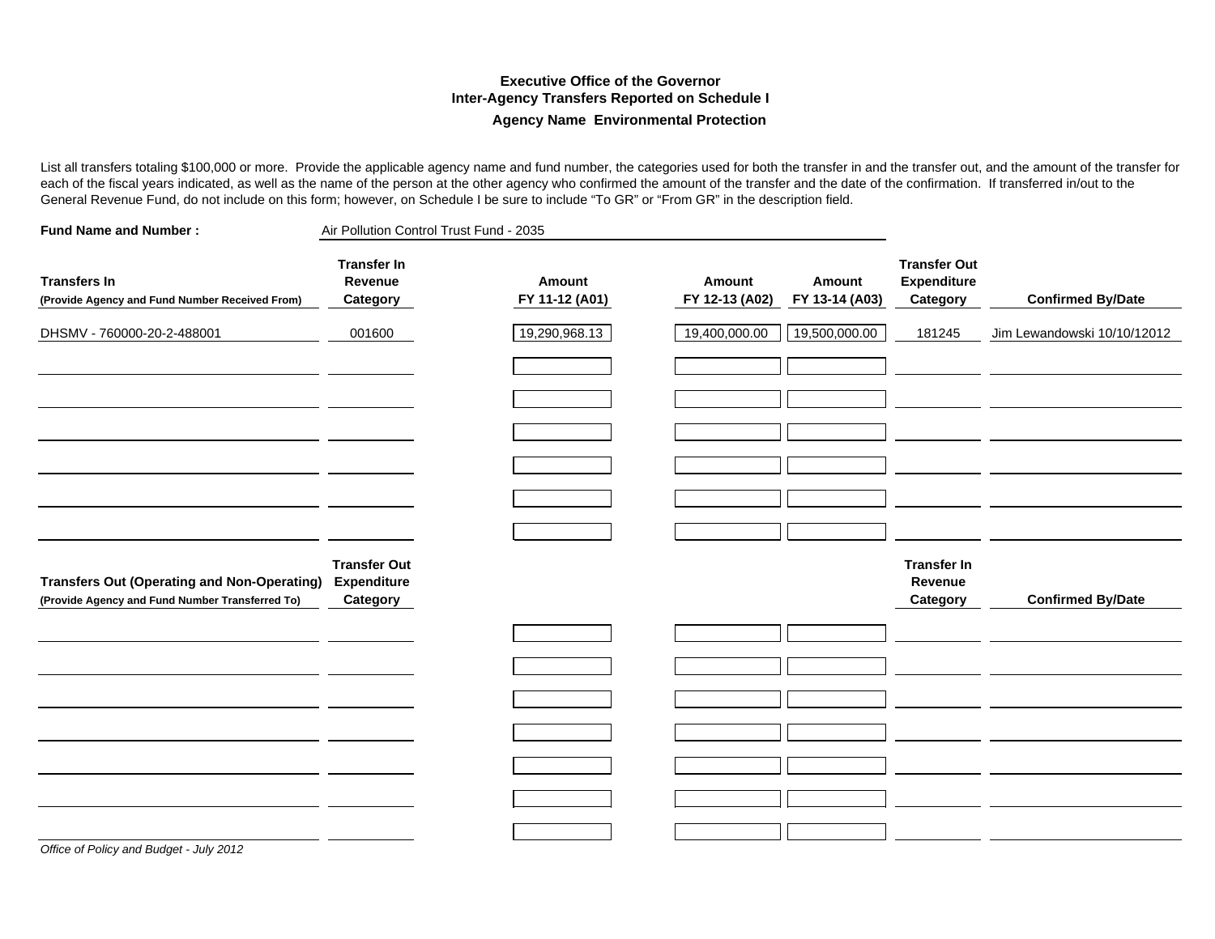**Executive Office of the Governor**
**Inter-Agency Transfers Reported on Schedule I**
**Agency Name Environmental Protection**

List all transfers totaling $100,000 or more. Provide the applicable agency name and fund number, the categories used for both the transfer in and the transfer out, and the amount of the transfer for each of the fiscal years indicated, as well as the name of the person at the other agency who confirmed the amount of the transfer and the date of the confirmation. If transferred in/out to the General Revenue Fund, do not include on this form; however, on Schedule I be sure to include "To GR" or "From GR" in the description field.

**Fund Name and Number :** Air Pollution Control Trust Fund - 2035

| **Transfers In** (Provide Agency and Fund Number Received From) | **Transfer In Revenue Category** | **Amount FY 11-12 (A01)** | **Amount FY 12-13 (A02)** | **Amount FY 13-14 (A03)** | **Transfer Out Expenditure Category** | **Confirmed By/Date** |
|---|---|---|---|---|---|---|
| DHSMV - 760000-20-2-488001 | 001600 | 19,290,968.13 | 19,400,000.00 | 19,500,000.00 | 181245 | Jim Lewandowski 10/10/12012 |
| | | | | | | |
| | | | | | | |
| | | | | | | |
| | | | | | | |
| | | | | | | |
| | | | | | | |

| **Transfers Out (Operating and Non-Operating)** (Provide Agency and Fund Number Transferred To) | **Transfer Out Expenditure Category** | | | | **Transfer In Revenue Category** | **Confirmed By/Date** |
|---|---|---|---|---|---|---|
| | | | | | | |
| | | | | | | |
| | | | | | | |
| | | | | | | |
| | | | | | | |
| | | | | | | |
| | | | | | | |

*Office of Policy and Budget - July 2012*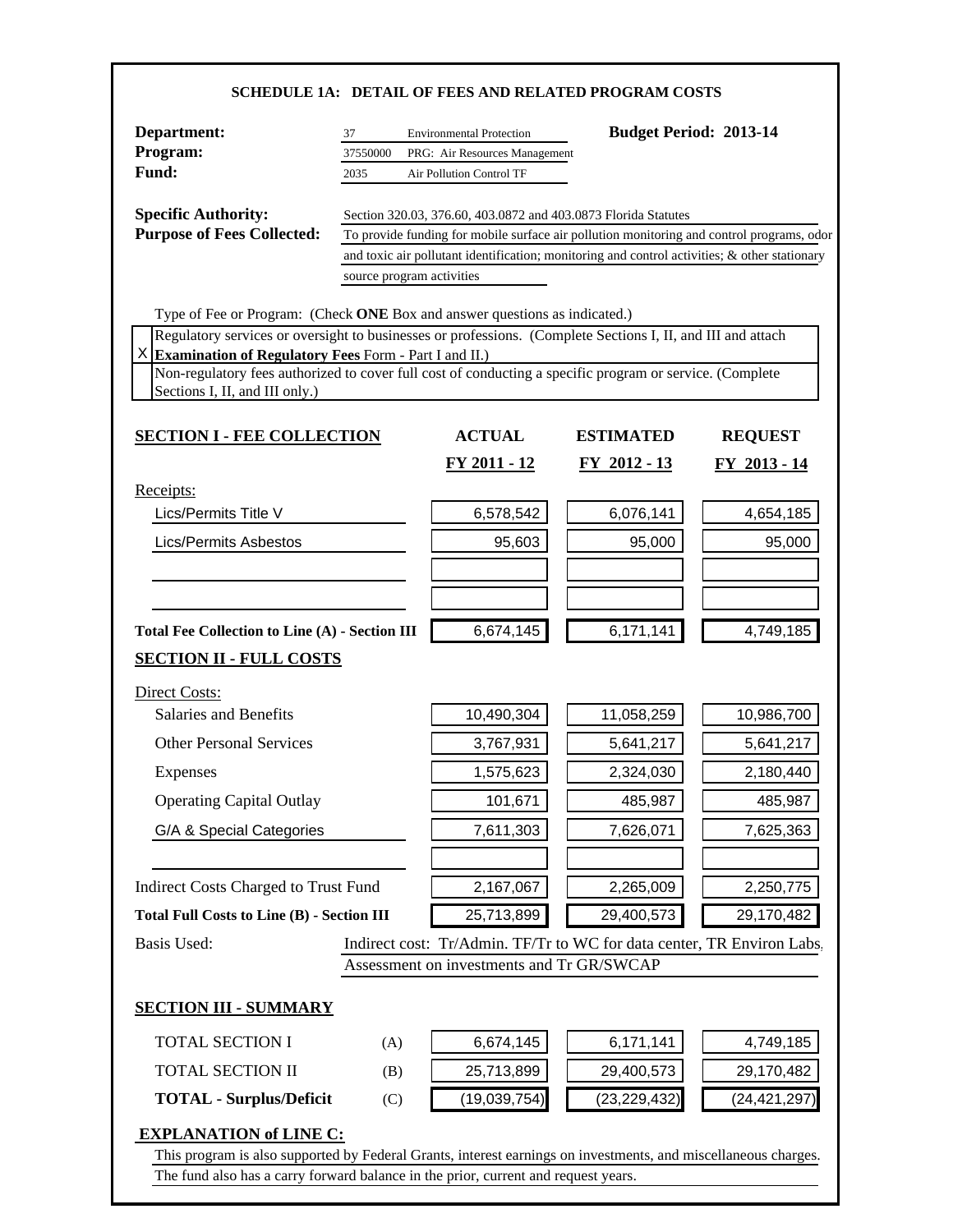## SCHEDULE 1A: DETAIL OF FEES AND RELATED PROGRAM COSTS

**Department:** 37 Environmental Protection **Budget Period: 2013-14**
**Program:** 37550000 PRG: Air Resources Management
**Fund:** 2035 Air Pollution Control TF

**Specific Authority:** Section 320.03, 376.60, 403.0872 and 403.0873 Florida Statutes
**Purpose of Fees Collected:** To provide funding for mobile surface air pollution monitoring and control programs, odor and toxic air pollutant identification; monitoring and control activities; & other stationary source program activities

Type of Fee or Program: (Check **ONE** Box and answer questions as indicated.)

| | |
|---|---|
| X | Regulatory services or oversight to businesses or professions. (Complete Sections I, II, and III and attach **Examination of Regulatory Fees** Form - Part I and II.) |
| | Non-regulatory fees authorized to cover full cost of conducting a specific program or service. (Complete Sections I, II, and III only.) |

| **SECTION I - FEE COLLECTION** | **ACTUAL FY 2011 - 12** | **ESTIMATED FY 2012 - 13** | **REQUEST FY 2013 - 14** |
|---|---|---|---|
| Receipts: | | | |
| Lics/Permits Title V | 6,578,542 | 6,076,141 | 4,654,185 |
| Lics/Permits Asbestos | 95,603 | 95,000 | 95,000 |
| | | | |
| | | | |
| **Total Fee Collection to Line (A) - Section III** | 6,674,145 | 6,171,141 | 4,749,185 |
| **SECTION II - FULL COSTS** | | | |
| Direct Costs: | | | |
| Salaries and Benefits | 10,490,304 | 11,058,259 | 10,986,700 |
| Other Personal Services | 3,767,931 | 5,641,217 | 5,641,217 |
| Expenses | 1,575,623 | 2,324,030 | 2,180,440 |
| Operating Capital Outlay | 101,671 | 485,987 | 485,987 |
| G/A & Special Categories | 7,611,303 | 7,626,071 | 7,625,363 |
| | | | |
| Indirect Costs Charged to Trust Fund | 2,167,067 | 2,265,009 | 2,250,775 |
| **Total Full Costs to Line (B) - Section III** | 25,713,899 | 29,400,573 | 29,170,482 |

Basis Used: Indirect cost: Tr/Admin. TF/Tr to WC for data center, TR Environ Labs, Assessment on investments and Tr GR/SWCAP

| **SECTION III - SUMMARY** | | | | |
|---|---|---|---|---|
| TOTAL SECTION I | (A) | 6,674,145 | 6,171,141 | 4,749,185 |
| TOTAL SECTION II | (B) | 25,713,899 | 29,400,573 | 29,170,482 |
| **TOTAL - Surplus/Deficit** | (C) | (19,039,754) | (23,229,432) | (24,421,297) |

**EXPLANATION of LINE C:**

This program is also supported by Federal Grants, interest earnings on investments, and miscellaneous charges. The fund also has a carry forward balance in the prior, current and request years.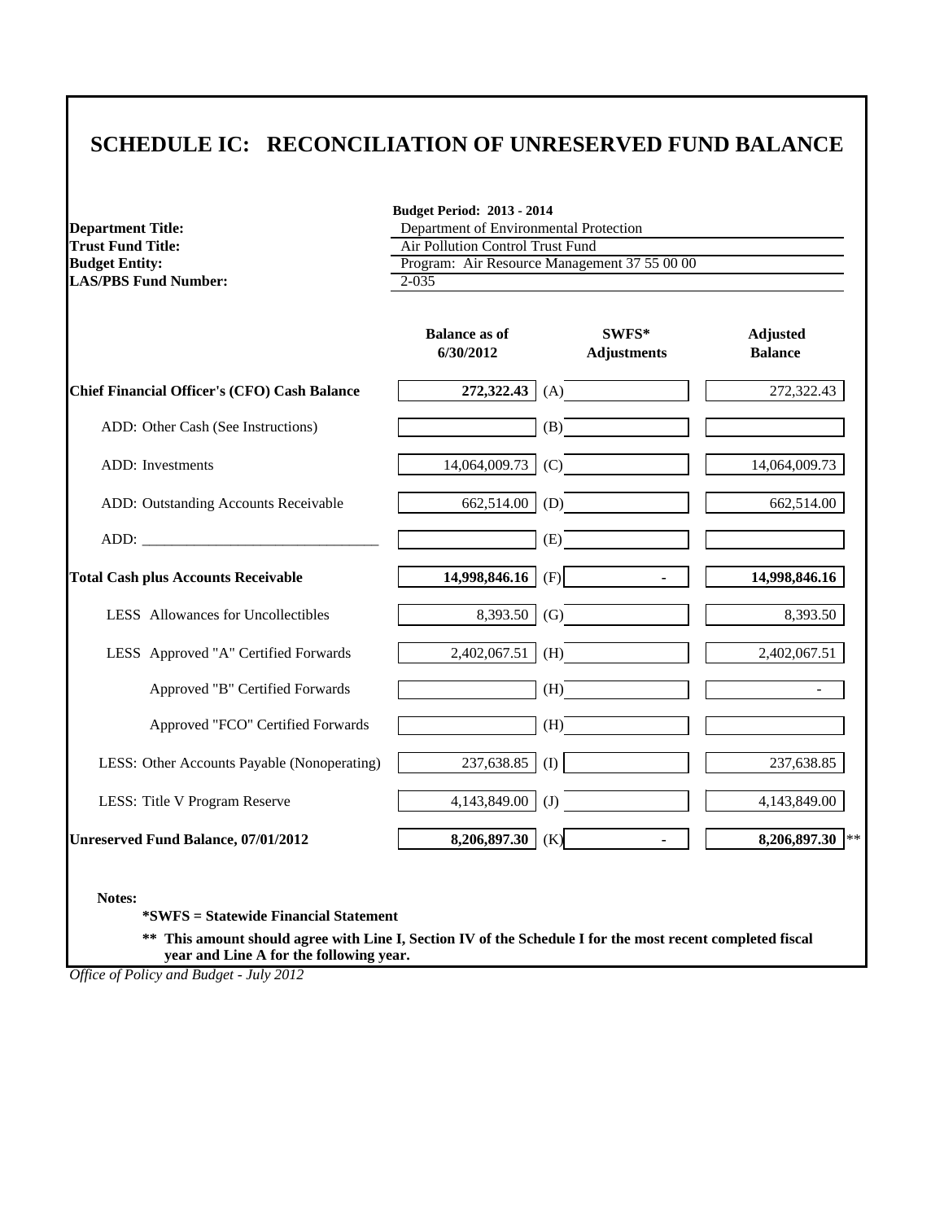# SCHEDULE IC: RECONCILIATION OF UNRESERVED FUND BALANCE

**Budget Period: 2013 - 2014**

| | |
|---|---|
| **Department Title:** | Department of Environmental Protection |
| **Trust Fund Title:** | Air Pollution Control Trust Fund |
| **Budget Entity:** | Program: Air Resource Management 37 55 00 00 |
| **LAS/PBS Fund Number:** | 2-035 |

| | Balance as of 6/30/2012 | | SWFS* Adjustments | Adjusted Balance |
|---|---|---|---|---|
| **Chief Financial Officer's (CFO) Cash Balance** | **272,322.43** | (A) | | 272,322.43 |
| ADD: Other Cash (See Instructions) | | (B) | | |
| ADD: Investments | 14,064,009.73 | (C) | | 14,064,009.73 |
| ADD: Outstanding Accounts Receivable | 662,514.00 | (D) | | 662,514.00 |
| ADD: ________________________________ | | (E) | | |
| **Total Cash plus Accounts Receivable** | **14,998,846.16** | (F) | - | **14,998,846.16** |
| LESS Allowances for Uncollectibles | 8,393.50 | (G) | | 8,393.50 |
| LESS Approved "A" Certified Forwards | 2,402,067.51 | (H) | | 2,402,067.51 |
| Approved "B" Certified Forwards | | (H) | | - |
| Approved "FCO" Certified Forwards | | (H) | | |
| LESS: Other Accounts Payable (Nonoperating) | 237,638.85 | (I) | | 237,638.85 |
| LESS: Title V Program Reserve | 4,143,849.00 | (J) | | 4,143,849.00 |
| **Unreserved Fund Balance, 07/01/2012** | **8,206,897.30** | (K) | - | **8,206,897.30** ** |

**Notes:**

**\*SWFS = Statewide Financial Statement**

**\*\* This amount should agree with Line I, Section IV of the Schedule I for the most recent completed fiscal year and Line A for the following year.**

*Office of Policy and Budget - July 2012*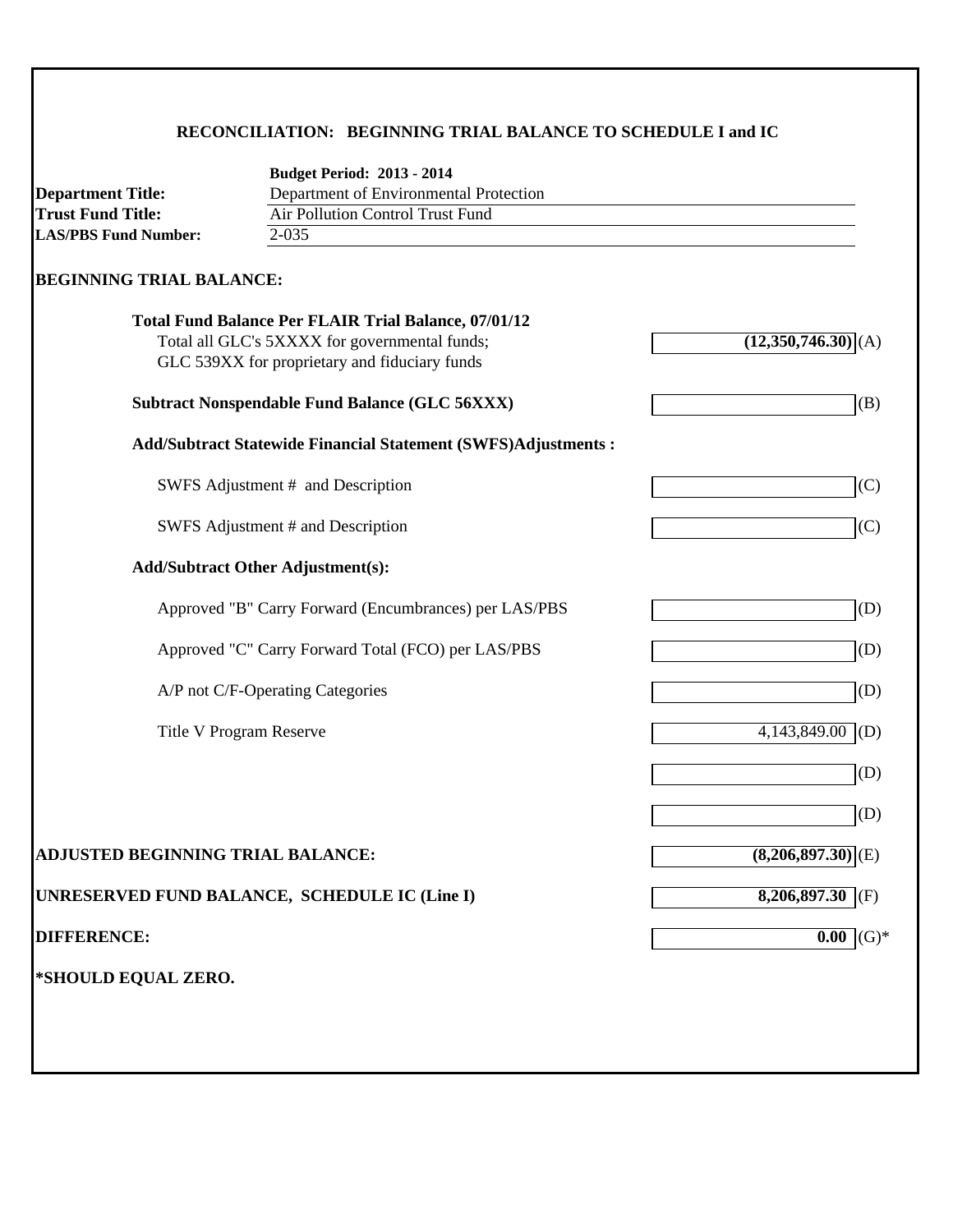## RECONCILIATION: BEGINNING TRIAL BALANCE TO SCHEDULE I and IC

**Budget Period: 2013 - 2014**

| | |
|---|---|
| **Department Title:** | Department of Environmental Protection |
| **Trust Fund Title:** | Air Pollution Control Trust Fund |
| **LAS/PBS Fund Number:** | 2-035 |

### BEGINNING TRIAL BALANCE:

| | | |
|---|---|---|
| **Total Fund Balance Per FLAIR Trial Balance, 07/01/12** Total all GLC's 5XXXX for governmental funds; GLC 539XX for proprietary and fiduciary funds | **(12,350,746.30)** | (A) |
| **Subtract Nonspendable Fund Balance (GLC 56XXX)** | | (B) |
| **Add/Subtract Statewide Financial Statement (SWFS)Adjustments :** | | |
| SWFS Adjustment # and Description | | (C) |
| SWFS Adjustment # and Description | | (C) |
| **Add/Subtract Other Adjustment(s):** | | |
| Approved "B" Carry Forward (Encumbrances) per LAS/PBS | | (D) |
| Approved "C" Carry Forward Total (FCO) per LAS/PBS | | (D) |
| A/P not C/F-Operating Categories | | (D) |
| Title V Program Reserve | 4,143,849.00 | (D) |
| | | (D) |
| | | (D) |
| **ADJUSTED BEGINNING TRIAL BALANCE:** | **(8,206,897.30)** | (E) |
| **UNRESERVED FUND BALANCE, SCHEDULE IC (Line I)** | **8,206,897.30** | (F) |
| **DIFFERENCE:** | **0.00** | (G)* |

**\*SHOULD EQUAL ZERO.**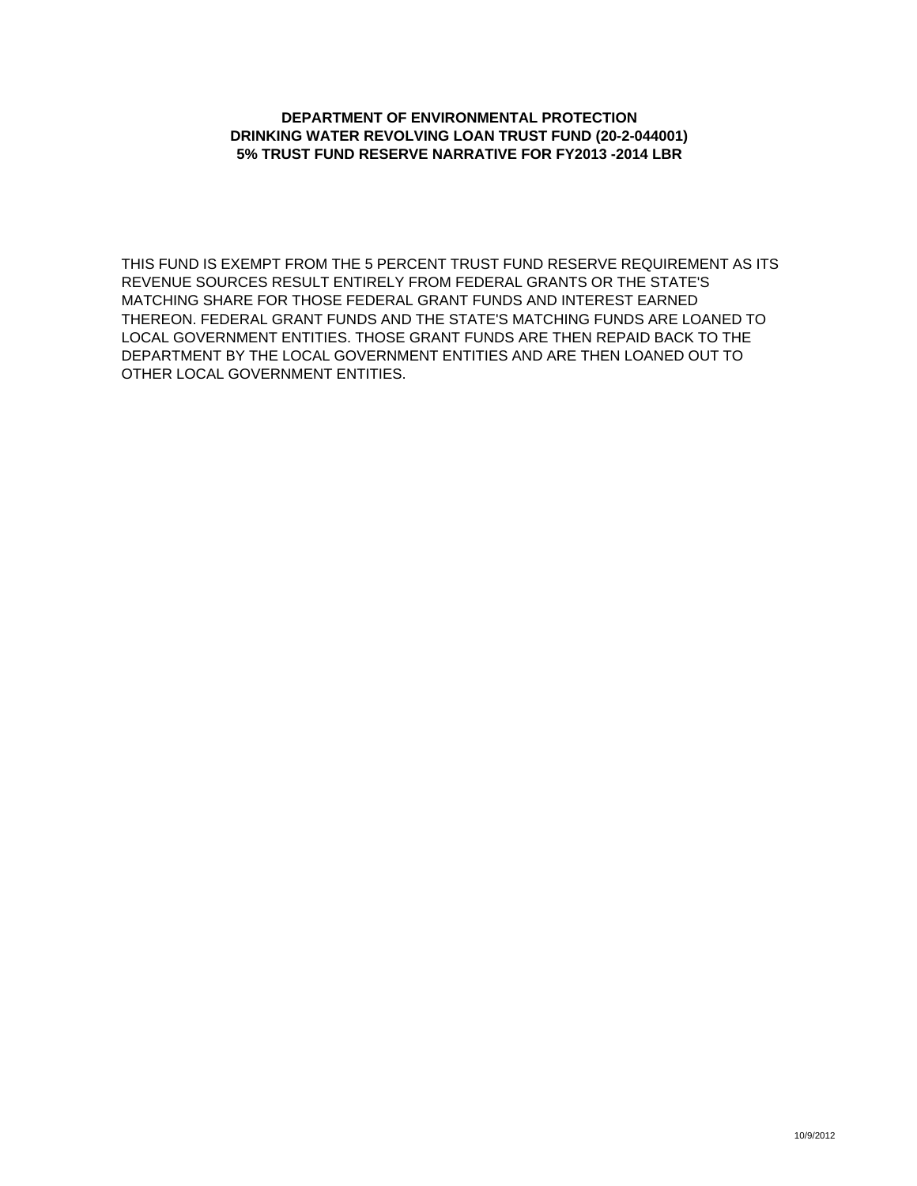**DEPARTMENT OF ENVIRONMENTAL PROTECTION**
**DRINKING WATER REVOLVING LOAN TRUST FUND (20-2-044001)**
**5% TRUST FUND RESERVE NARRATIVE FOR FY2013 -2014 LBR**

THIS FUND IS EXEMPT FROM THE 5 PERCENT TRUST FUND RESERVE REQUIREMENT AS ITS REVENUE SOURCES RESULT ENTIRELY FROM FEDERAL GRANTS OR THE STATE'S MATCHING SHARE FOR THOSE FEDERAL GRANT FUNDS AND INTEREST EARNED THEREON. FEDERAL GRANT FUNDS AND THE STATE'S MATCHING FUNDS ARE LOANED TO LOCAL GOVERNMENT ENTITIES. THOSE GRANT FUNDS ARE THEN REPAID BACK TO THE DEPARTMENT BY THE LOCAL GOVERNMENT ENTITIES AND ARE THEN LOANED OUT TO OTHER LOCAL GOVERNMENT ENTITIES.

10/9/2012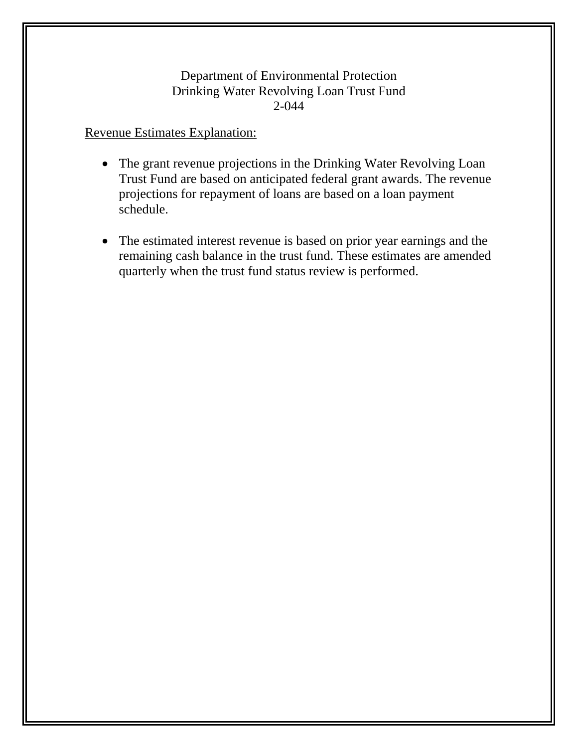Department of Environmental Protection
Drinking Water Revolving Loan Trust Fund
2-044

Revenue Estimates Explanation:

- The grant revenue projections in the Drinking Water Revolving Loan Trust Fund are based on anticipated federal grant awards. The revenue projections for repayment of loans are based on a loan payment schedule.

- The estimated interest revenue is based on prior year earnings and the remaining cash balance in the trust fund. These estimates are amended quarterly when the trust fund status review is performed.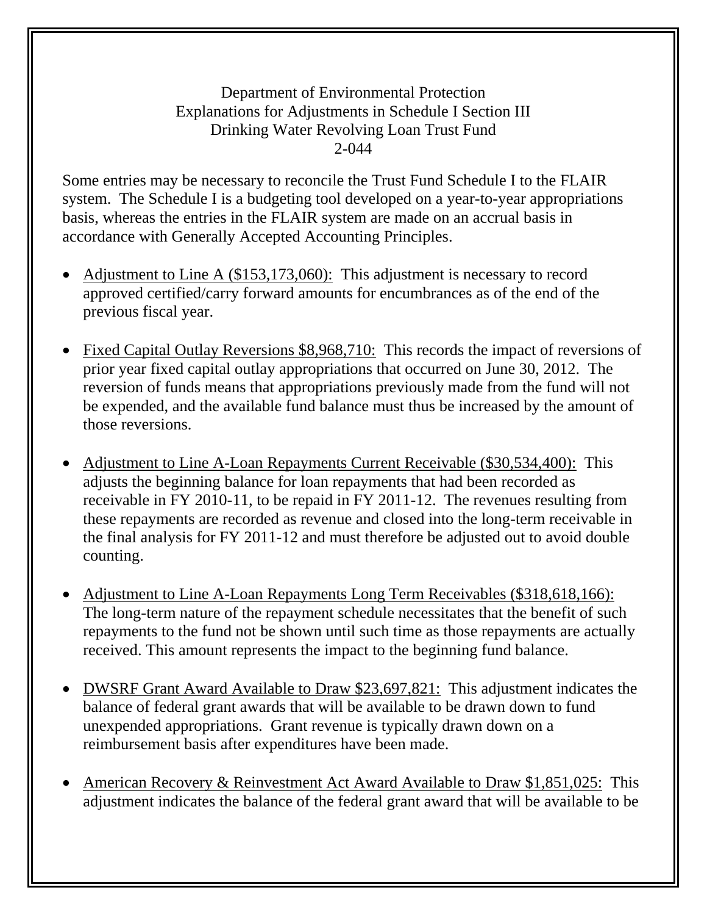Department of Environmental Protection
Explanations for Adjustments in Schedule I Section III
Drinking Water Revolving Loan Trust Fund
2-044

Some entries may be necessary to reconcile the Trust Fund Schedule I to the FLAIR system. The Schedule I is a budgeting tool developed on a year-to-year appropriations basis, whereas the entries in the FLAIR system are made on an accrual basis in accordance with Generally Accepted Accounting Principles.

- Adjustment to Line A ($153,173,060): This adjustment is necessary to record approved certified/carry forward amounts for encumbrances as of the end of the previous fiscal year.
- Fixed Capital Outlay Reversions $8,968,710: This records the impact of reversions of prior year fixed capital outlay appropriations that occurred on June 30, 2012. The reversion of funds means that appropriations previously made from the fund will not be expended, and the available fund balance must thus be increased by the amount of those reversions.
- Adjustment to Line A-Loan Repayments Current Receivable ($30,534,400): This adjusts the beginning balance for loan repayments that had been recorded as receivable in FY 2010-11, to be repaid in FY 2011-12. The revenues resulting from these repayments are recorded as revenue and closed into the long-term receivable in the final analysis for FY 2011-12 and must therefore be adjusted out to avoid double counting.
- Adjustment to Line A-Loan Repayments Long Term Receivables ($318,618,166): The long-term nature of the repayment schedule necessitates that the benefit of such repayments to the fund not be shown until such time as those repayments are actually received. This amount represents the impact to the beginning fund balance.
- DWSRF Grant Award Available to Draw $23,697,821: This adjustment indicates the balance of federal grant awards that will be available to be drawn down to fund unexpended appropriations. Grant revenue is typically drawn down on a reimbursement basis after expenditures have been made.
- American Recovery & Reinvestment Act Award Available to Draw $1,851,025: This adjustment indicates the balance of the federal grant award that will be available to be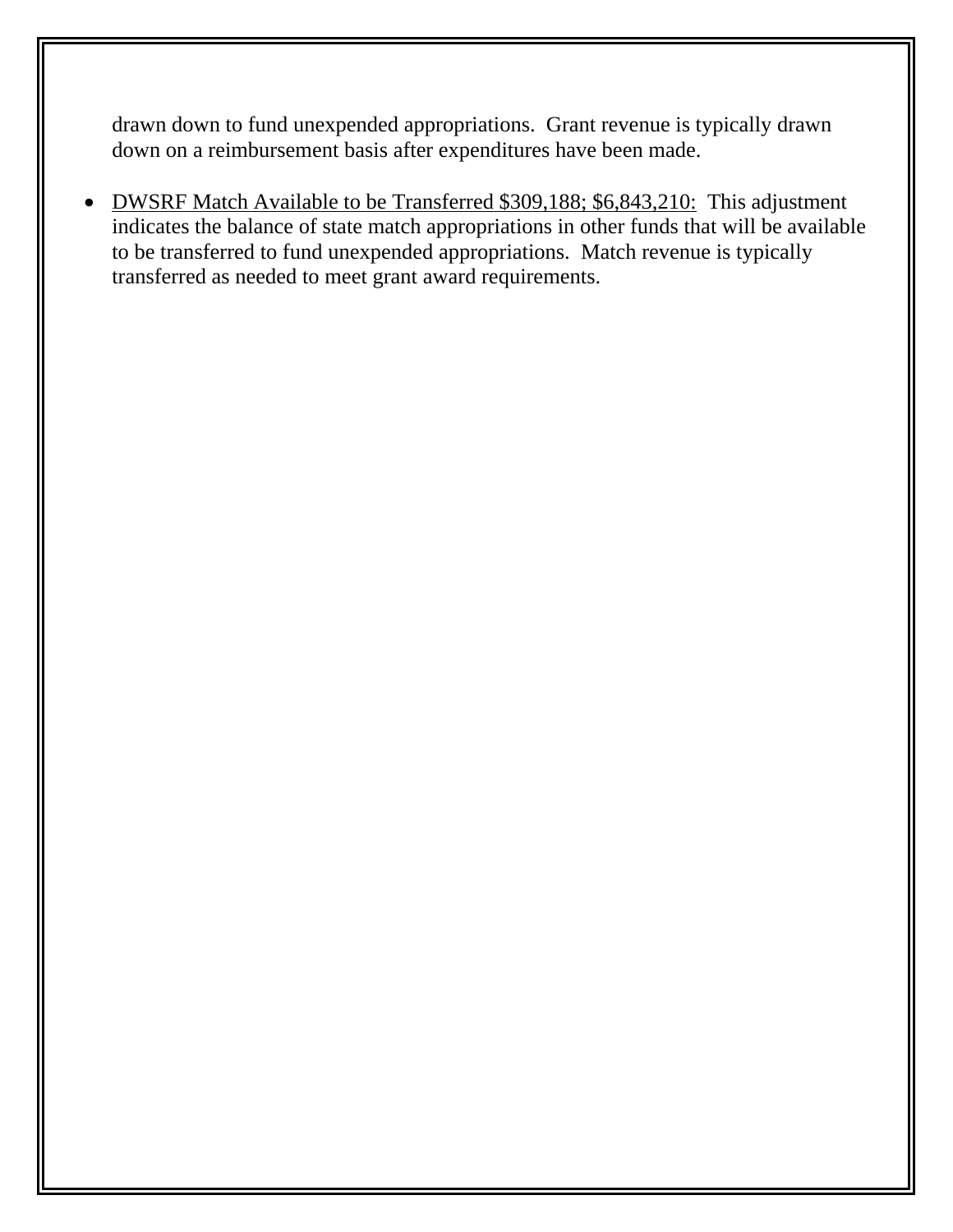drawn down to fund unexpended appropriations. Grant revenue is typically drawn down on a reimbursement basis after expenditures have been made.

- <u>DWSRF Match Available to be Transferred $309,188; $6,843,210:</u> This adjustment indicates the balance of state match appropriations in other funds that will be available to be transferred to fund unexpended appropriations. Match revenue is typically transferred as needed to meet grant award requirements.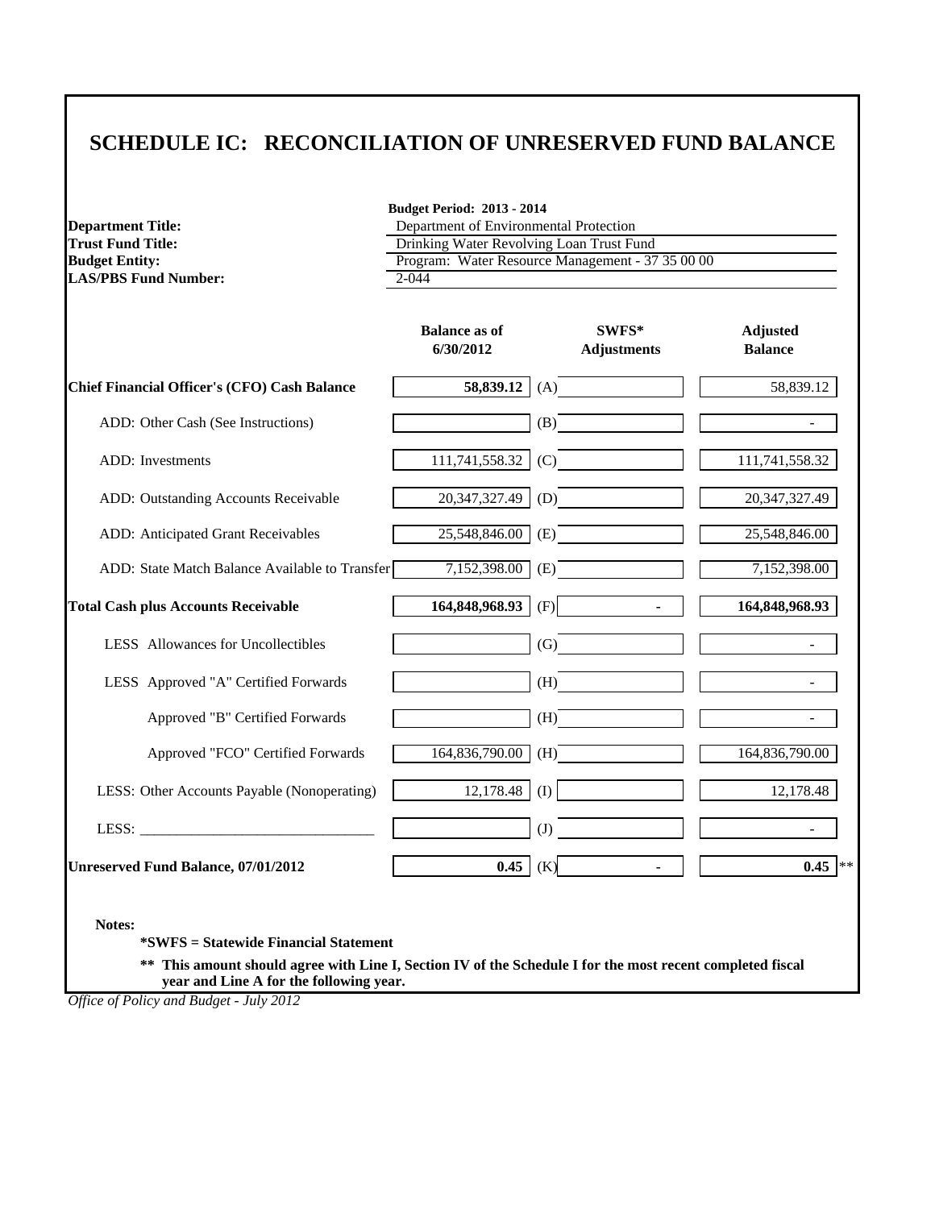# SCHEDULE IC: RECONCILIATION OF UNRESERVED FUND BALANCE

| | |
|---|---|
| | **Budget Period: 2013 - 2014** |
| **Department Title:** | Department of Environmental Protection |
| **Trust Fund Title:** | Drinking Water Revolving Loan Trust Fund |
| **Budget Entity:** | Program: Water Resource Management - 37 35 00 00 |
| **LAS/PBS Fund Number:** | 2-044 |

| | **Balance as of 6/30/2012** | | **SWFS* Adjustments** | **Adjusted Balance** |
|---|---|---|---|---|
| **Chief Financial Officer's (CFO) Cash Balance** | **58,839.12** | (A) | | 58,839.12 |
| ADD: Other Cash (See Instructions) | | (B) | | - |
| ADD: Investments | 111,741,558.32 | (C) | | 111,741,558.32 |
| ADD: Outstanding Accounts Receivable | 20,347,327.49 | (D) | | 20,347,327.49 |
| ADD: Anticipated Grant Receivables | 25,548,846.00 | (E) | | 25,548,846.00 |
| ADD: State Match Balance Available to Transfer | 7,152,398.00 | (E) | | 7,152,398.00 |
| **Total Cash plus Accounts Receivable** | **164,848,968.93** | (F) | - | **164,848,968.93** |
| LESS Allowances for Uncollectibles | | (G) | | - |
| LESS Approved "A" Certified Forwards | | (H) | | - |
| Approved "B" Certified Forwards | | (H) | | - |
| Approved "FCO" Certified Forwards | 164,836,790.00 | (H) | | 164,836,790.00 |
| LESS: Other Accounts Payable (Nonoperating) | 12,178.48 | (I) | | 12,178.48 |
| LESS: ______________________________ | | (J) | | - |
| **Unreserved Fund Balance, 07/01/2012** | **0.45** | (K) | - | **0.45** ** |

**Notes:**

**\*SWFS = Statewide Financial Statement**

**\*\* This amount should agree with Line I, Section IV of the Schedule I for the most recent completed fiscal year and Line A for the following year.**

*Office of Policy and Budget - July 2012*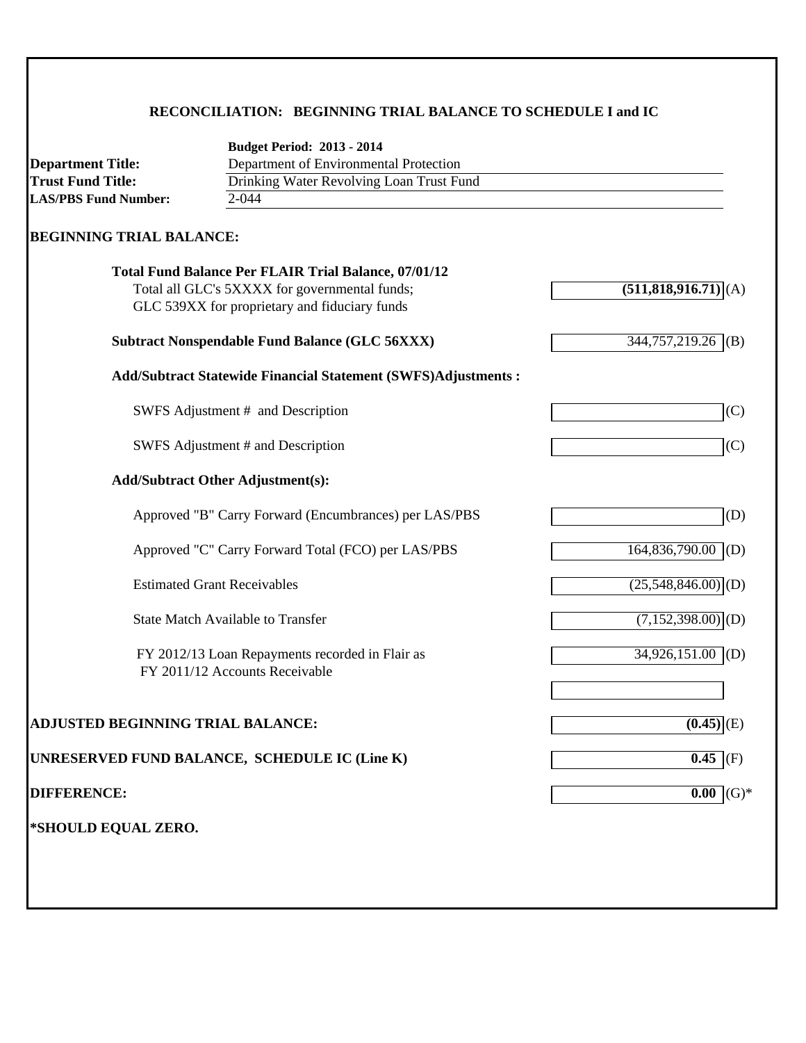## RECONCILIATION: BEGINNING TRIAL BALANCE TO SCHEDULE I and IC

**Budget Period: 2013 - 2014**

**Department Title:** Department of Environmental Protection
**Trust Fund Title:** Drinking Water Revolving Loan Trust Fund
**LAS/PBS Fund Number:** 2-044

### BEGINNING TRIAL BALANCE:

| | | |
|---|---|---|
| **Total Fund Balance Per FLAIR Trial Balance, 07/01/12**<br>Total all GLC's 5XXXX for governmental funds;<br>GLC 539XX for proprietary and fiduciary funds | **(511,818,916.71)** | (A) |
| **Subtract Nonspendable Fund Balance (GLC 56XXX)** | 344,757,219.26 | (B) |
| **Add/Subtract Statewide Financial Statement (SWFS)Adjustments :** | | |
| SWFS Adjustment # and Description | | (C) |
| SWFS Adjustment # and Description | | (C) |
| **Add/Subtract Other Adjustment(s):** | | |
| Approved "B" Carry Forward (Encumbrances) per LAS/PBS | | (D) |
| Approved "C" Carry Forward Total (FCO) per LAS/PBS | 164,836,790.00 | (D) |
| Estimated Grant Receivables | (25,548,846.00) | (D) |
| State Match Available to Transfer | (7,152,398.00) | (D) |
| FY 2012/13 Loan Repayments recorded in Flair as FY 2011/12 Accounts Receivable | 34,926,151.00 | (D) |
| | | |
| **ADJUSTED BEGINNING TRIAL BALANCE:** | **(0.45)** | (E) |
| **UNRESERVED FUND BALANCE, SCHEDULE IC (Line K)** | **0.45** | (F) |
| **DIFFERENCE:** | **0.00** | (G)* |

**\*SHOULD EQUAL ZERO.**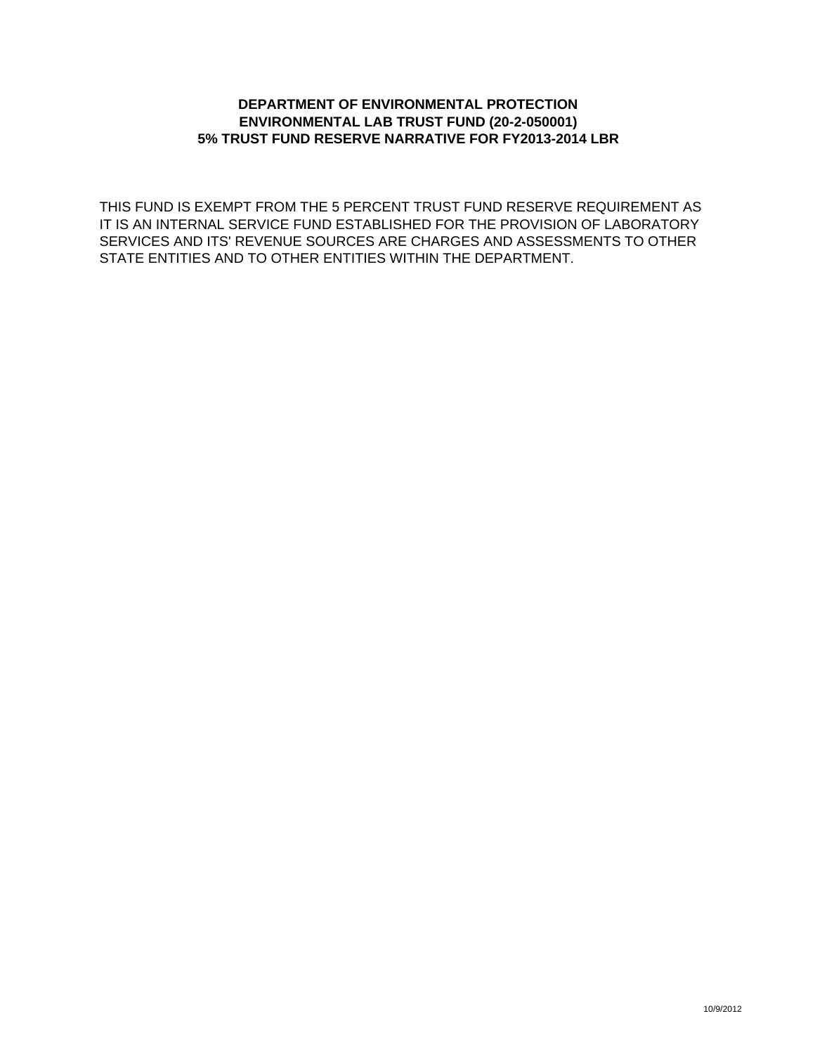**DEPARTMENT OF ENVIRONMENTAL PROTECTION**
**ENVIRONMENTAL LAB TRUST FUND (20-2-050001)**
**5% TRUST FUND RESERVE NARRATIVE FOR FY2013-2014 LBR**

THIS FUND IS EXEMPT FROM THE 5 PERCENT TRUST FUND RESERVE REQUIREMENT AS IT IS AN INTERNAL SERVICE FUND ESTABLISHED FOR THE PROVISION OF LABORATORY SERVICES AND ITS' REVENUE SOURCES ARE CHARGES AND ASSESSMENTS TO OTHER STATE ENTITIES AND TO OTHER ENTITIES WITHIN THE DEPARTMENT.

10/9/2012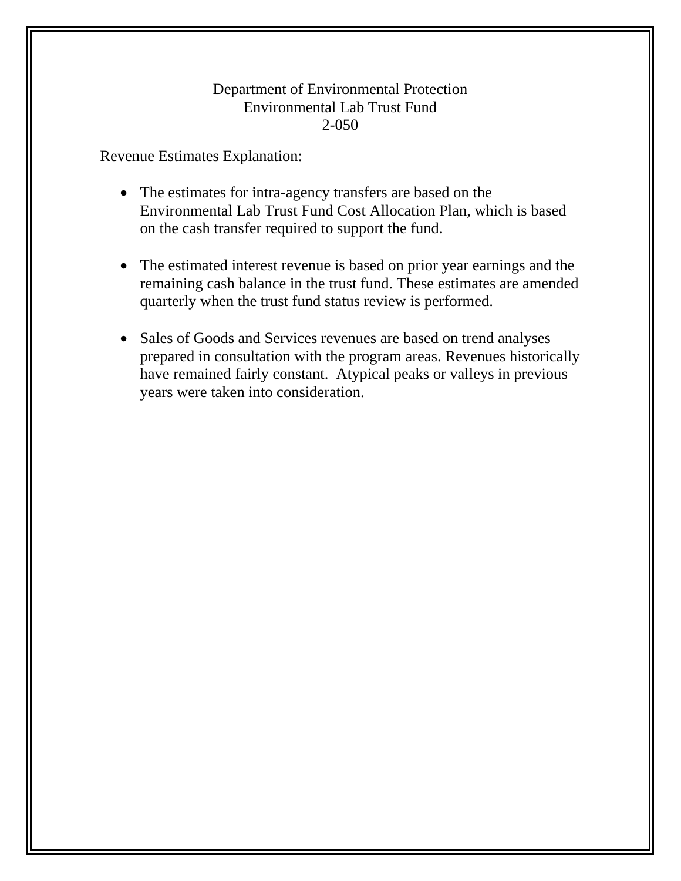Department of Environmental Protection
Environmental Lab Trust Fund
2-050

Revenue Estimates Explanation:

- The estimates for intra-agency transfers are based on the Environmental Lab Trust Fund Cost Allocation Plan, which is based on the cash transfer required to support the fund.

- The estimated interest revenue is based on prior year earnings and the remaining cash balance in the trust fund. These estimates are amended quarterly when the trust fund status review is performed.

- Sales of Goods and Services revenues are based on trend analyses prepared in consultation with the program areas. Revenues historically have remained fairly constant. Atypical peaks or valleys in previous years were taken into consideration.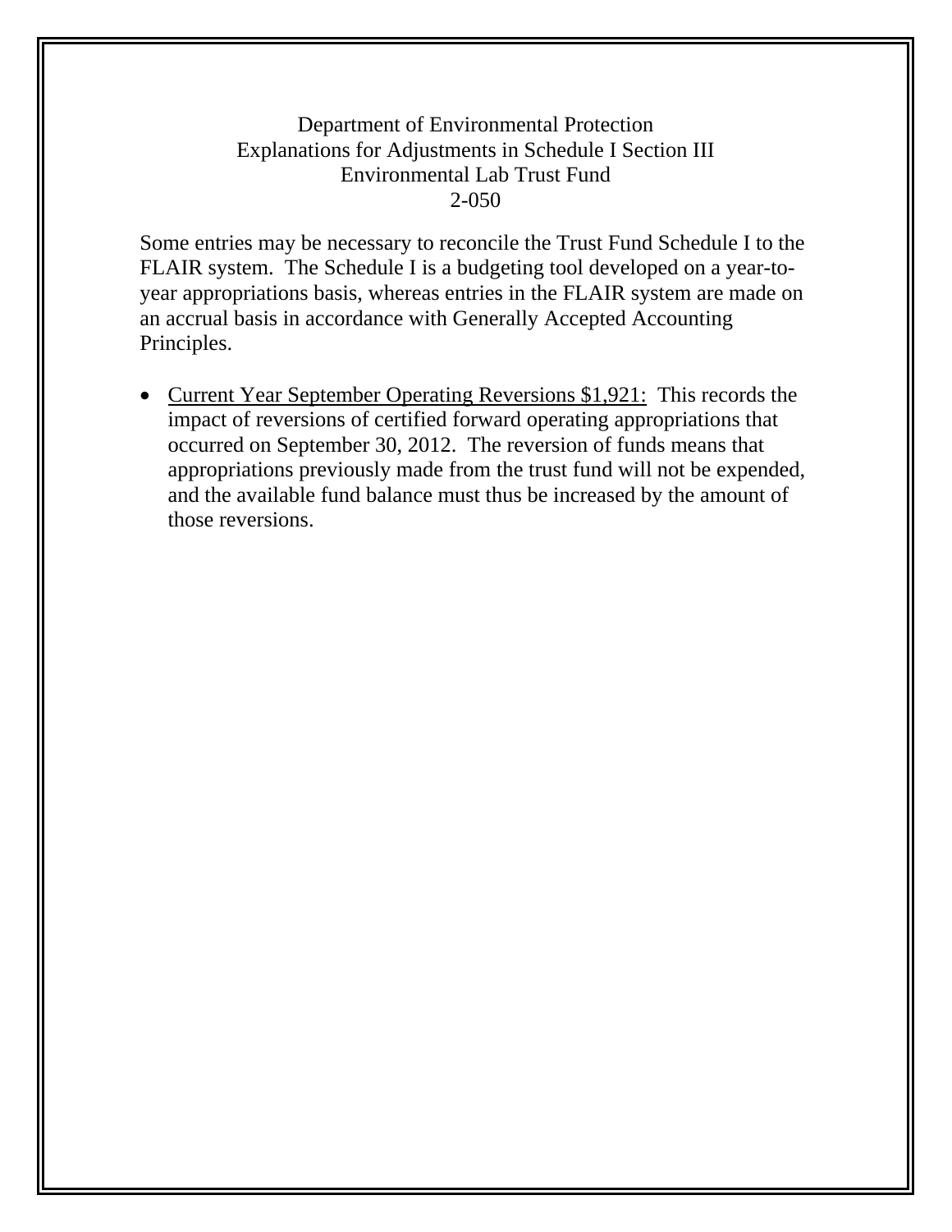# Department of Environmental Protection
## Explanations for Adjustments in Schedule I Section III
## Environmental Lab Trust Fund
## 2-050

Some entries may be necessary to reconcile the Trust Fund Schedule I to the FLAIR system. The Schedule I is a budgeting tool developed on a year-to-year appropriations basis, whereas entries in the FLAIR system are made on an accrual basis in accordance with Generally Accepted Accounting Principles.

- <u>Current Year September Operating Reversions $1,921:</u> This records the impact of reversions of certified forward operating appropriations that occurred on September 30, 2012. The reversion of funds means that appropriations previously made from the trust fund will not be expended, and the available fund balance must thus be increased by the amount of those reversions.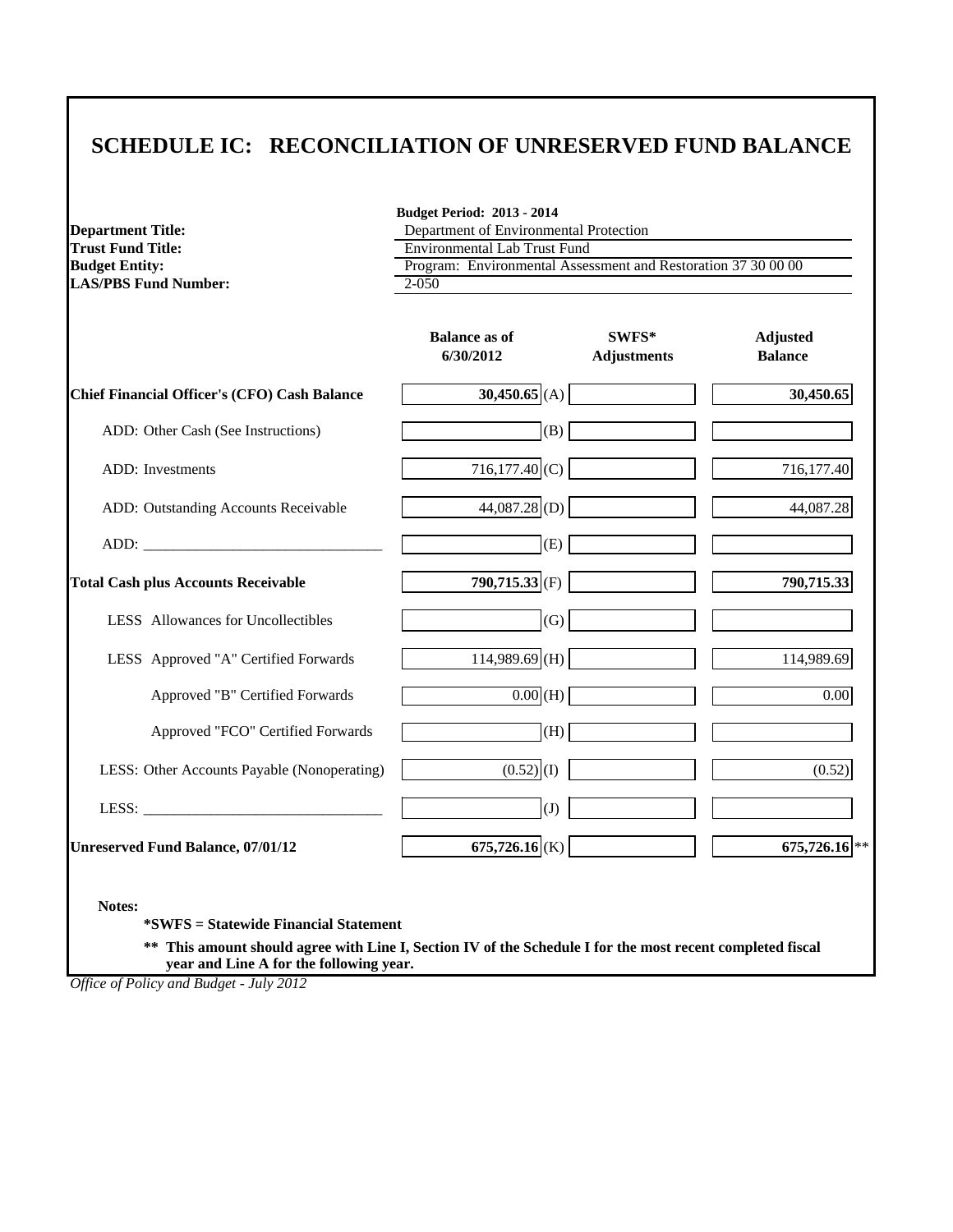# SCHEDULE IC: RECONCILIATION OF UNRESERVED FUND BALANCE

**Budget Period: 2013 - 2014**

| | |
|---|---|
| **Department Title:** | Department of Environmental Protection |
| **Trust Fund Title:** | Environmental Lab Trust Fund |
| **Budget Entity:** | Program: Environmental Assessment and Restoration 37 30 00 00 |
| **LAS/PBS Fund Number:** | 2-050 |

| | Balance as of 6/30/2012 | | SWFS* Adjustments | Adjusted Balance |
|---|---|---|---|---|
| **Chief Financial Officer's (CFO) Cash Balance** | **30,450.65** | (A) | | **30,450.65** |
| ADD: Other Cash (See Instructions) | | (B) | | |
| ADD: Investments | 716,177.40 | (C) | | 716,177.40 |
| ADD: Outstanding Accounts Receivable | 44,087.28 | (D) | | 44,087.28 |
| ADD: _______________________________ | | (E) | | |
| **Total Cash plus Accounts Receivable** | **790,715.33** | (F) | | **790,715.33** |
| LESS Allowances for Uncollectibles | | (G) | | |
| LESS Approved "A" Certified Forwards | 114,989.69 | (H) | | 114,989.69 |
| Approved "B" Certified Forwards | 0.00 | (H) | | 0.00 |
| Approved "FCO" Certified Forwards | | (H) | | |
| LESS: Other Accounts Payable (Nonoperating) | (0.52) | (I) | | (0.52) |
| LESS: _______________________________ | | (J) | | |
| **Unreserved Fund Balance, 07/01/12** | **675,726.16** | (K) | | **675,726.16** ** |

**Notes:**

**\*SWFS = Statewide Financial Statement**

**\*\* This amount should agree with Line I, Section IV of the Schedule I for the most recent completed fiscal year and Line A for the following year.**

*Office of Policy and Budget - July 2012*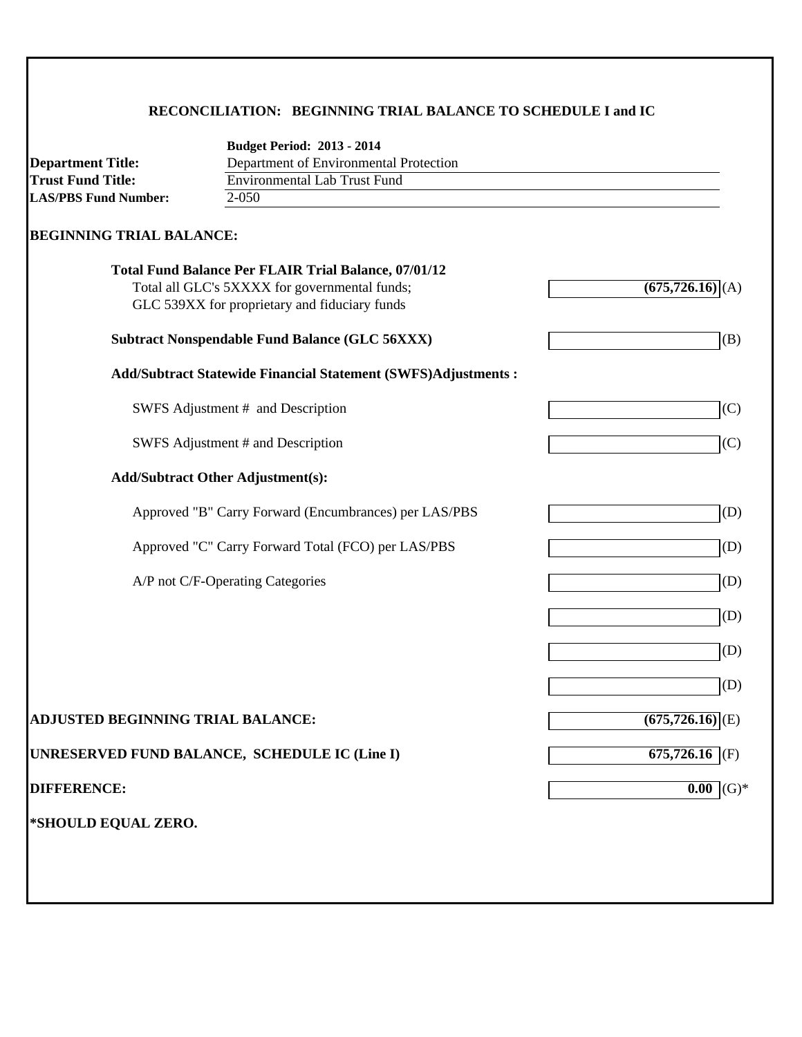## RECONCILIATION: BEGINNING TRIAL BALANCE TO SCHEDULE I and IC

**Budget Period: 2013 - 2014**

**Department Title:** Department of Environmental Protection
**Trust Fund Title:** Environmental Lab Trust Fund
**LAS/PBS Fund Number:** 2-050

### BEGINNING TRIAL BALANCE:

| | | |
|---|---|---|
| **Total Fund Balance Per FLAIR Trial Balance, 07/01/12** Total all GLC's 5XXXX for governmental funds; GLC 539XX for proprietary and fiduciary funds | **(675,726.16)** | (A) |
| **Subtract Nonspendable Fund Balance (GLC 56XXX)** | | (B) |
| **Add/Subtract Statewide Financial Statement (SWFS)Adjustments :** | | |
| SWFS Adjustment # and Description | | (C) |
| SWFS Adjustment # and Description | | (C) |
| **Add/Subtract Other Adjustment(s):** | | |
| Approved "B" Carry Forward (Encumbrances) per LAS/PBS | | (D) |
| Approved "C" Carry Forward Total (FCO) per LAS/PBS | | (D) |
| A/P not C/F-Operating Categories | | (D) |
| | | (D) |
| | | (D) |
| | | (D) |
| **ADJUSTED BEGINNING TRIAL BALANCE:** | **(675,726.16)** | (E) |
| **UNRESERVED FUND BALANCE, SCHEDULE IC (Line I)** | **675,726.16** | (F) |
| **DIFFERENCE:** | **0.00** | (G)* |

**\*SHOULD EQUAL ZERO.**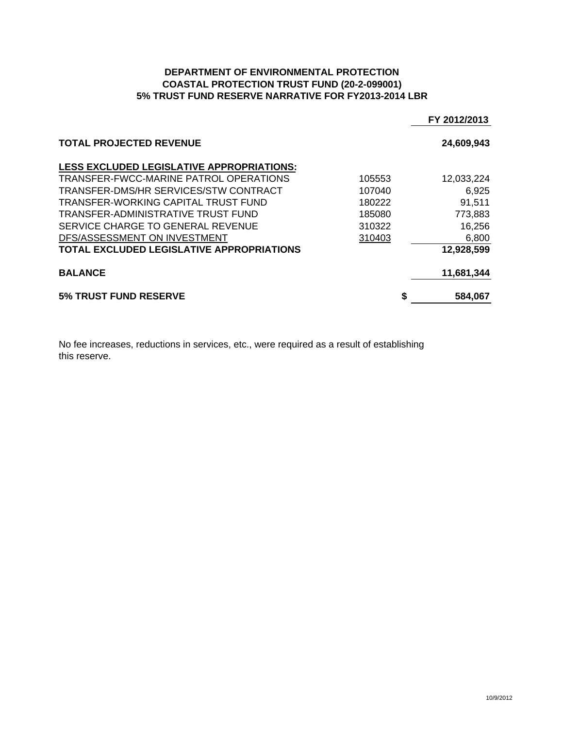**DEPARTMENT OF ENVIRONMENTAL PROTECTION**
**COASTAL PROTECTION TRUST FUND (20-2-099001)**
**5% TRUST FUND RESERVE NARRATIVE FOR FY2013-2014 LBR**

| | | FY 2012/2013 |
|---|---|---|
| **TOTAL PROJECTED REVENUE** | | **24,609,943** |
| **LESS EXCLUDED LEGISLATIVE APPROPRIATIONS:** | | |
| TRANSFER-FWCC-MARINE PATROL OPERATIONS | 105553 | 12,033,224 |
| TRANSFER-DMS/HR SERVICES/STW CONTRACT | 107040 | 6,925 |
| TRANSFER-WORKING CAPITAL TRUST FUND | 180222 | 91,511 |
| TRANSFER-ADMINISTRATIVE TRUST FUND | 185080 | 773,883 |
| SERVICE CHARGE TO GENERAL REVENUE | 310322 | 16,256 |
| DFS/ASSESSMENT ON INVESTMENT | 310403 | 6,800 |
| **TOTAL EXCLUDED LEGISLATIVE APPROPRIATIONS** | | **12,928,599** |
| **BALANCE** | | **11,681,344** |
| **5% TRUST FUND RESERVE** | | **$ 584,067** |

No fee increases, reductions in services, etc., were required as a result of establishing this reserve.

10/9/2012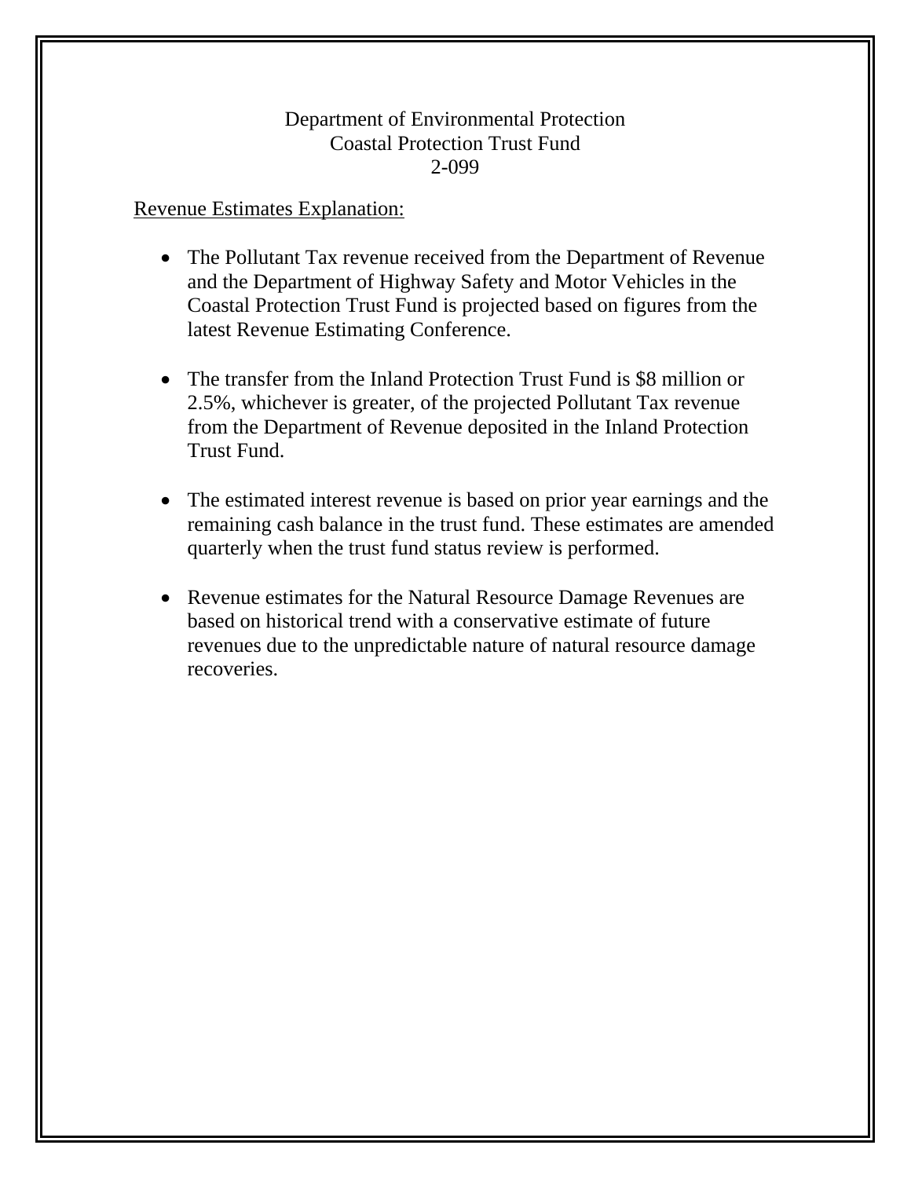Department of Environmental Protection
Coastal Protection Trust Fund
2-099

Revenue Estimates Explanation:

- The Pollutant Tax revenue received from the Department of Revenue and the Department of Highway Safety and Motor Vehicles in the Coastal Protection Trust Fund is projected based on figures from the latest Revenue Estimating Conference.

- The transfer from the Inland Protection Trust Fund is $8 million or 2.5%, whichever is greater, of the projected Pollutant Tax revenue from the Department of Revenue deposited in the Inland Protection Trust Fund.

- The estimated interest revenue is based on prior year earnings and the remaining cash balance in the trust fund. These estimates are amended quarterly when the trust fund status review is performed.

- Revenue estimates for the Natural Resource Damage Revenues are based on historical trend with a conservative estimate of future revenues due to the unpredictable nature of natural resource damage recoveries.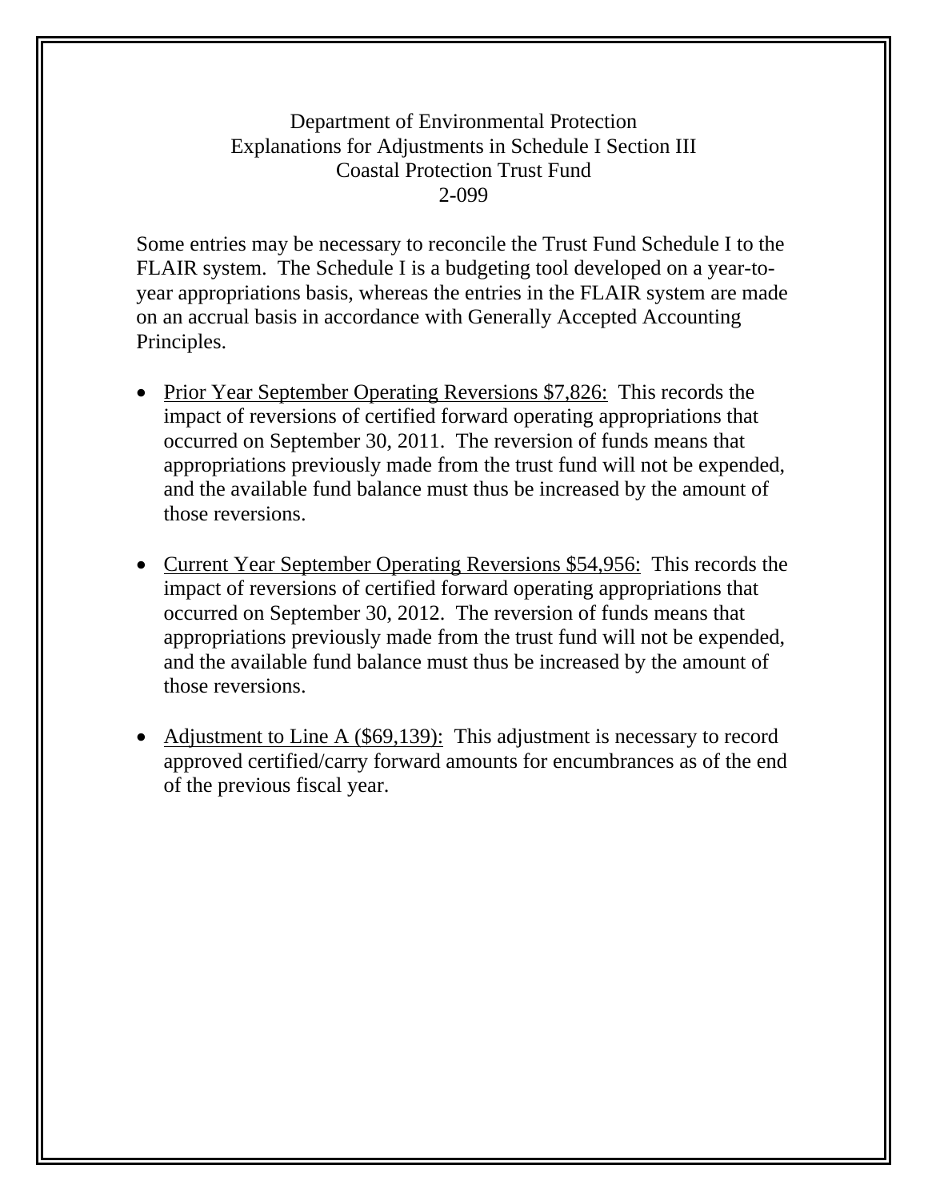# Department of Environmental Protection
## Explanations for Adjustments in Schedule I Section III
## Coastal Protection Trust Fund
## 2-099

Some entries may be necessary to reconcile the Trust Fund Schedule I to the FLAIR system. The Schedule I is a budgeting tool developed on a year-to-year appropriations basis, whereas the entries in the FLAIR system are made on an accrual basis in accordance with Generally Accepted Accounting Principles.

- Prior Year September Operating Reversions $7,826: This records the impact of reversions of certified forward operating appropriations that occurred on September 30, 2011. The reversion of funds means that appropriations previously made from the trust fund will not be expended, and the available fund balance must thus be increased by the amount of those reversions.

- Current Year September Operating Reversions $54,956: This records the impact of reversions of certified forward operating appropriations that occurred on September 30, 2012. The reversion of funds means that appropriations previously made from the trust fund will not be expended, and the available fund balance must thus be increased by the amount of those reversions.

- Adjustment to Line A ($69,139): This adjustment is necessary to record approved certified/carry forward amounts for encumbrances as of the end of the previous fiscal year.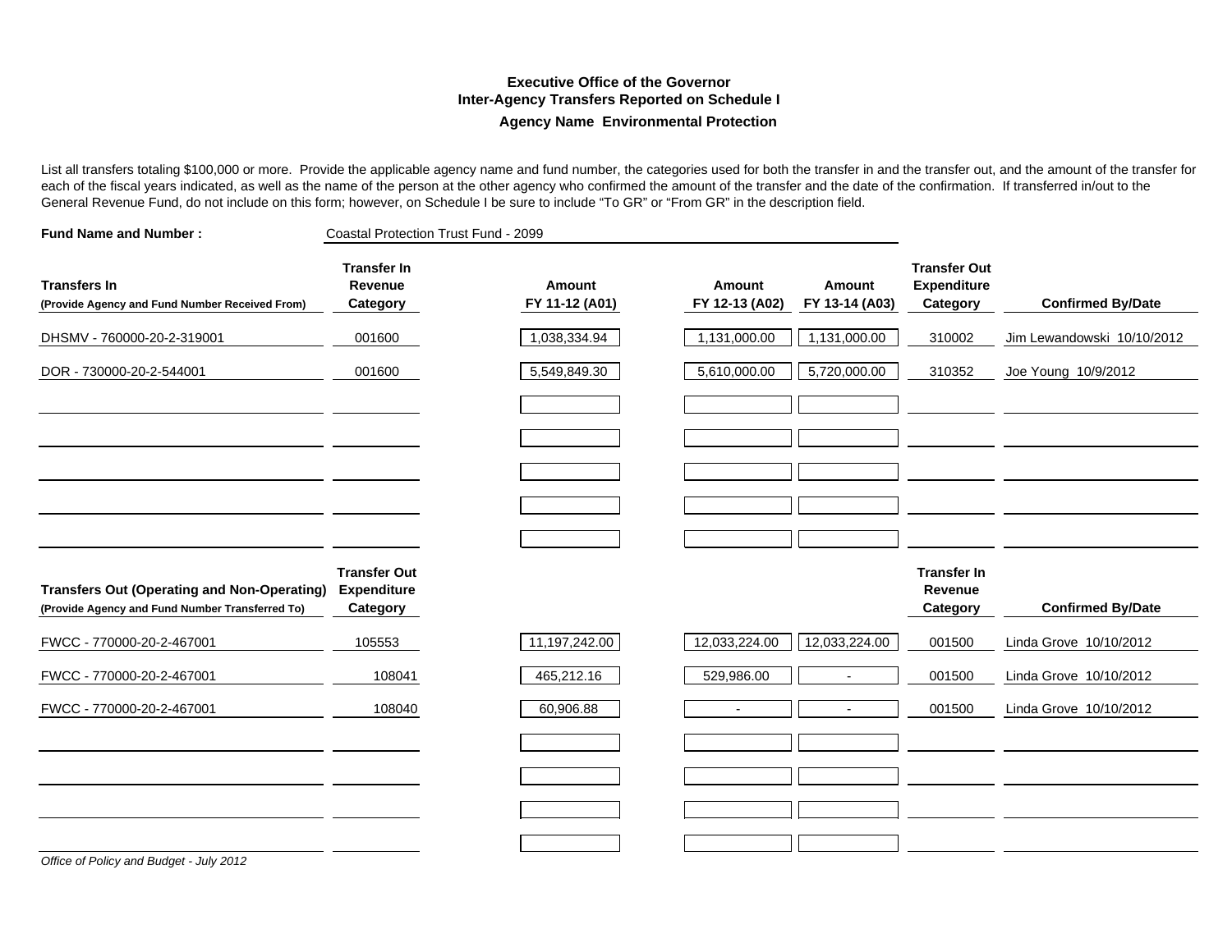**Executive Office of the Governor**
**Inter-Agency Transfers Reported on Schedule I**
**Agency Name Environmental Protection**

List all transfers totaling $100,000 or more. Provide the applicable agency name and fund number, the categories used for both the transfer in and the transfer out, and the amount of the transfer for each of the fiscal years indicated, as well as the name of the person at the other agency who confirmed the amount of the transfer and the date of the confirmation. If transferred in/out to the General Revenue Fund, do not include on this form; however, on Schedule I be sure to include "To GR" or "From GR" in the description field.

**Fund Name and Number :** Coastal Protection Trust Fund - 2099

| **Transfers In** (Provide Agency and Fund Number Received From) | **Transfer In Revenue Category** | **Amount FY 11-12 (A01)** | **Amount FY 12-13 (A02)** | **Amount FY 13-14 (A03)** | **Transfer Out Expenditure Category** | **Confirmed By/Date** |
|---|---|---|---|---|---|---|
| DHSMV - 760000-20-2-319001 | 001600 | 1,038,334.94 | 1,131,000.00 | 1,131,000.00 | 310002 | Jim Lewandowski 10/10/2012 |
| DOR - 730000-20-2-544001 | 001600 | 5,549,849.30 | 5,610,000.00 | 5,720,000.00 | 310352 | Joe Young 10/9/2012 |

| **Transfers Out (Operating and Non-Operating)** (Provide Agency and Fund Number Transferred To) | **Transfer Out Expenditure Category** | **Amount FY 11-12 (A01)** | **Amount FY 12-13 (A02)** | **Amount FY 13-14 (A03)** | **Transfer In Revenue Category** | **Confirmed By/Date** |
|---|---|---|---|---|---|---|
| FWCC - 770000-20-2-467001 | 105553 | 11,197,242.00 | 12,033,224.00 | 12,033,224.00 | 001500 | Linda Grove 10/10/2012 |
| FWCC - 770000-20-2-467001 | 108041 | 465,212.16 | 529,986.00 | - | 001500 | Linda Grove 10/10/2012 |
| FWCC - 770000-20-2-467001 | 108040 | 60,906.88 | - | - | 001500 | Linda Grove 10/10/2012 |

*Office of Policy and Budget - July 2012*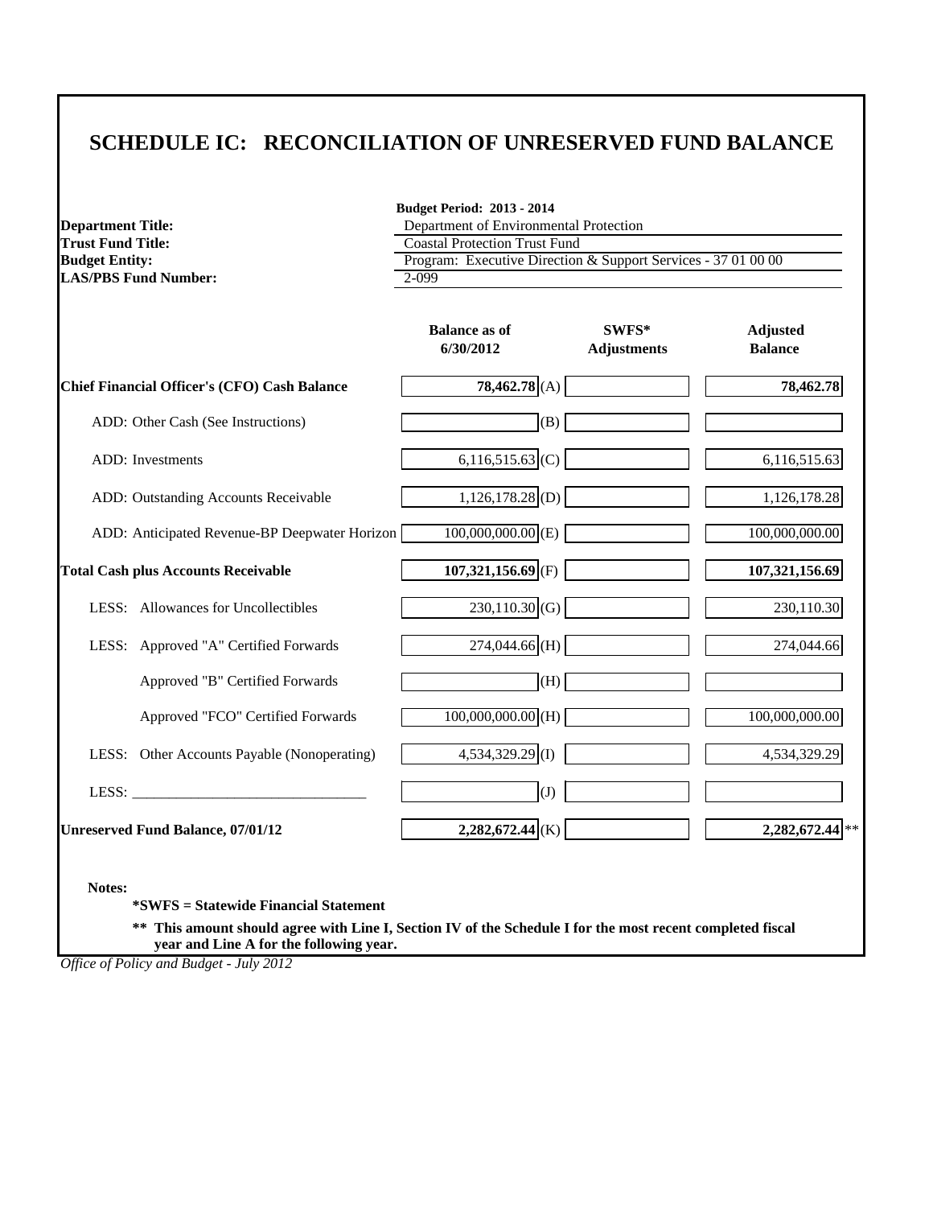# SCHEDULE IC: RECONCILIATION OF UNRESERVED FUND BALANCE

**Budget Period: 2013 - 2014**

| | |
|---|---|
| **Department Title:** | Department of Environmental Protection |
| **Trust Fund Title:** | Coastal Protection Trust Fund |
| **Budget Entity:** | Program: Executive Direction & Support Services - 37 01 00 00 |
| **LAS/PBS Fund Number:** | 2-099 |

| | Balance as of 6/30/2012 | | SWFS* Adjustments | Adjusted Balance |
|---|---|---|---|---|
| **Chief Financial Officer's (CFO) Cash Balance** | **78,462.78** | (A) | | **78,462.78** |
| ADD: Other Cash (See Instructions) | | (B) | | |
| ADD: Investments | 6,116,515.63 | (C) | | 6,116,515.63 |
| ADD: Outstanding Accounts Receivable | 1,126,178.28 | (D) | | 1,126,178.28 |
| ADD: Anticipated Revenue-BP Deepwater Horizon | 100,000,000.00 | (E) | | 100,000,000.00 |
| **Total Cash plus Accounts Receivable** | **107,321,156.69** | (F) | | **107,321,156.69** |
| LESS: Allowances for Uncollectibles | 230,110.30 | (G) | | 230,110.30 |
| LESS: Approved "A" Certified Forwards | 274,044.66 | (H) | | 274,044.66 |
| Approved "B" Certified Forwards | | (H) | | |
| Approved "FCO" Certified Forwards | 100,000,000.00 | (H) | | 100,000,000.00 |
| LESS: Other Accounts Payable (Nonoperating) | 4,534,329.29 | (I) | | 4,534,329.29 |
| LESS: _______________________________ | | (J) | | |
| **Unreserved Fund Balance, 07/01/12** | **2,282,672.44** | (K) | | **2,282,672.44** ** |

**Notes:**

**\*SWFS = Statewide Financial Statement**

**\*\* This amount should agree with Line I, Section IV of the Schedule I for the most recent completed fiscal year and Line A for the following year.**

*Office of Policy and Budget - July 2012*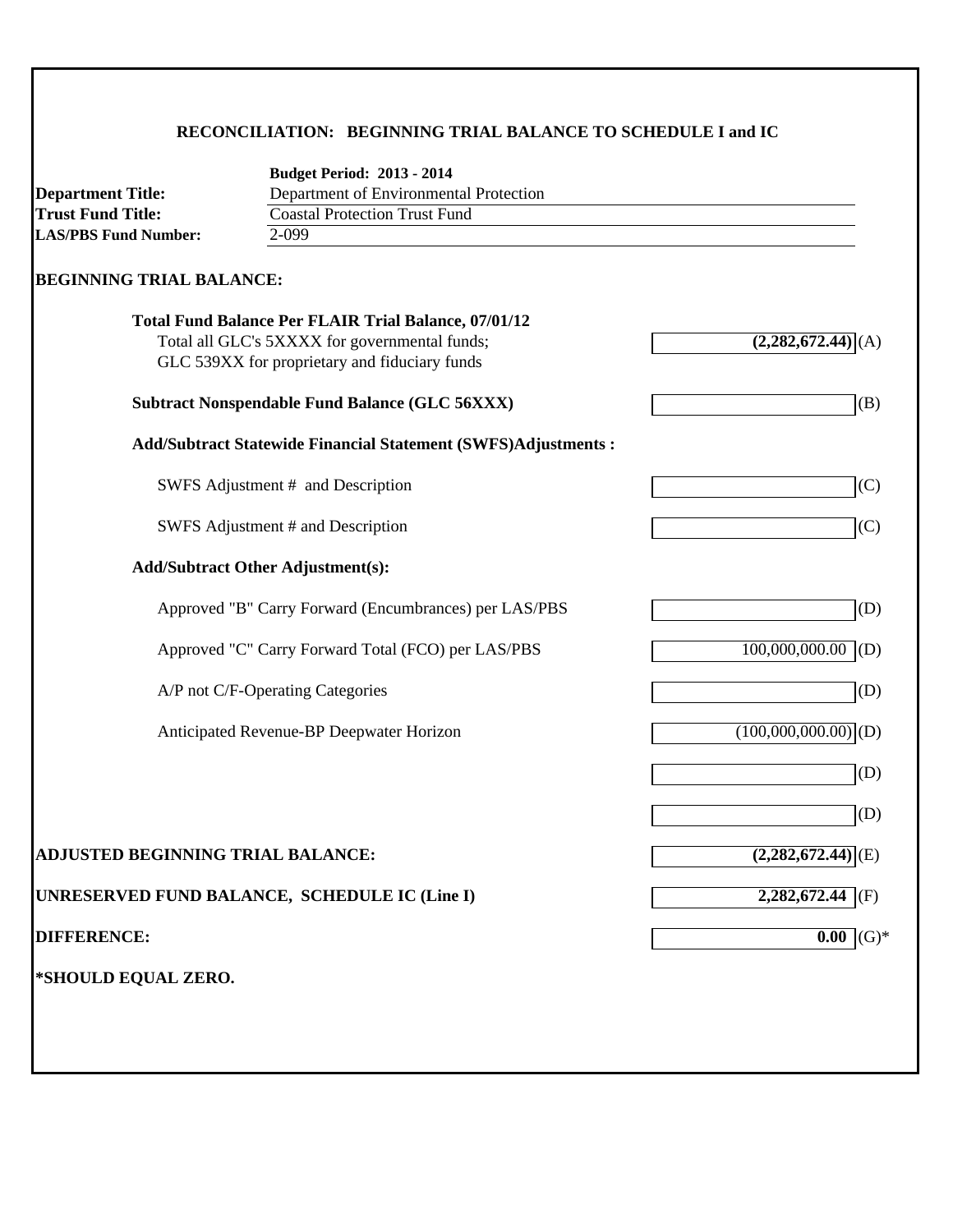## RECONCILIATION: BEGINNING TRIAL BALANCE TO SCHEDULE I and IC

**Budget Period: 2013 - 2014**

**Department Title:** Department of Environmental Protection
**Trust Fund Title:** Coastal Protection Trust Fund
**LAS/PBS Fund Number:** 2-099

### BEGINNING TRIAL BALANCE:

| | | |
|---|---|---|
| **Total Fund Balance Per FLAIR Trial Balance, 07/01/12**<br>Total all GLC's 5XXXX for governmental funds;<br>GLC 539XX for proprietary and fiduciary funds | **(2,282,672.44)** | (A) |
| **Subtract Nonspendable Fund Balance (GLC 56XXX)** | | (B) |
| **Add/Subtract Statewide Financial Statement (SWFS)Adjustments :** | | |
| SWFS Adjustment # and Description | | (C) |
| SWFS Adjustment # and Description | | (C) |
| **Add/Subtract Other Adjustment(s):** | | |
| Approved "B" Carry Forward (Encumbrances) per LAS/PBS | | (D) |
| Approved "C" Carry Forward Total (FCO) per LAS/PBS | 100,000,000.00 | (D) |
| A/P not C/F-Operating Categories | | (D) |
| Anticipated Revenue-BP Deepwater Horizon | (100,000,000.00) | (D) |
| | | (D) |
| | | (D) |
| **ADJUSTED BEGINNING TRIAL BALANCE:** | **(2,282,672.44)** | (E) |
| **UNRESERVED FUND BALANCE, SCHEDULE IC (Line I)** | **2,282,672.44** | (F) |
| **DIFFERENCE:** | **0.00** | (G)* |

**\*SHOULD EQUAL ZERO.**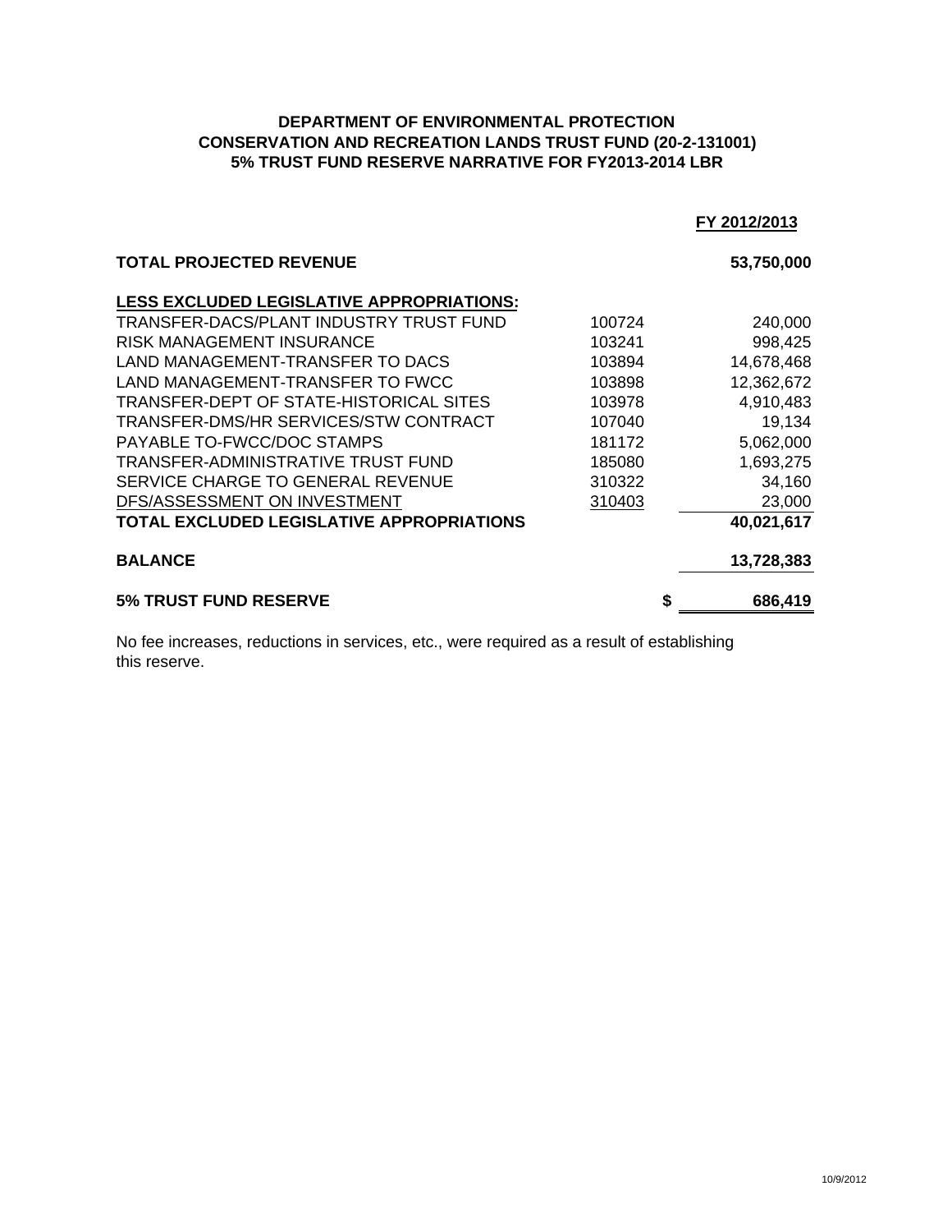**DEPARTMENT OF ENVIRONMENTAL PROTECTION**
**CONSERVATION AND RECREATION LANDS TRUST FUND (20-2-131001)**
**5% TRUST FUND RESERVE NARRATIVE FOR FY2013-2014 LBR**

| | | FY 2012/2013 |
|---|---|---|
| **TOTAL PROJECTED REVENUE** | | **53,750,000** |
| **LESS EXCLUDED LEGISLATIVE APPROPRIATIONS:** | | |
| TRANSFER-DACS/PLANT INDUSTRY TRUST FUND | 100724 | 240,000 |
| RISK MANAGEMENT INSURANCE | 103241 | 998,425 |
| LAND MANAGEMENT-TRANSFER TO DACS | 103894 | 14,678,468 |
| LAND MANAGEMENT-TRANSFER TO FWCC | 103898 | 12,362,672 |
| TRANSFER-DEPT OF STATE-HISTORICAL SITES | 103978 | 4,910,483 |
| TRANSFER-DMS/HR SERVICES/STW CONTRACT | 107040 | 19,134 |
| PAYABLE TO-FWCC/DOC STAMPS | 181172 | 5,062,000 |
| TRANSFER-ADMINISTRATIVE TRUST FUND | 185080 | 1,693,275 |
| SERVICE CHARGE TO GENERAL REVENUE | 310322 | 34,160 |
| DFS/ASSESSMENT ON INVESTMENT | 310403 | 23,000 |
| **TOTAL EXCLUDED LEGISLATIVE APPROPRIATIONS** | | **40,021,617** |
| **BALANCE** | | **13,728,383** |
| **5% TRUST FUND RESERVE** | | **$ 686,419** |

No fee increases, reductions in services, etc., were required as a result of establishing this reserve.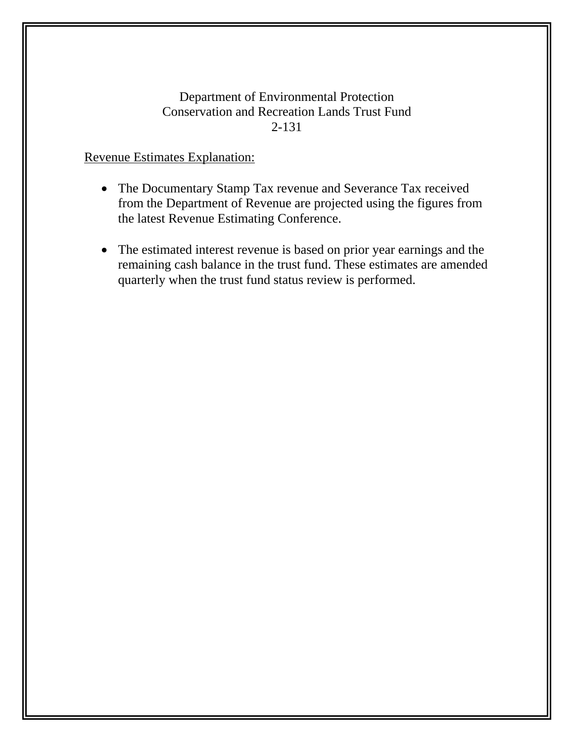Department of Environmental Protection
Conservation and Recreation Lands Trust Fund
2-131

Revenue Estimates Explanation:

- The Documentary Stamp Tax revenue and Severance Tax received from the Department of Revenue are projected using the figures from the latest Revenue Estimating Conference.

- The estimated interest revenue is based on prior year earnings and the remaining cash balance in the trust fund. These estimates are amended quarterly when the trust fund status review is performed.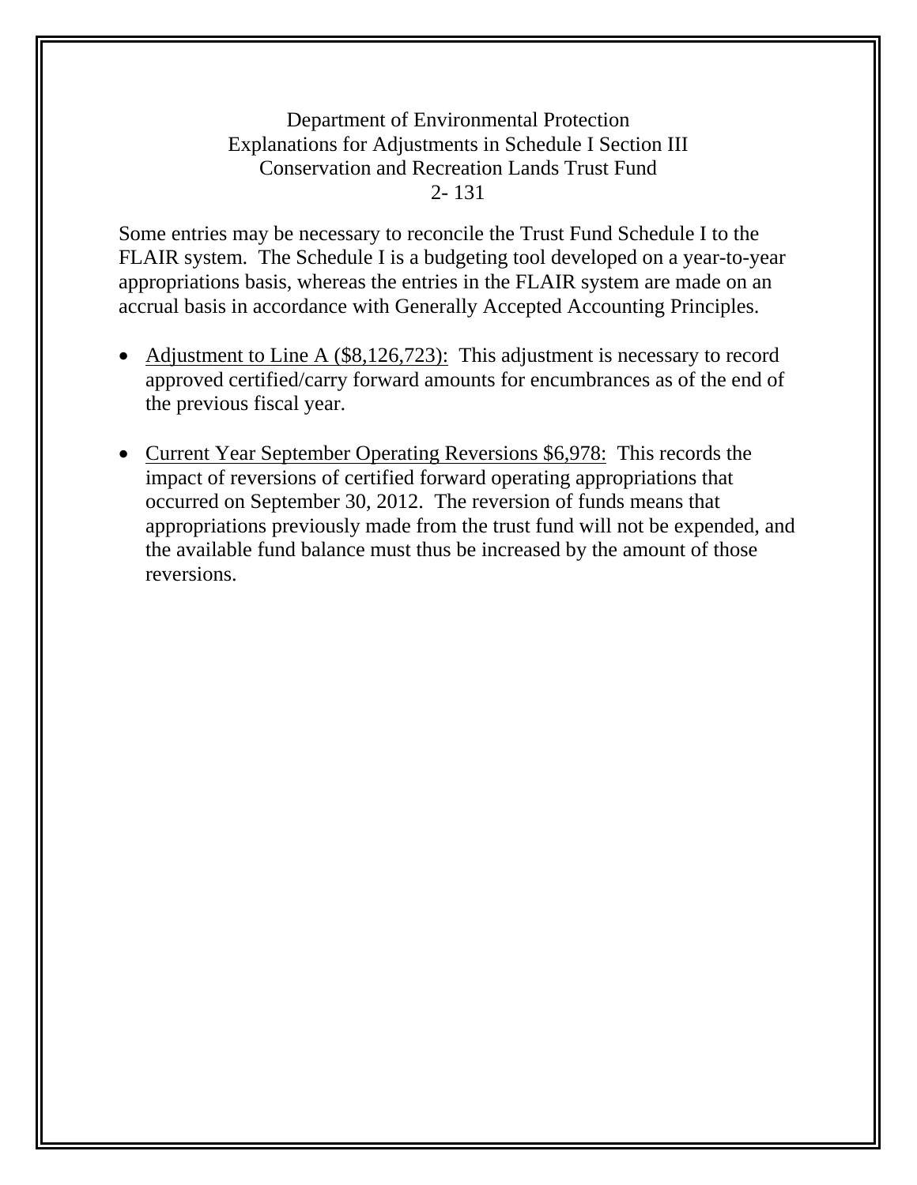Department of Environmental Protection
Explanations for Adjustments in Schedule I Section III
Conservation and Recreation Lands Trust Fund
2- 131

Some entries may be necessary to reconcile the Trust Fund Schedule I to the FLAIR system. The Schedule I is a budgeting tool developed on a year-to-year appropriations basis, whereas the entries in the FLAIR system are made on an accrual basis in accordance with Generally Accepted Accounting Principles.

- <u>Adjustment to Line A ($8,126,723):</u> This adjustment is necessary to record approved certified/carry forward amounts for encumbrances as of the end of the previous fiscal year.

- <u>Current Year September Operating Reversions $6,978:</u> This records the impact of reversions of certified forward operating appropriations that occurred on September 30, 2012. The reversion of funds means that appropriations previously made from the trust fund will not be expended, and the available fund balance must thus be increased by the amount of those reversions.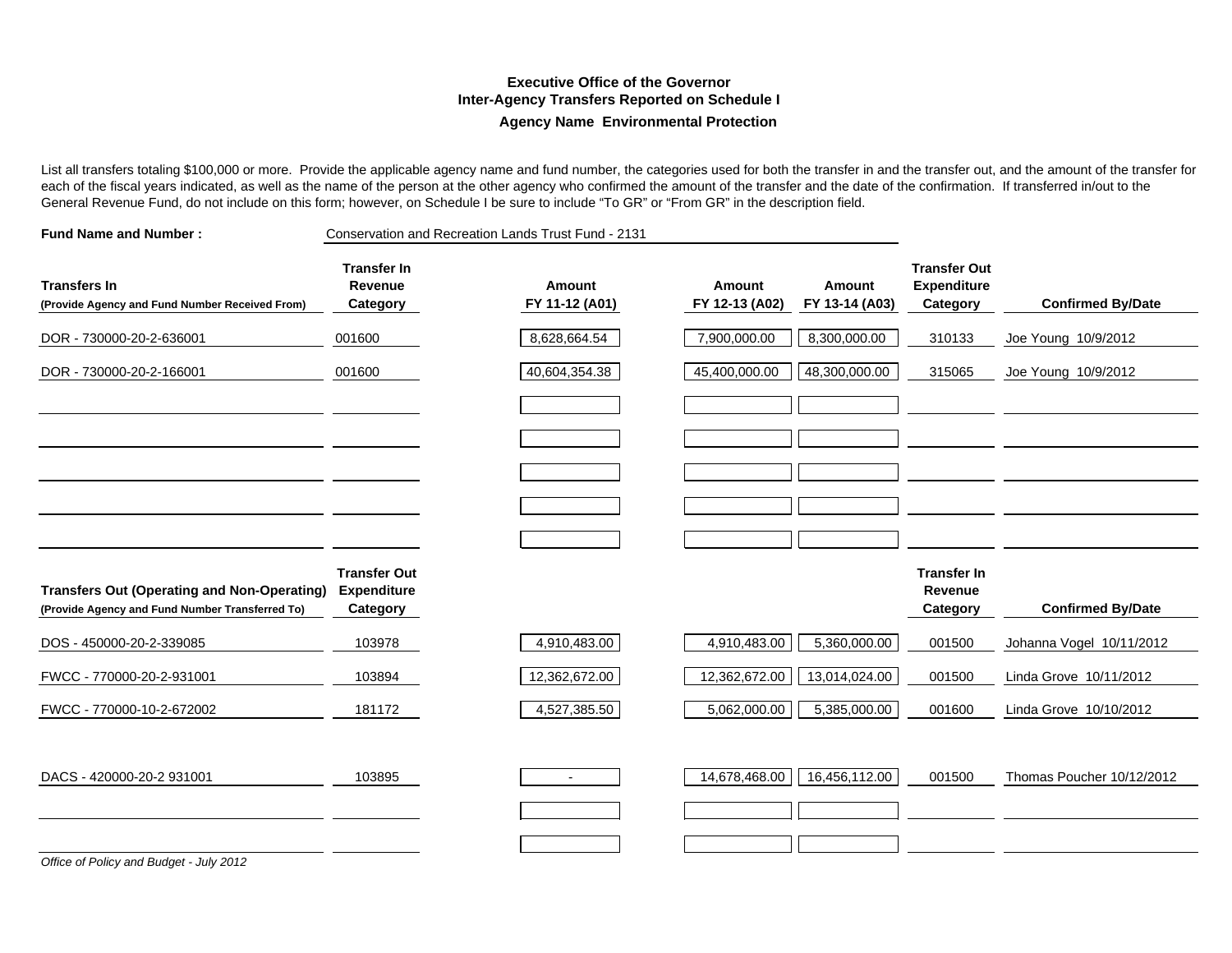**Executive Office of the Governor**
**Inter-Agency Transfers Reported on Schedule I**
**Agency Name Environmental Protection**

List all transfers totaling $100,000 or more. Provide the applicable agency name and fund number, the categories used for both the transfer in and the transfer out, and the amount of the transfer for each of the fiscal years indicated, as well as the name of the person at the other agency who confirmed the amount of the transfer and the date of the confirmation. If transferred in/out to the General Revenue Fund, do not include on this form; however, on Schedule I be sure to include "To GR" or "From GR" in the description field.

**Fund Name and Number :** Conservation and Recreation Lands Trust Fund - 2131

| Transfers In (Provide Agency and Fund Number Received From) | Transfer In Revenue Category | Amount FY 11-12 (A01) | Amount FY 12-13 (A02) | Amount FY 13-14 (A03) | Transfer Out Expenditure Category | Confirmed By/Date |
|---|---|---|---|---|---|---|
| DOR - 730000-20-2-636001 | 001600 | 8,628,664.54 | 7,900,000.00 | 8,300,000.00 | 310133 | Joe Young 10/9/2012 |
| DOR - 730000-20-2-166001 | 001600 | 40,604,354.38 | 45,400,000.00 | 48,300,000.00 | 315065 | Joe Young 10/9/2012 |

| Transfers Out (Operating and Non-Operating) (Provide Agency and Fund Number Transferred To) | Transfer Out Expenditure Category | Amount FY 11-12 (A01) | Amount FY 12-13 (A02) | Amount FY 13-14 (A03) | Transfer In Revenue Category | Confirmed By/Date |
|---|---|---|---|---|---|---|
| DOS - 450000-20-2-339085 | 103978 | 4,910,483.00 | 4,910,483.00 | 5,360,000.00 | 001500 | Johanna Vogel 10/11/2012 |
| FWCC - 770000-20-2-931001 | 103894 | 12,362,672.00 | 12,362,672.00 | 13,014,024.00 | 001500 | Linda Grove 10/11/2012 |
| FWCC - 770000-10-2-672002 | 181172 | 4,527,385.50 | 5,062,000.00 | 5,385,000.00 | 001600 | Linda Grove 10/10/2012 |
| DACS - 420000-20-2 931001 | 103895 | - | 14,678,468.00 | 16,456,112.00 | 001500 | Thomas Poucher 10/12/2012 |

*Office of Policy and Budget - July 2012*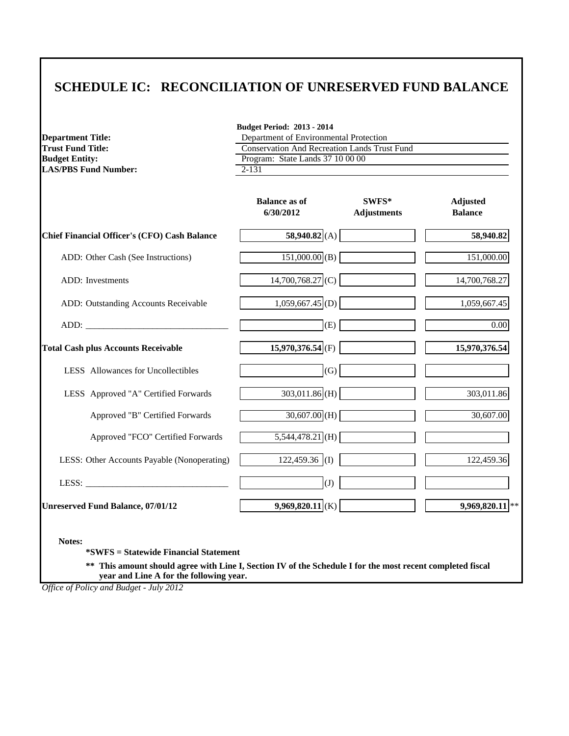# SCHEDULE IC: RECONCILIATION OF UNRESERVED FUND BALANCE

**Budget Period: 2013 - 2014**

| | |
|---|---|
| **Department Title:** | Department of Environmental Protection |
| **Trust Fund Title:** | Conservation And Recreation Lands Trust Fund |
| **Budget Entity:** | Program: State Lands 37 10 00 00 |
| **LAS/PBS Fund Number:** | 2-131 |

| | Balance as of 6/30/2012 | | SWFS* Adjustments | Adjusted Balance |
|---|---|---|---|---|
| **Chief Financial Officer's (CFO) Cash Balance** | **58,940.82** | (A) | | **58,940.82** |
| ADD: Other Cash (See Instructions) | 151,000.00 | (B) | | 151,000.00 |
| ADD: Investments | 14,700,768.27 | (C) | | 14,700,768.27 |
| ADD: Outstanding Accounts Receivable | 1,059,667.45 | (D) | | 1,059,667.45 |
| ADD: _______________________________ | | (E) | | 0.00 |
| **Total Cash plus Accounts Receivable** | **15,970,376.54** | (F) | | **15,970,376.54** |
| LESS Allowances for Uncollectibles | | (G) | | |
| LESS Approved "A" Certified Forwards | 303,011.86 | (H) | | 303,011.86 |
| Approved "B" Certified Forwards | 30,607.00 | (H) | | 30,607.00 |
| Approved "FCO" Certified Forwards | 5,544,478.21 | (H) | | |
| LESS: Other Accounts Payable (Nonoperating) | 122,459.36 | (I) | | 122,459.36 |
| LESS: _______________________________ | | (J) | | |
| **Unreserved Fund Balance, 07/01/12** | **9,969,820.11** | (K) | | **9,969,820.11** ** |

**Notes:**

**\*SWFS = Statewide Financial Statement**

**\*\* This amount should agree with Line I, Section IV of the Schedule I for the most recent completed fiscal year and Line A for the following year.**

*Office of Policy and Budget - July 2012*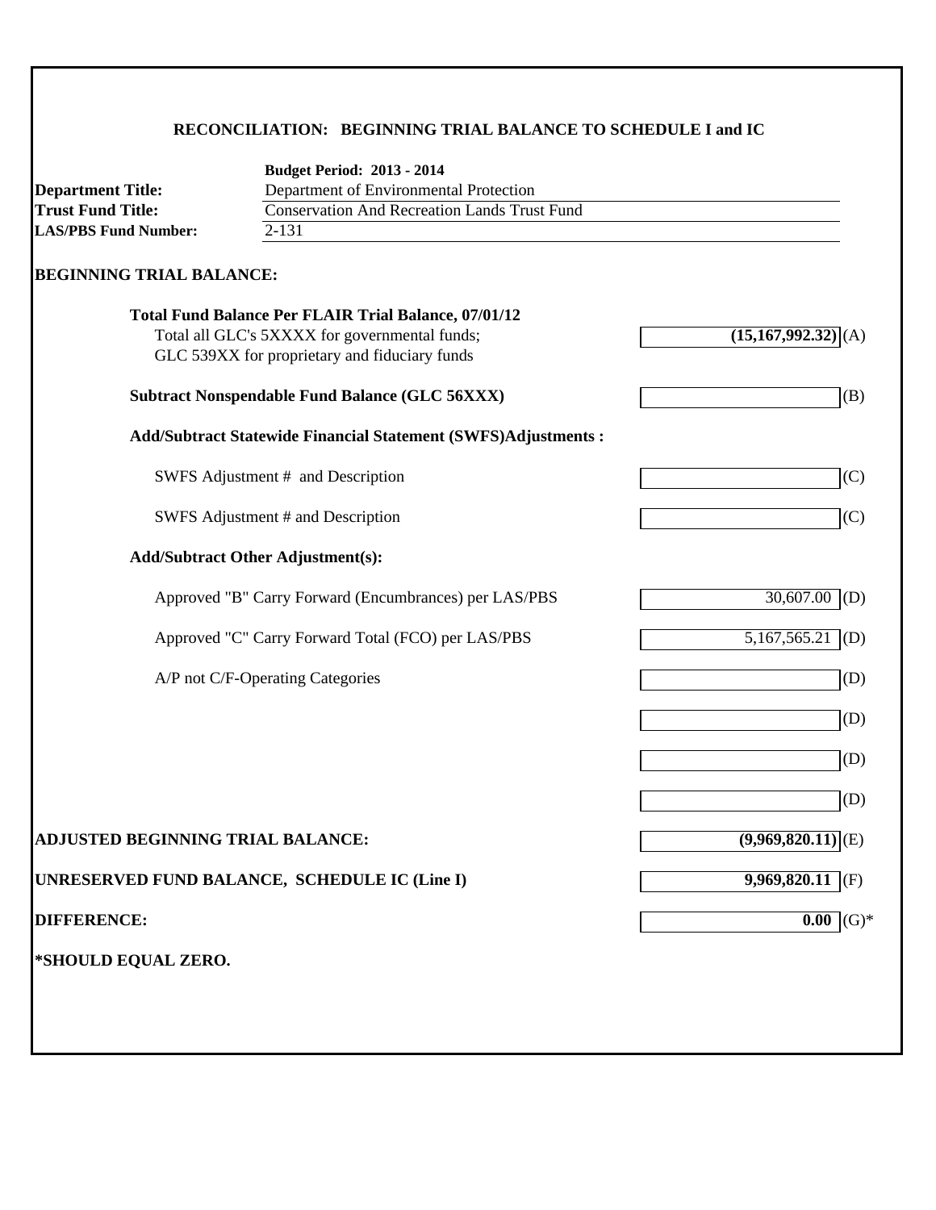## RECONCILIATION: BEGINNING TRIAL BALANCE TO SCHEDULE I and IC

**Budget Period: 2013 - 2014**

**Department Title:** Department of Environmental Protection
**Trust Fund Title:** Conservation And Recreation Lands Trust Fund
**LAS/PBS Fund Number:** 2-131

### BEGINNING TRIAL BALANCE:

| | | |
|---|---|---|
| **Total Fund Balance Per FLAIR Trial Balance, 07/01/12**<br>Total all GLC's 5XXXX for governmental funds;<br>GLC 539XX for proprietary and fiduciary funds | **(15,167,992.32)** | (A) |
| **Subtract Nonspendable Fund Balance (GLC 56XXX)** | | (B) |
| **Add/Subtract Statewide Financial Statement (SWFS)Adjustments :** | | |
| SWFS Adjustment # and Description | | (C) |
| SWFS Adjustment # and Description | | (C) |
| **Add/Subtract Other Adjustment(s):** | | |
| Approved "B" Carry Forward (Encumbrances) per LAS/PBS | 30,607.00 | (D) |
| Approved "C" Carry Forward Total (FCO) per LAS/PBS | 5,167,565.21 | (D) |
| A/P not C/F-Operating Categories | | (D) |
| | | (D) |
| | | (D) |
| | | (D) |
| **ADJUSTED BEGINNING TRIAL BALANCE:** | **(9,969,820.11)** | (E) |
| **UNRESERVED FUND BALANCE, SCHEDULE IC (Line I)** | **9,969,820.11** | (F) |
| **DIFFERENCE:** | **0.00** | (G)* |

***SHOULD EQUAL ZERO.**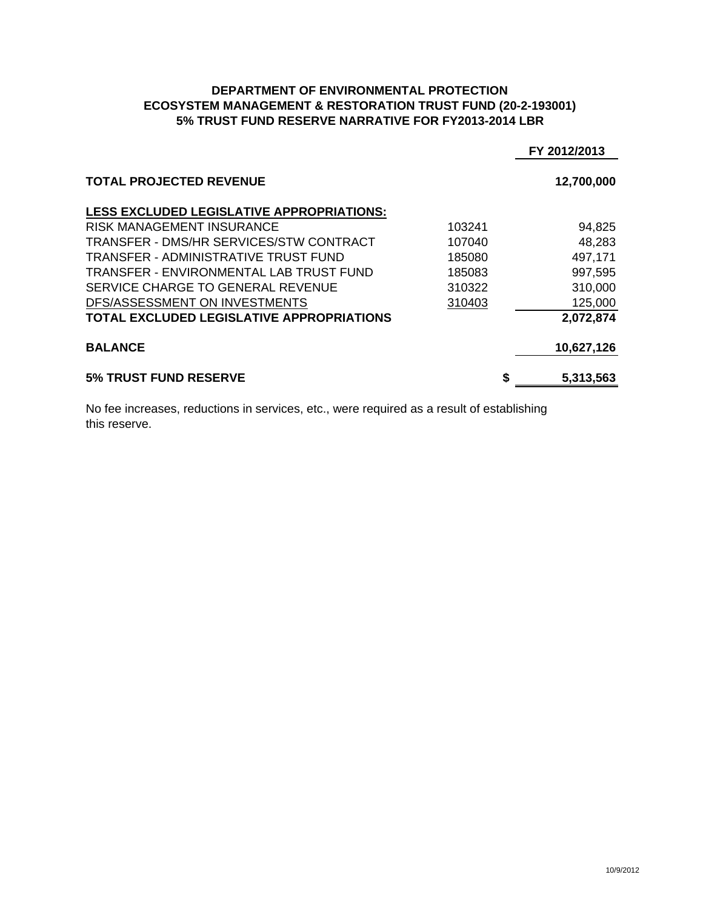**DEPARTMENT OF ENVIRONMENTAL PROTECTION**
**ECOSYSTEM MANAGEMENT & RESTORATION TRUST FUND (20-2-193001)**
**5% TRUST FUND RESERVE NARRATIVE FOR FY2013-2014 LBR**

| | | FY 2012/2013 |
|---|---|---|
| **TOTAL PROJECTED REVENUE** | | **12,700,000** |
| **LESS EXCLUDED LEGISLATIVE APPROPRIATIONS:** | | |
| RISK MANAGEMENT INSURANCE | 103241 | 94,825 |
| TRANSFER - DMS/HR SERVICES/STW CONTRACT | 107040 | 48,283 |
| TRANSFER - ADMINISTRATIVE TRUST FUND | 185080 | 497,171 |
| TRANSFER - ENVIRONMENTAL LAB TRUST FUND | 185083 | 997,595 |
| SERVICE CHARGE TO GENERAL REVENUE | 310322 | 310,000 |
| DFS/ASSESSMENT ON INVESTMENTS | 310403 | 125,000 |
| **TOTAL EXCLUDED LEGISLATIVE APPROPRIATIONS** | | **2,072,874** |
| **BALANCE** | | **10,627,126** |
| **5% TRUST FUND RESERVE** | | **$ 5,313,563** |

No fee increases, reductions in services, etc., were required as a result of establishing this reserve.

10/9/2012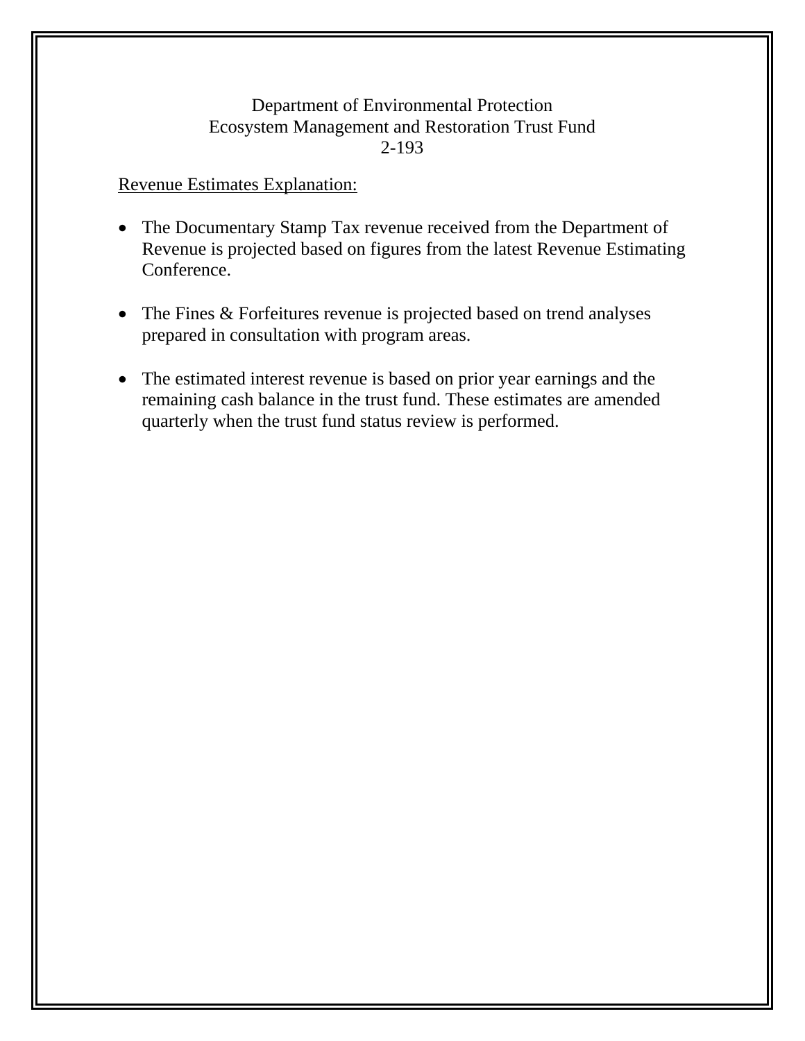Department of Environmental Protection
Ecosystem Management and Restoration Trust Fund
2-193

Revenue Estimates Explanation:

- The Documentary Stamp Tax revenue received from the Department of Revenue is projected based on figures from the latest Revenue Estimating Conference.
- The Fines & Forfeitures revenue is projected based on trend analyses prepared in consultation with program areas.
- The estimated interest revenue is based on prior year earnings and the remaining cash balance in the trust fund. These estimates are amended quarterly when the trust fund status review is performed.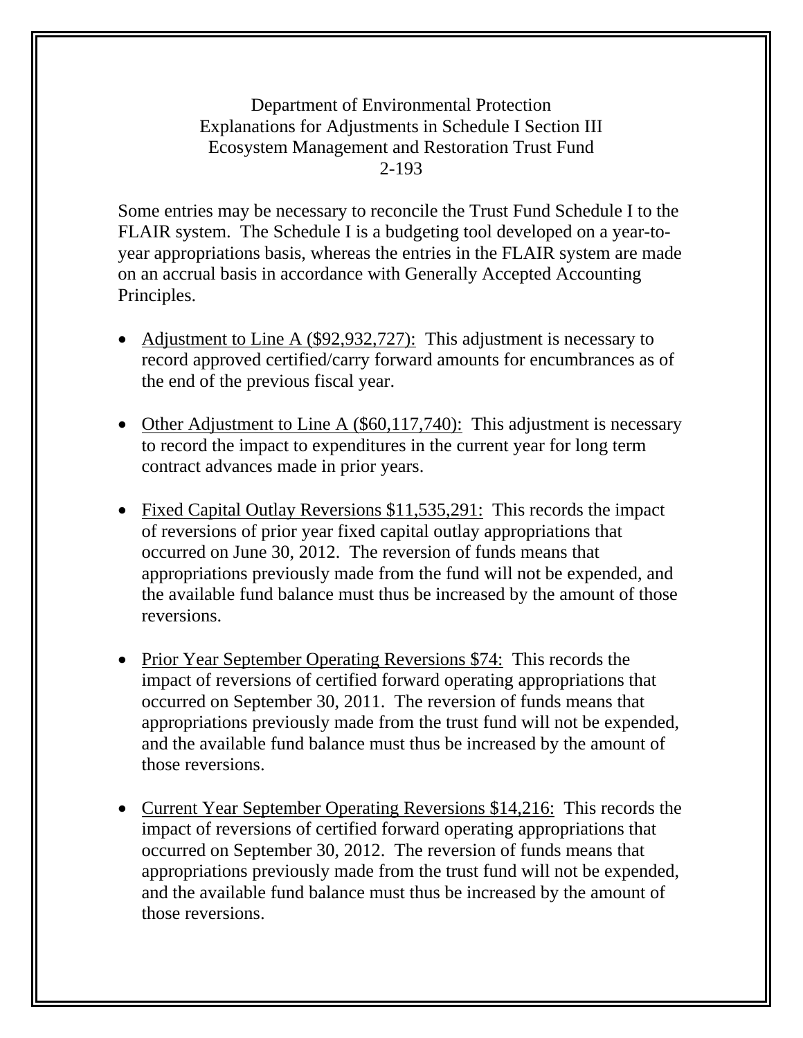Department of Environmental Protection
Explanations for Adjustments in Schedule I Section III
Ecosystem Management and Restoration Trust Fund
2-193

Some entries may be necessary to reconcile the Trust Fund Schedule I to the FLAIR system. The Schedule I is a budgeting tool developed on a year-to-year appropriations basis, whereas the entries in the FLAIR system are made on an accrual basis in accordance with Generally Accepted Accounting Principles.

- Adjustment to Line A ($92,932,727): This adjustment is necessary to record approved certified/carry forward amounts for encumbrances as of the end of the previous fiscal year.
- Other Adjustment to Line A ($60,117,740): This adjustment is necessary to record the impact to expenditures in the current year for long term contract advances made in prior years.
- Fixed Capital Outlay Reversions $11,535,291: This records the impact of reversions of prior year fixed capital outlay appropriations that occurred on June 30, 2012. The reversion of funds means that appropriations previously made from the fund will not be expended, and the available fund balance must thus be increased by the amount of those reversions.
- Prior Year September Operating Reversions $74: This records the impact of reversions of certified forward operating appropriations that occurred on September 30, 2011. The reversion of funds means that appropriations previously made from the trust fund will not be expended, and the available fund balance must thus be increased by the amount of those reversions.
- Current Year September Operating Reversions $14,216: This records the impact of reversions of certified forward operating appropriations that occurred on September 30, 2012. The reversion of funds means that appropriations previously made from the trust fund will not be expended, and the available fund balance must thus be increased by the amount of those reversions.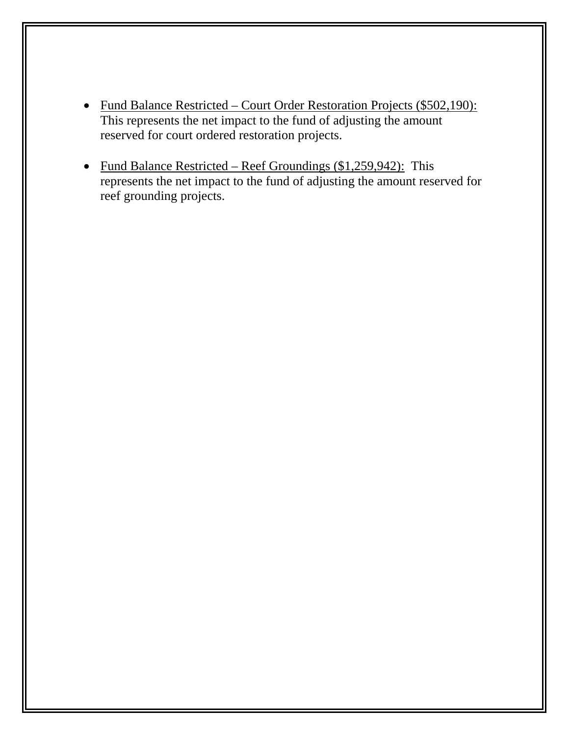- <u>Fund Balance Restricted – Court Order Restoration Projects ($502,190):</u> This represents the net impact to the fund of adjusting the amount reserved for court ordered restoration projects.

- <u>Fund Balance Restricted – Reef Groundings ($1,259,942):</u> This represents the net impact to the fund of adjusting the amount reserved for reef grounding projects.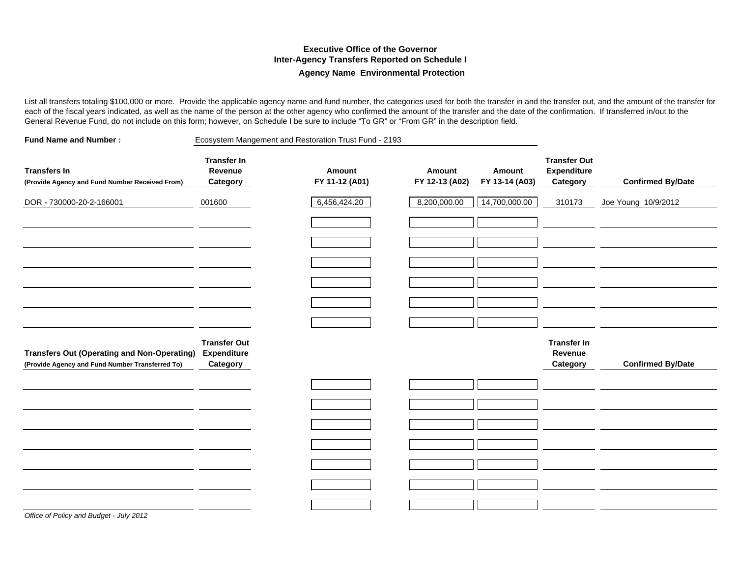**Executive Office of the Governor**
**Inter-Agency Transfers Reported on Schedule I**
**Agency Name Environmental Protection**

List all transfers totaling $100,000 or more. Provide the applicable agency name and fund number, the categories used for both the transfer in and the transfer out, and the amount of the transfer for each of the fiscal years indicated, as well as the name of the person at the other agency who confirmed the amount of the transfer and the date of the confirmation. If transferred in/out to the General Revenue Fund, do not include on this form; however, on Schedule I be sure to include "To GR" or "From GR" in the description field.

**Fund Name and Number :** Ecosystem Mangement and Restoration Trust Fund - 2193

| **Transfers In** (Provide Agency and Fund Number Received From) | **Transfer In Revenue Category** | **Amount FY 11-12 (A01)** | **Amount FY 12-13 (A02)** | **Amount FY 13-14 (A03)** | **Transfer Out Expenditure Category** | **Confirmed By/Date** |
|---|---|---|---|---|---|---|
| DOR - 730000-20-2-166001 | 001600 | 6,456,424.20 | 8,200,000.00 | 14,700,000.00 | 310173 | Joe Young 10/9/2012 |
| | | | | | | |
| | | | | | | |
| | | | | | | |
| | | | | | | |
| | | | | | | |
| | | | | | | |

| **Transfers Out (Operating and Non-Operating)** (Provide Agency and Fund Number Transferred To) | **Transfer Out Expenditure Category** | | | | **Transfer In Revenue Category** | **Confirmed By/Date** |
|---|---|---|---|---|---|---|
| | | | | | | |
| | | | | | | |
| | | | | | | |
| | | | | | | |
| | | | | | | |
| | | | | | | |
| | | | | | | |

*Office of Policy and Budget - July 2012*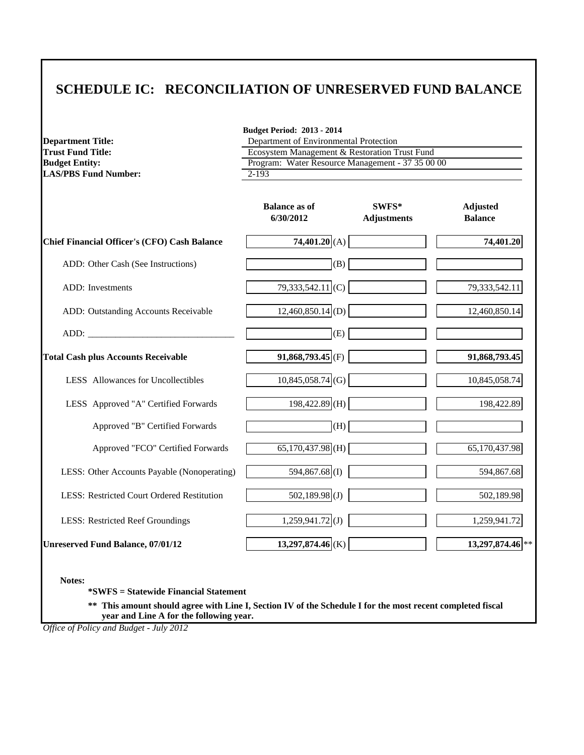# SCHEDULE IC: RECONCILIATION OF UNRESERVED FUND BALANCE

**Budget Period: 2013 - 2014**

**Department Title:** Department of Environmental Protection
**Trust Fund Title:** Ecosystem Management & Restoration Trust Fund
**Budget Entity:** Program: Water Resource Management - 37 35 00 00
**LAS/PBS Fund Number:** 2-193

| | Balance as of 6/30/2012 | | SWFS* Adjustments | Adjusted Balance |
|---|---|---|---|---|
| **Chief Financial Officer's (CFO) Cash Balance** | **74,401.20** | (A) | | **74,401.20** |
| ADD: Other Cash (See Instructions) | | (B) | | |
| ADD: Investments | 79,333,542.11 | (C) | | 79,333,542.11 |
| ADD: Outstanding Accounts Receivable | 12,460,850.14 | (D) | | 12,460,850.14 |
| ADD: _______________________________ | | (E) | | |
| **Total Cash plus Accounts Receivable** | **91,868,793.45** | (F) | | **91,868,793.45** |
| LESS Allowances for Uncollectibles | 10,845,058.74 | (G) | | 10,845,058.74 |
| LESS Approved "A" Certified Forwards | 198,422.89 | (H) | | 198,422.89 |
| Approved "B" Certified Forwards | | (H) | | |
| Approved "FCO" Certified Forwards | 65,170,437.98 | (H) | | 65,170,437.98 |
| LESS: Other Accounts Payable (Nonoperating) | 594,867.68 | (I) | | 594,867.68 |
| LESS: Restricted Court Ordered Restitution | 502,189.98 | (J) | | 502,189.98 |
| LESS: Restricted Reef Groundings | 1,259,941.72 | (J) | | 1,259,941.72 |
| **Unreserved Fund Balance, 07/01/12** | **13,297,874.46** | (K) | | **13,297,874.46** ** |

**Notes:**

**\*SWFS = Statewide Financial Statement**

**\*\* This amount should agree with Line I, Section IV of the Schedule I for the most recent completed fiscal year and Line A for the following year.**

*Office of Policy and Budget - July 2012*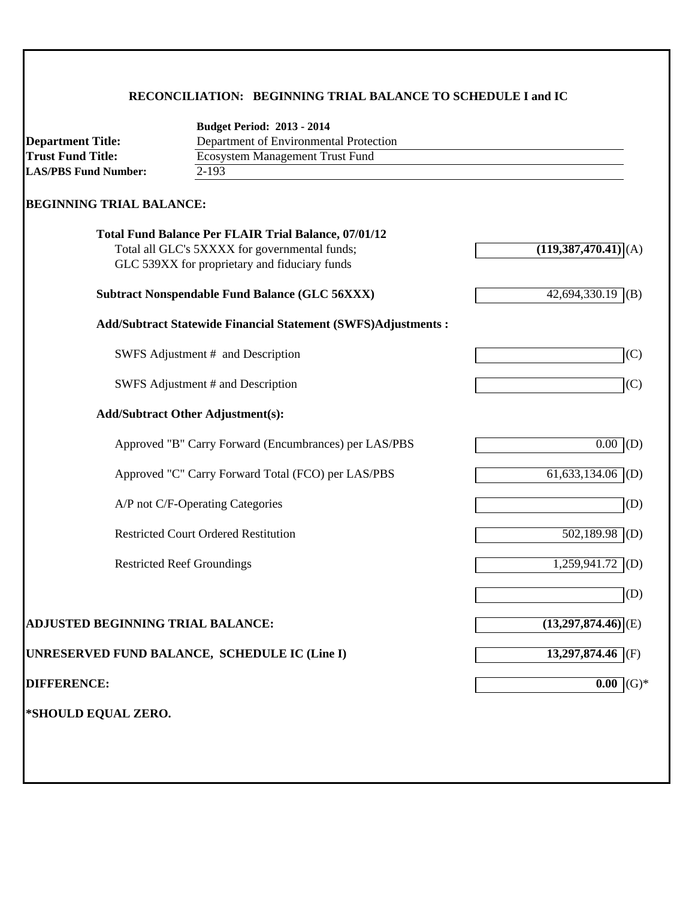## RECONCILIATION: BEGINNING TRIAL BALANCE TO SCHEDULE I and IC

**Budget Period: 2013 - 2014**

**Department Title:** Department of Environmental Protection

**Trust Fund Title:** Ecosystem Management Trust Fund

**LAS/PBS Fund Number:** 2-193

### BEGINNING TRIAL BALANCE:

| | | |
|---|---|---|
| **Total Fund Balance Per FLAIR Trial Balance, 07/01/12**<br>Total all GLC's 5XXXX for governmental funds;<br>GLC 539XX for proprietary and fiduciary funds | **(119,387,470.41)** | (A) |
| **Subtract Nonspendable Fund Balance (GLC 56XXX)** | 42,694,330.19 | (B) |
| **Add/Subtract Statewide Financial Statement (SWFS)Adjustments :** | | |
| SWFS Adjustment # and Description | | (C) |
| SWFS Adjustment # and Description | | (C) |
| **Add/Subtract Other Adjustment(s):** | | |
| Approved "B" Carry Forward (Encumbrances) per LAS/PBS | 0.00 | (D) |
| Approved "C" Carry Forward Total (FCO) per LAS/PBS | 61,633,134.06 | (D) |
| A/P not C/F-Operating Categories | | (D) |
| Restricted Court Ordered Restitution | 502,189.98 | (D) |
| Restricted Reef Groundings | 1,259,941.72 | (D) |
| | | (D) |
| **ADJUSTED BEGINNING TRIAL BALANCE:** | **(13,297,874.46)** | (E) |
| **UNRESERVED FUND BALANCE, SCHEDULE IC (Line I)** | **13,297,874.46** | (F) |
| **DIFFERENCE:** | **0.00** | (G)* |

**\*SHOULD EQUAL ZERO.**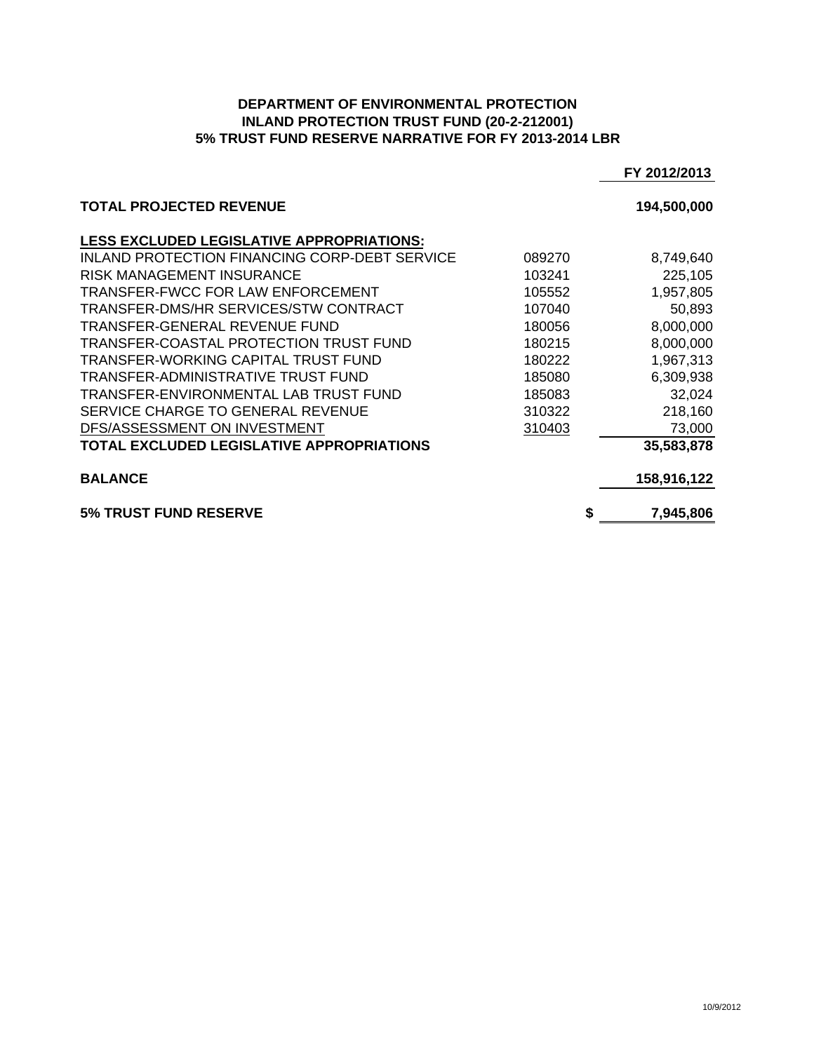**DEPARTMENT OF ENVIRONMENTAL PROTECTION**
**INLAND PROTECTION TRUST FUND (20-2-212001)**
**5% TRUST FUND RESERVE NARRATIVE FOR FY 2013-2014 LBR**

| | | FY 2012/2013 |
|---|---|---|
| **TOTAL PROJECTED REVENUE** | | **194,500,000** |
| **LESS EXCLUDED LEGISLATIVE APPROPRIATIONS:** | | |
| INLAND PROTECTION FINANCING CORP-DEBT SERVICE | 089270 | 8,749,640 |
| RISK MANAGEMENT INSURANCE | 103241 | 225,105 |
| TRANSFER-FWCC FOR LAW ENFORCEMENT | 105552 | 1,957,805 |
| TRANSFER-DMS/HR SERVICES/STW CONTRACT | 107040 | 50,893 |
| TRANSFER-GENERAL REVENUE FUND | 180056 | 8,000,000 |
| TRANSFER-COASTAL PROTECTION TRUST FUND | 180215 | 8,000,000 |
| TRANSFER-WORKING CAPITAL TRUST FUND | 180222 | 1,967,313 |
| TRANSFER-ADMINISTRATIVE TRUST FUND | 185080 | 6,309,938 |
| TRANSFER-ENVIRONMENTAL LAB TRUST FUND | 185083 | 32,024 |
| SERVICE CHARGE TO GENERAL REVENUE | 310322 | 218,160 |
| DFS/ASSESSMENT ON INVESTMENT | 310403 | 73,000 |
| **TOTAL EXCLUDED LEGISLATIVE APPROPRIATIONS** | | **35,583,878** |
| **BALANCE** | | **158,916,122** |
| **5% TRUST FUND RESERVE** | | **$ 7,945,806** |

10/9/2012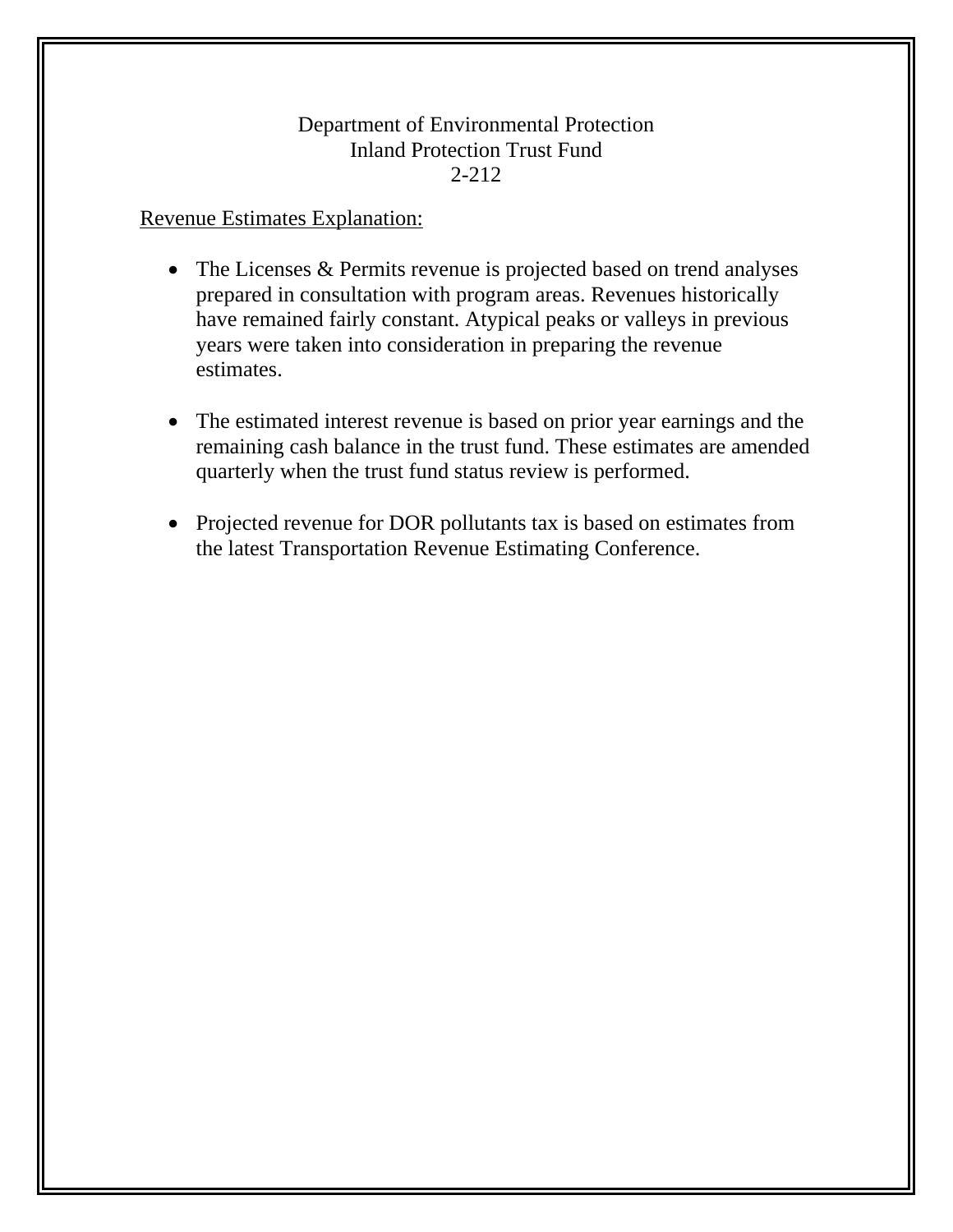Department of Environmental Protection
Inland Protection Trust Fund
2-212

<u>Revenue Estimates Explanation:</u>

- The Licenses & Permits revenue is projected based on trend analyses prepared in consultation with program areas. Revenues historically have remained fairly constant. Atypical peaks or valleys in previous years were taken into consideration in preparing the revenue estimates.

- The estimated interest revenue is based on prior year earnings and the remaining cash balance in the trust fund. These estimates are amended quarterly when the trust fund status review is performed.

- Projected revenue for DOR pollutants tax is based on estimates from the latest Transportation Revenue Estimating Conference.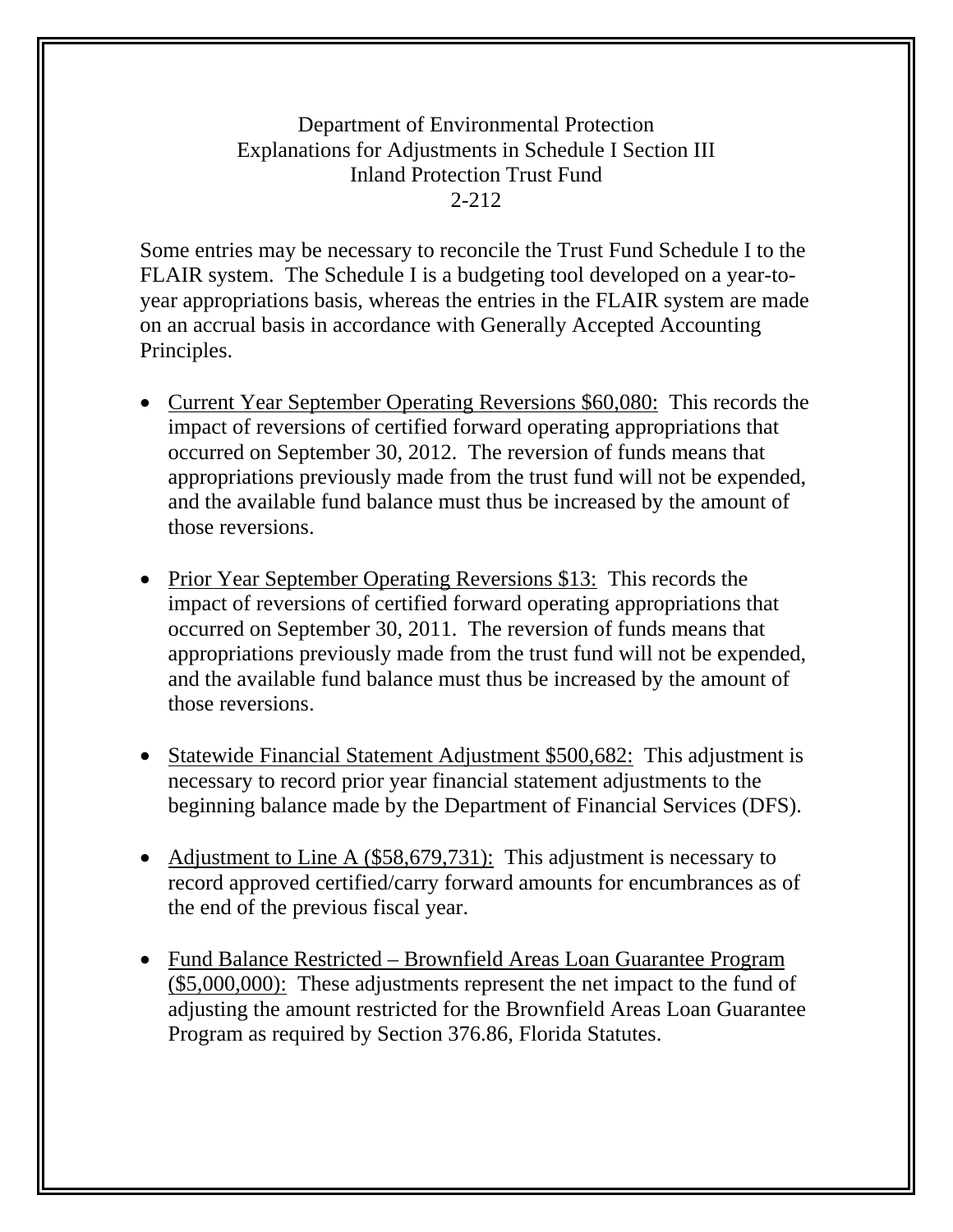# Department of Environmental Protection
## Explanations for Adjustments in Schedule I Section III
## Inland Protection Trust Fund
## 2-212

Some entries may be necessary to reconcile the Trust Fund Schedule I to the FLAIR system. The Schedule I is a budgeting tool developed on a year-to-year appropriations basis, whereas the entries in the FLAIR system are made on an accrual basis in accordance with Generally Accepted Accounting Principles.

- <u>Current Year September Operating Reversions $60,080:</u> This records the impact of reversions of certified forward operating appropriations that occurred on September 30, 2012. The reversion of funds means that appropriations previously made from the trust fund will not be expended, and the available fund balance must thus be increased by the amount of those reversions.

- <u>Prior Year September Operating Reversions $13:</u> This records the impact of reversions of certified forward operating appropriations that occurred on September 30, 2011. The reversion of funds means that appropriations previously made from the trust fund will not be expended, and the available fund balance must thus be increased by the amount of those reversions.

- <u>Statewide Financial Statement Adjustment $500,682:</u> This adjustment is necessary to record prior year financial statement adjustments to the beginning balance made by the Department of Financial Services (DFS).

- <u>Adjustment to Line A ($58,679,731):</u> This adjustment is necessary to record approved certified/carry forward amounts for encumbrances as of the end of the previous fiscal year.

- <u>Fund Balance Restricted – Brownfield Areas Loan Guarantee Program ($5,000,000):</u> These adjustments represent the net impact to the fund of adjusting the amount restricted for the Brownfield Areas Loan Guarantee Program as required by Section 376.86, Florida Statutes.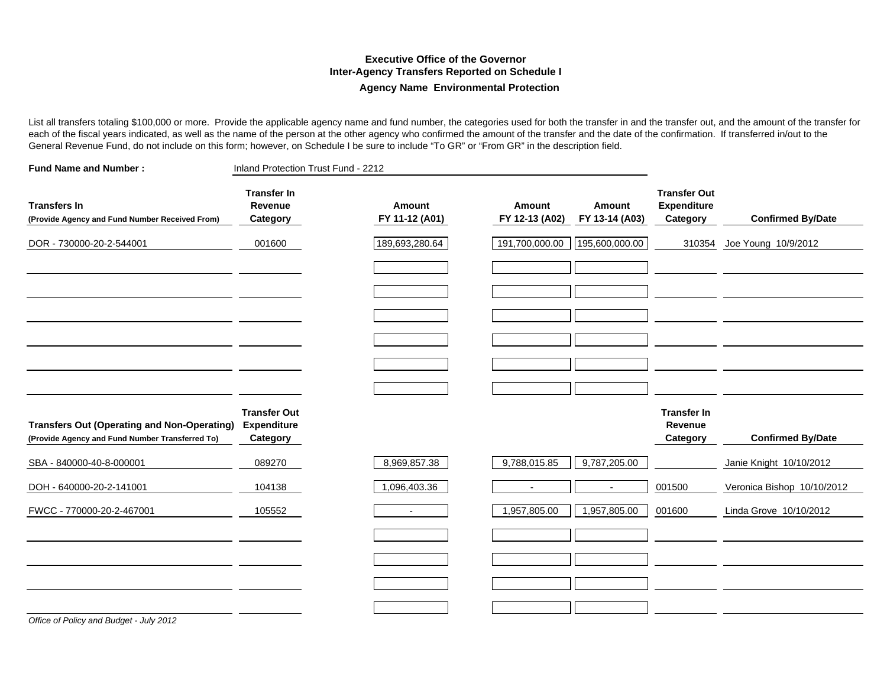**Executive Office of the Governor**
**Inter-Agency Transfers Reported on Schedule I**
**Agency Name Environmental Protection**

List all transfers totaling $100,000 or more. Provide the applicable agency name and fund number, the categories used for both the transfer in and the transfer out, and the amount of the transfer for each of the fiscal years indicated, as well as the name of the person at the other agency who confirmed the amount of the transfer and the date of the confirmation. If transferred in/out to the General Revenue Fund, do not include on this form; however, on Schedule I be sure to include "To GR" or "From GR" in the description field.

**Fund Name and Number :** Inland Protection Trust Fund - 2212

| **Transfers In** (Provide Agency and Fund Number Received From) | **Transfer In Revenue Category** | **Amount FY 11-12 (A01)** | **Amount FY 12-13 (A02)** | **Amount FY 13-14 (A03)** | **Transfer Out Expenditure Category** | **Confirmed By/Date** |
|---|---|---|---|---|---|---|
| DOR - 730000-20-2-544001 | 001600 | 189,693,280.64 | 191,700,000.00 | 195,600,000.00 | 310354 | Joe Young 10/9/2012 |
| | | | | | | |
| | | | | | | |
| | | | | | | |
| | | | | | | |
| | | | | | | |
| | | | | | | |

| **Transfers Out (Operating and Non-Operating)** (Provide Agency and Fund Number Transferred To) | **Transfer Out Expenditure Category** | | | | **Transfer In Revenue Category** | **Confirmed By/Date** |
|---|---|---|---|---|---|---|
| SBA - 840000-40-8-000001 | 089270 | 8,969,857.38 | 9,788,015.85 | 9,787,205.00 | | Janie Knight 10/10/2012 |
| DOH - 640000-20-2-141001 | 104138 | 1,096,403.36 | - | - | 001500 | Veronica Bishop 10/10/2012 |
| FWCC - 770000-20-2-467001 | 105552 | - | 1,957,805.00 | 1,957,805.00 | 001600 | Linda Grove 10/10/2012 |
| | | | | | | |
| | | | | | | |
| | | | | | | |
| | | | | | | |

*Office of Policy and Budget - July 2012*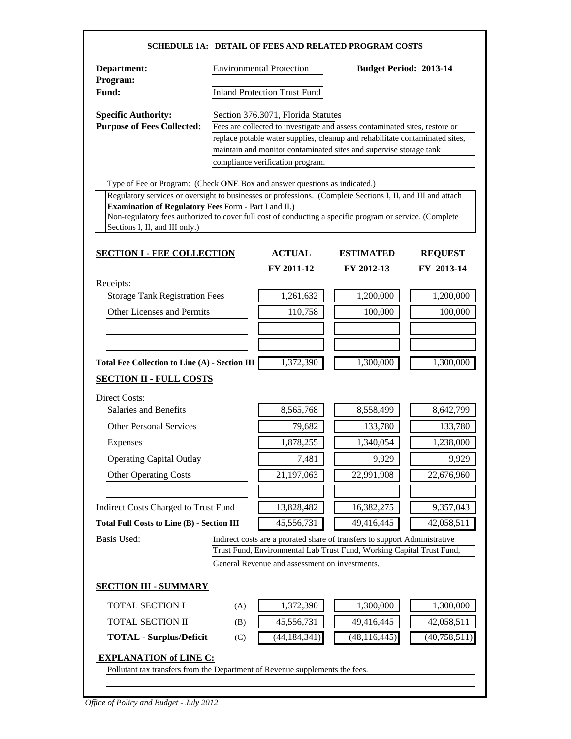## SCHEDULE 1A: DETAIL OF FEES AND RELATED PROGRAM COSTS

**Department:** Environmental Protection **Budget Period: 2013-14**

**Program:**

**Fund:** Inland Protection Trust Fund

**Specific Authority:** Section 376.3071, Florida Statutes

**Purpose of Fees Collected:** Fees are collected to investigate and assess contaminated sites, restore or replace potable water supplies, cleanup and rehabilitate contaminated sites, maintain and monitor contaminated sites and supervise storage tank compliance verification program.

Type of Fee or Program: (Check **ONE** Box and answer questions as indicated.)

- [ ] Regulatory services or oversight to businesses or professions. (Complete Sections I, II, and III and attach **Examination of Regulatory Fees** Form - Part I and II.)
- [ ] Non-regulatory fees authorized to cover full cost of conducting a specific program or service. (Complete Sections I, II, and III only.)

| **SECTION I - FEE COLLECTION** | **ACTUAL FY 2011-12** | **ESTIMATED FY 2012-13** | **REQUEST FY 2013-14** |
|---|---|---|---|
| Receipts: | | | |
| Storage Tank Registration Fees | 1,261,632 | 1,200,000 | 1,200,000 |
| Other Licenses and Permits | 110,758 | 100,000 | 100,000 |
| | | | |
| | | | |
| **Total Fee Collection to Line (A) - Section III** | 1,372,390 | 1,300,000 | 1,300,000 |
| **SECTION II - FULL COSTS** | | | |
| Direct Costs: | | | |
| Salaries and Benefits | 8,565,768 | 8,558,499 | 8,642,799 |
| Other Personal Services | 79,682 | 133,780 | 133,780 |
| Expenses | 1,878,255 | 1,340,054 | 1,238,000 |
| Operating Capital Outlay | 7,481 | 9,929 | 9,929 |
| Other Operating Costs | 21,197,063 | 22,991,908 | 22,676,960 |
| | | | |
| Indirect Costs Charged to Trust Fund | 13,828,482 | 16,382,275 | 9,357,043 |
| **Total Full Costs to Line (B) - Section III** | 45,556,731 | 49,416,445 | 42,058,511 |

Basis Used: Indirect costs are a prorated share of transfers to support Administrative Trust Fund, Environmental Lab Trust Fund, Working Capital Trust Fund, General Revenue and assessment on investments.

**SECTION III - SUMMARY**

| | | | | |
|---|---|---|---|---|
| TOTAL SECTION I | (A) | 1,372,390 | 1,300,000 | 1,300,000 |
| TOTAL SECTION II | (B) | 45,556,731 | 49,416,445 | 42,058,511 |
| **TOTAL - Surplus/Deficit** | (C) | (44,184,341) | (48,116,445) | (40,758,511) |

**EXPLANATION of LINE C:**

Pollutant tax transfers from the Department of Revenue supplements the fees.

*Office of Policy and Budget - July 2012*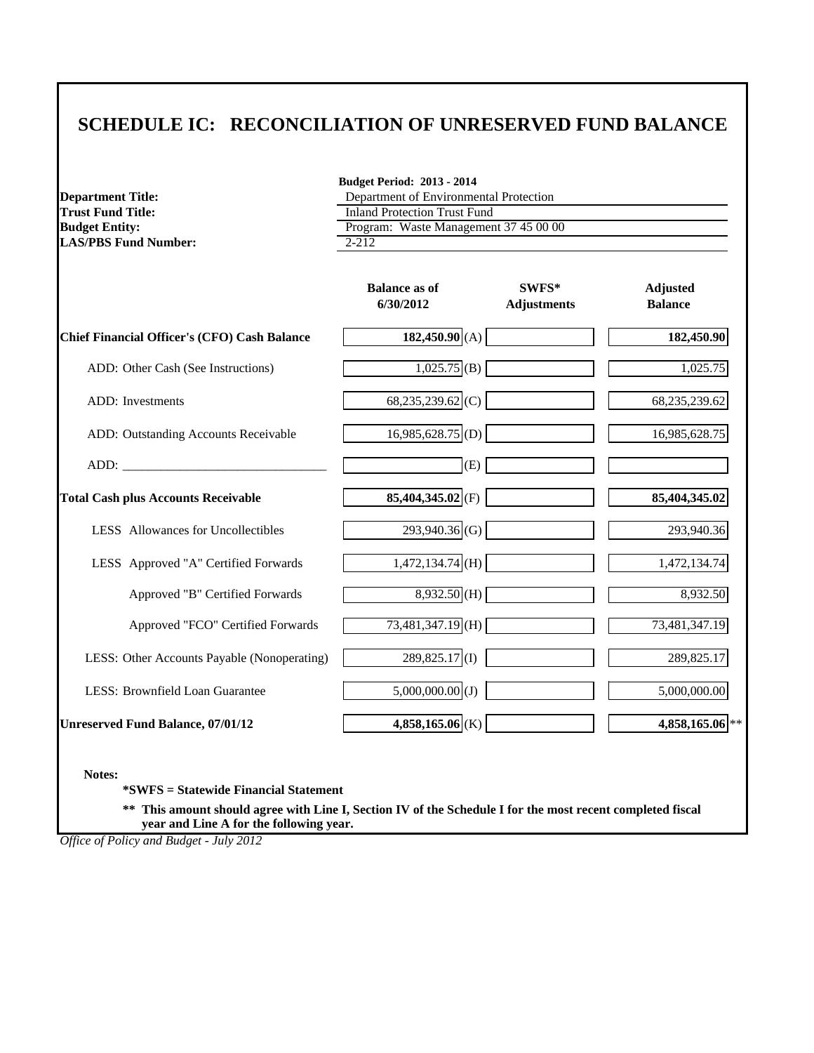# SCHEDULE IC: RECONCILIATION OF UNRESERVED FUND BALANCE

**Budget Period: 2013 - 2014**

| | |
|---|---|
| **Department Title:** | Department of Environmental Protection |
| **Trust Fund Title:** | Inland Protection Trust Fund |
| **Budget Entity:** | Program: Waste Management 37 45 00 00 |
| **LAS/PBS Fund Number:** | 2-212 |

| | Balance as of 6/30/2012 | | SWFS* Adjustments | Adjusted Balance |
|---|---|---|---|---|
| **Chief Financial Officer's (CFO) Cash Balance** | **182,450.90** | (A) | | **182,450.90** |
| ADD: Other Cash (See Instructions) | 1,025.75 | (B) | | 1,025.75 |
| ADD: Investments | 68,235,239.62 | (C) | | 68,235,239.62 |
| ADD: Outstanding Accounts Receivable | 16,985,628.75 | (D) | | 16,985,628.75 |
| ADD: ______________________________ | | (E) | | |
| **Total Cash plus Accounts Receivable** | **85,404,345.02** | (F) | | **85,404,345.02** |
| LESS Allowances for Uncollectibles | 293,940.36 | (G) | | 293,940.36 |
| LESS Approved "A" Certified Forwards | 1,472,134.74 | (H) | | 1,472,134.74 |
| Approved "B" Certified Forwards | 8,932.50 | (H) | | 8,932.50 |
| Approved "FCO" Certified Forwards | 73,481,347.19 | (H) | | 73,481,347.19 |
| LESS: Other Accounts Payable (Nonoperating) | 289,825.17 | (I) | | 289,825.17 |
| LESS: Brownfield Loan Guarantee | 5,000,000.00 | (J) | | 5,000,000.00 |
| **Unreserved Fund Balance, 07/01/12** | **4,858,165.06** | (K) | | **4,858,165.06** ** |

**Notes:**

**\*SWFS = Statewide Financial Statement**

**\*\* This amount should agree with Line I, Section IV of the Schedule I for the most recent completed fiscal year and Line A for the following year.**

*Office of Policy and Budget - July 2012*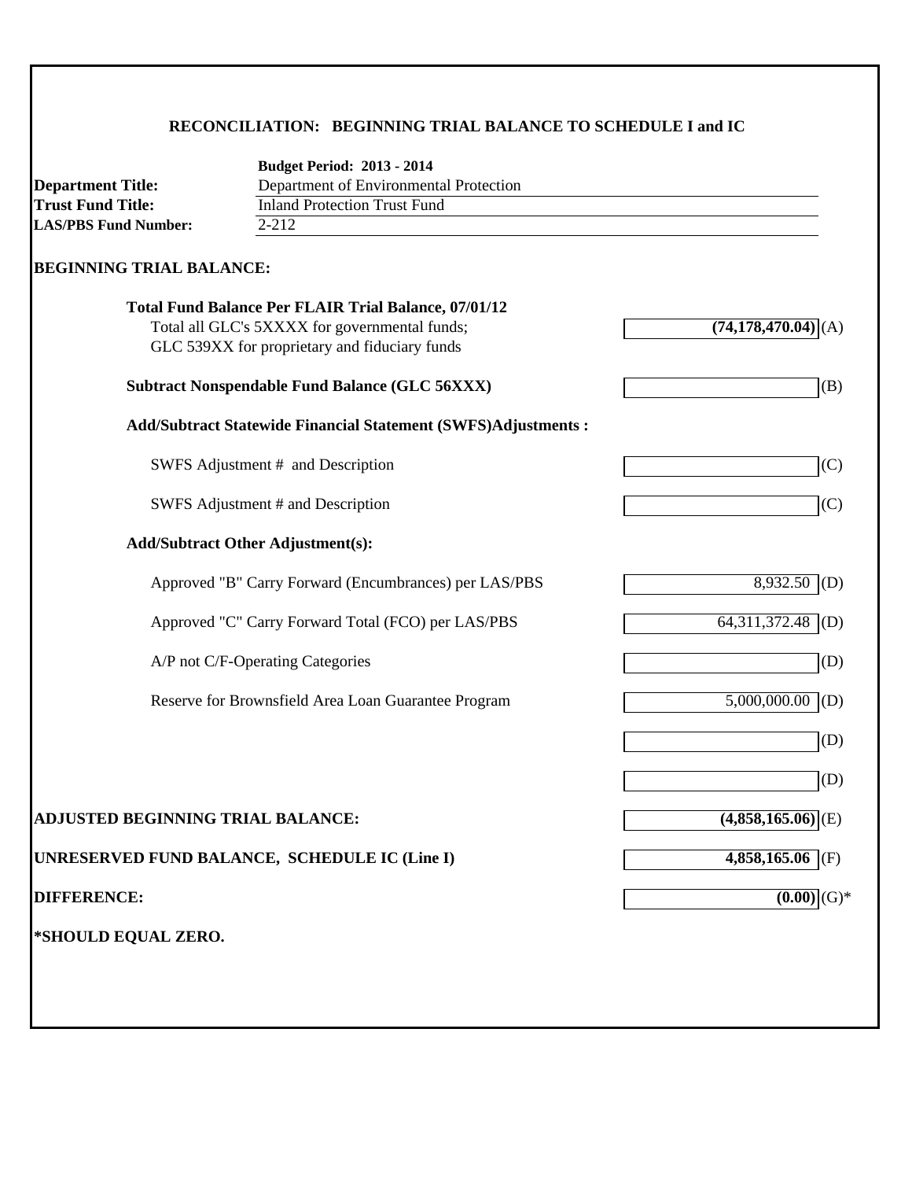## RECONCILIATION: BEGINNING TRIAL BALANCE TO SCHEDULE I and IC

**Budget Period: 2013 - 2014**

**Department Title:** Department of Environmental Protection
**Trust Fund Title:** Inland Protection Trust Fund
**LAS/PBS Fund Number:** 2-212

### BEGINNING TRIAL BALANCE:

| | | |
|---|---|---|
| **Total Fund Balance Per FLAIR Trial Balance, 07/01/12** | | |
| Total all GLC's 5XXXX for governmental funds; GLC 539XX for proprietary and fiduciary funds | **(74,178,470.04)** | (A) |
| **Subtract Nonspendable Fund Balance (GLC 56XXX)** | | (B) |
| **Add/Subtract Statewide Financial Statement (SWFS)Adjustments :** | | |
| SWFS Adjustment # and Description | | (C) |
| SWFS Adjustment # and Description | | (C) |
| **Add/Subtract Other Adjustment(s):** | | |
| Approved "B" Carry Forward (Encumbrances) per LAS/PBS | 8,932.50 | (D) |
| Approved "C" Carry Forward Total (FCO) per LAS/PBS | 64,311,372.48 | (D) |
| A/P not C/F-Operating Categories | | (D) |
| Reserve for Brownsfield Area Loan Guarantee Program | 5,000,000.00 | (D) |
| | | (D) |
| | | (D) |
| **ADJUSTED BEGINNING TRIAL BALANCE:** | **(4,858,165.06)** | (E) |
| **UNRESERVED FUND BALANCE, SCHEDULE IC (Line I)** | **4,858,165.06** | (F) |
| **DIFFERENCE:** | **(0.00)** | (G)* |

**\*SHOULD EQUAL ZERO.**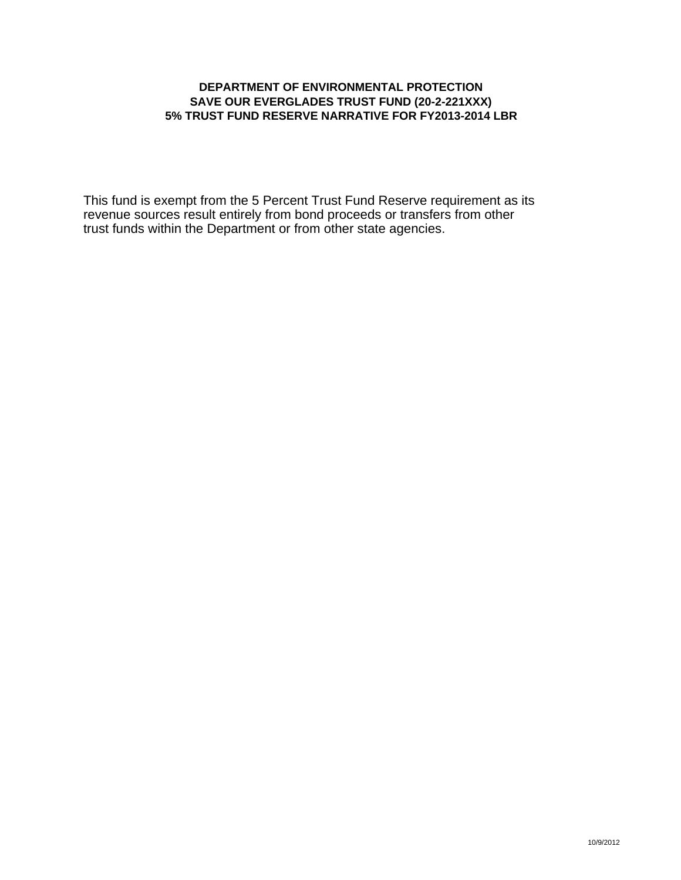**DEPARTMENT OF ENVIRONMENTAL PROTECTION**
**SAVE OUR EVERGLADES TRUST FUND (20-2-221XXX)**
**5% TRUST FUND RESERVE NARRATIVE FOR FY2013-2014 LBR**

This fund is exempt from the 5 Percent Trust Fund Reserve requirement as its revenue sources result entirely from bond proceeds or transfers from other trust funds within the Department or from other state agencies.

10/9/2012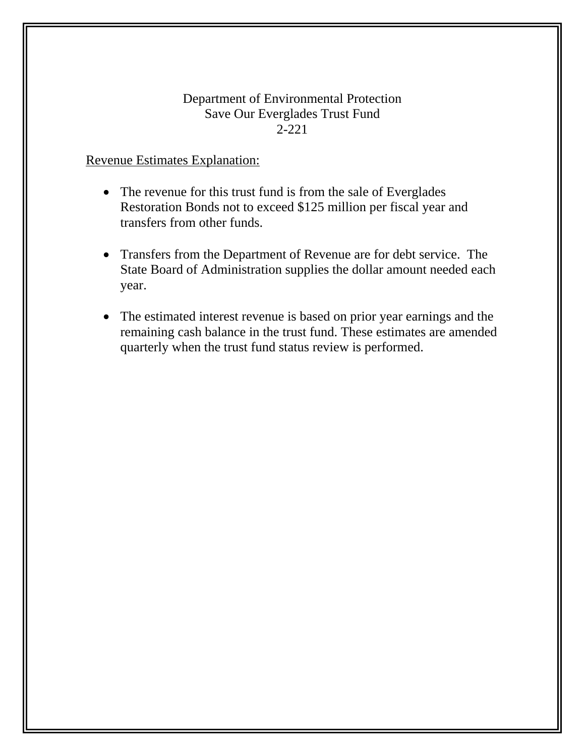Department of Environmental Protection
Save Our Everglades Trust Fund
2-221

Revenue Estimates Explanation:

- The revenue for this trust fund is from the sale of Everglades Restoration Bonds not to exceed $125 million per fiscal year and transfers from other funds.

- Transfers from the Department of Revenue are for debt service. The State Board of Administration supplies the dollar amount needed each year.

- The estimated interest revenue is based on prior year earnings and the remaining cash balance in the trust fund. These estimates are amended quarterly when the trust fund status review is performed.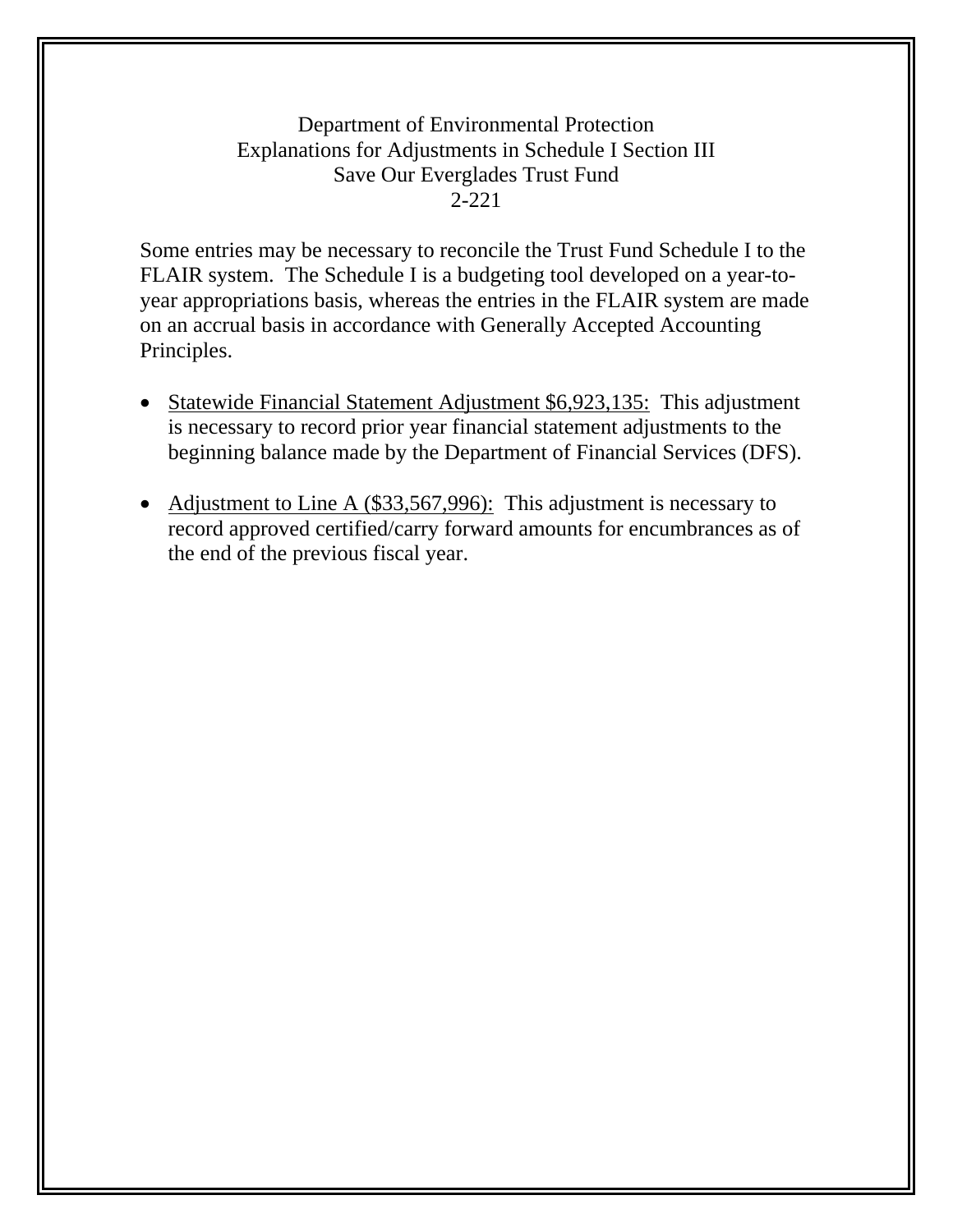# Department of Environmental Protection
## Explanations for Adjustments in Schedule I Section III
## Save Our Everglades Trust Fund
## 2-221

Some entries may be necessary to reconcile the Trust Fund Schedule I to the FLAIR system. The Schedule I is a budgeting tool developed on a year-to-year appropriations basis, whereas the entries in the FLAIR system are made on an accrual basis in accordance with Generally Accepted Accounting Principles.

- Statewide Financial Statement Adjustment $6,923,135: This adjustment is necessary to record prior year financial statement adjustments to the beginning balance made by the Department of Financial Services (DFS).

- Adjustment to Line A ($33,567,996): This adjustment is necessary to record approved certified/carry forward amounts for encumbrances as of the end of the previous fiscal year.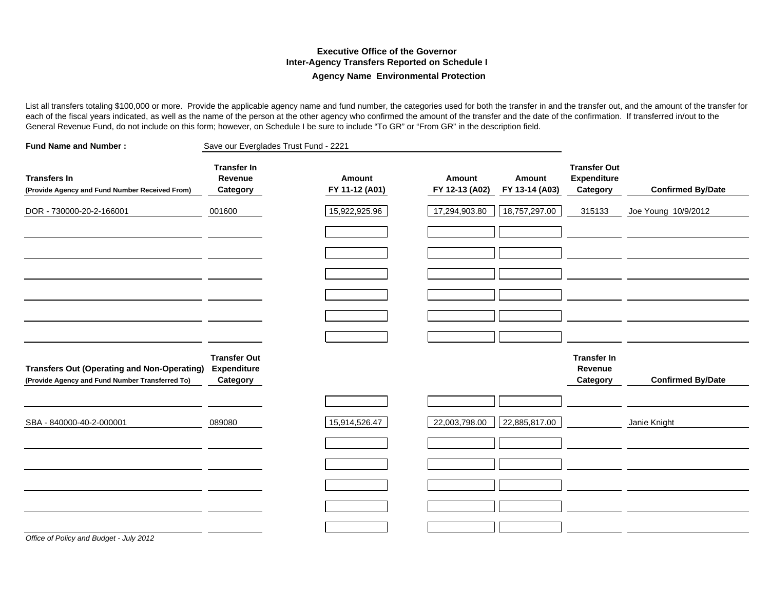**Executive Office of the Governor**
**Inter-Agency Transfers Reported on Schedule I**
**Agency Name Environmental Protection**

List all transfers totaling $100,000 or more. Provide the applicable agency name and fund number, the categories used for both the transfer in and the transfer out, and the amount of the transfer for each of the fiscal years indicated, as well as the name of the person at the other agency who confirmed the amount of the transfer and the date of the confirmation. If transferred in/out to the General Revenue Fund, do not include on this form; however, on Schedule I be sure to include "To GR" or "From GR" in the description field.

**Fund Name and Number :** Save our Everglades Trust Fund - 2221

| **Transfers In** (Provide Agency and Fund Number Received From) | **Transfer In Revenue Category** | **Amount FY 11-12 (A01)** | **Amount FY 12-13 (A02)** | **Amount FY 13-14 (A03)** | **Transfer Out Expenditure Category** | **Confirmed By/Date** |
|---|---|---|---|---|---|---|
| DOR - 730000-20-2-166001 | 001600 | 15,922,925.96 | 17,294,903.80 | 18,757,297.00 | 315133 | Joe Young 10/9/2012 |
| | | | | | | |
| | | | | | | |
| | | | | | | |
| | | | | | | |
| | | | | | | |
| | | | | | | |

| **Transfers Out (Operating and Non-Operating)** (Provide Agency and Fund Number Transferred To) | **Transfer Out Expenditure Category** | | | | **Transfer In Revenue Category** | **Confirmed By/Date** |
|---|---|---|---|---|---|---|
| | | | | | | |
| SBA - 840000-40-2-000001 | 089080 | 15,914,526.47 | 22,003,798.00 | 22,885,817.00 | | Janie Knight |
| | | | | | | |
| | | | | | | |
| | | | | | | |
| | | | | | | |
| | | | | | | |

*Office of Policy and Budget - July 2012*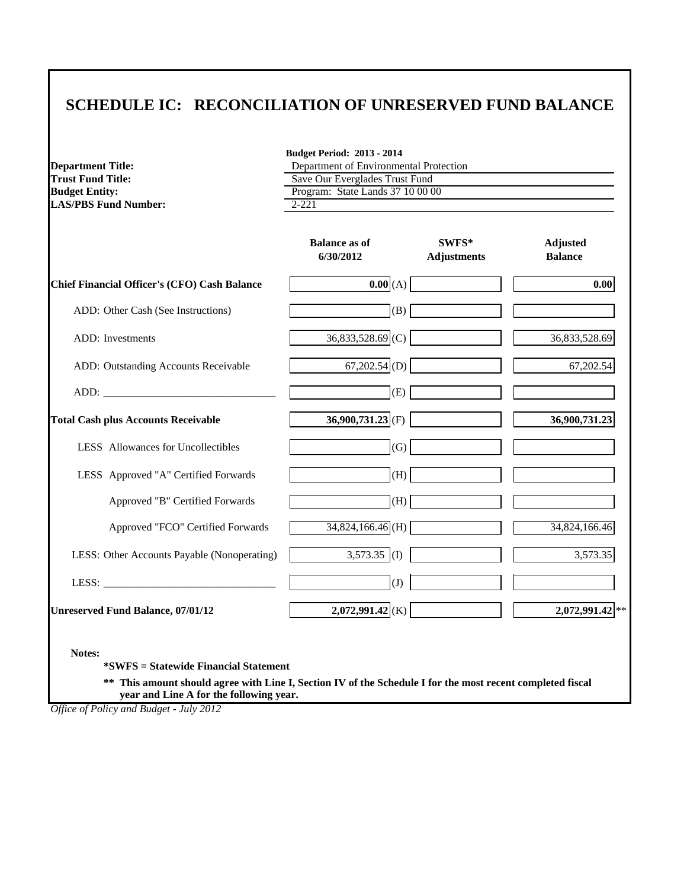# SCHEDULE IC: RECONCILIATION OF UNRESERVED FUND BALANCE

**Budget Period: 2013 - 2014**

**Department Title:** Department of Environmental Protection
**Trust Fund Title:** Save Our Everglades Trust Fund
**Budget Entity:** Program: State Lands 37 10 00 00
**LAS/PBS Fund Number:** 2-221

| | Balance as of 6/30/2012 | | SWFS* Adjustments | Adjusted Balance |
|---|---|---|---|---|
| **Chief Financial Officer's (CFO) Cash Balance** | **0.00** | (A) | | **0.00** |
| ADD: Other Cash (See Instructions) | | (B) | | |
| ADD: Investments | 36,833,528.69 | (C) | | 36,833,528.69 |
| ADD: Outstanding Accounts Receivable | 67,202.54 | (D) | | 67,202.54 |
| ADD: _______________________________ | | (E) | | |
| **Total Cash plus Accounts Receivable** | **36,900,731.23** | (F) | | **36,900,731.23** |
| LESS Allowances for Uncollectibles | | (G) | | |
| LESS Approved "A" Certified Forwards | | (H) | | |
| Approved "B" Certified Forwards | | (H) | | |
| Approved "FCO" Certified Forwards | 34,824,166.46 | (H) | | 34,824,166.46 |
| LESS: Other Accounts Payable (Nonoperating) | 3,573.35 | (I) | | 3,573.35 |
| LESS: _______________________________ | | (J) | | |
| **Unreserved Fund Balance, 07/01/12** | **2,072,991.42** | (K) | | **2,072,991.42** ** |

**Notes:**

**\*SWFS = Statewide Financial Statement**

**\*\* This amount should agree with Line I, Section IV of the Schedule I for the most recent completed fiscal year and Line A for the following year.**

*Office of Policy and Budget - July 2012*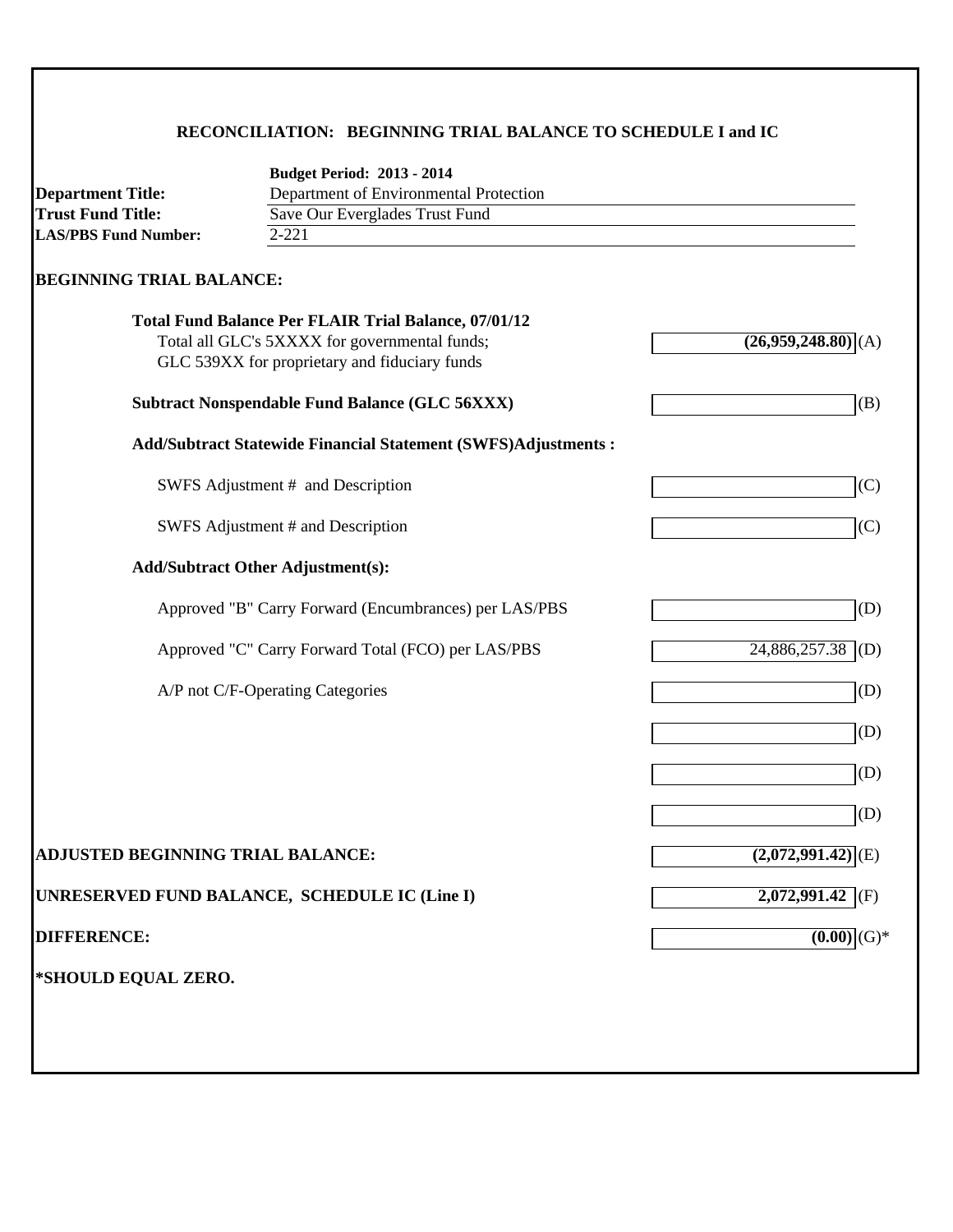## RECONCILIATION: BEGINNING TRIAL BALANCE TO SCHEDULE I and IC

**Budget Period: 2013 - 2014**

**Department Title:** Department of Environmental Protection
**Trust Fund Title:** Save Our Everglades Trust Fund
**LAS/PBS Fund Number:** 2-221

### BEGINNING TRIAL BALANCE:

| | | |
|---|---|---|
| **Total Fund Balance Per FLAIR Trial Balance, 07/01/12**<br>Total all GLC's 5XXXX for governmental funds;<br>GLC 539XX for proprietary and fiduciary funds | **(26,959,248.80)** | (A) |
| **Subtract Nonspendable Fund Balance (GLC 56XXX)** | | (B) |
| **Add/Subtract Statewide Financial Statement (SWFS)Adjustments :** | | |
| SWFS Adjustment # and Description | | (C) |
| SWFS Adjustment # and Description | | (C) |
| **Add/Subtract Other Adjustment(s):** | | |
| Approved "B" Carry Forward (Encumbrances) per LAS/PBS | | (D) |
| Approved "C" Carry Forward Total (FCO) per LAS/PBS | 24,886,257.38 | (D) |
| A/P not C/F-Operating Categories | | (D) |
| | | (D) |
| | | (D) |
| | | (D) |
| **ADJUSTED BEGINNING TRIAL BALANCE:** | **(2,072,991.42)** | (E) |
| **UNRESERVED FUND BALANCE, SCHEDULE IC (Line I)** | **2,072,991.42** | (F) |
| **DIFFERENCE:** | **(0.00)** | (G)* |

**\*SHOULD EQUAL ZERO.**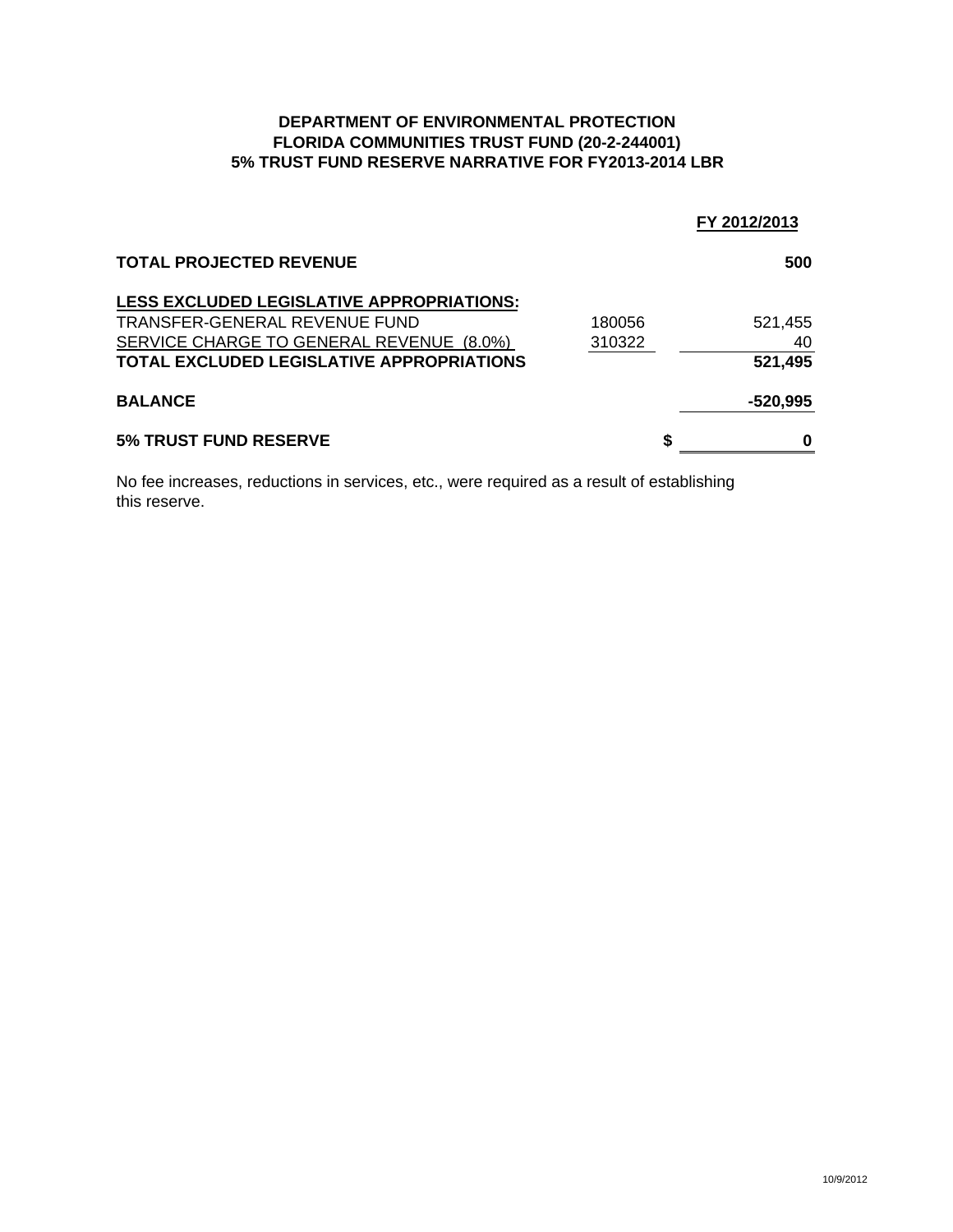**DEPARTMENT OF ENVIRONMENTAL PROTECTION**
**FLORIDA COMMUNITIES TRUST FUND (20-2-244001)**
**5% TRUST FUND RESERVE NARRATIVE FOR FY2013-2014 LBR**

| | | FY 2012/2013 |
|---|---|---|
| **TOTAL PROJECTED REVENUE** | | **500** |
| **LESS EXCLUDED LEGISLATIVE APPROPRIATIONS:** | | |
| TRANSFER-GENERAL REVENUE FUND | 180056 | 521,455 |
| SERVICE CHARGE TO GENERAL REVENUE (8.0%) | 310322 | 40 |
| **TOTAL EXCLUDED LEGISLATIVE APPROPRIATIONS** | | **521,495** |
| **BALANCE** | | **-520,995** |
| **5% TRUST FUND RESERVE** | $ | **0** |

No fee increases, reductions in services, etc., were required as a result of establishing this reserve.

10/9/2012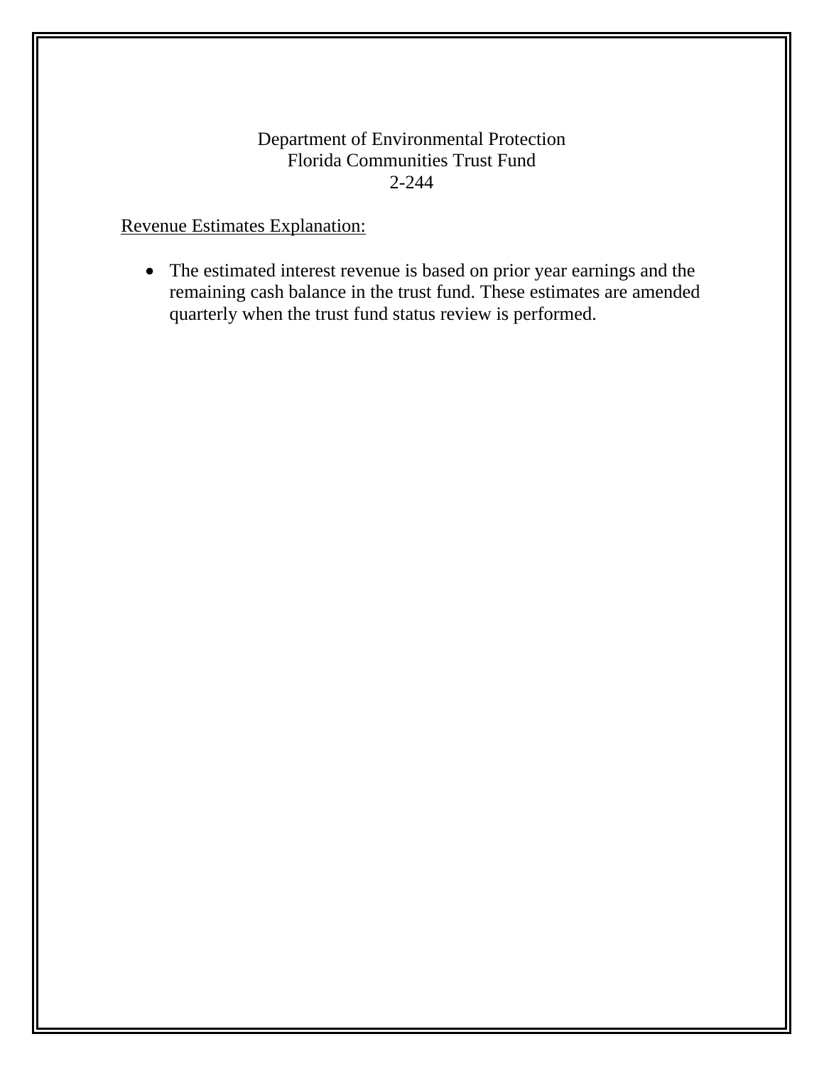Department of Environmental Protection
Florida Communities Trust Fund
2-244

Revenue Estimates Explanation:

- The estimated interest revenue is based on prior year earnings and the remaining cash balance in the trust fund. These estimates are amended quarterly when the trust fund status review is performed.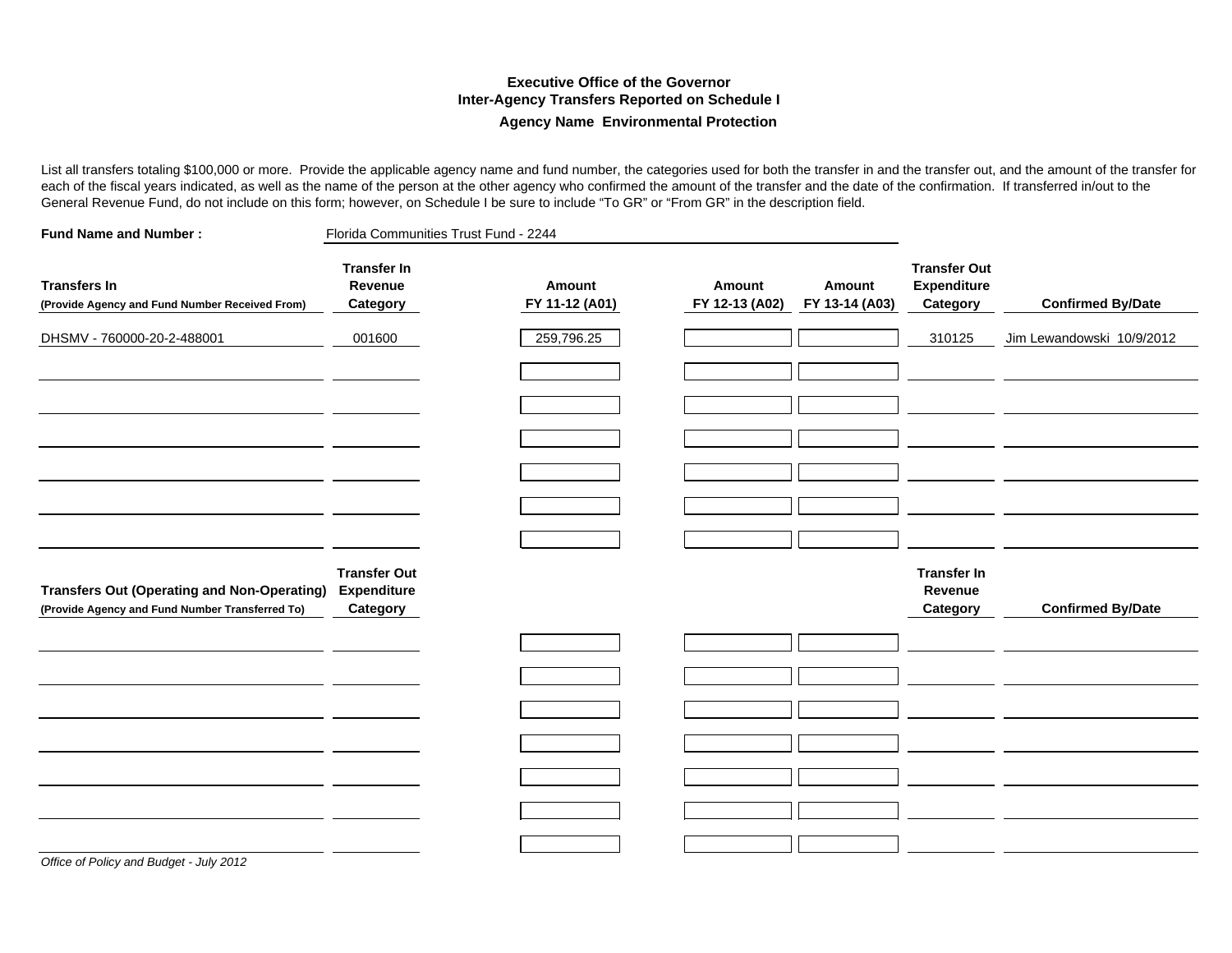**Executive Office of the Governor**
**Inter-Agency Transfers Reported on Schedule I**
**Agency Name Environmental Protection**

List all transfers totaling $100,000 or more. Provide the applicable agency name and fund number, the categories used for both the transfer in and the transfer out, and the amount of the transfer for each of the fiscal years indicated, as well as the name of the person at the other agency who confirmed the amount of the transfer and the date of the confirmation. If transferred in/out to the General Revenue Fund, do not include on this form; however, on Schedule I be sure to include "To GR" or "From GR" in the description field.

**Fund Name and Number :** Florida Communities Trust Fund - 2244

| **Transfers In** (Provide Agency and Fund Number Received From) | **Transfer In Revenue Category** | **Amount FY 11-12 (A01)** | **Amount FY 12-13 (A02)** | **Amount FY 13-14 (A03)** | **Transfer Out Expenditure Category** | **Confirmed By/Date** |
|---|---|---|---|---|---|---|
| DHSMV - 760000-20-2-488001 | 001600 | 259,796.25 | | | 310125 | Jim Lewandowski 10/9/2012 |
| | | | | | | |
| | | | | | | |
| | | | | | | |
| | | | | | | |
| | | | | | | |
| | | | | | | |

| **Transfers Out (Operating and Non-Operating)** (Provide Agency and Fund Number Transferred To) | **Transfer Out Expenditure Category** | | | | **Transfer In Revenue Category** | **Confirmed By/Date** |
|---|---|---|---|---|---|---|
| | | | | | | |
| | | | | | | |
| | | | | | | |
| | | | | | | |
| | | | | | | |
| | | | | | | |
| | | | | | | |

*Office of Policy and Budget - July 2012*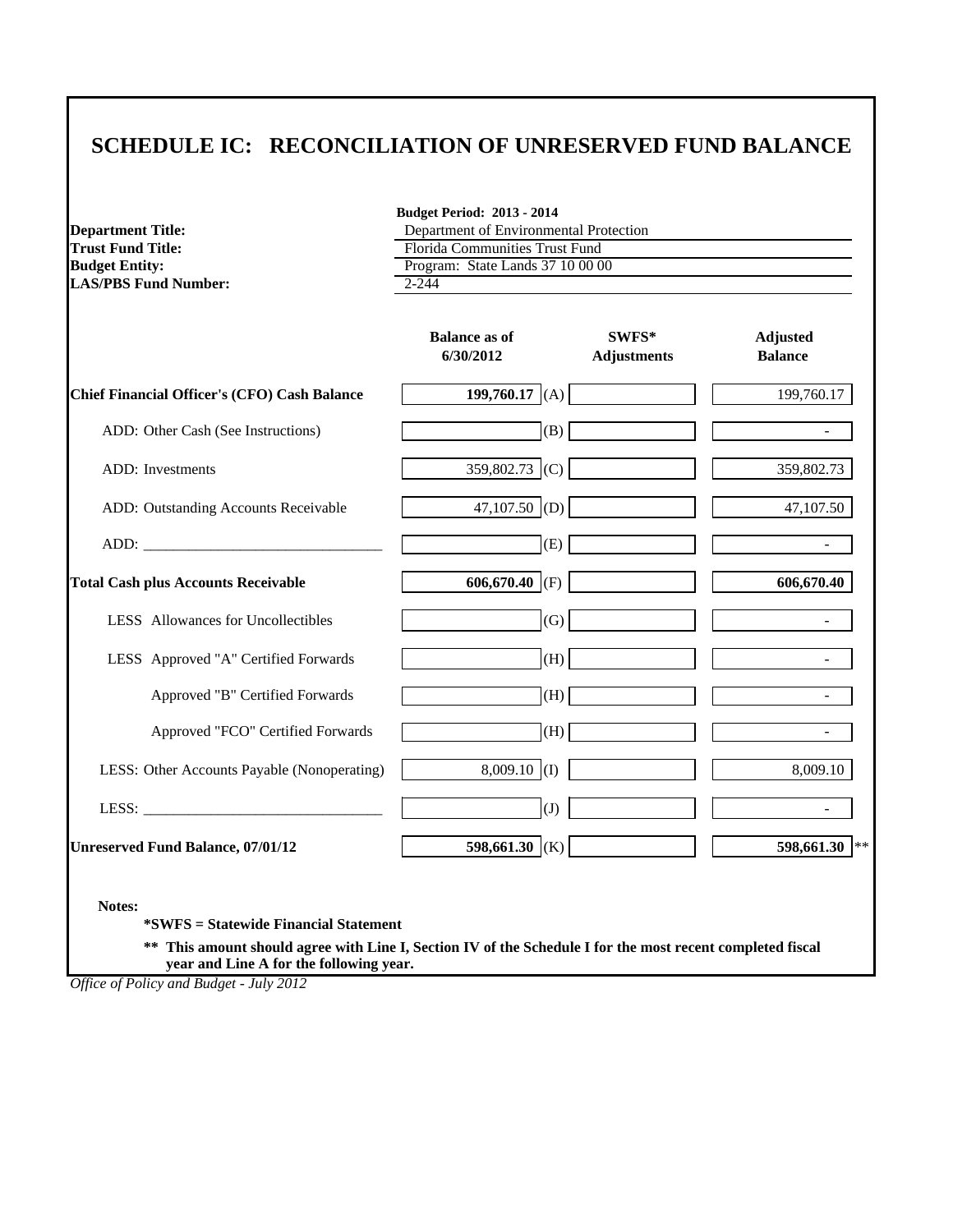# SCHEDULE IC: RECONCILIATION OF UNRESERVED FUND BALANCE

**Budget Period: 2013 - 2014**

**Department Title:** Department of Environmental Protection
**Trust Fund Title:** Florida Communities Trust Fund
**Budget Entity:** Program: State Lands 37 10 00 00
**LAS/PBS Fund Number:** 2-244

| | Balance as of 6/30/2012 | | SWFS* Adjustments | Adjusted Balance |
|---|---|---|---|---|
| **Chief Financial Officer's (CFO) Cash Balance** | **199,760.17** | (A) | | 199,760.17 |
| ADD: Other Cash (See Instructions) | | (B) | | - |
| ADD: Investments | 359,802.73 | (C) | | 359,802.73 |
| ADD: Outstanding Accounts Receivable | 47,107.50 | (D) | | 47,107.50 |
| ADD: ________________________________ | | (E) | | - |
| **Total Cash plus Accounts Receivable** | **606,670.40** | (F) | | **606,670.40** |
| LESS Allowances for Uncollectibles | | (G) | | - |
| LESS Approved "A" Certified Forwards | | (H) | | - |
| Approved "B" Certified Forwards | | (H) | | - |
| Approved "FCO" Certified Forwards | | (H) | | - |
| LESS: Other Accounts Payable (Nonoperating) | 8,009.10 | (I) | | 8,009.10 |
| LESS: ________________________________ | | (J) | | - |
| **Unreserved Fund Balance, 07/01/12** | **598,661.30** | (K) | | **598,661.30** ** |

**Notes:**

**\*SWFS = Statewide Financial Statement**

**\*\* This amount should agree with Line I, Section IV of the Schedule I for the most recent completed fiscal year and Line A for the following year.**

*Office of Policy and Budget - July 2012*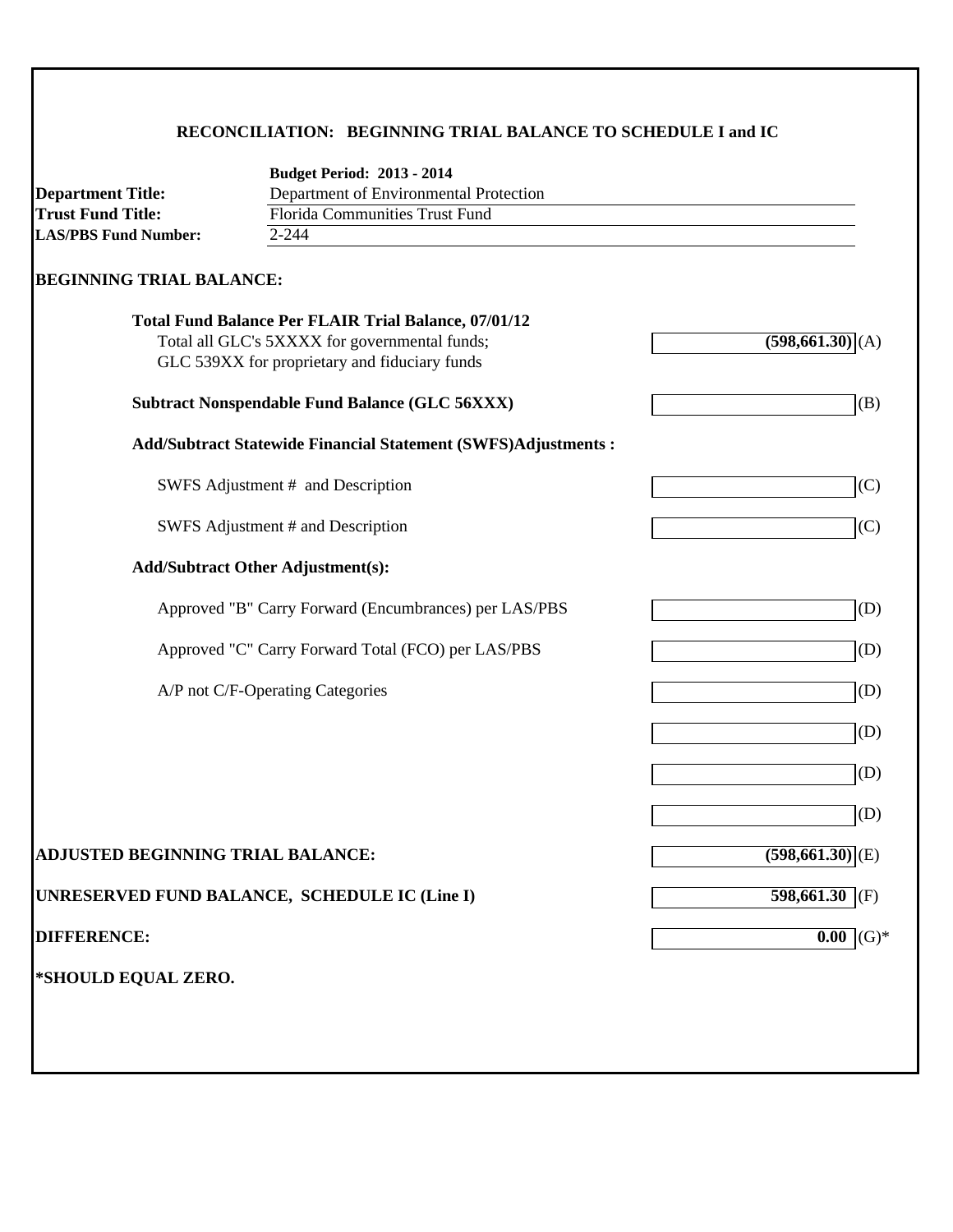## RECONCILIATION: BEGINNING TRIAL BALANCE TO SCHEDULE I and IC

**Budget Period: 2013 - 2014**

**Department Title:** Department of Environmental Protection
**Trust Fund Title:** Florida Communities Trust Fund
**LAS/PBS Fund Number:** 2-244

### BEGINNING TRIAL BALANCE:

| | | |
|---|---|---|
| **Total Fund Balance Per FLAIR Trial Balance, 07/01/12**<br>Total all GLC's 5XXXX for governmental funds;<br>GLC 539XX for proprietary and fiduciary funds | **(598,661.30)** | (A) |
| **Subtract Nonspendable Fund Balance (GLC 56XXX)** | | (B) |
| **Add/Subtract Statewide Financial Statement (SWFS)Adjustments :** | | |
| SWFS Adjustment # and Description | | (C) |
| SWFS Adjustment # and Description | | (C) |
| **Add/Subtract Other Adjustment(s):** | | |
| Approved "B" Carry Forward (Encumbrances) per LAS/PBS | | (D) |
| Approved "C" Carry Forward Total (FCO) per LAS/PBS | | (D) |
| A/P not C/F-Operating Categories | | (D) |
| | | (D) |
| | | (D) |
| | | (D) |
| **ADJUSTED BEGINNING TRIAL BALANCE:** | **(598,661.30)** | (E) |
| **UNRESERVED FUND BALANCE, SCHEDULE IC (Line I)** | **598,661.30** | (F) |
| **DIFFERENCE:** | **0.00** | (G)* |

**\*SHOULD EQUAL ZERO.**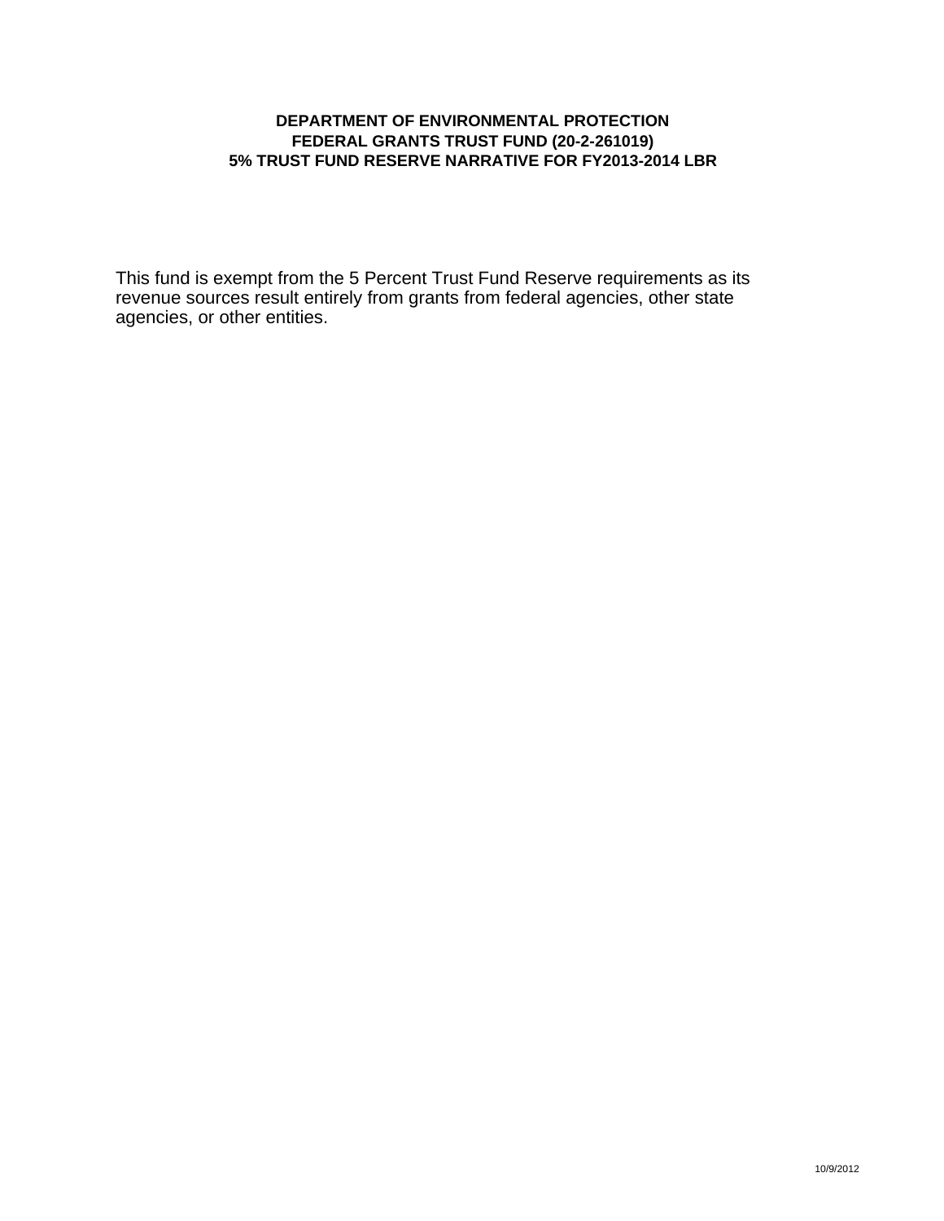**DEPARTMENT OF ENVIRONMENTAL PROTECTION**
**FEDERAL GRANTS TRUST FUND (20-2-261019)**
**5% TRUST FUND RESERVE NARRATIVE FOR FY2013-2014 LBR**

This fund is exempt from the 5 Percent Trust Fund Reserve requirements as its revenue sources result entirely from grants from federal agencies, other state agencies, or other entities.

10/9/2012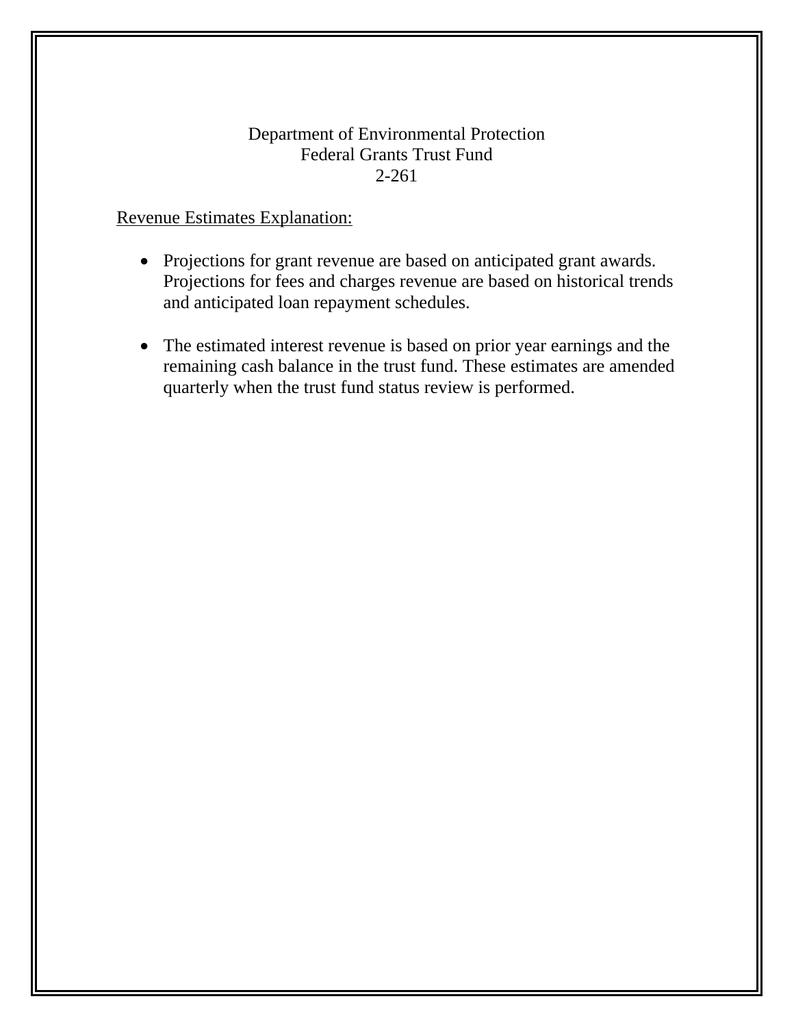Department of Environmental Protection
Federal Grants Trust Fund
2-261

Revenue Estimates Explanation:

- Projections for grant revenue are based on anticipated grant awards. Projections for fees and charges revenue are based on historical trends and anticipated loan repayment schedules.

- The estimated interest revenue is based on prior year earnings and the remaining cash balance in the trust fund. These estimates are amended quarterly when the trust fund status review is performed.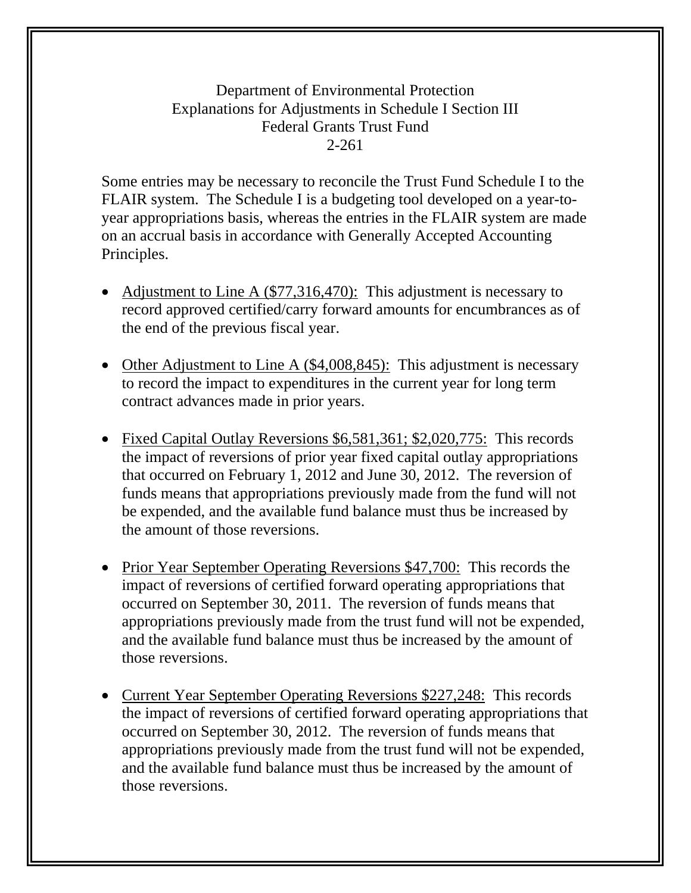# Department of Environmental Protection
## Explanations for Adjustments in Schedule I Section III
## Federal Grants Trust Fund
## 2-261

Some entries may be necessary to reconcile the Trust Fund Schedule I to the FLAIR system. The Schedule I is a budgeting tool developed on a year-to-year appropriations basis, whereas the entries in the FLAIR system are made on an accrual basis in accordance with Generally Accepted Accounting Principles.

- Adjustment to Line A ($77,316,470): This adjustment is necessary to record approved certified/carry forward amounts for encumbrances as of the end of the previous fiscal year.

- Other Adjustment to Line A ($4,008,845): This adjustment is necessary to record the impact to expenditures in the current year for long term contract advances made in prior years.

- Fixed Capital Outlay Reversions $6,581,361; $2,020,775: This records the impact of reversions of prior year fixed capital outlay appropriations that occurred on February 1, 2012 and June 30, 2012. The reversion of funds means that appropriations previously made from the fund will not be expended, and the available fund balance must thus be increased by the amount of those reversions.

- Prior Year September Operating Reversions $47,700: This records the impact of reversions of certified forward operating appropriations that occurred on September 30, 2011. The reversion of funds means that appropriations previously made from the trust fund will not be expended, and the available fund balance must thus be increased by the amount of those reversions.

- Current Year September Operating Reversions $227,248: This records the impact of reversions of certified forward operating appropriations that occurred on September 30, 2012. The reversion of funds means that appropriations previously made from the trust fund will not be expended, and the available fund balance must thus be increased by the amount of those reversions.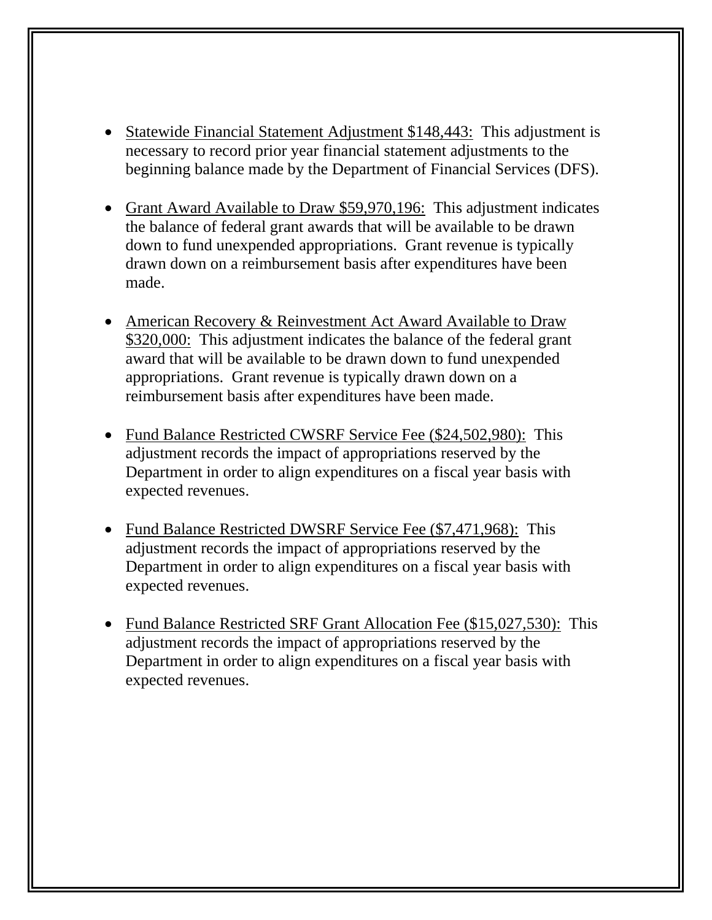- <u>Statewide Financial Statement Adjustment $148,443:</u> This adjustment is necessary to record prior year financial statement adjustments to the beginning balance made by the Department of Financial Services (DFS).

- <u>Grant Award Available to Draw $59,970,196:</u> This adjustment indicates the balance of federal grant awards that will be available to be drawn down to fund unexpended appropriations. Grant revenue is typically drawn down on a reimbursement basis after expenditures have been made.

- <u>American Recovery & Reinvestment Act Award Available to Draw $320,000:</u> This adjustment indicates the balance of the federal grant award that will be available to be drawn down to fund unexpended appropriations. Grant revenue is typically drawn down on a reimbursement basis after expenditures have been made.

- <u>Fund Balance Restricted CWSRF Service Fee ($24,502,980):</u> This adjustment records the impact of appropriations reserved by the Department in order to align expenditures on a fiscal year basis with expected revenues.

- <u>Fund Balance Restricted DWSRF Service Fee ($7,471,968):</u> This adjustment records the impact of appropriations reserved by the Department in order to align expenditures on a fiscal year basis with expected revenues.

- <u>Fund Balance Restricted SRF Grant Allocation Fee ($15,027,530):</u> This adjustment records the impact of appropriations reserved by the Department in order to align expenditures on a fiscal year basis with expected revenues.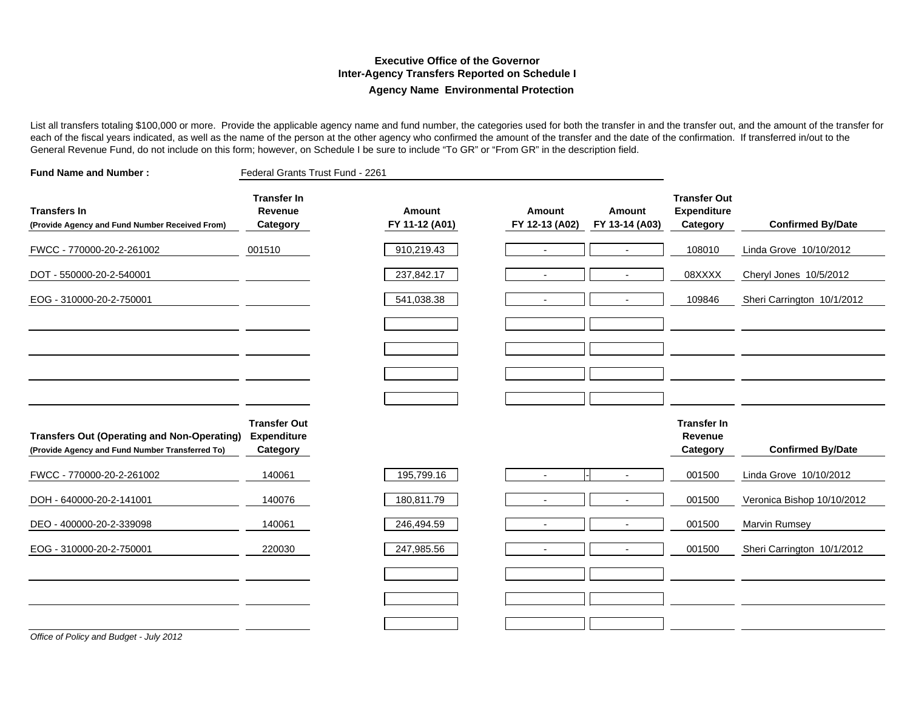**Executive Office of the Governor**
**Inter-Agency Transfers Reported on Schedule I**
**Agency Name Environmental Protection**

List all transfers totaling $100,000 or more. Provide the applicable agency name and fund number, the categories used for both the transfer in and the transfer out, and the amount of the transfer for each of the fiscal years indicated, as well as the name of the person at the other agency who confirmed the amount of the transfer and the date of the confirmation. If transferred in/out to the General Revenue Fund, do not include on this form; however, on Schedule I be sure to include "To GR" or "From GR" in the description field.

**Fund Name and Number :** Federal Grants Trust Fund - 2261

| **Transfers In** (Provide Agency and Fund Number Received From) | **Transfer In Revenue Category** | **Amount FY 11-12 (A01)** | **Amount FY 12-13 (A02)** | **Amount FY 13-14 (A03)** | **Transfer Out Expenditure Category** | **Confirmed By/Date** |
|---|---|---|---|---|---|---|
| FWCC - 770000-20-2-261002 | 001510 | 910,219.43 | - | - | 108010 | Linda Grove 10/10/2012 |
| DOT - 550000-20-2-540001 | | 237,842.17 | - | - | 08XXXX | Cheryl Jones 10/5/2012 |
| EOG - 310000-20-2-750001 | | 541,038.38 | - | - | 109846 | Sheri Carrington 10/1/2012 |
| | | | | | | |
| | | | | | | |
| | | | | | | |
| | | | | | | |

| **Transfers Out (Operating and Non-Operating)** (Provide Agency and Fund Number Transferred To) | **Transfer Out Expenditure Category** | | | | **Transfer In Revenue Category** | **Confirmed By/Date** |
|---|---|---|---|---|---|---|
| FWCC - 770000-20-2-261002 | 140061 | 195,799.16 | - | - | 001500 | Linda Grove 10/10/2012 |
| DOH - 640000-20-2-141001 | 140076 | 180,811.79 | - | - | 001500 | Veronica Bishop 10/10/2012 |
| DEO - 400000-20-2-339098 | 140061 | 246,494.59 | - | - | 001500 | Marvin Rumsey |
| EOG - 310000-20-2-750001 | 220030 | 247,985.56 | - | - | 001500 | Sheri Carrington 10/1/2012 |
| | | | | | | |
| | | | | | | |
| | | | | | | |

*Office of Policy and Budget - July 2012*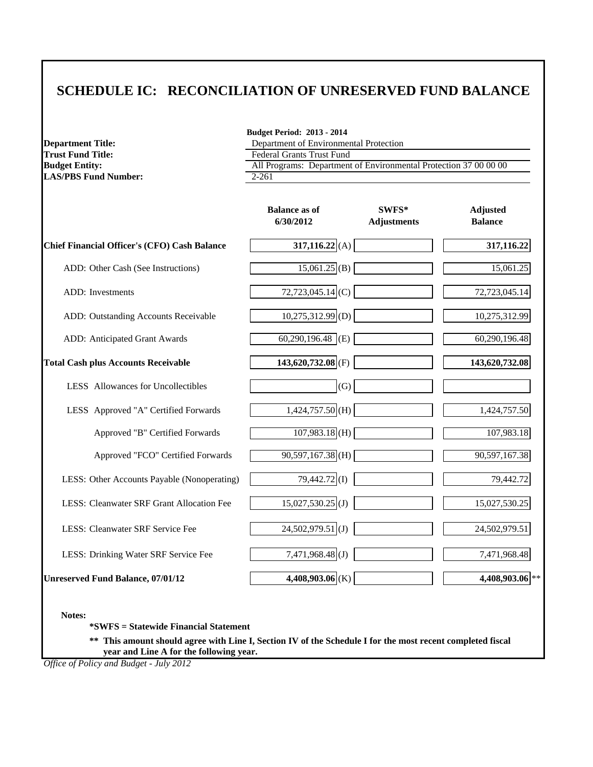# SCHEDULE IC: RECONCILIATION OF UNRESERVED FUND BALANCE

**Budget Period: 2013 - 2014**

| | |
|---|---|
| **Department Title:** | Department of Environmental Protection |
| **Trust Fund Title:** | Federal Grants Trust Fund |
| **Budget Entity:** | All Programs: Department of Environmental Protection 37 00 00 00 |
| **LAS/PBS Fund Number:** | 2-261 |

| | Balance as of 6/30/2012 | | SWFS* Adjustments | Adjusted Balance |
|---|---|---|---|---|
| **Chief Financial Officer's (CFO) Cash Balance** | **317,116.22** | (A) | | **317,116.22** |
| ADD: Other Cash (See Instructions) | 15,061.25 | (B) | | 15,061.25 |
| ADD: Investments | 72,723,045.14 | (C) | | 72,723,045.14 |
| ADD: Outstanding Accounts Receivable | 10,275,312.99 | (D) | | 10,275,312.99 |
| ADD: Anticipated Grant Awards | 60,290,196.48 | (E) | | 60,290,196.48 |
| **Total Cash plus Accounts Receivable** | **143,620,732.08** | (F) | | **143,620,732.08** |
| LESS Allowances for Uncollectibles | | (G) | | |
| LESS Approved "A" Certified Forwards | 1,424,757.50 | (H) | | 1,424,757.50 |
| Approved "B" Certified Forwards | 107,983.18 | (H) | | 107,983.18 |
| Approved "FCO" Certified Forwards | 90,597,167.38 | (H) | | 90,597,167.38 |
| LESS: Other Accounts Payable (Nonoperating) | 79,442.72 | (I) | | 79,442.72 |
| LESS: Cleanwater SRF Grant Allocation Fee | 15,027,530.25 | (J) | | 15,027,530.25 |
| LESS: Cleanwater SRF Service Fee | 24,502,979.51 | (J) | | 24,502,979.51 |
| LESS: Drinking Water SRF Service Fee | 7,471,968.48 | (J) | | 7,471,968.48 |
| **Unreserved Fund Balance, 07/01/12** | **4,408,903.06** | (K) | | **4,408,903.06** ** |

**Notes:**

**\*SWFS = Statewide Financial Statement**

**\*\* This amount should agree with Line I, Section IV of the Schedule I for the most recent completed fiscal year and Line A for the following year.**

*Office of Policy and Budget - July 2012*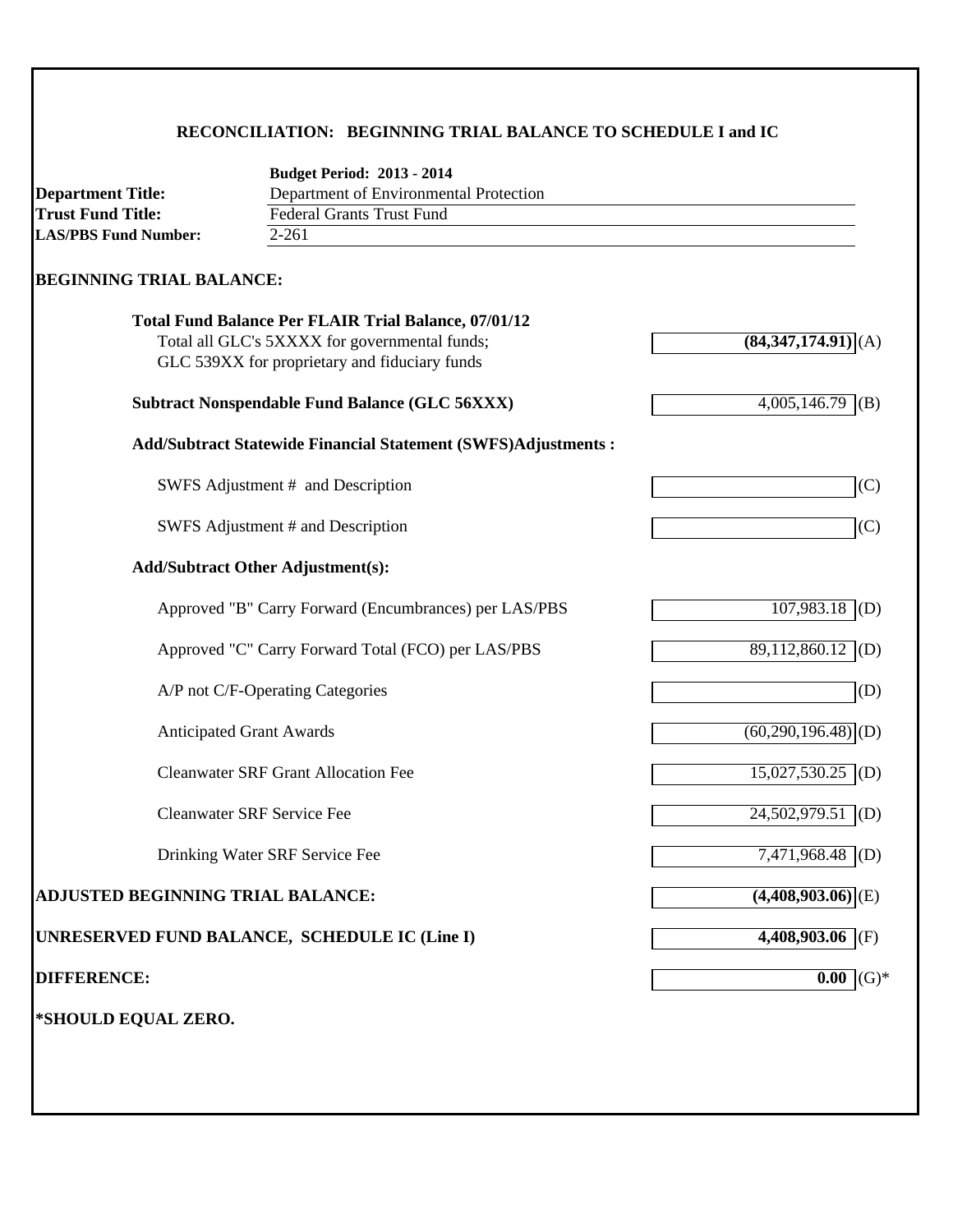## RECONCILIATION: BEGINNING TRIAL BALANCE TO SCHEDULE I and IC

**Budget Period: 2013 - 2014**

**Department Title:** Department of Environmental Protection
**Trust Fund Title:** Federal Grants Trust Fund
**LAS/PBS Fund Number:** 2-261

### BEGINNING TRIAL BALANCE:

| | | |
|---|---|---|
| **Total Fund Balance Per FLAIR Trial Balance, 07/01/12**<br>Total all GLC's 5XXXX for governmental funds;<br>GLC 539XX for proprietary and fiduciary funds | **(84,347,174.91)** | (A) |
| **Subtract Nonspendable Fund Balance (GLC 56XXX)** | 4,005,146.79 | (B) |
| **Add/Subtract Statewide Financial Statement (SWFS)Adjustments :** | | |
| SWFS Adjustment # and Description | | (C) |
| SWFS Adjustment # and Description | | (C) |
| **Add/Subtract Other Adjustment(s):** | | |
| Approved "B" Carry Forward (Encumbrances) per LAS/PBS | 107,983.18 | (D) |
| Approved "C" Carry Forward Total (FCO) per LAS/PBS | 89,112,860.12 | (D) |
| A/P not C/F-Operating Categories | | (D) |
| Anticipated Grant Awards | (60,290,196.48) | (D) |
| Cleanwater SRF Grant Allocation Fee | 15,027,530.25 | (D) |
| Cleanwater SRF Service Fee | 24,502,979.51 | (D) |
| Drinking Water SRF Service Fee | 7,471,968.48 | (D) |
| **ADJUSTED BEGINNING TRIAL BALANCE:** | **(4,408,903.06)** | (E) |
| **UNRESERVED FUND BALANCE, SCHEDULE IC (Line I)** | **4,408,903.06** | (F) |
| **DIFFERENCE:** | **0.00** | (G)* |

**\*SHOULD EQUAL ZERO.**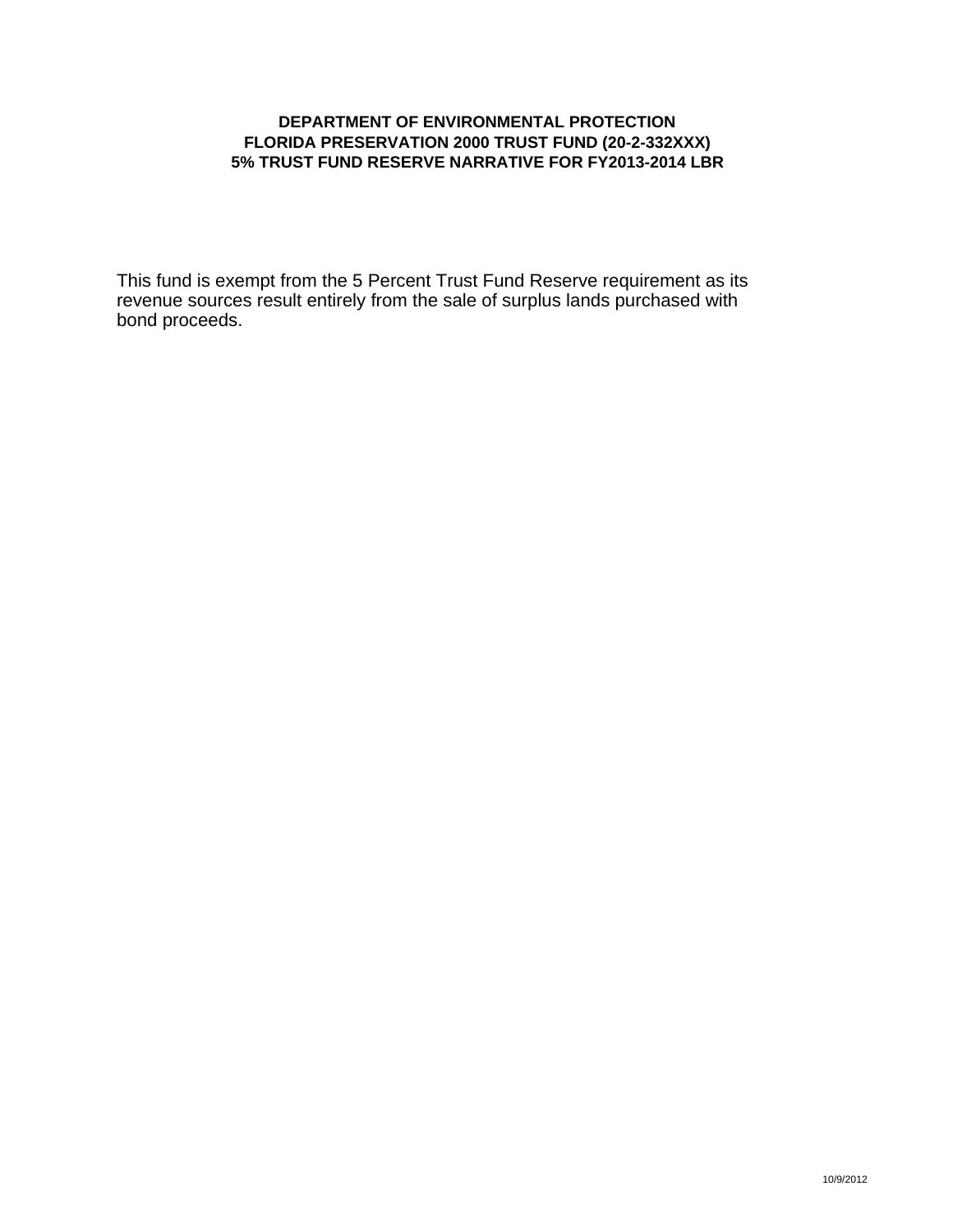**DEPARTMENT OF ENVIRONMENTAL PROTECTION**
**FLORIDA PRESERVATION 2000 TRUST FUND (20-2-332XXX)**
**5% TRUST FUND RESERVE NARRATIVE FOR FY2013-2014 LBR**

This fund is exempt from the 5 Percent Trust Fund Reserve requirement as its revenue sources result entirely from the sale of surplus lands purchased with bond proceeds.

10/9/2012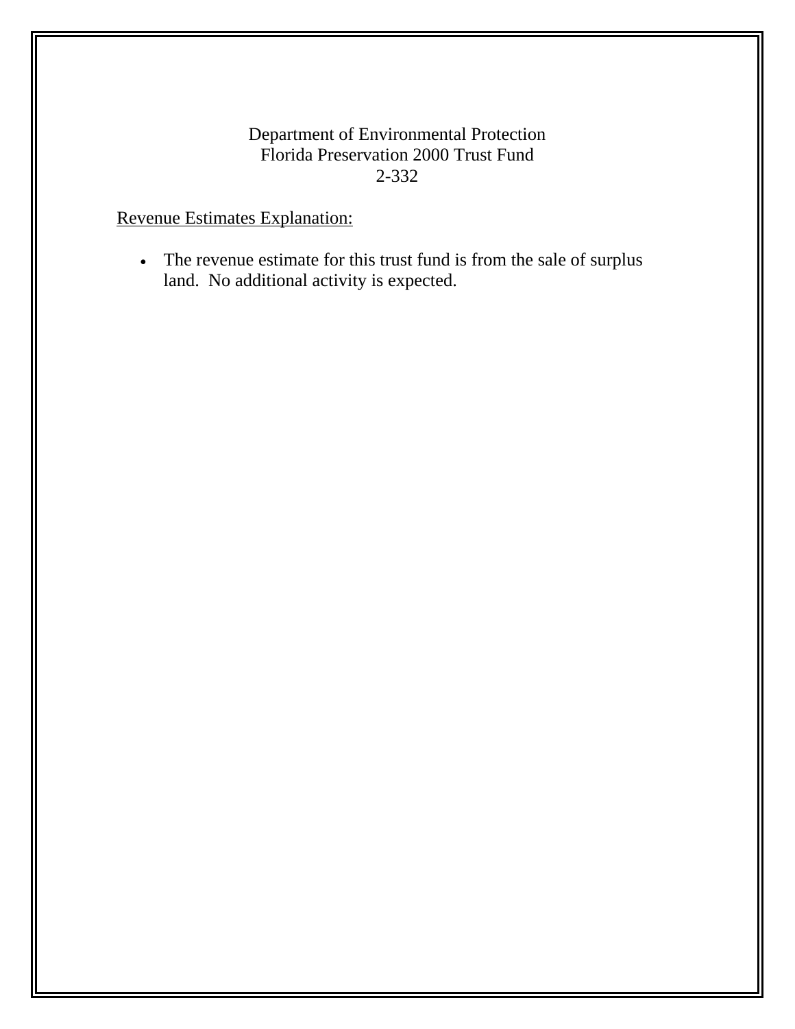Department of Environmental Protection
Florida Preservation 2000 Trust Fund
2-332

Revenue Estimates Explanation:

- The revenue estimate for this trust fund is from the sale of surplus land. No additional activity is expected.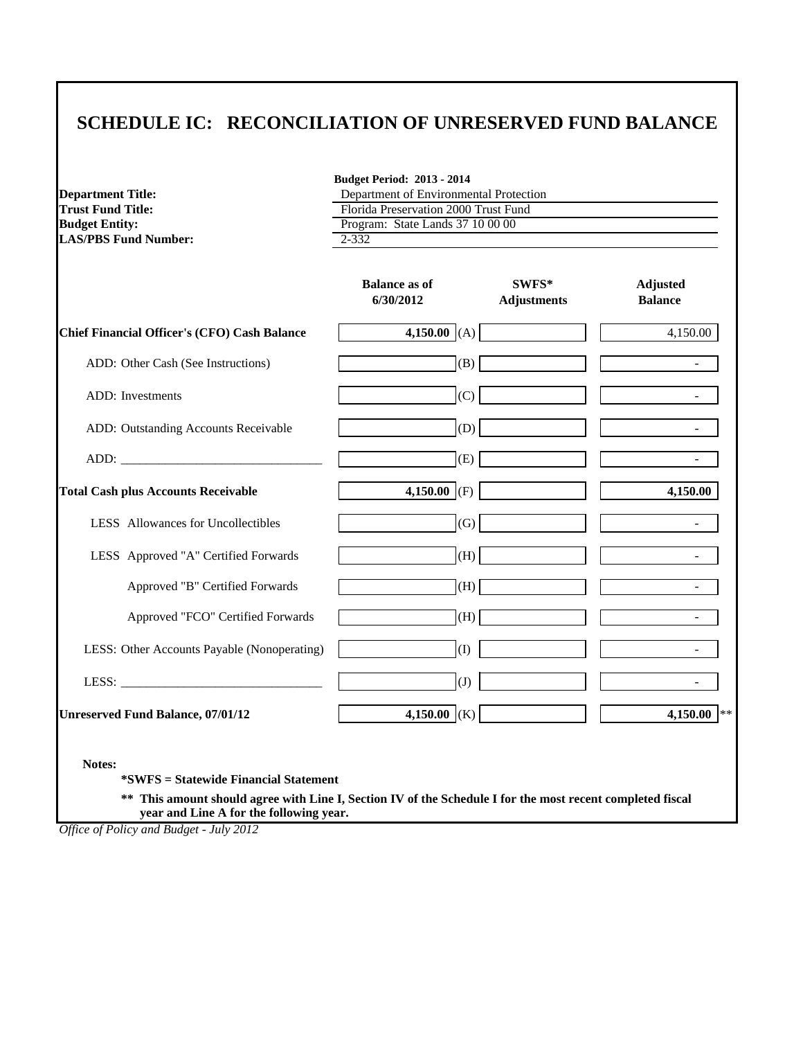# SCHEDULE IC: RECONCILIATION OF UNRESERVED FUND BALANCE

**Budget Period: 2013 - 2014**

**Department Title:** Department of Environmental Protection
**Trust Fund Title:** Florida Preservation 2000 Trust Fund
**Budget Entity:** Program: State Lands 37 10 00 00
**LAS/PBS Fund Number:** 2-332

| | Balance as of 6/30/2012 | | SWFS* Adjustments | Adjusted Balance |
|---|---|---|---|---|
| **Chief Financial Officer's (CFO) Cash Balance** | **4,150.00** | (A) | | 4,150.00 |
| ADD: Other Cash (See Instructions) | | (B) | | - |
| ADD: Investments | | (C) | | - |
| ADD: Outstanding Accounts Receivable | | (D) | | - |
| ADD: ________________________________ | | (E) | | - |
| **Total Cash plus Accounts Receivable** | **4,150.00** | (F) | | **4,150.00** |
| LESS Allowances for Uncollectibles | | (G) | | - |
| LESS Approved "A" Certified Forwards | | (H) | | - |
| Approved "B" Certified Forwards | | (H) | | - |
| Approved "FCO" Certified Forwards | | (H) | | - |
| LESS: Other Accounts Payable (Nonoperating) | | (I) | | - |
| LESS: ________________________________ | | (J) | | - |
| **Unreserved Fund Balance, 07/01/12** | **4,150.00** | (K) | | **4,150.00** ** |

**Notes:**

**\*SWFS = Statewide Financial Statement**

**\*\* This amount should agree with Line I, Section IV of the Schedule I for the most recent completed fiscal year and Line A for the following year.**

*Office of Policy and Budget - July 2012*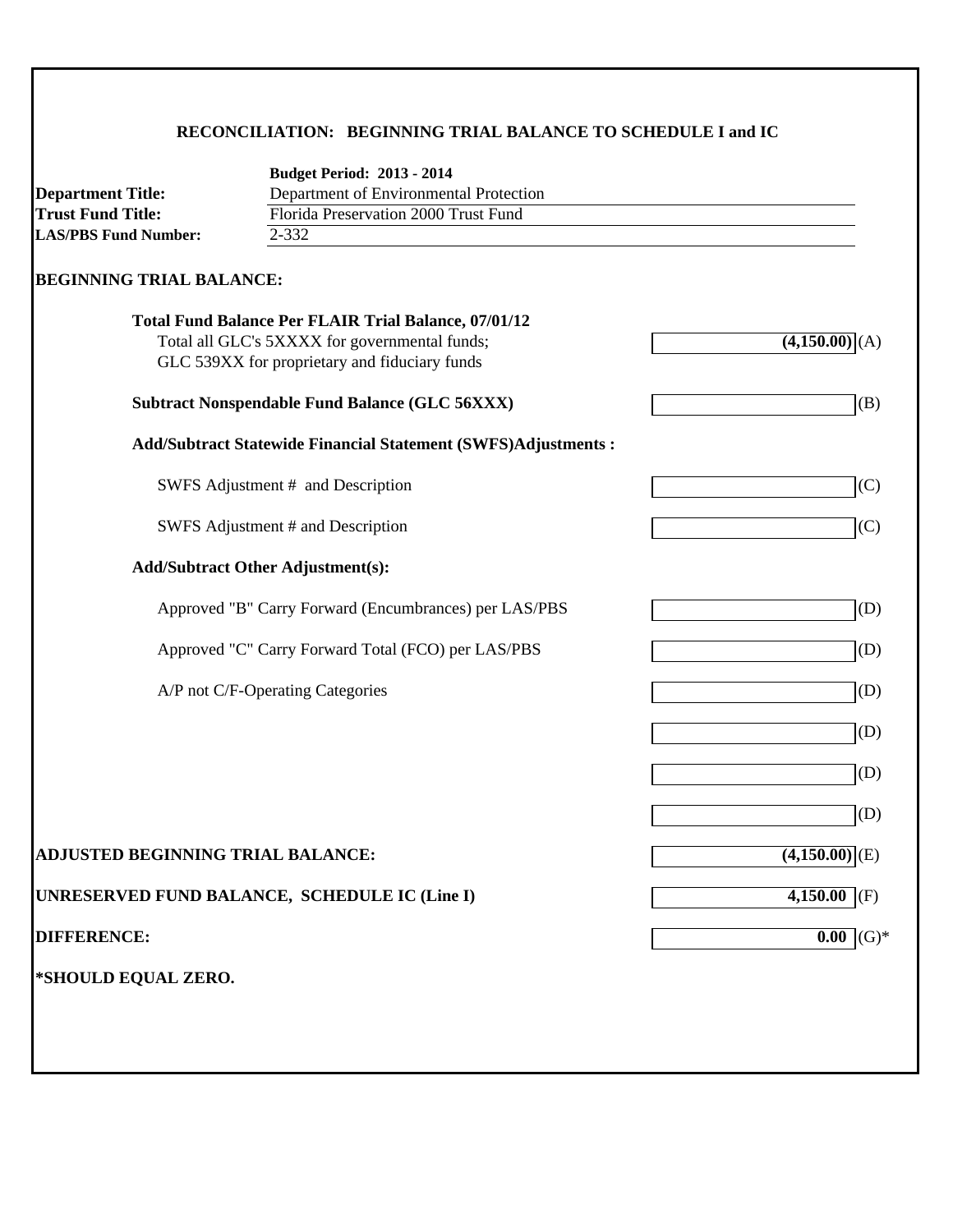## RECONCILIATION: BEGINNING TRIAL BALANCE TO SCHEDULE I and IC

**Budget Period: 2013 - 2014**

**Department Title:** Department of Environmental Protection
**Trust Fund Title:** Florida Preservation 2000 Trust Fund
**LAS/PBS Fund Number:** 2-332

### BEGINNING TRIAL BALANCE:

| | | |
|---|---|---|
| **Total Fund Balance Per FLAIR Trial Balance, 07/01/12** | | |
| Total all GLC's 5XXXX for governmental funds; GLC 539XX for proprietary and fiduciary funds | **(4,150.00)** | (A) |
| **Subtract Nonspendable Fund Balance (GLC 56XXX)** | | (B) |
| **Add/Subtract Statewide Financial Statement (SWFS)Adjustments :** | | |
| SWFS Adjustment # and Description | | (C) |
| SWFS Adjustment # and Description | | (C) |
| **Add/Subtract Other Adjustment(s):** | | |
| Approved "B" Carry Forward (Encumbrances) per LAS/PBS | | (D) |
| Approved "C" Carry Forward Total (FCO) per LAS/PBS | | (D) |
| A/P not C/F-Operating Categories | | (D) |
| | | (D) |
| | | (D) |
| | | (D) |
| **ADJUSTED BEGINNING TRIAL BALANCE:** | **(4,150.00)** | (E) |
| **UNRESERVED FUND BALANCE, SCHEDULE IC (Line I)** | **4,150.00** | (F) |
| **DIFFERENCE:** | **0.00** | (G)* |

**\*SHOULD EQUAL ZERO.**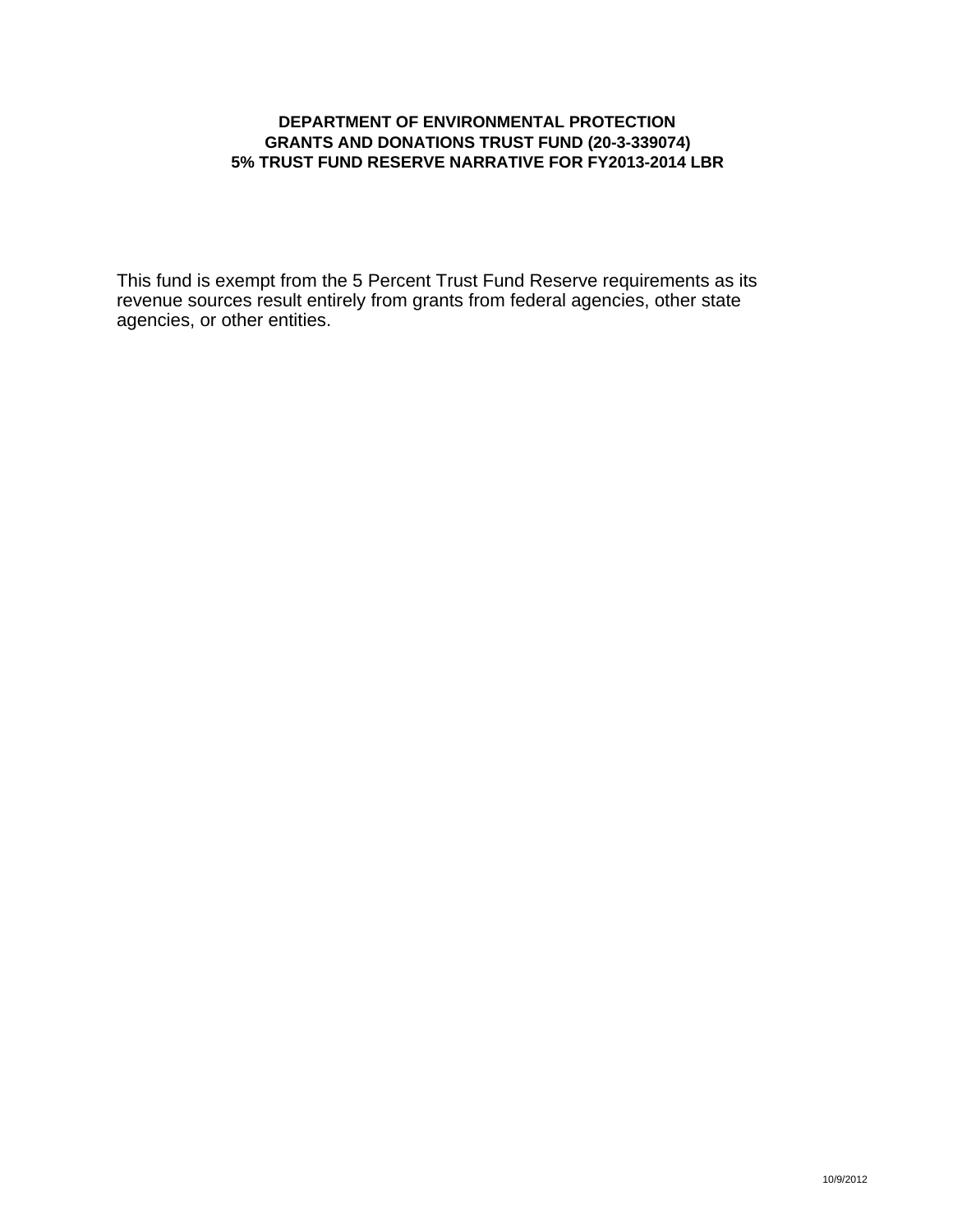**DEPARTMENT OF ENVIRONMENTAL PROTECTION**
**GRANTS AND DONATIONS TRUST FUND (20-3-339074)**
**5% TRUST FUND RESERVE NARRATIVE FOR FY2013-2014 LBR**

This fund is exempt from the 5 Percent Trust Fund Reserve requirements as its revenue sources result entirely from grants from federal agencies, other state agencies, or other entities.

10/9/2012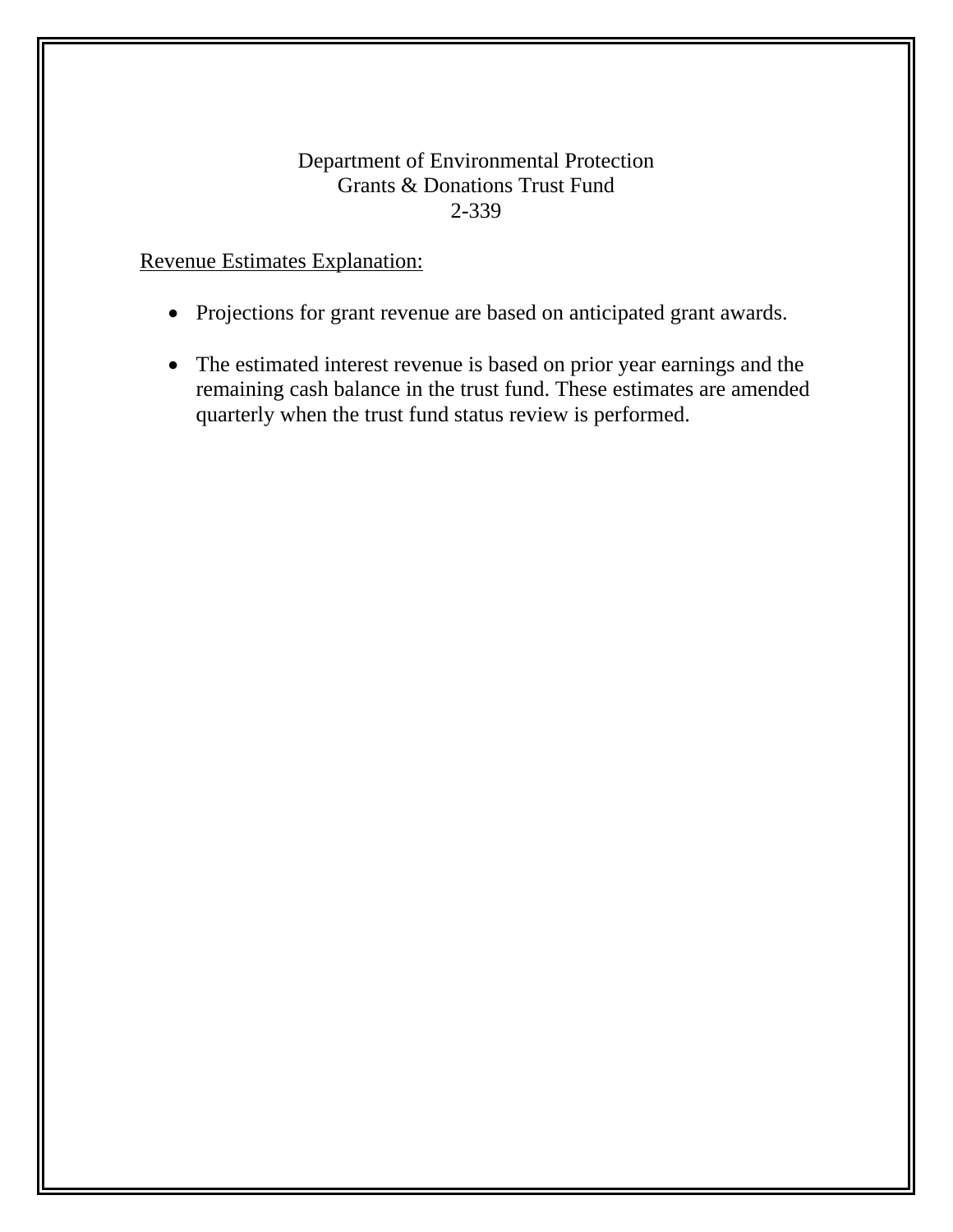Department of Environmental Protection
Grants & Donations Trust Fund
2-339

Revenue Estimates Explanation:

- Projections for grant revenue are based on anticipated grant awards.
- The estimated interest revenue is based on prior year earnings and the remaining cash balance in the trust fund. These estimates are amended quarterly when the trust fund status review is performed.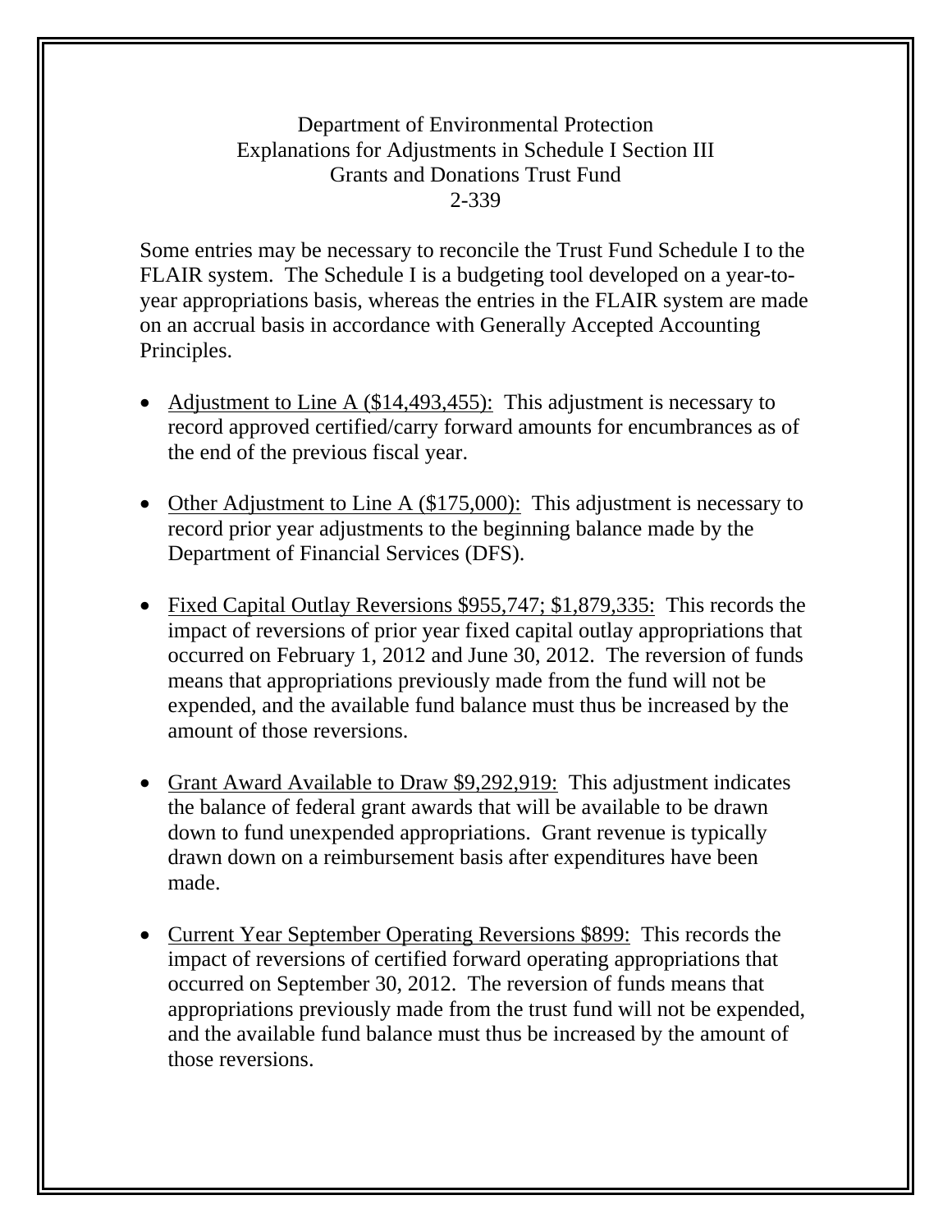# Department of Environmental Protection
## Explanations for Adjustments in Schedule I Section III
## Grants and Donations Trust Fund
## 2-339

Some entries may be necessary to reconcile the Trust Fund Schedule I to the FLAIR system. The Schedule I is a budgeting tool developed on a year-to-year appropriations basis, whereas the entries in the FLAIR system are made on an accrual basis in accordance with Generally Accepted Accounting Principles.

- <u>Adjustment to Line A ($14,493,455):</u> This adjustment is necessary to record approved certified/carry forward amounts for encumbrances as of the end of the previous fiscal year.

- <u>Other Adjustment to Line A ($175,000):</u> This adjustment is necessary to record prior year adjustments to the beginning balance made by the Department of Financial Services (DFS).

- <u>Fixed Capital Outlay Reversions $955,747; $1,879,335:</u> This records the impact of reversions of prior year fixed capital outlay appropriations that occurred on February 1, 2012 and June 30, 2012. The reversion of funds means that appropriations previously made from the fund will not be expended, and the available fund balance must thus be increased by the amount of those reversions.

- <u>Grant Award Available to Draw $9,292,919:</u> This adjustment indicates the balance of federal grant awards that will be available to be drawn down to fund unexpended appropriations. Grant revenue is typically drawn down on a reimbursement basis after expenditures have been made.

- <u>Current Year September Operating Reversions $899:</u> This records the impact of reversions of certified forward operating appropriations that occurred on September 30, 2012. The reversion of funds means that appropriations previously made from the trust fund will not be expended, and the available fund balance must thus be increased by the amount of those reversions.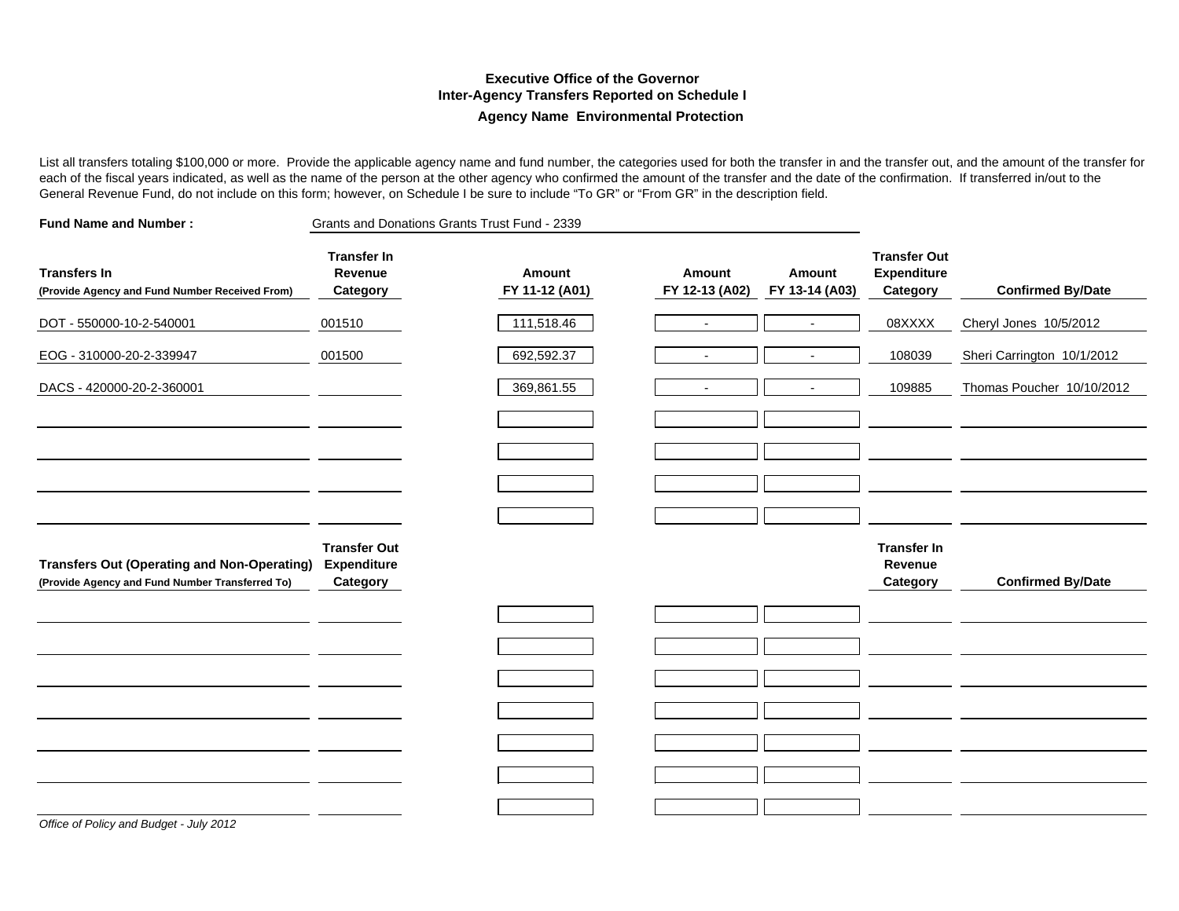**Executive Office of the Governor**
**Inter-Agency Transfers Reported on Schedule I**
**Agency Name Environmental Protection**

List all transfers totaling $100,000 or more. Provide the applicable agency name and fund number, the categories used for both the transfer in and the transfer out, and the amount of the transfer for each of the fiscal years indicated, as well as the name of the person at the other agency who confirmed the amount of the transfer and the date of the confirmation. If transferred in/out to the General Revenue Fund, do not include on this form; however, on Schedule I be sure to include "To GR" or "From GR" in the description field.

**Fund Name and Number :** Grants and Donations Grants Trust Fund - 2339

| **Transfers In** (Provide Agency and Fund Number Received From) | **Transfer In Revenue Category** | **Amount FY 11-12 (A01)** | **Amount FY 12-13 (A02)** | **Amount FY 13-14 (A03)** | **Transfer Out Expenditure Category** | **Confirmed By/Date** |
|---|---|---|---|---|---|---|
| DOT - 550000-10-2-540001 | 001510 | 111,518.46 | - | - | 08XXXX | Cheryl Jones 10/5/2012 |
| EOG - 310000-20-2-339947 | 001500 | 692,592.37 | - | - | 108039 | Sheri Carrington 10/1/2012 |
| DACS - 420000-20-2-360001 | | 369,861.55 | - | - | 109885 | Thomas Poucher 10/10/2012 |
| | | | | | | |
| | | | | | | |
| | | | | | | |
| | | | | | | |

| **Transfers Out (Operating and Non-Operating)** (Provide Agency and Fund Number Transferred To) | **Transfer Out Expenditure Category** | | | | **Transfer In Revenue Category** | **Confirmed By/Date** |
|---|---|---|---|---|---|---|
| | | | | | | |
| | | | | | | |
| | | | | | | |
| | | | | | | |
| | | | | | | |
| | | | | | | |
| | | | | | | |

*Office of Policy and Budget - July 2012*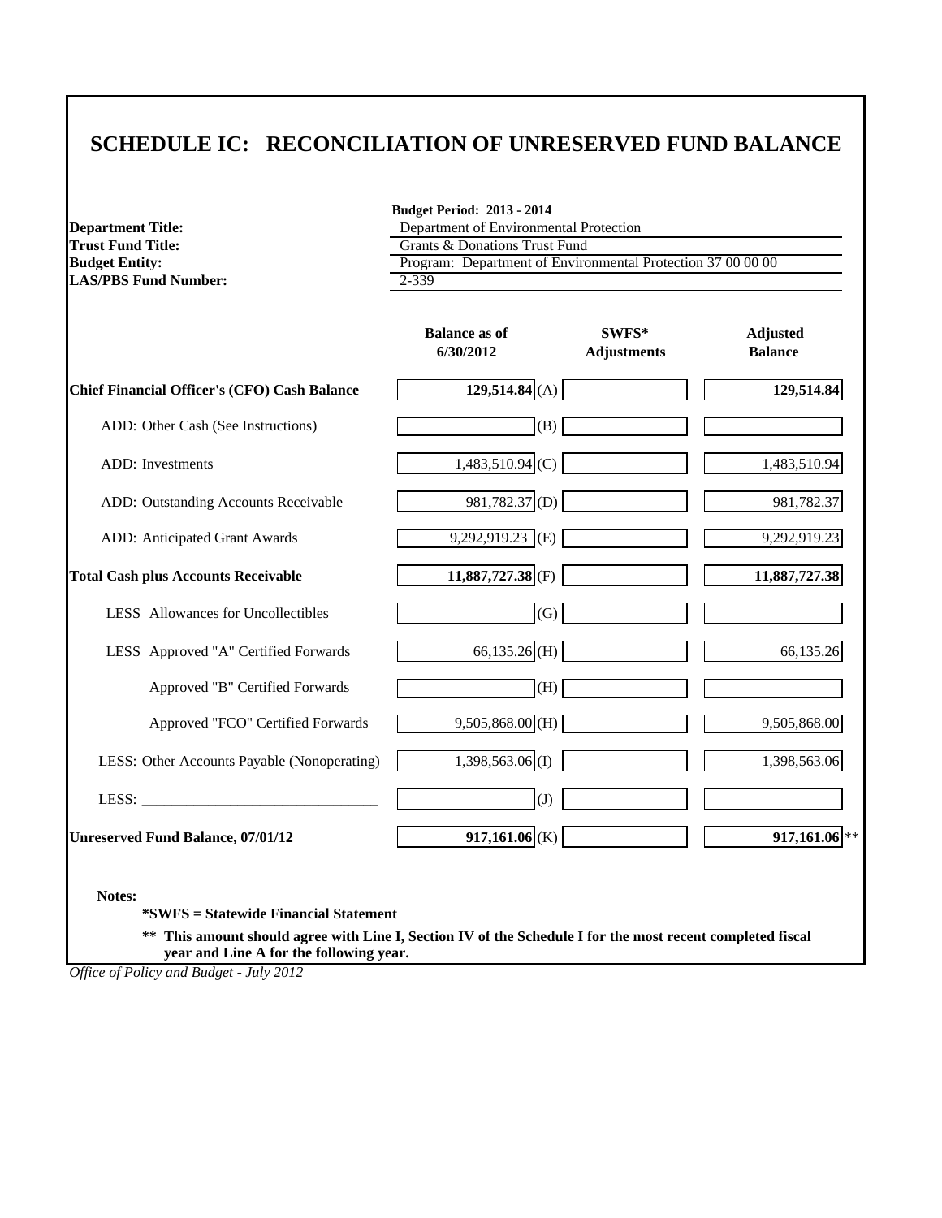# SCHEDULE IC: RECONCILIATION OF UNRESERVED FUND BALANCE

**Budget Period: 2013 - 2014**

| | |
|---|---|
| **Department Title:** | Department of Environmental Protection |
| **Trust Fund Title:** | Grants & Donations Trust Fund |
| **Budget Entity:** | Program: Department of Environmental Protection 37 00 00 00 |
| **LAS/PBS Fund Number:** | 2-339 |

| | Balance as of 6/30/2012 | | SWFS* Adjustments | Adjusted Balance |
|---|---|---|---|---|
| **Chief Financial Officer's (CFO) Cash Balance** | **129,514.84** | (A) | | **129,514.84** |
| ADD: Other Cash (See Instructions) | | (B) | | |
| ADD: Investments | 1,483,510.94 | (C) | | 1,483,510.94 |
| ADD: Outstanding Accounts Receivable | 981,782.37 | (D) | | 981,782.37 |
| ADD: Anticipated Grant Awards | 9,292,919.23 | (E) | | 9,292,919.23 |
| **Total Cash plus Accounts Receivable** | **11,887,727.38** | (F) | | **11,887,727.38** |
| LESS Allowances for Uncollectibles | | (G) | | |
| LESS Approved "A" Certified Forwards | 66,135.26 | (H) | | 66,135.26 |
| Approved "B" Certified Forwards | | (H) | | |
| Approved "FCO" Certified Forwards | 9,505,868.00 | (H) | | 9,505,868.00 |
| LESS: Other Accounts Payable (Nonoperating) | 1,398,563.06 | (I) | | 1,398,563.06 |
| LESS: _______________________________ | | (J) | | |
| **Unreserved Fund Balance, 07/01/12** | **917,161.06** | (K) | | **917,161.06** ** |

**Notes:**

**\*SWFS = Statewide Financial Statement**

**\*\* This amount should agree with Line I, Section IV of the Schedule I for the most recent completed fiscal year and Line A for the following year.**

*Office of Policy and Budget - July 2012*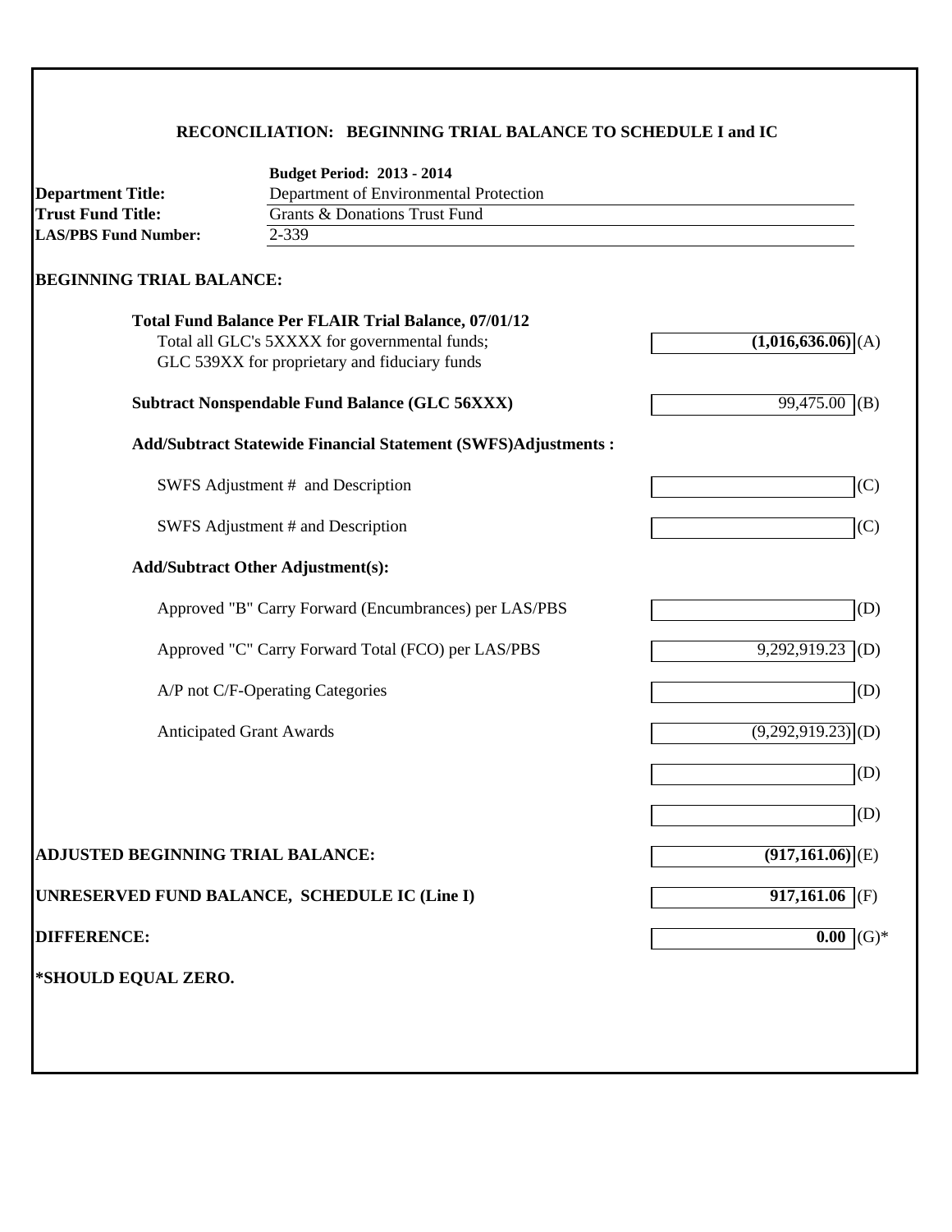## RECONCILIATION: BEGINNING TRIAL BALANCE TO SCHEDULE I and IC

**Budget Period: 2013 - 2014**

**Department Title:** Department of Environmental Protection
**Trust Fund Title:** Grants & Donations Trust Fund
**LAS/PBS Fund Number:** 2-339

### BEGINNING TRIAL BALANCE:

| | | |
|---|---|---|
| **Total Fund Balance Per FLAIR Trial Balance, 07/01/12**<br>Total all GLC's 5XXXX for governmental funds;<br>GLC 539XX for proprietary and fiduciary funds | **(1,016,636.06)** | (A) |
| **Subtract Nonspendable Fund Balance (GLC 56XXX)** | 99,475.00 | (B) |
| **Add/Subtract Statewide Financial Statement (SWFS)Adjustments :** | | |
| SWFS Adjustment # and Description | | (C) |
| SWFS Adjustment # and Description | | (C) |
| **Add/Subtract Other Adjustment(s):** | | |
| Approved "B" Carry Forward (Encumbrances) per LAS/PBS | | (D) |
| Approved "C" Carry Forward Total (FCO) per LAS/PBS | 9,292,919.23 | (D) |
| A/P not C/F-Operating Categories | | (D) |
| Anticipated Grant Awards | (9,292,919.23) | (D) |
| | | (D) |
| | | (D) |
| **ADJUSTED BEGINNING TRIAL BALANCE:** | **(917,161.06)** | (E) |
| **UNRESERVED FUND BALANCE, SCHEDULE IC (Line I)** | **917,161.06** | (F) |
| **DIFFERENCE:** | **0.00** | (G)* |

**\*SHOULD EQUAL ZERO.**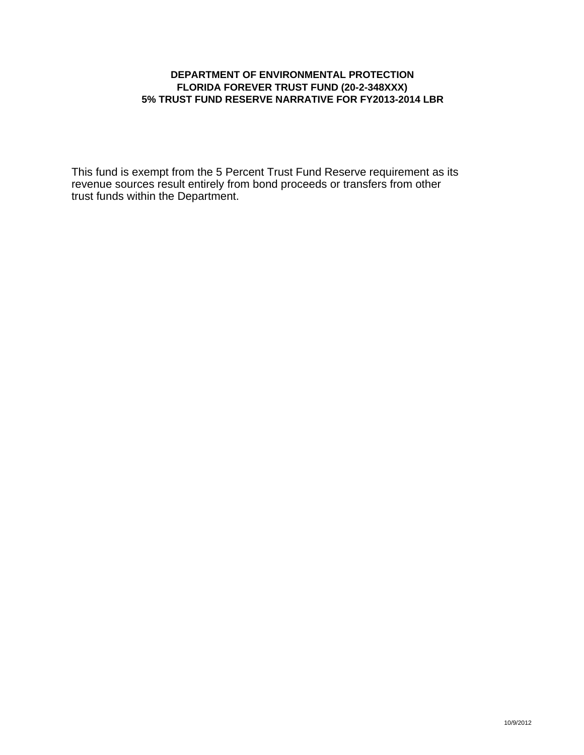**DEPARTMENT OF ENVIRONMENTAL PROTECTION**
**FLORIDA FOREVER TRUST FUND (20-2-348XXX)**
**5% TRUST FUND RESERVE NARRATIVE FOR FY2013-2014 LBR**

This fund is exempt from the 5 Percent Trust Fund Reserve requirement as its revenue sources result entirely from bond proceeds or transfers from other trust funds within the Department.

10/9/2012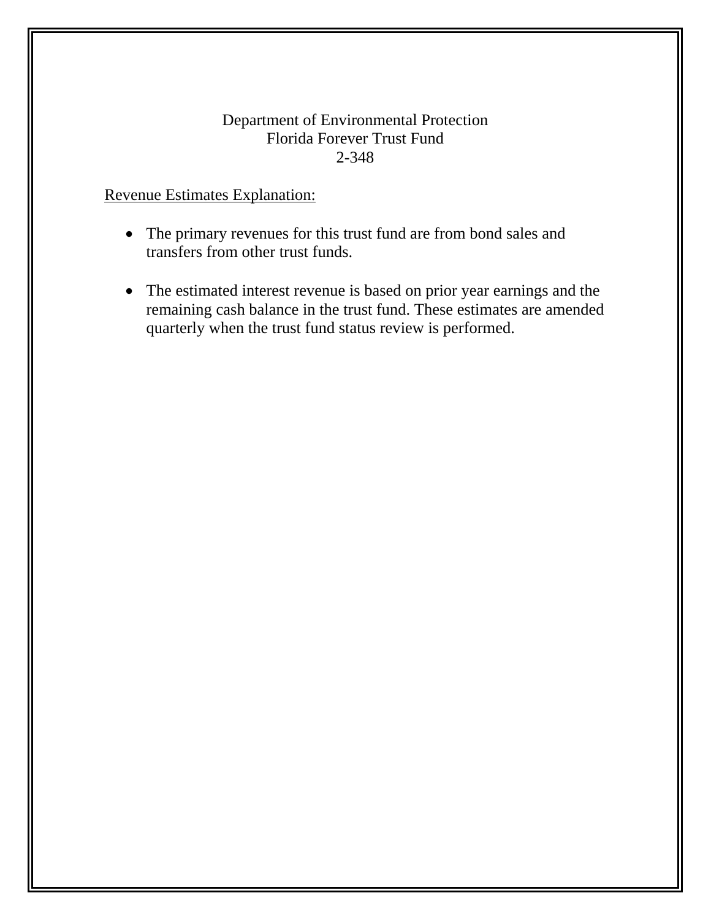Department of Environmental Protection
Florida Forever Trust Fund
2-348

Revenue Estimates Explanation:

- The primary revenues for this trust fund are from bond sales and transfers from other trust funds.

- The estimated interest revenue is based on prior year earnings and the remaining cash balance in the trust fund. These estimates are amended quarterly when the trust fund status review is performed.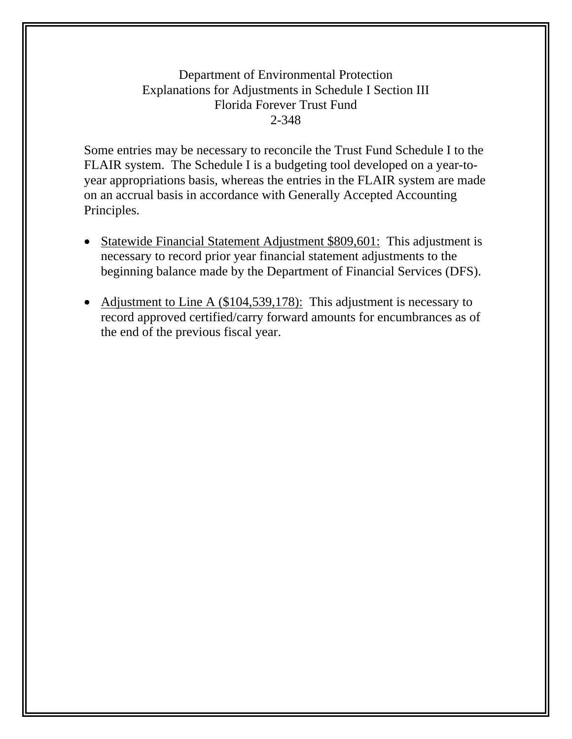# Department of Environmental Protection
## Explanations for Adjustments in Schedule I Section III
## Florida Forever Trust Fund
## 2-348

Some entries may be necessary to reconcile the Trust Fund Schedule I to the FLAIR system. The Schedule I is a budgeting tool developed on a year-to-year appropriations basis, whereas the entries in the FLAIR system are made on an accrual basis in accordance with Generally Accepted Accounting Principles.

- Statewide Financial Statement Adjustment $809,601: This adjustment is necessary to record prior year financial statement adjustments to the beginning balance made by the Department of Financial Services (DFS).

- Adjustment to Line A ($104,539,178): This adjustment is necessary to record approved certified/carry forward amounts for encumbrances as of the end of the previous fiscal year.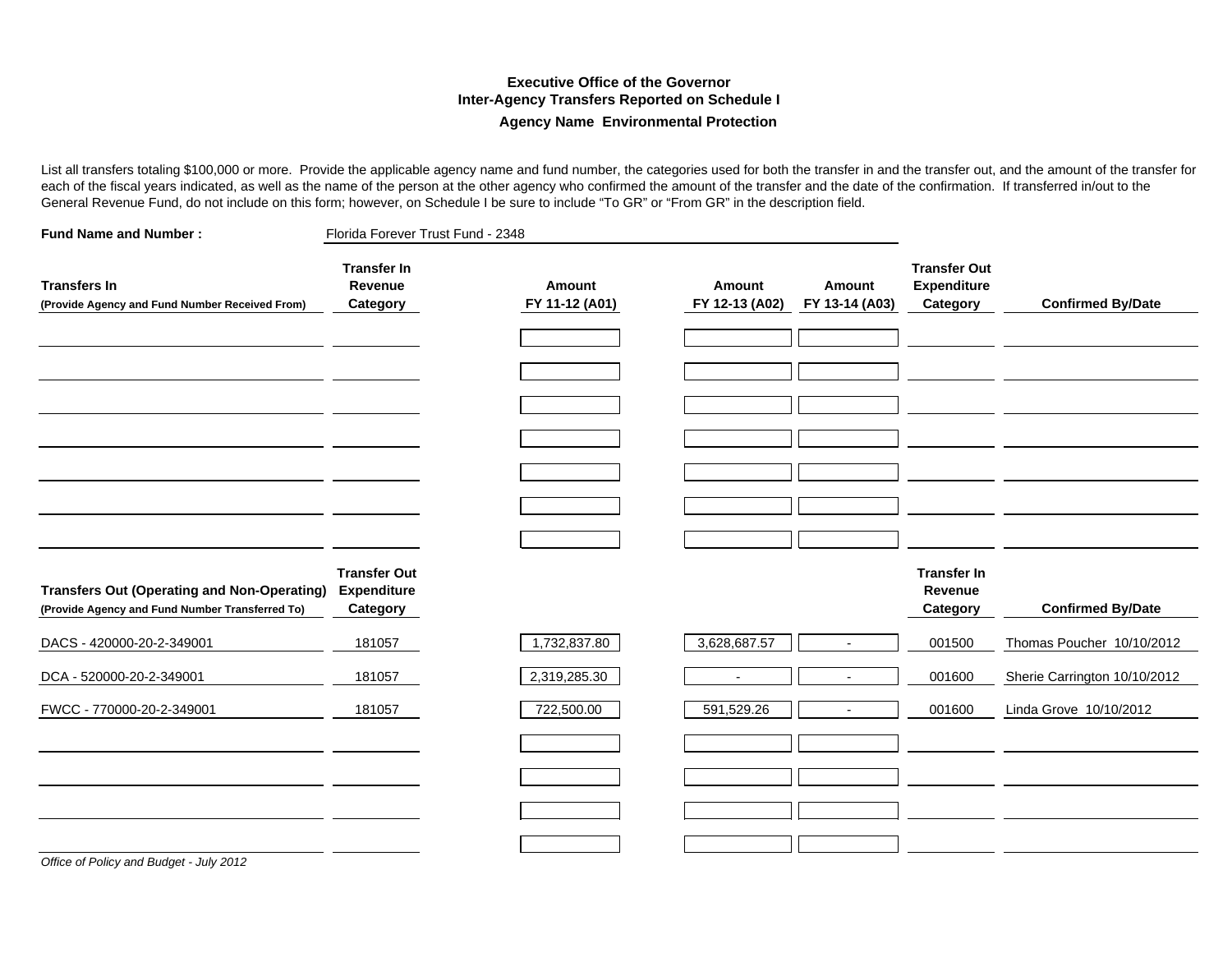**Executive Office of the Governor**
**Inter-Agency Transfers Reported on Schedule I**
**Agency Name Environmental Protection**

List all transfers totaling $100,000 or more. Provide the applicable agency name and fund number, the categories used for both the transfer in and the transfer out, and the amount of the transfer for each of the fiscal years indicated, as well as the name of the person at the other agency who confirmed the amount of the transfer and the date of the confirmation. If transferred in/out to the General Revenue Fund, do not include on this form; however, on Schedule I be sure to include "To GR" or "From GR" in the description field.

**Fund Name and Number :** Florida Forever Trust Fund - 2348

| Transfers In (Provide Agency and Fund Number Received From) | Transfer In Revenue Category | Amount FY 11-12 (A01) | Amount FY 12-13 (A02) | Amount FY 13-14 (A03) | Transfer Out Expenditure Category | Confirmed By/Date |
|---|---|---|---|---|---|---|
| | | | | | | |
| | | | | | | |
| | | | | | | |
| | | | | | | |
| | | | | | | |
| | | | | | | |
| | | | | | | |

| Transfers Out (Operating and Non-Operating) (Provide Agency and Fund Number Transferred To) | Transfer Out Expenditure Category | Amount FY 11-12 (A01) | Amount FY 12-13 (A02) | Amount FY 13-14 (A03) | Transfer In Revenue Category | Confirmed By/Date |
|---|---|---|---|---|---|---|
| DACS - 420000-20-2-349001 | 181057 | 1,732,837.80 | 3,628,687.57 | - | 001500 | Thomas Poucher 10/10/2012 |
| DCA - 520000-20-2-349001 | 181057 | 2,319,285.30 | - | - | 001600 | Sherie Carrington 10/10/2012 |
| FWCC - 770000-20-2-349001 | 181057 | 722,500.00 | 591,529.26 | - | 001600 | Linda Grove 10/10/2012 |
| | | | | | | |
| | | | | | | |
| | | | | | | |
| | | | | | | |

*Office of Policy and Budget - July 2012*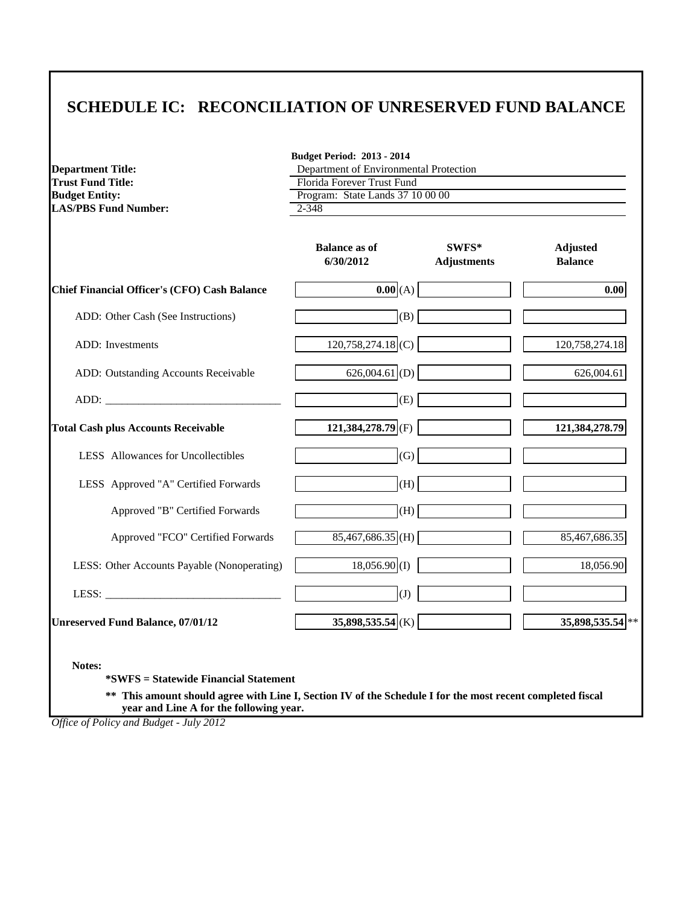# SCHEDULE IC: RECONCILIATION OF UNRESERVED FUND BALANCE

**Budget Period: 2013 - 2014**

| | |
|---|---|
| **Department Title:** | Department of Environmental Protection |
| **Trust Fund Title:** | Florida Forever Trust Fund |
| **Budget Entity:** | Program: State Lands 37 10 00 00 |
| **LAS/PBS Fund Number:** | 2-348 |

| | Balance as of 6/30/2012 | | SWFS* Adjustments | Adjusted Balance |
|---|---|---|---|---|
| **Chief Financial Officer's (CFO) Cash Balance** | **0.00** | (A) | | **0.00** |
| ADD: Other Cash (See Instructions) | | (B) | | |
| ADD: Investments | 120,758,274.18 | (C) | | 120,758,274.18 |
| ADD: Outstanding Accounts Receivable | 626,004.61 | (D) | | 626,004.61 |
| ADD: _______________________________ | | (E) | | |
| **Total Cash plus Accounts Receivable** | **121,384,278.79** | (F) | | **121,384,278.79** |
| LESS Allowances for Uncollectibles | | (G) | | |
| LESS Approved "A" Certified Forwards | | (H) | | |
| Approved "B" Certified Forwards | | (H) | | |
| Approved "FCO" Certified Forwards | 85,467,686.35 | (H) | | 85,467,686.35 |
| LESS: Other Accounts Payable (Nonoperating) | 18,056.90 | (I) | | 18,056.90 |
| LESS: _______________________________ | | (J) | | |
| **Unreserved Fund Balance, 07/01/12** | **35,898,535.54** | (K) | | **35,898,535.54** ** |

**Notes:**

**\*SWFS = Statewide Financial Statement**

**\*\* This amount should agree with Line I, Section IV of the Schedule I for the most recent completed fiscal year and Line A for the following year.**

*Office of Policy and Budget - July 2012*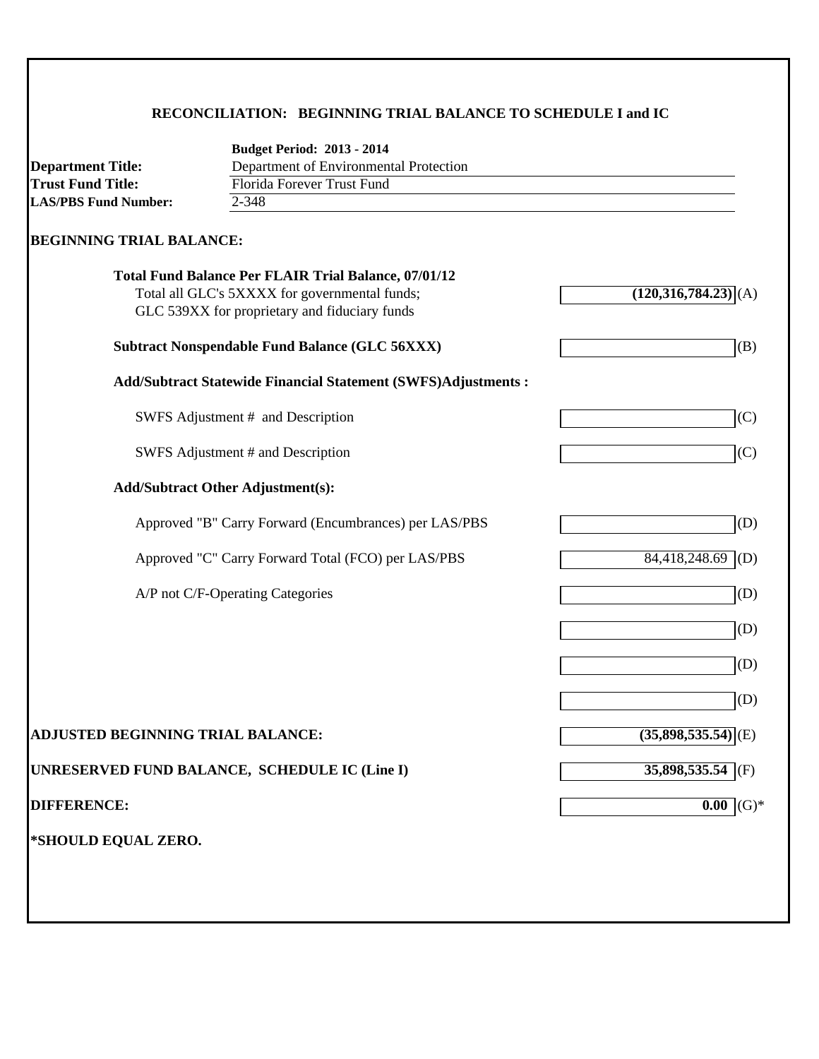## RECONCILIATION: BEGINNING TRIAL BALANCE TO SCHEDULE I and IC

**Budget Period: 2013 - 2014**

**Department Title:** Department of Environmental Protection
**Trust Fund Title:** Florida Forever Trust Fund
**LAS/PBS Fund Number:** 2-348

### BEGINNING TRIAL BALANCE:

| | Amount | |
|---|---|---|
| **Total Fund Balance Per FLAIR Trial Balance, 07/01/12** | | |
| Total all GLC's 5XXXX for governmental funds; GLC 539XX for proprietary and fiduciary funds | **(120,316,784.23)** | (A) |
| **Subtract Nonspendable Fund Balance (GLC 56XXX)** | | (B) |
| **Add/Subtract Statewide Financial Statement (SWFS)Adjustments :** | | |
| SWFS Adjustment # and Description | | (C) |
| SWFS Adjustment # and Description | | (C) |
| **Add/Subtract Other Adjustment(s):** | | |
| Approved "B" Carry Forward (Encumbrances) per LAS/PBS | | (D) |
| Approved "C" Carry Forward Total (FCO) per LAS/PBS | 84,418,248.69 | (D) |
| A/P not C/F-Operating Categories | | (D) |
| | | (D) |
| | | (D) |
| | | (D) |
| **ADJUSTED BEGINNING TRIAL BALANCE:** | **(35,898,535.54)** | (E) |
| **UNRESERVED FUND BALANCE, SCHEDULE IC (Line I)** | **35,898,535.54** | (F) |
| **DIFFERENCE:** | **0.00** | (G)* |

**\*SHOULD EQUAL ZERO.**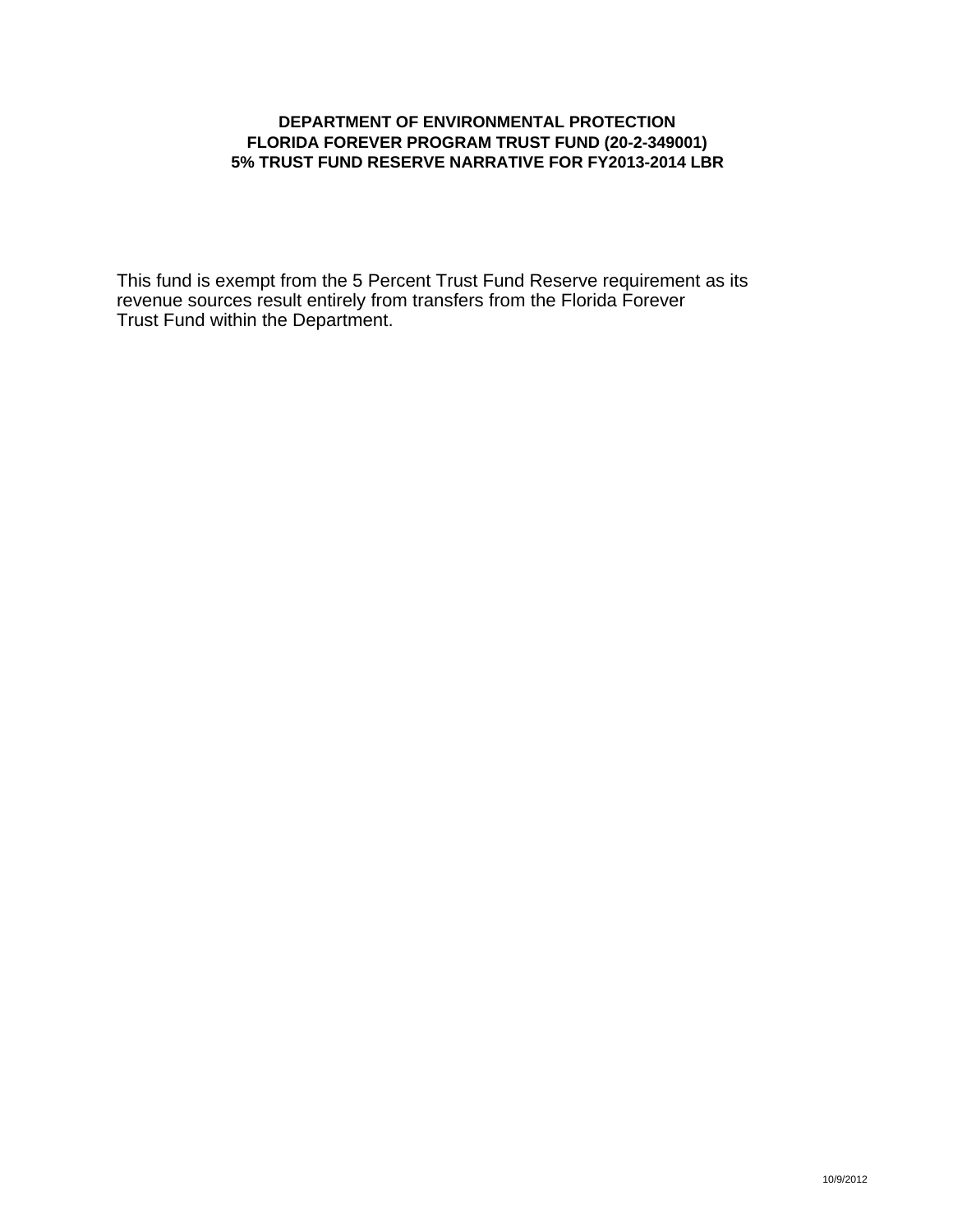**DEPARTMENT OF ENVIRONMENTAL PROTECTION**
**FLORIDA FOREVER PROGRAM TRUST FUND (20-2-349001)**
**5% TRUST FUND RESERVE NARRATIVE FOR FY2013-2014 LBR**

This fund is exempt from the 5 Percent Trust Fund Reserve requirement as its revenue sources result entirely from transfers from the Florida Forever Trust Fund within the Department.

10/9/2012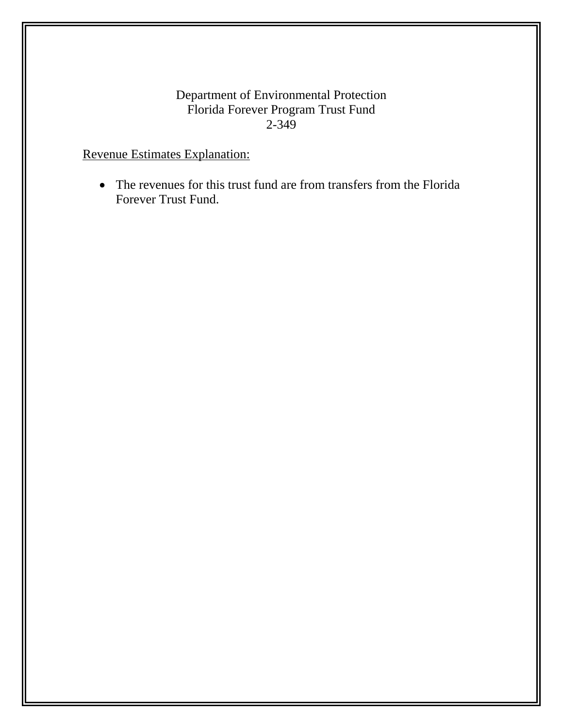# Department of Environmental Protection
# Florida Forever Program Trust Fund
# 2-349

Revenue Estimates Explanation:

- The revenues for this trust fund are from transfers from the Florida Forever Trust Fund.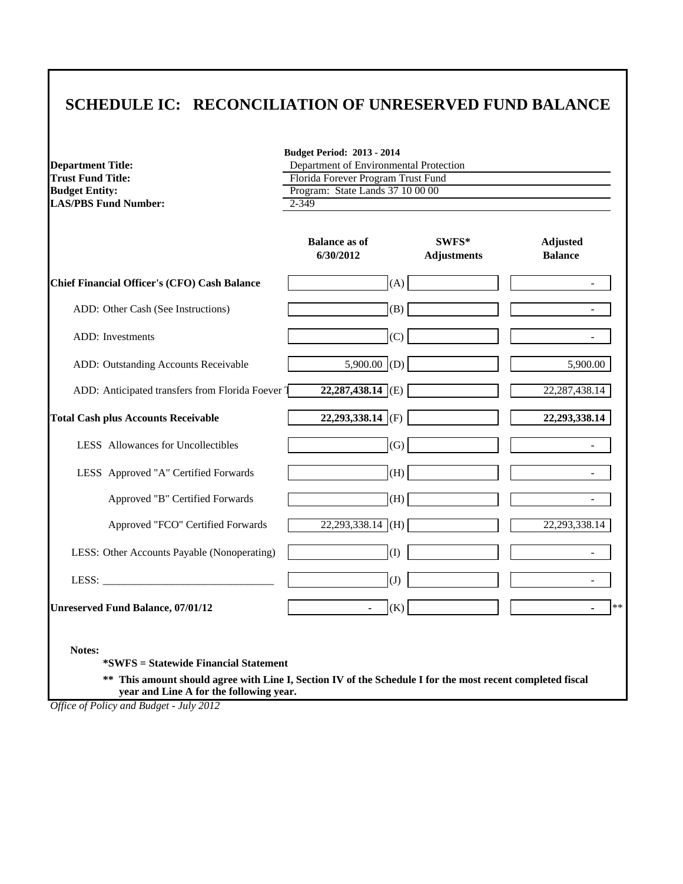# SCHEDULE IC: RECONCILIATION OF UNRESERVED FUND BALANCE

**Budget Period: 2013 - 2014**

| | |
|---|---|
| **Department Title:** | Department of Environmental Protection |
| **Trust Fund Title:** | Florida Forever Program Trust Fund |
| **Budget Entity:** | Program: State Lands 37 10 00 00 |
| **LAS/PBS Fund Number:** | 2-349 |

| | Balance as of 6/30/2012 | | SWFS* Adjustments | Adjusted Balance |
|---|---|---|---|---|
| **Chief Financial Officer's (CFO) Cash Balance** | | (A) | | - |
| ADD: Other Cash (See Instructions) | | (B) | | - |
| ADD: Investments | | (C) | | - |
| ADD: Outstanding Accounts Receivable | 5,900.00 | (D) | | 5,900.00 |
| ADD: Anticipated transfers from Florida Foever T | **22,287,438.14** | (E) | | 22,287,438.14 |
| **Total Cash plus Accounts Receivable** | **22,293,338.14** | (F) | | **22,293,338.14** |
| LESS Allowances for Uncollectibles | | (G) | | - |
| LESS Approved "A" Certified Forwards | | (H) | | - |
| Approved "B" Certified Forwards | | (H) | | - |
| Approved "FCO" Certified Forwards | 22,293,338.14 | (H) | | 22,293,338.14 |
| LESS: Other Accounts Payable (Nonoperating) | | (I) | | - |
| LESS: _______________________________ | | (J) | | - |
| **Unreserved Fund Balance, 07/01/12** | - | (K) | | - ** |

**Notes:**

**\*SWFS = Statewide Financial Statement**

**\*\* This amount should agree with Line I, Section IV of the Schedule I for the most recent completed fiscal year and Line A for the following year.**

*Office of Policy and Budget - July 2012*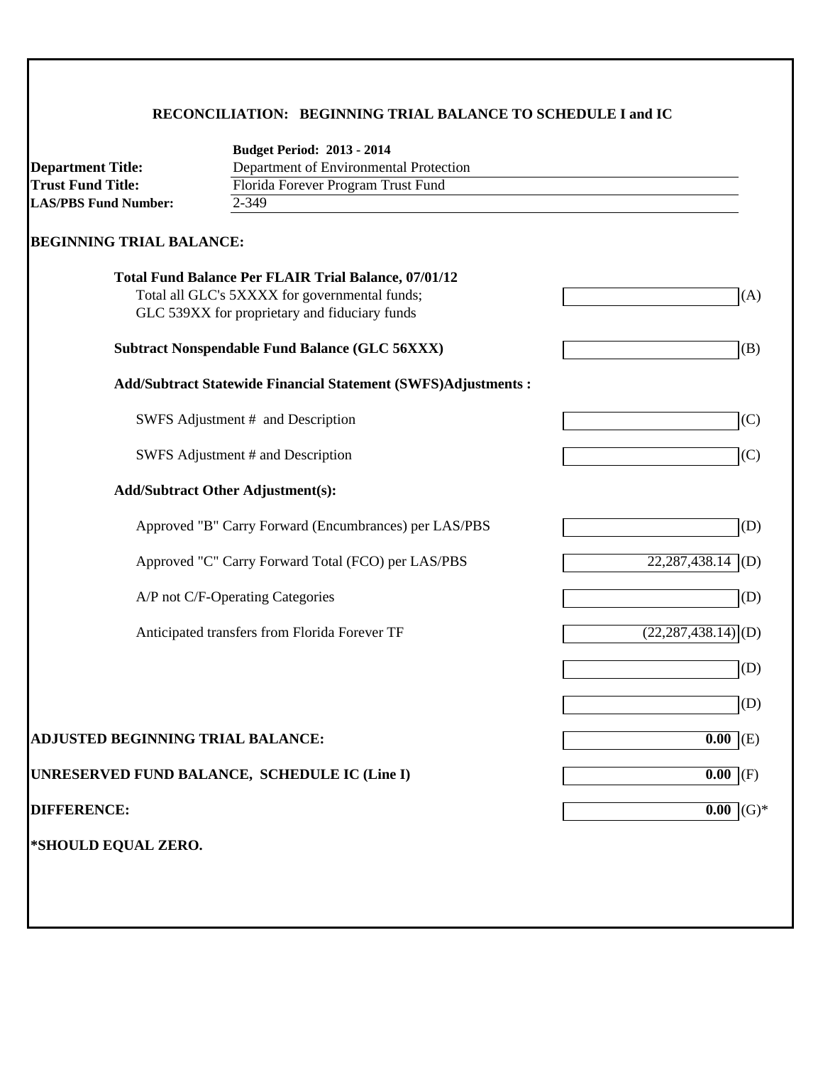## RECONCILIATION: BEGINNING TRIAL BALANCE TO SCHEDULE I and IC

**Budget Period: 2013 - 2014**

**Department Title:** Department of Environmental Protection
**Trust Fund Title:** Florida Forever Program Trust Fund
**LAS/PBS Fund Number:** 2-349

### BEGINNING TRIAL BALANCE:

| | | |
|---|---|---|
| **Total Fund Balance Per FLAIR Trial Balance, 07/01/12** <br> Total all GLC's 5XXXX for governmental funds; <br> GLC 539XX for proprietary and fiduciary funds | | (A) |
| **Subtract Nonspendable Fund Balance (GLC 56XXX)** | | (B) |
| **Add/Subtract Statewide Financial Statement (SWFS)Adjustments :** | | |
| SWFS Adjustment # and Description | | (C) |
| SWFS Adjustment # and Description | | (C) |
| **Add/Subtract Other Adjustment(s):** | | |
| Approved "B" Carry Forward (Encumbrances) per LAS/PBS | | (D) |
| Approved "C" Carry Forward Total (FCO) per LAS/PBS | 22,287,438.14 | (D) |
| A/P not C/F-Operating Categories | | (D) |
| Anticipated transfers from Florida Forever TF | (22,287,438.14) | (D) |
| | | (D) |
| | | (D) |
| **ADJUSTED BEGINNING TRIAL BALANCE:** | **0.00** | (E) |
| **UNRESERVED FUND BALANCE, SCHEDULE IC (Line I)** | **0.00** | (F) |
| **DIFFERENCE:** | **0.00** | (G)* |

**\*SHOULD EQUAL ZERO.**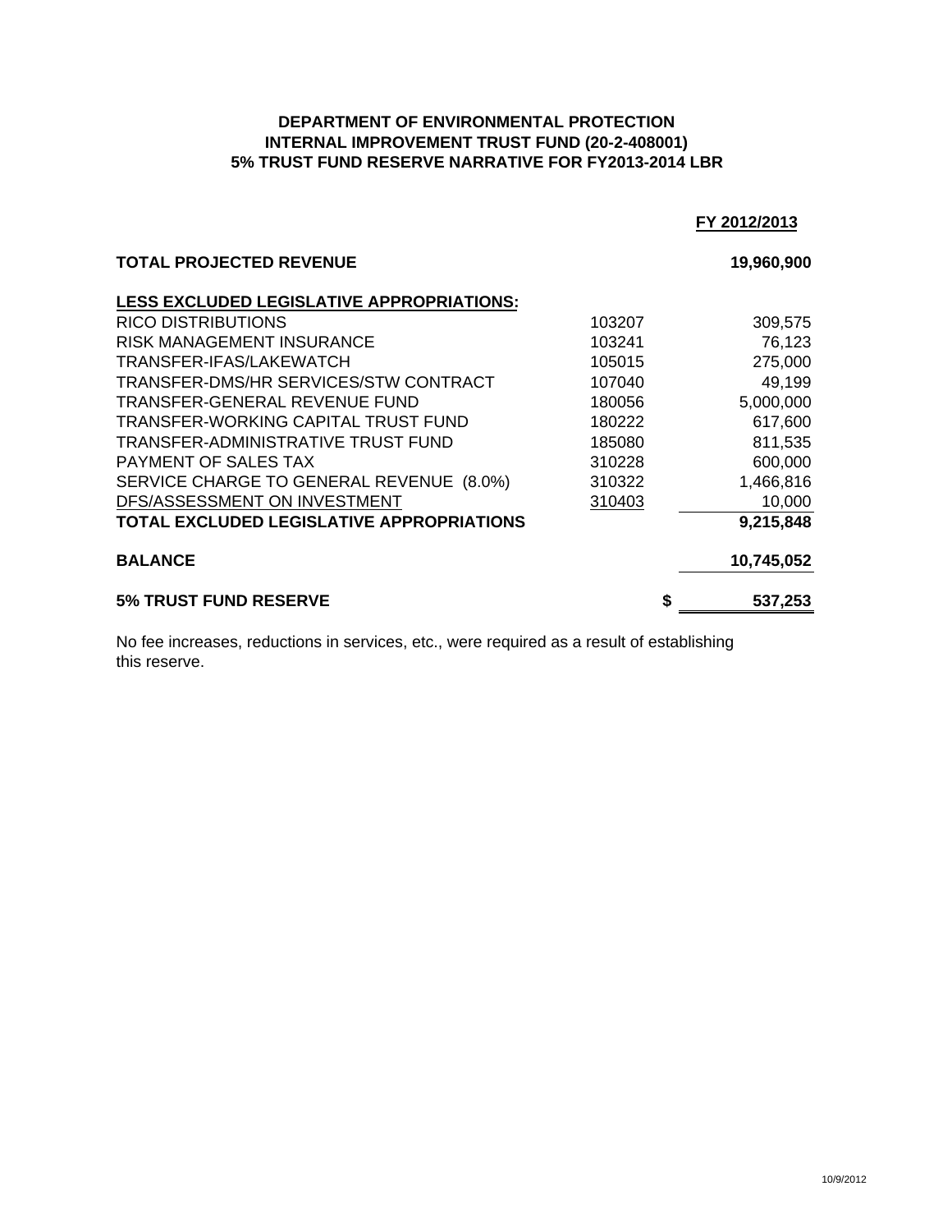**DEPARTMENT OF ENVIRONMENTAL PROTECTION**
**INTERNAL IMPROVEMENT TRUST FUND (20-2-408001)**
**5% TRUST FUND RESERVE NARRATIVE FOR FY2013-2014 LBR**

| | | FY 2012/2013 |
|---|---|---|
| **TOTAL PROJECTED REVENUE** | | **19,960,900** |
| **LESS EXCLUDED LEGISLATIVE APPROPRIATIONS:** | | |
| RICO DISTRIBUTIONS | 103207 | 309,575 |
| RISK MANAGEMENT INSURANCE | 103241 | 76,123 |
| TRANSFER-IFAS/LAKEWATCH | 105015 | 275,000 |
| TRANSFER-DMS/HR SERVICES/STW CONTRACT | 107040 | 49,199 |
| TRANSFER-GENERAL REVENUE FUND | 180056 | 5,000,000 |
| TRANSFER-WORKING CAPITAL TRUST FUND | 180222 | 617,600 |
| TRANSFER-ADMINISTRATIVE TRUST FUND | 185080 | 811,535 |
| PAYMENT OF SALES TAX | 310228 | 600,000 |
| SERVICE CHARGE TO GENERAL REVENUE (8.0%) | 310322 | 1,466,816 |
| DFS/ASSESSMENT ON INVESTMENT | 310403 | 10,000 |
| **TOTAL EXCLUDED LEGISLATIVE APPROPRIATIONS** | | **9,215,848** |
| **BALANCE** | | **10,745,052** |
| **5% TRUST FUND RESERVE** | | **$ 537,253** |

No fee increases, reductions in services, etc., were required as a result of establishing this reserve.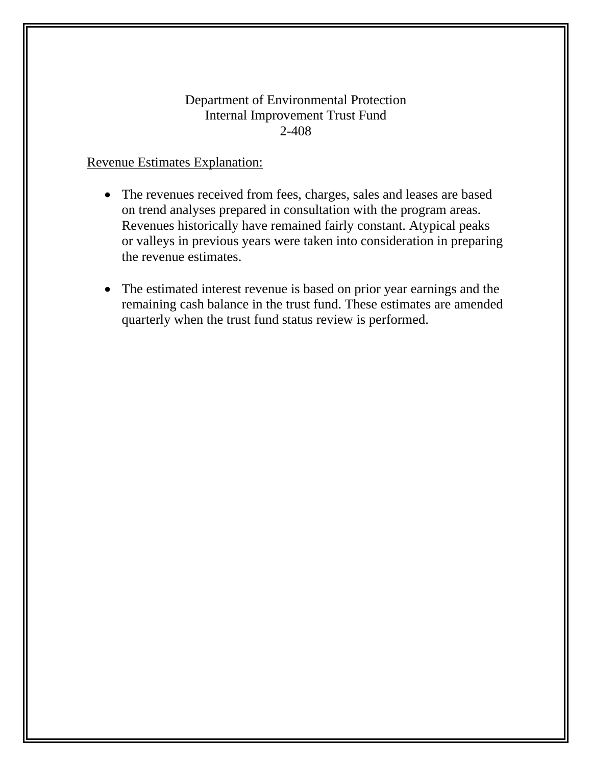# Department of Environmental Protection
## Internal Improvement Trust Fund
## 2-408

Revenue Estimates Explanation:

- The revenues received from fees, charges, sales and leases are based on trend analyses prepared in consultation with the program areas. Revenues historically have remained fairly constant. Atypical peaks or valleys in previous years were taken into consideration in preparing the revenue estimates.

- The estimated interest revenue is based on prior year earnings and the remaining cash balance in the trust fund. These estimates are amended quarterly when the trust fund status review is performed.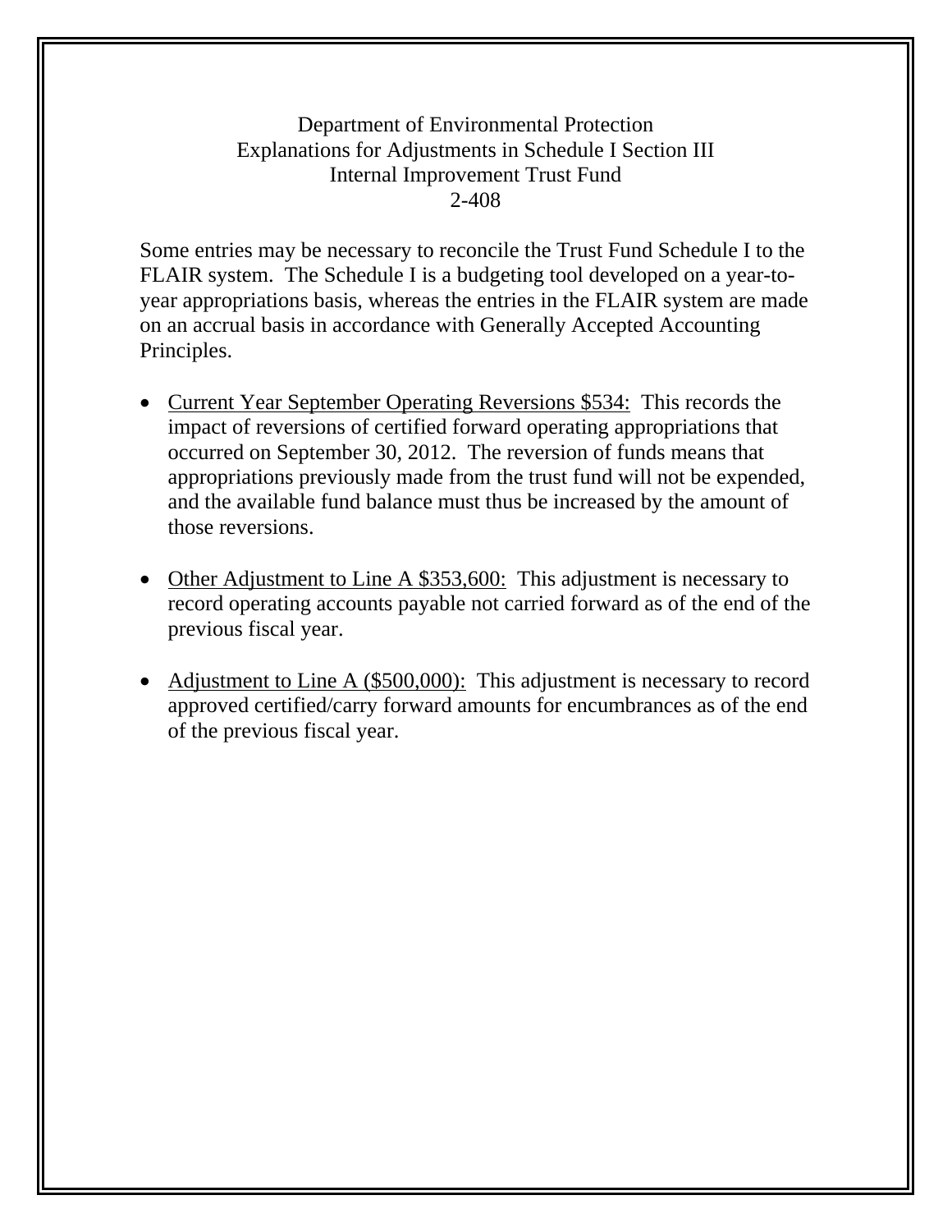# Department of Environmental Protection
## Explanations for Adjustments in Schedule I Section III
## Internal Improvement Trust Fund
## 2-408

Some entries may be necessary to reconcile the Trust Fund Schedule I to the FLAIR system. The Schedule I is a budgeting tool developed on a year-to-year appropriations basis, whereas the entries in the FLAIR system are made on an accrual basis in accordance with Generally Accepted Accounting Principles.

- <u>Current Year September Operating Reversions $534:</u> This records the impact of reversions of certified forward operating appropriations that occurred on September 30, 2012. The reversion of funds means that appropriations previously made from the trust fund will not be expended, and the available fund balance must thus be increased by the amount of those reversions.

- <u>Other Adjustment to Line A $353,600:</u> This adjustment is necessary to record operating accounts payable not carried forward as of the end of the previous fiscal year.

- <u>Adjustment to Line A ($500,000):</u> This adjustment is necessary to record approved certified/carry forward amounts for encumbrances as of the end of the previous fiscal year.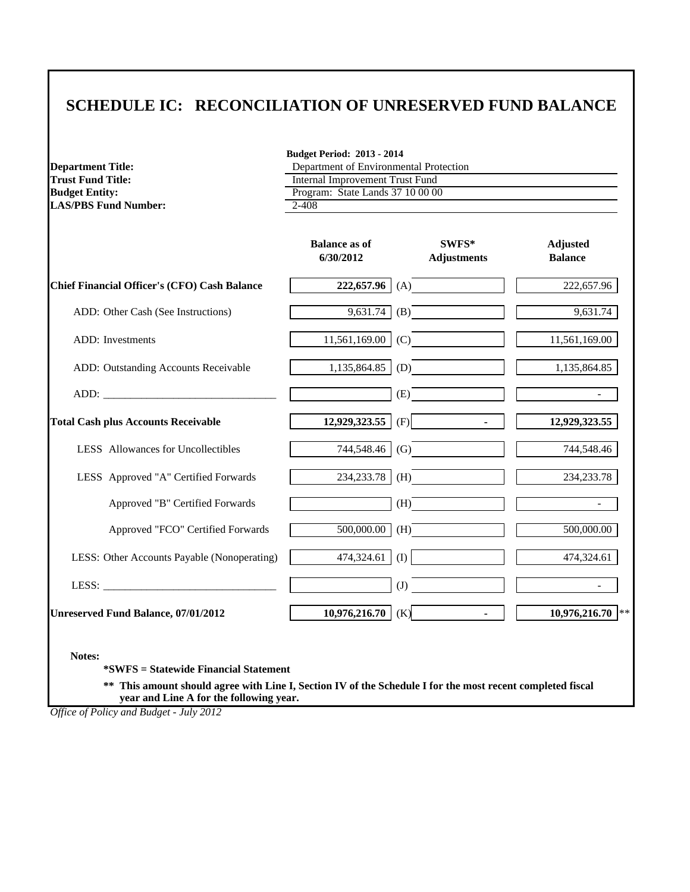# SCHEDULE IC: RECONCILIATION OF UNRESERVED FUND BALANCE

**Budget Period: 2013 - 2014**

**Department Title:** Department of Environmental Protection
**Trust Fund Title:** Internal Improvement Trust Fund
**Budget Entity:** Program: State Lands 37 10 00 00
**LAS/PBS Fund Number:** 2-408

| | Balance as of 6/30/2012 | | SWFS* Adjustments | Adjusted Balance |
|---|---|---|---|---|
| **Chief Financial Officer's (CFO) Cash Balance** | **222,657.96** | (A) | | 222,657.96 |
| ADD: Other Cash (See Instructions) | 9,631.74 | (B) | | 9,631.74 |
| ADD: Investments | 11,561,169.00 | (C) | | 11,561,169.00 |
| ADD: Outstanding Accounts Receivable | 1,135,864.85 | (D) | | 1,135,864.85 |
| ADD: _______________________________ | | (E) | | - |
| **Total Cash plus Accounts Receivable** | **12,929,323.55** | (F) | - | **12,929,323.55** |
| LESS Allowances for Uncollectibles | 744,548.46 | (G) | | 744,548.46 |
| LESS Approved "A" Certified Forwards | 234,233.78 | (H) | | 234,233.78 |
| Approved "B" Certified Forwards | | (H) | | - |
| Approved "FCO" Certified Forwards | 500,000.00 | (H) | | 500,000.00 |
| LESS: Other Accounts Payable (Nonoperating) | 474,324.61 | (I) | | 474,324.61 |
| LESS: _______________________________ | | (J) | | - |
| **Unreserved Fund Balance, 07/01/2012** | **10,976,216.70** | (K) | - | **10,976,216.70** ** |

**Notes:**

***SWFS = Statewide Financial Statement**

**** This amount should agree with Line I, Section IV of the Schedule I for the most recent completed fiscal year and Line A for the following year.**

*Office of Policy and Budget - July 2012*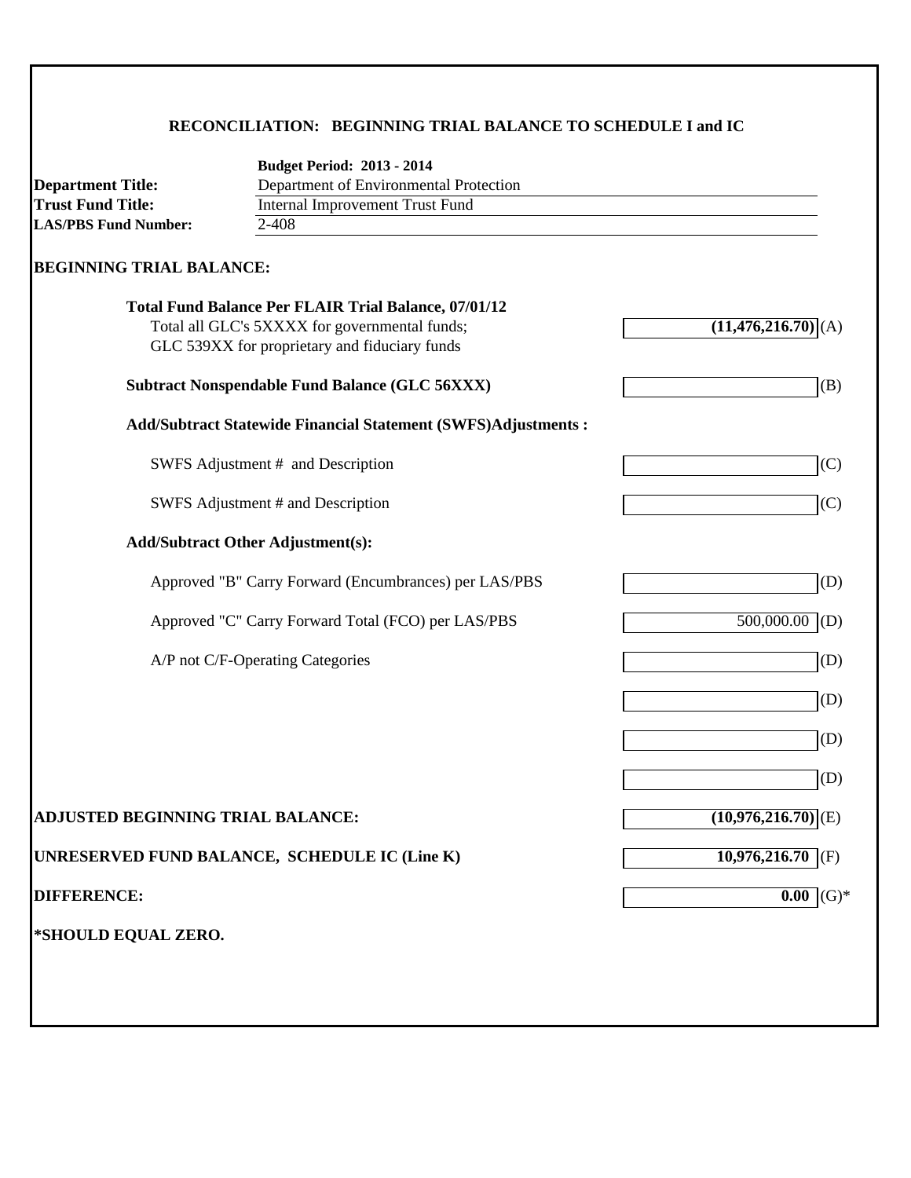## RECONCILIATION: BEGINNING TRIAL BALANCE TO SCHEDULE I and IC

**Budget Period: 2013 - 2014**

**Department Title:** Department of Environmental Protection
**Trust Fund Title:** Internal Improvement Trust Fund
**LAS/PBS Fund Number:** 2-408

### BEGINNING TRIAL BALANCE:

| | | |
|---|---|---|
| **Total Fund Balance Per FLAIR Trial Balance, 07/01/12**<br>Total all GLC's 5XXXX for governmental funds;<br>GLC 539XX for proprietary and fiduciary funds | **(11,476,216.70)** | (A) |
| **Subtract Nonspendable Fund Balance (GLC 56XXX)** | | (B) |
| **Add/Subtract Statewide Financial Statement (SWFS)Adjustments :** | | |
| SWFS Adjustment # and Description | | (C) |
| SWFS Adjustment # and Description | | (C) |
| **Add/Subtract Other Adjustment(s):** | | |
| Approved "B" Carry Forward (Encumbrances) per LAS/PBS | | (D) |
| Approved "C" Carry Forward Total (FCO) per LAS/PBS | 500,000.00 | (D) |
| A/P not C/F-Operating Categories | | (D) |
| | | (D) |
| | | (D) |
| | | (D) |
| **ADJUSTED BEGINNING TRIAL BALANCE:** | **(10,976,216.70)** | (E) |
| **UNRESERVED FUND BALANCE, SCHEDULE IC (Line K)** | **10,976,216.70** | (F) |
| **DIFFERENCE:** | **0.00** | (G)* |

**\*SHOULD EQUAL ZERO.**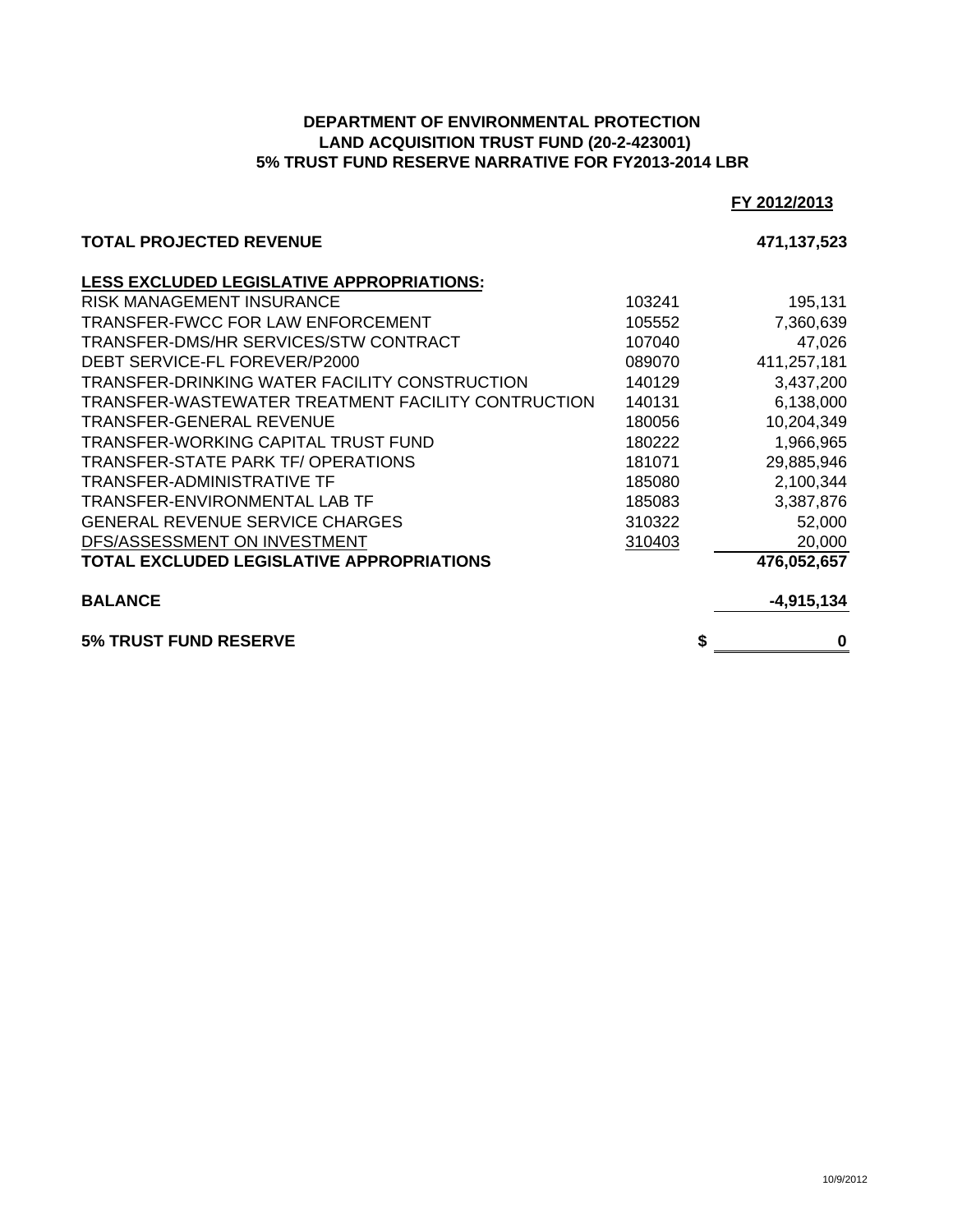**DEPARTMENT OF ENVIRONMENTAL PROTECTION**
**LAND ACQUISITION TRUST FUND (20-2-423001)**
**5% TRUST FUND RESERVE NARRATIVE FOR FY2013-2014 LBR**

| | | FY 2012/2013 |
|---|---|---|
| **TOTAL PROJECTED REVENUE** | | **471,137,523** |
| **LESS EXCLUDED LEGISLATIVE APPROPRIATIONS:** | | |
| RISK MANAGEMENT INSURANCE | 103241 | 195,131 |
| TRANSFER-FWCC FOR LAW ENFORCEMENT | 105552 | 7,360,639 |
| TRANSFER-DMS/HR SERVICES/STW CONTRACT | 107040 | 47,026 |
| DEBT SERVICE-FL FOREVER/P2000 | 089070 | 411,257,181 |
| TRANSFER-DRINKING WATER FACILITY CONSTRUCTION | 140129 | 3,437,200 |
| TRANSFER-WASTEWATER TREATMENT FACILITY CONTRUCTION | 140131 | 6,138,000 |
| TRANSFER-GENERAL REVENUE | 180056 | 10,204,349 |
| TRANSFER-WORKING CAPITAL TRUST FUND | 180222 | 1,966,965 |
| TRANSFER-STATE PARK TF/ OPERATIONS | 181071 | 29,885,946 |
| TRANSFER-ADMINISTRATIVE TF | 185080 | 2,100,344 |
| TRANSFER-ENVIRONMENTAL LAB TF | 185083 | 3,387,876 |
| GENERAL REVENUE SERVICE CHARGES | 310322 | 52,000 |
| DFS/ASSESSMENT ON INVESTMENT | 310403 | 20,000 |
| **TOTAL EXCLUDED LEGISLATIVE APPROPRIATIONS** | | **476,052,657** |
| **BALANCE** | | **-4,915,134** |
| **5% TRUST FUND RESERVE** | | **$ 0** |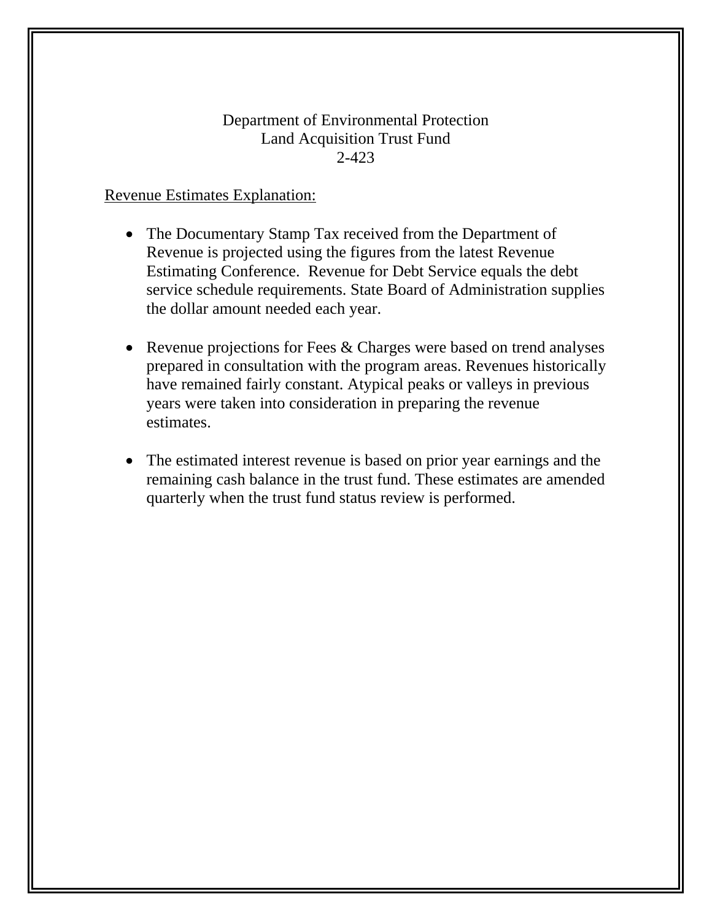Department of Environmental Protection
Land Acquisition Trust Fund
2-423

<u>Revenue Estimates Explanation:</u>

- The Documentary Stamp Tax received from the Department of Revenue is projected using the figures from the latest Revenue Estimating Conference. Revenue for Debt Service equals the debt service schedule requirements. State Board of Administration supplies the dollar amount needed each year.

- Revenue projections for Fees & Charges were based on trend analyses prepared in consultation with the program areas. Revenues historically have remained fairly constant. Atypical peaks or valleys in previous years were taken into consideration in preparing the revenue estimates.

- The estimated interest revenue is based on prior year earnings and the remaining cash balance in the trust fund. These estimates are amended quarterly when the trust fund status review is performed.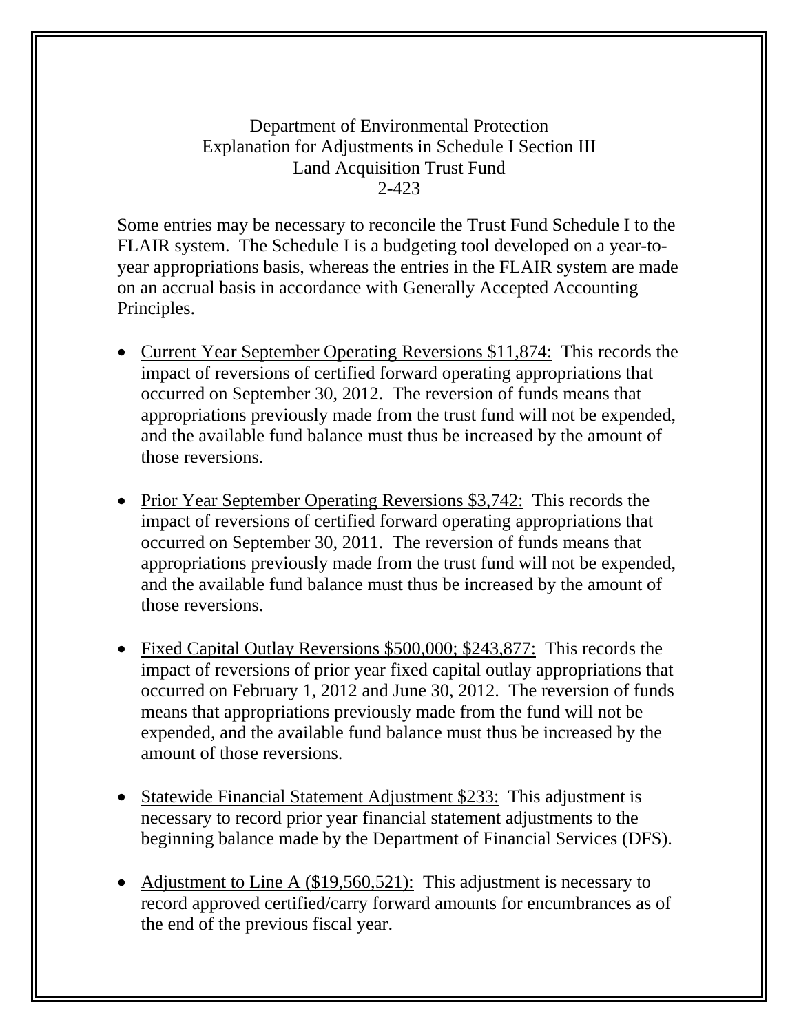# Department of Environmental Protection
## Explanation for Adjustments in Schedule I Section III
## Land Acquisition Trust Fund
## 2-423

Some entries may be necessary to reconcile the Trust Fund Schedule I to the FLAIR system. The Schedule I is a budgeting tool developed on a year-to-year appropriations basis, whereas the entries in the FLAIR system are made on an accrual basis in accordance with Generally Accepted Accounting Principles.

- Current Year September Operating Reversions $11,874: This records the impact of reversions of certified forward operating appropriations that occurred on September 30, 2012. The reversion of funds means that appropriations previously made from the trust fund will not be expended, and the available fund balance must thus be increased by the amount of those reversions.

- Prior Year September Operating Reversions $3,742: This records the impact of reversions of certified forward operating appropriations that occurred on September 30, 2011. The reversion of funds means that appropriations previously made from the trust fund will not be expended, and the available fund balance must thus be increased by the amount of those reversions.

- Fixed Capital Outlay Reversions $500,000; $243,877: This records the impact of reversions of prior year fixed capital outlay appropriations that occurred on February 1, 2012 and June 30, 2012. The reversion of funds means that appropriations previously made from the fund will not be expended, and the available fund balance must thus be increased by the amount of those reversions.

- Statewide Financial Statement Adjustment $233: This adjustment is necessary to record prior year financial statement adjustments to the beginning balance made by the Department of Financial Services (DFS).

- Adjustment to Line A ($19,560,521): This adjustment is necessary to record approved certified/carry forward amounts for encumbrances as of the end of the previous fiscal year.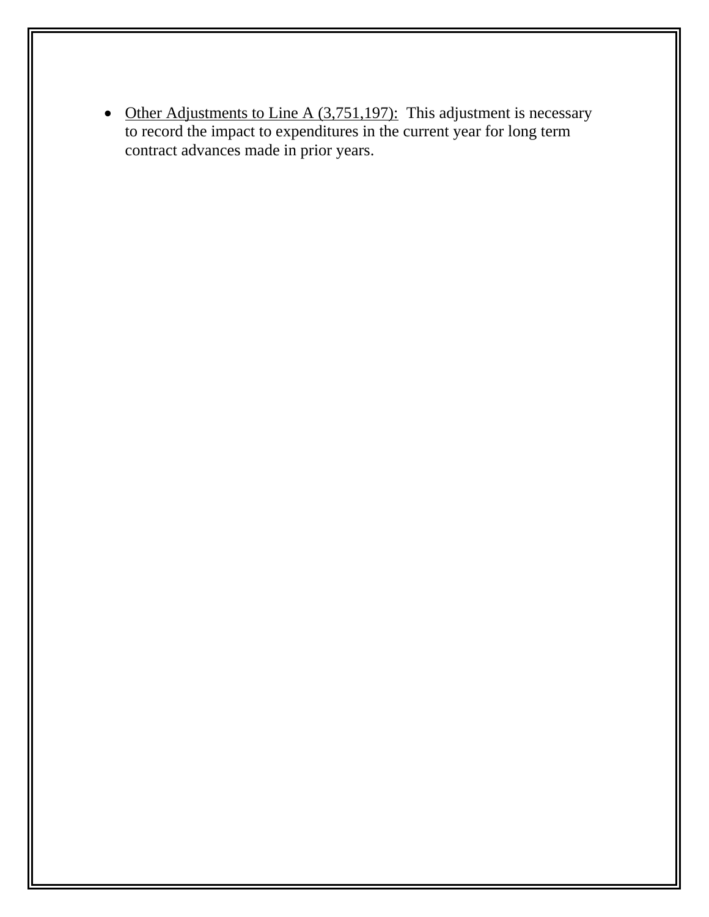- <u>Other Adjustments to Line A (3,751,197):</u> This adjustment is necessary to record the impact to expenditures in the current year for long term contract advances made in prior years.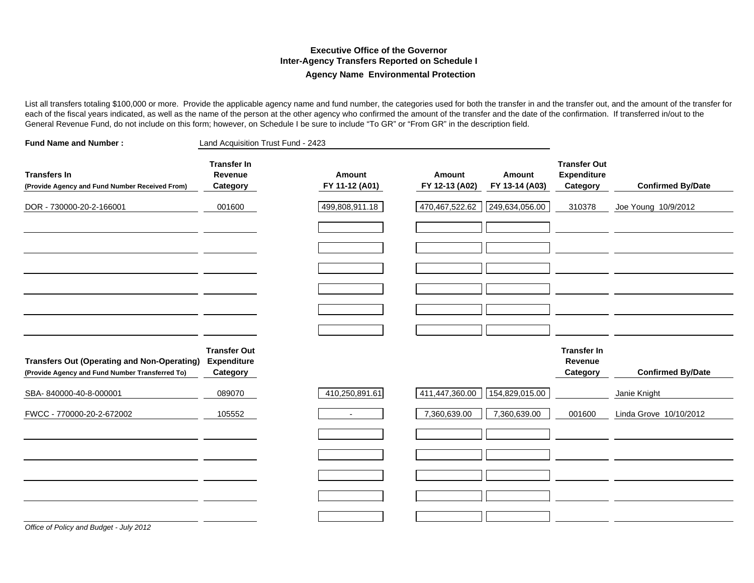**Executive Office of the Governor**
**Inter-Agency Transfers Reported on Schedule I**
**Agency Name Environmental Protection**

List all transfers totaling $100,000 or more. Provide the applicable agency name and fund number, the categories used for both the transfer in and the transfer out, and the amount of the transfer for each of the fiscal years indicated, as well as the name of the person at the other agency who confirmed the amount of the transfer and the date of the confirmation. If transferred in/out to the General Revenue Fund, do not include on this form; however, on Schedule I be sure to include "To GR" or "From GR" in the description field.

**Fund Name and Number :** Land Acquisition Trust Fund - 2423

| Transfers In (Provide Agency and Fund Number Received From) | Transfer In Revenue Category | Amount FY 11-12 (A01) | Amount FY 12-13 (A02) | Amount FY 13-14 (A03) | Transfer Out Expenditure Category | Confirmed By/Date |
|---|---|---|---|---|---|---|
| DOR - 730000-20-2-166001 | 001600 | 499,808,911.18 | 470,467,522.62 | 249,634,056.00 | 310378 | Joe Young 10/9/2012 |
| | | | | | | |
| | | | | | | |
| | | | | | | |
| | | | | | | |
| | | | | | | |
| | | | | | | |

| Transfers Out (Operating and Non-Operating) (Provide Agency and Fund Number Transferred To) | Transfer Out Expenditure Category | Amount FY 11-12 (A01) | Amount FY 12-13 (A02) | Amount FY 13-14 (A03) | Transfer In Revenue Category | Confirmed By/Date |
|---|---|---|---|---|---|---|
| SBA- 840000-40-8-000001 | 089070 | 410,250,891.61 | 411,447,360.00 | 154,829,015.00 | | Janie Knight |
| FWCC - 770000-20-2-672002 | 105552 | - | 7,360,639.00 | 7,360,639.00 | 001600 | Linda Grove 10/10/2012 |
| | | | | | | |
| | | | | | | |
| | | | | | | |
| | | | | | | |
| | | | | | | |

*Office of Policy and Budget - July 2012*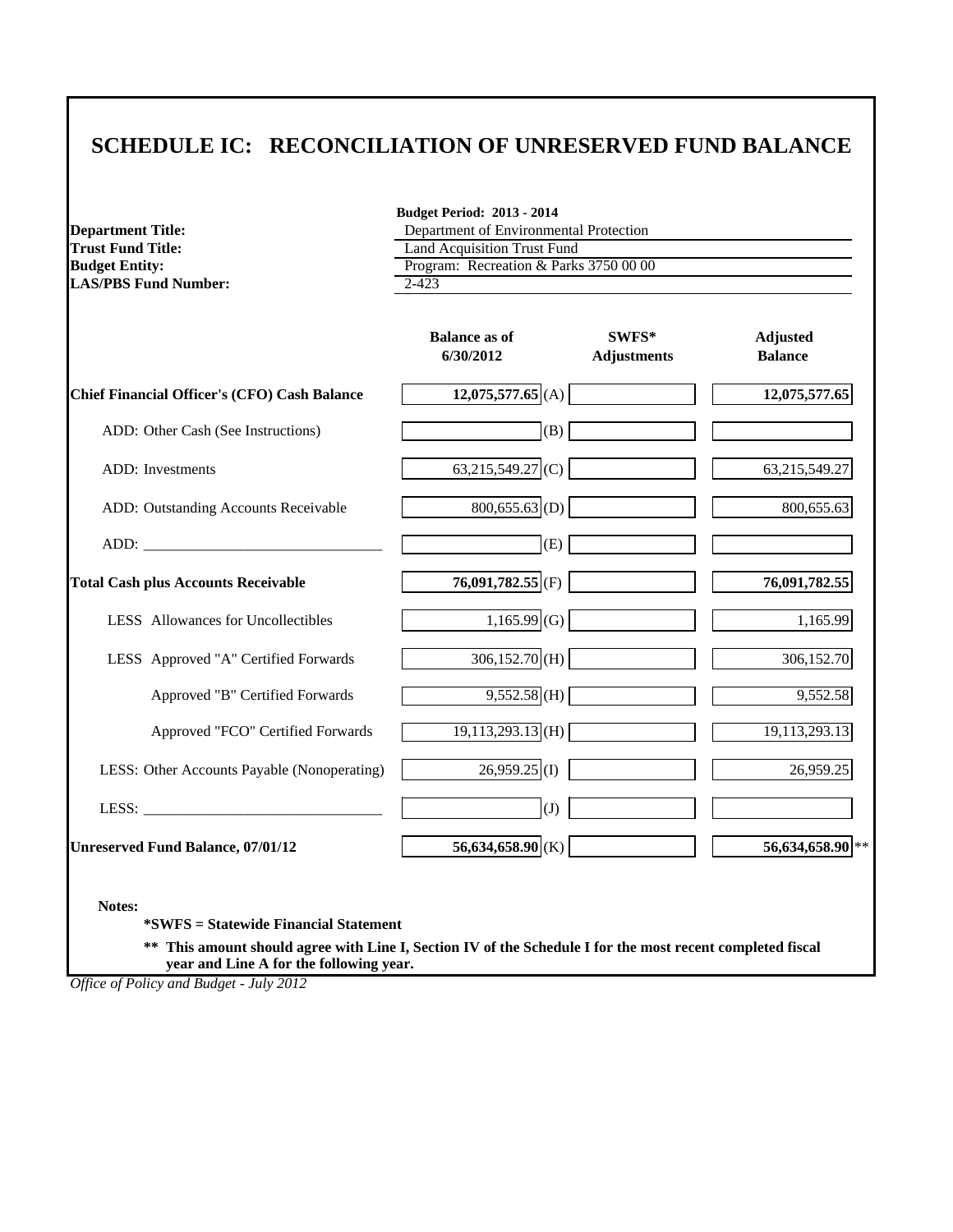# SCHEDULE IC: RECONCILIATION OF UNRESERVED FUND BALANCE

**Budget Period: 2013 - 2014**

| | |
|---|---|
| **Department Title:** | Department of Environmental Protection |
| **Trust Fund Title:** | Land Acquisition Trust Fund |
| **Budget Entity:** | Program: Recreation & Parks 3750 00 00 |
| **LAS/PBS Fund Number:** | 2-423 |

| | **Balance as of 6/30/2012** | | **SWFS* Adjustments** | **Adjusted Balance** |
|---|---|---|---|---|
| **Chief Financial Officer's (CFO) Cash Balance** | **12,075,577.65** | (A) | | **12,075,577.65** |
| ADD: Other Cash (See Instructions) | | (B) | | |
| ADD: Investments | 63,215,549.27 | (C) | | 63,215,549.27 |
| ADD: Outstanding Accounts Receivable | 800,655.63 | (D) | | 800,655.63 |
| ADD: ________________________________ | | (E) | | |
| **Total Cash plus Accounts Receivable** | **76,091,782.55** | (F) | | **76,091,782.55** |
| LESS Allowances for Uncollectibles | 1,165.99 | (G) | | 1,165.99 |
| LESS Approved "A" Certified Forwards | 306,152.70 | (H) | | 306,152.70 |
| Approved "B" Certified Forwards | 9,552.58 | (H) | | 9,552.58 |
| Approved "FCO" Certified Forwards | 19,113,293.13 | (H) | | 19,113,293.13 |
| LESS: Other Accounts Payable (Nonoperating) | 26,959.25 | (I) | | 26,959.25 |
| LESS: ________________________________ | | (J) | | |
| **Unreserved Fund Balance, 07/01/12** | **56,634,658.90** | (K) | | **56,634,658.90** ** |

**Notes:**

**\*SWFS = Statewide Financial Statement**

**\*\* This amount should agree with Line I, Section IV of the Schedule I for the most recent completed fiscal year and Line A for the following year.**

*Office of Policy and Budget - July 2012*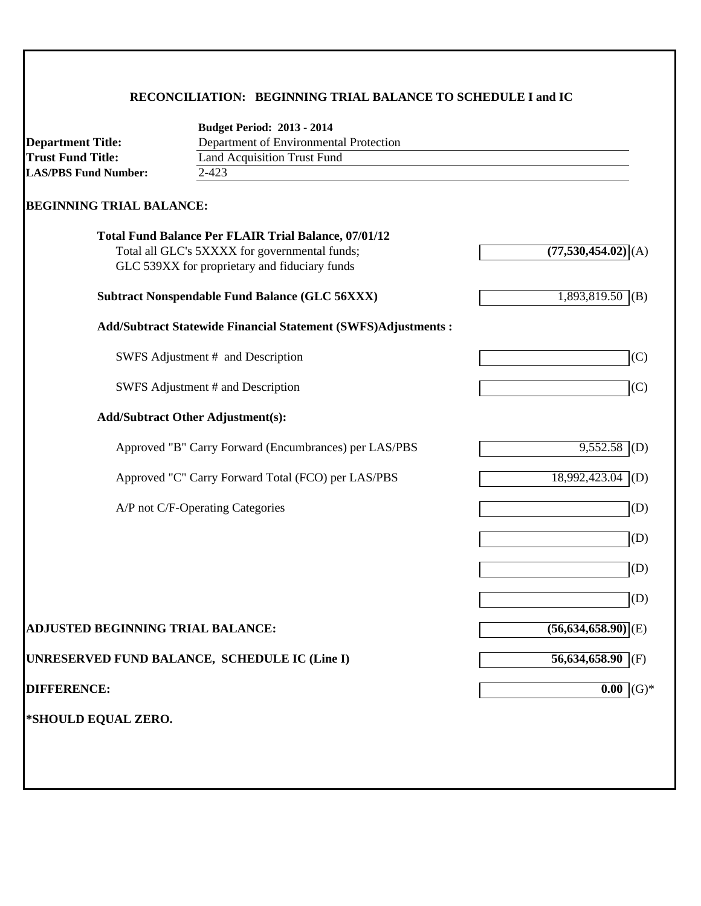## RECONCILIATION: BEGINNING TRIAL BALANCE TO SCHEDULE I and IC

**Budget Period: 2013 - 2014**

**Department Title:** Department of Environmental Protection
**Trust Fund Title:** Land Acquisition Trust Fund
**LAS/PBS Fund Number:** 2-423

### BEGINNING TRIAL BALANCE:

| | | |
|---|---|---|
| **Total Fund Balance Per FLAIR Trial Balance, 07/01/12** | | |
| Total all GLC's 5XXXX for governmental funds; GLC 539XX for proprietary and fiduciary funds | **(77,530,454.02)** | (A) |
| **Subtract Nonspendable Fund Balance (GLC 56XXX)** | 1,893,819.50 | (B) |
| **Add/Subtract Statewide Financial Statement (SWFS)Adjustments :** | | |
| SWFS Adjustment # and Description | | (C) |
| SWFS Adjustment # and Description | | (C) |
| **Add/Subtract Other Adjustment(s):** | | |
| Approved "B" Carry Forward (Encumbrances) per LAS/PBS | 9,552.58 | (D) |
| Approved "C" Carry Forward Total (FCO) per LAS/PBS | 18,992,423.04 | (D) |
| A/P not C/F-Operating Categories | | (D) |
| | | (D) |
| | | (D) |
| | | (D) |
| **ADJUSTED BEGINNING TRIAL BALANCE:** | **(56,634,658.90)** | (E) |
| **UNRESERVED FUND BALANCE, SCHEDULE IC (Line I)** | **56,634,658.90** | (F) |
| **DIFFERENCE:** | **0.00** | (G)* |

**\*SHOULD EQUAL ZERO.**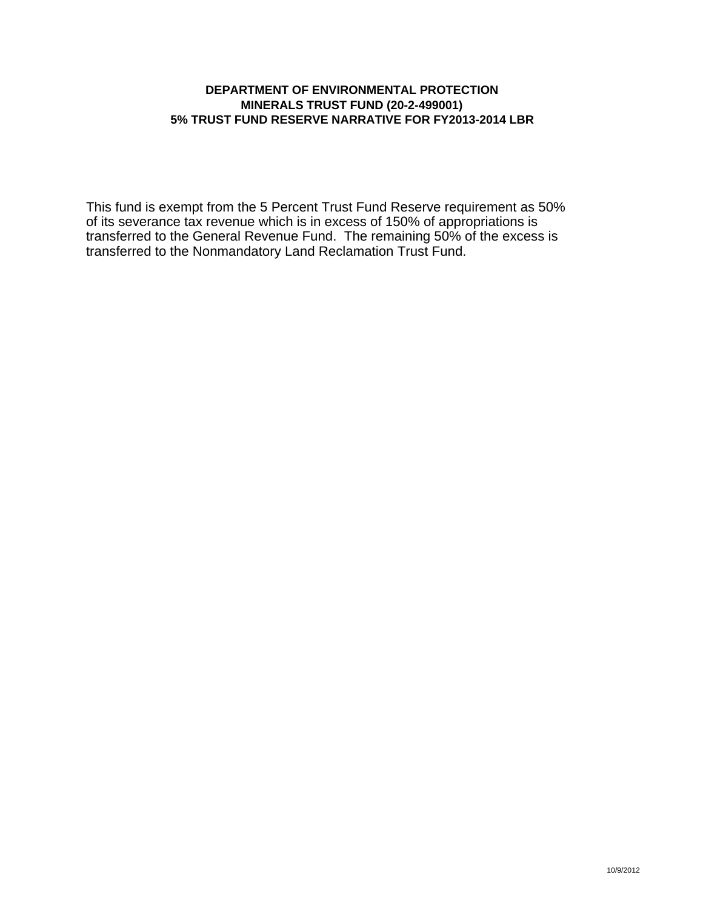**DEPARTMENT OF ENVIRONMENTAL PROTECTION**
**MINERALS TRUST FUND (20-2-499001)**
**5% TRUST FUND RESERVE NARRATIVE FOR FY2013-2014 LBR**

This fund is exempt from the 5 Percent Trust Fund Reserve requirement as 50% of its severance tax revenue which is in excess of 150% of appropriations is transferred to the General Revenue Fund. The remaining 50% of the excess is transferred to the Nonmandatory Land Reclamation Trust Fund.

10/9/2012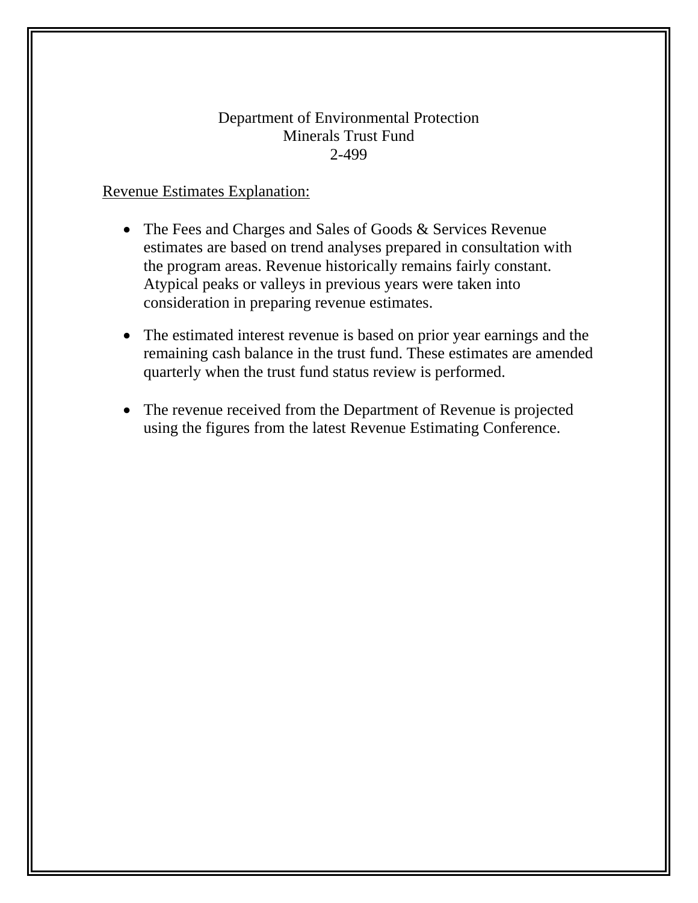# Department of Environmental Protection
## Minerals Trust Fund
## 2-499

Revenue Estimates Explanation:

- The Fees and Charges and Sales of Goods & Services Revenue estimates are based on trend analyses prepared in consultation with the program areas. Revenue historically remains fairly constant. Atypical peaks or valleys in previous years were taken into consideration in preparing revenue estimates.
- The estimated interest revenue is based on prior year earnings and the remaining cash balance in the trust fund. These estimates are amended quarterly when the trust fund status review is performed.
- The revenue received from the Department of Revenue is projected using the figures from the latest Revenue Estimating Conference.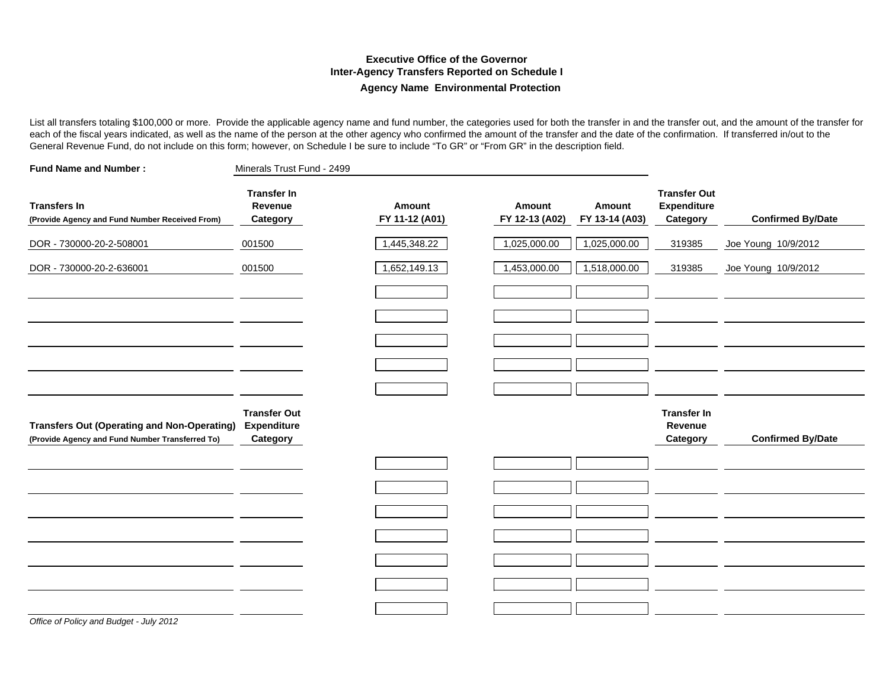**Executive Office of the Governor**
**Inter-Agency Transfers Reported on Schedule I**
**Agency Name Environmental Protection**

List all transfers totaling $100,000 or more. Provide the applicable agency name and fund number, the categories used for both the transfer in and the transfer out, and the amount of the transfer for each of the fiscal years indicated, as well as the name of the person at the other agency who confirmed the amount of the transfer and the date of the confirmation. If transferred in/out to the General Revenue Fund, do not include on this form; however, on Schedule I be sure to include "To GR" or "From GR" in the description field.

**Fund Name and Number :** Minerals Trust Fund - 2499

| **Transfers In** (Provide Agency and Fund Number Received From) | **Transfer In Revenue Category** | **Amount FY 11-12 (A01)** | **Amount FY 12-13 (A02)** | **Amount FY 13-14 (A03)** | **Transfer Out Expenditure Category** | **Confirmed By/Date** |
|---|---|---|---|---|---|---|
| DOR - 730000-20-2-508001 | 001500 | 1,445,348.22 | 1,025,000.00 | 1,025,000.00 | 319385 | Joe Young 10/9/2012 |
| DOR - 730000-20-2-636001 | 001500 | 1,652,149.13 | 1,453,000.00 | 1,518,000.00 | 319385 | Joe Young 10/9/2012 |
| | | | | | | |
| | | | | | | |
| | | | | | | |
| | | | | | | |
| | | | | | | |

| **Transfers Out (Operating and Non-Operating)** (Provide Agency and Fund Number Transferred To) | **Transfer Out Expenditure Category** | | | | **Transfer In Revenue Category** | **Confirmed By/Date** |
|---|---|---|---|---|---|---|
| | | | | | | |
| | | | | | | |
| | | | | | | |
| | | | | | | |
| | | | | | | |
| | | | | | | |
| | | | | | | |

*Office of Policy and Budget - July 2012*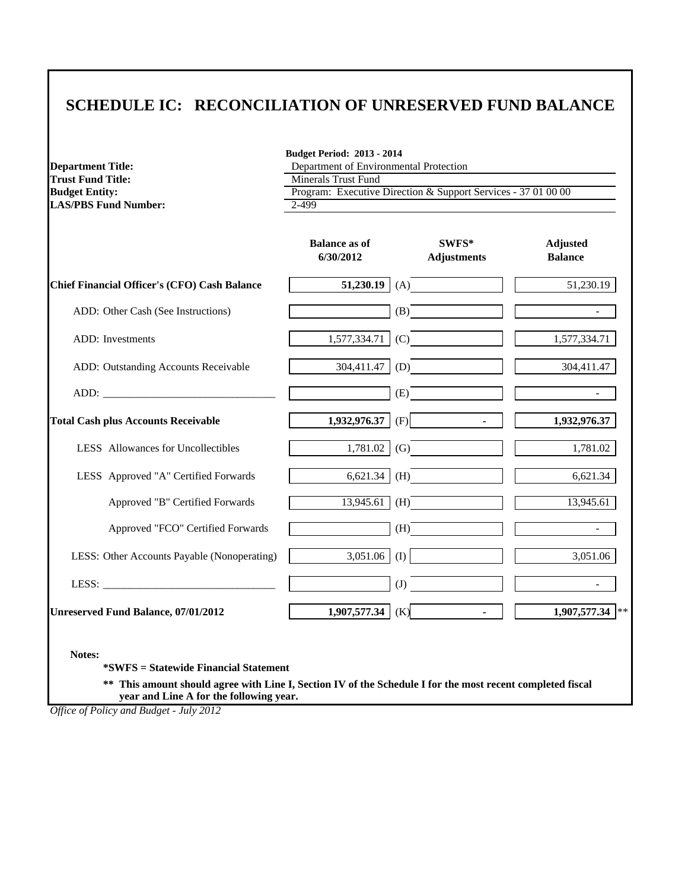# SCHEDULE IC: RECONCILIATION OF UNRESERVED FUND BALANCE

**Budget Period: 2013 - 2014**

| | |
|---|---|
| **Department Title:** | Department of Environmental Protection |
| **Trust Fund Title:** | Minerals Trust Fund |
| **Budget Entity:** | Program: Executive Direction & Support Services - 37 01 00 00 |
| **LAS/PBS Fund Number:** | 2-499 |

| | Balance as of 6/30/2012 | | SWFS* Adjustments | Adjusted Balance |
|---|---|---|---|---|
| **Chief Financial Officer's (CFO) Cash Balance** | **51,230.19** | (A) | | 51,230.19 |
| ADD: Other Cash (See Instructions) | | (B) | | - |
| ADD: Investments | 1,577,334.71 | (C) | | 1,577,334.71 |
| ADD: Outstanding Accounts Receivable | 304,411.47 | (D) | | 304,411.47 |
| ADD: ________________________________ | | (E) | | - |
| **Total Cash plus Accounts Receivable** | **1,932,976.37** | (F) | - | **1,932,976.37** |
| LESS Allowances for Uncollectibles | 1,781.02 | (G) | | 1,781.02 |
| LESS Approved "A" Certified Forwards | 6,621.34 | (H) | | 6,621.34 |
| Approved "B" Certified Forwards | 13,945.61 | (H) | | 13,945.61 |
| Approved "FCO" Certified Forwards | | (H) | | - |
| LESS: Other Accounts Payable (Nonoperating) | 3,051.06 | (I) | | 3,051.06 |
| LESS: ________________________________ | | (J) | | - |
| **Unreserved Fund Balance, 07/01/2012** | **1,907,577.34** | (K) | - | **1,907,577.34** ** |

**Notes:**

**\*SWFS = Statewide Financial Statement**

**\*\* This amount should agree with Line I, Section IV of the Schedule I for the most recent completed fiscal year and Line A for the following year.**

*Office of Policy and Budget - July 2012*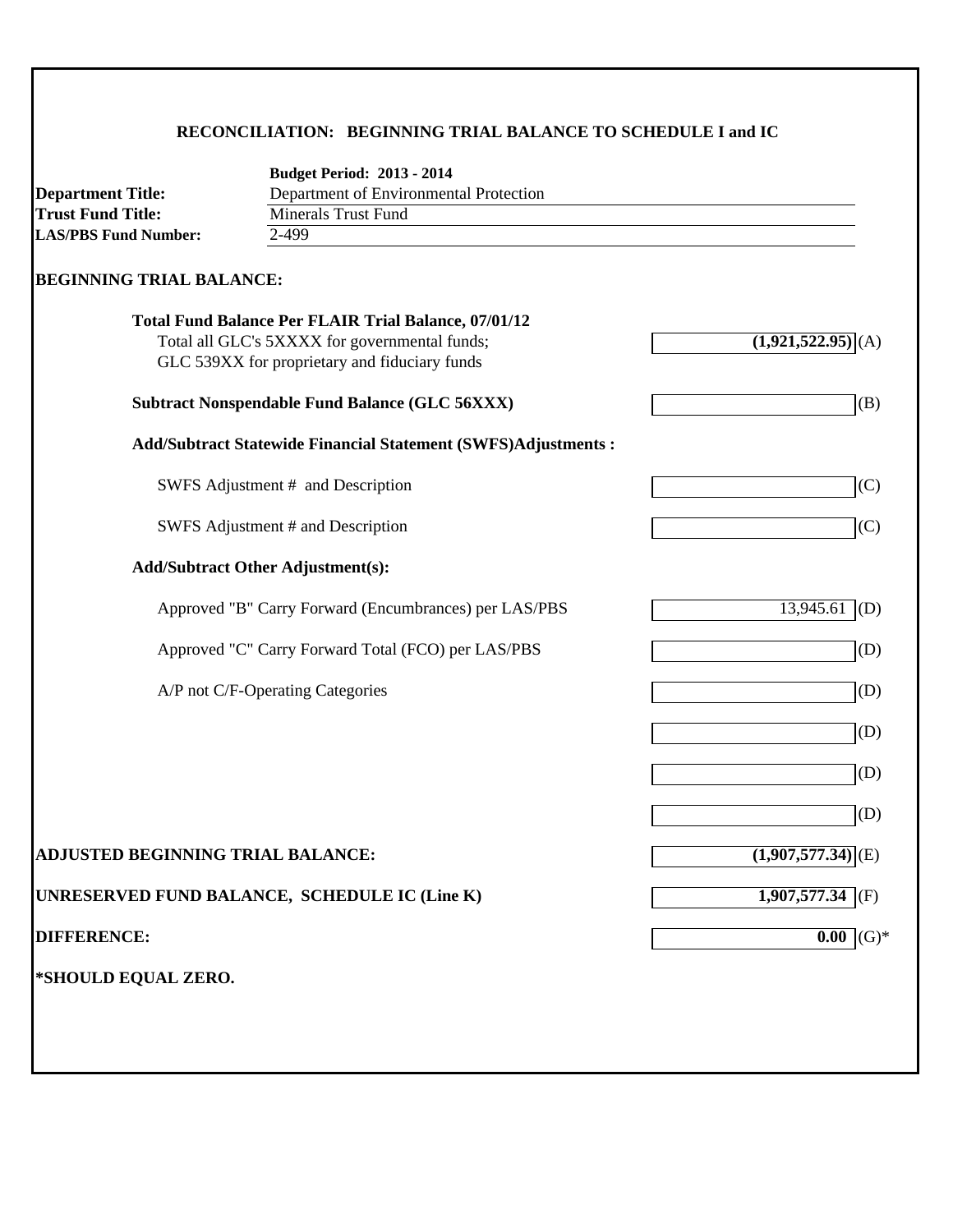## RECONCILIATION: BEGINNING TRIAL BALANCE TO SCHEDULE I and IC

**Budget Period: 2013 - 2014**

**Department Title:** Department of Environmental Protection
**Trust Fund Title:** Minerals Trust Fund
**LAS/PBS Fund Number:** 2-499

### BEGINNING TRIAL BALANCE:

| | | |
|---|---|---|
| **Total Fund Balance Per FLAIR Trial Balance, 07/01/12** | | |
| Total all GLC's 5XXXX for governmental funds; GLC 539XX for proprietary and fiduciary funds | **(1,921,522.95)** | (A) |
| **Subtract Nonspendable Fund Balance (GLC 56XXX)** | | (B) |
| **Add/Subtract Statewide Financial Statement (SWFS)Adjustments :** | | |
| SWFS Adjustment # and Description | | (C) |
| SWFS Adjustment # and Description | | (C) |
| **Add/Subtract Other Adjustment(s):** | | |
| Approved "B" Carry Forward (Encumbrances) per LAS/PBS | 13,945.61 | (D) |
| Approved "C" Carry Forward Total (FCO) per LAS/PBS | | (D) |
| A/P not C/F-Operating Categories | | (D) |
| | | (D) |
| | | (D) |
| | | (D) |
| **ADJUSTED BEGINNING TRIAL BALANCE:** | **(1,907,577.34)** | (E) |
| **UNRESERVED FUND BALANCE, SCHEDULE IC (Line K)** | **1,907,577.34** | (F) |
| **DIFFERENCE:** | **0.00** | (G)* |

**\*SHOULD EQUAL ZERO.**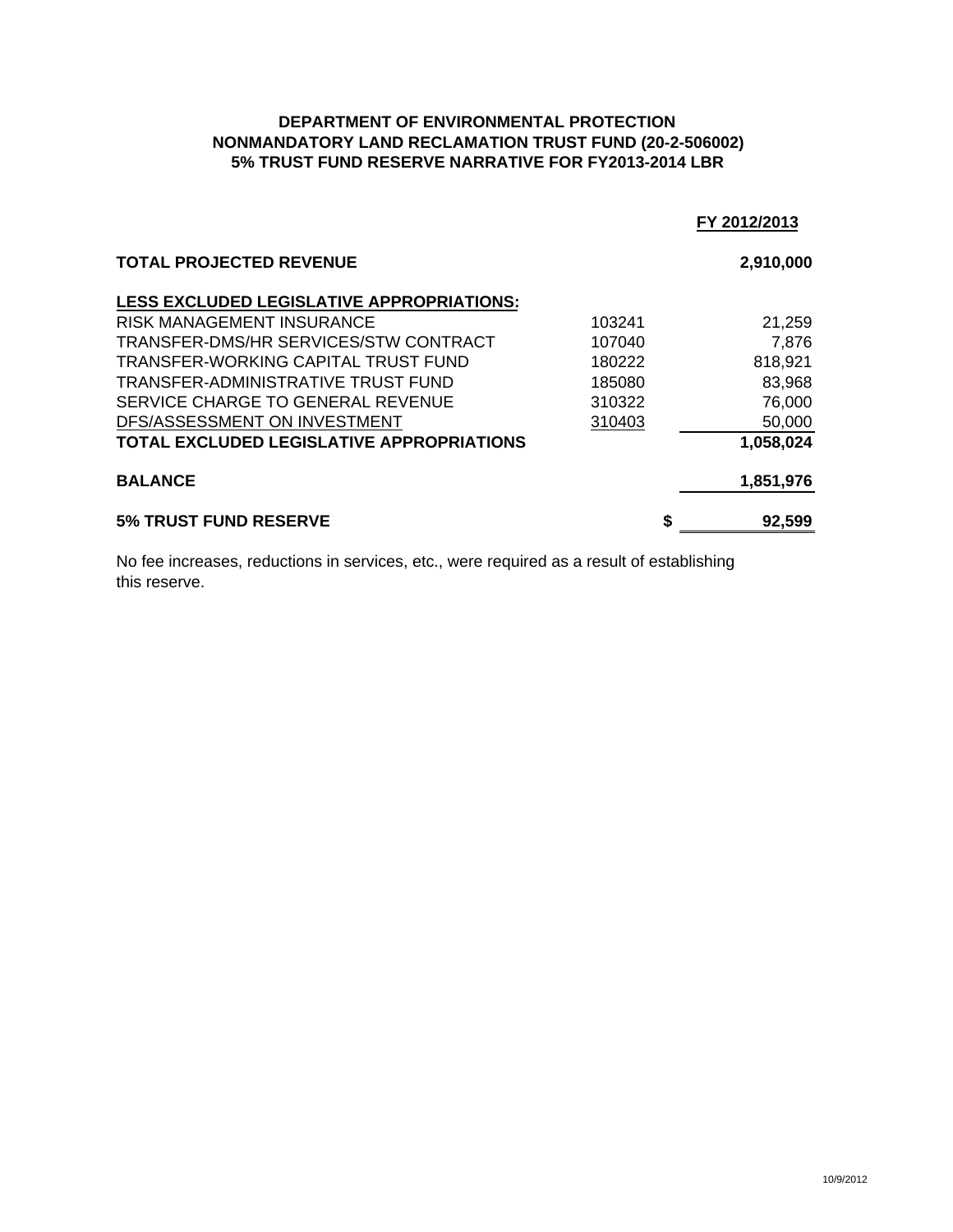**DEPARTMENT OF ENVIRONMENTAL PROTECTION**
**NONMANDATORY LAND RECLAMATION TRUST FUND (20-2-506002)**
**5% TRUST FUND RESERVE NARRATIVE FOR FY2013-2014 LBR**

| | | FY 2012/2013 |
|---|---|---|
| **TOTAL PROJECTED REVENUE** | | **2,910,000** |
| **LESS EXCLUDED LEGISLATIVE APPROPRIATIONS:** | | |
| RISK MANAGEMENT INSURANCE | 103241 | 21,259 |
| TRANSFER-DMS/HR SERVICES/STW CONTRACT | 107040 | 7,876 |
| TRANSFER-WORKING CAPITAL TRUST FUND | 180222 | 818,921 |
| TRANSFER-ADMINISTRATIVE TRUST FUND | 185080 | 83,968 |
| SERVICE CHARGE TO GENERAL REVENUE | 310322 | 76,000 |
| DFS/ASSESSMENT ON INVESTMENT | 310403 | 50,000 |
| **TOTAL EXCLUDED LEGISLATIVE APPROPRIATIONS** | | **1,058,024** |
| **BALANCE** | | **1,851,976** |
| **5% TRUST FUND RESERVE** | | **$ 92,599** |

No fee increases, reductions in services, etc., were required as a result of establishing this reserve.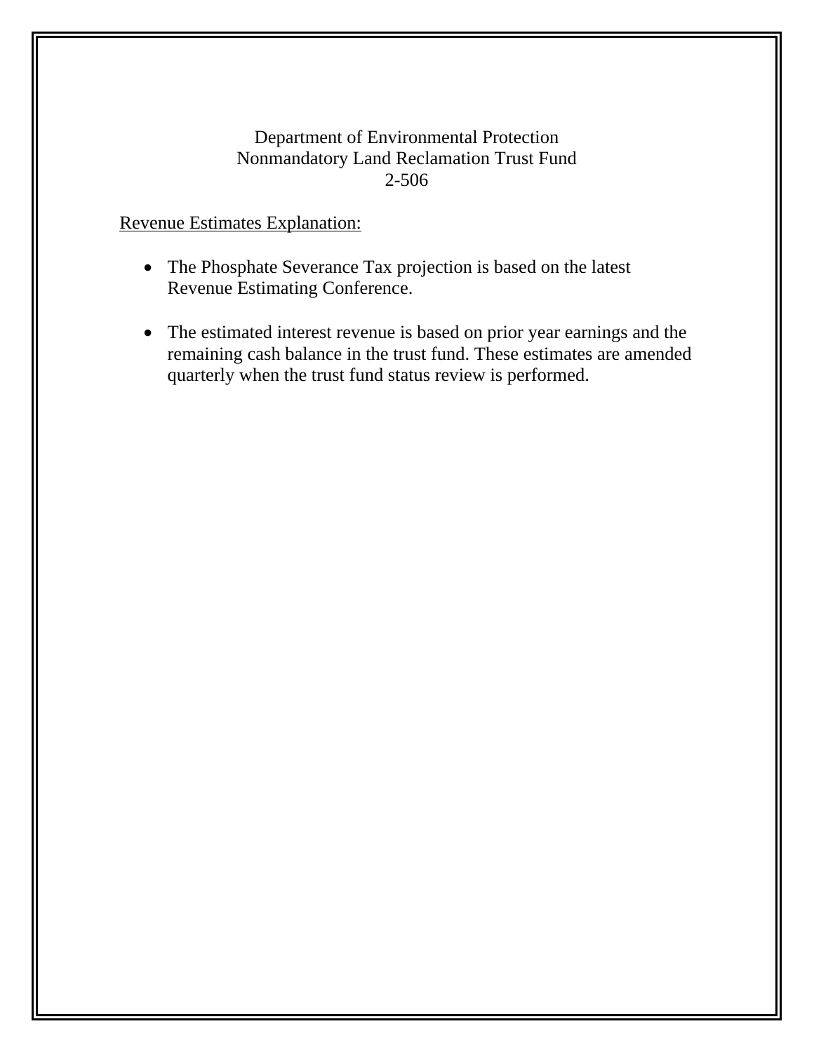Department of Environmental Protection
Nonmandatory Land Reclamation Trust Fund
2-506

Revenue Estimates Explanation:

- The Phosphate Severance Tax projection is based on the latest Revenue Estimating Conference.
- The estimated interest revenue is based on prior year earnings and the remaining cash balance in the trust fund. These estimates are amended quarterly when the trust fund status review is performed.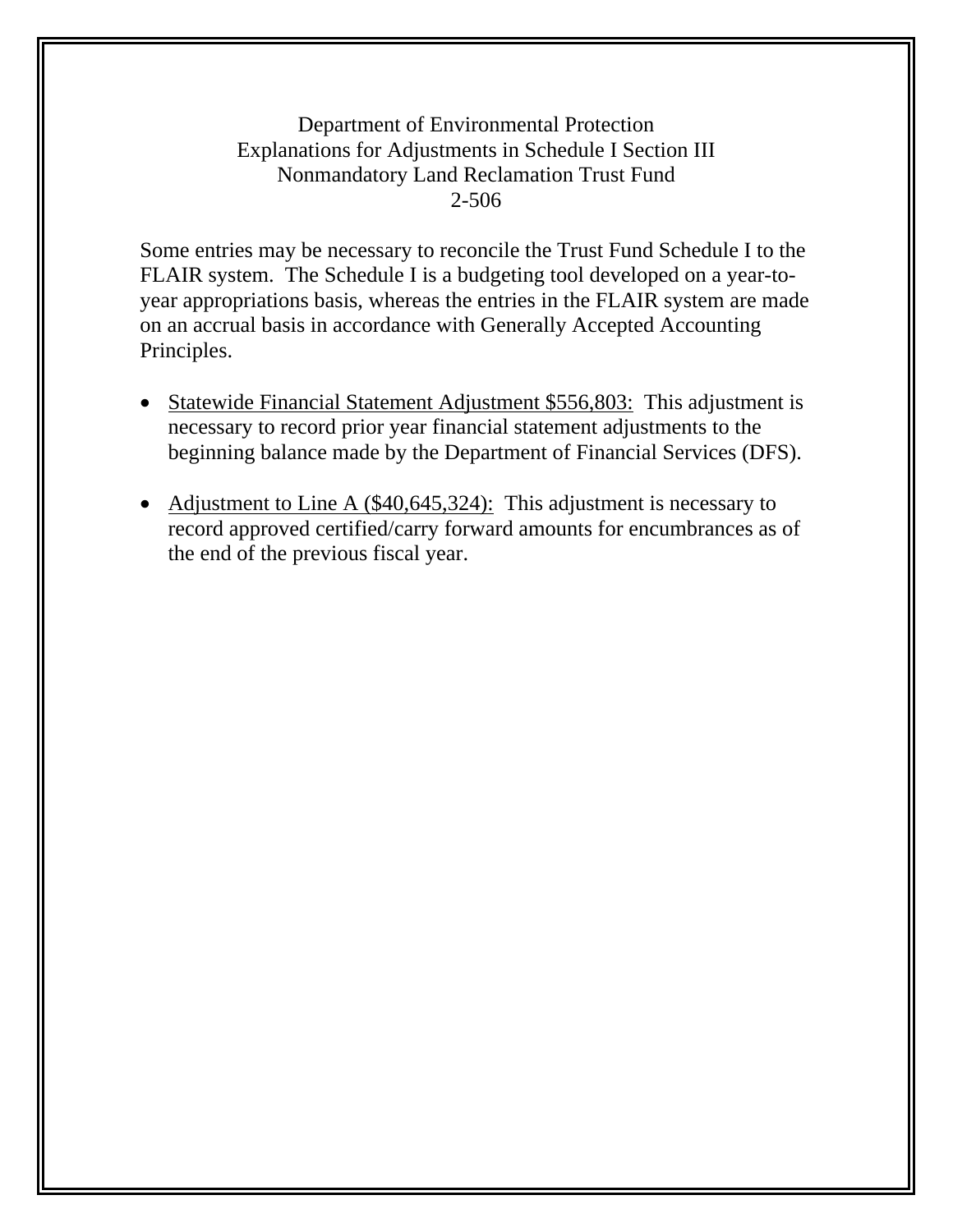# Department of Environmental Protection
## Explanations for Adjustments in Schedule I Section III
## Nonmandatory Land Reclamation Trust Fund
## 2-506

Some entries may be necessary to reconcile the Trust Fund Schedule I to the FLAIR system. The Schedule I is a budgeting tool developed on a year-to-year appropriations basis, whereas the entries in the FLAIR system are made on an accrual basis in accordance with Generally Accepted Accounting Principles.

- <u>Statewide Financial Statement Adjustment $556,803:</u> This adjustment is necessary to record prior year financial statement adjustments to the beginning balance made by the Department of Financial Services (DFS).

- <u>Adjustment to Line A ($40,645,324):</u> This adjustment is necessary to record approved certified/carry forward amounts for encumbrances as of the end of the previous fiscal year.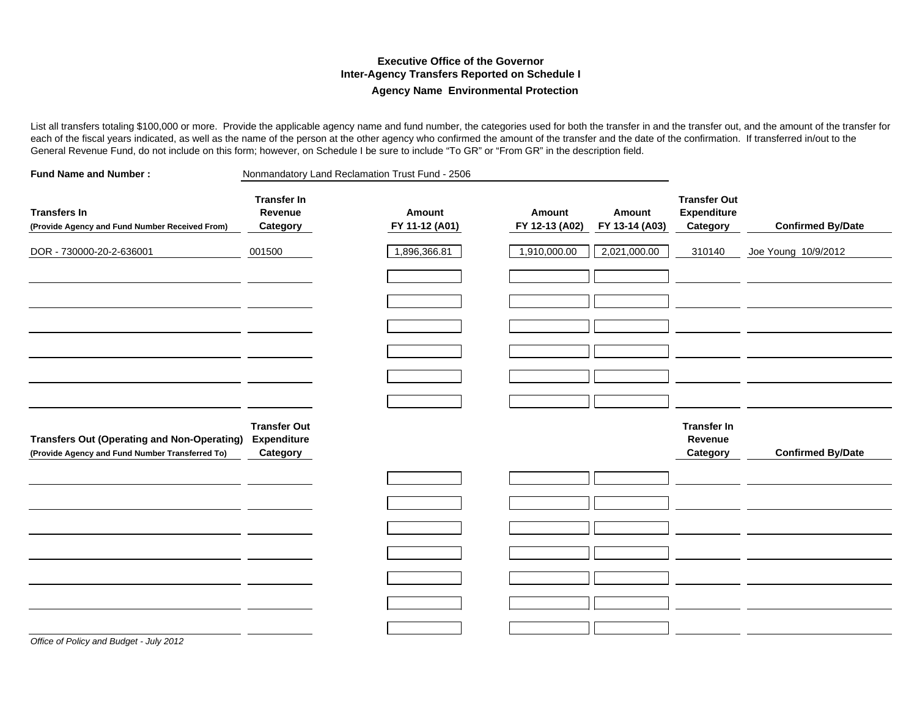**Executive Office of the Governor**
**Inter-Agency Transfers Reported on Schedule I**
**Agency Name Environmental Protection**

List all transfers totaling $100,000 or more. Provide the applicable agency name and fund number, the categories used for both the transfer in and the transfer out, and the amount of the transfer for each of the fiscal years indicated, as well as the name of the person at the other agency who confirmed the amount of the transfer and the date of the confirmation. If transferred in/out to the General Revenue Fund, do not include on this form; however, on Schedule I be sure to include "To GR" or "From GR" in the description field.

**Fund Name and Number :** Nonmandatory Land Reclamation Trust Fund - 2506

| **Transfers In** (Provide Agency and Fund Number Received From) | **Transfer In Revenue Category** | **Amount FY 11-12 (A01)** | **Amount FY 12-13 (A02)** | **Amount FY 13-14 (A03)** | **Transfer Out Expenditure Category** | **Confirmed By/Date** |
|---|---|---|---|---|---|---|
| DOR - 730000-20-2-636001 | 001500 | 1,896,366.81 | 1,910,000.00 | 2,021,000.00 | 310140 | Joe Young 10/9/2012 |
| | | | | | | |
| | | | | | | |
| | | | | | | |
| | | | | | | |
| | | | | | | |
| | | | | | | |

| **Transfers Out (Operating and Non-Operating)** (Provide Agency and Fund Number Transferred To) | **Transfer Out Expenditure Category** | | | | **Transfer In Revenue Category** | **Confirmed By/Date** |
|---|---|---|---|---|---|---|
| | | | | | | |
| | | | | | | |
| | | | | | | |
| | | | | | | |
| | | | | | | |
| | | | | | | |
| | | | | | | |

*Office of Policy and Budget - July 2012*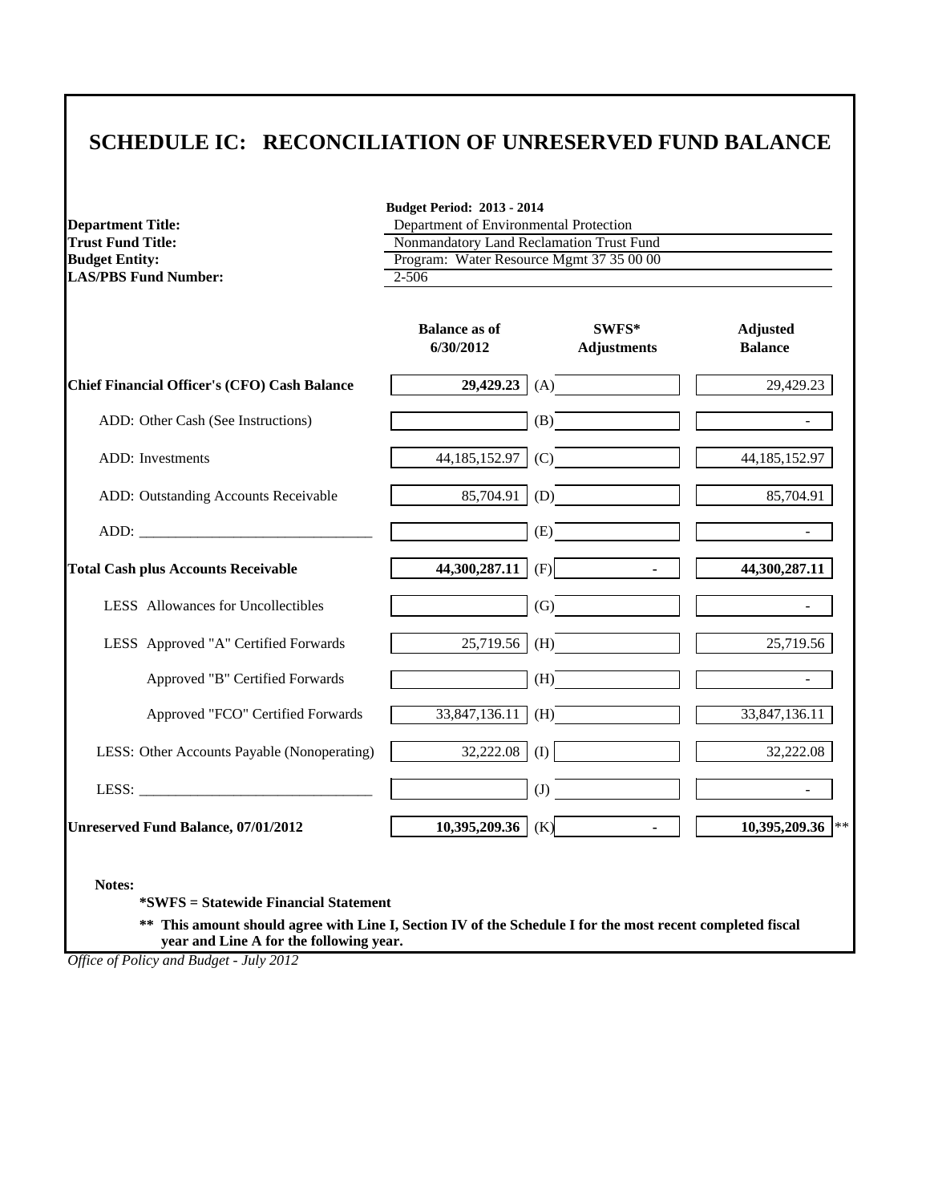# SCHEDULE IC: RECONCILIATION OF UNRESERVED FUND BALANCE

**Budget Period: 2013 - 2014**

| | |
|---|---|
| **Department Title:** | Department of Environmental Protection |
| **Trust Fund Title:** | Nonmandatory Land Reclamation Trust Fund |
| **Budget Entity:** | Program: Water Resource Mgmt 37 35 00 00 |
| **LAS/PBS Fund Number:** | 2-506 |

| | Balance as of 6/30/2012 | | SWFS* Adjustments | Adjusted Balance |
|---|---|---|---|---|
| **Chief Financial Officer's (CFO) Cash Balance** | **29,429.23** | (A) | | 29,429.23 |
| ADD: Other Cash (See Instructions) | | (B) | | - |
| ADD: Investments | 44,185,152.97 | (C) | | 44,185,152.97 |
| ADD: Outstanding Accounts Receivable | 85,704.91 | (D) | | 85,704.91 |
| ADD: ________________________________ | | (E) | | - |
| **Total Cash plus Accounts Receivable** | **44,300,287.11** | (F) | - | **44,300,287.11** |
| LESS Allowances for Uncollectibles | | (G) | | - |
| LESS Approved "A" Certified Forwards | 25,719.56 | (H) | | 25,719.56 |
| Approved "B" Certified Forwards | | (H) | | - |
| Approved "FCO" Certified Forwards | 33,847,136.11 | (H) | | 33,847,136.11 |
| LESS: Other Accounts Payable (Nonoperating) | 32,222.08 | (I) | | 32,222.08 |
| LESS: ________________________________ | | (J) | | - |
| **Unreserved Fund Balance, 07/01/2012** | **10,395,209.36** | (K) | - | **10,395,209.36** ** |

**Notes:**

**\*SWFS = Statewide Financial Statement**

**\*\* This amount should agree with Line I, Section IV of the Schedule I for the most recent completed fiscal year and Line A for the following year.**

*Office of Policy and Budget - July 2012*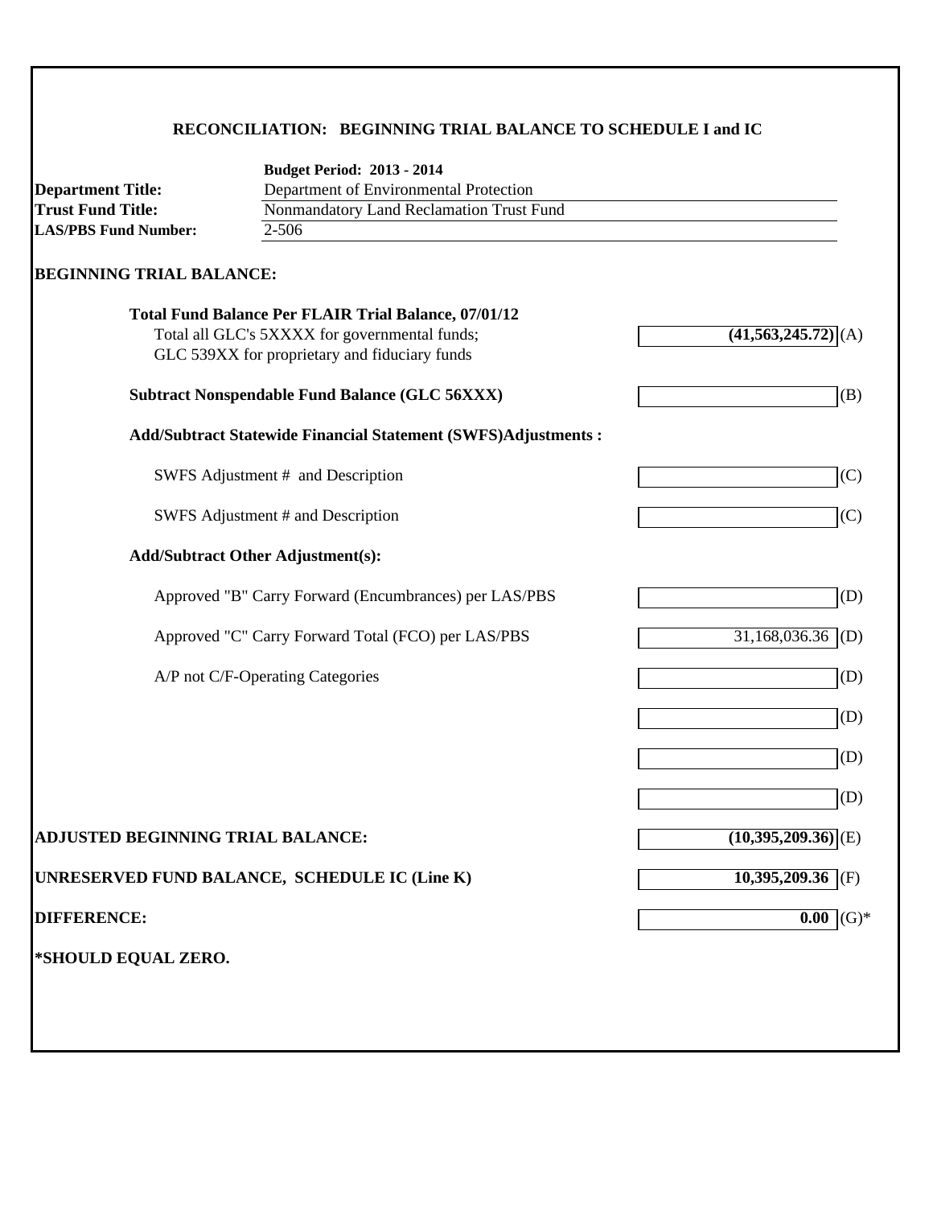## RECONCILIATION: BEGINNING TRIAL BALANCE TO SCHEDULE I and IC

**Budget Period: 2013 - 2014**

**Department Title:** Department of Environmental Protection

**Trust Fund Title:** Nonmandatory Land Reclamation Trust Fund

**LAS/PBS Fund Number:** 2-506

### BEGINNING TRIAL BALANCE:

| | | |
|---|---|---|
| **Total Fund Balance Per FLAIR Trial Balance, 07/01/12** Total all GLC's 5XXXX for governmental funds; GLC 539XX for proprietary and fiduciary funds | **(41,563,245.72)** | (A) |
| **Subtract Nonspendable Fund Balance (GLC 56XXX)** | | (B) |
| **Add/Subtract Statewide Financial Statement (SWFS)Adjustments :** | | |
| SWFS Adjustment # and Description | | (C) |
| SWFS Adjustment # and Description | | (C) |
| **Add/Subtract Other Adjustment(s):** | | |
| Approved "B" Carry Forward (Encumbrances) per LAS/PBS | | (D) |
| Approved "C" Carry Forward Total (FCO) per LAS/PBS | 31,168,036.36 | (D) |
| A/P not C/F-Operating Categories | | (D) |
| | | (D) |
| | | (D) |
| | | (D) |
| **ADJUSTED BEGINNING TRIAL BALANCE:** | **(10,395,209.36)** | (E) |
| **UNRESERVED FUND BALANCE, SCHEDULE IC (Line K)** | **10,395,209.36** | (F) |
| **DIFFERENCE:** | **0.00** | (G)* |

**\*SHOULD EQUAL ZERO.**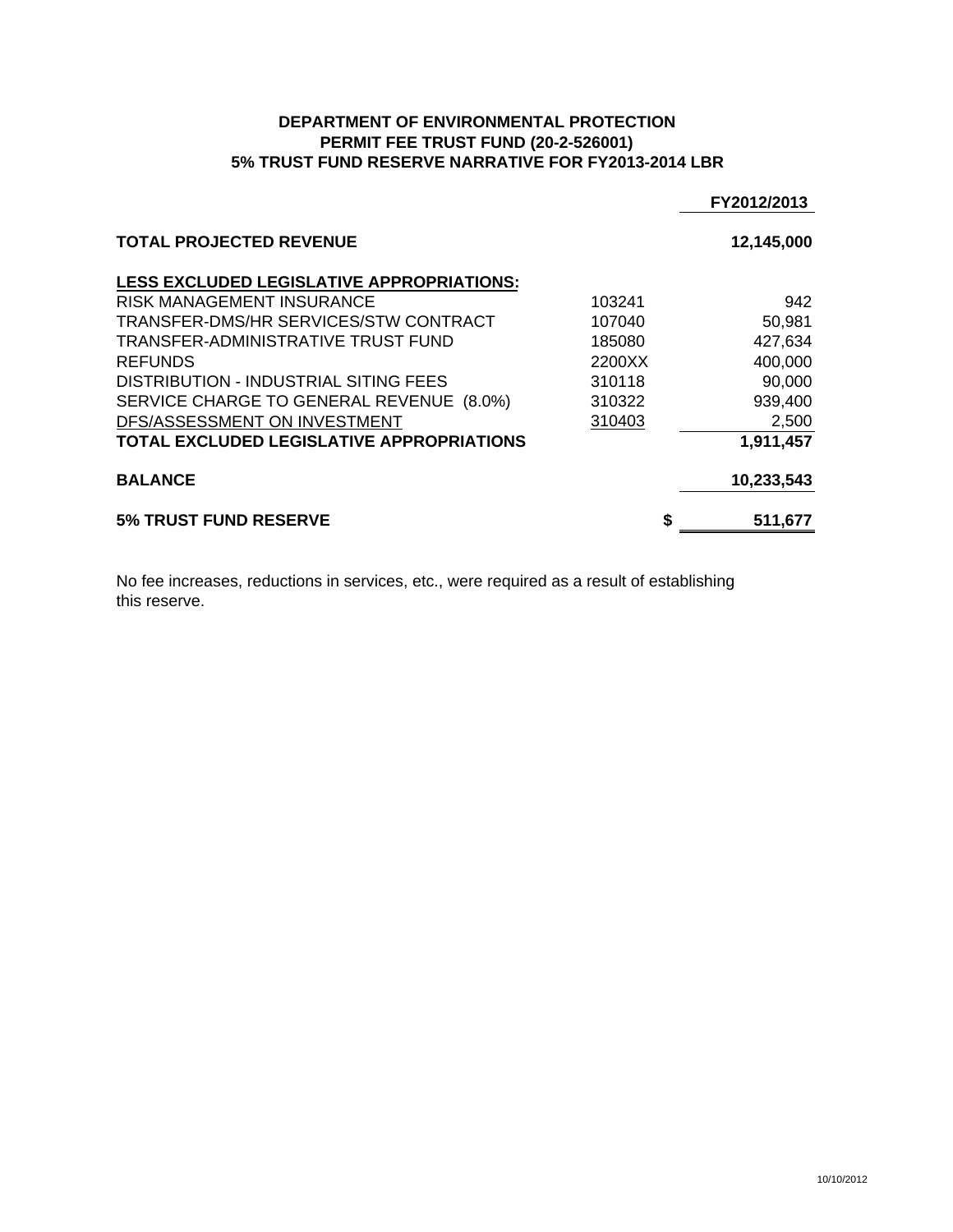**DEPARTMENT OF ENVIRONMENTAL PROTECTION**
**PERMIT FEE TRUST FUND (20-2-526001)**
**5% TRUST FUND RESERVE NARRATIVE FOR FY2013-2014 LBR**

| | | FY2012/2013 |
|---|---|---|
| **TOTAL PROJECTED REVENUE** | | **12,145,000** |
| **LESS EXCLUDED LEGISLATIVE APPROPRIATIONS:** | | |
| RISK MANAGEMENT INSURANCE | 103241 | 942 |
| TRANSFER-DMS/HR SERVICES/STW CONTRACT | 107040 | 50,981 |
| TRANSFER-ADMINISTRATIVE TRUST FUND | 185080 | 427,634 |
| REFUNDS | 2200XX | 400,000 |
| DISTRIBUTION - INDUSTRIAL SITING FEES | 310118 | 90,000 |
| SERVICE CHARGE TO GENERAL REVENUE (8.0%) | 310322 | 939,400 |
| DFS/ASSESSMENT ON INVESTMENT | 310403 | 2,500 |
| **TOTAL EXCLUDED LEGISLATIVE APPROPRIATIONS** | | **1,911,457** |
| **BALANCE** | | **10,233,543** |
| **5% TRUST FUND RESERVE** | | **$ 511,677** |

No fee increases, reductions in services, etc., were required as a result of establishing this reserve.

10/10/2012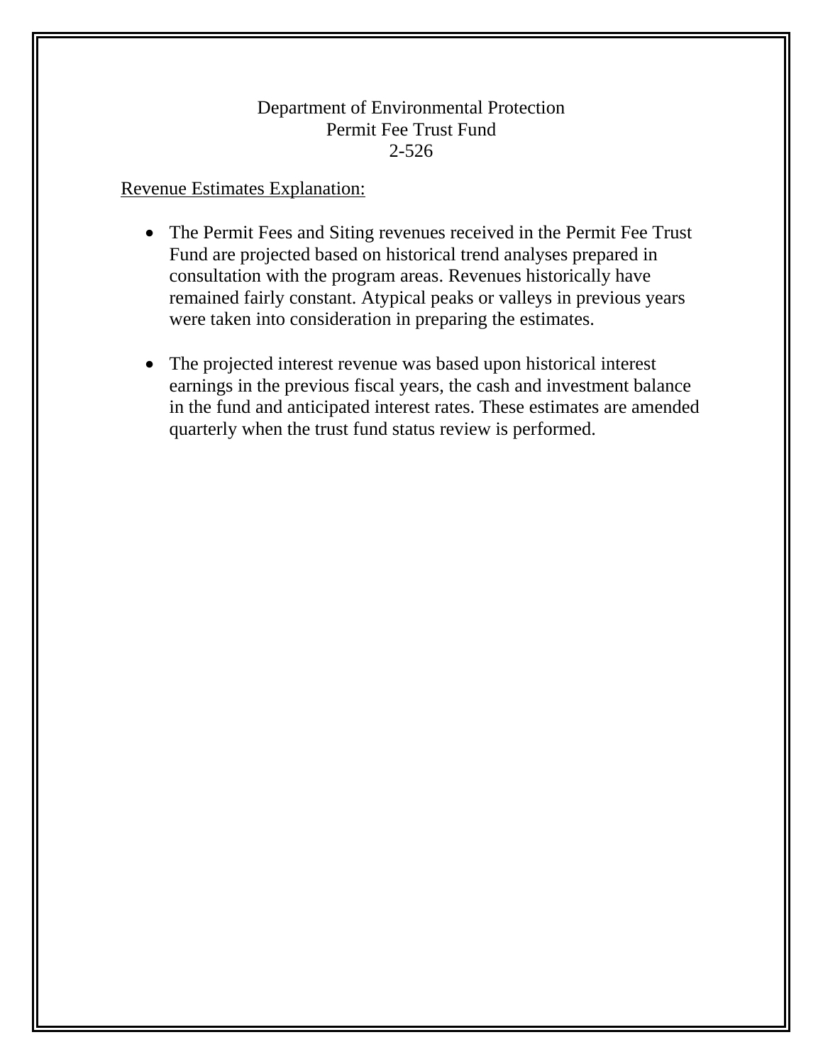Department of Environmental Protection
Permit Fee Trust Fund
2-526

Revenue Estimates Explanation:

- The Permit Fees and Siting revenues received in the Permit Fee Trust Fund are projected based on historical trend analyses prepared in consultation with the program areas. Revenues historically have remained fairly constant. Atypical peaks or valleys in previous years were taken into consideration in preparing the estimates.

- The projected interest revenue was based upon historical interest earnings in the previous fiscal years, the cash and investment balance in the fund and anticipated interest rates. These estimates are amended quarterly when the trust fund status review is performed.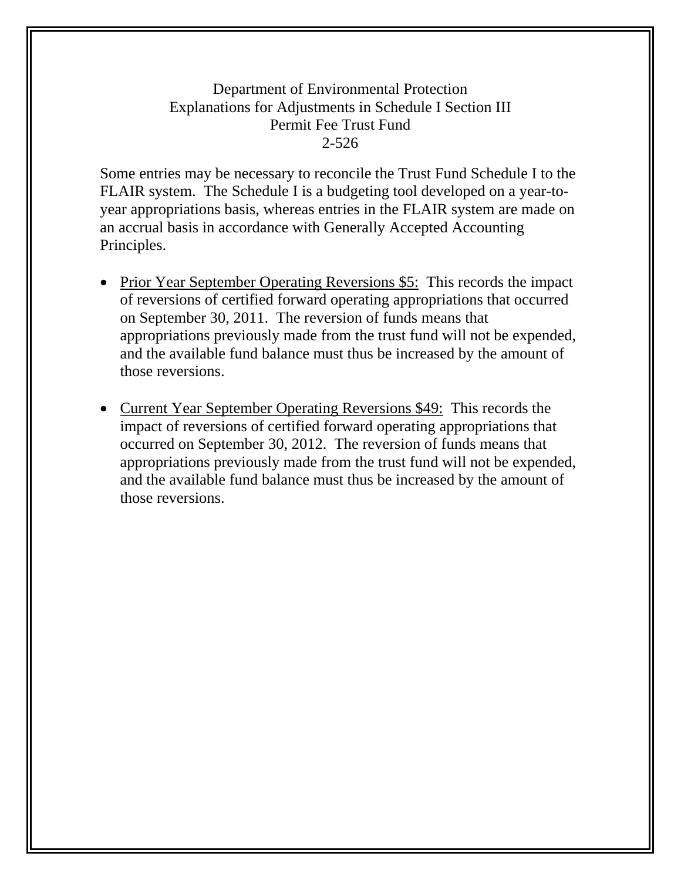Department of Environmental Protection
Explanations for Adjustments in Schedule I Section III
Permit Fee Trust Fund
2-526

Some entries may be necessary to reconcile the Trust Fund Schedule I to the FLAIR system. The Schedule I is a budgeting tool developed on a year-to-year appropriations basis, whereas entries in the FLAIR system are made on an accrual basis in accordance with Generally Accepted Accounting Principles.

- Prior Year September Operating Reversions $5: This records the impact of reversions of certified forward operating appropriations that occurred on September 30, 2011. The reversion of funds means that appropriations previously made from the trust fund will not be expended, and the available fund balance must thus be increased by the amount of those reversions.

- Current Year September Operating Reversions $49: This records the impact of reversions of certified forward operating appropriations that occurred on September 30, 2012. The reversion of funds means that appropriations previously made from the trust fund will not be expended, and the available fund balance must thus be increased by the amount of those reversions.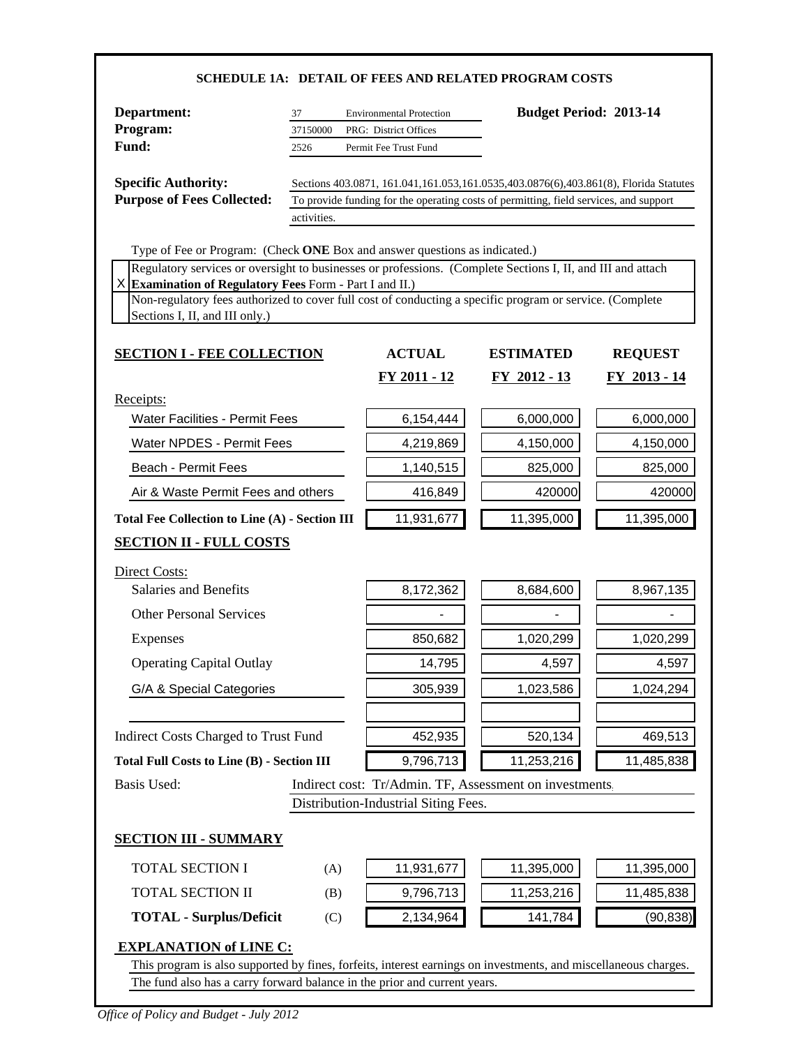## SCHEDULE 1A: DETAIL OF FEES AND RELATED PROGRAM COSTS

| | | | |
|---|---|---|---|
| **Department:** | 37 | Environmental Protection | **Budget Period: 2013-14** |
| **Program:** | 37150000 | PRG: District Offices | |
| **Fund:** | 2526 | Permit Fee Trust Fund | |

**Specific Authority:** Sections 403.0871, 161.041,161.053,161.0535,403.0876(6),403.861(8), Florida Statutes

**Purpose of Fees Collected:** To provide funding for the operating costs of permitting, field services, and support activities.

Type of Fee or Program: (Check **ONE** Box and answer questions as indicated.)

| | |
|---|---|
| X | Regulatory services or oversight to businesses or professions. (Complete Sections I, II, and III and attach **Examination of Regulatory Fees** Form - Part I and II.) |
| | Non-regulatory fees authorized to cover full cost of conducting a specific program or service. (Complete Sections I, II, and III only.) |

| **SECTION I - FEE COLLECTION** | **ACTUAL FY 2011 - 12** | **ESTIMATED FY 2012 - 13** | **REQUEST FY 2013 - 14** |
|---|---|---|---|
| Receipts: | | | |
| Water Facilities - Permit Fees | 6,154,444 | 6,000,000 | 6,000,000 |
| Water NPDES - Permit Fees | 4,219,869 | 4,150,000 | 4,150,000 |
| Beach - Permit Fees | 1,140,515 | 825,000 | 825,000 |
| Air & Waste Permit Fees and others | 416,849 | 420000 | 420000 |
| **Total Fee Collection to Line (A) - Section III** | 11,931,677 | 11,395,000 | 11,395,000 |
| **SECTION II - FULL COSTS** | | | |
| Direct Costs: | | | |
| Salaries and Benefits | 8,172,362 | 8,684,600 | 8,967,135 |
| Other Personal Services | - | - | - |
| Expenses | 850,682 | 1,020,299 | 1,020,299 |
| Operating Capital Outlay | 14,795 | 4,597 | 4,597 |
| G/A & Special Categories | 305,939 | 1,023,586 | 1,024,294 |
| | | | |
| Indirect Costs Charged to Trust Fund | 452,935 | 520,134 | 469,513 |
| **Total Full Costs to Line (B) - Section III** | 9,796,713 | 11,253,216 | 11,485,838 |

Basis Used: Indirect cost: Tr/Admin. TF, Assessment on investments, Distribution-Industrial Siting Fees.

| **SECTION III - SUMMARY** | | | | |
|---|---|---|---|---|
| TOTAL SECTION I | (A) | 11,931,677 | 11,395,000 | 11,395,000 |
| TOTAL SECTION II | (B) | 9,796,713 | 11,253,216 | 11,485,838 |
| **TOTAL - Surplus/Deficit** | (C) | 2,134,964 | 141,784 | (90,838) |

**EXPLANATION of LINE C:**

This program is also supported by fines, forfeits, interest earnings on investments, and miscellaneous charges. The fund also has a carry forward balance in the prior and current years.

*Office of Policy and Budget - July 2012*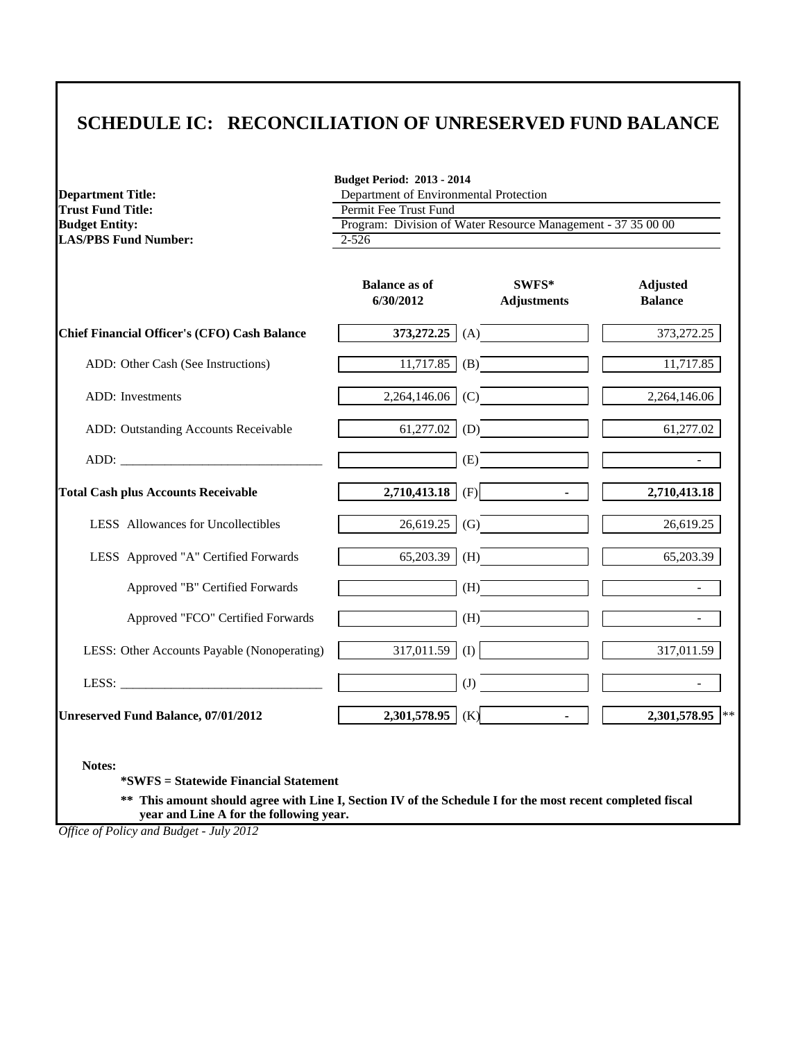# SCHEDULE IC: RECONCILIATION OF UNRESERVED FUND BALANCE

**Budget Period: 2013 - 2014**

| | |
|---|---|
| **Department Title:** | Department of Environmental Protection |
| **Trust Fund Title:** | Permit Fee Trust Fund |
| **Budget Entity:** | Program: Division of Water Resource Management - 37 35 00 00 |
| **LAS/PBS Fund Number:** | 2-526 |

| | Balance as of 6/30/2012 | | SWFS* Adjustments | Adjusted Balance |
|---|---|---|---|---|
| **Chief Financial Officer's (CFO) Cash Balance** | **373,272.25** | (A) | | 373,272.25 |
| ADD: Other Cash (See Instructions) | 11,717.85 | (B) | | 11,717.85 |
| ADD: Investments | 2,264,146.06 | (C) | | 2,264,146.06 |
| ADD: Outstanding Accounts Receivable | 61,277.02 | (D) | | 61,277.02 |
| ADD: ________________________________ | | (E) | | - |
| **Total Cash plus Accounts Receivable** | **2,710,413.18** | (F) | - | **2,710,413.18** |
| LESS Allowances for Uncollectibles | 26,619.25 | (G) | | 26,619.25 |
| LESS Approved "A" Certified Forwards | 65,203.39 | (H) | | 65,203.39 |
| Approved "B" Certified Forwards | | (H) | | - |
| Approved "FCO" Certified Forwards | | (H) | | - |
| LESS: Other Accounts Payable (Nonoperating) | 317,011.59 | (I) | | 317,011.59 |
| LESS: ________________________________ | | (J) | | - |
| **Unreserved Fund Balance, 07/01/2012** | **2,301,578.95** | (K) | - | **2,301,578.95** ** |

**Notes:**

**\*SWFS = Statewide Financial Statement**

**\*\* This amount should agree with Line I, Section IV of the Schedule I for the most recent completed fiscal year and Line A for the following year.**

*Office of Policy and Budget - July 2012*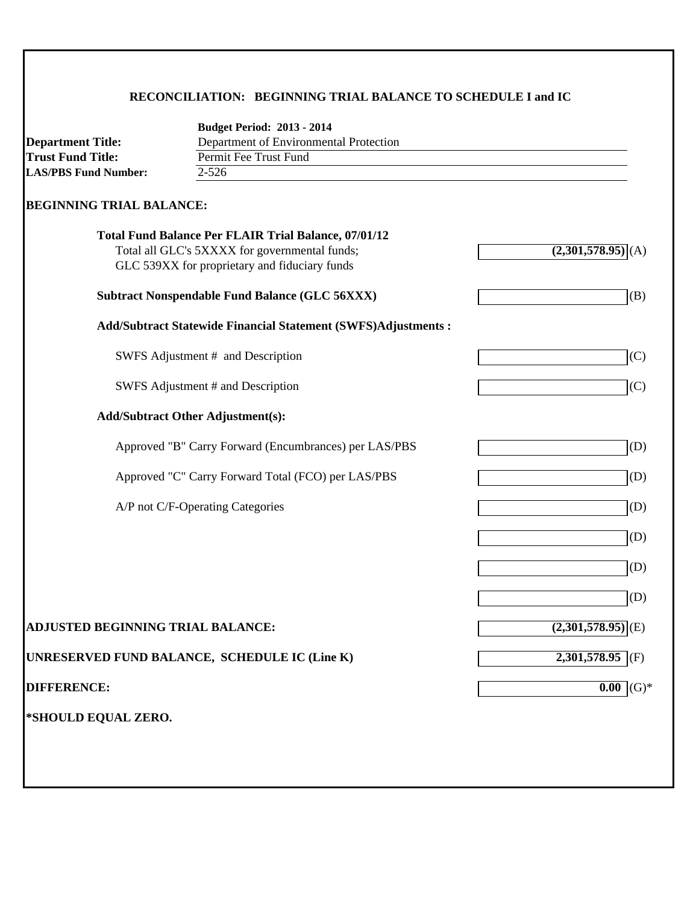## RECONCILIATION: BEGINNING TRIAL BALANCE TO SCHEDULE I and IC

**Budget Period: 2013 - 2014**

**Department Title:** Department of Environmental Protection

**Trust Fund Title:** Permit Fee Trust Fund

**LAS/PBS Fund Number:** 2-526

**BEGINNING TRIAL BALANCE:**

| | | |
|---|---|---|
| **Total Fund Balance Per FLAIR Trial Balance, 07/01/12**<br>Total all GLC's 5XXXX for governmental funds;<br>GLC 539XX for proprietary and fiduciary funds | **(2,301,578.95)** | (A) |
| **Subtract Nonspendable Fund Balance (GLC 56XXX)** | | (B) |
| **Add/Subtract Statewide Financial Statement (SWFS)Adjustments :** | | |
| SWFS Adjustment # and Description | | (C) |
| SWFS Adjustment # and Description | | (C) |
| **Add/Subtract Other Adjustment(s):** | | |
| Approved "B" Carry Forward (Encumbrances) per LAS/PBS | | (D) |
| Approved "C" Carry Forward Total (FCO) per LAS/PBS | | (D) |
| A/P not C/F-Operating Categories | | (D) |
| | | (D) |
| | | (D) |
| | | (D) |
| **ADJUSTED BEGINNING TRIAL BALANCE:** | **(2,301,578.95)** | (E) |
| **UNRESERVED FUND BALANCE, SCHEDULE IC (Line K)** | **2,301,578.95** | (F) |
| **DIFFERENCE:** | **0.00** | (G)* |

***SHOULD EQUAL ZERO.**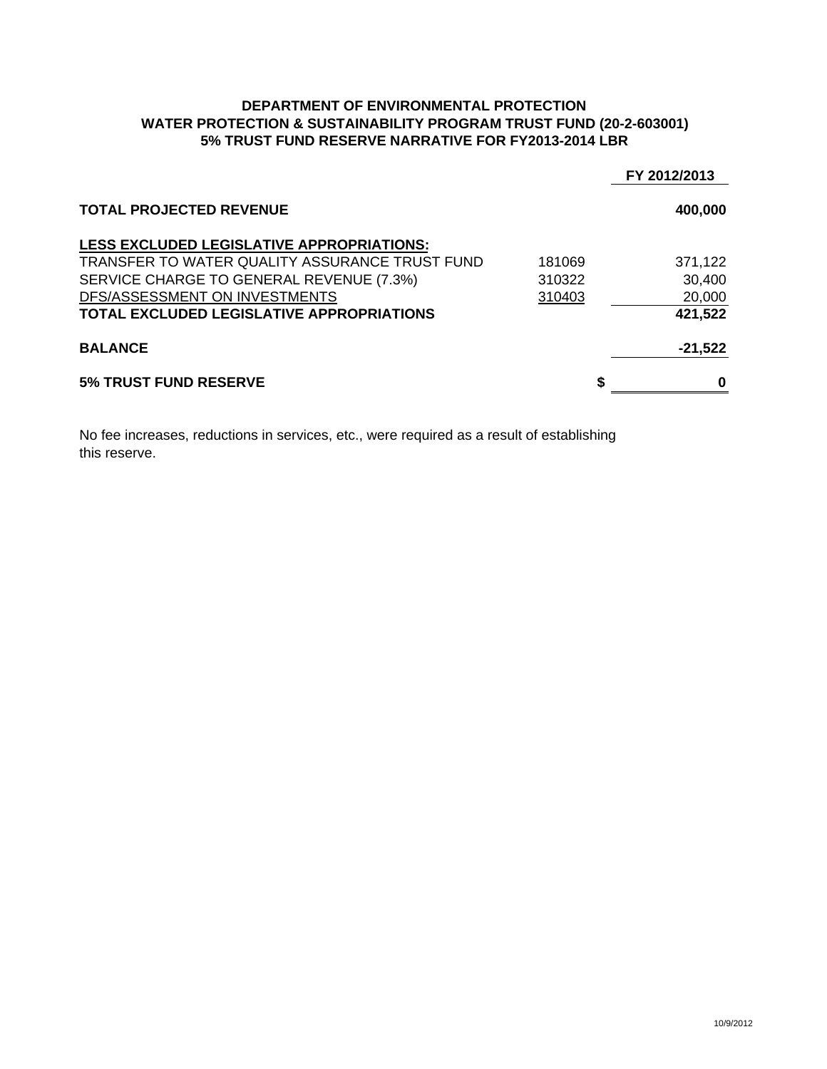**DEPARTMENT OF ENVIRONMENTAL PROTECTION**
**WATER PROTECTION & SUSTAINABILITY PROGRAM TRUST FUND (20-2-603001)**
**5% TRUST FUND RESERVE NARRATIVE FOR FY2013-2014 LBR**

| | | FY 2012/2013 |
|---|---|---|
| **TOTAL PROJECTED REVENUE** | | **400,000** |
| **LESS EXCLUDED LEGISLATIVE APPROPRIATIONS:** | | |
| TRANSFER TO WATER QUALITY ASSURANCE TRUST FUND | 181069 | 371,122 |
| SERVICE CHARGE TO GENERAL REVENUE (7.3%) | 310322 | 30,400 |
| DFS/ASSESSMENT ON INVESTMENTS | 310403 | 20,000 |
| **TOTAL EXCLUDED LEGISLATIVE APPROPRIATIONS** | | **421,522** |
| **BALANCE** | | **-21,522** |
| **5% TRUST FUND RESERVE** | | **$ 0** |

No fee increases, reductions in services, etc., were required as a result of establishing this reserve.

10/9/2012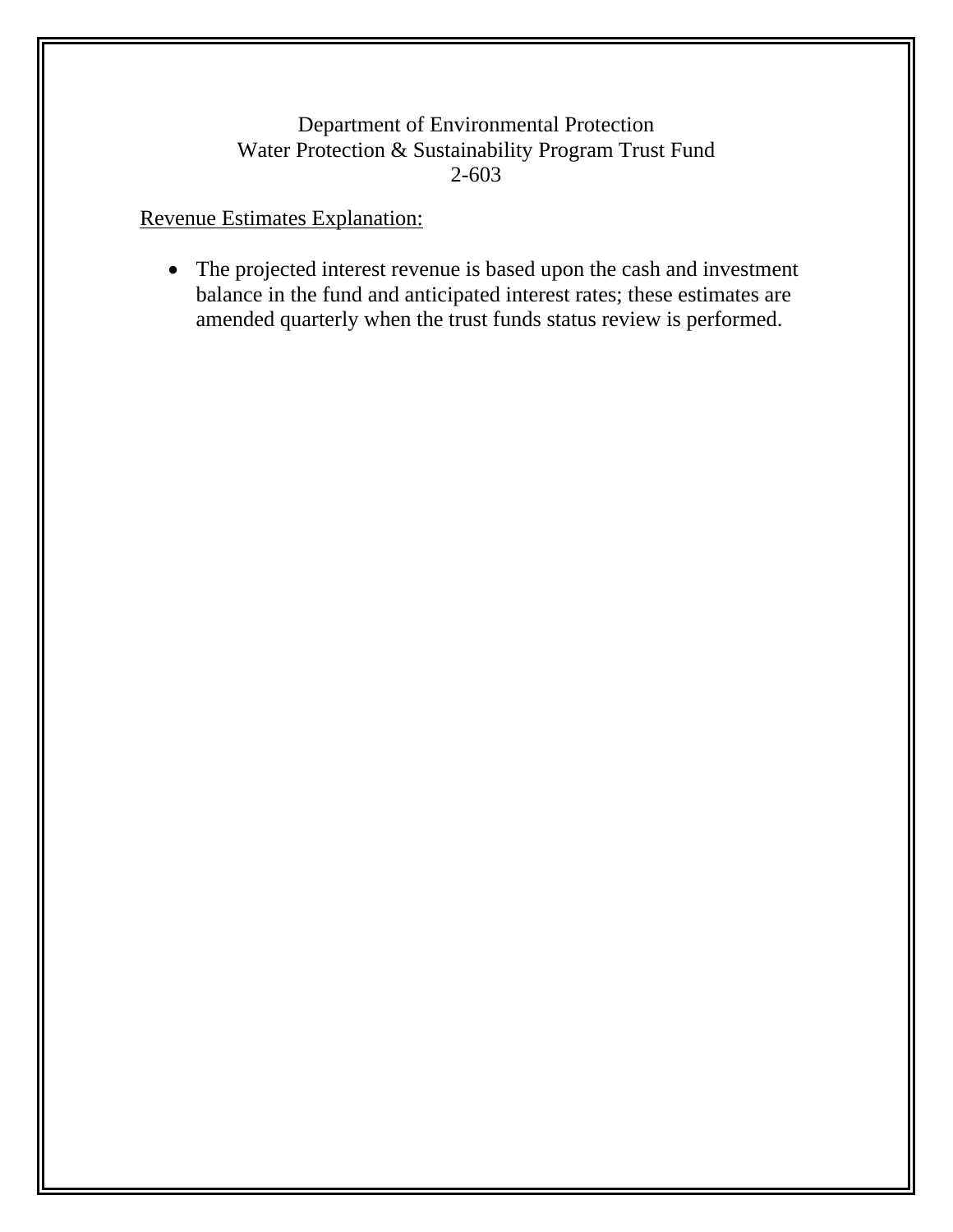Department of Environmental Protection
Water Protection & Sustainability Program Trust Fund
2-603

Revenue Estimates Explanation:

- The projected interest revenue is based upon the cash and investment balance in the fund and anticipated interest rates; these estimates are amended quarterly when the trust funds status review is performed.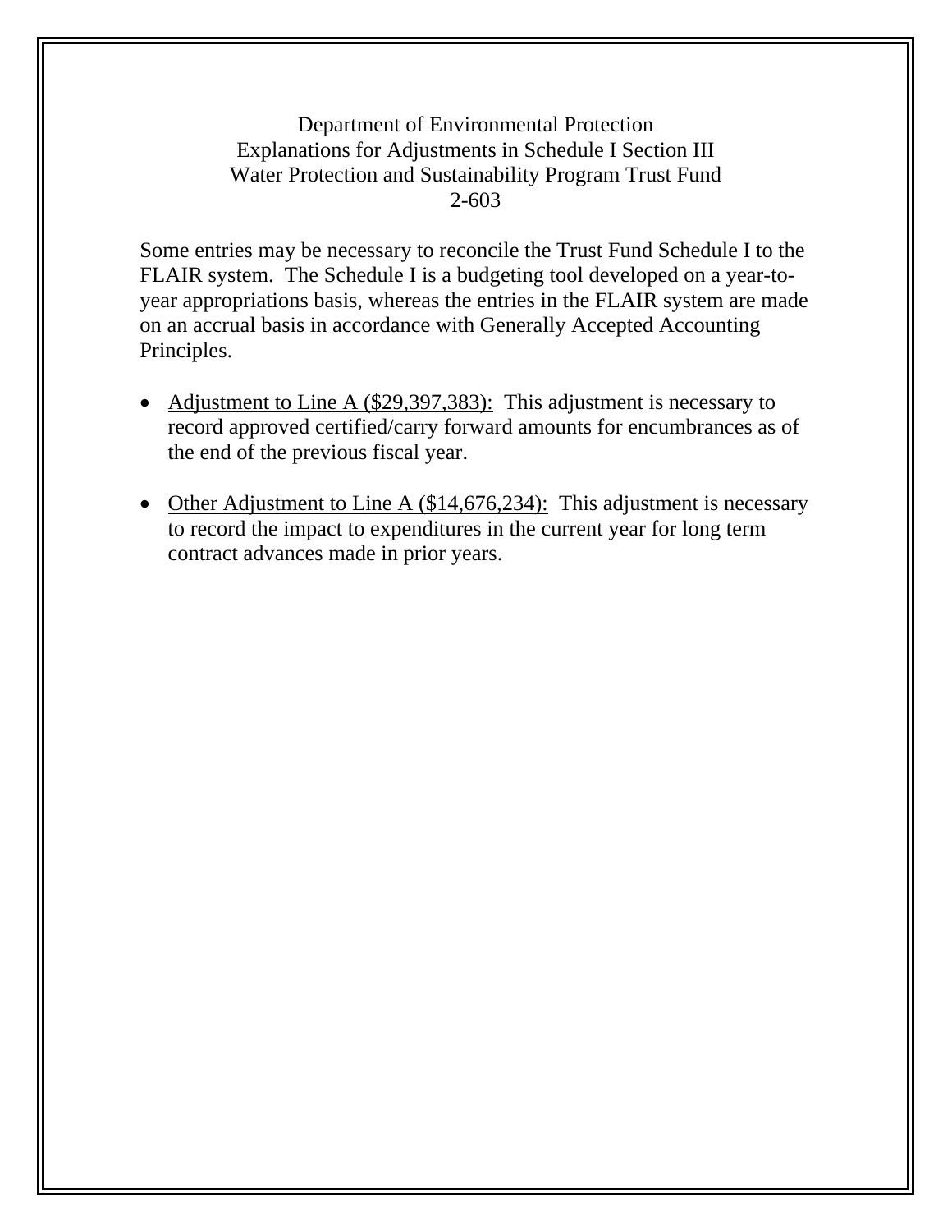Department of Environmental Protection
Explanations for Adjustments in Schedule I Section III
Water Protection and Sustainability Program Trust Fund
2-603

Some entries may be necessary to reconcile the Trust Fund Schedule I to the FLAIR system. The Schedule I is a budgeting tool developed on a year-to-year appropriations basis, whereas the entries in the FLAIR system are made on an accrual basis in accordance with Generally Accepted Accounting Principles.

- <u>Adjustment to Line A ($29,397,383):</u> This adjustment is necessary to record approved certified/carry forward amounts for encumbrances as of the end of the previous fiscal year.

- <u>Other Adjustment to Line A ($14,676,234):</u> This adjustment is necessary to record the impact to expenditures in the current year for long term contract advances made in prior years.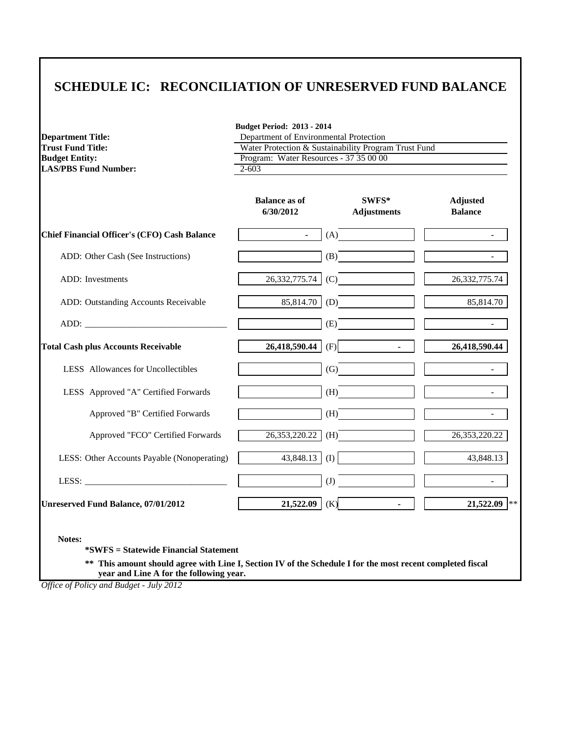# SCHEDULE IC: RECONCILIATION OF UNRESERVED FUND BALANCE

**Budget Period: 2013 - 2014**

**Department Title:** Department of Environmental Protection
**Trust Fund Title:** Water Protection & Sustainability Program Trust Fund
**Budget Entity:** Program: Water Resources - 37 35 00 00
**LAS/PBS Fund Number:** 2-603

| | Balance as of 6/30/2012 | | SWFS* Adjustments | Adjusted Balance |
|---|---|---|---|---|
| **Chief Financial Officer's (CFO) Cash Balance** | - | (A) | | - |
| ADD: Other Cash (See Instructions) | | (B) | | - |
| ADD: Investments | 26,332,775.74 | (C) | | 26,332,775.74 |
| ADD: Outstanding Accounts Receivable | 85,814.70 | (D) | | 85,814.70 |
| ADD: _______________________________ | | (E) | | - |
| **Total Cash plus Accounts Receivable** | **26,418,590.44** | (F) | - | **26,418,590.44** |
| LESS Allowances for Uncollectibles | | (G) | | - |
| LESS Approved "A" Certified Forwards | | (H) | | - |
| Approved "B" Certified Forwards | | (H) | | - |
| Approved "FCO" Certified Forwards | 26,353,220.22 | (H) | | 26,353,220.22 |
| LESS: Other Accounts Payable (Nonoperating) | 43,848.13 | (I) | | 43,848.13 |
| LESS: _______________________________ | | (J) | | - |
| **Unreserved Fund Balance, 07/01/2012** | **21,522.09** | (K) | - | **21,522.09** ** |

**Notes:**

**\*SWFS = Statewide Financial Statement**

**\*\* This amount should agree with Line I, Section IV of the Schedule I for the most recent completed fiscal year and Line A for the following year.**

*Office of Policy and Budget - July 2012*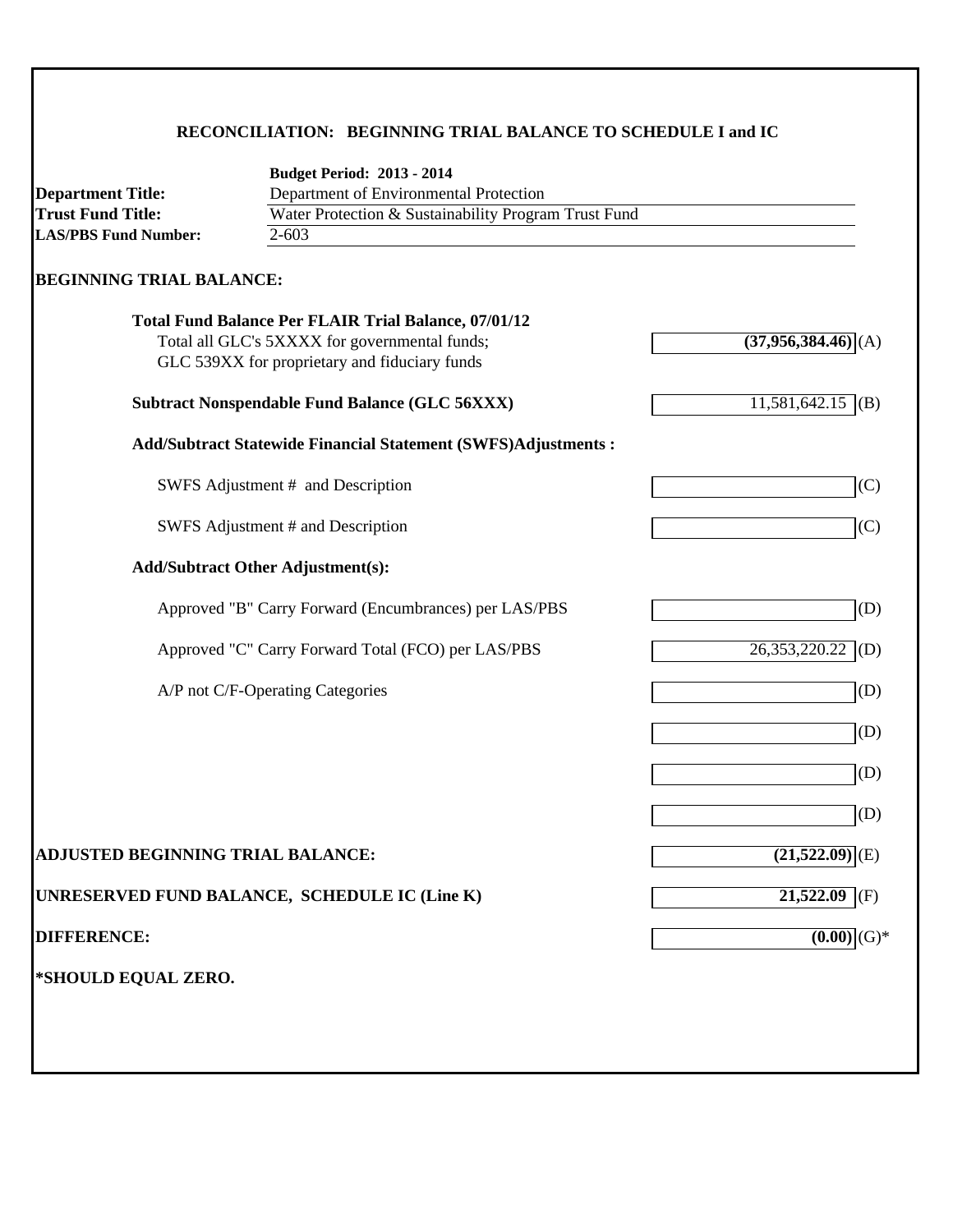## RECONCILIATION: BEGINNING TRIAL BALANCE TO SCHEDULE I and IC

**Budget Period: 2013 - 2014**

**Department Title:** Department of Environmental Protection
**Trust Fund Title:** Water Protection & Sustainability Program Trust Fund
**LAS/PBS Fund Number:** 2-603

### BEGINNING TRIAL BALANCE:

| | | |
|---|---|---|
| **Total Fund Balance Per FLAIR Trial Balance, 07/01/12**<br>Total all GLC's 5XXXX for governmental funds;<br>GLC 539XX for proprietary and fiduciary funds | **(37,956,384.46)** | (A) |
| **Subtract Nonspendable Fund Balance (GLC 56XXX)** | 11,581,642.15 | (B) |
| **Add/Subtract Statewide Financial Statement (SWFS)Adjustments :** | | |
| SWFS Adjustment # and Description | | (C) |
| SWFS Adjustment # and Description | | (C) |
| **Add/Subtract Other Adjustment(s):** | | |
| Approved "B" Carry Forward (Encumbrances) per LAS/PBS | | (D) |
| Approved "C" Carry Forward Total (FCO) per LAS/PBS | 26,353,220.22 | (D) |
| A/P not C/F-Operating Categories | | (D) |
| | | (D) |
| | | (D) |
| | | (D) |
| **ADJUSTED BEGINNING TRIAL BALANCE:** | **(21,522.09)** | (E) |
| **UNRESERVED FUND BALANCE, SCHEDULE IC (Line K)** | **21,522.09** | (F) |
| **DIFFERENCE:** | **(0.00)** | (G)* |

**\*SHOULD EQUAL ZERO.**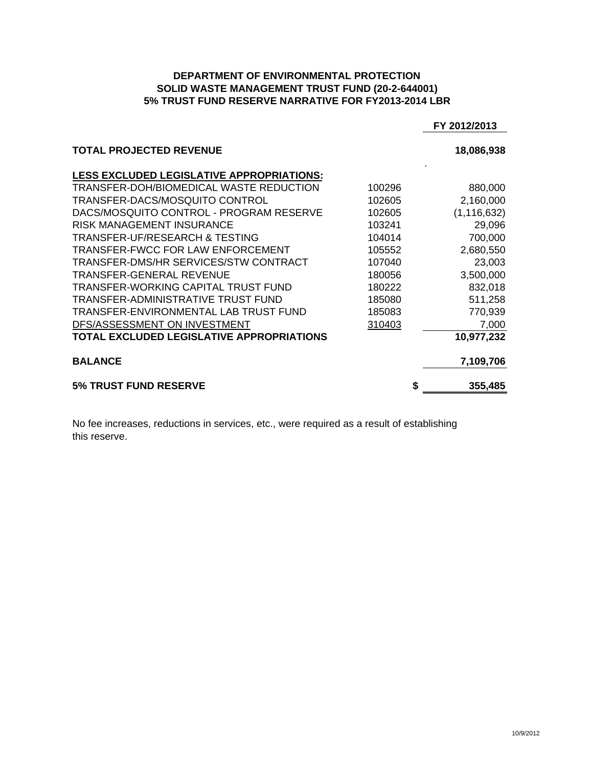**DEPARTMENT OF ENVIRONMENTAL PROTECTION**
**SOLID WASTE MANAGEMENT TRUST FUND (20-2-644001)**
**5% TRUST FUND RESERVE NARRATIVE FOR FY2013-2014 LBR**

| | | FY 2012/2013 |
|---|---|---|
| **TOTAL PROJECTED REVENUE** | | **18,086,938** |
| **LESS EXCLUDED LEGISLATIVE APPROPRIATIONS:** | | |
| TRANSFER-DOH/BIOMEDICAL WASTE REDUCTION | 100296 | 880,000 |
| TRANSFER-DACS/MOSQUITO CONTROL | 102605 | 2,160,000 |
| DACS/MOSQUITO CONTROL - PROGRAM RESERVE | 102605 | (1,116,632) |
| RISK MANAGEMENT INSURANCE | 103241 | 29,096 |
| TRANSFER-UF/RESEARCH & TESTING | 104014 | 700,000 |
| TRANSFER-FWCC FOR LAW ENFORCEMENT | 105552 | 2,680,550 |
| TRANSFER-DMS/HR SERVICES/STW CONTRACT | 107040 | 23,003 |
| TRANSFER-GENERAL REVENUE | 180056 | 3,500,000 |
| TRANSFER-WORKING CAPITAL TRUST FUND | 180222 | 832,018 |
| TRANSFER-ADMINISTRATIVE TRUST FUND | 185080 | 511,258 |
| TRANSFER-ENVIRONMENTAL LAB TRUST FUND | 185083 | 770,939 |
| DFS/ASSESSMENT ON INVESTMENT | 310403 | 7,000 |
| **TOTAL EXCLUDED LEGISLATIVE APPROPRIATIONS** | | **10,977,232** |
| **BALANCE** | | **7,109,706** |
| **5% TRUST FUND RESERVE** | | **$ 355,485** |

No fee increases, reductions in services, etc., were required as a result of establishing this reserve.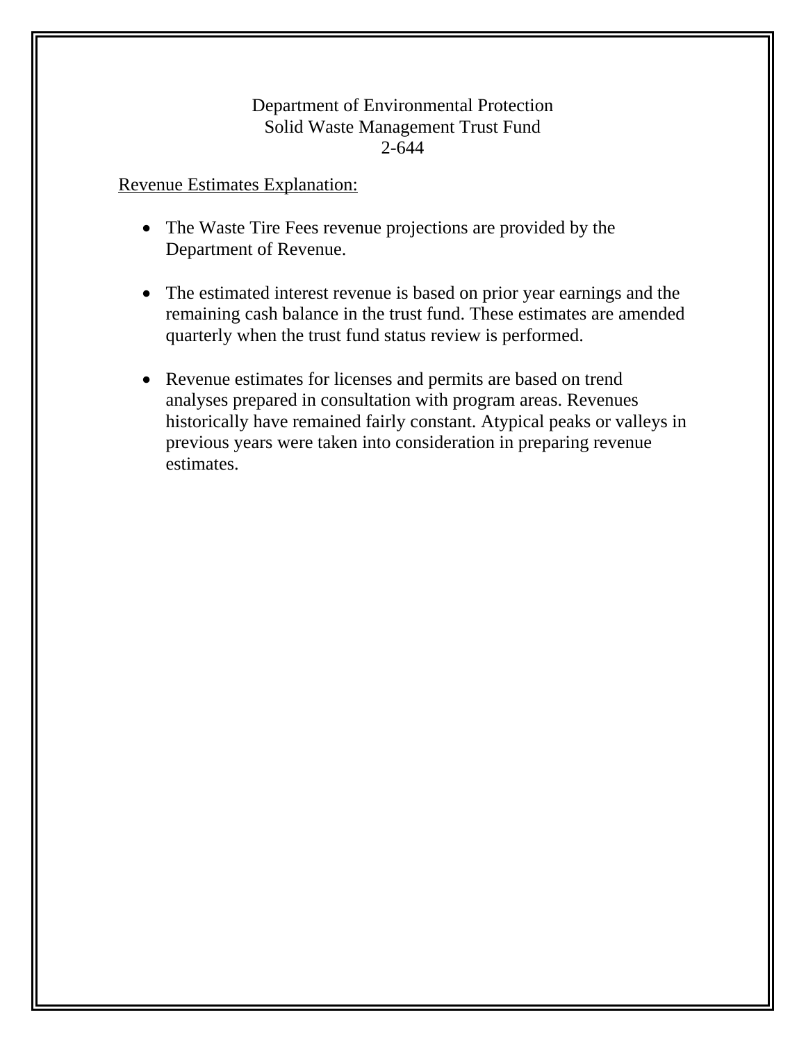# Department of Environmental Protection
## Solid Waste Management Trust Fund
## 2-644

Revenue Estimates Explanation:

- The Waste Tire Fees revenue projections are provided by the Department of Revenue.

- The estimated interest revenue is based on prior year earnings and the remaining cash balance in the trust fund. These estimates are amended quarterly when the trust fund status review is performed.

- Revenue estimates for licenses and permits are based on trend analyses prepared in consultation with program areas. Revenues historically have remained fairly constant. Atypical peaks or valleys in previous years were taken into consideration in preparing revenue estimates.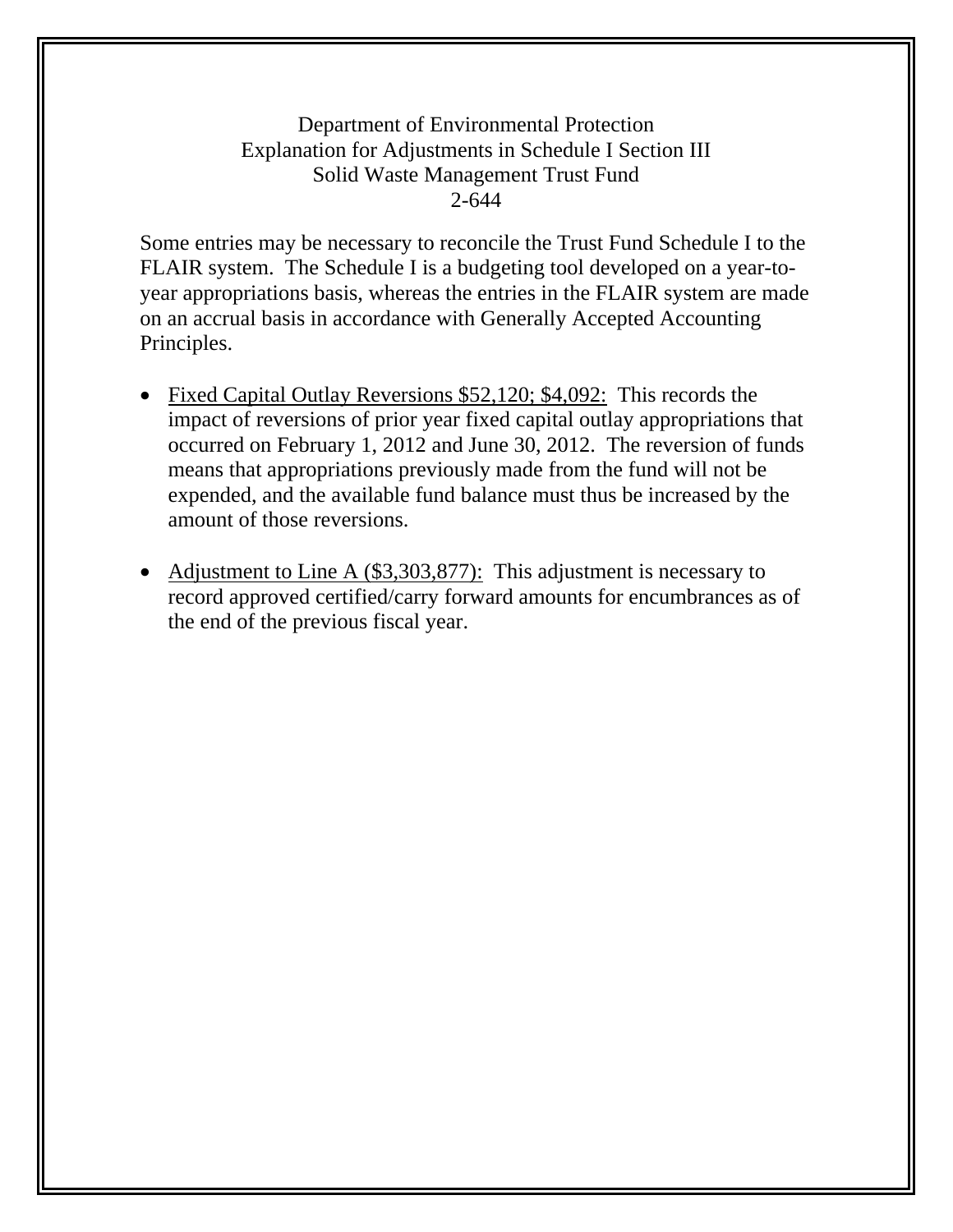Department of Environmental Protection
Explanation for Adjustments in Schedule I Section III
Solid Waste Management Trust Fund
2-644

Some entries may be necessary to reconcile the Trust Fund Schedule I to the FLAIR system. The Schedule I is a budgeting tool developed on a year-to-year appropriations basis, whereas the entries in the FLAIR system are made on an accrual basis in accordance with Generally Accepted Accounting Principles.

- <u>Fixed Capital Outlay Reversions $52,120; $4,092:</u> This records the impact of reversions of prior year fixed capital outlay appropriations that occurred on February 1, 2012 and June 30, 2012. The reversion of funds means that appropriations previously made from the fund will not be expended, and the available fund balance must thus be increased by the amount of those reversions.

- <u>Adjustment to Line A ($3,303,877):</u> This adjustment is necessary to record approved certified/carry forward amounts for encumbrances as of the end of the previous fiscal year.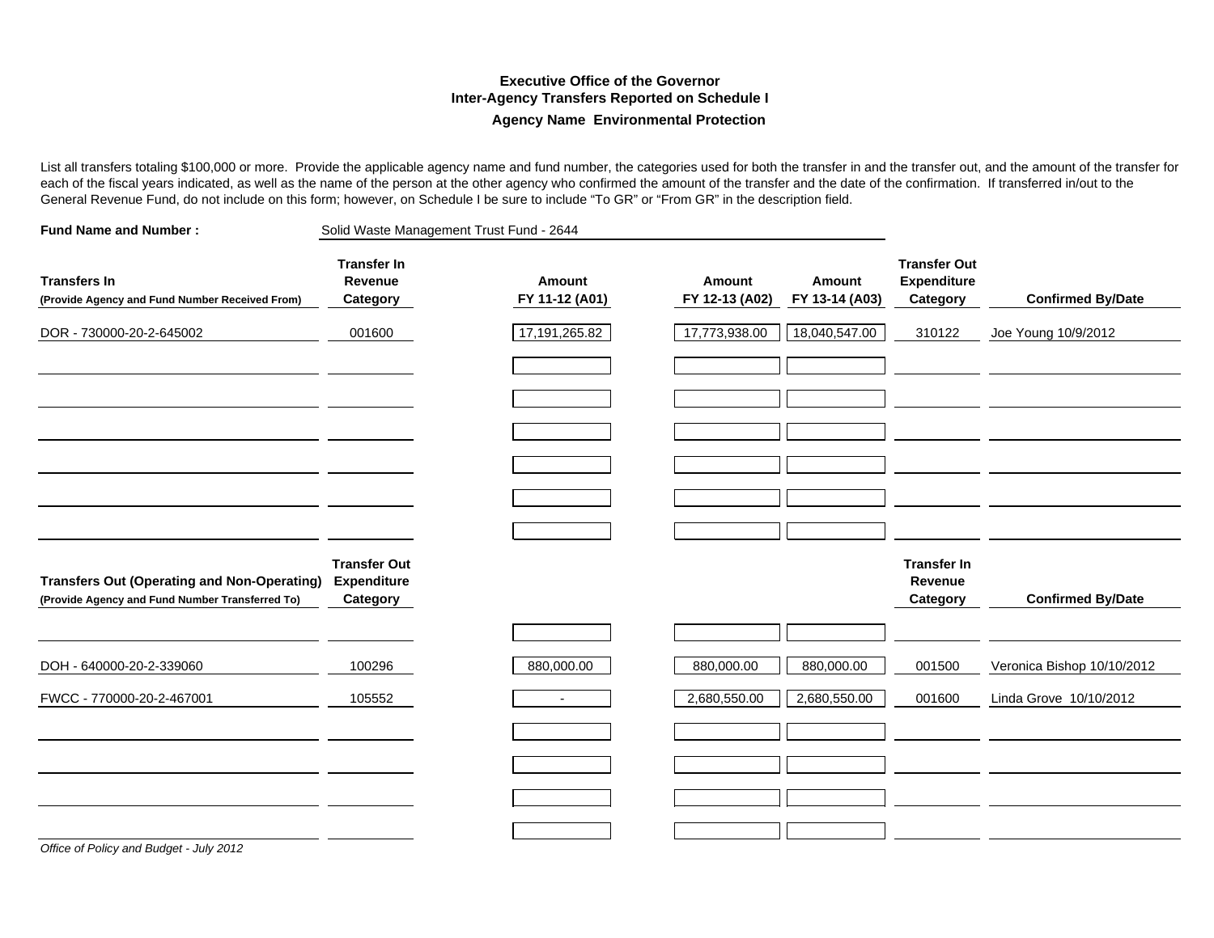**Executive Office of the Governor**
**Inter-Agency Transfers Reported on Schedule I**
**Agency Name Environmental Protection**

List all transfers totaling $100,000 or more. Provide the applicable agency name and fund number, the categories used for both the transfer in and the transfer out, and the amount of the transfer for each of the fiscal years indicated, as well as the name of the person at the other agency who confirmed the amount of the transfer and the date of the confirmation. If transferred in/out to the General Revenue Fund, do not include on this form; however, on Schedule I be sure to include "To GR" or "From GR" in the description field.

**Fund Name and Number :** Solid Waste Management Trust Fund - 2644

| Transfers In (Provide Agency and Fund Number Received From) | Transfer In Revenue Category | Amount FY 11-12 (A01) | Amount FY 12-13 (A02) | Amount FY 13-14 (A03) | Transfer Out Expenditure Category | Confirmed By/Date |
|---|---|---|---|---|---|---|
| DOR - 730000-20-2-645002 | 001600 | 17,191,265.82 | 17,773,938.00 | 18,040,547.00 | 310122 | Joe Young 10/9/2012 |
| | | | | | | |
| | | | | | | |
| | | | | | | |
| | | | | | | |
| | | | | | | |
| | | | | | | |

| Transfers Out (Operating and Non-Operating) (Provide Agency and Fund Number Transferred To) | Transfer Out Expenditure Category | Amount FY 11-12 (A01) | Amount FY 12-13 (A02) | Amount FY 13-14 (A03) | Transfer In Revenue Category | Confirmed By/Date |
|---|---|---|---|---|---|---|
| | | | | | | |
| DOH - 640000-20-2-339060 | 100296 | 880,000.00 | 880,000.00 | 880,000.00 | 001500 | Veronica Bishop 10/10/2012 |
| FWCC - 770000-20-2-467001 | 105552 | - | 2,680,550.00 | 2,680,550.00 | 001600 | Linda Grove 10/10/2012 |
| | | | | | | |
| | | | | | | |
| | | | | | | |
| | | | | | | |

*Office of Policy and Budget - July 2012*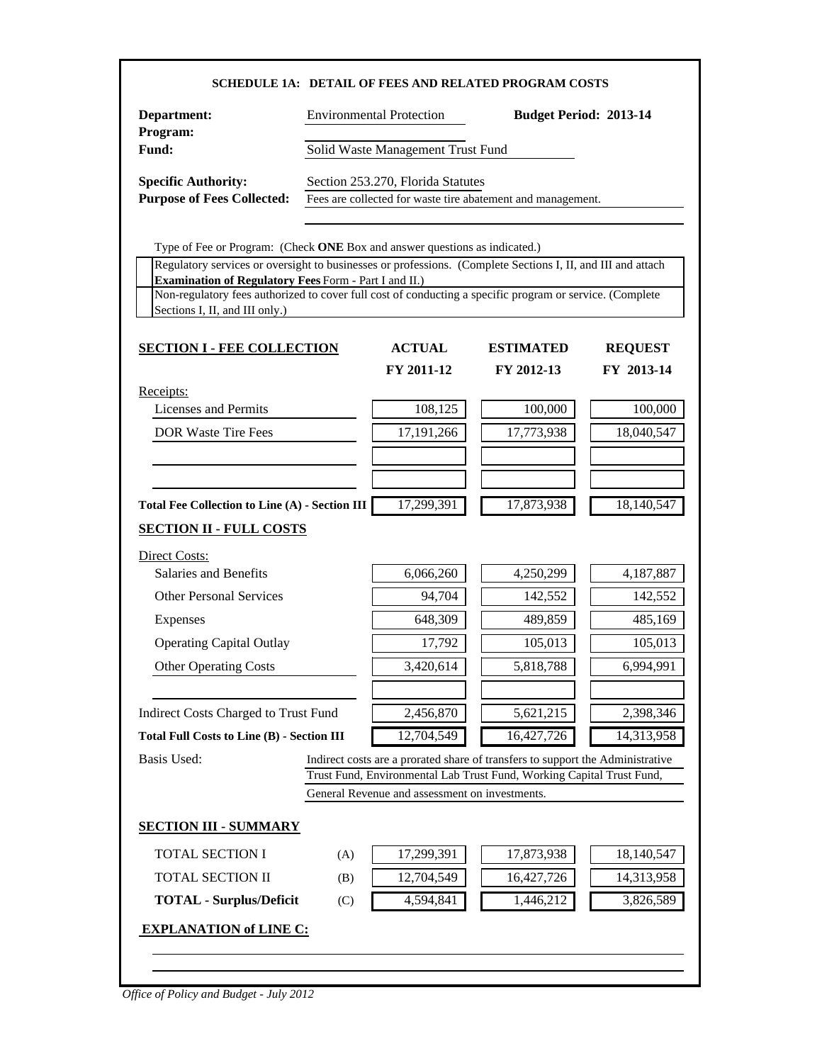## SCHEDULE 1A: DETAIL OF FEES AND RELATED PROGRAM COSTS

**Department:** Environmental Protection **Budget Period: 2013-14**

**Program:**

**Fund:** Solid Waste Management Trust Fund

**Specific Authority:** Section 253.270, Florida Statutes

**Purpose of Fees Collected:** Fees are collected for waste tire abatement and management.

Type of Fee or Program: (Check **ONE** Box and answer questions as indicated.)

- Regulatory services or oversight to businesses or professions. (Complete Sections I, II, and III and attach **Examination of Regulatory Fees** Form - Part I and II.)
- Non-regulatory fees authorized to cover full cost of conducting a specific program or service. (Complete Sections I, II, and III only.)

| **SECTION I - FEE COLLECTION** | | **ACTUAL FY 2011-12** | **ESTIMATED FY 2012-13** | **REQUEST FY 2013-14** |
|---|---|---|---|---|
| Receipts: | | | | |
| Licenses and Permits | | 108,125 | 100,000 | 100,000 |
| DOR Waste Tire Fees | | 17,191,266 | 17,773,938 | 18,040,547 |
| | | | | |
| | | | | |
| **Total Fee Collection to Line (A) - Section III** | | 17,299,391 | 17,873,938 | 18,140,547 |
| **SECTION II - FULL COSTS** | | | | |
| Direct Costs: | | | | |
| Salaries and Benefits | | 6,066,260 | 4,250,299 | 4,187,887 |
| Other Personal Services | | 94,704 | 142,552 | 142,552 |
| Expenses | | 648,309 | 489,859 | 485,169 |
| Operating Capital Outlay | | 17,792 | 105,013 | 105,013 |
| Other Operating Costs | | 3,420,614 | 5,818,788 | 6,994,991 |
| | | | | |
| Indirect Costs Charged to Trust Fund | | 2,456,870 | 5,621,215 | 2,398,346 |
| **Total Full Costs to Line (B) - Section III** | | 12,704,549 | 16,427,726 | 14,313,958 |

Basis Used: Indirect costs are a prorated share of transfers to support the Administrative Trust Fund, Environmental Lab Trust Fund, Working Capital Trust Fund, General Revenue and assessment on investments.

| **SECTION III - SUMMARY** | | | | |
|---|---|---|---|---|
| TOTAL SECTION I | (A) | 17,299,391 | 17,873,938 | 18,140,547 |
| TOTAL SECTION II | (B) | 12,704,549 | 16,427,726 | 14,313,958 |
| **TOTAL - Surplus/Deficit** | (C) | 4,594,841 | 1,446,212 | 3,826,589 |

**EXPLANATION of LINE C:**

*Office of Policy and Budget - July 2012*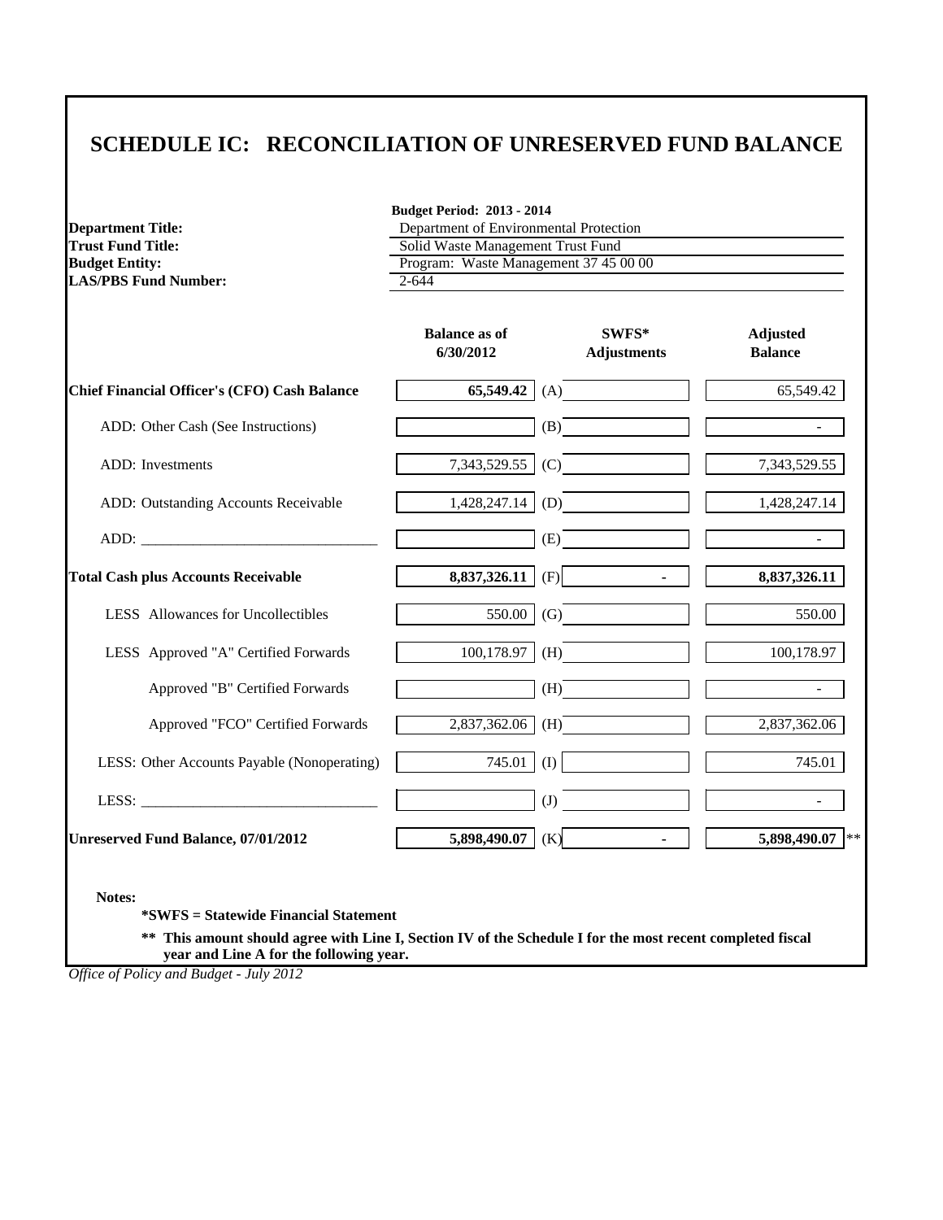# SCHEDULE IC: RECONCILIATION OF UNRESERVED FUND BALANCE

**Budget Period: 2013 - 2014**

**Department Title:** Department of Environmental Protection
**Trust Fund Title:** Solid Waste Management Trust Fund
**Budget Entity:** Program: Waste Management 37 45 00 00
**LAS/PBS Fund Number:** 2-644

| | Balance as of 6/30/2012 | | SWFS* Adjustments | Adjusted Balance |
|---|---|---|---|---|
| **Chief Financial Officer's (CFO) Cash Balance** | **65,549.42** | (A) | | 65,549.42 |
| ADD: Other Cash (See Instructions) | | (B) | | - |
| ADD: Investments | 7,343,529.55 | (C) | | 7,343,529.55 |
| ADD: Outstanding Accounts Receivable | 1,428,247.14 | (D) | | 1,428,247.14 |
| ADD: _______________ | | (E) | | - |
| **Total Cash plus Accounts Receivable** | **8,837,326.11** | (F) | - | **8,837,326.11** |
| LESS Allowances for Uncollectibles | 550.00 | (G) | | 550.00 |
| LESS Approved "A" Certified Forwards | 100,178.97 | (H) | | 100,178.97 |
| Approved "B" Certified Forwards | | (H) | | - |
| Approved "FCO" Certified Forwards | 2,837,362.06 | (H) | | 2,837,362.06 |
| LESS: Other Accounts Payable (Nonoperating) | 745.01 | (I) | | 745.01 |
| LESS: _______________ | | (J) | | - |
| **Unreserved Fund Balance, 07/01/2012** | **5,898,490.07** | (K) | - | **5,898,490.07** ** |

**Notes:**

**\*SWFS = Statewide Financial Statement**

**\*\* This amount should agree with Line I, Section IV of the Schedule I for the most recent completed fiscal year and Line A for the following year.**

*Office of Policy and Budget - July 2012*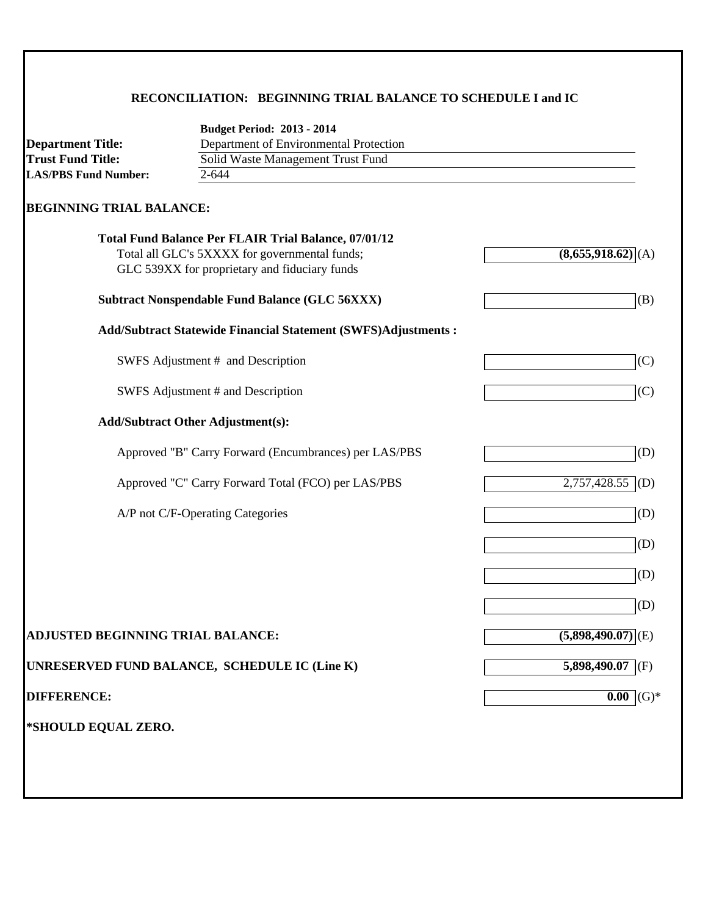## RECONCILIATION: BEGINNING TRIAL BALANCE TO SCHEDULE I and IC

**Budget Period: 2013 - 2014**

**Department Title:** Department of Environmental Protection
**Trust Fund Title:** Solid Waste Management Trust Fund
**LAS/PBS Fund Number:** 2-644

### BEGINNING TRIAL BALANCE:

| | | |
|---|---|---|
| **Total Fund Balance Per FLAIR Trial Balance, 07/01/12**<br>Total all GLC's 5XXXX for governmental funds;<br>GLC 539XX for proprietary and fiduciary funds | **(8,655,918.62)** | (A) |
| **Subtract Nonspendable Fund Balance (GLC 56XXX)** | | (B) |
| **Add/Subtract Statewide Financial Statement (SWFS)Adjustments :** | | |
| SWFS Adjustment # and Description | | (C) |
| SWFS Adjustment # and Description | | (C) |
| **Add/Subtract Other Adjustment(s):** | | |
| Approved "B" Carry Forward (Encumbrances) per LAS/PBS | | (D) |
| Approved "C" Carry Forward Total (FCO) per LAS/PBS | 2,757,428.55 | (D) |
| A/P not C/F-Operating Categories | | (D) |
| | | (D) |
| | | (D) |
| | | (D) |
| **ADJUSTED BEGINNING TRIAL BALANCE:** | **(5,898,490.07)** | (E) |
| **UNRESERVED FUND BALANCE, SCHEDULE IC (Line K)** | **5,898,490.07** | (F) |
| **DIFFERENCE:** | **0.00** | (G)* |

**\*SHOULD EQUAL ZERO.**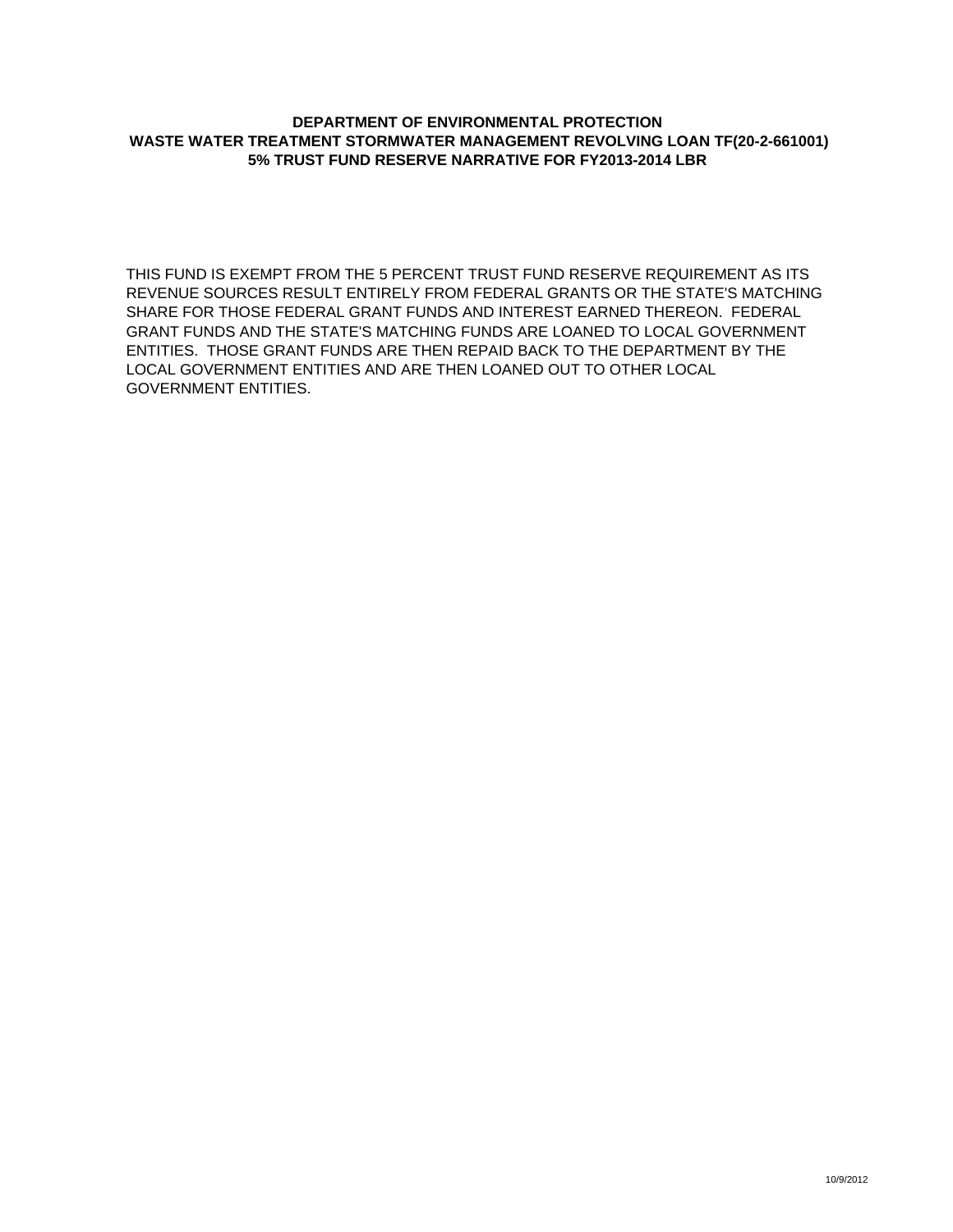**DEPARTMENT OF ENVIRONMENTAL PROTECTION**
**WASTE WATER TREATMENT STORMWATER MANAGEMENT REVOLVING LOAN TF(20-2-661001)**
**5% TRUST FUND RESERVE NARRATIVE FOR FY2013-2014 LBR**

THIS FUND IS EXEMPT FROM THE 5 PERCENT TRUST FUND RESERVE REQUIREMENT AS ITS REVENUE SOURCES RESULT ENTIRELY FROM FEDERAL GRANTS OR THE STATE'S MATCHING SHARE FOR THOSE FEDERAL GRANT FUNDS AND INTEREST EARNED THEREON. FEDERAL GRANT FUNDS AND THE STATE'S MATCHING FUNDS ARE LOANED TO LOCAL GOVERNMENT ENTITIES. THOSE GRANT FUNDS ARE THEN REPAID BACK TO THE DEPARTMENT BY THE LOCAL GOVERNMENT ENTITIES AND ARE THEN LOANED OUT TO OTHER LOCAL GOVERNMENT ENTITIES.

10/9/2012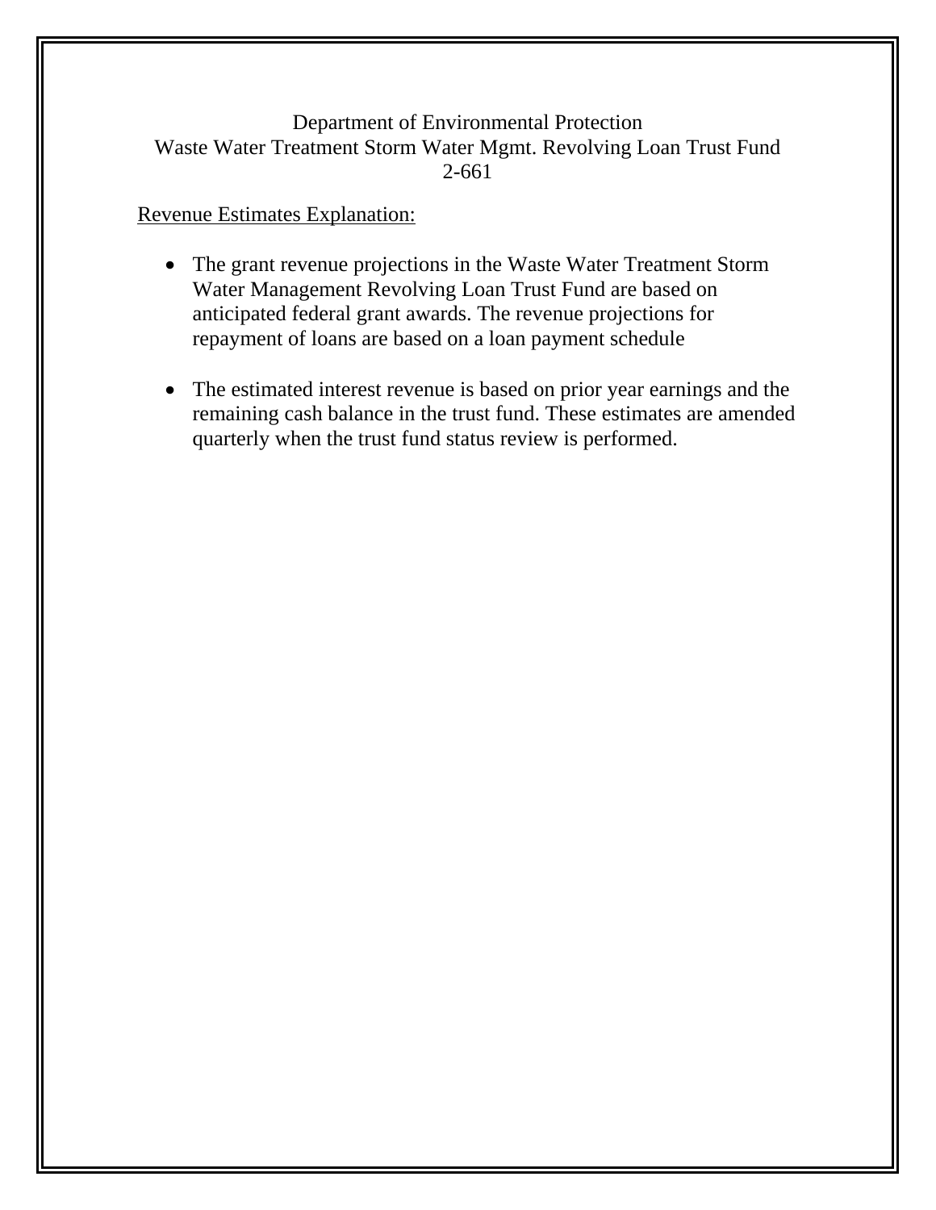Department of Environmental Protection
Waste Water Treatment Storm Water Mgmt. Revolving Loan Trust Fund
2-661

Revenue Estimates Explanation:

- The grant revenue projections in the Waste Water Treatment Storm Water Management Revolving Loan Trust Fund are based on anticipated federal grant awards. The revenue projections for repayment of loans are based on a loan payment schedule

- The estimated interest revenue is based on prior year earnings and the remaining cash balance in the trust fund. These estimates are amended quarterly when the trust fund status review is performed.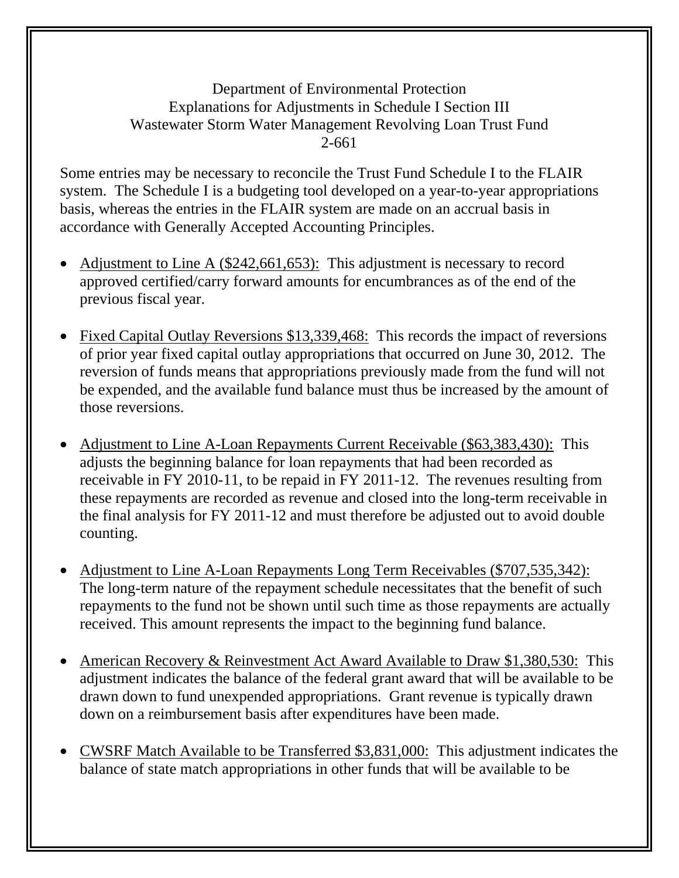Department of Environmental Protection
Explanations for Adjustments in Schedule I Section III
Wastewater Storm Water Management Revolving Loan Trust Fund
2-661

Some entries may be necessary to reconcile the Trust Fund Schedule I to the FLAIR system. The Schedule I is a budgeting tool developed on a year-to-year appropriations basis, whereas the entries in the FLAIR system are made on an accrual basis in accordance with Generally Accepted Accounting Principles.

- <u>Adjustment to Line A ($242,661,653):</u> This adjustment is necessary to record approved certified/carry forward amounts for encumbrances as of the end of the previous fiscal year.

- <u>Fixed Capital Outlay Reversions $13,339,468:</u> This records the impact of reversions of prior year fixed capital outlay appropriations that occurred on June 30, 2012. The reversion of funds means that appropriations previously made from the fund will not be expended, and the available fund balance must thus be increased by the amount of those reversions.

- <u>Adjustment to Line A-Loan Repayments Current Receivable ($63,383,430):</u> This adjusts the beginning balance for loan repayments that had been recorded as receivable in FY 2010-11, to be repaid in FY 2011-12. The revenues resulting from these repayments are recorded as revenue and closed into the long-term receivable in the final analysis for FY 2011-12 and must therefore be adjusted out to avoid double counting.

- <u>Adjustment to Line A-Loan Repayments Long Term Receivables ($707,535,342):</u> The long-term nature of the repayment schedule necessitates that the benefit of such repayments to the fund not be shown until such time as those repayments are actually received. This amount represents the impact to the beginning fund balance.

- <u>American Recovery & Reinvestment Act Award Available to Draw $1,380,530:</u> This adjustment indicates the balance of the federal grant award that will be available to be drawn down to fund unexpended appropriations. Grant revenue is typically drawn down on a reimbursement basis after expenditures have been made.

- <u>CWSRF Match Available to be Transferred $3,831,000:</u> This adjustment indicates the balance of state match appropriations in other funds that will be available to be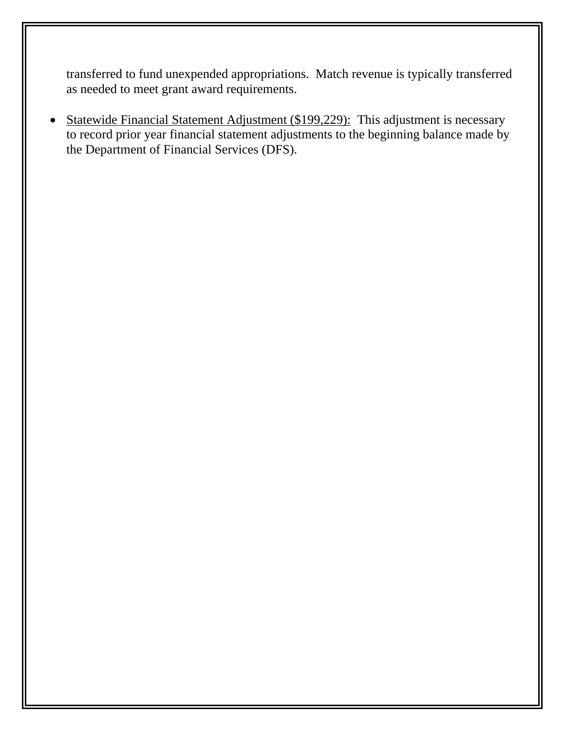transferred to fund unexpended appropriations.  Match revenue is typically transferred as needed to meet grant award requirements.

- Statewide Financial Statement Adjustment ($199,229): This adjustment is necessary to record prior year financial statement adjustments to the beginning balance made by the Department of Financial Services (DFS).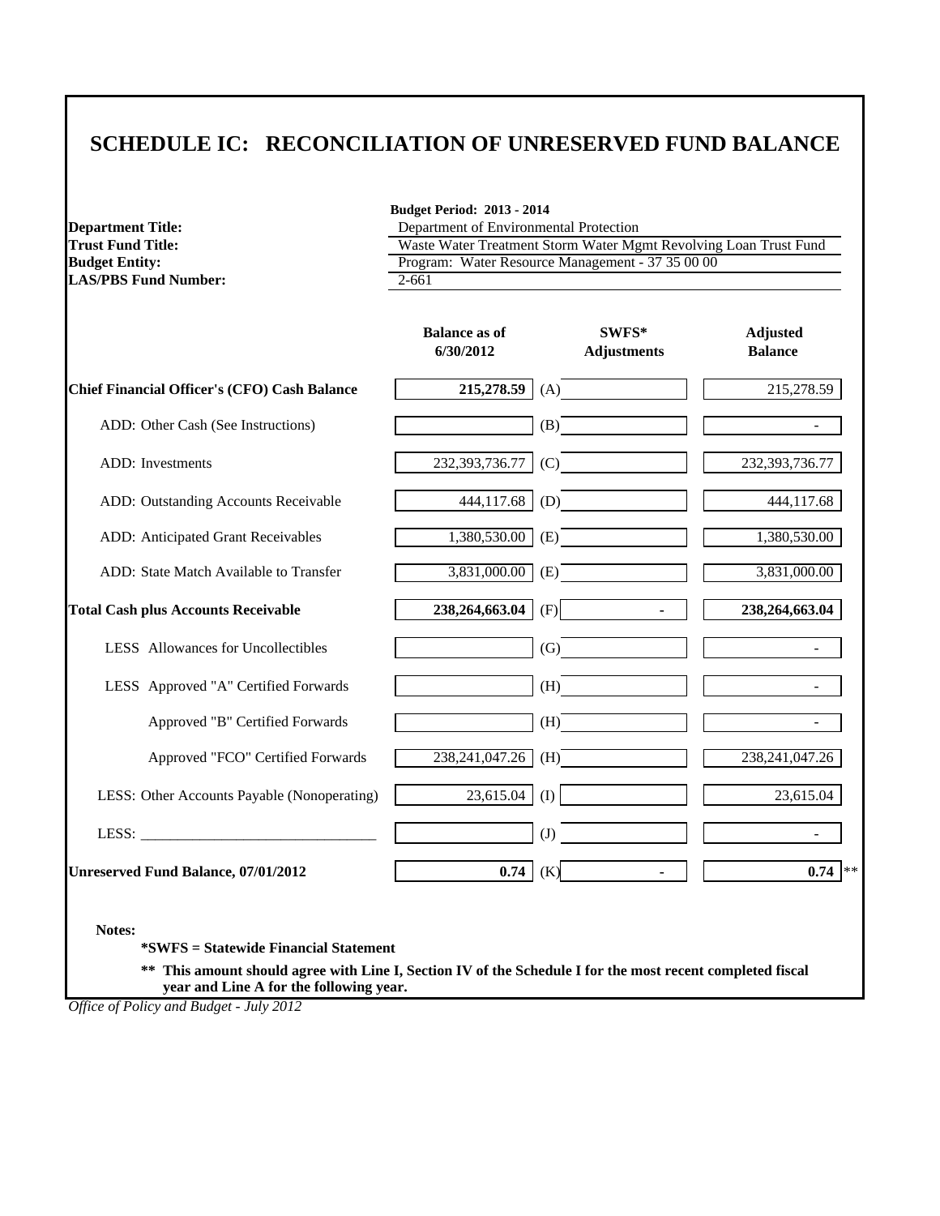# SCHEDULE IC: RECONCILIATION OF UNRESERVED FUND BALANCE

**Budget Period: 2013 - 2014**

**Department Title:** Department of Environmental Protection
**Trust Fund Title:** Waste Water Treatment Storm Water Mgmt Revolving Loan Trust Fund
**Budget Entity:** Program: Water Resource Management - 37 35 00 00
**LAS/PBS Fund Number:** 2-661

| | Balance as of 6/30/2012 | | SWFS* Adjustments | Adjusted Balance |
|---|---|---|---|---|
| **Chief Financial Officer's (CFO) Cash Balance** | **215,278.59** | (A) | | 215,278.59 |
| ADD: Other Cash (See Instructions) | | (B) | | - |
| ADD: Investments | 232,393,736.77 | (C) | | 232,393,736.77 |
| ADD: Outstanding Accounts Receivable | 444,117.68 | (D) | | 444,117.68 |
| ADD: Anticipated Grant Receivables | 1,380,530.00 | (E) | | 1,380,530.00 |
| ADD: State Match Available to Transfer | 3,831,000.00 | (E) | | 3,831,000.00 |
| **Total Cash plus Accounts Receivable** | **238,264,663.04** | (F) | - | **238,264,663.04** |
| LESS Allowances for Uncollectibles | | (G) | | - |
| LESS Approved "A" Certified Forwards | | (H) | | - |
| Approved "B" Certified Forwards | | (H) | | - |
| Approved "FCO" Certified Forwards | 238,241,047.26 | (H) | | 238,241,047.26 |
| LESS: Other Accounts Payable (Nonoperating) | 23,615.04 | (I) | | 23,615.04 |
| LESS: _______________________________ | | (J) | | - |
| **Unreserved Fund Balance, 07/01/2012** | **0.74** | (K) | - | **0.74** ** |

**Notes:**

**\*SWFS = Statewide Financial Statement**

**\*\* This amount should agree with Line I, Section IV of the Schedule I for the most recent completed fiscal year and Line A for the following year.**

*Office of Policy and Budget - July 2012*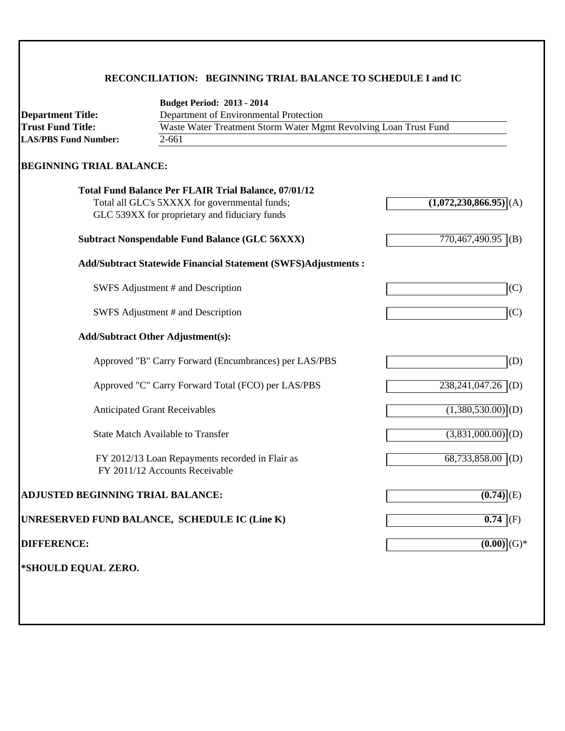## RECONCILIATION: BEGINNING TRIAL BALANCE TO SCHEDULE I and IC

**Budget Period: 2013 - 2014**

**Department Title:** Department of Environmental Protection
**Trust Fund Title:** Waste Water Treatment Storm Water Mgmt Revolving Loan Trust Fund
**LAS/PBS Fund Number:** 2-661

### BEGINNING TRIAL BALANCE:

| | | |
|---|---|---|
| **Total Fund Balance Per FLAIR Trial Balance, 07/01/12**<br>Total all GLC's 5XXXX for governmental funds;<br>GLC 539XX for proprietary and fiduciary funds | **(1,072,230,866.95)** | (A) |
| **Subtract Nonspendable Fund Balance (GLC 56XXX)** | 770,467,490.95 | (B) |
| **Add/Subtract Statewide Financial Statement (SWFS)Adjustments :** | | |
| SWFS Adjustment # and Description | | (C) |
| SWFS Adjustment # and Description | | (C) |
| **Add/Subtract Other Adjustment(s):** | | |
| Approved "B" Carry Forward (Encumbrances) per LAS/PBS | | (D) |
| Approved "C" Carry Forward Total (FCO) per LAS/PBS | 238,241,047.26 | (D) |
| Anticipated Grant Receivables | (1,380,530.00) | (D) |
| State Match Available to Transfer | (3,831,000.00) | (D) |
| FY 2012/13 Loan Repayments recorded in Flair as FY 2011/12 Accounts Receivable | 68,733,858.00 | (D) |
| **ADJUSTED BEGINNING TRIAL BALANCE:** | **(0.74)** | (E) |
| **UNRESERVED FUND BALANCE, SCHEDULE IC (Line K)** | **0.74** | (F) |
| **DIFFERENCE:** | **(0.00)** | (G)* |

**\*SHOULD EQUAL ZERO.**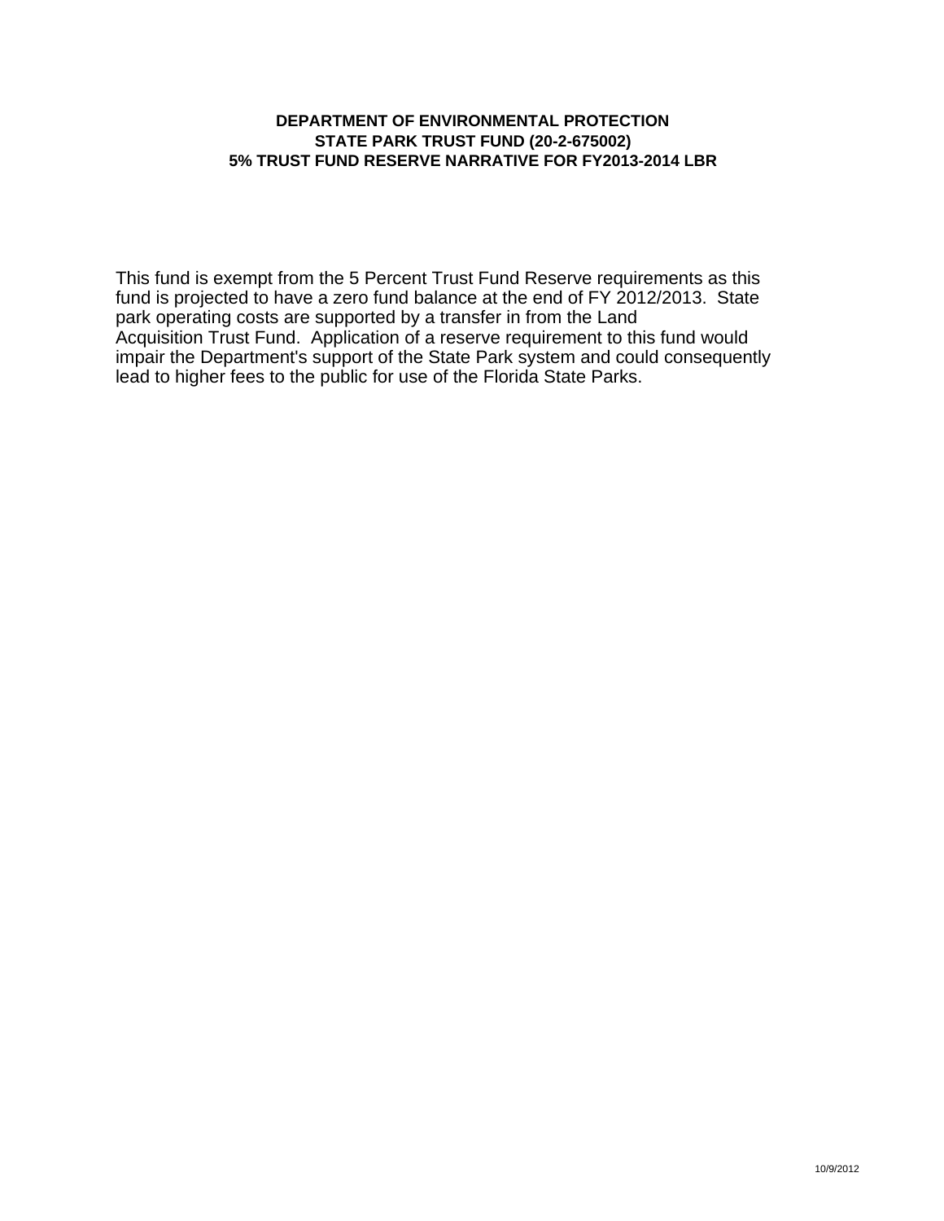**DEPARTMENT OF ENVIRONMENTAL PROTECTION**
**STATE PARK TRUST FUND (20-2-675002)**
**5% TRUST FUND RESERVE NARRATIVE FOR FY2013-2014 LBR**

This fund is exempt from the 5 Percent Trust Fund Reserve requirements as this fund is projected to have a zero fund balance at the end of FY 2012/2013. State park operating costs are supported by a transfer in from the Land Acquisition Trust Fund. Application of a reserve requirement to this fund would impair the Department's support of the State Park system and could consequently lead to higher fees to the public for use of the Florida State Parks.

10/9/2012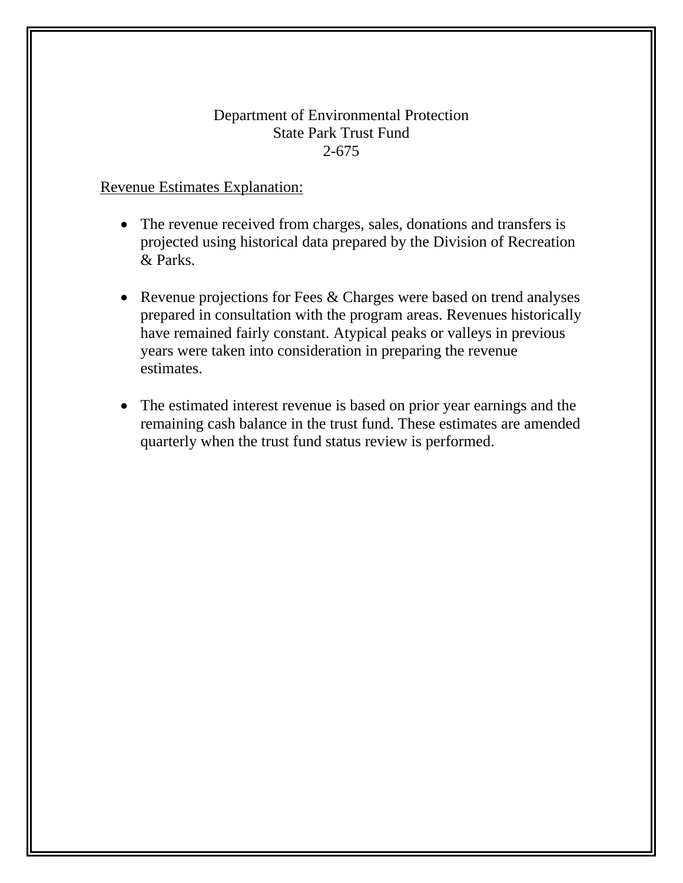Department of Environmental Protection
State Park Trust Fund
2-675

<u>Revenue Estimates Explanation:</u>

- The revenue received from charges, sales, donations and transfers is projected using historical data prepared by the Division of Recreation & Parks.

- Revenue projections for Fees & Charges were based on trend analyses prepared in consultation with the program areas. Revenues historically have remained fairly constant. Atypical peaks or valleys in previous years were taken into consideration in preparing the revenue estimates.

- The estimated interest revenue is based on prior year earnings and the remaining cash balance in the trust fund. These estimates are amended quarterly when the trust fund status review is performed.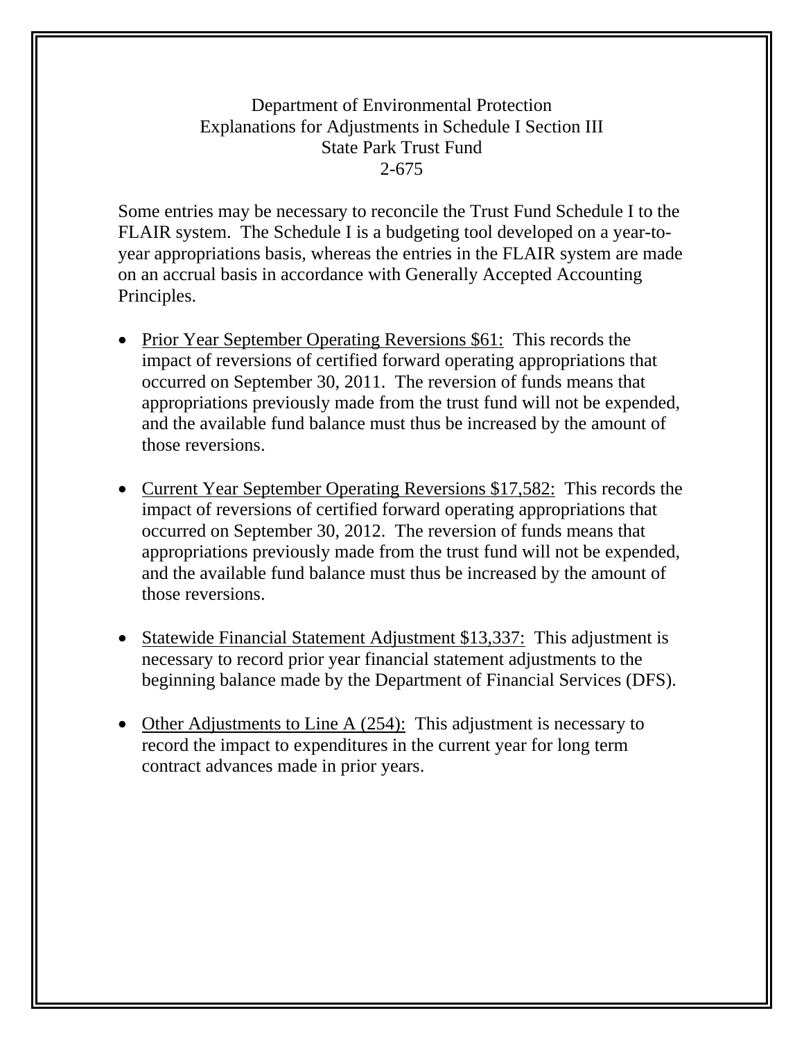# Department of Environmental Protection
## Explanations for Adjustments in Schedule I Section III
## State Park Trust Fund
## 2-675

Some entries may be necessary to reconcile the Trust Fund Schedule I to the FLAIR system. The Schedule I is a budgeting tool developed on a year-to-year appropriations basis, whereas the entries in the FLAIR system are made on an accrual basis in accordance with Generally Accepted Accounting Principles.

- Prior Year September Operating Reversions $61: This records the impact of reversions of certified forward operating appropriations that occurred on September 30, 2011. The reversion of funds means that appropriations previously made from the trust fund will not be expended, and the available fund balance must thus be increased by the amount of those reversions.

- Current Year September Operating Reversions $17,582: This records the impact of reversions of certified forward operating appropriations that occurred on September 30, 2012. The reversion of funds means that appropriations previously made from the trust fund will not be expended, and the available fund balance must thus be increased by the amount of those reversions.

- Statewide Financial Statement Adjustment $13,337: This adjustment is necessary to record prior year financial statement adjustments to the beginning balance made by the Department of Financial Services (DFS).

- Other Adjustments to Line A (254): This adjustment is necessary to record the impact to expenditures in the current year for long term contract advances made in prior years.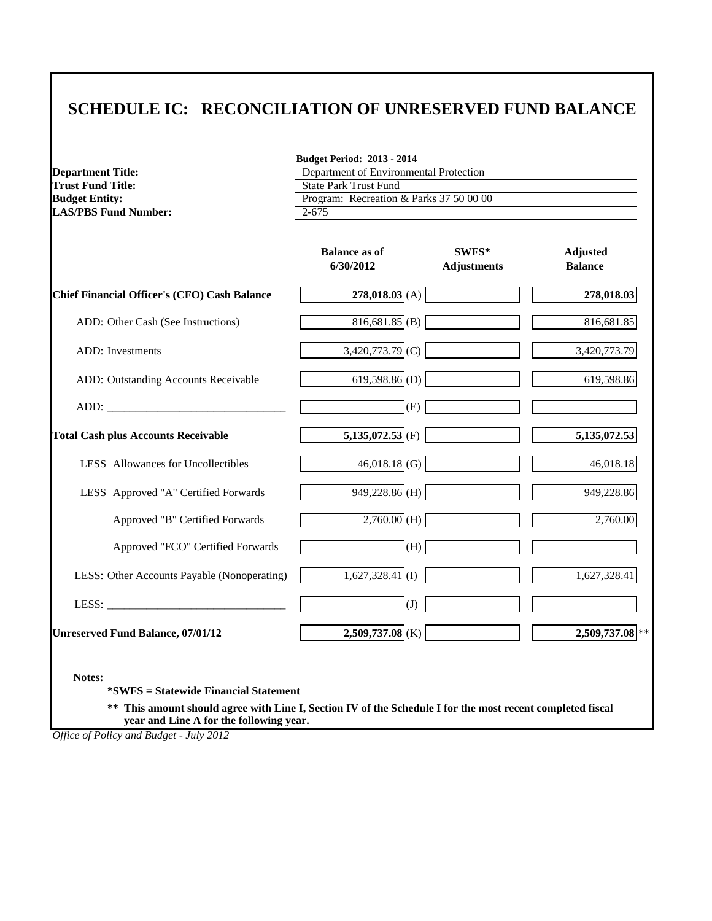# SCHEDULE IC: RECONCILIATION OF UNRESERVED FUND BALANCE

**Budget Period: 2013 - 2014**

| | |
|---|---|
| **Department Title:** | Department of Environmental Protection |
| **Trust Fund Title:** | State Park Trust Fund |
| **Budget Entity:** | Program: Recreation & Parks 37 50 00 00 |
| **LAS/PBS Fund Number:** | 2-675 |

| | Balance as of 6/30/2012 | | SWFS* Adjustments | Adjusted Balance |
|---|---|---|---|---|
| **Chief Financial Officer's (CFO) Cash Balance** | **278,018.03** | (A) | | **278,018.03** |
| ADD: Other Cash (See Instructions) | 816,681.85 | (B) | | 816,681.85 |
| ADD: Investments | 3,420,773.79 | (C) | | 3,420,773.79 |
| ADD: Outstanding Accounts Receivable | 619,598.86 | (D) | | 619,598.86 |
| ADD: ___________________________ | | (E) | | |
| **Total Cash plus Accounts Receivable** | **5,135,072.53** | (F) | | **5,135,072.53** |
| LESS Allowances for Uncollectibles | 46,018.18 | (G) | | 46,018.18 |
| LESS Approved "A" Certified Forwards | 949,228.86 | (H) | | 949,228.86 |
| Approved "B" Certified Forwards | 2,760.00 | (H) | | 2,760.00 |
| Approved "FCO" Certified Forwards | | (H) | | |
| LESS: Other Accounts Payable (Nonoperating) | 1,627,328.41 | (I) | | 1,627,328.41 |
| LESS: ___________________________ | | (J) | | |
| **Unreserved Fund Balance, 07/01/12** | **2,509,737.08** | (K) | | **2,509,737.08** ** |

**Notes:**

**\*SWFS = Statewide Financial Statement**

**\*\* This amount should agree with Line I, Section IV of the Schedule I for the most recent completed fiscal year and Line A for the following year.**

*Office of Policy and Budget - July 2012*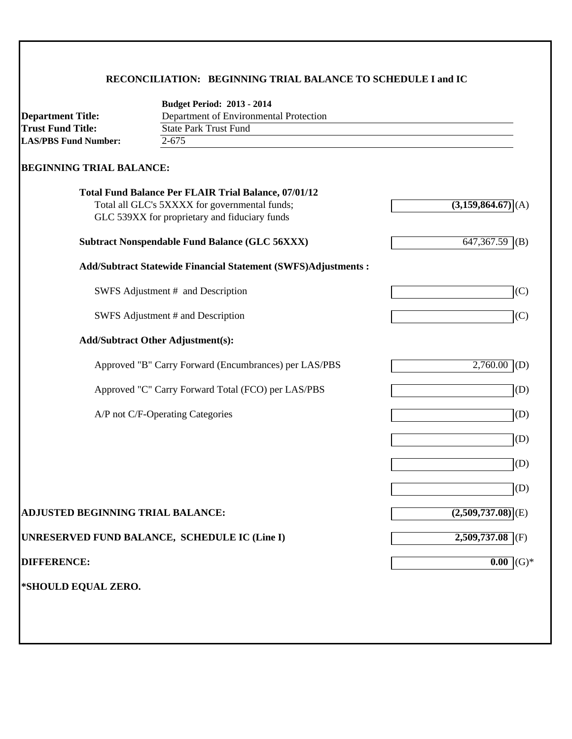## RECONCILIATION: BEGINNING TRIAL BALANCE TO SCHEDULE I and IC

**Budget Period: 2013 - 2014**

**Department Title:** Department of Environmental Protection
**Trust Fund Title:** State Park Trust Fund
**LAS/PBS Fund Number:** 2-675

### BEGINNING TRIAL BALANCE:

| | | |
|---|---|---|
| **Total Fund Balance Per FLAIR Trial Balance, 07/01/12**<br>Total all GLC's 5XXXX for governmental funds;<br>GLC 539XX for proprietary and fiduciary funds | **(3,159,864.67)** | (A) |
| **Subtract Nonspendable Fund Balance (GLC 56XXX)** | 647,367.59 | (B) |
| **Add/Subtract Statewide Financial Statement (SWFS)Adjustments :** | | |
| SWFS Adjustment # and Description | | (C) |
| SWFS Adjustment # and Description | | (C) |
| **Add/Subtract Other Adjustment(s):** | | |
| Approved "B" Carry Forward (Encumbrances) per LAS/PBS | 2,760.00 | (D) |
| Approved "C" Carry Forward Total (FCO) per LAS/PBS | | (D) |
| A/P not C/F-Operating Categories | | (D) |
| | | (D) |
| | | (D) |
| | | (D) |
| **ADJUSTED BEGINNING TRIAL BALANCE:** | **(2,509,737.08)** | (E) |
| **UNRESERVED FUND BALANCE, SCHEDULE IC (Line I)** | **2,509,737.08** | (F) |
| **DIFFERENCE:** | **0.00** | (G)* |

**\*SHOULD EQUAL ZERO.**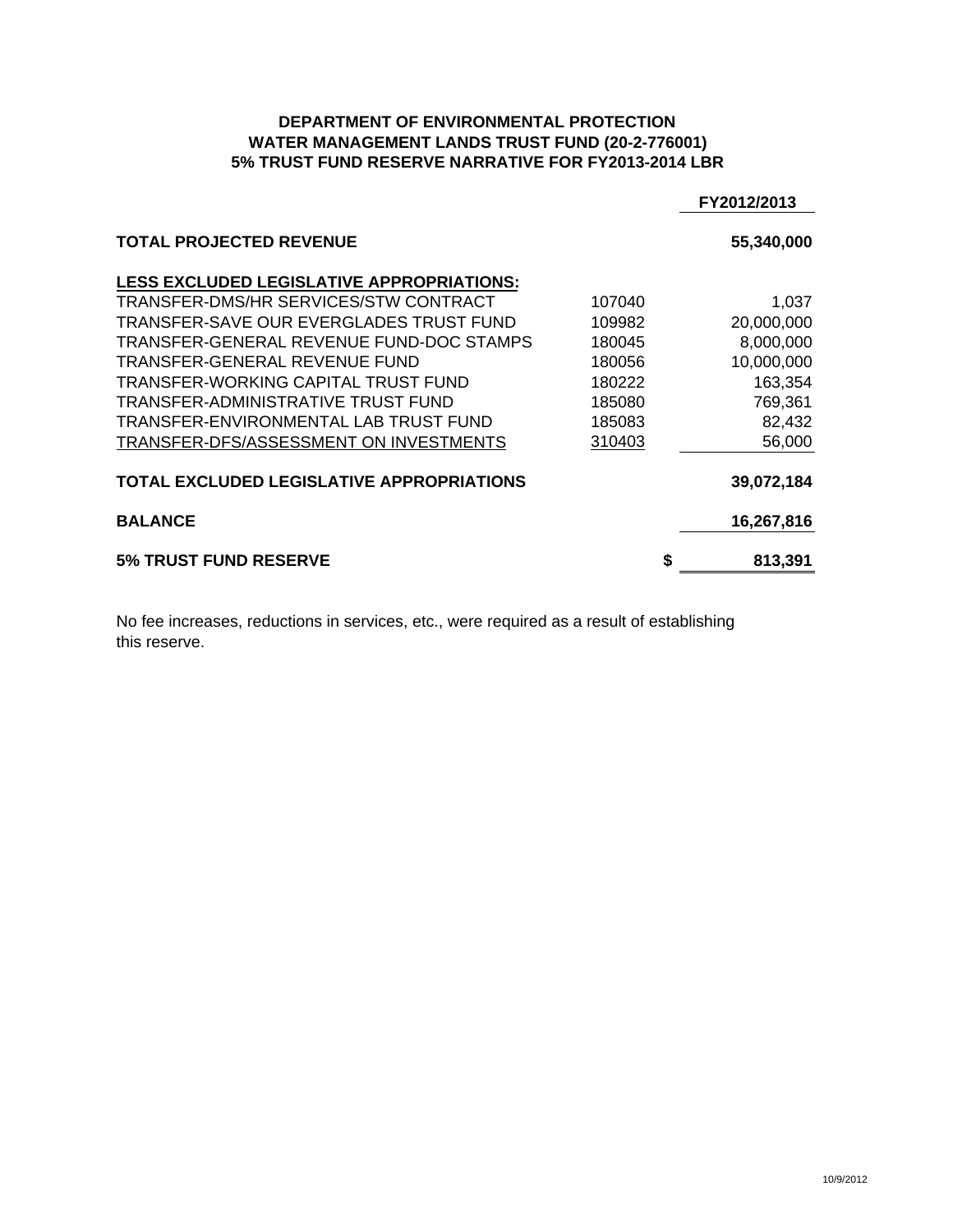**DEPARTMENT OF ENVIRONMENTAL PROTECTION**
**WATER MANAGEMENT LANDS TRUST FUND (20-2-776001)**
**5% TRUST FUND RESERVE NARRATIVE FOR FY2013-2014 LBR**

| | | FY2012/2013 |
|---|---|---|
| **TOTAL PROJECTED REVENUE** | | **55,340,000** |
| **LESS EXCLUDED LEGISLATIVE APPROPRIATIONS:** | | |
| TRANSFER-DMS/HR SERVICES/STW CONTRACT | 107040 | 1,037 |
| TRANSFER-SAVE OUR EVERGLADES TRUST FUND | 109982 | 20,000,000 |
| TRANSFER-GENERAL REVENUE FUND-DOC STAMPS | 180045 | 8,000,000 |
| TRANSFER-GENERAL REVENUE FUND | 180056 | 10,000,000 |
| TRANSFER-WORKING CAPITAL TRUST FUND | 180222 | 163,354 |
| TRANSFER-ADMINISTRATIVE TRUST FUND | 185080 | 769,361 |
| TRANSFER-ENVIRONMENTAL LAB TRUST FUND | 185083 | 82,432 |
| TRANSFER-DFS/ASSESSMENT ON INVESTMENTS | 310403 | 56,000 |
| **TOTAL EXCLUDED LEGISLATIVE APPROPRIATIONS** | | **39,072,184** |
| **BALANCE** | | **16,267,816** |
| **5% TRUST FUND RESERVE** | | **$ 813,391** |

No fee increases, reductions in services, etc., were required as a result of establishing this reserve.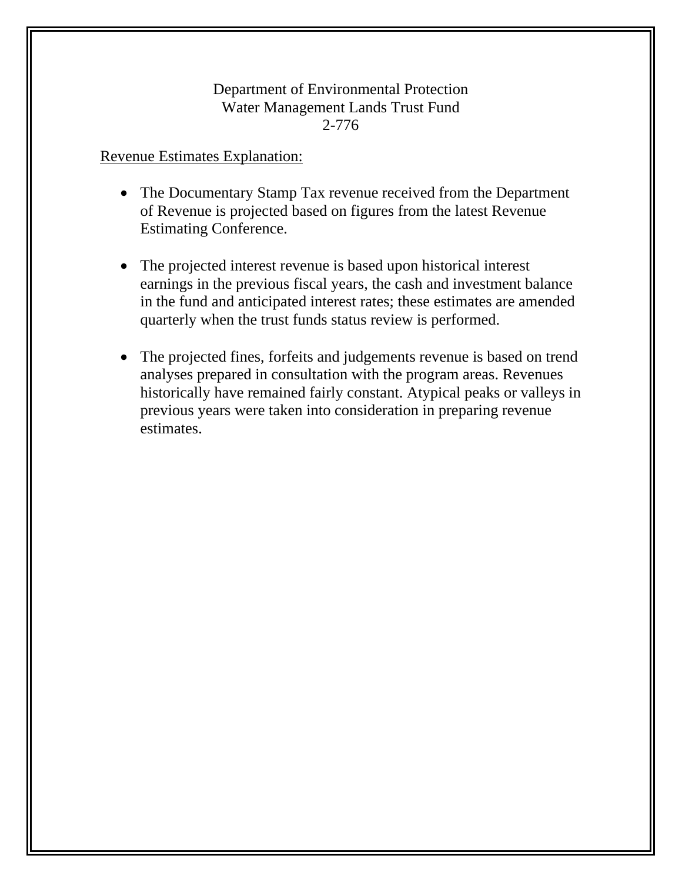Department of Environmental Protection
Water Management Lands Trust Fund
2-776

Revenue Estimates Explanation:

- The Documentary Stamp Tax revenue received from the Department of Revenue is projected based on figures from the latest Revenue Estimating Conference.

- The projected interest revenue is based upon historical interest earnings in the previous fiscal years, the cash and investment balance in the fund and anticipated interest rates; these estimates are amended quarterly when the trust funds status review is performed.

- The projected fines, forfeits and judgements revenue is based on trend analyses prepared in consultation with the program areas. Revenues historically have remained fairly constant. Atypical peaks or valleys in previous years were taken into consideration in preparing revenue estimates.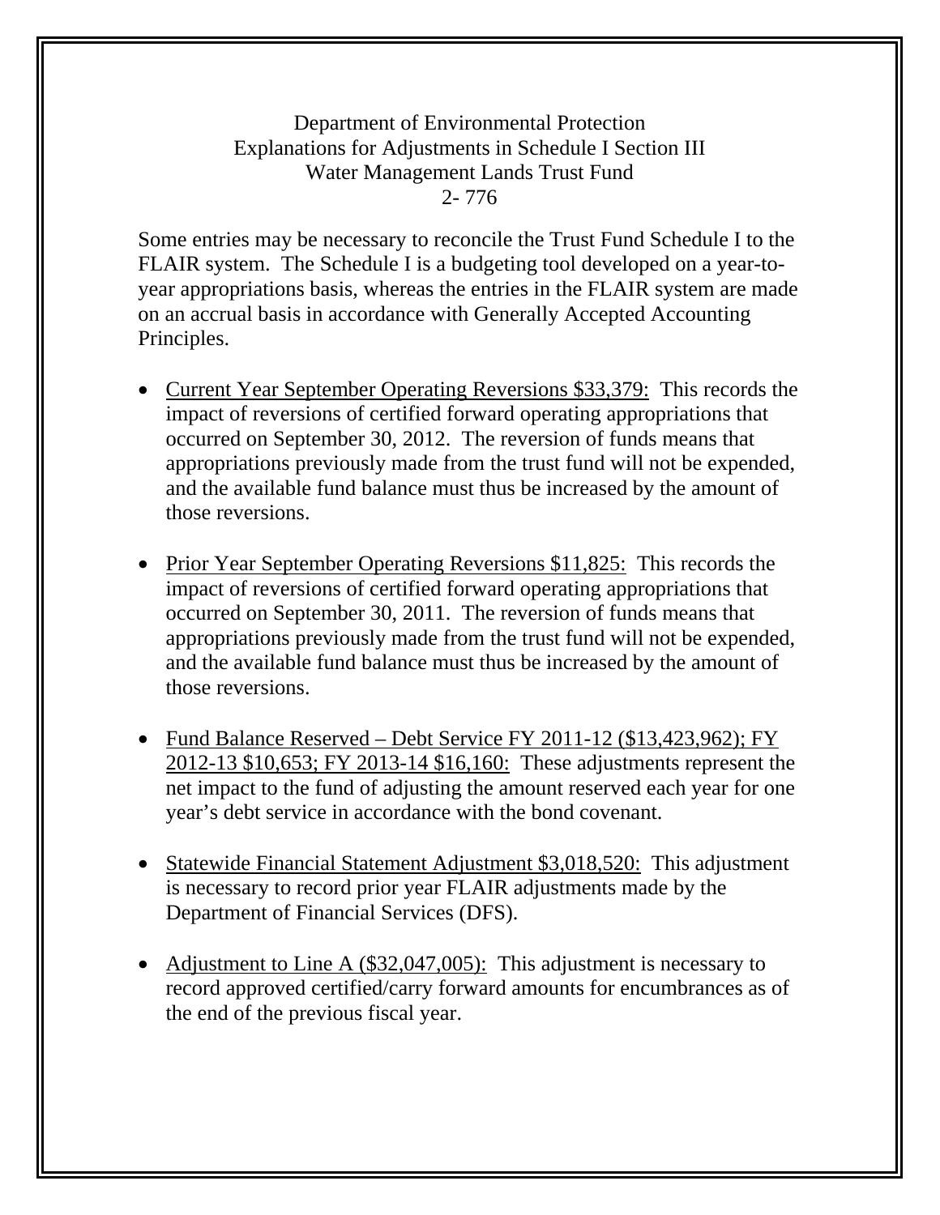# Department of Environmental Protection
## Explanations for Adjustments in Schedule I Section III
## Water Management Lands Trust Fund
## 2- 776

Some entries may be necessary to reconcile the Trust Fund Schedule I to the FLAIR system. The Schedule I is a budgeting tool developed on a year-to-year appropriations basis, whereas the entries in the FLAIR system are made on an accrual basis in accordance with Generally Accepted Accounting Principles.

- Current Year September Operating Reversions $33,379: This records the impact of reversions of certified forward operating appropriations that occurred on September 30, 2012. The reversion of funds means that appropriations previously made from the trust fund will not be expended, and the available fund balance must thus be increased by the amount of those reversions.

- Prior Year September Operating Reversions $11,825: This records the impact of reversions of certified forward operating appropriations that occurred on September 30, 2011. The reversion of funds means that appropriations previously made from the trust fund will not be expended, and the available fund balance must thus be increased by the amount of those reversions.

- Fund Balance Reserved – Debt Service FY 2011-12 ($13,423,962); FY 2012-13 $10,653; FY 2013-14 $16,160: These adjustments represent the net impact to the fund of adjusting the amount reserved each year for one year's debt service in accordance with the bond covenant.

- Statewide Financial Statement Adjustment $3,018,520: This adjustment is necessary to record prior year FLAIR adjustments made by the Department of Financial Services (DFS).

- Adjustment to Line A ($32,047,005): This adjustment is necessary to record approved certified/carry forward amounts for encumbrances as of the end of the previous fiscal year.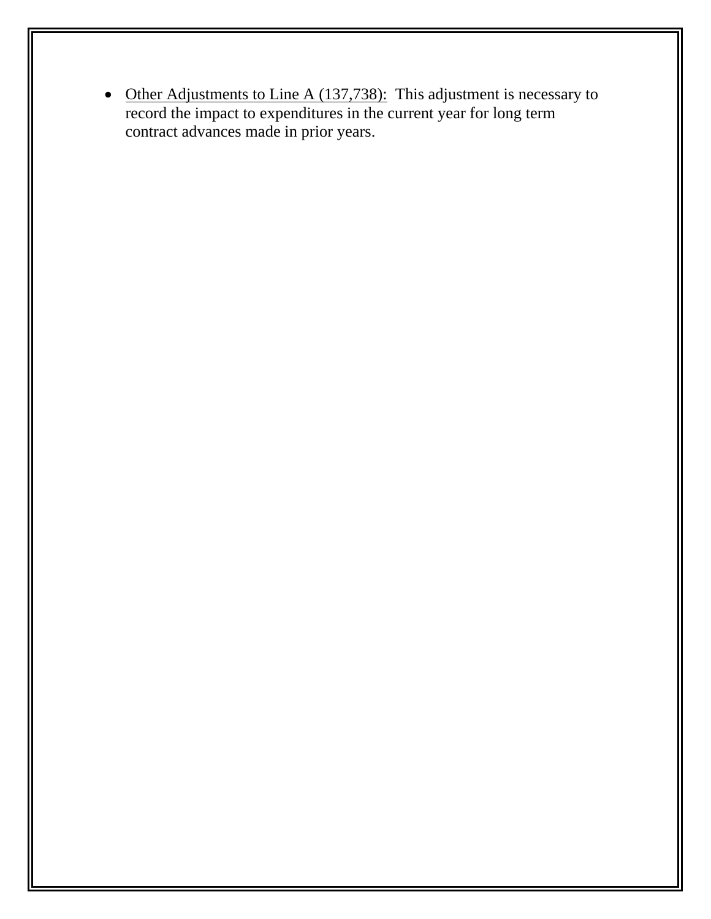- Other Adjustments to Line A (137,738): This adjustment is necessary to record the impact to expenditures in the current year for long term contract advances made in prior years.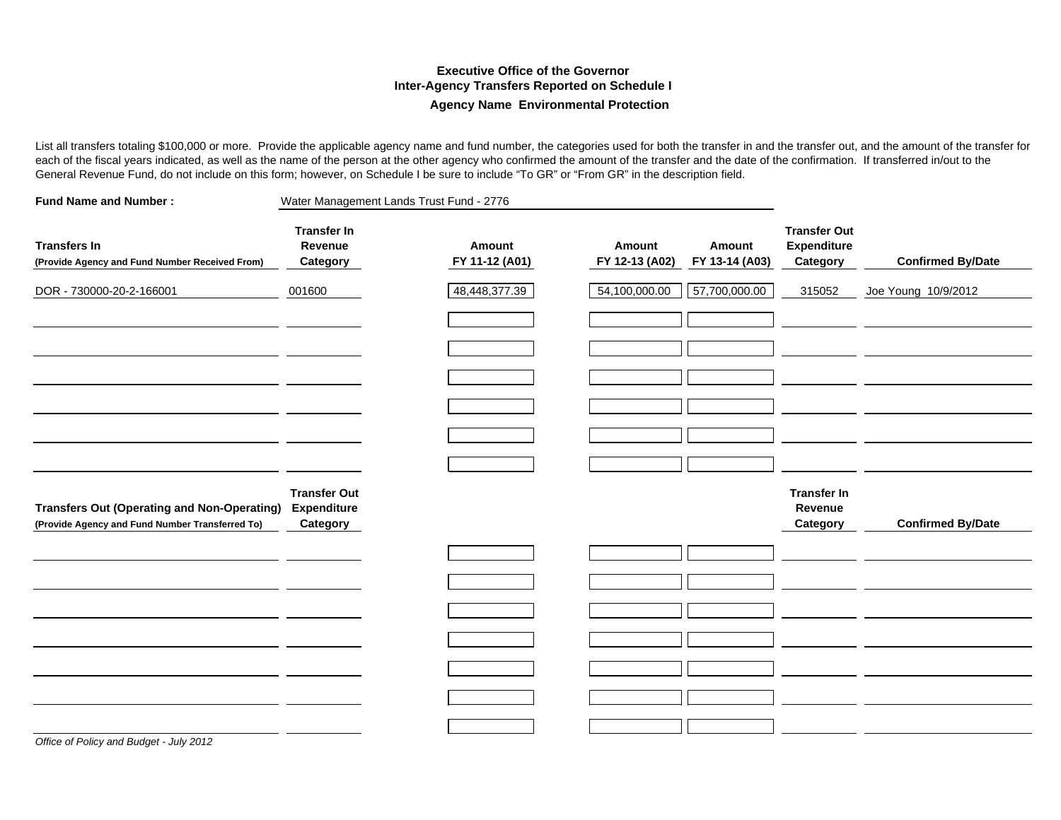**Executive Office of the Governor**
**Inter-Agency Transfers Reported on Schedule I**
**Agency Name Environmental Protection**

List all transfers totaling $100,000 or more. Provide the applicable agency name and fund number, the categories used for both the transfer in and the transfer out, and the amount of the transfer for each of the fiscal years indicated, as well as the name of the person at the other agency who confirmed the amount of the transfer and the date of the confirmation. If transferred in/out to the General Revenue Fund, do not include on this form; however, on Schedule I be sure to include "To GR" or "From GR" in the description field.

**Fund Name and Number :** Water Management Lands Trust Fund - 2776

| Transfers In (Provide Agency and Fund Number Received From) | Transfer In Revenue Category | Amount FY 11-12 (A01) | Amount FY 12-13 (A02) | Amount FY 13-14 (A03) | Transfer Out Expenditure Category | Confirmed By/Date |
|---|---|---|---|---|---|---|
| DOR - 730000-20-2-166001 | 001600 | 48,448,377.39 | 54,100,000.00 | 57,700,000.00 | 315052 | Joe Young 10/9/2012 |
| | | | | | | |
| | | | | | | |
| | | | | | | |
| | | | | | | |
| | | | | | | |
| | | | | | | |

| Transfers Out (Operating and Non-Operating) (Provide Agency and Fund Number Transferred To) | Transfer Out Expenditure Category | | | | Transfer In Revenue Category | Confirmed By/Date |
|---|---|---|---|---|---|---|
| | | | | | | |
| | | | | | | |
| | | | | | | |
| | | | | | | |
| | | | | | | |
| | | | | | | |
| | | | | | | |

*Office of Policy and Budget - July 2012*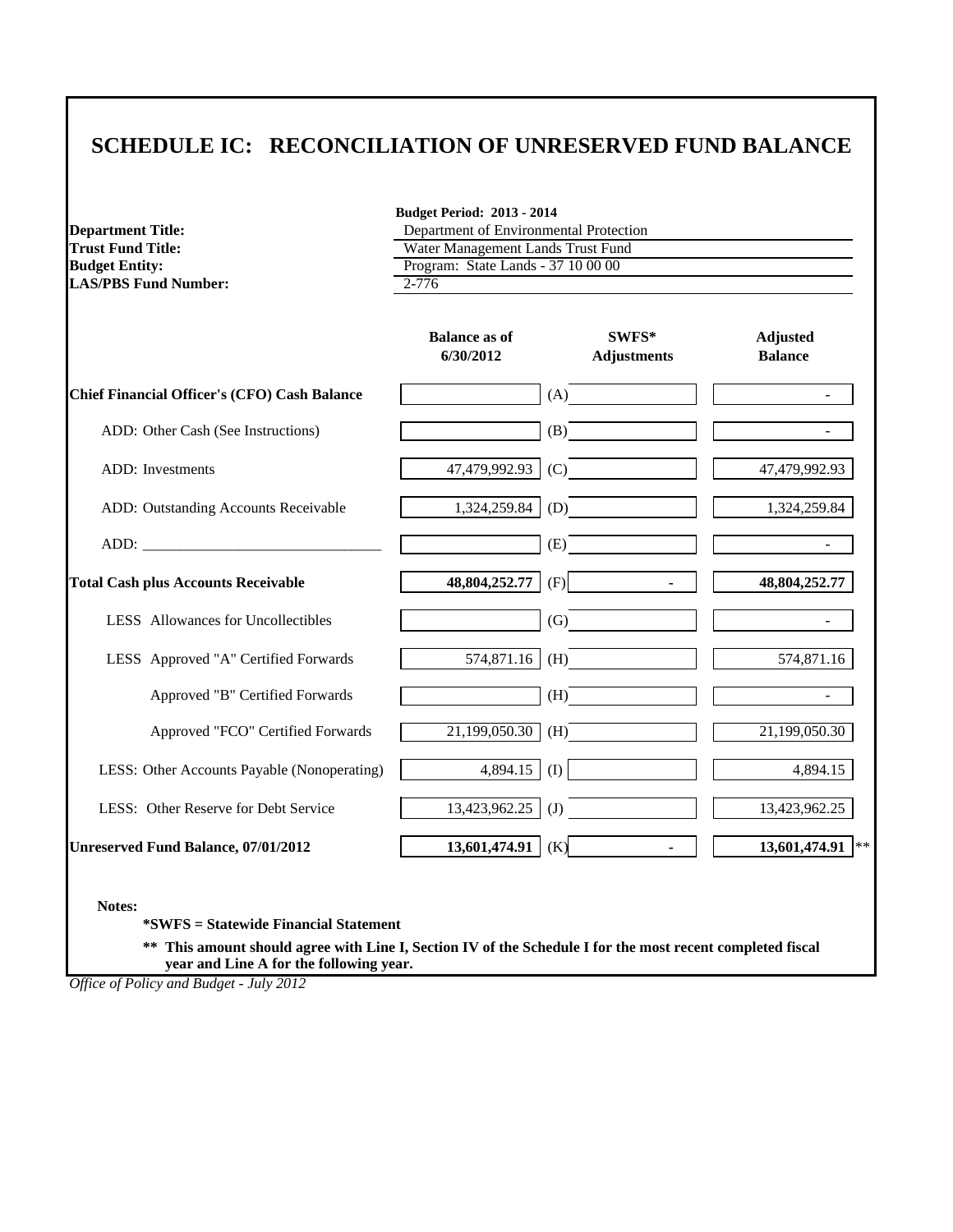# SCHEDULE IC: RECONCILIATION OF UNRESERVED FUND BALANCE

| | |
|---|---|
| | **Budget Period: 2013 - 2014** |
| **Department Title:** | Department of Environmental Protection |
| **Trust Fund Title:** | Water Management Lands Trust Fund |
| **Budget Entity:** | Program: State Lands - 37 10 00 00 |
| **LAS/PBS Fund Number:** | 2-776 |

| | Balance as of 6/30/2012 | | SWFS* Adjustments | Adjusted Balance |
|---|---|---|---|---|
| **Chief Financial Officer's (CFO) Cash Balance** | | (A) | | - |
| ADD: Other Cash (See Instructions) | | (B) | | - |
| ADD: Investments | 47,479,992.93 | (C) | | 47,479,992.93 |
| ADD: Outstanding Accounts Receivable | 1,324,259.84 | (D) | | 1,324,259.84 |
| ADD: ________________________________ | | (E) | | - |
| **Total Cash plus Accounts Receivable** | **48,804,252.77** | (F) | - | **48,804,252.77** |
| LESS Allowances for Uncollectibles | | (G) | | - |
| LESS Approved "A" Certified Forwards | 574,871.16 | (H) | | 574,871.16 |
| Approved "B" Certified Forwards | | (H) | | - |
| Approved "FCO" Certified Forwards | 21,199,050.30 | (H) | | 21,199,050.30 |
| LESS: Other Accounts Payable (Nonoperating) | 4,894.15 | (I) | | 4,894.15 |
| LESS: Other Reserve for Debt Service | 13,423,962.25 | (J) | | 13,423,962.25 |
| **Unreserved Fund Balance, 07/01/2012** | **13,601,474.91** | (K) | - | **13,601,474.91** ** |

**Notes:**

**\*SWFS = Statewide Financial Statement**

**\*\* This amount should agree with Line I, Section IV of the Schedule I for the most recent completed fiscal year and Line A for the following year.**

*Office of Policy and Budget - July 2012*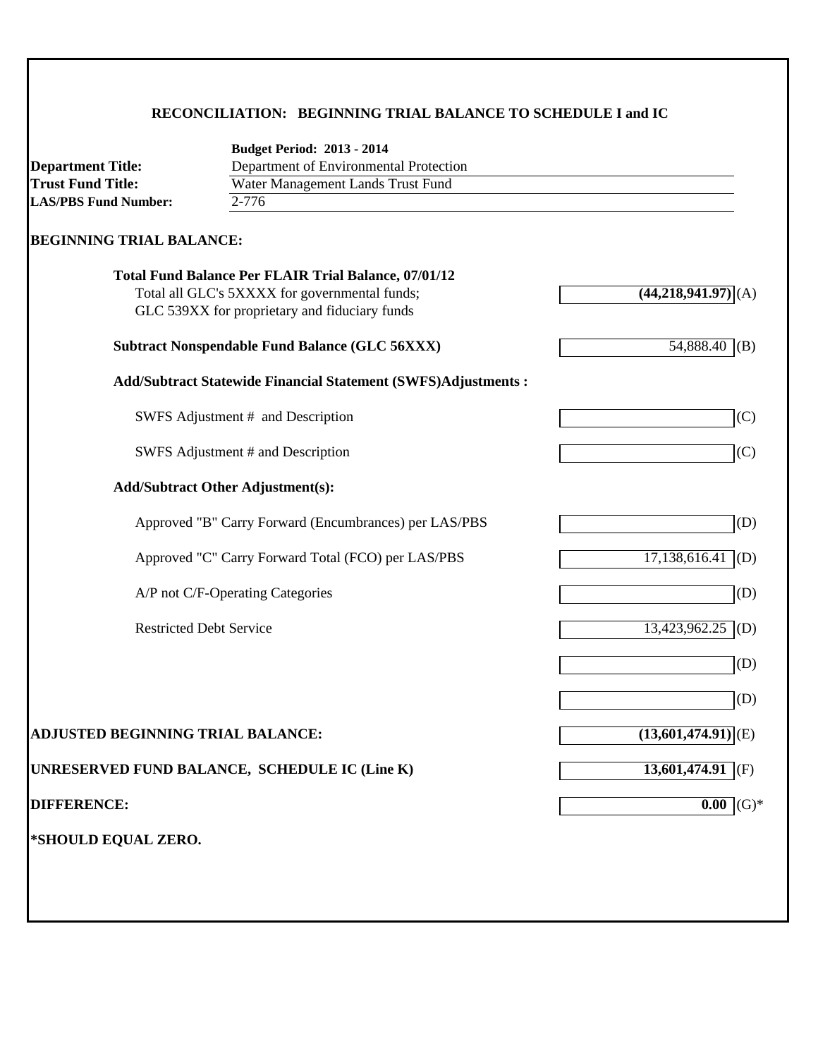## RECONCILIATION: BEGINNING TRIAL BALANCE TO SCHEDULE I and IC

**Budget Period: 2013 - 2014**

**Department Title:** Department of Environmental Protection
**Trust Fund Title:** Water Management Lands Trust Fund
**LAS/PBS Fund Number:** 2-776

### BEGINNING TRIAL BALANCE:

| | | |
|---|---|---|
| **Total Fund Balance Per FLAIR Trial Balance, 07/01/12** | | |
| Total all GLC's 5XXXX for governmental funds; GLC 539XX for proprietary and fiduciary funds | **(44,218,941.97)** | (A) |
| **Subtract Nonspendable Fund Balance (GLC 56XXX)** | 54,888.40 | (B) |
| **Add/Subtract Statewide Financial Statement (SWFS)Adjustments :** | | |
| SWFS Adjustment # and Description | | (C) |
| SWFS Adjustment # and Description | | (C) |
| **Add/Subtract Other Adjustment(s):** | | |
| Approved "B" Carry Forward (Encumbrances) per LAS/PBS | | (D) |
| Approved "C" Carry Forward Total (FCO) per LAS/PBS | 17,138,616.41 | (D) |
| A/P not C/F-Operating Categories | | (D) |
| Restricted Debt Service | 13,423,962.25 | (D) |
| | | (D) |
| | | (D) |
| **ADJUSTED BEGINNING TRIAL BALANCE:** | **(13,601,474.91)** | (E) |
| **UNRESERVED FUND BALANCE, SCHEDULE IC (Line K)** | **13,601,474.91** | (F) |
| **DIFFERENCE:** | **0.00** | (G)* |

**\*SHOULD EQUAL ZERO.**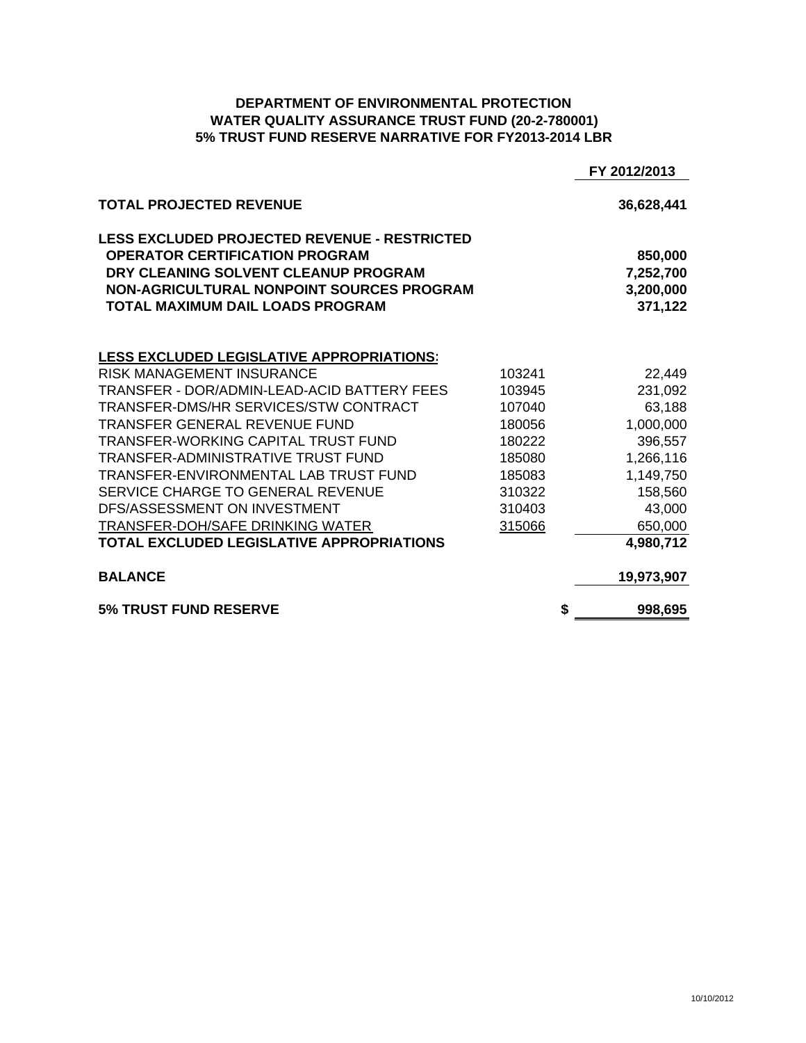**DEPARTMENT OF ENVIRONMENTAL PROTECTION**
**WATER QUALITY ASSURANCE TRUST FUND (20-2-780001)**
**5% TRUST FUND RESERVE NARRATIVE FOR FY2013-2014 LBR**

| | | FY 2012/2013 |
|---|---|---|
| **TOTAL PROJECTED REVENUE** | | **36,628,441** |
| **LESS EXCLUDED PROJECTED REVENUE - RESTRICTED** | | |
| **OPERATOR CERTIFICATION PROGRAM** | | **850,000** |
| **DRY CLEANING SOLVENT CLEANUP PROGRAM** | | **7,252,700** |
| **NON-AGRICULTURAL NONPOINT SOURCES PROGRAM** | | **3,200,000** |
| **TOTAL MAXIMUM DAIL LOADS PROGRAM** | | **371,122** |
| **LESS EXCLUDED LEGISLATIVE APPROPRIATIONS:** | | |
| RISK MANAGEMENT INSURANCE | 103241 | 22,449 |
| TRANSFER - DOR/ADMIN-LEAD-ACID BATTERY FEES | 103945 | 231,092 |
| TRANSFER-DMS/HR SERVICES/STW CONTRACT | 107040 | 63,188 |
| TRANSFER GENERAL REVENUE FUND | 180056 | 1,000,000 |
| TRANSFER-WORKING CAPITAL TRUST FUND | 180222 | 396,557 |
| TRANSFER-ADMINISTRATIVE TRUST FUND | 185080 | 1,266,116 |
| TRANSFER-ENVIRONMENTAL LAB TRUST FUND | 185083 | 1,149,750 |
| SERVICE CHARGE TO GENERAL REVENUE | 310322 | 158,560 |
| DFS/ASSESSMENT ON INVESTMENT | 310403 | 43,000 |
| TRANSFER-DOH/SAFE DRINKING WATER | 315066 | 650,000 |
| **TOTAL EXCLUDED LEGISLATIVE APPROPRIATIONS** | | **4,980,712** |
| **BALANCE** | | **19,973,907** |
| **5% TRUST FUND RESERVE** | | **$ 998,695** |

10/10/2012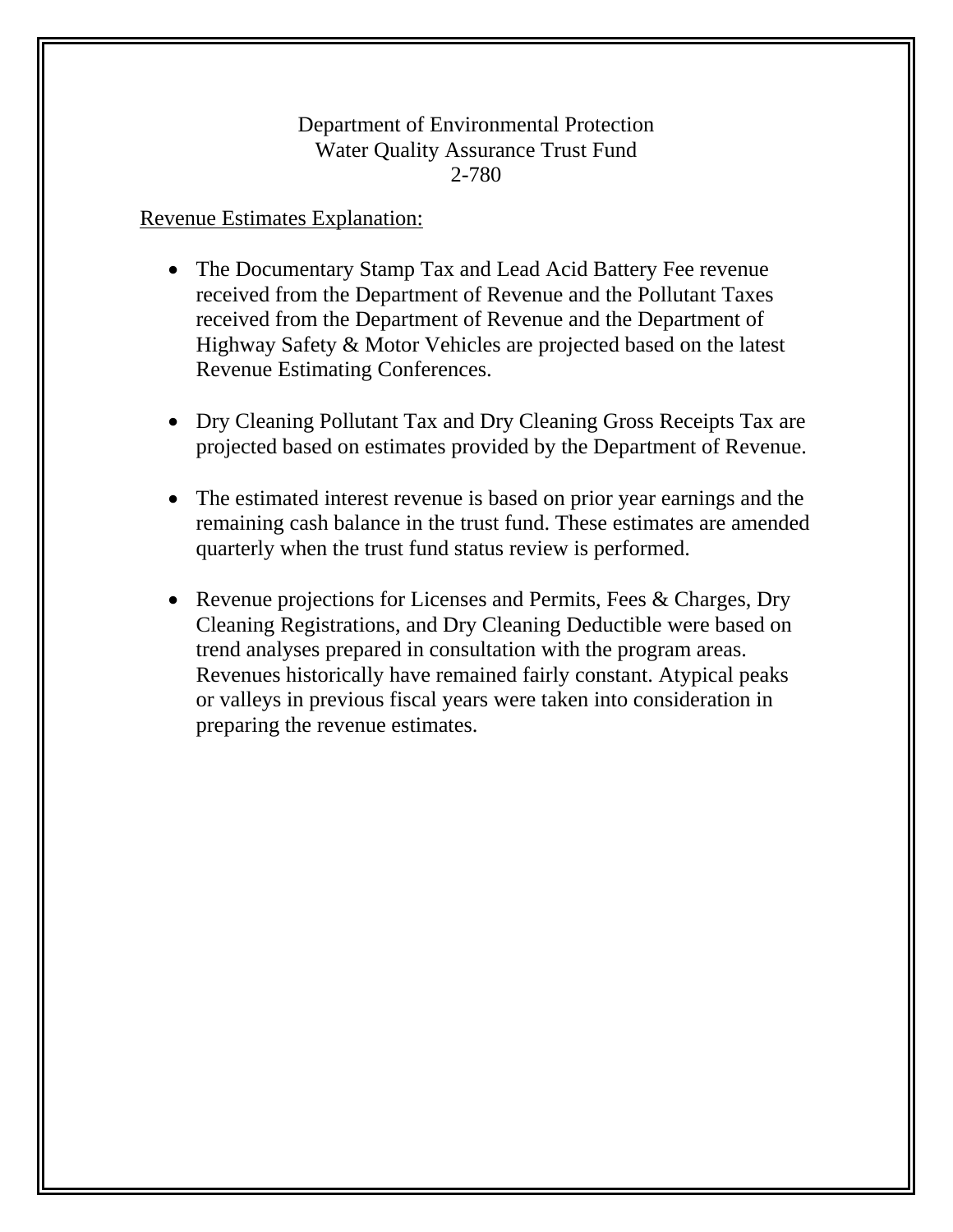Department of Environmental Protection
Water Quality Assurance Trust Fund
2-780

Revenue Estimates Explanation:

- The Documentary Stamp Tax and Lead Acid Battery Fee revenue received from the Department of Revenue and the Pollutant Taxes received from the Department of Revenue and the Department of Highway Safety & Motor Vehicles are projected based on the latest Revenue Estimating Conferences.

- Dry Cleaning Pollutant Tax and Dry Cleaning Gross Receipts Tax are projected based on estimates provided by the Department of Revenue.

- The estimated interest revenue is based on prior year earnings and the remaining cash balance in the trust fund. These estimates are amended quarterly when the trust fund status review is performed.

- Revenue projections for Licenses and Permits, Fees & Charges, Dry Cleaning Registrations, and Dry Cleaning Deductible were based on trend analyses prepared in consultation with the program areas. Revenues historically have remained fairly constant. Atypical peaks or valleys in previous fiscal years were taken into consideration in preparing the revenue estimates.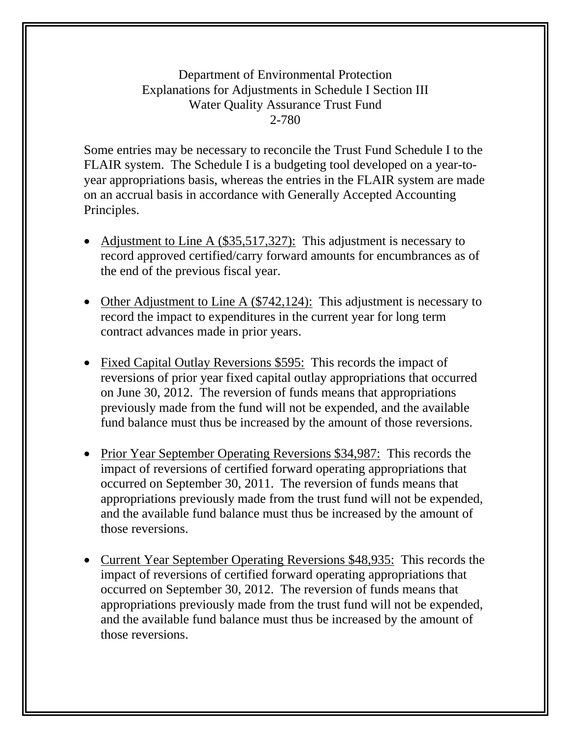# Department of Environmental Protection
## Explanations for Adjustments in Schedule I Section III
## Water Quality Assurance Trust Fund
## 2-780

Some entries may be necessary to reconcile the Trust Fund Schedule I to the FLAIR system. The Schedule I is a budgeting tool developed on a year-to-year appropriations basis, whereas the entries in the FLAIR system are made on an accrual basis in accordance with Generally Accepted Accounting Principles.

- Adjustment to Line A ($35,517,327): This adjustment is necessary to record approved certified/carry forward amounts for encumbrances as of the end of the previous fiscal year.
- Other Adjustment to Line A ($742,124): This adjustment is necessary to record the impact to expenditures in the current year for long term contract advances made in prior years.
- Fixed Capital Outlay Reversions $595: This records the impact of reversions of prior year fixed capital outlay appropriations that occurred on June 30, 2012. The reversion of funds means that appropriations previously made from the fund will not be expended, and the available fund balance must thus be increased by the amount of those reversions.
- Prior Year September Operating Reversions $34,987: This records the impact of reversions of certified forward operating appropriations that occurred on September 30, 2011. The reversion of funds means that appropriations previously made from the trust fund will not be expended, and the available fund balance must thus be increased by the amount of those reversions.
- Current Year September Operating Reversions $48,935: This records the impact of reversions of certified forward operating appropriations that occurred on September 30, 2012. The reversion of funds means that appropriations previously made from the trust fund will not be expended, and the available fund balance must thus be increased by the amount of those reversions.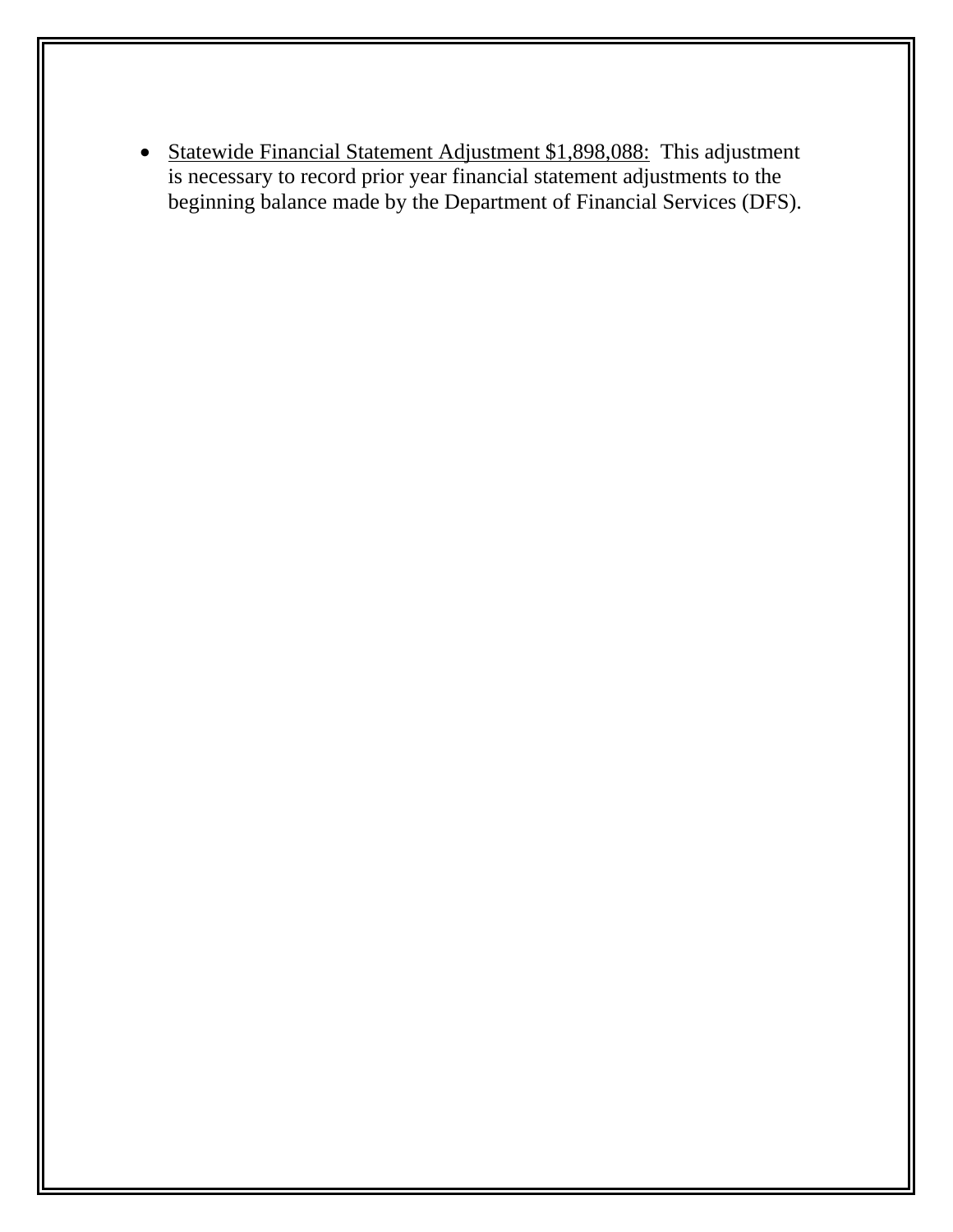- <u>Statewide Financial Statement Adjustment $1,898,088:</u> This adjustment is necessary to record prior year financial statement adjustments to the beginning balance made by the Department of Financial Services (DFS).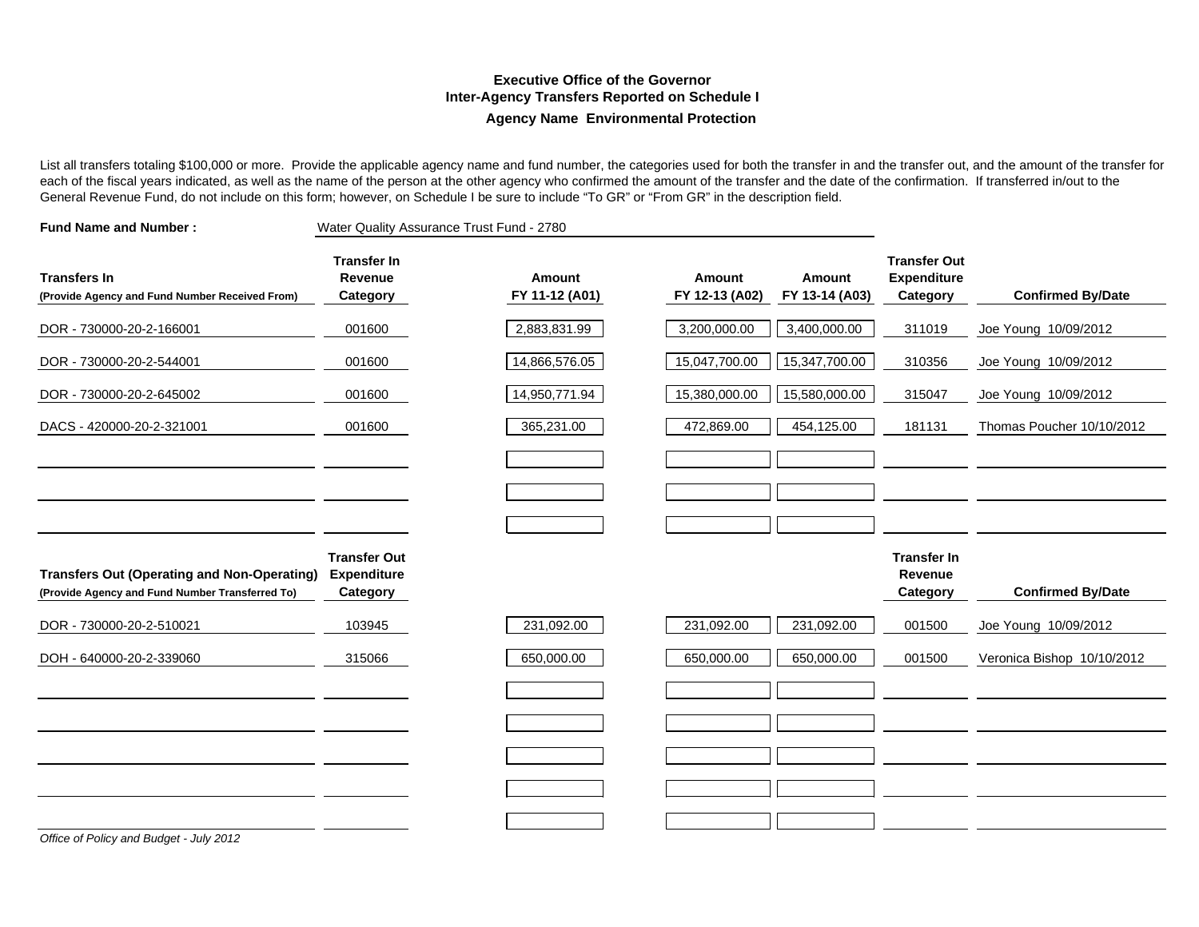**Executive Office of the Governor**
**Inter-Agency Transfers Reported on Schedule I**
**Agency Name Environmental Protection**

List all transfers totaling $100,000 or more. Provide the applicable agency name and fund number, the categories used for both the transfer in and the transfer out, and the amount of the transfer for each of the fiscal years indicated, as well as the name of the person at the other agency who confirmed the amount of the transfer and the date of the confirmation. If transferred in/out to the General Revenue Fund, do not include on this form; however, on Schedule I be sure to include "To GR" or "From GR" in the description field.

**Fund Name and Number :** Water Quality Assurance Trust Fund - 2780

| **Transfers In** (Provide Agency and Fund Number Received From) | **Transfer In Revenue Category** | **Amount FY 11-12 (A01)** | **Amount FY 12-13 (A02)** | **Amount FY 13-14 (A03)** | **Transfer Out Expenditure Category** | **Confirmed By/Date** |
|---|---|---|---|---|---|---|
| DOR - 730000-20-2-166001 | 001600 | 2,883,831.99 | 3,200,000.00 | 3,400,000.00 | 311019 | Joe Young 10/09/2012 |
| DOR - 730000-20-2-544001 | 001600 | 14,866,576.05 | 15,047,700.00 | 15,347,700.00 | 310356 | Joe Young 10/09/2012 |
| DOR - 730000-20-2-645002 | 001600 | 14,950,771.94 | 15,380,000.00 | 15,580,000.00 | 315047 | Joe Young 10/09/2012 |
| DACS - 420000-20-2-321001 | 001600 | 365,231.00 | 472,869.00 | 454,125.00 | 181131 | Thomas Poucher 10/10/2012 |
| | | | | | | |
| | | | | | | |
| | | | | | | |

| **Transfers Out (Operating and Non-Operating)** (Provide Agency and Fund Number Transferred To) | **Transfer Out Expenditure Category** | **Amount FY 11-12 (A01)** | **Amount FY 12-13 (A02)** | **Amount FY 13-14 (A03)** | **Transfer In Revenue Category** | **Confirmed By/Date** |
|---|---|---|---|---|---|---|
| DOR - 730000-20-2-510021 | 103945 | 231,092.00 | 231,092.00 | 231,092.00 | 001500 | Joe Young 10/09/2012 |
| DOH - 640000-20-2-339060 | 315066 | 650,000.00 | 650,000.00 | 650,000.00 | 001500 | Veronica Bishop 10/10/2012 |
| | | | | | | |
| | | | | | | |
| | | | | | | |
| | | | | | | |
| | | | | | | |

*Office of Policy and Budget - July 2012*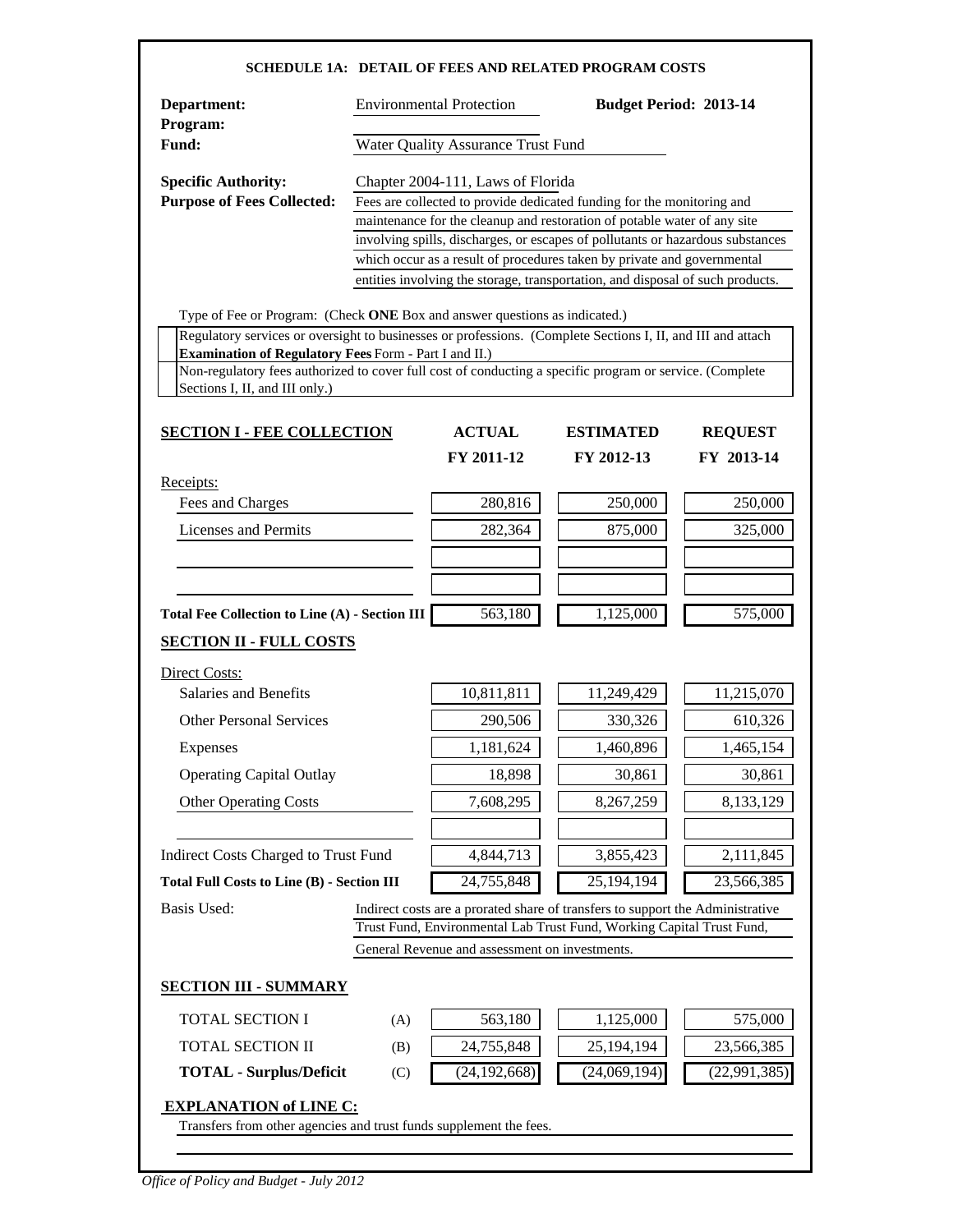## SCHEDULE 1A: DETAIL OF FEES AND RELATED PROGRAM COSTS

**Department:** Environmental Protection **Budget Period: 2013-14**

**Program:**

**Fund:** Water Quality Assurance Trust Fund

**Specific Authority:** Chapter 2004-111, Laws of Florida

**Purpose of Fees Collected:** Fees are collected to provide dedicated funding for the monitoring and maintenance for the cleanup and restoration of potable water of any site involving spills, discharges, or escapes of pollutants or hazardous substances which occur as a result of procedures taken by private and governmental entities involving the storage, transportation, and disposal of such products.

Type of Fee or Program: (Check **ONE** Box and answer questions as indicated.)

- [ ] Regulatory services or oversight to businesses or professions. (Complete Sections I, II, and III and attach **Examination of Regulatory Fees** Form - Part I and II.)
- [ ] Non-regulatory fees authorized to cover full cost of conducting a specific program or service. (Complete Sections I, II, and III only.)

| **SECTION I - FEE COLLECTION** | **ACTUAL FY 2011-12** | **ESTIMATED FY 2012-13** | **REQUEST FY 2013-14** |
|---|---|---|---|
| Receipts: | | | |
| Fees and Charges | 280,816 | 250,000 | 250,000 |
| Licenses and Permits | 282,364 | 875,000 | 325,000 |
| | | | |
| | | | |
| **Total Fee Collection to Line (A) - Section III** | 563,180 | 1,125,000 | 575,000 |

| **SECTION II - FULL COSTS** | | | |
|---|---|---|---|
| Direct Costs: | | | |
| Salaries and Benefits | 10,811,811 | 11,249,429 | 11,215,070 |
| Other Personal Services | 290,506 | 330,326 | 610,326 |
| Expenses | 1,181,624 | 1,460,896 | 1,465,154 |
| Operating Capital Outlay | 18,898 | 30,861 | 30,861 |
| Other Operating Costs | 7,608,295 | 8,267,259 | 8,133,129 |
| | | | |
| Indirect Costs Charged to Trust Fund | 4,844,713 | 3,855,423 | 2,111,845 |
| **Total Full Costs to Line (B) - Section III** | 24,755,848 | 25,194,194 | 23,566,385 |

Basis Used: Indirect costs are a prorated share of transfers to support the Administrative Trust Fund, Environmental Lab Trust Fund, Working Capital Trust Fund, General Revenue and assessment on investments.

| **SECTION III - SUMMARY** | | | | |
|---|---|---|---|---|
| TOTAL SECTION I | (A) | 563,180 | 1,125,000 | 575,000 |
| TOTAL SECTION II | (B) | 24,755,848 | 25,194,194 | 23,566,385 |
| **TOTAL - Surplus/Deficit** | (C) | (24,192,668) | (24,069,194) | (22,991,385) |

**EXPLANATION of LINE C:**

Transfers from other agencies and trust funds supplement the fees.

*Office of Policy and Budget - July 2012*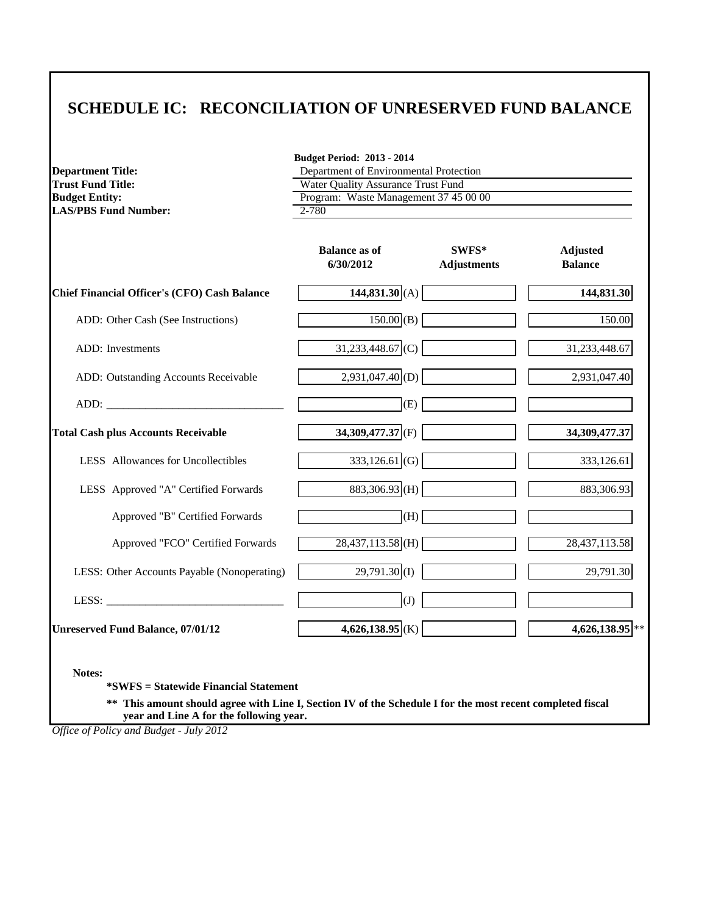# SCHEDULE IC: RECONCILIATION OF UNRESERVED FUND BALANCE

**Budget Period: 2013 - 2014**

| | |
|---|---|
| **Department Title:** | Department of Environmental Protection |
| **Trust Fund Title:** | Water Quality Assurance Trust Fund |
| **Budget Entity:** | Program: Waste Management 37 45 00 00 |
| **LAS/PBS Fund Number:** | 2-780 |

| | **Balance as of 6/30/2012** | | **SWFS* Adjustments** | **Adjusted Balance** |
|---|---|---|---|---|
| **Chief Financial Officer's (CFO) Cash Balance** | **144,831.30** | (A) | | **144,831.30** |
| ADD: Other Cash (See Instructions) | 150.00 | (B) | | 150.00 |
| ADD: Investments | 31,233,448.67 | (C) | | 31,233,448.67 |
| ADD: Outstanding Accounts Receivable | 2,931,047.40 | (D) | | 2,931,047.40 |
| ADD: ______________________________ | | (E) | | |
| **Total Cash plus Accounts Receivable** | **34,309,477.37** | (F) | | **34,309,477.37** |
| LESS Allowances for Uncollectibles | 333,126.61 | (G) | | 333,126.61 |
| LESS Approved "A" Certified Forwards | 883,306.93 | (H) | | 883,306.93 |
| Approved "B" Certified Forwards | | (H) | | |
| Approved "FCO" Certified Forwards | 28,437,113.58 | (H) | | 28,437,113.58 |
| LESS: Other Accounts Payable (Nonoperating) | 29,791.30 | (I) | | 29,791.30 |
| LESS: ______________________________ | | (J) | | |
| **Unreserved Fund Balance, 07/01/12** | **4,626,138.95** | (K) | | **4,626,138.95** ** |

**Notes:**

**\*SWFS = Statewide Financial Statement**

**\*\* This amount should agree with Line I, Section IV of the Schedule I for the most recent completed fiscal year and Line A for the following year.**

*Office of Policy and Budget - July 2012*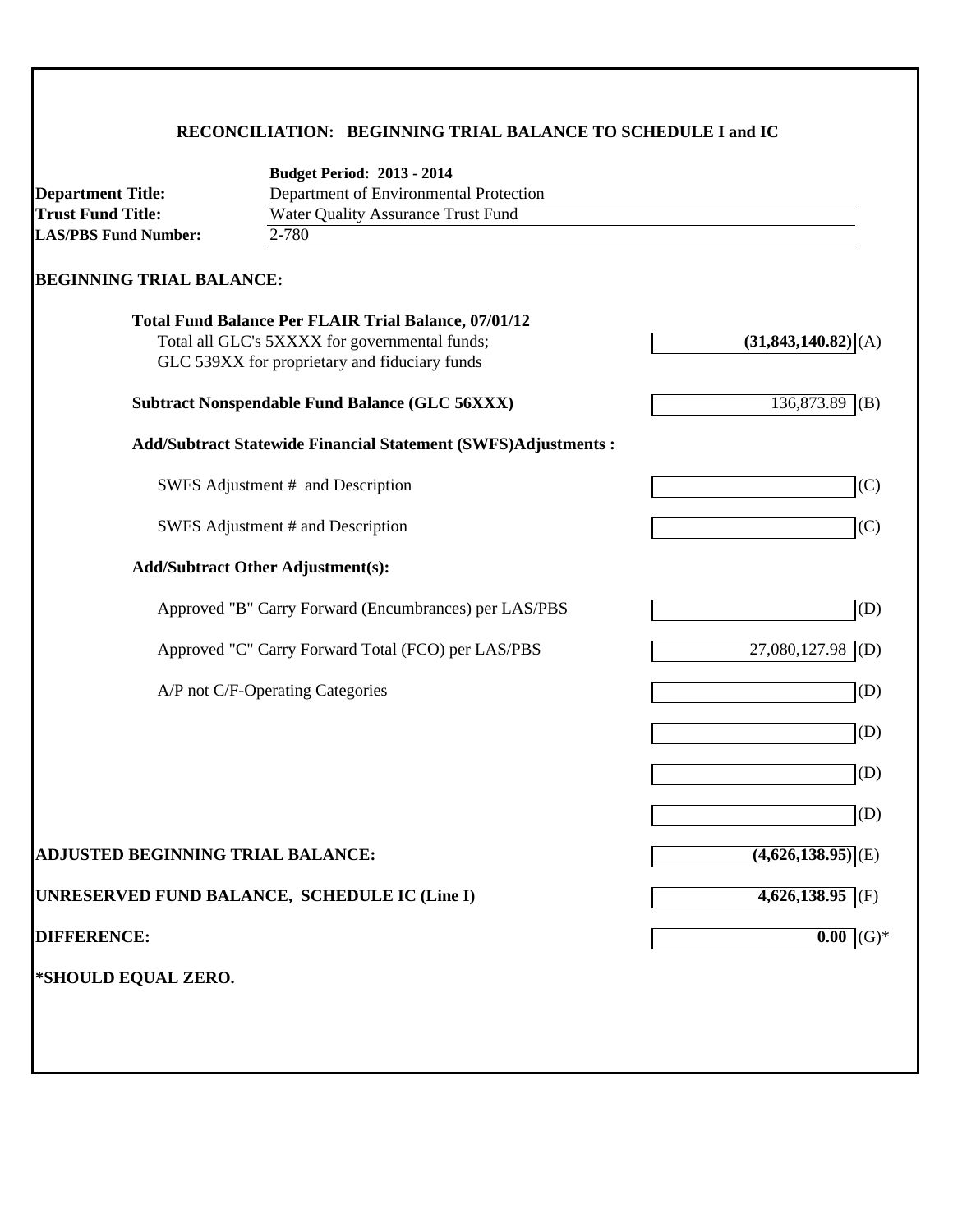## RECONCILIATION: BEGINNING TRIAL BALANCE TO SCHEDULE I and IC

**Budget Period: 2013 - 2014**

**Department Title:** Department of Environmental Protection
**Trust Fund Title:** Water Quality Assurance Trust Fund
**LAS/PBS Fund Number:** 2-780

**BEGINNING TRIAL BALANCE:**

| | | |
|---|---|---|
| **Total Fund Balance Per FLAIR Trial Balance, 07/01/12**<br>Total all GLC's 5XXXX for governmental funds;<br>GLC 539XX for proprietary and fiduciary funds | **(31,843,140.82)** | (A) |
| **Subtract Nonspendable Fund Balance (GLC 56XXX)** | 136,873.89 | (B) |
| **Add/Subtract Statewide Financial Statement (SWFS)Adjustments :** | | |
| SWFS Adjustment # and Description | | (C) |
| SWFS Adjustment # and Description | | (C) |
| **Add/Subtract Other Adjustment(s):** | | |
| Approved "B" Carry Forward (Encumbrances) per LAS/PBS | | (D) |
| Approved "C" Carry Forward Total (FCO) per LAS/PBS | 27,080,127.98 | (D) |
| A/P not C/F-Operating Categories | | (D) |
| | | (D) |
| | | (D) |
| | | (D) |
| **ADJUSTED BEGINNING TRIAL BALANCE:** | **(4,626,138.95)** | (E) |
| **UNRESERVED FUND BALANCE, SCHEDULE IC (Line I)** | **4,626,138.95** | (F) |
| **DIFFERENCE:** | **0.00** | (G)* |

***SHOULD EQUAL ZERO.**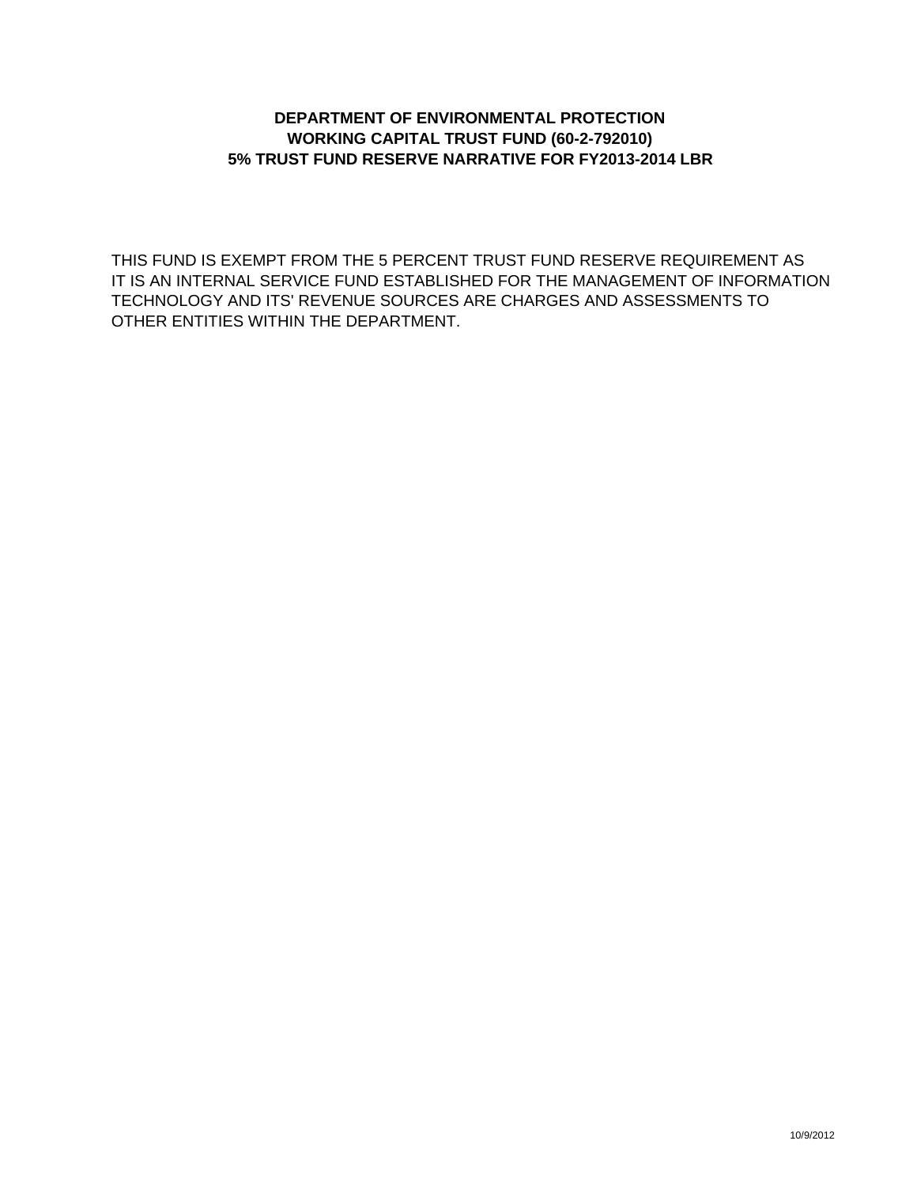**DEPARTMENT OF ENVIRONMENTAL PROTECTION**
**WORKING CAPITAL TRUST FUND (60-2-792010)**
**5% TRUST FUND RESERVE NARRATIVE FOR FY2013-2014 LBR**

THIS FUND IS EXEMPT FROM THE 5 PERCENT TRUST FUND RESERVE REQUIREMENT AS IT IS AN INTERNAL SERVICE FUND ESTABLISHED FOR THE MANAGEMENT OF INFORMATION TECHNOLOGY AND ITS' REVENUE SOURCES ARE CHARGES AND ASSESSMENTS TO OTHER ENTITIES WITHIN THE DEPARTMENT.

10/9/2012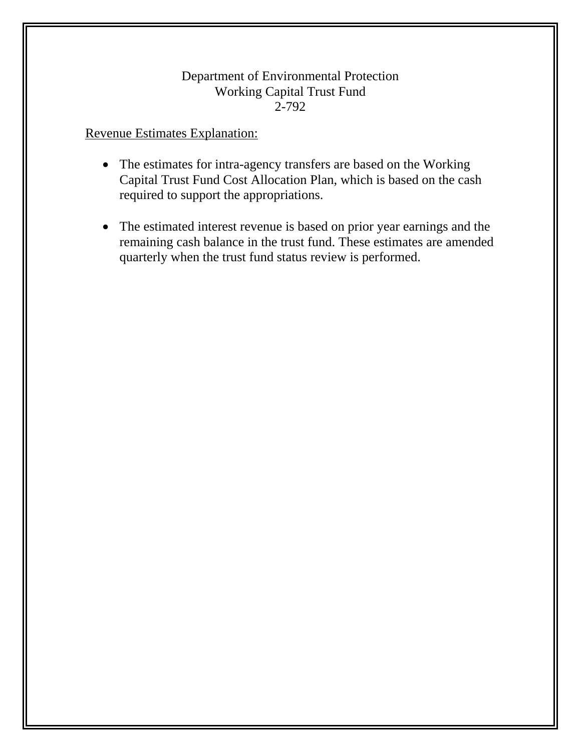Department of Environmental Protection
Working Capital Trust Fund
2-792

Revenue Estimates Explanation:

- The estimates for intra-agency transfers are based on the Working Capital Trust Fund Cost Allocation Plan, which is based on the cash required to support the appropriations.
- The estimated interest revenue is based on prior year earnings and the remaining cash balance in the trust fund. These estimates are amended quarterly when the trust fund status review is performed.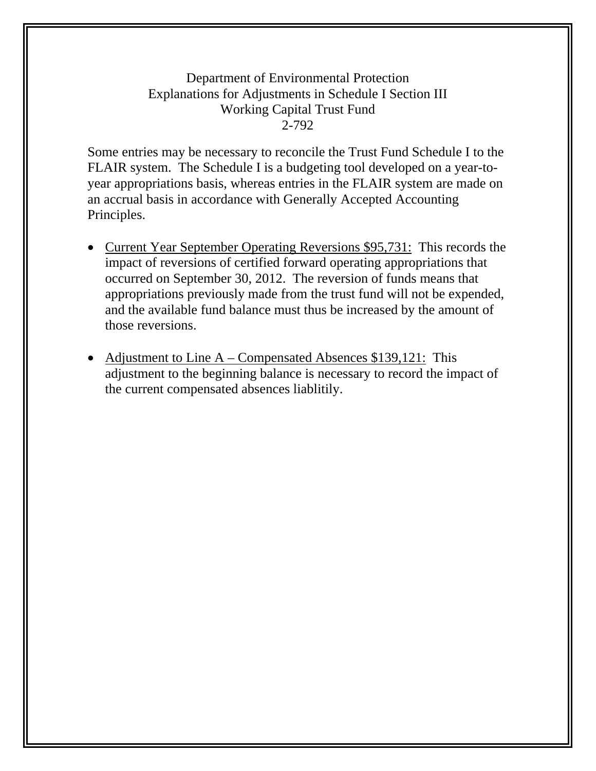# Department of Environmental Protection
## Explanations for Adjustments in Schedule I Section III
## Working Capital Trust Fund
## 2-792

Some entries may be necessary to reconcile the Trust Fund Schedule I to the FLAIR system. The Schedule I is a budgeting tool developed on a year-to-year appropriations basis, whereas entries in the FLAIR system are made on an accrual basis in accordance with Generally Accepted Accounting Principles.

- <u>Current Year September Operating Reversions $95,731:</u> This records the impact of reversions of certified forward operating appropriations that occurred on September 30, 2012. The reversion of funds means that appropriations previously made from the trust fund will not be expended, and the available fund balance must thus be increased by the amount of those reversions.

- <u>Adjustment to Line A – Compensated Absences $139,121:</u> This adjustment to the beginning balance is necessary to record the impact of the current compensated absences liablitily.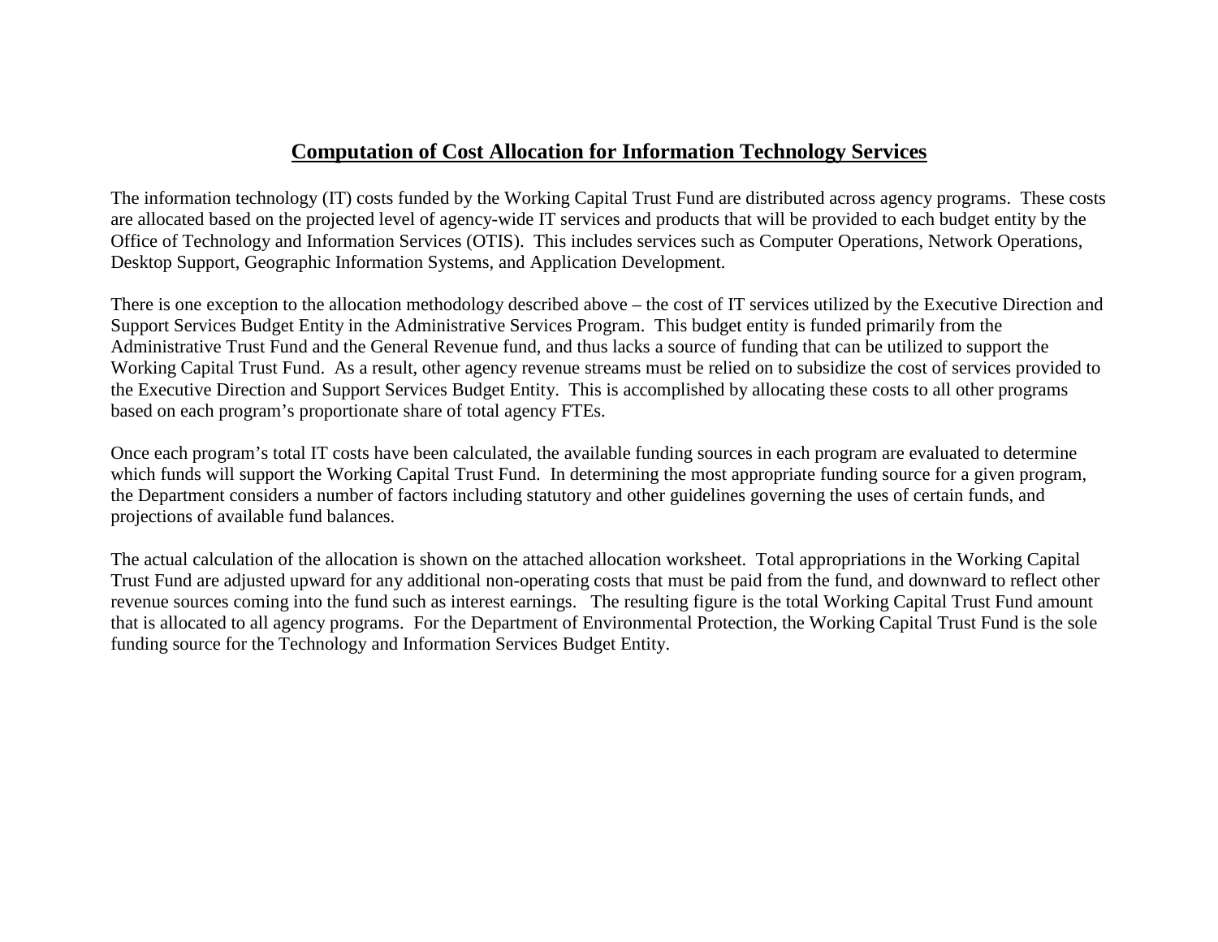## Computation of Cost Allocation for Information Technology Services

The information technology (IT) costs funded by the Working Capital Trust Fund are distributed across agency programs. These costs are allocated based on the projected level of agency-wide IT services and products that will be provided to each budget entity by the Office of Technology and Information Services (OTIS). This includes services such as Computer Operations, Network Operations, Desktop Support, Geographic Information Systems, and Application Development.

There is one exception to the allocation methodology described above – the cost of IT services utilized by the Executive Direction and Support Services Budget Entity in the Administrative Services Program. This budget entity is funded primarily from the Administrative Trust Fund and the General Revenue fund, and thus lacks a source of funding that can be utilized to support the Working Capital Trust Fund. As a result, other agency revenue streams must be relied on to subsidize the cost of services provided to the Executive Direction and Support Services Budget Entity. This is accomplished by allocating these costs to all other programs based on each program's proportionate share of total agency FTEs.

Once each program's total IT costs have been calculated, the available funding sources in each program are evaluated to determine which funds will support the Working Capital Trust Fund. In determining the most appropriate funding source for a given program, the Department considers a number of factors including statutory and other guidelines governing the uses of certain funds, and projections of available fund balances.

The actual calculation of the allocation is shown on the attached allocation worksheet. Total appropriations in the Working Capital Trust Fund are adjusted upward for any additional non-operating costs that must be paid from the fund, and downward to reflect other revenue sources coming into the fund such as interest earnings. The resulting figure is the total Working Capital Trust Fund amount that is allocated to all agency programs. For the Department of Environmental Protection, the Working Capital Trust Fund is the sole funding source for the Technology and Information Services Budget Entity.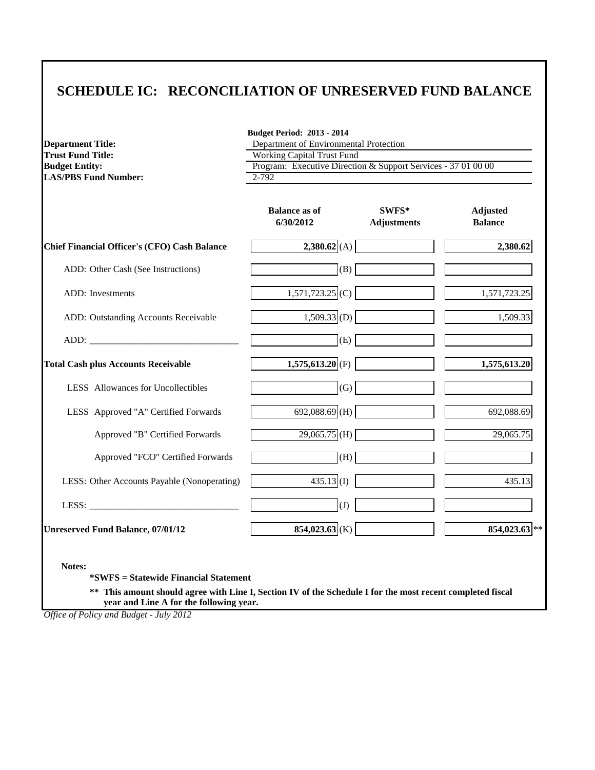# SCHEDULE IC: RECONCILIATION OF UNRESERVED FUND BALANCE

**Budget Period: 2013 - 2014**

| | |
|---|---|
| **Department Title:** | Department of Environmental Protection |
| **Trust Fund Title:** | Working Capital Trust Fund |
| **Budget Entity:** | Program: Executive Direction & Support Services - 37 01 00 00 |
| **LAS/PBS Fund Number:** | 2-792 |

| | Balance as of 6/30/2012 | | SWFS* Adjustments | Adjusted Balance |
|---|---|---|---|---|
| **Chief Financial Officer's (CFO) Cash Balance** | **2,380.62** | (A) | | **2,380.62** |
| ADD: Other Cash (See Instructions) | | (B) | | |
| ADD: Investments | 1,571,723.25 | (C) | | 1,571,723.25 |
| ADD: Outstanding Accounts Receivable | 1,509.33 | (D) | | 1,509.33 |
| ADD: ________________________________ | | (E) | | |
| **Total Cash plus Accounts Receivable** | **1,575,613.20** | (F) | | **1,575,613.20** |
| LESS Allowances for Uncollectibles | | (G) | | |
| LESS Approved "A" Certified Forwards | 692,088.69 | (H) | | 692,088.69 |
| Approved "B" Certified Forwards | 29,065.75 | (H) | | 29,065.75 |
| Approved "FCO" Certified Forwards | | (H) | | |
| LESS: Other Accounts Payable (Nonoperating) | 435.13 | (I) | | 435.13 |
| LESS: ________________________________ | | (J) | | |
| **Unreserved Fund Balance, 07/01/12** | **854,023.63** | (K) | | **854,023.63** ** |

**Notes:**

**\*SWFS = Statewide Financial Statement**

**\*\* This amount should agree with Line I, Section IV of the Schedule I for the most recent completed fiscal year and Line A for the following year.**

*Office of Policy and Budget - July 2012*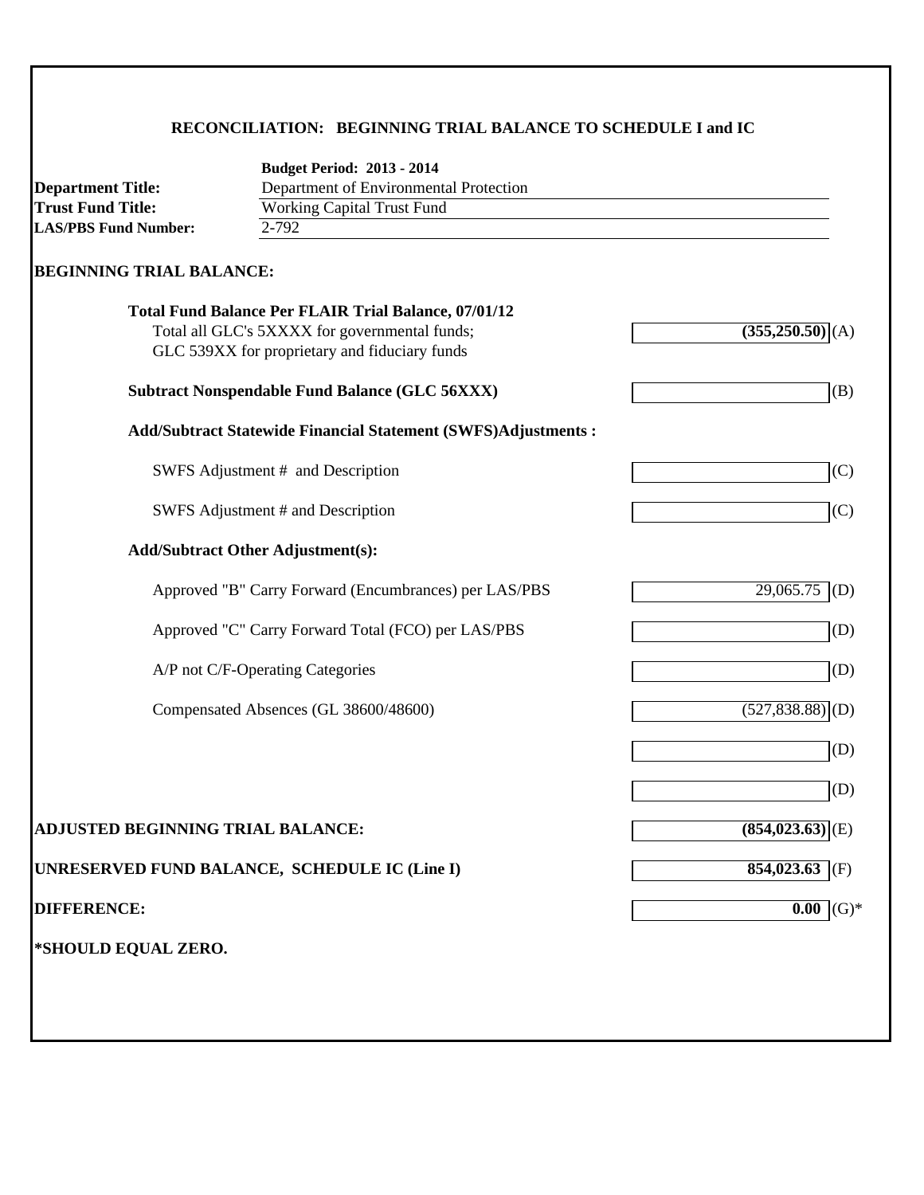## RECONCILIATION: BEGINNING TRIAL BALANCE TO SCHEDULE I and IC

**Budget Period: 2013 - 2014**

| | |
|---|---|
| **Department Title:** | Department of Environmental Protection |
| **Trust Fund Title:** | Working Capital Trust Fund |
| **LAS/PBS Fund Number:** | 2-792 |

### BEGINNING TRIAL BALANCE:

| | | |
|---|---|---|
| **Total Fund Balance Per FLAIR Trial Balance, 07/01/12**<br>Total all GLC's 5XXXX for governmental funds;<br>GLC 539XX for proprietary and fiduciary funds | **(355,250.50)** | (A) |
| **Subtract Nonspendable Fund Balance (GLC 56XXX)** | | (B) |
| **Add/Subtract Statewide Financial Statement (SWFS)Adjustments :** | | |
| SWFS Adjustment # and Description | | (C) |
| SWFS Adjustment # and Description | | (C) |
| **Add/Subtract Other Adjustment(s):** | | |
| Approved "B" Carry Forward (Encumbrances) per LAS/PBS | 29,065.75 | (D) |
| Approved "C" Carry Forward Total (FCO) per LAS/PBS | | (D) |
| A/P not C/F-Operating Categories | | (D) |
| Compensated Absences (GL 38600/48600) | (527,838.88) | (D) |
| | | (D) |
| | | (D) |
| **ADJUSTED BEGINNING TRIAL BALANCE:** | **(854,023.63)** | (E) |
| **UNRESERVED FUND BALANCE, SCHEDULE IC (Line I)** | **854,023.63** | (F) |
| **DIFFERENCE:** | **0.00** | (G)* |

**\*SHOULD EQUAL ZERO.**